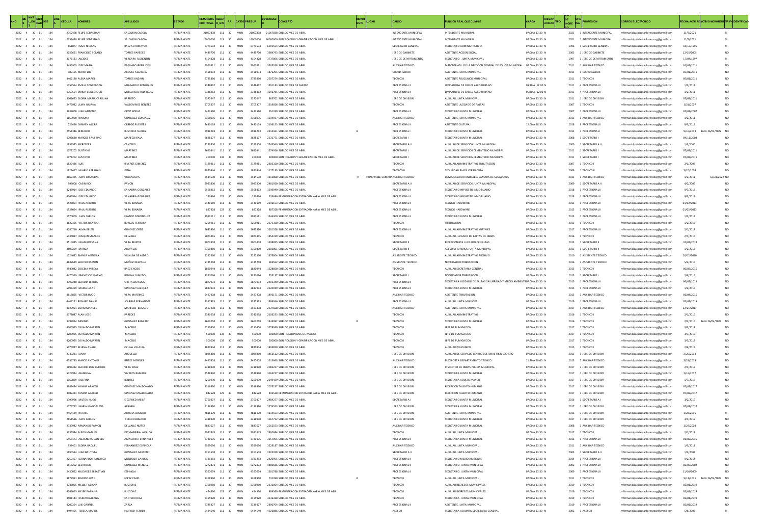| AÑO | MES | NIVEL | ENTIDAD | OEE | CEDULA | NOMBRES | APELLIDOS | ESTADO | REMUNERACION TOTAL | OBJETO_GTO | F.F. | CATEG | PRESUP | DEVENGADO | CONCEPTO | MOVIMIENTO | LUGAR | CARGO | FUNCION REAL QUE CUMPLE | CARGA | DISCAPACIDAD | TIPO | AÑO DE INGRESO | OFICINA | PROFESION | CORREO ELECTRONICO | FECHA ACTO ADM | MOTIVO MOVIMIENTO | IDENTIFICADO |
|---|---|---|---|---|---|---|---|---|---|---|---|---|---|---|---|---|---|---|---|---|---|---|---|---|---|---|---|---|---|
| 2022 | 4 | 30 | 11 | 184 | 2352438 | FELIPE SEBASTIAN | SALOMON CASOLA | PERMANENTE | 21067838 | 111 | 30 | MUN | 21067838 | 21067838 | SUELDO MES DE ABRIL | | | INTENDENTE MUNICIPAL | INTENDENTE MUNICIPAL | 07:00 A 13:30 | N | | 2021 | 1 | INTENDENTE MUNICIPAL | rrhhmunicipalidadsanlorenzocg@gmail.com | 11/9/2021 | | SI |
| 2022 | 4 | 30 | 11 | 184 | 2352438 | FELIPE SEBASTIAN | SALOMON CASOLA | PERMANENTE | 16000000 | 113 | 30 | MUN | 16000000 | 16000000 | BONIFICACION Y GRATIFICACION MES DE MARZO | | | INTENDENTE MUNICIPAL | INTENDENTE MUNICIPAL | 07:00 A 13:30 | N | | 2021 | 1 | INTENDENTE MUNICIPAL | rrhhmunicipalidadsanlorenzocg@gmail.com | 11/9/2021 | | SI |
| 2022 | 4 | 30 | 11 | 184 | 861877 | HUGO NICOLAS | BAEZ SOTOMAYOR | PERMANENTE | 6779504 | 111 | 30 | MUN | 6779504 | 6091554 | SUELDO MES DE ABRIL | | | SECRETARIO GENERAL | SECRETARIO ADMINISTRATIVO | 07:00 A 13:30 | N | | 1996 | 1 | SECRETARIO GENERAL | rrhhmunicipalidadsanlorenzocg@gmail.com | 18/12/1996 | | SI |
| 2022 | 4 | 30 | 11 | 184 | 2023691 | FRANCISCO SOLANO | TORRES PAREDES | PERMANENTE | 4449770 | 111 | 30 | MUN | 4449770 | 3984793 | SUELDO MES DE ABRIL | | | JEFE DE GABINETE | ASISTENTE ACCION SOCIAL | 07:00 A 13:30 | N | | 2005 | 1 | JEFE DE GABINETE | rrhhmunicipalidadsanlorenzocg@gmail.com | 12/15/2005 | | NO |
| 2022 | 4 | 30 | 11 | 184 | 3176133 | ALCIDES | VERGARA FLORENTIN | PERMANENTE | 4164328 | 111 | 30 | MUN | 4164328 | 3737896 | SUELDO MES DE ABRIL | | | JEFE DE DEPARTAMENTO | SECRETARIO JUNTA MUNICIPAL | 07:00 A 13:30 | N | | 1997 | 1 | JEFE DE DEPARTAMENTO | rrhhmunicipalidadsanlorenzocg@gmail.com | 17/04/1997 | | SI |
| 2022 | 4 | 30 | 11 | 184 | 3495905 | JOSE MARIA | PAGUARO IBERBUDEN | PERMANENTE | 3960311 | 111 | 30 | MUN | 3960311 | 3305268 | SUELDO MES DE ABRIL | | | AUXILIAR TECNICO | DIRECTOR ADJ. DE LA DIRECCION GENERAL DE POLICIA MUNICIPAL | 07:00 A 13:30 | N | | 2011 | 1 | AUXILIAR TECNICO | rrhhmunicipalidadsanlorenzocg@gmail.com | 01/01/2011 | | NO |
| 2022 | 4 | 30 | 11 | 184 | 987155 | MARIA LUZ | ACOSTA AGUILERA | PERMANENTE | 3496994 | 111 | 30 | MUN | 3496994 | 1876295 | SUELDO MES DE ABRIL | | | COORDINADOR | ASISTENTE JUNTA MUNICIPAL | 07:00 A 13:30 | N | | 2011 | 1 | COORDINADOR | rrhhmunicipalidadsanlorenzocg@gmail.com | 03/01/2011 | | NO |
| 2022 | 4 | 30 | 11 | 184 | 3462120 | ALEXA MARIEL | TORRES UNZAIN | PERMANENTE | 2785860 | 111 | 30 | MUN | 2785860 | 2507274 | SUELDO MES DE ABRIL | | | TECNICO I | ASISTENTE POLICLINICO MUNICIPAL | 07:00 A 13:30 | N | | 2013 | 3 | TECNICO I | rrhhmunicipalidadsanlorenzocg@gmail.com | 05/01/2011 | | NO |
| 2022 | 4 | 30 | 11 | 184 | 1753554 | EMILIA CONCEPCION | MELGAREJO RODRIGUEZ | PERMANENTE | 2348462 | 111 | 30 | MUN | 2348462 | 1293183 | SUELDO MES DE MARZO | | | PROFESIONAL II | LIMPIADORA DE CALLES ASEO URBANO | 05:30 A 12:00 | N | | 2011 | 4 | PROFESIONAL II | rrhhmunicipalidadsanlorenzocg@gmail.com | 1/2/2011 | | NO |
| 2022 | 4 | 30 | 11 | 184 | 1753554 | EMILIA CONCEPCION | MELGAREJO RODRIGUEZ | PERMANENTE | 2348462 | 111 | 30 | MUN | 2348462 | 1292785 | SUELDO MES DE ABRIL | | | PROFESIONAL II | LIMPIADORA DE CALLES ASEO URBANO | 05:30 A 12:00 | N | | 2011 | 4 | PROFESIONAL II | rrhhmunicipalidadsanlorenzocg@gmail.com | 1/2/2011 | | NO |
| 2022 | 4 | 30 | 11 | 184 | 3001625 | GLORIA MARIA CAROLINA | BARRETO | PERMANENTE | 3372647 | 111 | 30 | MUN | 3372647 | 865702 | SUELDO MES DE ABRIL | | | JEFE DE DIVISION | AUXILIAR JUNTA MUNICIPAL | 07:00 A 13:30 | N | | 2011 | 1 | JEFE DE DIVISION | rrhhmunicipalidadsanlorenzocg@gmail.com | 07/02/2011 | | NO |
| 2022 | 4 | 30 | 11 | 184 | 2475982 | LILIAN JULIANA | VALDOVINOS BENITEZ | PERMANENTE | 2705307 | 111 | 30 | MUN | 2705307 | 1919026 | SUELDO MES DE ABRIL | | | TECNICO I | ASISTENTE JUZGADO DE FALTAS | 07:00 A 13:30 | N | | 2007 | 1 | TECNICO I | rrhhmunicipalidadsanlorenzocg@gmail.com | 1/31/2007 | | NO |
| 2022 | 4 | 30 | 11 | 184 | 3639008 | JUAN ANTONIO | ORTIZ RODAS | PERMANENTE | 3423580 | 111 | 30 | MUN | 3423580 | 951339 | SUELDO MES DE ABRIL | | | PROFESIONAL II | SECRETARIO JUNTA MUNICIPAL | 07:00 A 13:30 | N | | 2007 | 1 | PROFESIONAL II | rrhhmunicipalidadsanlorenzocg@gmail.com | 01/02/2007 | | NO |
| 2022 | 4 | 30 | 11 | 184 | 1659990 | RAMONA | GONZALEZ GONZALEZ | PERMANENTE | 3368096 | 111 | 30 | MUN | 3368096 | 1034937 | SUELDO MES DE ABRIL | | | AUXILIAR TECNICO | ASISTENTE JUNTA MUNICIPAL | 07:00 A 13:30 | N | | 2011 | 1 | AUXILIAR TECNICO | rrhhmunicipalidadsanlorenzocg@gmail.com | 1/2/2011 | | NO |
| 2022 | 4 | 30 | 11 | 184 | 726490 | CARMEN ALCIRA | ORREGO FUENTES | PERMANENTE | 2440169 | 111 | 30 | MUN | 2440169 | 2196153 | SUELDO MES DE ABRIL | | | PROFESIONAL II | ASISTENTE CULTURA | 12:00 A 18:30 | N | | 2018 | 8 | PROFESIONAL II | rrhhmunicipalidadsanlorenzocg@gmail.com | 9/3/2018 | | NO |
| 2022 | 4 | 30 | 11 | 184 | 2551346 | REINALDO | RUIZ DIAZ SUAREZ | PERMANENTE | 3916283 | 111 | 30 | MUN | 3916283 | 2314431 | SUELDO MES DE ABRIL | B | | PROFESIONAL I | SECRETARIO JUNTA MUNICIPAL | 07:00 A 13:30 | N | | 2013 | 1 | PROFESIONAL I | rrhhmunicipalidadsanlorenzocg@gmail.com | 9/16/2013 | BAJA 26/04/2022 | NO |
| 2022 | 4 | 30 | 11 | 184 | 1796630 | MARCOS FAUSTINO | MARECO IRALA | PERMANENTE | 3628177 | 111 | 30 | MUN | 3628177 | 2631771 | SUELDO MES DE ABRIL | | | SECRETARIO I | SECRETARIO JUNTA MUNICIPAL | 07:00 A 13:30 | N | | 2008 | 1 | SECRETARIO I | rrhhmunicipalidadsanlorenzocg@gmail.com | 04/11/2008 | | NO |
| 2022 | 4 | 30 | 11 | 184 | 1839525 | MERCEDES | CANTERO | PERMANENTE | 3283800 | 111 | 30 | MUN | 3283800 | 2743540 | SUELDO MES DE ABRIL | | | SECRETARIO A II | AUXILIAR DE SERVICIOS JUNTA MUNICIPAL | 07:00 A 13:30 | N | | 2000 | 1 | SECRETARIO A II | rrhhmunicipalidadsanlorenzocg@gmail.com | 1/3/2000 | | NO |
| 2022 | 4 | 30 | 11 | 184 | 1071202 | GUSTAVO | MARTINEZ | PERMANENTE | 2650841 | 111 | 30 | MUN | 2650841 | 1574926 | SUELDO MES DE ABRIL | | | SECRETARIO I | AUXILIAR DE SERVICIOS CEMENTERIO MUNICIPAL | 07:00 A 13:30 | N | | 2011 | 1 | SECRETARIO I | rrhhmunicipalidadsanlorenzocg@gmail.com | 07/02/2011 | | NO |
| 2022 | 4 | 30 | 11 | 184 | 1071202 | GUSTAVO | MARTINEZ | PERMANENTE | 200000 | 133 | 30 | MUN | 200000 | 200000 | BONIFICACION Y GRATIFICACION MES DE ABRIL | | | SECRETARIO I | AUXILIAR DE SERVICIOS CEMENTERIO MUNICIPAL | 07:00 A 13:30 | N | | 2011 | 1 | SECRETARIO I | rrhhmunicipalidadsanlorenzocg@gmail.com | 07/02/2011 | | NO |
| 2022 | 4 | 30 | 11 | 184 | 1827436 | LUIS | RIVEROS GIMENEZ | PERMANENTE | 3125911 | 111 | 30 | MUN | 3125911 | 2863320 | SUELDO MES DE ABRIL | | | TECNICO I | AUXILIAR ADMINISTRATIVO TRIBUTACION | 07:00 A 13:30 | N | | 2007 | 1 | TECNICO I | rrhhmunicipalidadsanlorenzocg@gmail.com | 2/1/2007 | | NO |
| 2022 | 4 | 30 | 11 | 184 | 1823657 | HILARIO ABRAHAN | PEÑA | PERMANENTE | 1820944 | 111 | 30 | MUN | 1820944 | 1177183 | SUELDO MES DE ABRIL | | | TECNICO II | SEGURIDAD PLAZA CERRO CORA | 06:00 A 13:30 | N | | 2009 | 1 | TECNICO II | rrhhmunicipalidadsanlorenzocg@gmail.com | 2/20/2009 | | NO |
| 2022 | 4 | 30 | 11 | 184 | 4867325 | JUAN CRISTOBAL | VILLANUEVA | PERMANENTE | 3514500 | 111 | 30 | MUN | 3514500 | 1213808 | SUELDO MES DE ABRIL | TT | HONORABLE CAMARA | AUXILIAR TECNICO | COMISIONADO HONORABLE CAMARA DE SENADORES | 07:00 A 13:30 | N | | 2011 | 1 | AUXILIAR TECNICO | rrhhmunicipalidadsanlorenzocg@gmail.com | 1/2/2011 | 12/31/2022 | NO |
| 2022 | 4 | 30 | 11 | 184 | 595008 | CASIMIRO | PAVON | PERMANENTE | 2983800 | 111 | 30 | MUN | 2983800 | 2481920 | SUELDO MES DE ABRIL | | | SECRETARIO A II | AUXILIAR DE SERVICIOS JUNTA MUNICIPAL | 07:00 A 13:30 | N | | 2009 | 1 | SECRETARIO A II | rrhhmunicipalidadsanlorenzocg@gmail.com | 4/2/2009 | | NO |
| 2022 | 4 | 30 | 11 | 184 | 4245914 | JOSE EDUARDO | SANABRIA GONZALEZ | PERMANENTE | 2568462 | 111 | 30 | MUN | 2568462 | 1939949 | SUELDO MES DE ABRIL | | | PROFESIONAL II | SECRETARIO IMPUESTO INMOBILIARIO | 07:00 A 13:30 | N | | 2018 | 1 | PROFESIONAL II | rrhhmunicipalidadsanlorenzocg@gmail.com | 9/3/2018 | | NO |
| 2022 | 4 | 30 | 11 | 184 | 4245914 | JOSE EDUARDO | SANABRIA GONZALEZ | PERMANENTE | 233496 | 123 | 30 | MUN | 233496 | 233496 | REMUNERACION EXTRAORDINARIA MES DE ABRIL | | | PROFESIONAL II | SECRETARIO IMPUESTO INMOBILIARIO | 07:00 A 13:30 | N | | 2018 | 1 | PROFESIONAL II | rrhhmunicipalidadsanlorenzocg@gmail.com | 9/3/2018 | | NO |
| 2022 | 4 | 30 | 11 | 184 | 1528054 | RAUL ALBERTO | VERA BONABIA | PERMANENTE | 2440169 | 111 | 30 | MUN | 2440169 | 2196153 | SUELDO MES DE ABRIL | | | PROFESIONAL II | TECNICO HARDWARE | 07:00 A 13:30 | N | | 2013 | 1 | PROFESIONAL II | rrhhmunicipalidadsanlorenzocg@gmail.com | 01/02/2013 | | NO |
| 2022 | 4 | 30 | 11 | 184 | 1528054 | RAUL ALBERTO | VERA BONABIA | PERMANENTE | 887328 | 123 | 30 | MUN | 887328 | 887328 | REMUNERACION EXTRAORDINARIA MES DE ABRIL | | | PROFESIONAL II | TECNICO HARDWARE | 07:00 A 13:30 | N | | 2013 | 1 | PROFESIONAL II | rrhhmunicipalidadsanlorenzocg@gmail.com | 01/02/2013 | | NO |
| 2022 | 4 | 30 | 11 | 184 | 1570009 | JUAN CARLOS | FRANCO DOMINGUEZ | PERMANENTE | 2990111 | 111 | 30 | MUN | 2990111 | 1344300 | SUELDO MES DE ABRIL | | | PROFESIONAL II | SECRETARIO JUNTA MUNICIPAL | 07:00 A 13:30 | N | | 2013 | 1 | PROFESIONAL II | rrhhmunicipalidadsanlorenzocg@gmail.com | 1/2/2013 | | NO |
| 2022 | 4 | 30 | 11 | 184 | 3627395 | VICTOR RICARDO | BURGOS FERREIRA | PERMANENTE | 3205911 | 111 | 30 | MUN | 3205911 | 2375320 | SUELDO MES DE ABRIL | | | TECNICO I | TRIBUTACION | 07:00 A 13:30 | N | | 2013 | 1 | TECNICO I | rrhhmunicipalidadsanlorenzocg@gmail.com | 1/2/2013 | | NO |
| 2022 | 4 | 30 | 11 | 184 | 4280710 | ALMA BELEN | GIMENEZ ORTIZ | PERMANENTE | 3645920 | 111 | 30 | MUN | 3645920 | 3281328 | SUELDO MES DE ABRIL | | | PROFESIONAL II | AUXILIAR ADMINISTRATIVO MIPYMES | 07:00 A 13:30 | N | | 2017 | 1 | PROFESIONAL II | rrhhmunicipalidadsanlorenzocg@gmail.com | 2/1/2017 | | NO |
| 2022 | 4 | 30 | 11 | 184 | 5135817 | JOAQUIN MANUEL | DELVALLE | PERMANENTE | 2071465 | 111 | 30 | MUN | 2071465 | 1854319 | SUELDO MES DE ABRIL | | | TECNICO I | AUXILIAR JUZGADO DE FALTAS DE OBRAS | 07:00 A 13:30 | N | | 2016 | 1 | TECNICO I | rrhhmunicipalidadsanlorenzocg@gmail.com | 2/1/2016 | | NO |
| 2022 | 4 | 30 | 11 | 184 | 3514885 | LILIAN ROSSANA | VERA BENITEZ | PERMANENTE | 3007408 | 111 | 30 | MUN | 3007408 | 1598855 | SUELDO MES DE ABRIL | | | SECRETARIO II | RECEPCIONISTA JUZGADO DE FALTAS | 07:00 A 13:30 | N | | 2013 | 1 | SECRETARIO II | rrhhmunicipalidadsanlorenzocg@gmail.com | 31/07/2013 | | NO |
| 2022 | 4 | 30 | 11 | 184 | 3803269 | MARIZA | AREVALOS | PERMANENTE | 3350860 | 111 | 30 | MUN | 3350860 | 2102801 | SUELDO MES DE ABRIL | | | SECRETARIO II | ASESORA JURIDICA JUNTA MUNICIPAL | 07:00 A 13:30 | N | | 2013 | 1 | SECRETARIO II | rrhhmunicipalidadsanlorenzocg@gmail.com | 1/2/2013 | | NO |
| 2022 | 4 | 30 | 11 | 184 | 1224682 | BLANCA ANTONIA | VILLALBA DE ALDAO | PERMANENTE | 2292560 | 111 | 30 | MUN | 2292560 | 1875804 | SUELDO MES DE ABRIL | | | ASISTENTE TECNICO | AUXILIAR ADMINISTRATIVO ARCHIVO | 07:00 A 13:30 | N | | 2010 | 1 | ASISTENTE TECNICO | rrhhmunicipalidadsanlorenzocg@gmail.com | 20/12/2010 | | NO |
| 2022 | 4 | 30 | 11 | 184 | 4637639 | WALTER RAMON | MUÑOZ DELVALLE | PERMANENTE | 2135258 | 111 | 30 | MUN | 2135258 | 568592 | SUELDO MES DE ABRIL | | | ASISTENTE TECNICO | NOTIFICADOR TRIBUTACION | 07:00 A 13:30 | N | | 2016 | 3 | ASISTENTE TECNICO | rrhhmunicipalidadsanlorenzocg@gmail.com | 5/2/2016 | | NO |
| 2022 | 4 | 30 | 11 | 184 | 2549042 | EUSEBIA MIREYA | BAEZ ENCISO | PERMANENTE | 1820944 | 111 | 30 | MUN | 1820944 | 1628850 | SUELDO MES DE ABRIL | | | TECNICO I | AUXILIAR SECRETARIA GENERAL | 07:00 A 13:30 | N | | 2015 | 3 | TECNICO I | rrhhmunicipalidadsanlorenzocg@gmail.com | 06/02/2015 | | NO |
| 2022 | 4 | 30 | 11 | 184 | 4470519 | FRANCISCO MATIAS | BEDOYA OLMEDO | PERMANENTE | 2327094 | 111 | 30 | MUN | 2327094 | 733137 | SUELDO MES DE ABRIL | | | SECRETARIO I | NOTIFICADOR TRIBUTACION | 07:00 A 13:30 | N | | 2015 | 1 | SECRETARIO I | rrhhmunicipalidadsanlorenzocg@gmail.com | 2/6/2015 | | NO |
| 2022 | 4 | 30 | 11 | 184 | 3397240 | CLAUDIA LETICIA | CRISTALDO SOSA | PERMANENTE | 2877933 | 111 | 30 | MUN | 2877933 | 2403340 | SUELDO MES DE ABRIL | | | PROFESIONAL II | SECRETARIA JUZGADO DE FALTAS SALUBRIDAD Y MEDIO AMBIENTE | 07:00 A 13:30 | N | | 2015 | 1 | PROFESIONAL II | rrhhmunicipalidadsanlorenzocg@gmail.com | 06/02/2015 | | NO |
| 2022 | 4 | 30 | 11 | 184 | 5096469 | MARIA LUJAN | GIMENEZ VAZQUEZ | PERMANENTE | 2833933 | 111 | 30 | MUN | 2833933 | 2120919 | SUELDO MES DE ABRIL | | | PROFESIONAL II | SECRETARIA JUNTA MUNICIPAL | 07:00 A 13:30 | N | | 2015 | 1 | PROFESIONAL II | rrhhmunicipalidadsanlorenzocg@gmail.com | 1/2/2015 | | NO |
| 2022 | 4 | 30 | 11 | 184 | 4818895 | VICTOR HUGO | VERA MARTINEZ | PERMANENTE | 2487408 | 111 | 30 | MUN | 2487408 | 1496171 | SUELDO MES DE ABRIL | | | AUXILIAR TECNICO | ASISTENTE TRIBUTACION | 07:00 A 13:30 | N | | 2015 | 1 | AUXILIAR TECNICO | rrhhmunicipalidadsanlorenzocg@gmail.com | 01/04/2015 | | NO |
| 2022 | 4 | 30 | 11 | 184 | 4407251 | RICHARD DAVID | VARGAS FERNANDEZ | PERMANENTE | 2357933 | 111 | 30 | MUN | 2357933 | 1886346 | SUELDO MES DE ABRIL | | | PROFESIONAL II | AUXILIAR JUNTA MUNICIPAL | 07:00 A 13:30 | N | | 2019 | 1 | PROFESIONAL II | rrhhmunicipalidadsanlorenzocg@gmail.com | 02/01/2019 | | NO |
| 2022 | 4 | 30 | 11 | 184 | 4029951 | SILVIO MANUEL | MARECOS BOGADO | PERMANENTE | 2597408 | 111 | 30 | MUN | 2597408 | 2337668 | SUELDO MES DE ABRIL | | | AUXILIAR TECNICO | ASISTENTE JUNTA MUNICIPAL | 07:00 A 13:30 | N | | 2017 | 1 | AUXILIAR TECNICO | rrhhmunicipalidadsanlorenzocg@gmail.com | 12/31/2017 | | NO |
| 2022 | 4 | 30 | 11 | 184 | 5178047 | ALAN JOSE | PAREDES | PERMANENTE | 2340258 | 111 | 30 | MUN | 2340258 | 2106233 | SUELDO MES DE ABRIL | | | TECNICO I | AUXILIAR ADMINISTRATIVO | 07:00 A 13:30 | N | | 2016 | 1 | TECNICO I | rrhhmunicipalidadsanlorenzocg@gmail.com | 2/1/2016 | | NO |
| 2022 | 4 | 30 | 11 | 184 | 3497894 | ARSENIO | GONZALEZ RAMIREZ | PERMANENTE | 2660258 | 111 | 30 | MUN | 2660258 | 1443992 | SUELDO MES DE ABRIL | B | | TECNICO I | SECRETARIO JUNTA MUNICIPAL | 07:00 A 13:30 | N | | 2016 | 1 | TECNICO I | rrhhmunicipalidadsanlorenzocg@gmail.com | 2/3/2016 | BAJA 26/04/2022 | NO |
| 2022 | 4 | 30 | 11 | 184 | 4200995 | OSVALDO MARTIN | MACEDO | PERMANENTE | 4210400 | 111 | 30 | MUN | 4210400 | 3779360 | SUELDO MES DE ABRIL | | | TECNICO I | JEFE DE FUMIGACION | 07:00 A 13:30 | N | | 2017 | 1 | TECNICO I | rrhhmunicipalidadsanlorenzocg@gmail.com | 3/3/2017 | | NO |
| 2022 | 4 | 30 | 11 | 184 | 4200995 | OSVALDO MARTIN | MACEDO | PERMANENTE | 500000 | 133 | 30 | MUN | 500000 | 500000 | BONIFICACION MES DE MARZO | | | TECNICO I | JEFE DE FUMIGACION | 07:00 A 13:30 | N | | 2017 | 1 | TECNICO I | rrhhmunicipalidadsanlorenzocg@gmail.com | 3/3/2017 | | NO |
| 2022 | 4 | 30 | 11 | 184 | 4200995 | OSVALDO MARTIN | MACEDO | PERMANENTE | 500000 | 133 | 30 | MUN | 500000 | 500000 | BONIFICACION Y GRATIFICACION MES DE ABRIL | | | TECNICO I | JEFE DE FUMIGACION | 07:00 A 13:30 | N | | 2017 | 1 | TECNICO I | rrhhmunicipalidadsanlorenzocg@gmail.com | 3/3/2017 | | NO |
| 2022 | 4 | 30 | 11 | 184 | 5074837 | SELENA ANAHI | OZUNA VILLALBA | PERMANENTE | 1820944 | 111 | 30 | MUN | 1820944 | 1493850 | SUELDO MES DE ABRIL | | | TECNICO I | AUXILIAR POLICLINICO | 07:00 A 13:30 | N | | 2015 | 1 | TECNICO I | rrhhmunicipalidadsanlorenzocg@gmail.com | 2/6/2015 | | NO |
| 2022 | 4 | 30 | 11 | 184 | 2349281 | JUANA | ARGUELLO | PERMANENTE | 3085860 | 111 | 30 | MUN | 3085860 | 1462512 | SUELDO MES DE ABRIL | | | JEFE DE DIVISION | AUXILIAR DE SERVICIOS CENTRO CULTURAL TREN LECHERO | 07:00 A 13:30 | N | | 2013 | 1 | JEFE DE DIVISION | rrhhmunicipalidadsanlorenzocg@gmail.com | 2/26/2013 | | NO |
| 2022 | 4 | 30 | 11 | 184 | 4556783 | MARCO ANTONIO | BRITEZ MERELES | PERMANENTE | 2487408 | 111 | 30 | MUN | 2487408 | 1513668 | SUELDO MES DE ABRIL | | | AUXILIAR TECNICO | ELECTRICISTA DEPARTAMENTO TECNICO | 11:30 A 18:00 | N | | 2013 | 7 | AUXILIAR TECNICO | rrhhmunicipalidadsanlorenzocg@gmail.com | 2/28/2013 | | NO |
| 2022 | 4 | 30 | 11 | 184 | 1698482 | CLAUDIO LUIS ENRIQUE | VERA BAEZ | PERMANENTE | 2316930 | 111 | 30 | MUN | 2316930 | 2085237 | SUELDO MES DE ABRIL | | | JEFE DE DIVISION | INSPECTOR DE OBRAS POLICIA MUNICIPAL | 07:00 A 13:30 | N | | 2017 | 3 | JEFE DE DIVISION | rrhhmunicipalidadsanlorenzocg@gmail.com | 2/1/2017 | | NO |
| 2022 | 4 | 30 | 11 | 184 | 5129934 | GIANINNA | VIVEROS RAMIREZ | PERMANENTE | 3536930 | 111 | 30 | MUN | 3536930 | 3163237 | SUELDO MES DE ABRIL | | | JEFE DE DIVISION | SECRETARIA JUNTA MUNICIPAL | 07:00 A 13:30 | N | | 2017 | 1 | JEFE DE DIVISION | rrhhmunicipalidadsanlorenzocg@gmail.com | 2/16/2017 | | NO |
| 2022 | 4 | 30 | 11 | 184 | 1166809 | JOSEFINA | BENITEZ | PERMANENTE | 3201930 | 111 | 30 | MUN | 3201930 | 2249439 | SUELDO MES DE ABRIL | | | JEFE DE DIVISION | SECRETARIA ADULTO MAYOR | 07:00 A 13:30 | N | | 2017 | 1 | JEFE DE DIVISION | rrhhmunicipalidadsanlorenzocg@gmail.com | 1/7/2017 | | NO |
| 2022 | 4 | 30 | 11 | 184 | 3987484 | YANINA ARACELI | GIMENEZ MALDONADO | PERMANENTE | 2316930 | 111 | 30 | MUN | 2316930 | 2075237 | SUELDO MES DE ABRIL | | | JEFE DE DIVISION | RECEPCION TALENTO HUMANO | 07:00 A 13:30 | N | | 2017 | 1 | JEFE DE DIVISION | rrhhmunicipalidadsanlorenzocg@gmail.com | 07/02/2017 | | NO |
| 2022 | 4 | 30 | 11 | 184 | 3987484 | YANINA ARACELI | GIMENEZ MALDONADO | PERMANENTE | 842528 | 123 | 30 | MUN | 842528 | 842528 | REMUNERACION EXTRAORDINARIA MES DE ABRIL | | | JEFE DE DIVISION | RECEPCION TALENTO HUMANO | 07:00 A 13:30 | N | | 2017 | 1 | JEFE DE DIVISION | rrhhmunicipalidadsanlorenzocg@gmail.com | 07/02/2017 | | NO |
| 2022 | 4 | 30 | 11 | 184 | 1399996 | MILTON HUGO | SIEGFRIED MEIER | PERMANENTE | 2760307 | 111 | 30 | MUN | 2760307 | 2484277 | SUELDO MES DE ABRIL | | | SECRETARIO A I | SECRETARIO JUNTA MUNICIPAL | 07:00 A 13:30 | N | | 2016 | 1 | SECRETARIO A I | rrhhmunicipalidadsanlorenzocg@gmail.com | 3/2/2016 | | NO |
| 2022 | 4 | 30 | 11 | 184 | 1772792 | MARIA MAGDALENA | ARAUJA | PERMANENTE | 4196930 | 111 | 30 | MUN | 4196930 | 2774523 | SUELDO MES DE ABRIL | | | JEFE DE DIVISION | SECRETARIA JUNTA MUNICIPAL | 07:00 A 13:30 | N | | 2017 | 1 | JEFE DE DIVISION | rrhhmunicipalidadsanlorenzocg@gmail.com | 07/02/2017 | | NO |
| 2022 | 4 | 30 | 11 | 184 | 2464139 | RAFAEL | ARRIOLA OLMEDO | PERMANENTE | 4816170 | 111 | 30 | MUN | 4816170 | 4114553 | SUELDO MES DE ABRIL | | | JEFE DE DIVISION | ASISTENTE JUNTA MUNICIPAL | 07:00 A 13:30 | N | | 2016 | 3 | JEFE DE DIVISION | rrhhmunicipalidadsanlorenzocg@gmail.com | 1/28/2016 | | SI |
| 2022 | 4 | 30 | 11 | 184 | 2851516 | JUAN CARLOS | TOLEDO BOGADO | PERMANENTE | 2316930 | 111 | 30 | MUN | 2316930 | 1567732 | SUELDO MES DE ABRIL | | | JEFE DE DIVISION | SECRETARIO JUNTA MUNICIPAL | 07:00 A 13:30 | N | | 2017 | 1 | JEFE DE DIVISION | rrhhmunicipalidadsanlorenzocg@gmail.com | 3/1/2017 | | NO |
| 2022 | 4 | 30 | 11 | 184 | 2333942 | ARMANDO RAMON | DELVALLE NUÑEZ | PERMANENTE | 3833627 | 111 | 30 | MUN | 3833627 | 2012553 | SUELDO MES DE ABRIL | | | AUXILIAR TECNICO | SECRETARIO JUNTA MUNICIPAL | 07:00 A 13:30 | N | | 2008 | 1 | AUXILIAR TECNICO | rrhhmunicipalidadsanlorenzocg@gmail.com | 1/29/2008 | | NO |
| 2022 | 4 | 30 | 11 | 184 | 5335944 | ALEXIS MANUEL | ESTIGARRIBIA AVALOS | PERMANENTE | 3971843 | 111 | 30 | MUN | 3971843 | 2882684 | SUELDO MES DE ABRIL | | | TECNICO I | AUXILIAR JUNTA MUNICIPAL | 07:00 A 13:30 | N | | 2017 | 1 | TECNICO I | rrhhmunicipalidadsanlorenzocg@gmail.com | 2/1/2017 | | NO |
| 2022 | 4 | 30 | 11 | 184 | 5458173 | ALEJANDRA DANIELA | AMACORIA FERNANDEZ | PERMANENTE | 3780105 | 111 | 30 | MUN | 3780105 | 3257095 | SUELDO MES DE ABRIL | | | PROFESIONAL II | SECRETARIA JUNTA MUNICIPAL | 07:00 A 13:30 | N | | 2016 | 1 | PROFESIONAL II | rrhhmunicipalidadsanlorenzocg@gmail.com | 01/02/2016 | | NO |
| 2022 | 4 | 30 | 11 | 184 | 938401 | GLORIA RAQUEL | FERNANDEZ ESPINOLA | PERMANENTE | 3599096 | 111 | 30 | MUN | 3599096 | 3229197 | SUELDO MES DE ABRIL | | | AUXILIAR TECNICO | AUXILIAR JUNTA MUNICIPAL | 07:00 A 13:30 | N | | 2011 | 1 | AUXILIAR TECNICO | rrhhmunicipalidadsanlorenzocg@gmail.com | 1/3/2011 | | NO |
| 2022 | 4 | 30 | 11 | 184 | 1890594 | JUAN BAUTISTA | GONZALEZ GARCETE | PERMANENTE | 3261508 | 111 | 30 | MUN | 3261508 | 2925358 | SUELDO MES DE ABRIL | | | SECRETARIO A II | SECRETARIO JUNTA MUNICIPAL | 07:00 A 13:30 | N | | 2003 | 1 | SECRETARIO A II | rrhhmunicipalidadsanlorenzocg@gmail.com | 1/2/2003 | | NO |
| 2022 | 4 | 30 | 11 | 184 | 2250457 | LEONARDO FRANCISCO | MENDOZA GAYOSO | PERMANENTE | 3181283 | 111 | 30 | MUN | 3181283 | 2420955 | SUELDO MES DE ABRIL | | | PROFESIONAL II | SECRETARIO MEDIO AMBIENTE | 07:00 A 13:30 | N | | 2014 | 1 | PROFESIONAL II | rrhhmunicipalidadsanlorenzocg@gmail.com | 9/2/2014 | | NO |
| 2022 | 4 | 30 | 11 | 184 | 1815202 | CESAR LUIS | GONZALEZ MENDEZ | PERMANENTE | 5272873 | 111 | 30 | MUN | 5272873 | 4480586 | SUELDO MES DE ABRIL | | | PROFESIONAL II | SECRETARIO JUNTA MUNICIPAL | 07:00 A 13:30 | N | | 2002 | 1 | PROFESIONAL II | rrhhmunicipalidadsanlorenzocg@gmail.com | 02/05/2002 | | NO |
| 2022 | 4 | 30 | 11 | 184 | 2430092 | MILCIADES SEBASTIAN | ESPINOLA | PERMANENTE | 4357074 | 111 | 30 | MUN | 4357074 | 1601788 | SUELDO MES DE ABRIL | | | PROFESIONAL II | ASISTENTE JUNTA MUNICIPAL | 07:00 A 13:30 | N | | 2009 | 1 | PROFESIONAL II | rrhhmunicipalidadsanlorenzocg@gmail.com | 11/16/2009 | | NO |
| 2022 | 4 | 30 | 11 | 184 | 3872991 | RICARDO JOSE | LOPEZ CANO | PERMANENTE | 2368960 | 111 | 30 | MUN | 2368960 | 721990 | SUELDO MES DE ABRIL | B | | TECNICO I | AUXILIAR JUNTA MUNICIPAL | 07:00 A 13:30 | N | | 2011 | 1 | TECNICO I | rrhhmunicipalidadsanlorenzocg@gmail.com | 9/13/2011 | BAJA 26/04/2022 | NO |
| 2022 | 4 | 30 | 11 | 184 | 4746065 | MELBE FABIANA | RUIZ DIAZ | PERMANENTE | 2368960 | 111 | 30 | MUN | 2368960 | 2132064 | SUELDO MES DE ABRIL | | | TECNICO I | AUXILIAR INGRESOS MUNICIPALES | 07:00 A 13:30 | N | | 2019 | 1 | TECNICO I | rrhhmunicipalidadsanlorenzocg@gmail.com | 02/01/2019 | | NO |
| 2022 | 4 | 30 | 11 | 184 | 4746065 | MELBE FABIANA | RUIZ DIAZ | PERMANENTE | 484560 | 123 | 30 | MUN | 484560 | 484560 | REMUNERACION EXTRAORDINARIA MES DE ABRIL | | | TECNICO I | AUXILIAR INGRESOS MUNICIPALES | 07:00 A 13:30 | N | | 2019 | 1 | TECNICO I | rrhhmunicipalidadsanlorenzocg@gmail.com | 02/01/2019 | | NO |
| 2022 | 4 | 30 | 11 | 184 | 3501144 | KAREN DAHIANA | CANTERO DIAZ | PERMANENTE | 3499920 | 111 | 30 | MUN | 3499920 | 3136328 | SUELDO MES DE ABRIL | | | TECNICO I | SECRETARIA JUNTA MUNICIPAL | 07:00 A 13:30 | N | | 2019 | 1 | TECNICO I | rrhhmunicipalidadsanlorenzocg@gmail.com | 02/01/2019 | | NO |
| 2022 | 4 | 30 | 11 | 184 | 4207254 | LUIS GABRIEL | ZARZA | PERMANENTE | 3335427 | 111 | 30 | MUN | 3335427 | 2890704 | SUELDO MES DE ABRIL | | | PROFESIONAL II | ASISTENTE JUNTA MUNICIPAL | 07:00 A 13:30 | N | | 2019 | 1 | PROFESIONAL II | rrhhmunicipalidadsanlorenzocg@gmail.com | 02/01/2019 | | NO |
| 2022 | 4 | 30 | 11 | 184 | 3494455 | TERESA MARIEL | HAIFUCH FERRER | PERMANENTE | 5484540 | 111 | 30 | MUN | 5484540 | 4926086 | SUELDO MES DE ABRIL | | | ASESOR | SECRETARIA ADJUNTA SECRETARIA GENERAL | 07:00 A 13:30 | N | | 2002 | 1 | ASESOR | rrhhmunicipalidadsanlorenzocg@gmail.com | 5/8/2002 | | SI |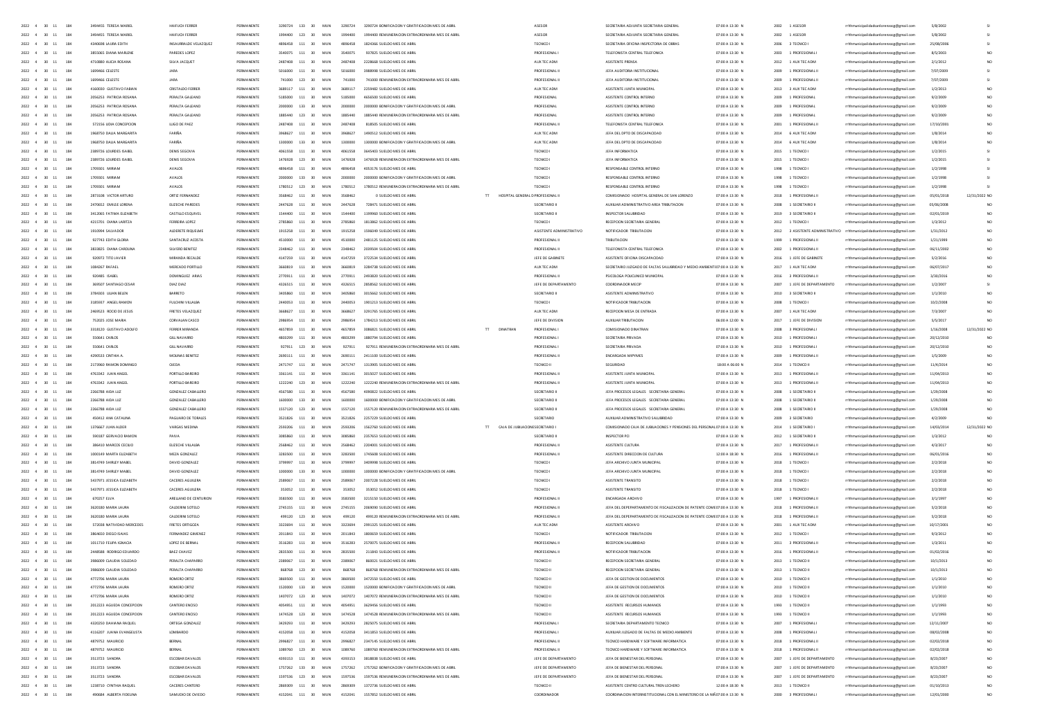| | | | | | | | | | | | | | | | | | | | | | | | | | | | | |
|---|---|---|---|---|---|---|---|---|---|---|---|---|---|---|---|---|---|---|---|---|---|---|---|---|---|---|---|---|
| 2022 | 4 | 30 | 11 | 184 | 3494455 | TERESA MABEL | HAIFUCH FERRER | PERMANENTE | 3290724 | 133 | 30 | MUN | 3290724 | 3290724 | BONIFICACION Y GRATIFICACION MES DE ABRIL | | | ASESOR | SECRETARIA ADJUNTA SECRETARIA GENERAL | 07:00 A 13:30 | N | 2002 | 1 | ASESOR | rrhhmunicipalidadsanlorenzopg@gmail.com | 5/8/2002 | | SI |
| 2022 | 4 | 30 | 11 | 184 | 3494455 | TERESA MABEL | HAIFUCH FERRER | PERMANENTE | 1994400 | 123 | 30 | MUN | 1994400 | 1994400 | REMUNERACION EXTRAORDINARIA MES DE ABRIL | | | ASESOR | SECRETARIA ADJUNTA SECRETARIA GENERAL | 07:00 A 13:30 | N | 2002 | 1 | ASESOR | rrhhmunicipalidadsanlorenzopg@gmail.com | 5/8/2002 | | SI |
| 2022 | 4 | 30 | 11 | 184 | 4346698 | LAURA EDITH | INSAURRALDE VELAZQUEZ | PERMANENTE | 4896458 | 111 | 30 | MUN | 4896458 | 1824366 | SUELDOS MES DE ABRIL | | | TECNICO I | SECRETARIA OFICINA INSPECTORIA DE OBRAS | 07:00 A 13:30 | N | 2006 | 3 | TECNICO I | rrhhmunicipalidadsanlorenzopg@gmail.com | 25/08/2006 | | SI |
| 2022 | 4 | 30 | 11 | 184 | 3855065 | DIANA MARLENE | PAREDES LOPEZ | PERMANENTE | 3540075 | 111 | 30 | MUN | 3540075 | 937825 | SUELDOS MES DE ABRIL | | | PROFESIONAL I | TELEFONISTA CENTRAL TELEFONICA | 07:00 A 13:30 | N | 2003 | 1 | PROFESIONAL I | rrhhmunicipalidadsanlorenzopg@gmail.com | 8/5/2003 | | NO |
| 2022 | 4 | 30 | 11 | 184 | 4710880 | ALICIA ROSANA | SILVA JACQUET | PERMANENTE | 2487408 | 111 | 30 | MUN | 2487408 | 2228668 | SUELDOS MES DE ABRIL | | | AUX TEC ADM | ASISTENTE PRENSA | 07:00 A 13:30 | N | 2012 | 1 | AUX TEC ADM | rrhhmunicipalidadsanlorenzopg@gmail.com | 2/1/2012 | | NO |
| 2022 | 4 | 30 | 11 | 184 | 1699466 | CELESTE | JARA | PERMANENTE | 5016000 | 111 | 30 | MUN | 5016000 | 3988998 | SUELDOS MES DE ABRIL | | | PROFESIONAL II | JEFA AUDITORIA INSTITUCIONAL | 07:00 A 13:30 | N | 2009 | 1 | PROFESIONAL II | rrhhmunicipalidadsanlorenzopg@gmail.com | 7/07/2009 | | SI |
| 2022 | 4 | 30 | 11 | 184 | 1699466 | CELESTE | JARA | PERMANENTE | 741000 | 123 | 30 | MUN | 741000 | 741000 | REMUNERACION EXTRAORDINARIA MES DE ABRIL | | | PROFESIONAL II | JEFA AUDITORIA INSTITUCIONAL | 07:00 A 13:30 | N | 2009 | 1 | PROFESIONAL II | rrhhmunicipalidadsanlorenzopg@gmail.com | 7/07/2009 | | SI |
| 2022 | 4 | 30 | 11 | 184 | 4160030 | GUSTAVO FABIAN | CRISTALDO FERRER | PERMANENTE | 3689117 | 111 | 30 | MUN | 3689117 | 2259482 | SUELDOS MES DE ABRIL | | | AUX TEC ADM | ASISTENTE JUNTA MUNICIPAL | 07:00 A 13:30 | N | 2013 | 3 | AUX TEC ADM | rrhhmunicipalidadsanlorenzopg@gmail.com | 1/2/2013 | | NO |
| 2022 | 4 | 30 | 11 | 184 | 2056253 | PATRICIA ROSANA | PERALTA GALEANO | PERMANENTE | 5185000 | 111 | 30 | MUN | 5185000 | 4656500 | SUELDOS MES DE ABRIL | | | PROFESIONAL | ASISTENTE CONTROL INTERNO | 07:00 A 13:30 | N | 2009 | 1 | PROFESIONAL | rrhhmunicipalidadsanlorenzopg@gmail.com | 9/2/2009 | | NO |
| 2022 | 4 | 30 | 11 | 184 | 2056253 | PATRICIA ROSANA | PERALTA GALEANO | PERMANENTE | 2000000 | 133 | 30 | MUN | 2000000 | 2000000 | BONIFICACION Y GRATIFICACION MES DE ABRIL | | | PROFESIONAL | ASISTENTE CONTROL INTERNO | 07:00 A 13:30 | N | 2009 | 1 | PROFESIONAL | rrhhmunicipalidadsanlorenzopg@gmail.com | 9/2/2009 | | NO |
| 2022 | 4 | 30 | 11 | 184 | 2056253 | PATRICIA ROSANA | PERALTA GALEANO | PERMANENTE | 1885440 | 123 | 30 | MUN | 1885440 | 1885440 | REMUNERACION EXTRAORDINARIA MES DE ABRIL | | | PROFESIONAL | ASISTENTE CONTROL INTERNO | 07:00 A 13:30 | N | 2009 | 1 | PROFESIONAL | rrhhmunicipalidadsanlorenzopg@gmail.com | 9/2/2009 | | NO |
| 2022 | 4 | 30 | 11 | 184 | 572156 | LIDIA CONCEPCION | LUGO DE PAEZ | PERMANENTE | 2487408 | 111 | 30 | MUN | 2487408 | 818505 | SUELDOS MES DE ABRIL | | | PROFESIONAL II | TELEFONISTA CENTRAL TELEFONICA | 07:00 A 13:30 | N | 2001 | 1 | PROFESIONAL II | rrhhmunicipalidadsanlorenzopg@gmail.com | 17/10/2001 | | NO |
| 2022 | 4 | 30 | 11 | 184 | 1968750 | DALIA MARGARITA | FARIÑA | PERMANENTE | 3968627 | 111 | 30 | MUN | 3968627 | 1490512 | SUELDOS MES DE ABRIL | | | AUX TEC ADM | JEFA DEL DPTO DE DISCAPACIDAD | 07:00 A 13:30 | N | 2014 | 6 | AUX TEC ADM | rrhhmunicipalidadsanlorenzopg@gmail.com | 1/8/2014 | | NO |
| 2022 | 4 | 30 | 11 | 184 | 1968750 | DALIA MARGARITA | FARIÑA | PERMANENTE | 1300000 | 133 | 30 | MUN | 1300000 | 1300000 | BONIFICACION Y GRATIFICACION MES DE ABRIL | | | AUX TEC ADM | JEFA DEL DPTO DE DISCAPACIDAD | 07:00 A 13:30 | N | 2014 | 6 | AUX TEC ADM | rrhhmunicipalidadsanlorenzopg@gmail.com | 1/8/2014 | | NO |
| 2022 | 4 | 30 | 11 | 184 | 2389726 | LOURDES ISABEL | DENIS SEGOVIA | PERMANENTE | 4061558 | 111 | 30 | MUN | 4061558 | 3645403 | SUELDOS MES DE ABRIL | | | TECNICO I | JEFA INFORMATICA | 07:00 A 13:30 | N | 2015 | 1 | TECNICO I | rrhhmunicipalidadsanlorenzopg@gmail.com | 1/2/2015 | | SI |
| 2022 | 4 | 30 | 11 | 184 | 2389726 | LOURDES ISABEL | DENIS SEGOVIA | PERMANENTE | 1476928 | 123 | 30 | MUN | 1476928 | 1476928 | REMUNERACION EXTRAORDINARIA MES DE ABRIL | | | TECNICO I | JEFA INFORMATICA | 07:00 A 13:30 | N | 2015 | 1 | TECNICO I | rrhhmunicipalidadsanlorenzopg@gmail.com | 1/2/2015 | | SI |
| 2022 | 4 | 30 | 11 | 184 | 1709301 | MIRIAM | AVALOS | PERMANENTE | 4896458 | 111 | 30 | MUN | 4896458 | 4053176 | SUELDOS MES DE ABRIL | | | TECNICO I | RESPONSABLE CONTROL INTERNO | 07:00 A 13:30 | N | 1998 | 1 | TECNICO I | rrhhmunicipalidadsanlorenzopg@gmail.com | 1/2/1998 | | SI |
| 2022 | 4 | 30 | 11 | 184 | 1709301 | MIRIAM | AVALOS | PERMANENTE | 2000000 | 133 | 30 | MUN | 2000000 | 2000000 | BONIFICACION Y GRATIFICACION MES DE ABRIL | | | TECNICO I | RESPONSABLE CONTROL INTERNO | 07:00 A 13:30 | N | 1998 | 1 | TECNICO I | rrhhmunicipalidadsanlorenzopg@gmail.com | 1/2/1998 | | SI |
| 2022 | 4 | 30 | 11 | 184 | 1709301 | MIRIAM | AVALOS | PERMANENTE | 1780512 | 123 | 30 | MUN | 1780512 | 1780512 | REMUNERACION EXTRAORDINARIA MES DE ABRIL | | | TECNICO I | RESPONSABLE CONTROL INTERNO | 07:00 A 13:30 | N | 1998 | 1 | TECNICO I | rrhhmunicipalidadsanlorenzopg@gmail.com | 1/2/1998 | | SI |
| 2022 | 4 | 30 | 11 | 184 | 2873108 | VICTOR ARTURO | ORTIZ FERNANDEZ | PERMANENTE | 3568462 | 111 | 30 | MUN | 3568462 | 0 | SUELDOS MES DE ABRIL | TT | HOSPITAL GENERAL D | PROFESIONAL II | COMISIONADO HOSPITAL GENERAL DE SAN LORENZO | 07:00 A 13:30 | N | 2018 | 1 | PROFESIONAL II | rrhhmunicipalidadsanlorenzopg@gmail.com | 05/01/2018 | 12/31/2022 | NO |
| 2022 | 4 | 30 | 11 | 184 | 2476652 | EMILSE LORENA | ELIZECHE PAREDES | PERMANENTE | 2447628 | 111 | 30 | MUN | 2447628 | 728471 | SUELDOS MES DE ABRIL | | | SECRETARIO II | AUXILIAR ADMINISTRATIVO AREA TRIBUTACION | 07:00 A 13:30 | N | 2008 | 1 | SECRETARIO II | rrhhmunicipalidadsanlorenzopg@gmail.com | 05/06/2008 | | NO |
| 2022 | 4 | 30 | 11 | 184 | 3412065 | FATIMA ELIZABETH | CASTILLO ESQUIVEL | PERMANENTE | 1544400 | 111 | 30 | MUN | 1544400 | 1199960 | SUELDOS MES DE ABRIL | | | SECRETARIO II | INSPECTOR SALUBRIDAD | 07:00 A 13:30 | N | 2019 | 3 | SECRETARIO II | rrhhmunicipalidadsanlorenzopg@gmail.com | 02/01/2019 | | NO |
| 2022 | 4 | 30 | 11 | 184 | 4215701 | DIANA LARITZA | FERREIRA LOPEZ | PERMANENTE | 2785860 | 111 | 30 | MUN | 2785860 | 1822862 | SUELDOS MES DE ABRIL | | | TECNICO I | RECEPCION SECRETARIA GENERAL | 07:00 A 13:30 | N | 2012 | 1 | TECNICO I | rrhhmunicipalidadsanlorenzopg@gmail.com | 1/3/2012 | | NO |
| 2022 | 4 | 30 | 11 | 184 | 1910994 | SALVADOR | ALDERETE RIQUELME | PERMANENTE | 1915258 | 111 | 30 | MUN | 1915258 | 1598049 | SUELDOS MES DE ABRIL | | | ASISTENTE ADMINISTRATIVO | NOTIFICADOR TRIBUTACION | 07:00 A 13:30 | N | 2012 | 3 | ASISTENTE ADMINISTRATIVO | rrhhmunicipalidadsanlorenzopg@gmail.com | 1/31/2012 | | NO |
| 2022 | 4 | 30 | 11 | 184 | 927743 | EDITH GLORIA | SANTACRUZ ACOSTA | PERMANENTE | 4510000 | 111 | 30 | MUN | 4510000 | 2481125 | SUELDOS MES DE ABRIL | | | PROFESIONAL I | TRIBUTACION | 07:00 A 13:30 | N | 1999 | 1 | PROFESIONAL I | rrhhmunicipalidadsanlorenzopg@gmail.com | 1/21/1999 | | NO |
| 2022 | 4 | 30 | 11 | 184 | 3833825 | DIANA CAROLINA | SILVERO BENITEZ | PERMANENTE | 2348462 | 111 | 30 | MUN | 2348462 | 2039504 | SUELDOS MES DE ABRIL | | | PROFESIONAL II | TELEFONISTA CENTRAL TELEFONICA | 07:00 A 13:30 | N | 2002 | 1 | PROFESIONAL II | rrhhmunicipalidadsanlorenzopg@gmail.com | 04/11/2002 | | NO |
| 2022 | 4 | 30 | 11 | 184 | 920972 | TITO JAVIER | MIRANDA RECALDE | PERMANENTE | 4147259 | 111 | 30 | MUN | 4147259 | 3722534 | SUELDOS MES DE ABRIL | | | JEFE DE GABINETE | ASISTENTE OFICINA DISCAPACIDAD | 07:00 A 13:30 | N | 2016 | 1 | JEFE DE GABINETE | rrhhmunicipalidadsanlorenzopg@gmail.com | 5/2/2016 | | NO |
| 2022 | 4 | 30 | 11 | 184 | 1084267 | RAFAEL | MERCADO PORTILLO | PERMANENTE | 3660819 | 111 | 30 | MUN | 3660819 | 3284738 | SUELDOS MES DE ABRIL | | | AUX TEC ADM | SECRETARIO JUZGADO DE FALTAS SALUBRIDAD Y MEDIO AMBIENTE | 07:00 A 13:30 | N | 2017 | 1 | AUX TEC ADM | rrhhmunicipalidadsanlorenzopg@gmail.com | 06/07/2017 | | NO |
| 2022 | 4 | 30 | 11 | 184 | 820485 | ISABEL | DOMINGUEZ ARIAS | PERMANENTE | 2770911 | 111 | 30 | MUN | 2770911 | 2493820 | SUELDOS MES DE ABRIL | | | PROFESIONAL II | PSICOLOGA POLICLINICO MUNICIPAL | 07:00 A 13:30 | N | 2016 | 3 | PROFESIONAL II | rrhhmunicipalidadsanlorenzopg@gmail.com | 3/30/2016 | | NO |
| 2022 | 4 | 30 | 11 | 184 | 369507 | SANTIAGO CESAR | DIAZ DIAZ | PERMANENTE | 4326515 | 111 | 30 | MUN | 4326515 | 2858562 | SUELDOS MES DE ABRIL | | | JEFE DE DEPARTAMENTO | COORDINADOR MECIP | 07:00 A 13:30 | N | 2007 | 1 | JEFE DE DEPARTAMENTO | rrhhmunicipalidadsanlorenzopg@gmail.com | 1/2/2007 | | SI |
| 2022 | 4 | 30 | 11 | 184 | 3784303 | LILIAN BELEN | BARRETO | PERMANENTE | 3405860 | 111 | 30 | MUN | 3405860 | 3015662 | SUELDOS MES DE ABRIL | | | SECRETARIO II | ASISTENTE ADMINISTRATIVO | 07:00 A 13:30 | N | 2010 | 3 | SECRETARIO II | rrhhmunicipalidadsanlorenzopg@gmail.com | 1/1/2010 | | NO |
| 2022 | 4 | 30 | 11 | 184 | 3185937 | ANGEL RAMON | FULCHINI VILLALBA | PERMANENTE | 2440053 | 111 | 30 | MUN | 2440053 | 1901213 | SUELDOS MES DE ABRIL | | | TECNICO I | NOTIFICADOR TRIBUTACION | 07:00 A 13:30 | N | 2008 | 1 | TECNICO I | rrhhmunicipalidadsanlorenzopg@gmail.com | 10/2/2008 | | NO |
| 2022 | 4 | 30 | 11 | 184 | 2469523 | ROCIO DE JESUS | FRETES VELAZQUEZ | PERMANENTE | 3668627 | 111 | 30 | MUN | 3668627 | 3291765 | SUELDOS MES DE ABRIL | | | AUX TEC ADM | RECEPCION MESA DE ENTRADA | 07:00 A 13:30 | N | 2007 | 1 | AUX TEC ADM | rrhhmunicipalidadsanlorenzopg@gmail.com | 7/3/2007 | | NO |
| 2022 | 4 | 30 | 11 | 184 | 752025 | JOSE MARIA | CORVALAN CASCO | PERMANENTE | 2986954 | 111 | 30 | MUN | 2986954 | 1784213 | SUELDOS MES DE ABRIL | | | JEFE DE DIVISION | AUXILIAR TRIBUTACION | 06:00 A 12:00 | N | 2017 | 1 | JEFE DE DIVISION | rrhhmunicipalidadsanlorenzopg@gmail.com | 5/5/2017 | | NO |
| 2022 | 4 | 30 | 11 | 184 | 3318120 | GUSTAVO ADOLFO | FERRER MIRANDA | PERMANENTE | 4657859 | 111 | 30 | MUN | 4657859 | 3086821 | SUELDOS MES DE ABRIL | TT | DINATRAN | PROFESIONAL I | COMISIONADO DINATRAN | 07:00 A 13:30 | N | 2008 | 3 | PROFESIONAL I | rrhhmunicipalidadsanlorenzopg@gmail.com | 1/16/2008 | 12/31/2022 | NO |
| 2022 | 4 | 30 | 11 | 184 | 550641 | CARLOS | GILL NAVARRO | PERMANENTE | 4803299 | 111 | 30 | MUN | 4803299 | 1880794 | SUELDOS MES DE ABRIL | | | PROFESIONAL I | SECRETARIA PRIVADA | 07:00 A 13:30 | N | 2010 | 1 | PROFESIONAL I | rrhhmunicipalidadsanlorenzopg@gmail.com | 20/12/2010 | | NO |
| 2022 | 4 | 30 | 11 | 184 | 550641 | CARLOS | GILL NAVARRO | PERMANENTE | 927911 | 123 | 30 | MUN | 927911 | 927911 | REMUNERACION EXTRAORDINARIA MES DE ABRIL | | | PROFESIONAL I | SECRETARIA PRIVADA | 07:00 A 13:30 | N | 2010 | 1 | PROFESIONAL I | rrhhmunicipalidadsanlorenzopg@gmail.com | 20/12/2010 | | NO |
| 2022 | 4 | 30 | 11 | 184 | 4290533 | CINTHIA A. | MOLINAS BENITEZ | PERMANENTE | 2690111 | 111 | 30 | MUN | 2690111 | 2411100 | SUELDOS MES DE ABRIL | | | PROFESIONAL III | ENCARGADA MIPYMES | 07:00 A 13:30 | N | 2009 | 1 | PROFESIONAL III | rrhhmunicipalidadsanlorenzopg@gmail.com | 1/5/2009 | | NO |
| 2022 | 4 | 30 | 11 | 184 | 2173960 | RAMON DOMINGO | OJEDA | PERMANENTE | 2471747 | 111 | 30 | MUN | 2471747 | 1313905 | SUELDOS MES DE ABRIL | | | TECNICO II | SEGURIDAD | 18:00 A 06:00 | N | 2014 | 1 | TECNICO II | rrhhmunicipalidadsanlorenzopg@gmail.com | 11/4/2014 | | NO |
| 2022 | 4 | 30 | 11 | 184 | 4763342 | JUAN ANGEL | PORTILLO BAREIRO | PERMANENTE | 3361141 | 111 | 30 | MUN | 3361141 | 3019027 | SUELDOS MES DE ABRIL | | | PROFESIONAL II | ASISTENTE JUNTA MUNICIPAL | 07:00 A 13:30 | N | 2013 | 1 | PROFESIONAL II | rrhhmunicipalidadsanlorenzopg@gmail.com | 11/04/2013 | | NO |
| 2022 | 4 | 30 | 11 | 184 | 4763342 | JUAN ANGEL | PORTILLO BAREIRO | PERMANENTE | 1222240 | 123 | 30 | MUN | 1222240 | 1222240 | REMUNERACION EXTRAORDINARIA MES DE ABRIL | | | PROFESIONAL II | ASISTENTE JUNTA MUNICIPAL | 07:00 A 13:30 | N | 2013 | 1 | PROFESIONAL II | rrhhmunicipalidadsanlorenzopg@gmail.com | 11/04/2013 | | NO |
| 2022 | 4 | 30 | 11 | 184 | 2266788 | AIDA LUZ | GONZALEZ CABALLERO | PERMANENTE | 4567580 | 111 | 30 | MUN | 4567580 | 4090822 | SUELDOS MES DE ABRIL | | | SECRETARIO II | JEFA PROCESOS LEGALES SECRETARIA GENERAL | 07:00 A 13:30 | N | 2008 | 1 | SECRETARIO II | rrhhmunicipalidadsanlorenzopg@gmail.com | 1/29/2008 | | NO |
| 2022 | 4 | 30 | 11 | 184 | 2266788 | AIDA LUZ | GONZALEZ CABALLERO | PERMANENTE | 1600000 | 133 | 30 | MUN | 1600000 | 1600000 | BONIFICACION Y GRATIFICACION MES DE ABRIL | | | SECRETARIO II | JEFA PROCESOS LEGALES SECRETARIA GENERAL | 07:00 A 13:30 | N | 2008 | 1 | SECRETARIO II | rrhhmunicipalidadsanlorenzopg@gmail.com | 1/29/2008 | | NO |
| 2022 | 4 | 30 | 11 | 184 | 2266788 | AIDA LUZ | GONZALEZ CABALLERO | PERMANENTE | 1557120 | 123 | 30 | MUN | 1557120 | 1557120 | REMUNERACION EXTRAORDINARIA MES DE ABRIL | | | SECRETARIO II | JEFA PROCESOS LEGALES SECRETARIA GENERAL | 07:00 A 13:30 | N | 2008 | 1 | SECRETARIO II | rrhhmunicipalidadsanlorenzopg@gmail.com | 1/29/2008 | | NO |
| 2022 | 4 | 30 | 11 | 184 | 450412 | ANA CATALINA | PAGUARO DE TORALES | PERMANENTE | 3521826 | 111 | 30 | MUN | 3521826 | 2257229 | SUELDOS MES DE ABRIL | | | SECRETARIO | AUXILIAR ADMINISTRATIVO SALUBRIDAD | 07:00 A 13:30 | N | 2009 | 3 | SECRETARIO | rrhhmunicipalidadsanlorenzopg@gmail.com | 4/2/2009 | | NO |
| 2022 | 4 | 30 | 11 | 184 | 1376667 | JUAN ALDER | VARGAS MEDINA | PERMANENTE | 2593206 | 111 | 30 | MUN | 2593206 | 1562760 | SUELDOS MES DE ABRIL | TT | CAJA DE JUBILACIONES | SECRETARIO I | COMISIONADO CAJA DE JUBILACIONES Y PENSIONES DEL PERSONAL | 07:00 A 13:30 | N | 2014 | 1 | SECRETARIO I | rrhhmunicipalidadsanlorenzopg@gmail.com | 14/03/2014 | 12/31/2022 | NO |
| 2022 | 4 | 30 | 11 | 184 | 590187 | GERVACIO RAMON | PAIVA | PERMANENTE | 3085860 | 111 | 30 | MUN | 3085860 | 2357653 | SUELDOS MES DE ABRIL | | | SECRETARIO II | INSPECTOR PCI | 07:00 A 13:30 | N | 2012 | 3 | SECRETARIO II | rrhhmunicipalidadsanlorenzopg@gmail.com | 1/3/2012 | | NO |
| 2022 | 4 | 30 | 11 | 184 | 386410 | MARCOS CECILIO | ELIZECHE VILLALBA | PERMANENTE | 2568462 | 111 | 30 | MUN | 2568462 | 2204001 | SUELDOS MES DE ABRIL | | | PROFESIONAL II | ASISTENTE CULTURA | 07:00 A 13:30 | N | 2017 | 3 | PROFESIONAL II | rrhhmunicipalidadsanlorenzopg@gmail.com | 4/3/2017 | | NO |
| 2022 | 4 | 30 | 11 | 184 | 1000149 | MARTA ELIZABETH | MEZA GONZALEZ | PERMANENTE | 3283500 | 111 | 30 | MUN | 3283500 | 1745608 | SUELDOS MES DE ABRIL | | | PROFESIONAL II | ASISTENTE DIRECCION DE CULTURA | 12:00 A 18:30 | N | 2016 | 1 | PROFESIONAL II | rrhhmunicipalidadsanlorenzopg@gmail.com | 06/01/2016 | | NO |
| 2022 | 4 | 30 | 11 | 184 | 3814749 | SHIRLEY MABEL | DAVID GONZALEZ | PERMANENTE | 3799997 | 111 | 30 | MUN | 3799997 | 3409998 | SUELDOS MES DE ABRIL | | | TECNICO I | JEFA ARCHIVO JUNTA MUNICIPAL | 07:00 A 13:30 | N | 2018 | 1 | TECNICO I | rrhhmunicipalidadsanlorenzopg@gmail.com | 2/2/2018 | | NO |
| 2022 | 4 | 30 | 11 | 184 | 3814749 | SHIRLEY MABEL | DAVID GONZALEZ | PERMANENTE | 1000000 | 133 | 30 | MUN | 1000000 | 1000000 | BONIFICACION Y GRATIFICACION MES DE ABRIL | | | TECNICO I | JEFA ARCHIVO JUNTA MUNICIPAL | 07:00 A 13:30 | N | 2018 | 1 | TECNICO I | rrhhmunicipalidadsanlorenzopg@gmail.com | 2/2/2018 | | NO |
| 2022 | 4 | 30 | 11 | 184 | 5437971 | JESSICA ELIZABETH | CACERES AGUILERA | PERMANENTE | 2589067 | 111 | 30 | MUN | 2589067 | 2007228 | SUELDOS MES DE ABRIL | | | TECNICO I | ASISTENTE TRANSITO | 07:00 A 13:30 | N | 2018 | 1 | TECNICO I | rrhhmunicipalidadsanlorenzopg@gmail.com | 2/2/2018 | | NO |
| 2022 | 4 | 30 | 11 | 184 | 5437971 | JESSICA ELIZABETH | CACERES AGUILERA | PERMANENTE | 353052 | 123 | 30 | MUN | 353052 | 353052 | REMUNERACION EXTRAORDINARIA MES DE ABRIL | | | TECNICO I | ASISTENTE TRANSITO | 07:00 A 13:30 | N | 2018 | 1 | TECNICO I | rrhhmunicipalidadsanlorenzopg@gmail.com | 2/2/2018 | | NO |
| 2022 | 4 | 30 | 11 | 184 | 870257 | ELVA | ARELLANO DE CENTURION | PERMANENTE | 3583500 | 111 | 30 | MUN | 3583500 | 3215150 | SUELDOS MES DE ABRIL | | | PROFESIONAL II | ENCARGADA ARCHIVO | 07:00 A 13:30 | N | 1997 | 1 | PROFESIONAL II | rrhhmunicipalidadsanlorenzopg@gmail.com | 3/1/1997 | | NO |
| 2022 | 4 | 30 | 11 | 184 | 3620180 | MARIA LAURA | CALDERINI SOTELO | PERMANENTE | 2745155 | 111 | 30 | MUN | 2745155 | 2069090 | SUELDOS MES DE ABRIL | | | PROFESIONAL II | JEFA DEL DEPEPARTAMENTO DE FISCALIZACION DE PATENTE COMER | 07:00 A 13:30 | N | 2018 | 1 | PROFESIONAL II | rrhhmunicipalidadsanlorenzopg@gmail.com | 5/2/2018 | | NO |
| 2022 | 4 | 30 | 11 | 184 | 3620180 | MARIA LAURA | CALDERINI SOTELO | PERMANENTE | 499120 | 123 | 30 | MUN | 499120 | 499120 | REMUNERACION EXTRAORDINARIA MES DE ABRIL | | | PROFESIONAL II | JEFA DEL DEPEPARTAMENTO DE FISCALIZACION DE PATENTE COMER | 07:00 A 13:30 | N | 2018 | 1 | PROFESIONAL II | rrhhmunicipalidadsanlorenzopg@gmail.com | 5/2/2018 | | NO |
| 2022 | 4 | 30 | 11 | 184 | 572038 | NATIVIDAD MERCEDES | FRETES ORTIGOZA | PERMANENTE | 3323694 | 111 | 30 | MUN | 3323694 | 2991325 | SUELDOS MES DE ABRIL | | | AUX TEC ADM | ASISTENTE ARCHIVO | 07:00 A 13:30 | N | 2001 | 1 | AUX TEC ADM | rrhhmunicipalidadsanlorenzopg@gmail.com | 10/17/2001 | | NO |
| 2022 | 4 | 30 | 11 | 184 | 3864650 | DIEGO ISAIAS | FERNANDEZ GIMENEZ | PERMANENTE | 2011843 | 111 | 30 | MUN | 2011843 | 1800659 | SUELDOS MES DE ABRIL | | | TECNICO I | NOTIFICADOR TRIBUTACION | 07:00 A 13:30 | N | 2012 | 1 | TECNICO I | rrhhmunicipalidadsanlorenzopg@gmail.com | 9/3/2012 | | NO |
| 2022 | 4 | 30 | 11 | 184 | 1011710 | FELIPA IGNACIA | LOPEZ DE BERNAL | PERMANENTE | 3516283 | 111 | 30 | MUN | 3516283 | 2570075 | SUELDOS MES DE ABRIL | | | PROFESIONAL II | RECEPCION SALUBRIDAD | 07:00 A 13:30 | N | 2011 | 3 | PROFESIONAL II | rrhhmunicipalidadsanlorenzopg@gmail.com | 1/3/2011 | | NO |
| 2022 | 4 | 30 | 11 | 184 | 2448588 | RODRIGO EDUARDO | BAEZ CHAVEZ | PERMANENTE | 2835500 | 111 | 30 | MUN | 2835500 | 211845 | SUELDOS MES DE ABRIL | | | PROFESIONAL II | NOTIFICADOR TRIBUTACION | 07:00 A 13:30 | N | 2016 | 1 | PROFESIONAL II | rrhhmunicipalidadsanlorenzopg@gmail.com | 01/02/2016 | | NO |
| 2022 | 4 | 30 | 11 | 184 | 3986009 | CLAUDIA SOLEDAD | PERALTA CHAPARRO | PERMANENTE | 2389067 | 111 | 30 | MUN | 2389067 | 860021 | SUELDOS MES DE ABRIL | | | TECNICO II | RECEPCION SECRETARIA GENERAL | 07:00 A 13:30 | N | 2013 | 1 | TECNICO II | rrhhmunicipalidadsanlorenzopg@gmail.com | 10/1/2013 | | NO |
| 2022 | 4 | 30 | 11 | 184 | 3986009 | CLAUDIA SOLEDAD | PERALTA CHAPARRO | PERMANENTE | 868768 | 123 | 30 | MUN | 868768 | 868768 | REMUNERACION EXTRAORDINARIA MES DE ABRIL | | | TECNICO II | RECEPCION SECRETARIA GENERAL | 07:00 A 13:30 | N | 2013 | 1 | TECNICO II | rrhhmunicipalidadsanlorenzopg@gmail.com | 10/1/2013 | | NO |
| 2022 | 4 | 30 | 11 | 184 | 4772706 | MARIA LAURA | ROMERO ORTIZ | PERMANENTE | 3868500 | 111 | 30 | MUN | 3868500 | 3472550 | SUELDOS MES DE ABRIL | | | TECNICO II | JEFA DE GESTION DE DOCUMENTOS | 07:00 A 13:30 | N | 2010 | 1 | TECNICO II | rrhhmunicipalidadsanlorenzopg@gmail.com | 1/1/2010 | | NO |
| 2022 | 4 | 30 | 11 | 184 | 4772706 | MARIA LAURA | ROMERO ORTIZ | PERMANENTE | 1520000 | 133 | 30 | MUN | 1520000 | 1520000 | BONIFICACION Y GRATIFICACION MES DE ABRIL | | | TECNICO II | JEFA DE GESTION DE DOCUMENTOS | 07:00 A 13:30 | N | 2010 | 1 | TECNICO II | rrhhmunicipalidadsanlorenzopg@gmail.com | 1/1/2010 | | NO |
| 2022 | 4 | 30 | 11 | 184 | 4772706 | MARIA LAURA | ROMERO ORTIZ | PERMANENTE | 1407072 | 123 | 30 | MUN | 1407072 | 1407072 | REMUNERACION EXTRAORDINARIA MES DE ABRIL | | | TECNICO II | JEFA DE GESTION DE DOCUMENTOS | 07:00 A 13:30 | N | 2010 | 1 | TECNICO II | rrhhmunicipalidadsanlorenzopg@gmail.com | 1/1/2010 | | NO |
| 2022 | 4 | 30 | 11 | 184 | 2012223 | AGUEDA CONCEPCION | CANTERO ENCISO | PERMANENTE | 4054951 | 111 | 30 | MUN | 4054951 | 3629456 | SUELDOS MES DE ABRIL | | | TECNICO II | ASISTENTE RECURSOS HUMANOS | 07:00 A 13:30 | N | 1993 | 1 | TECNICO II | rrhhmunicipalidadsanlorenzopg@gmail.com | 1/1/1993 | | NO |
| 2022 | 4 | 30 | 11 | 184 | 2012223 | AGUEDA CONCEPCION | CANTERO ENCISO | PERMANENTE | 1474528 | 123 | 30 | MUN | 1474528 | 1474528 | REMUNERACION EXTRAORDINARIA MES DE ABRIL | | | TECNICO II | ASISTENTE RECURSOS HUMANOS | 07:00 A 13:30 | N | 1993 | 1 | TECNICO II | rrhhmunicipalidadsanlorenzopg@gmail.com | 1/1/1993 | | NO |
| 2022 | 4 | 30 | 11 | 184 | 4320250 | DAHIANA RAQUEL | ORTEGA GONZALEZ | PERMANENTE | 3429293 | 111 | 30 | MUN | 3429293 | 2825075 | SUELDOS MES DE ABRIL | | | PROFESIONAL I | SECRETARIA DEPARTAMENTO TECNICO | 07:00 A 13:30 | N | 2007 | 1 | PROFESIONAL I | rrhhmunicipalidadsanlorenzopg@gmail.com | 12/11/2007 | | NO |
| 2022 | 4 | 30 | 11 | 184 | 4116207 | JUANA EVANGELISTA | LOMBARDO | PERMANENTE | 4152058 | 111 | 30 | MUN | 4152058 | 3411853 | SUELDOS MES DE ABRIL | | | PROFESIONAL I | AUXILIAR JUZGADO DE FALTAS DE MEDIO AMBIENTE | 07:00 A 13:30 | N | 2008 | 1 | PROFESIONAL I | rrhhmunicipalidadsanlorenzopg@gmail.com | 08/02/2008 | | NO |
| 2022 | 4 | 30 | 11 | 184 | 4879752 | MAURICIO | BERNAL | PERMANENTE | 2996827 | 111 | 30 | MUN | 2996827 | 2347145 | SUELDOS MES DE ABRIL | | | PROFESIONAL II | TECNICO HARDWARE Y SOFTWARE INFORMATICA | 07:00 A 13:30 | N | 2018 | 1 | PROFESIONAL II | rrhhmunicipalidadsanlorenzopg@gmail.com | 02/02/2018 | | NO |
| 2022 | 4 | 30 | 11 | 184 | 4879752 | MAURICIO | BERNAL | PERMANENTE | 1089760 | 123 | 30 | MUN | 1089760 | 1089760 | REMUNERACION EXTRAORDINARIA MES DE ABRIL | | | PROFESIONAL II | TECNICO HARDWARE Y SOFTWARE INFORMATICA | 07:00 A 13:30 | N | 2018 | 1 | PROFESIONAL II | rrhhmunicipalidadsanlorenzopg@gmail.com | 02/02/2018 | | NO |
| 2022 | 4 | 30 | 11 | 184 | 3513723 | SANDRA | ESCOBAR DAVALOS | PERMANENTE | 4393153 | 111 | 30 | MUN | 4393153 | 3818838 | SUELDOS MES DE ABRIL | | | JEFE DE DEPARTAMENTO | JEFA DE BIENESTAR DEL PERSONAL | 07:00 A 13:30 | N | 2007 | 1 | JEFE DE DEPARTAMENTO | rrhhmunicipalidadsanlorenzopg@gmail.com | 8/23/2007 | | NO |
| 2022 | 4 | 30 | 11 | 184 | 3513723 | SANDRA | ESCOBAR DAVALOS | PERMANENTE | 1757262 | 133 | 30 | MUN | 1757262 | 1757262 | BONIFICACION Y GRATIFICACION MES DE ABRIL | | | JEFE DE DEPARTAMENTO | JEFA DE BIENESTAR DEL PERSONAL | 07:00 A 13:30 | N | 2007 | 1 | JEFE DE DEPARTAMENTO | rrhhmunicipalidadsanlorenzopg@gmail.com | 8/23/2007 | | NO |
| 2022 | 4 | 30 | 11 | 184 | 3513723 | SANDRA | ESCOBAR DAVALOS | PERMANENTE | 1597536 | 123 | 30 | MUN | 1597536 | 1597536 | REMUNERACION EXTRAORDINARIA MES DE ABRIL | | | JEFE DE DEPARTAMENTO | JEFA DE BIENESTAR DEL PERSONAL | 07:00 A 13:30 | N | 2007 | 1 | JEFE DE DEPARTAMENTO | rrhhmunicipalidadsanlorenzopg@gmail.com | 8/23/2007 | | NO |
| 2022 | 4 | 30 | 11 | 184 | 1238710 | CYNTHIA RAQUEL | CACERES CANTERO | PERMANENTE | 2868309 | 111 | 30 | MUN | 2868309 | 1372736 | SUELDOS MES DE ABRIL | | | TECNICO II | ASISTENTE CENTRO CULTURAL TREN LECHERO | 12:00 A 18:30 | N | 2013 | 1 | TECNICO II | rrhhmunicipalidadsanlorenzopg@gmail.com | 01/10/2013 | | NO |
| 2022 | 4 | 30 | 11 | 184 | 490684 | ALBERTA FIDELINA | SAMUDIO DE OVIEDO | PERMANENTE | 4152041 | 111 | 30 | MUN | 4152041 | 1557852 | SUELDOS MES DE ABRIL | | | COORDINADOR | COORDINACION INTERINSTITUCIONAL CON EL MINISTERIO DE LA NIÑ | 07:00 A 13:30 | N | 2000 | 3 | PROFESIONAL I | rrhhmunicipalidadsanlorenzopg@gmail.com | 12/01/2000 | | NO |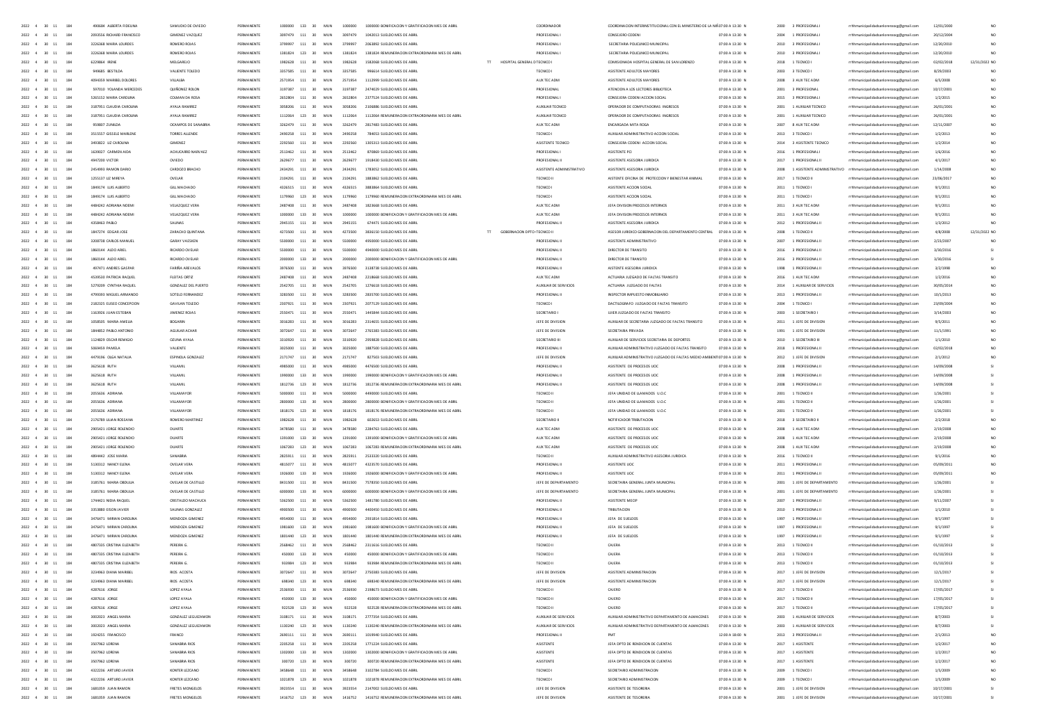| 2022 | 4 | 30 | 11 | 184 | 490684 | ALBERTA FIDELINA | SAMUDIO DE OVIEDO | PERMANENTE | 1000000 | 133 | 30 | MUN | 1000000 | 1000000 BONIFICACION Y GRATIFICACION MES DE ABRIL | | | COORDINADOR | COORDINACION INTERINSTITUCIONAL CON EL MINISTERIO DE LA NIÑEZ | 07:00 A 13:30 | N | 2000 | 3 PROFESIONAL I | rrhhmunicipalidadsanlorenzo@gmail.com | 12/01/2000 | | NO |
|---|---|---|---|---|---|---|---|---|---|---|---|---|---|---|---|---|---|---|---|---|---|---|---|---|---|---|
| 2022 | 4 | 30 | 11 | 184 | 2093556 | RICHARD FRANCISCO | GIMENEZ VAZQUEZ | PERMANENTE | 3097479 | 111 | 30 | MUN | 3097479 | 1042013 SUELDO MES DE ABRIL | | | PROFESIONAL I | CONSEJERO CODENI | 07:00 A 13:30 | N | 2004 | 1 PROFESIONAL I | rrhhmunicipalidadsanlorenzo@gmail.com | 20/12/2004 | | NO |
| 2022 | 4 | 30 | 11 | 184 | 3226368 | MARIA LOURDES | ROMERO ROJAS | PERMANENTE | 3799997 | 111 | 30 | MUN | 3799997 | 2063892 SUELDO MES DE ABRIL | | | PROFESIONAL I | SECRETARIA POLICLINICO MUNICIPAL | 07:00 A 13:30 | N | 2010 | 3 PROFESIONAL I | rrhhmunicipalidadsanlorenzo@gmail.com | 12/20/2010 | | NO |
| 2022 | 4 | 30 | 11 | 184 | 3226368 | MARIA LOURDES | ROMERO ROJAS | PERMANENTE | 1381824 | 123 | 30 | MUN | 1381824 | 1381824 REMUNERACION EXTRAORDINARIA MES DE ABRIL | | | PROFESIONAL I | SECRETARIA POLICLINICO MUNICIPAL | 07:00 A 13:30 | N | 2010 | 3 PROFESIONAL I | rrhhmunicipalidadsanlorenzo@gmail.com | 12/20/2010 | | NO |
| 2022 | 4 | 30 | 11 | 184 | 6229864 | IRENE | MELGAREJO | PERMANENTE | 1982628 | 111 | 30 | MUN | 1982628 | 1582068 SUELDO MES DE ABRIL | TT | HOSPITAL GENERAL D | TECNICO I | COMISIONADA HOSPITAL GENERAL DE SAN LORENZO | 07:00 A 13:30 | N | 2018 | 1 TECNICO I | rrhhmunicipalidadsanlorenzo@gmail.com | 02/02/2018 | 12/31/2022 | NO |
| 2022 | 4 | 30 | 11 | 184 | 949685 | BESTILDA | VALIENTE TOLEDO | PERMANENTE | 3357585 | 111 | 30 | MUN | 3357585 | 996614 SUELDO MES DE ABRIL | | | TECNICO I | ASISTENTE ADULTOS MAYORES | 07:00 A 13:30 | N | 2003 | 3 TECNICO I | rrhhmunicipalidadsanlorenzo@gmail.com | 8/29/2003 | | NO |
| 2022 | 4 | 30 | 11 | 184 | 4094359 | MARIBEL DOLORES | VILLALBA | PERMANENTE | 2571954 | 111 | 30 | MUN | 2571954 | 1112999 SUELDO MES DE ABRIL | | | AUX TEC ADM | ASISTENTE ADULTOS MAYORES | 07:00 A 13:30 | N | 2008 | 3 AUX TEC ADM | rrhhmunicipalidadsanlorenzo@gmail.com | 6/5/2008 | | NO |
| 2022 | 4 | 30 | 11 | 184 | 597010 | YOLANDA MERCEDES | QUIÑONEZ ROLON | PERMANENTE | 3197387 | 111 | 30 | MUN | 3197387 | 2479029 SUELDO MES DE ABRIL | | | PROFESIONAL | ATENCION A LOS LECTORES BIBLIOTECA | 07:00 A 13:30 | N | 2001 | 3 PROFESIONAL | rrhhmunicipalidadsanlorenzo@gmail.com | 10/17/2001 | | NO |
| 2022 | 4 | 30 | 11 | 184 | 5265152 | MARIA CAROLINA | COLMAN DA ROSA | PERMANENTE | 2652804 | 111 | 30 | MUN | 2652804 | 2377524 SUELDO MES DE ABRIL | | | PROFESIONAL I | CONSEJERA CODENI ACCION SOCIAL | 07:00 A 13:30 | N | 2015 | 3 PROFESIONAL I | rrhhmunicipalidadsanlorenzo@gmail.com | 1/2/2015 | | NO |
| 2022 | 4 | 30 | 11 | 184 | 3187951 | CLAUDIA CAROLINA | AYALA RAMIREZ | PERMANENTE | 3058206 | 111 | 30 | MUN | 3058206 | 2106886 SUELDO MES DE ABRIL | | | AUXILIAR TECNICO | OPERADOR DE COMPUTADORAS INGRESOS | 07:00 A 13:30 | N | 2001 | 1 AUXILIAR TECNICO | rrhhmunicipalidadsanlorenzo@gmail.com | 26/01/2001 | | NO |
| 2022 | 4 | 30 | 11 | 184 | 3187951 | CLAUDIA CAROLINA | AYALA RAMIREZ | PERMANENTE | 1112064 | 123 | 30 | MUN | 1112064 | 1112064 REMUNERACION EXTRAORDINARIA MES DE ABRIL | | | AUXILIAR TECNICO | OPERADOR DE COMPUTADORAS INGRESOS | 07:00 A 13:30 | N | 2001 | 1 AUXILIAR TECNICO | rrhhmunicipalidadsanlorenzo@gmail.com | 26/01/2001 | | NO |
| 2022 | 4 | 30 | 11 | 184 | 959807 | ZUNILDA | OCAMPOS DE SANABRIA | PERMANENTE | 3262479 | 111 | 30 | MUN | 3262479 | 2817483 SUELDO MES DE ABRIL | | | AUX TEC ADM | ENCARGADA MITA ROGA | 07:00 A 13:30 | N | 2007 | 8 AUX TEC ADM | rrhhmunicipalidadsanlorenzo@gmail.com | 12/11/2007 | | NO |
| 2022 | 4 | 30 | 11 | 184 | 3515557 | GISSELE MARLENE | TORRES ALLENDE | PERMANENTE | 2490258 | 111 | 30 | MUN | 2490258 | 784053 SUELDO MES DE ABRIL | | | TECNICO I | AUXILIAR ADMINISTRATIVO ACCION SOCIAL | 07:00 A 13:30 | N | 2013 | 3 TECNICO I | rrhhmunicipalidadsanlorenzo@gmail.com | 1/2/2013 | | NO |
| 2022 | 4 | 30 | 11 | 184 | 3493823 | LIZ CAROLINA | GIMENEZ | PERMANENTE | 2292560 | 111 | 30 | MUN | 2292560 | 1305313 SUELDO MES DE ABRIL | | | ASISTENTE TECNICO | CONSEJERA CODENI ACCION SOCIAL | 07:00 A 13:30 | N | 2014 | 3 ASISTENTE TECNICO | rrhhmunicipalidadsanlorenzo@gmail.com | 1/2/2014 | | NO |
| 2022 | 4 | 30 | 11 | 184 | 1639027 | CARMEN AIDA | ACHUCARRO NARVAEZ | PERMANENTE | 2513462 | 111 | 30 | MUN | 2513462 | 870869 SUELDO MES DE ABRIL | | | PROFESIONAL I | ASISTENTE PCI | 07:00 A 13:30 | N | 2016 | 1 PROFESIONAL I | rrhhmunicipalidadsanlorenzo@gmail.com | 1/6/2016 | | NO |
| 2022 | 4 | 30 | 11 | 184 | 4947200 | VICTOR | OVIEDO | PERMANENTE | 2629677 | 111 | 30 | MUN | 2629677 | 1918430 SUELDO MES DE ABRIL | | | PROFESIONAL II | ASISTENTE ASESORIA JURIDICA | 07:00 A 13:30 | N | 2017 | 1 PROFESIONAL II | rrhhmunicipalidadsanlorenzo@gmail.com | 4/1/2017 | | NO |
| 2022 | 4 | 30 | 11 | 184 | 2454993 | RAMON DARIO | CARDOZO BRACHO | PERMANENTE | 2434291 | 111 | 30 | MUN | 2434291 | 1783052 SUELDO MES DE ABRIL | | | ASISTENTE ADMINISTRATIVO | ASISTENTE ASESORIA JURIDICA | 07:00 A 13:30 | N | 2008 | 1 ASISTENTE ADMINISTRATIVO | rrhhmunicipalidadsanlorenzo@gmail.com | 1/14/2008 | | NO |
| 2022 | 4 | 30 | 11 | 184 | 1255137 | LIZ MIREYA | OVELAR | PERMANENTE | 2104291 | 111 | 30 | MUN | 2104291 | 1883862 SUELDO MES DE ABRIL | | | TECNICO II | ASISTENTE OFICINA DE PROTECCION Y BIENESTAR ANIMAL | 07:00 A 13:30 | N | 2017 | 1 TECNICO II | rrhhmunicipalidadsanlorenzo@gmail.com | 23/06/2017 | | NO |
| 2022 | 4 | 30 | 11 | 184 | 1849174 | LUIS ALBERTO | GILL MACHADO | PERMANENTE | 4326515 | 111 | 30 | MUN | 4326515 | 3883864 SUELDO MES DE ABRIL | | | TECNICO I | ASISTENTE ACCION SOCIAL | 07:00 A 13:30 | N | 2011 | 1 TECNICO I | rrhhmunicipalidadsanlorenzo@gmail.com | 9/1/2011 | | NO |
| 2022 | 4 | 30 | 11 | 184 | 1849174 | LUIS ALBERTO | GILL MACHADO | PERMANENTE | 1179960 | 123 | 30 | MUN | 1179960 | 1179960 REMUNERACION EXTRAORDINARIA MES DE ABRIL | | | TECNICO I | ASISTENTE ACCION SOCIAL | 07:00 A 13:30 | N | 2011 | 1 TECNICO I | rrhhmunicipalidadsanlorenzo@gmail.com | 9/1/2011 | | NO |
| 2022 | 4 | 30 | 11 | 184 | 4484242 | ADRIANA NOEMI | VELAZQUEZ VERA | PERMANENTE | 2487408 | 111 | 30 | MUN | 2487408 | 1823668 SUELDO MES DE ABRIL | | | AUX TEC ADM | JEFA DIVISION PROCESOS INTERNOS | 07:00 A 13:30 | N | 2011 | 3 AUX TEC ADM | rrhhmunicipalidadsanlorenzo@gmail.com | 9/1/2011 | | NO |
| 2022 | 4 | 30 | 11 | 184 | 4484242 | ADRIANA NOEMI | VELAZQUEZ VERA | PERMANENTE | 1000000 | 133 | 30 | MUN | 1000000 | 1000000 BONIFICACION Y GRATIFICACION MES DE ABRIL | | | AUX TEC ADM | JEFA DIVISION PROCESOS INTERNOS | 07:00 A 13:30 | N | 2011 | 3 AUX TEC ADM | rrhhmunicipalidadsanlorenzo@gmail.com | 9/1/2011 | | NO |
| 2022 | 4 | 30 | 11 | 184 | 4358863 | PABLO | SALINAS | PERMANENTE | 2945155 | 111 | 30 | MUN | 2945155 | 674471 SUELDO MES DE ABRIL | | | PROFESIONAL II | ASISTENTE ASESORIA JURIDICA | 07:00 A 13:30 | N | 2012 | 1 PROFESIONAL II | rrhhmunicipalidadsanlorenzo@gmail.com | 1/3/2012 | | NO |
| 2022 | 4 | 30 | 11 | 184 | 1847274 | EDGAR JOSE | ZARACHO QUINTANA | PERMANENTE | 4273500 | 111 | 30 | MUN | 4273500 | 3836150 SUELDO MES DE ABRIL | TT | GOBERNACION DPTO C | TECNICO II | ASESOR JURIDICO GOBERNACION DEL DEPARTAMENTO CENTRAL | 07:00 A 13:30 | N | 2008 | 1 TECNICO II | rrhhmunicipalidadsanlorenzo@gmail.com | 4/8/2008 | 12/31/2022 | NO |
| 2022 | 4 | 30 | 11 | 184 | 3208738 | CARLOS MANUEL | GARAY VAESKEN | PERMANENTE | 5500000 | 111 | 30 | MUN | 5500000 | 4950000 SUELDO MES DE ABRIL | | | PROFESIONAL II | ASISTENTE ADMINISTRATIVO | 07:00 A 13:30 | N | 2007 | 1 PROFESIONAL II | rrhhmunicipalidadsanlorenzo@gmail.com | 2/23/2007 | | NO |
| 2022 | 4 | 30 | 11 | 184 | 1860144 | ALDO ARIEL | RICARDO OVELAR | PERMANENTE | 5500000 | 111 | 30 | MUN | 5500000 | 4940000 SUELDO MES DE ABRIL | | | PROFESIONAL II | DIRECTOR DE TRANSITO | 07:00 A 13:30 | N | 2016 | 3 PROFESIONAL II | rrhhmunicipalidadsanlorenzo@gmail.com | 3/30/2016 | | SI |
| 2022 | 4 | 30 | 11 | 184 | 1860144 | ALDO ARIEL | RICARDO OVELAR | PERMANENTE | 2000000 | 133 | 30 | MUN | 2000000 | 2000000 BONIFICACION Y GRATIFICACION MES DE ABRIL | | | PROFESIONAL II | DIRECTOR DE TRANSITO | 07:00 A 13:30 | N | 2016 | 3 PROFESIONAL II | rrhhmunicipalidadsanlorenzo@gmail.com | 3/30/2016 | | SI |
| 2022 | 4 | 30 | 11 | 184 | 497471 | ANDRES GASPAR | FARIÑA AREVALOS | PERMANENTE | 3976500 | 111 | 30 | MUN | 3976500 | 3138738 SUELDO MES DE ABRIL | | | PROFESIONAL II | AISTENTE ASESORIA JURIDICA | 07:00 A 13:30 | N | 1998 | 1 PROFESIONAL II | rrhhmunicipalidadsanlorenzo@gmail.com | 3/2/1998 | | NO |
| 2022 | 4 | 30 | 11 | 184 | 4539530 | PATRICIA RAQUEL | FLEITAS ORTIZ | PERMANENTE | 2487408 | 111 | 30 | MUN | 2487408 | 2218668 SUELDO MES DE ABRIL | | | AUX TEC ADM | ACTUARIA JUZGADO DE FALTAS TRANSITO | 07:00 A 13:30 | N | 2016 | 1 AUX TEC ADM | rrhhmunicipalidadsanlorenzo@gmail.com | 1/2/2016 | | NO |
| 2022 | 4 | 30 | 11 | 184 | 5279209 | CYNTHIA RAQUEL | GONZALEZ DEL PUERTO | PERMANENTE | 2542705 | 111 | 30 | MUN | 2542705 | 1276618 SUELDO MES DE ABRIL | | | AUXILIAR DE SERVICIOS | ACTUARIA JUZGADO DE FALTAS | 07:00 A 13:30 | N | 2014 | 1 AUXILIAR DE SERVICIOS | rrhhmunicipalidadsanlorenzo@gmail.com | 30/05/2014 | | NO |
| 2022 | 4 | 30 | 11 | 184 | 4799393 | MIGUEL ARMANDO | SOTELO FERNANDEZ | PERMANENTE | 3283500 | 111 | 30 | MUN | 3283500 | 2835700 SUELDO MES DE ABRIL | | | PROFESIONAL II | INSPECTOR IMPUESTO INMOBILIARIO | 07:00 A 13:30 | N | 2013 | 1 PROFESIONAL II | rrhhmunicipalidadsanlorenzo@gmail.com | 10/1/2013 | | NO |
| 2022 | 4 | 30 | 11 | 184 | 2182325 | ELISEO CONCEPCION | GAVILAN TOLEDO | PERMANENTE | 2307921 | 111 | 30 | MUN | 2307921 | 2077129 SUELDO MES DE ABRIL | | | TECNICO I | DACTILOGRAFO JUZGADO DE FALTAS TRANSITO | 07:00 A 13:30 | N | 2004 | 1 TECNICO I | rrhhmunicipalidadsanlorenzo@gmail.com | 23/09/2004 | | NO |
| 2022 | 4 | 30 | 11 | 184 | 1163926 | JUAN ESTEBAN | JIMENEZ ROJAS | PERMANENTE | 2550471 | 111 | 30 | MUN | 2550471 | 1445844 SUELDO MES DE ABRIL | | | SECRETARIO I | UJIER JUZGADO DE FALTAS TRANSITO | 07:00 A 13:30 | N | 2003 | 1 SECRETARIO I | rrhhmunicipalidadsanlorenzo@gmail.com | 3/14/2003 | | NO |
| 2022 | 4 | 30 | 11 | 184 | 1058505 | MARIA AMELIA | BOGARIN | PERMANENTE | 3016283 | 111 | 30 | MUN | 3016283 | 2314655 SUELDO MES DE ABRIL | | | JEFE DE DIVISION | AUXILIAR DE SECRETARIA JUZGADO DE FALTAS TRANSITO | 07:00 A 13:30 | N | 2011 | 1 JEFE DE DIVISION | rrhhmunicipalidadsanlorenzo@gmail.com | 8/5/2011 | | NO |
| 2022 | 4 | 30 | 11 | 184 | 1846852 | PABLO ANTONIO | AGUILAR ACHAR | PERMANENTE | 3072647 | 111 | 30 | MUN | 3072647 | 2765383 SUELDO MES DE ABRIL | | | JEFE DE DIVISION | SECRETARIA PRIVADA | 07:00 A 13:30 | N | 1991 | 1 JEFE DE DIVISION | rrhhmunicipalidadsanlorenzo@gmail.com | 11/1/1991 | | NO |
| 2022 | 4 | 30 | 11 | 184 | 1124829 | OSCAR REMIGIO | OZUNA AYALA | PERMANENTE | 3310920 | 111 | 30 | MUN | 3310920 | 2959828 SUELDO MES DE ABRIL | | | SECRETARIO III | AUXILIAR DE SERVICIOS SECRETARIA DE DEPORTES | 07:00 A 13:30 | N | 2010 | 1 SECRETARIO III | rrhhmunicipalidadsanlorenzo@gmail.com | 1/1/2010 | | NO |
| 2022 | 4 | 30 | 11 | 184 | 5069459 | PAMELA | VALIENTE | PERMANENTE | 3025000 | 111 | 30 | MUN | 3025000 | 1887500 SUELDO MES DE ABRIL | | | PROFESIONAL II | AUXILIAR ADMINISTRATIVO JUZGADO DE FALTAS TRANSITO | 07:00 A 13:30 | N | 2018 | 1 PROFESIONAL II | rrhhmunicipalidadsanlorenzo@gmail.com | 02/02/2018 | | NO |
| 2022 | 4 | 30 | 11 | 184 | 4479196 | OLGA NATALIA | ESPINOLA GONZALEZ | PERMANENTE | 2171747 | 111 | 30 | MUN | 2171747 | 827933 SUELDO MES DE ABRIL | | | JEFE DE DIVISION | AUXILIAR ADMINISTRATIVO JUZGADO DE FALTAS MEDIO AMBIENTE | 07:00 A 13:30 | N | 2012 | 1 JEFE DE DIVISION | rrhhmunicipalidadsanlorenzo@gmail.com | 2/1/2012 | | NO |
| 2022 | 4 | 30 | 11 | 184 | 3625618 | RUTH | VILLAMIL | PERMANENTE | 4985000 | 111 | 30 | MUN | 4985000 | 4476500 SUELDO MES DE ABRIL | | | PROFESIONAL II | ASISTENTE DE PROCESOS UOC | 07:00 A 13:30 | N | 2008 | 1 PROFESIONAL II | rrhhmunicipalidadsanlorenzo@gmail.com | 14/09/2008 | | SI |
| 2022 | 4 | 30 | 11 | 184 | 3625618 | RUTH | VILLAMIL | PERMANENTE | 1990000 | 133 | 30 | MUN | 1990000 | 1990000 BONIFICACION Y GRATIFICACION MES DE ABRIL | | | PROFESIONAL II | ASISTENTE DE PROCESOS UOC | 07:00 A 13:30 | N | 2008 | 1 PROFESIONAL II | rrhhmunicipalidadsanlorenzo@gmail.com | 14/09/2008 | | SI |
| 2022 | 4 | 30 | 11 | 184 | 3625618 | RUTH | VILLAMIL | PERMANENTE | 1812736 | 123 | 30 | MUN | 1812736 | 1812736 REMUNERACION EXTRAORDINARIA MES DE ABRIL | | | PROFESIONAL II | ASISTENTE DE PROCESOS UOC | 07:00 A 13:30 | N | 2008 | 1 PROFESIONAL II | rrhhmunicipalidadsanlorenzo@gmail.com | 14/09/2008 | | SI |
| 2022 | 4 | 30 | 11 | 184 | 2055636 | ADRIANA | VILLAMAYOR | PERMANENTE | 5000000 | 111 | 30 | MUN | 5000000 | 4490000 SUELDO MES DE ABRIL | | | TECNICO II | JEFA UNIDAD DE LLAMADOS U.O.C | 07:00 A 13:30 | N | 2001 | 1 TECNICO II | rrhhmunicipalidadsanlorenzo@gmail.com | 1/26/2001 | | SI |
| 2022 | 4 | 30 | 11 | 184 | 2055636 | ADRIANA | VILLAMAYOR | PERMANENTE | 2800000 | 133 | 30 | MUN | 2800000 | 2800000 BONIFICACION Y GRATIFICACION MES DE ABRIL | | | TECNICO II | JEFA UNIDAD DE LLAMADOS U.O.C | 07:00 A 13:30 | N | 2001 | 1 TECNICO II | rrhhmunicipalidadsanlorenzo@gmail.com | 1/26/2001 | | SI |
| 2022 | 4 | 30 | 11 | 184 | 2055636 | ADRIANA | VILLAMAYOR | PERMANENTE | 1818176 | 123 | 30 | MUN | 1818176 | 1818176 REMUNERACION EXTRAORDINARIA MES DE ABRIL | | | TECNICO II | JEFA UNIDAD DE LLAMADOS U.O.C | 07:00 A 13:30 | N | 2001 | 1 TECNICO II | rrhhmunicipalidadsanlorenzo@gmail.com | 1/26/2001 | | SI |
| 2022 | 4 | 30 | 11 | 184 | 2176789 | LILIAN ROSSANA | ROMERO MARTINEZ | PERMANENTE | 1982628 | 111 | 30 | MUN | 1982628 | 602653 SUELDO MES DE ABRIL | | | SECRETARIO II | NOTIFICADOR TRIBUTACION | 07:00 A 13:30 | N | 2018 | 3 SECRETARIO II | rrhhmunicipalidadsanlorenzo@gmail.com | 2/2/2018 | | NO |
| 2022 | 4 | 30 | 11 | 184 | 2905421 | JORGE ROLENDIO | DUARTE | PERMANENTE | 3478580 | 111 | 30 | MUN | 3478580 | 2284763 SUELDO MES DE ABRIL | | | AUX TEC ADM | ASISTENTE DE PROCESOS UOC | 07:00 A 13:30 | N | 2008 | 1 AUX TEC ADM | rrhhmunicipalidadsanlorenzo@gmail.com | 2/19/2008 | | NO |
| 2022 | 4 | 30 | 11 | 184 | 2905421 | JORGE ROLENDIO | DUARTE | PERMANENTE | 1391000 | 133 | 30 | MUN | 1391000 | 1391000 BONIFICACION Y GRATIFICACION MES DE ABRIL | | | AUX TEC ADM | ASISTENTE DE PROCESOS UOC | 07:00 A 13:30 | N | 2008 | 1 AUX TEC ADM | rrhhmunicipalidadsanlorenzo@gmail.com | 2/19/2008 | | NO |
| 2022 | 4 | 30 | 11 | 184 | 2905421 | JORGE ROLENDIO | DUARTE | PERMANENTE | 1067283 | 123 | 30 | MUN | 1067283 | 1067283 REMUNERACION EXTRAORDINARIA MES DE ABRIL | | | AUX TEC ADM | ASISTENTE DE PROCESOS UOC | 07:00 A 13:30 | N | 2008 | 1 AUX TEC ADM | rrhhmunicipalidadsanlorenzo@gmail.com | 2/19/2008 | | NO |
| 2022 | 4 | 30 | 11 | 184 | 4894442 | JOSE MARIA | SANABRIA | PERMANENTE | 2825911 | 111 | 30 | MUN | 2825911 | 2533320 SUELDO MES DE ABRIL | | | TECNICO II | AUXILIAR ADMINISTRATIVO ASESORIA JURIDICA | 07:00 A 13:30 | N | 2016 | 1 TECNICO II | rrhhmunicipalidadsanlorenzo@gmail.com | 8/1/2016 | | NO |
| 2022 | 4 | 30 | 11 | 184 | 5130312 | NANCY ELENA | OVELAR VERA | PERMANENTE | 4815077 | 111 | 30 | MUN | 4815077 | 4323570 SUELDO MES DE ABRIL | | | PROFESIONAL II | ASISTENTE UOC | 07:00 A 13:30 | N | 2011 | 1 PROFESIONAL II | rrhhmunicipalidadsanlorenzo@gmail.com | 05/09/2011 | | NO |
| 2022 | 4 | 30 | 11 | 184 | 5130312 | NANCY ELENA | OVELAR VERA | PERMANENTE | 1926000 | 133 | 30 | MUN | 1926000 | 1926000 BONIFICACION Y GRATIFICACION MES DE ABRIL | | | PROFESIONAL II | ASISTENTE UOC | 07:00 A 13:30 | N | 2011 | 1 PROFESIONAL II | rrhhmunicipalidadsanlorenzo@gmail.com | 05/09/2011 | | NO |
| 2022 | 4 | 30 | 11 | 184 | 3185761 | MARIA OBDULIA | OVELAR DE CASTILLO | PERMANENTE | 8431500 | 111 | 30 | MUN | 8431500 | 7578350 SUELDO MES DE ABRIL | | | JEFE DE DEPARTAMENTO | SECRETARIA GENERAL JUNTA MUNICIPAL | 07:00 A 13:30 | N | 2001 | 1 JEFE DE DEPARTAMENTO | rrhhmunicipalidadsanlorenzo@gmail.com | 1/26/2001 | | SI |
| 2022 | 4 | 30 | 11 | 184 | 3185761 | MARIA OBDULIA | OVELAR DE CASTILLO | PERMANENTE | 6000000 | 133 | 30 | MUN | 6000000 | 6000000 BONIFICACION Y GRATIFICACION MES DE ABRIL | | | JEFE DE DEPARTAMENTO | SECRETARIA GENERAL JUNTA MUNICIPAL | 07:00 A 13:30 | N | 2001 | 1 JEFE DE DEPARTAMENTO | rrhhmunicipalidadsanlorenzo@gmail.com | 1/26/2001 | | SI |
| 2022 | 4 | 30 | 11 | 184 | 1744421 | NIDIA RAQUEL | CRISTALDO MACHUCA | PERMANENTE | 5362500 | 111 | 30 | MUN | 5362500 | 1481780 SUELDO MES DE ABRIL | | | PROFESIONAL II | ASISTENTE MECIP | 07:00 A 13:30 | N | 2007 | 1 PROFESIONAL II | rrhhmunicipalidadsanlorenzo@gmail.com | 9/11/2007 | | SI |
| 2022 | 4 | 30 | 11 | 184 | 3353880 | EISON JAVIER | SALINAS GONZALEZ | PERMANENTE | 4900500 | 111 | 30 | MUN | 4900500 | 4400450 SUELDO MES DE ABRIL | | | PROFESIONAL II | TRIBUTACION | 07:00 A 13:30 | N | 2010 | 1 PROFESIONAL II | rrhhmunicipalidadsanlorenzo@gmail.com | 1/1/2010 | | SI |
| 2022 | 4 | 30 | 11 | 184 | 3476471 | MIRIAN CAROLINA | MENDOZA GIMENEZ | PERMANENTE | 4954000 | 111 | 30 | MUN | 4954000 | 2931814 SUELDO MES DE ABRIL | | | PROFESIONAL II | JEFA DE SUELDOS | 07:00 A 13:30 | N | 1997 | 1 PROFESIONAL II | rrhhmunicipalidadsanlorenzo@gmail.com | 9/1/1997 | | SI |
| 2022 | 4 | 30 | 11 | 184 | 3476471 | MIRIAN CAROLINA | MENDOZA GIMENEZ | PERMANENTE | 1981600 | 133 | 30 | MUN | 1981600 | 1981600 BONIFICACION Y GRATIFICACION MES DE ABRIL | | | PROFESIONAL II | JEFA DE SUELDOS | 07:00 A 13:30 | N | 1997 | 1 PROFESIONAL II | rrhhmunicipalidadsanlorenzo@gmail.com | 9/1/1997 | | SI |
| 2022 | 4 | 30 | 11 | 184 | 3476471 | MIRIAN CAROLINA | MENDOZA GIMENEZ | PERMANENTE | 1801440 | 123 | 30 | MUN | 1801440 | 1801440 REMUNERACION EXTRAORDINARIA MES DE ABRIL | | | PROFESIONAL II | JEFA DE SUELDOS | 07:00 A 13:30 | N | 1997 | 1 PROFESIONAL II | rrhhmunicipalidadsanlorenzo@gmail.com | 9/1/1997 | | SI |
| 2022 | 4 | 30 | 11 | 184 | 4807335 | CRISTINA ELIZABETH | PEREIRA G. | PERMANENTE | 2568462 | 111 | 30 | MUN | 2568462 | 2311616 SUELDO MES DE ABRIL | | | TECNICO II | CAJERA | 07:00 A 13:30 | N | 2013 | 1 TECNICO II | rrhhmunicipalidadsanlorenzo@gmail.com | 01/10/2013 | | SI |
| 2022 | 4 | 30 | 11 | 184 | 4807335 | CRISTINA ELIZABETH | PEREIRA G. | PERMANENTE | 450000 | 133 | 30 | MUN | 450000 | 450000 BONIFICACION Y GRATIFICACION MES DE ABRIL | | | TECNICO II | CAJERA | 07:00 A 13:30 | N | 2013 | 1 TECNICO II | rrhhmunicipalidadsanlorenzo@gmail.com | 01/10/2013 | | SI |
| 2022 | 4 | 30 | 11 | 184 | 4807335 | CRISTINA ELIZABETH | PEREIRA G. | PERMANENTE | 933984 | 123 | 30 | MUN | 933984 | 933984 REMUNERACION EXTRAORDINARIA MES DE ABRIL | | | TECNICO II | CAJERA | 07:00 A 13:30 | N | 2013 | 1 TECNICO II | rrhhmunicipalidadsanlorenzo@gmail.com | 01/10/2013 | | SI |
| 2022 | 4 | 30 | 11 | 184 | 3234963 | DIANA MARIBEL | RIOS ACOSTA | PERMANENTE | 3072647 | 111 | 30 | MUN | 3072647 | 2765383 SUELDO MES DE ABRIL | | | JEFE DE DIVISION | ASISTENTE ADMINISTRACION | 07:00 A 13:30 | N | 2017 | 1 JEFE DE DIVISION | rrhhmunicipalidadsanlorenzo@gmail.com | 12/1/2017 | | SI |
| 2022 | 4 | 30 | 11 | 184 | 3234963 | DIANA MARIBEL | RIOS ACOSTA | PERMANENTE | 698340 | 123 | 30 | MUN | 698340 | 698340 REMUNERACION EXTRAORDINARIA MES DE ABRIL | | | JEFE DE DIVISION | ASISTENTE ADMINISTRACION | 07:00 A 13:30 | N | 2017 | 1 JEFE DE DIVISION | rrhhmunicipalidadsanlorenzo@gmail.com | 12/1/2017 | | SI |
| 2022 | 4 | 30 | 11 | 184 | 4287616 | JORGE | LOPEZ AYALA | PERMANENTE | 2536930 | 111 | 30 | MUN | 2536930 | 2198673 SUELDO MES DE ABRIL | | | TECNICO II | CAJERO | 07:00 A 13:30 | N | 2017 | 1 TECNICO II | rrhhmunicipalidadsanlorenzo@gmail.com | 17/05/2017 | | SI |
| 2022 | 4 | 30 | 11 | 184 | 4287616 | JORGE | LOPEZ AYALA | PERMANENTE | 450000 | 133 | 30 | MUN | 450000 | 450000 BONIFICACION Y GRATIFICACION MES DE ABRIL | | | TECNICO II | CAJERO | 07:00 A 13:30 | N | 2017 | 1 TECNICO II | rrhhmunicipalidadsanlorenzo@gmail.com | 17/05/2017 | | SI |
| 2022 | 4 | 30 | 11 | 184 | 4287616 | JORGE | LOPEZ AYALA | PERMANENTE | 922528 | 123 | 30 | MUN | 922528 | 922528 REMUNERACION EXTRAORDINARIA MES DE ABRIL | | | TECNICO II | CAJERO | 07:00 A 13:30 | N | 2017 | 1 TECNICO II | rrhhmunicipalidadsanlorenzo@gmail.com | 17/05/2017 | | SI |
| 2022 | 4 | 30 | 11 | 184 | 3002023 | ANGEL MARIA | GONZALEZ LEGUIZAMON | PERMANENTE | 3108171 | 111 | 30 | MUN | 3108171 | 2777354 SUELDO MES DE ABRIL | | | AUXILIAR DE SERVICIOS | AUXILIAR ADMINISTRATIVO DEPARTAMENTO DE ALMACENES | 07:00 A 13:30 | N | 2003 | 1 AUXILIAR DE SERVICIOS | rrhhmunicipalidadsanlorenzo@gmail.com | 8/7/2003 | | SI |
| 2022 | 4 | 30 | 11 | 184 | 3002023 | ANGEL MARIA | GONZALEZ LEGUIZAMON | PERMANENTE | 1130240 | 123 | 30 | MUN | 1130240 | 1130240 REMUNERACION EXTRAORDINARIA MES DE ABRIL | | | AUXILIAR DE SERVICIOS | AUXILIAR ADMINISTRATIVO DEPARTAMENTO DE ALMACENES | 07:00 A 13:30 | N | 2003 | 1 AUXILIAR DE SERVICIOS | rrhhmunicipalidadsanlorenzo@gmail.com | 8/7/2003 | | SI |
| 2022 | 4 | 30 | 11 | 184 | 1924255 | FRANCISCO | FRANCO | PERMANENTE | 2690111 | 111 | 30 | MUN | 2690111 | 1019940 SUELDO MES DE ABRIL | | | PROFESIONAL II | PMT | 12:00 A 18:00 | N | 2013 | 3 PROFESIONAL II | rrhhmunicipalidadsanlorenzo@gmail.com | 2/1/2013 | | NO |
| 2022 | 4 | 30 | 11 | 184 | 3507962 | LORENA | SANABRIA RIOS | PERMANENTE | 2205258 | 111 | 30 | MUN | 2205258 | 1771224 SUELDO MES DE ABRIL | | | ASISTENTE | JEFA DPTO DE RENDICION DE CUENTAS | 07:00 A 13:30 | N | 2017 | 1 ASISTENTE | rrhhmunicipalidadsanlorenzo@gmail.com | 1/2/2017 | | NO |
| 2022 | 4 | 30 | 11 | 184 | 3507962 | LORENA | SANABRIA RIOS | PERMANENTE | 1202000 | 133 | 30 | MUN | 1202000 | 1202000 BONIFICACION Y GRATIFICACION MES DE ABRIL | | | ASISTENTE | JEFA DPTO DE RENDICION DE CUENTAS | 07:00 A 13:30 | N | 2017 | 1 ASISTENTE | rrhhmunicipalidadsanlorenzo@gmail.com | 1/2/2017 | | NO |
| 2022 | 4 | 30 | 11 | 184 | 3507962 | LORENA | SANABRIA RIOS | PERMANENTE | 300720 | 123 | 30 | MUN | 300720 | 300720 REMUNERACION EXTRAORDINARIA MES DE ABRIL | | | ASISTENTE | JEFA DPTO DE RENDICION DE CUENTAS | 07:00 A 13:30 | N | 2017 | 1 ASISTENTE | rrhhmunicipalidadsanlorenzo@gmail.com | 1/2/2017 | | NO |
| 2022 | 4 | 30 | 11 | 184 | 4322236 | ARTURO JAVIER | KONTER LEZCANO | PERMANENTE | 3458648 | 111 | 30 | MUN | 3458648 | 3102784 SUELDO MES DE ABRIL | | | TECNICO I | SECRETARIO ADMINISTRACION | 07:00 A 13:30 | N | 2009 | 1 TECNICO I | rrhhmunicipalidadsanlorenzo@gmail.com | 1/5/2009 | | NO |
| 2022 | 4 | 30 | 11 | 184 | 4322236 | ARTURO JAVIER | KONTER LEZCANO | PERMANENTE | 1021878 | 123 | 30 | MUN | 1021878 | 1021878 REMUNERACION EXTRAORDINARIA MES DE ABRIL | | | TECNICO I | SECRETARIO ADMINISTRACION | 07:00 A 13:30 | N | 2009 | 1 TECNICO I | rrhhmunicipalidadsanlorenzo@gmail.com | 1/5/2009 | | NO |
| 2022 | 4 | 30 | 11 | 184 | 1681059 | JUAN RAMON | FRETES MONGELOS | PERMANENTE | 3923554 | 111 | 30 | MUN | 3923554 | 2147002 SUELDO MES DE ABRIL | | | JEFE DE DIVISION | ASISTENTE DE TESORERIA | 07:00 A 13:30 | N | 2001 | 1 JEFE DE DIVISION | rrhhmunicipalidadsanlorenzo@gmail.com | 10/17/2001 | | SI |
| 2022 | 4 | 30 | 11 | 184 | 1681059 | JUAN RAMON | FRETES MONGELOS | PERMANENTE | 1416752 | 123 | 30 | MUN | 1416752 | 1416752 REMUNERACION EXTRAORDINARIA MES DE ABRIL | | | JEFE DE DIVISION | ASISTENTE DE TESORERIA | 07:00 A 13:30 | N | 2001 | 1 JEFE DE DIVISION | rrhhmunicipalidadsanlorenzo@gmail.com | 10/17/2001 | | SI |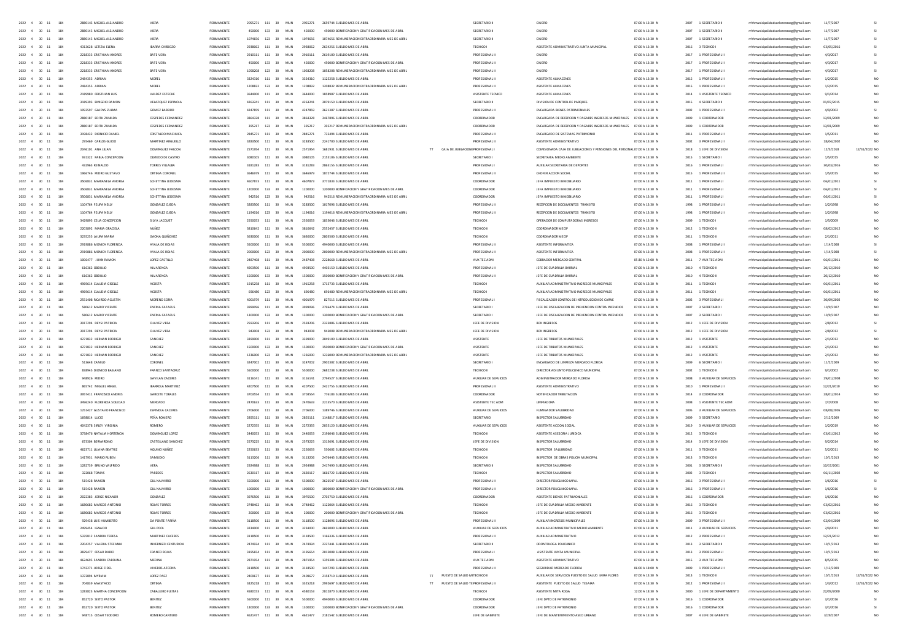| | | | | | | | | | | | | | | | | | | | | | | | | |
|---|---|---|---|---|---|---|---|---|---|---|---|---|---|---|---|---|---|---|---|---|---|---|---|---|
| 2022 | 4 | 30 | 11 | 184 | 2880145 | MIGUEL ALEJANDRO | VIERA | PERMANENTE | 2955271 | 111 | 30 | MUN | 2955271 | 2659744 SUELDO MES DE ABRIL | | SECRETARIO II | CAJERO | 07:00 A 13:30 | N | 2007 | 1 SECRETARIO II | rrhhmunicipalidadsanlorenzo@gmail.com | 11/7/2007 | SI |
| 2022 | 4 | 30 | 11 | 184 | 2880145 | MIGUEL ALEJANDRO | VIERA | PERMANENTE | 450000 | 131 | 30 | MUN | 450000 | 450000 BONIFICACION Y GRATIFICACION MES DE ABRIL | | SECRETARIO II | CAJERO | 07:00 A 13:30 | N | 2007 | 1 SECRETARIO II | rrhhmunicipalidadsanlorenzo@gmail.com | 11/7/2007 | SI |
| 2022 | 4 | 30 | 11 | 184 | 2880145 | MIGUEL ALEJANDRO | VIERA | PERMANENTE | 1074656 | 123 | 30 | MUN | 1074656 | 1074656 REMUNERACION EXTRAORDINARIA MES DE ABRIL | | SECRETARIO II | CAJERO | 07:00 A 13:30 | N | 2007 | 1 SECRETARIO II | rrhhmunicipalidadsanlorenzo@gmail.com | 11/7/2007 | SI |
| 2022 | 4 | 30 | 11 | 184 | 4313628 | LETIZIA ELENA | IBARRA CARDOZO | PERMANENTE | 2938062 | 111 | 30 | MUN | 2938062 | 2644256 SUELDO MES DE ABRIL | | TECNICO I | ASISTENTE ADMINISTRATIVO JUNTA MUNICIPAL | 07:00 A 13:30 | N | 2016 | 3 TECNICO I | rrhhmunicipalidadsanlorenzo@gmail.com | 03/05/2016 | SI |
| 2022 | 4 | 30 | 11 | 184 | 2210333 | CRISTHIAN ANDRES | BATE VERA | PERMANENTE | 2910111 | 111 | 30 | MUN | 2910111 | 2619100 SUELDO MES DE ABRIL | | PROFESIONAL II | CAJERO | 07:00 A 13:30 | N | 2017 | 1 PROFESIONAL II | rrhhmunicipalidadsanlorenzo@gmail.com | 4/3/2017 | SI |
| 2022 | 4 | 30 | 11 | 184 | 2210333 | CRISTHIAN ANDRES | BATE VERA | PERMANENTE | 450000 | 131 | 30 | MUN | 450000 | 450000 BONIFICACION Y GRATIFICACION MES DE ABRIL | | PROFESIONAL II | CAJERO | 07:00 A 13:30 | N | 2017 | 1 PROFESIONAL II | rrhhmunicipalidadsanlorenzo@gmail.com | 4/3/2017 | SI |
| 2022 | 4 | 30 | 11 | 184 | 2210333 | CRISTHIAN ANDRES | BATE VERA | PERMANENTE | 1058208 | 123 | 30 | MUN | 1058208 | 1058208 REMUNERACION EXTRAORDINARIA MES DE ABRIL | | PROFESIONAL II | CAJERO | 07:00 A 13:30 | N | 2017 | 1 PROFESIONAL II | rrhhmunicipalidadsanlorenzo@gmail.com | 4/3/2017 | SI |
| 2022 | 4 | 30 | 11 | 184 | 2484355 | ADRIAN | MOREL | PERMANENTE | 3324310 | 111 | 30 | MUN | 3324310 | 1125258 SUELDO MES DE ABRIL | | PROFESIONAL II | ASISTENTE ALMACENES | 07:00 A 13:30 | N | 2015 | 1 PROFESIONAL II | rrhhmunicipalidadsanlorenzo@gmail.com | 1/2/2015 | NO |
| 2022 | 4 | 30 | 11 | 184 | 2484355 | ADRIAN | MOREL | PERMANENTE | 1208832 | 123 | 30 | MUN | 1208832 | 1208832 REMUNERACION EXTRAORDINARIA MES DE ABRIL | | PROFESIONAL II | ASISTENTE ALMACENES | 07:00 A 13:30 | N | 2015 | 1 PROFESIONAL II | rrhhmunicipalidadsanlorenzo@gmail.com | 1/2/2015 | NO |
| 2022 | 4 | 30 | 11 | 184 | 2189980 | CRISTHIAN LUIS | VALDEZ ESTECHE | PERMANENTE | 3644000 | 111 | 30 | MUN | 3644000 | 1858987 SUELDO MES DE ABRIL | | ASISTENTE TECNICO | ASISTENTE ALMACENES | 07:00 A 13:30 | N | 2014 | 1 ASISTENTE TECNICO | rrhhmunicipalidadsanlorenzo@gmail.com | 9/1/2014 | NO |
| 2022 | 4 | 30 | 11 | 184 | 3189393 | EMIGDIO RAMON | VELAZQUEZ ESPINOLA | PERMANENTE | 4263241 | 111 | 30 | MUN | 4263241 | 3079150 SUELDO MES DE ABRIL | | SECRETARIO II | DIVISION DE CONTROL DE PARQUES | 07:00 A 13:30 | N | 2015 | 4 SECRETARIO II | rrhhmunicipalidadsanlorenzo@gmail.com | 01/07/2015 | NO |
| 2022 | 4 | 30 | 11 | 184 | 1092597 | GLADYS ZULMA | GOMEZ BAREIRO | PERMANENTE | 4247859 | 111 | 30 | MUN | 4247859 | 3621387 SUELDO MES DE ABRIL | | PROFESIONAL II | ENCARGADA BIENES PATRIMONIALES | 07:00 A 13:30 | N | 2002 | 1 PROFESIONAL II | rrhhmunicipalidadsanlorenzo@gmail.com | 4/9/2002 | SI |
| 2022 | 4 | 30 | 11 | 184 | 2880187 | EDITH ZUNILDA | CESPEDES FERNANDEZ | PERMANENTE | 3864328 | 111 | 30 | MUN | 3864328 | 3467896 SUELDO MES DE ABRIL | | COORDINADOR | ENCARGADA DE RECEPCION Y PAGARES INGRESOS MUNICIPALES | 07:00 A 13:30 | N | 2009 | 1 COORDINADOR | rrhhmunicipalidadsanlorenzo@gmail.com | 13/01/2009 | NO |
| 2022 | 4 | 30 | 11 | 184 | 2880187 | EDITH ZUNILDA | CESPEDES FERNANDEZ | PERMANENTE | 395217 | 123 | 30 | MUN | 395217 | 395217 REMUNERACION EXTRAORDINARIA MES DE ABRIL | | COORDINADOR | ENCARGADA DE RECEPCION Y PAGARES INGRESOS MUNICIPALES | 07:00 A 13:30 | N | 2009 | 1 COORDINADOR | rrhhmunicipalidadsanlorenzo@gmail.com | 13/01/2009 | NO |
| 2022 | 4 | 30 | 11 | 184 | 3198432 | DIONICIO DANIEL | CRISTALDO MACHUCA | PERMANENTE | 2845271 | 111 | 30 | MUN | 2845271 | 733494 SUELDO MES DE ABRIL | | PROFESIONAL II | ENCARGADO DE SISTEMAS PATRIMONIO | 07:00 A 13:30 | N | 2011 | 1 PROFESIONAL II | rrhhmunicipalidadsanlorenzo@gmail.com | 1/5/2011 | NO |
| 2022 | 4 | 30 | 11 | 184 | 295469 | CARLOS GUIDO | MARTINEZ ARGUELLO | PERMANENTE | 3283500 | 111 | 30 | MUN | 3283500 | 2241700 SUELDO MES DE ABRIL | | PROFESIONAL II | ASISTENTE ADMINISTRATIVO | 07:00 A 13:30 | N | 2002 | 3 PROFESIONAL II | rrhhmunicipalidadsanlorenzo@gmail.com | 18/04/2002 | NO |
| 2022 | 4 | 30 | 11 | 184 | 2046101 | ANA LILIAN | DOMINGUEZ FALCON | PERMANENTE | 2571954 | 111 | 30 | MUN | 2571954 | 1681931 SUELDO MES DE ABRIL | TT | CAJA DE JUBILACIONE PROFESIONAL I | COMISIONADA CAJA DE JUBILACIONES Y PENSIONES DEL PERSONAL | 07:00 A 13:30 | N | 2018 | 1 JEFE DE DIVISION | rrhhmunicipalidadsanlorenzo@gmail.com | 12/3/2018 | 12/31/2022 NO |
| 2022 | 4 | 30 | 11 | 184 | 931322 | PABLA CONCEPCION | OLMEDO DE CASTRO | PERMANENTE | 3080105 | 111 | 30 | MUN | 3080105 | 2155106 SUELDO MES DE ABRIL | | SECRETARIO I | SECRETARIA MEDIO AMBIENTE | 07:00 A 13:30 | N | 2015 | 1 SECRETARIO I | rrhhmunicipalidadsanlorenzo@gmail.com | 1/5/2015 | NO |
| 2022 | 4 | 30 | 11 | 184 | 432963 | REINALDO | TORRES VILLALBA | PERMANENTE | 3181283 | 111 | 30 | MUN | 3181283 | 2863155 SUELDO MES DE ABRIL | | PROFESIONAL I | AUXILIAR SECRETARIA DE DEPORTES | 07:00 A 13:30 | N | 2016 | 1 PROFESIONAL I | rrhhmunicipalidadsanlorenzo@gmail.com | 30/03/2016 | NO |
| 2022 | 4 | 30 | 11 | 184 | 1966746 | PEDRO GUSTAVO | ORTEGA CORONEL | PERMANENTE | 3646979 | 111 | 30 | MUN | 3646979 | 1872744 SUELDO MES DE ABRIL | | PROFESIONAL II | CHOFER ACCION SOCIAL | 07:00 A 13:30 | N | 2015 | 1 PROFESIONAL II | rrhhmunicipalidadsanlorenzo@gmail.com | 1/5/2015 | NO |
| 2022 | 4 | 30 | 11 | 184 | 3506831 | MARIANELA ANDREA | SCHETTINA LEDESMA | PERMANENTE | 4607873 | 111 | 30 | MUN | 4607873 | 3771833 SUELDO MES DE ABRIL | | COORDINADOR | JEFA IMPUESTO INMOBILIARIO | 07:00 A 13:30 | N | 2011 | 1 PROFESIONAL I | rrhhmunicipalidadsanlorenzo@gmail.com | 06/01/2011 | SI |
| 2022 | 4 | 30 | 11 | 184 | 3506831 | MARIANELA ANDREA | SCHETTINA LEDESMA | PERMANENTE | 1200000 | 131 | 30 | MUN | 1200000 | 1200000 BONIFICACION Y GRATIFICACION MES DE ABRIL | | COORDINADOR | JEFA IMPUESTO INMOBILIARIO | 07:00 A 13:30 | N | 2011 | 1 PROFESIONAL I | rrhhmunicipalidadsanlorenzo@gmail.com | 06/01/2011 | SI |
| 2022 | 4 | 30 | 11 | 184 | 3506831 | MARIANELA ANDREA | SCHETTINA LEDESMA | PERMANENTE | 942516 | 123 | 30 | MUN | 942516 | 942516 REMUNERACION EXTRAORDINARIA MES DE ABRIL | | COORDINADOR | JEFA IMPUESTO INMOBILIARIO | 07:00 A 13:30 | N | 2011 | 1 PROFESIONAL I | rrhhmunicipalidadsanlorenzo@gmail.com | 06/01/2011 | SI |
| 2022 | 4 | 30 | 11 | 184 | 1104764 | FELIPA NELLY | GONZALEZ OJEDA | PERMANENTE | 3283500 | 111 | 30 | MUN | 3283500 | 1017096 SUELDO MES DE ABRIL | | PROFESIONAL II | RECEPCION DE DOCUMENTOS TRANSITO | 07:00 A 13:30 | N | 1998 | 1 PROFESIONAL II | rrhhmunicipalidadsanlorenzo@gmail.com | 1/2/1998 | NO |
| 2022 | 4 | 30 | 11 | 184 | 1104764 | FELIPA NELLY | GONZALEZ OJEDA | PERMANENTE | 1194016 | 123 | 30 | MUN | 1194016 | 1194016 REMUNERACION EXTRAORDINARIA MES DE ABRIL | | PROFESIONAL II | RECEPCION DE DOCUMENTOS TRANSITO | 07:00 A 13:30 | N | 1998 | 1 PROFESIONAL II | rrhhmunicipalidadsanlorenzo@gmail.com | 1/2/1998 | NO |
| 2022 | 4 | 30 | 11 | 184 | 3429895 | CELIA CONCEPCION | SILVA JACQUET | PERMANENTE | 2550053 | 111 | 30 | MUN | 2550053 | 1835046 SUELDO MES DE ABRIL | | TECNICO I | OPERADOR DE COMPUTADORAS INGRESOS | 07:00 A 13:30 | N | 2009 | 1 TECNICO I | rrhhmunicipalidadsanlorenzo@gmail.com | 1/5/2009 | NO |
| 2022 | 4 | 30 | 11 | 184 | 2203892 | MARIA GRACIELA | NUÑEZ | PERMANENTE | 3810642 | 111 | 30 | MUN | 3810642 | 2552457 SUELDO MES DE ABRIL | | TECNICO II | COORDINADOR MECIP | 07:00 A 13:30 | N | 2012 | 1 TECNICO II | rrhhmunicipalidadsanlorenzo@gmail.com | 08/02/2012 | NO |
| 2022 | 4 | 30 | 11 | 184 | 3235255 | LAURA MARIA | GAONA QUIÑONEZ | PERMANENTE | 3630000 | 111 | 30 | MUN | 3630000 | 2803500 SUELDO MES DE ABRIL | | TECNICO II | COORDINADOR MECIP | 07:00 A 13:30 | N | 2011 | 1 TECNICO II | rrhhmunicipalidadsanlorenzo@gmail.com | 2/1/2011 | NO |
| 2022 | 4 | 30 | 11 | 184 | 2919886 | MONICA FLORENCIA | AYALA DE ROJAS | PERMANENTE | 5500000 | 111 | 30 | MUN | 5500000 | 4940000 SUELDO MES DE ABRIL | | PROFESIONAL II | ASISTENTE INFORMATICA | 07:00 A 13:30 | N | 2008 | 1 PROFESIONAL II | rrhhmunicipalidadsanlorenzo@gmail.com | 1/14/2008 | SI |
| 2022 | 4 | 30 | 11 | 184 | 2919886 | MONICA FLORENCIA | AYALA DE ROJAS | PERMANENTE | 2000000 | 123 | 30 | MUN | 2000000 | 2000000 REMUNERACION EXTRAORDINARIA MES DE ABRIL | | PROFESIONAL II | ASISTENTE INFORMATICA | 07:00 A 13:30 | N | 2008 | 1 PROFESIONAL II | rrhhmunicipalidadsanlorenzo@gmail.com | 1/14/2008 | SI |
| 2022 | 4 | 30 | 11 | 184 | 1006477 | JUAN RAMON | LOPEZ CASTILLO | PERMANENTE | 2487408 | 111 | 30 | MUN | 2487408 | 2228668 SUELDO MES DE ABRIL | | AUX TEC ADM | COBRADOR MERCADO CENTRAL | 05:30 A 12:00 | N | 2011 | 7 AUX TEC ADM | rrhhmunicipalidadsanlorenzo@gmail.com | 06/01/2011 | NO |
| 2022 | 4 | 30 | 11 | 184 | 616362 | OBDULIO | ALVARENGA | PERMANENTE | 4903500 | 111 | 30 | MUN | 4903500 | 4403150 SUELDO MES DE ABRIL | | PROFESIONAL II | JEFE DE CUADRILLA BARRIAL | 07:00 A 13:30 | N | 2010 | 4 TECNICO II | rrhhmunicipalidadsanlorenzo@gmail.com | 20/12/2010 | NO |
| 2022 | 4 | 30 | 11 | 184 | 616362 | OBDULIO | ALVARENGA | PERMANENTE | 1500000 | 131 | 30 | MUN | 1500000 | 1500000 BONIFICACION Y GRATIFICACION MES DE ABRIL | | PROFESIONAL II | JEFE DE CUADRILLA BARRIAL | 07:00 A 13:30 | N | 2010 | 4 TECNICO II | rrhhmunicipalidadsanlorenzo@gmail.com | 20/12/2010 | NO |
| 2022 | 4 | 30 | 11 | 184 | 4969614 | CLAUDIA GISELLE | ACOSTA | PERMANENTE | 1915258 | 111 | 30 | MUN | 1915258 | 1713733 SUELDO MES DE ABRIL | | TECNICO I | AUXILIAR ADMINISTRATIVO INGRESOS MUNICIPALES | 07:00 A 13:30 | N | 2011 | 1 TECNICO I | rrhhmunicipalidadsanlorenzo@gmail.com | 06/01/2011 | NO |
| 2022 | 4 | 30 | 11 | 184 | 4969614 | CLAUDIA GISELLE | ACOSTA | PERMANENTE | 696480 | 123 | 30 | MUN | 696480 | 696480 REMUNERACION EXTRAORDINARIA MES DE ABRIL | | TECNICO I | AUXILIAR ADMINISTRATIVO INGRESOS MUNICIPALES | 07:00 A 13:30 | N | 2011 | 1 TECNICO I | rrhhmunicipalidadsanlorenzo@gmail.com | 06/01/2011 | NO |
| 2022 | 4 | 30 | 11 | 184 | 2551408 | RICARDO AGUSTIN | MORENO SORIA | PERMANENTE | 4001979 | 111 | 30 | MUN | 4001979 | 827515 SUELDO MES DE ABRIL | | PROFESIONAL I | FISCALIZADOR CONTROL DE INTRODUCCION DE CARNE | 07:00 A 13:30 | N | 2002 | 3 PROFESIONAL I | rrhhmunicipalidadsanlorenzo@gmail.com | 30/09/2002 | NO |
| 2022 | 4 | 30 | 11 | 184 | 580612 | MARIO VICENTE | ENCINA CAZAFUS | PERMANENTE | 3999096 | 111 | 30 | MUN | 3999096 | 2796474 SUELDO MES DE ABRIL | | SECRETARIO I | JEFE DE FISCALIZACION DE PREVENCION CONTRA INCENDIOS | 07:00 A 13:30 | N | 2007 | 3 SECRETARIO I | rrhhmunicipalidadsanlorenzo@gmail.com | 10/9/2007 | NO |
| 2022 | 4 | 30 | 11 | 184 | 580612 | MARIO VICENTE | ENCINA CAZAFUS | PERMANENTE | 1300000 | 131 | 30 | MUN | 1300000 | 1300000 BONIFICACION Y GRATIFICACION MES DE ABRIL | | SECRETARIO I | JEFE DE FISCALIZACION DE PREVENCION CONTRA INCENDIOS | 07:00 A 13:30 | N | 2007 | 3 SECRETARIO I | rrhhmunicipalidadsanlorenzo@gmail.com | 10/9/2007 | NO |
| 2022 | 4 | 30 | 11 | 184 | 3917294 | DEYSI PATRICIA | CHAVEZ VERA | PERMANENTE | 2593206 | 111 | 30 | MUN | 2593206 | 2323886 SUELDO MES DE ABRIL | | JEFE DE DIVISION | BOX INGRESOS | 07:00 A 13:30 | N | 2012 | 1 JEFE DE DIVISION | rrhhmunicipalidadsanlorenzo@gmail.com | 2/8/2012 | SI |
| 2022 | 4 | 30 | 11 | 184 | 3917294 | DEYSI PATRICIA | CHAVEZ VERA | PERMANENTE | 943008 | 123 | 30 | MUN | 943008 | 943008 REMUNERACION EXTRAORDINARIA MES DE ABRIL | | JEFE DE DIVISION | BOX INGRESOS | 07:00 A 13:30 | N | 2012 | 1 JEFE DE DIVISION | rrhhmunicipalidadsanlorenzo@gmail.com | 2/8/2012 | SI |
| 2022 | 4 | 30 | 11 | 184 | 4271832 | HERNAN RODRIGO | SANCHEZ | PERMANENTE | 3399000 | 111 | 30 | MUN | 3399000 | 3049100 SUELDO MES DE ABRIL | | ASISTENTE | JEFE DE TRIBUTOS MUNICIPALES | 07:00 A 13:30 | N | 2012 | 1 ASISTENTE | rrhhmunicipalidadsanlorenzo@gmail.com | 2/1/2012 | NO |
| 2022 | 4 | 30 | 11 | 184 | 4271832 | HERNAN RODRIGO | SANCHEZ | PERMANENTE | 1500000 | 131 | 30 | MUN | 1500000 | 1500000 BONIFICACION Y GRATIFICACION MES DE ABRIL | | ASISTENTE | JEFE DE TRIBUTOS MUNICIPALES | 07:00 A 13:30 | N | 2012 | 1 ASISTENTE | rrhhmunicipalidadsanlorenzo@gmail.com | 2/1/2012 | NO |
| 2022 | 4 | 30 | 11 | 184 | 4271832 | HERNAN RODRIGO | SANCHEZ | PERMANENTE | 1236000 | 123 | 30 | MUN | 1236000 | 1236000 REMUNERACION EXTRAORDINARIA MES DE ABRIL | | ASISTENTE | JEFE DE TRIBUTOS MUNICIPALES | 07:00 A 13:30 | N | 2012 | 1 ASISTENTE | rrhhmunicipalidadsanlorenzo@gmail.com | 2/1/2012 | NO |
| 2022 | 4 | 30 | 11 | 184 | 513648 | CAMILO | CORONEL | PERMANENTE | 3247002 | 111 | 30 | MUN | 3247002 | 2902302 SUELDO MES DE ABRIL | | SECRETARIO I | ENCARGADO DE LIMPIEZA MERCADO FLORIDA | 07:00 A 13:30 | N | 2009 | 6 SECRETARIO I | rrhhmunicipalidadsanlorenzo@gmail.com | 11/2/2009 | NO |
| 2022 | 4 | 30 | 11 | 184 | 838945 | DIONICIO BASIANO | FRANCO SANTACRUZ | PERMANENTE | 5500000 | 111 | 30 | MUN | 5500000 | 2682238 SUELDO MES DE ABRIL | | TECNICO II | DIRECTOR ADJUNTO POLICLINICO MUNICIPAL | 07:00 A 13:30 | N | 2002 | 1 TECNICO II | rrhhmunicipalidadsanlorenzo@gmail.com | 9/1/2002 | NO |
| 2022 | 4 | 30 | 11 | 184 | 948926 | PEDRO | GAVILAN CACERES | PERMANENTE | 3116141 | 111 | 30 | MUN | 3116141 | 2794527 SUELDO MES DE ABRIL | | AUXILIAR DE SERVICIOS | ADMINISTRADOR MERCADO FLORIDA | 07:00 A 13:30 | N | 2008 | 3 AUXILIAR DE SERVICIOS | rrhhmunicipalidadsanlorenzo@gmail.com | 29/01/2008 | NO |
| 2022 | 4 | 30 | 11 | 184 | 865742 | MIGUEL ANGEL | IBARROLA MARTINEZ | PERMANENTE | 4207500 | 111 | 30 | MUN | 4207500 | 2421755 SUELDO MES DE ABRIL | | PROFESIONAL II | ASISTENTE ADMINISTRATIVO | 07:00 A 13:30 | N | 2010 | 1 PROFESIONAL II | rrhhmunicipalidadsanlorenzo@gmail.com | 12/21/2010 | NO |
| 2022 | 4 | 30 | 11 | 184 | 3957411 | FRANCISCO ANDRES | GARCETE TORALES | PERMANENTE | 3703554 | 111 | 30 | MUN | 3703554 | 776183 SUELDO MES DE ABRIL | | COORDINADOR | NOTIFICADOR TRIBUTACION | 07:00 A 13:30 | N | 2014 | 3 COORDINADOR | rrhhmunicipalidadsanlorenzo@gmail.com | 28/01/2014 | NO |
| 2022 | 4 | 30 | 11 | 184 | 3496240 | FLORENCIA SOLEDAD | MERCADO | PERMANENTE | 2470633 | 111 | 30 | MUN | 2470633 | 2213570 SUELDO MES DE ABRIL | | ASISTENTE TEC ADM | LIMPIADORA | 06:00 A 12:30 | N | 2008 | 1 ASISTENTE TEC ADM | rrhhmunicipalidadsanlorenzo@gmail.com | 7/7/2008 | NO |
| 2022 | 4 | 30 | 11 | 184 | 1251427 | GUSTAVO FRANCISCO | ESPINOLA CACERES | PERMANENTE | 2706000 | 111 | 30 | MUN | 2706000 | 1389746 SUELDO MES DE ABRIL | | AUXILIAR DE SERVICIOS | FUMIGADOR SALUBRIDAD | 07:00 A 13:30 | N | 2005 | 3 AUXILIAR DE SERVICIOS | rrhhmunicipalidadsanlorenzo@gmail.com | 08/08/2005 | NO |
| 2022 | 4 | 30 | 11 | 184 | 1698814 | LUCIO | PEÑA ROMERO | PERMANENTE | 2855111 | 111 | 30 | MUN | 2855111 | 1348817 SUELDO MES DE ABRIL | | SECRETARIO | INSPECTOR SALUBRIDAD | 07:00 A 13:30 | N | 2009 | 3 SECRETARIO | rrhhmunicipalidadsanlorenzo@gmail.com | 2/12/2009 | NO |
| 2022 | 4 | 30 | 11 | 184 | 4042378 | SIRLEY VIRGINIA | ROMERO | PERMANENTE | 2272355 | 111 | 30 | MUN | 2272355 | 2035120 SUELDO MES DE ABRIL | | AUXILIAR DE SERVICIOS | ASISTENTE ACCION SOCIAL | 07:00 A 13:30 | N | 2019 | 3 AUXILIAR DE SERVICIOS | rrhhmunicipalidadsanlorenzo@gmail.com | 1/2/2019 | NO |
| 2022 | 4 | 30 | 11 | 184 | 3738476 | NATALIA HORTENCIA | DOMINGUEZ LOPEZ | PERMANENTE | 2440053 | 111 | 30 | MUN | 2440053 | 2196046 SUELDO MES DE ABRIL | | TECNICO II | ASISTENTE ASESORIA JURIDICA | 07:00 A 13:30 | N | 2012 | 3 TECNICO II | rrhhmunicipalidadsanlorenzo@gmail.com | 03/01/2012 | NO |
| 2022 | 4 | 30 | 11 | 184 | 673304 | BERNARDINO | CASTELLANO SANCHEZ | PERMANENTE | 2573225 | 111 | 30 | MUN | 2573225 | 1315691 SUELDO MES DE ABRIL | | JEFE DE DIVISION | INSPECTOR SALUBRIDAD | 07:00 A 13:30 | N | 2014 | 3 JEFE DE DIVISION | rrhhmunicipalidadsanlorenzo@gmail.com | 9/2/2014 | NO |
| 2022 | 4 | 30 | 11 | 184 | 4623711 | LILIANA BEATRIZ | AQUINO NUÑEZ | PERMANENTE | 2250633 | 111 | 30 | MUN | 2250633 | 530602 SUELDO MES DE ABRIL | | TECNICO II | INSPECTOR SALUBRIDAD | 07:00 A 13:30 | N | 2011 | 3 TECNICO II | rrhhmunicipalidadsanlorenzo@gmail.com | 5/2/2011 | NO |
| 2022 | 4 | 30 | 11 | 184 | 1417931 | MARIO RUBEN | SAMUDIO | PERMANENTE | 3113206 | 111 | 30 | MUN | 3113206 | 2476445 SUELDO MES DE ABRIL | | TECNICO II | INSPECTOR DE OBRAS POLICIA MUNICIPAL | 07:00 A 13:30 | N | 2013 | 3 TECNICO II | rrhhmunicipalidadsanlorenzo@gmail.com | 10/1/2013 | NO |
| 2022 | 4 | 30 | 11 | 184 | 1282739 | BRUNO WILFRIDO | VERA | PERMANENTE | 2924988 | 111 | 30 | MUN | 2924988 | 2417490 SUELDO MES DE ABRIL | | SECRETARIO II | INSPECTOR SALUBRIDAD | 07:00 A 13:30 | N | 2001 | 3 SECRETARIO II | rrhhmunicipalidadsanlorenzo@gmail.com | 10/17/2001 | NO |
| 2022 | 4 | 30 | 11 | 184 | 322068 | TOMAS | PAREDES | PERMANENTE | 2630117 | 111 | 30 | MUN | 2630117 | 1666722 SUELDO MES DE ABRIL | | TECNICO I | INSPECTOR SALUBRIDAD | 07:00 A 13:30 | N | 2002 | 3 TECNICO I | rrhhmunicipalidadsanlorenzo@gmail.com | 06/11/2002 | NO |
| 2022 | 4 | 30 | 11 | 184 | 515428 | RAMON | GILL NAVARRO | PERMANENTE | 5500000 | 111 | 30 | MUN | 5500000 | 3626547 SUELDO MES DE ABRIL | | PROFESIONAL II | DIRECTOR POLICLINICO MPAL | 07:00 A 13:30 | N | 2016 | 3 PROFESIONAL II | rrhhmunicipalidadsanlorenzo@gmail.com | 1/6/2016 | SI |
| 2022 | 4 | 30 | 11 | 184 | 515428 | RAMON | GILL NAVARRO | PERMANENTE | 1000000 | 131 | 30 | MUN | 1000000 | 1000000 BONIFICACION Y GRATIFICACION MES DE ABRIL | | PROFESIONAL II | DIRECTOR POLICLINICO MPAL | 07:00 A 13:30 | N | 2016 | 3 PROFESIONAL II | rrhhmunicipalidadsanlorenzo@gmail.com | 1/6/2016 | SI |
| 2022 | 4 | 30 | 11 | 184 | 2022383 | JORGE NICANOR | GONZALEZ | PERMANENTE | 3976500 | 111 | 30 | MUN | 3976500 | 2703750 SUELDO MES DE ABRIL | | COORDINADOR | ASISTENTE BIENES PATRIMONIALES | 07:00 A 13:30 | N | 2016 | 1 COORDINADOR | rrhhmunicipalidadsanlorenzo@gmail.com | 1/6/2016 | NO |
| 2022 | 4 | 30 | 11 | 184 | 1680682 | MARCOS ANTONIO | ROJAS TORRES | PERMANENTE | 2748462 | 111 | 30 | MUN | 2748462 | 1122064 SUELDO MES DE ABRIL | | TECNICO II | JEFE DE CUADRILLA MEDIO AMBIENTE | 07:00 A 13:30 | N | 2016 | 3 TECNICO II | rrhhmunicipalidadsanlorenzo@gmail.com | 03/02/2016 | NO |
| 2022 | 4 | 30 | 11 | 184 | 1680682 | MARCOS ANTONIO | ROJAS TORRES | PERMANENTE | 200000 | 131 | 30 | MUN | 200000 | 200000 BONIFICACION Y GRATIFICACION MES DE ABRIL | | TECNICO II | JEFE DE CUADRILLA MEDIO AMBIENTE | 07:00 A 13:30 | N | 2016 | 3 TECNICO II | rrhhmunicipalidadsanlorenzo@gmail.com | 03/02/2016 | NO |
| 2022 | 4 | 30 | 11 | 184 | 929438 | LUIS HUMBERTO | DA PONTE FARIÑA | PERMANENTE | 3118500 | 111 | 30 | MUN | 3118500 | 1128096 SUELDO MES DE ABRIL | | PROFESIONAL II | AUXILIAR INGRESOS MUNICIPALES | 07:00 A 13:30 | N | 2009 | 3 PROFESIONAL II | rrhhmunicipalidadsanlorenzo@gmail.com | 02/04/2009 | NO |
| 2022 | 4 | 30 | 11 | 184 | 2499454 | IGNACIO | GILL POOL | PERMANENTE | 3234000 | 111 | 30 | MUN | 3234000 | 2695000 SUELDO MES DE ABRIL | | AUXILIAR DE SERVICIOS | AUXILIAR ADMINISTRATIVO MEDIO AMBIENTE | 07:00 A 13:30 | N | 2011 | 3 AUXILIAR DE SERVICIOS | rrhhmunicipalidadsanlorenzo@gmail.com | 2/9/2011 | NO |
| 2022 | 4 | 30 | 11 | 184 | 5335812 | SANDRA TERESA | MARTINEZ CACERES | PERMANENTE | 3118500 | 111 | 30 | MUN | 3118500 | 1166336 SUELDO MES DE ABRIL | | PROFESIONAL II | AUXILIAR ADMINISTRATIVO | 07:00 A 13:30 | N | 2012 | 3 PROFESIONAL II | rrhhmunicipalidadsanlorenzo@gmail.com | 12/21/2012 | NO |
| 2022 | 4 | 30 | 11 | 184 | 2204257 | VALERIA STEFANIA | INVERNIZZI CENTURION | PERMANENTE | 2474934 | 111 | 30 | MUN | 2474934 | 2227441 SUELDO MES DE ABRIL | | SECRETARIO II | ODONTOLOGA POLICLINICO | 07:00 A 13:30 | N | 2013 | 3 SECRETARIO II | rrhhmunicipalidadsanlorenzo@gmail.com | 10/1/2013 | NO |
| 2022 | 4 | 30 | 11 | 184 | 3829477 | CESAR DARIO | FRANCO ROJAS | PERMANENTE | 3195654 | 111 | 30 | MUN | 3195654 | 2012008 SUELDO MES DE ABRIL | | PROFESIONAL I | ASISTENTE JUNTA MUNICIPAL | 07:00 A 13:30 | N | 2013 | 3 PROFESIONAL I | rrhhmunicipalidadsanlorenzo@gmail.com | 10/1/2013 | NO |
| 2022 | 4 | 30 | 11 | 184 | 4624695 | SANDRA CAROLINA | MEDINA | PERMANENTE | 2871954 | 111 | 30 | MUN | 2871954 | 1359304 SUELDO MES DE ABRIL | | AUX TEC ADM | ASISTENTE ADMINISTRATIVO | 07:00 A 13:30 | N | 2015 | 3 AUX TEC ADM | rrhhmunicipalidadsanlorenzo@gmail.com | 8/5/2015 | NO |
| 2022 | 4 | 30 | 11 | 184 | 1743271 | JORGE FIDEL | VIVEROS AZCONA | PERMANENTE | 3118500 | 111 | 30 | MUN | 3118500 | 1447293 SUELDO MES DE ABRIL | | PROFESIONAL II | SEGURIDAD MERCADO FLORIDA | 06:00 A 18:00 | N | 2009 | 1 PROFESIONAL II | rrhhmunicipalidadsanlorenzo@gmail.com | 1/13/2009 | NO |
| 2022 | 4 | 30 | 11 | 184 | 1372894 | MYRIAM | LOPEZ PAEZ | PERMANENTE | 2409677 | 111 | 30 | MUN | 2409677 | 2158710 SUELDO MES DE ABRIL | TT | PUESTO DE SALUD MITECNICO II | AUXILIAR DE SERVICIOS PUESTO DE SALUD MIRA FLORES | 07:00 A 13:30 | N | 2013 | 3 TECNICO II | rrhhmunicipalidadsanlorenzo@gmail.com | 10/1/2013 | 12/31/2022 NO |
| 2022 | 4 | 30 | 11 | 184 | 704859 | ANASTACIO | ORTEGA | PERMANENTE | 3325218 | 111 | 30 | MUN | 3325218 | 2992697 SUELDO MES DE ABRIL | TT | PUESTO DE SALUD TE PROFESIONAL II | ASISTENTE PUESTO DE SALUD TESAIRA | 07:00 A 13:30 | N | 2012 | 1 PROFESIONAL II | rrhhmunicipalidadsanlorenzo@gmail.com | 1/3/2012 | 12/31/2022 NO |
| 2022 | 4 | 30 | 11 | 184 | 1283823 | MARTHA CONCEPCION | CABALLERO FLEITAS | PERMANENTE | 4580153 | 111 | 30 | MUN | 4580153 | 2812870 SUELDO MES DE ABRIL | | TECNICO I | ASISTENTE MITA ROGA | 12:00 A 18:30 | N | 2000 | 1 JEFE DE DEPARTAMENTO | rrhhmunicipalidadsanlorenzo@gmail.com | 22/09/2000 | NO |
| 2022 | 4 | 30 | 11 | 184 | 852720 | SIXTO PASTOR | BENITEZ | PERMANENTE | 5500000 | 111 | 30 | MUN | 5500000 | 4940000 SUELDO MES DE ABRIL | | COORDINADOR | JEFE DPTO DE PATRIMONIO | 07:00 A 13:30 | N | 2016 | 1 COORDINADOR | rrhhmunicipalidadsanlorenzo@gmail.com | 3/1/2016 | SI |
| 2022 | 4 | 30 | 11 | 184 | 852720 | SIXTO PASTOR | BENITEZ | PERMANENTE | 1300000 | 131 | 30 | MUN | 1300000 | 1300000 BONIFICACION Y GRATIFICACION MES DE ABRIL | | COORDINADOR | JEFE DPTO DE PATRIMONIO | 07:00 A 13:30 | N | 2016 | 1 COORDINADOR | rrhhmunicipalidadsanlorenzo@gmail.com | 3/1/2016 | SI |
| 2022 | 4 | 30 | 11 | 184 | 948715 | CESAR TEODORO | ROMERO CANTERO | PERMANENTE | 4621477 | 111 | 30 | MUN | 4621477 | 2181542 SUELDO MES DE ABRIL | | JEFE DE GABINETE | JEFE DE MANTENIMIENTO ASEO URBANO | 07:00 A 13:30 | N | 2007 | 4 JEFE DE GABINETE | rrhhmunicipalidadsanlorenzo@gmail.com | 3/29/2007 | NO |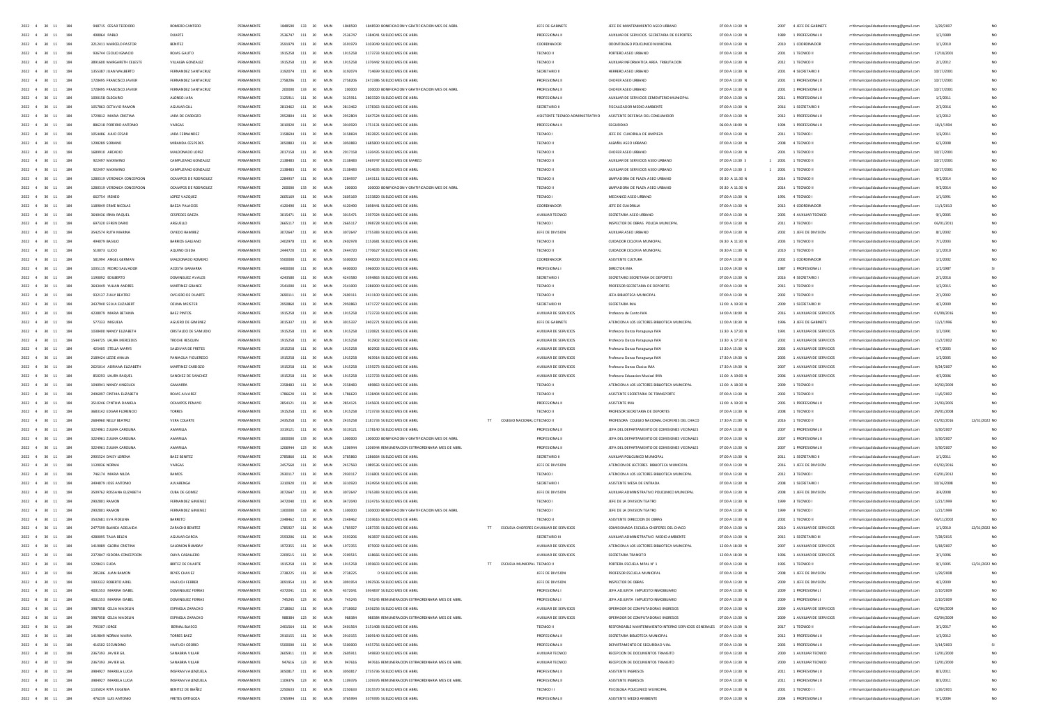| | | | | | | | | | | | | | | | | | | | | | | | | | | |
|---|---|---|---|---|---|---|---|---|---|---|---|---|---|---|---|---|---|---|---|---|---|---|---|---|---|---|
| 2022 | 4 | 30 | 11 | 184 | 948715 | CESAR TEODORO | ROMERO CANTERO | PERMANENTE | 1848590 | 133 | 30 | MUN | 1848590 | 1848590 BONIFICACION Y GRATIFICACION MES DE ABRIL | | JEFE DE GABINETE | JEFE DE MANTENIMIENTO ASEO URBANO | 07:00 A 13:30 | N | 2007 | 4 JEFE DE GABINETE | rrhhmunicipalidadsanlorenzo@gmail.com | 3/29/2007 | | NO |
| 2022 | 4 | 30 | 11 | 184 | 498064 | PABLO | DUARTE | PERMANENTE | 2536747 | 111 | 30 | MUN | 2536747 | 1384041 SUELDO MES DE ABRIL | | PROFESIONAL II | AUXILIAR DE SERVICIOS SECRETARIA DE DEPORTES | 07:00 A 13:30 | N | 1989 | 1 PROFESIONAL II | rrhhmunicipalidadsanlorenzo@gmail.com | 1/2/1989 | | NO |
| 2022 | 4 | 30 | 11 | 184 | 3212411 | MARCELO PASTOR | BENITEZ | PERMANENTE | 3591979 | 111 | 30 | MUN | 3591979 | 3103049 SUELDO MES DE ABRIL | | COORDINADOR | ODONTOLOGO POLICLINICO MUNICIPAL | 07:00 A 13:30 | N | 2010 | 1 COORDINADOR | rrhhmunicipalidadsanlorenzo@gmail.com | 1/1/2010 | | NO |
| 2022 | 4 | 30 | 11 | 184 | 936744 | CECILIO IGNACIO | ROJAS GAUTO | PERMANENTE | 1915258 | 111 | 30 | MUN | 1915258 | 1173733 SUELDO MES DE ABRIL | | TECNICO II | PORTERO ASEO URBANO | 07:00 A 13:30 | N | 2001 | 1 TECNICO II | rrhhmunicipalidadsanlorenzo@gmail.com | 17/10/2001 | | NO |
| 2022 | 4 | 30 | 11 | 184 | 3891600 | MARGARETH CELESTE | VILLALBA GONZALEZ | PERMANENTE | 1915258 | 111 | 30 | MUN | 1915258 | 1370442 SUELDO MES DE ABRIL | | TECNICO II | AUXILIAR INFORMATICA AREA TRIBUTACION | 07:00 A 13:30 | N | 2012 | 1 TECNICO II | rrhhmunicipalidadsanlorenzo@gmail.com | 2/1/2012 | | NO |
| 2022 | 4 | 30 | 11 | 184 | 1355387 | JUAN WALBERTO | FERNANDEZ SANTACRUZ | PERMANENTE | 3192074 | 111 | 30 | MUN | 3192074 | 714699 SUELDO MES DE ABRIL | | SECRETARIO II | HERRERO ASEO URBANO | 07:00 A 13:30 | N | 2001 | 4 SECRETARIO II | rrhhmunicipalidadsanlorenzo@gmail.com | 10/17/2001 | | NO |
| 2022 | 4 | 30 | 11 | 184 | 1728495 | FRANCISCO JAVIER | FERNANDEZ SANTACRUZ | PERMANENTE | 2758206 | 111 | 30 | MUN | 2758206 | 2472386 SUELDO MES DE ABRIL | | PROFESIONAL II | CHOFER ASEO URBANO | 07:00 A 13:30 | N | 2001 | 1 PROFESIONAL II | rrhhmunicipalidadsanlorenzo@gmail.com | 10/17/2001 | | NO |
| 2022 | 4 | 30 | 11 | 184 | 1728495 | FRANCISCO JAVIER | FERNANDEZ SANTACRUZ | PERMANENTE | 200000 | 133 | 30 | MUN | 200000 | 200000 BONIFICACION Y GRATIFICACION MES DE ABRIL | | PROFESIONAL II | CHOFER ASEO URBANO | 07:00 A 13:30 | N | 2001 | 1 PROFESIONAL II | rrhhmunicipalidadsanlorenzo@gmail.com | 10/17/2001 | | NO |
| 2022 | 4 | 30 | 11 | 184 | 1000158 | ELEGARIO | ALONSO LARA | PERMANENTE | 3125911 | 111 | 30 | MUN | 3125911 | 2803320 SUELDO MES DE ABRIL | | PROFESIONAL II | AUXILIAR DE SERVICIOS CEMENTERIO MUNICIPAL | 07:00 A 13:30 | N | 2011 | 1 PROFESIONAL II | rrhhmunicipalidadsanlorenzo@gmail.com | 1/2/2011 | | NO |
| 2022 | 4 | 30 | 11 | 184 | 1057863 | OCTAVIO RAMON | AGUILAR GILL | PERMANENTE | 2813462 | 111 | 30 | MUN | 2813462 | 1578363 SUELDO MES DE ABRIL | | SECRETARIO II | FISCALIZADOR MEDIO AMBIENTE | 07:00 A 13:30 | N | 2016 | 1 SECRETARIO II | rrhhmunicipalidadsanlorenzo@gmail.com | 2/3/2016 | | NO |
| 2022 | 4 | 30 | 11 | 184 | 1729812 | MARIA CRISTINA | JARA DE CARDOZO | PERMANENTE | 2952804 | 111 | 30 | MUN | 2952804 | 2647524 SUELDO MES DE ABRIL | | ASISTENTE TECNICO ADMINISTRATIVO | ASISTENTE DEFENSA DEL CONSUMIDOR | 07:00 A 13:30 | N | 2012 | 1 PROFESIONAL II | rrhhmunicipalidadsanlorenzo@gmail.com | 1/3/2012 | | NO |
| 2022 | 4 | 30 | 11 | 184 | 886218 | PORFIRIO ANTONIO | VARGAS | PERMANENTE | 3010920 | 111 | 30 | MUN | 3010920 | 1751131 SUELDO MES DE ABRIL | | PROFESIONAL II | SEGURIDAD | 06:00 A 18:00 | N | 1994 | 1 PROFESIONAL II | rrhhmunicipalidadsanlorenzo@gmail.com | 10/1/1994 | | NO |
| 2022 | 4 | 30 | 11 | 184 | 1054886 | JULIO CESAR | JARA FERNANDEZ | PERMANENTE | 3158694 | 111 | 30 | MUN | 3158694 | 2832825 SUELDO MES DE ABRIL | | TECNICO I | JEFE DE CUADRILLA DE LIMPIEZA | 07:00 A 13:30 | N | 2011 | 1 TECNICO I | rrhhmunicipalidadsanlorenzo@gmail.com | 1/6/2011 | | NO |
| 2022 | 4 | 30 | 11 | 184 | 1298289 | SORIANO | MIRANDA CESPEDES | PERMANENTE | 3050883 | 111 | 30 | MUN | 3050883 | 1685800 SUELDO MES DE ABRIL | | TECNICO II | ALBAÑIL ASEO URBANO | 07:00 A 13:30 | N | 2008 | 4 TECNICO II | rrhhmunicipalidadsanlorenzo@gmail.com | 6/5/2008 | | NO |
| 2022 | 4 | 30 | 11 | 184 | 1689910 | ARCADIO | MALDONADO LOPEZ | PERMANENTE | 2017158 | 111 | 30 | MUN | 2017158 | 1330435 SUELDO MES DE ABRIL | | TECNICO II | CHOFER ASEO URBANO | 07:00 A 13:30 | N | 2001 | 1 TECNICO II | rrhhmunicipalidadsanlorenzo@gmail.com | 10/17/2001 | | NO |
| 2022 | 4 | 30 | 11 | 184 | 922497 | MAXIMINO | CAMPUZANO GONZALEZ | PERMANENTE | 2138483 | 111 | 30 | MUN | 2138483 | 1469747 SUELDO MES DE MARZO | | TECNICO II | AUXILIAR DE SERVICIOS ASEO URBANO | 07:00 A 13:30 | S | 2001 | 1 TECNICO II | rrhhmunicipalidadsanlorenzo@gmail.com | 10/17/2001 | | NO |
| 2022 | 4 | 30 | 11 | 184 | 922497 | MAXIMINO | CAMPUZANO GONZALEZ | PERMANENTE | 2138483 | 111 | 30 | MUN | 2138483 | 1914635 SUELDO MES DE ABRIL | | TECNICO II | AUXILIAR DE SERVICIOS ASEO URBANO | 07:00 A 13:30 | S | 2001 | 1 TECNICO II | rrhhmunicipalidadsanlorenzo@gmail.com | 10/17/2001 | | NO |
| 2022 | 4 | 30 | 11 | 184 | 1280319 | VERONICA CONCEPCION | OCAMPOS DE RODRIGUEZ | PERMANENTE | 2284937 | 111 | 30 | MUN | 2284937 | 1643111 SUELDO MES DE ABRIL | | TECNICO II | LIMPIADORA DE PLAZA ASEO URBANO | 05:30 A 11:30 | N | 2014 | 1 TECNICO II | rrhhmunicipalidadsanlorenzo@gmail.com | 9/2/2014 | | NO |
| 2022 | 4 | 30 | 11 | 184 | 1280319 | VERONICA CONCEPCION | OCAMPOS DE RODRIGUEZ | PERMANENTE | 200000 | 133 | 30 | MUN | 200000 | 200000 BONIFICACION Y GRATIFICACION MES DE ABRIL | | TECNICO II | LIMPIADORA DE PLAZA ASEO URBANO | 05:30 A 11:30 | N | 2014 | 1 TECNICO II | rrhhmunicipalidadsanlorenzo@gmail.com | 9/2/2014 | | NO |
| 2022 | 4 | 30 | 11 | 184 | 662754 | IRENEO | LOPEZ VAZQUEZ | PERMANENTE | 2605169 | 111 | 30 | MUN | 2605169 | 2233820 SUELDO MES DE ABRIL | | TECNICO I | MECANICO ASEO URBANO | 07:00 A 13:30 | N | 1991 | 4 TECNICO I | rrhhmunicipalidadsanlorenzo@gmail.com | 1/1/1991 | | NO |
| 2022 | 4 | 30 | 11 | 184 | 1189049 | ERME NICOLAS | BAEZA PALACIOS | PERMANENTE | 4120490 | 111 | 30 | MUN | 4120490 | 3688441 SUELDO MES DE ABRIL | | COORDINADOR | JEFE DE CUADRILLA | 07:00 A 13:30 | N | 2013 | 4 COORDINADOR | rrhhmunicipalidadsanlorenzo@gmail.com | 11/1/2013 | | NO |
| 2022 | 4 | 30 | 11 | 184 | 3640436 | ERMA RAQUEL | CESPEDES BAEZA | PERMANENTE | 3015471 | 111 | 30 | MUN | 3015471 | 2597924 SUELDO MES DE ABRIL | | AUXILIAR TECNICO | SECRETARIA ASEO URBANO | 07:00 A 13:30 | N | 2005 | 4 AUXILIAR TECNICO | rrhhmunicipalidadsanlorenzo@gmail.com | 9/1/2005 | | NO |
| 2022 | 4 | 30 | 11 | 184 | 697320 | EFREN DARIO | ARGUELLO | PERMANENTE | 2665117 | 111 | 30 | MUN | 2665117 | 1998728 SUELDO MES DE ABRIL | | TECNICO I | INSPECTOR DE OBRAS POLICIA MUNICIPAL | 07:00 A 13:30 | N | 2011 | 3 TECNICO I | rrhhmunicipalidadsanlorenzo@gmail.com | 06/01/2011 | | NO |
| 2022 | 4 | 30 | 11 | 184 | 3542574 | RUTH MARINA | OVIEDO RAMIREZ | PERMANENTE | 3072647 | 111 | 30 | MUN | 3072647 | 2755380 SUELDO MES DE ABRIL | | JEFE DE DIVISION | AUXILIAR ASEO URBANO | 07:00 A 13:30 | N | 2002 | 1 JEFE DE DIVISION | rrhhmunicipalidadsanlorenzo@gmail.com | 8/1/2002 | | NO |
| 2022 | 4 | 30 | 11 | 184 | 494079 | BASILIO | BARRIOS GALEANO | PERMANENTE | 2402978 | 111 | 30 | MUN | 2402978 | 2152681 SUELDO MES DE ABRIL | | TECNICO II | CUIDADOR CICLOVIA MUNICIPAL | 05:30 A 11:30 | N | 2003 | 1 TECNICO II | rrhhmunicipalidadsanlorenzo@gmail.com | 7/1/2003 | | NO |
| 2022 | 4 | 30 | 11 | 184 | 510073 | LUCIO | AQUINO OJEDA | PERMANENTE | 2444720 | 111 | 30 | MUN | 2444720 | 1770627 SUELDO MES DE ABRIL | | TECNICO II | CUIDADOR CICLOVIA MUNICIPAL | 05:30 A 11:30 | N | 2010 | 1 TECNICO II | rrhhmunicipalidadsanlorenzo@gmail.com | 1/1/2010 | | NO |
| 2022 | 4 | 30 | 11 | 184 | 581994 | ANGEL GERMAN | MALDONADO ROMERO | PERMANENTE | 5500000 | 111 | 30 | MUN | 5500000 | 4940000 SUELDO MES DE ABRIL | | COORDINADOR | ASISTENTE CULTURA | 07:00 A 13:30 | N | 2002 | 1 COORDINADOR | rrhhmunicipalidadsanlorenzo@gmail.com | 1/2/2002 | | NO |
| 2022 | 4 | 30 | 11 | 184 | 1035115 | PEDRO SALVADOR | ACOSTA GAMARRA | PERMANENTE | 4400000 | 111 | 30 | MUN | 4400000 | 3960000 SUELDO MES DE ABRIL | | PROFESIONAL I | DIRECTOR IMA | 13:00 A 19:30 | N | 1987 | 1 PROFESIONAL I | rrhhmunicipalidadsanlorenzo@gmail.com | 1/2/1987 | | SI |
| 2022 | 4 | 30 | 11 | 184 | 1190092 | EDILBERTO | DOMINGUEZ AVALOS | PERMANENTE | 4243580 | 111 | 30 | MUN | 4243580 | 3394863 SUELDO MES DE ABRIL | | SECRETARIO I | SECRETARIO SECRETARIA DE DEPORTES | 07:00 A 13:30 | N | 2016 | 4 SECRETARIO I | rrhhmunicipalidadsanlorenzo@gmail.com | 2/1/2016 | | NO |
| 2022 | 4 | 30 | 11 | 184 | 3643449 | YULIAN ANDRES | MARTINEZ GRANCE | PERMANENTE | 2541000 | 111 | 30 | MUN | 2541000 | 2286900 SUELDO MES DE ABRIL | | TECNICO II | PROFESOR SECRETARIA DE DEPORTES | 07:00 A 13:30 | N | 2015 | 1 TECNICO II | rrhhmunicipalidadsanlorenzo@gmail.com | 1/2/2015 | | NO |
| 2022 | 4 | 30 | 11 | 184 | 932137 | ZULLY BEATRIZ | OVELERO DE DUARTE | PERMANENTE | 2690111 | 111 | 30 | MUN | 2690111 | 2411100 SUELDO MES DE ABRIL | | TECNICO II | JEFA BIBLIOTECA MUNICIPAL | 07:00 A 13:30 | N | 2002 | 1 TECNICO II | rrhhmunicipalidadsanlorenzo@gmail.com | 2/1/2002 | | NO |
| 2022 | 4 | 30 | 11 | 184 | 3437940 | SELVA ELIZABERT | OZUNA MEISTER | PERMANENTE | 2950860 | 111 | 30 | MUN | 2950860 | 1471727 SUELDO MES DE ABRIL | | SECRETARIO III | SECRETARIA IMA | 13:00 A 19:30 | N | 2009 | 1 SECRETARIO III | rrhhmunicipalidadsanlorenzo@gmail.com | 4/2/2009 | | NO |
| 2022 | 4 | 30 | 11 | 184 | 4238079 | MARIA BETANIA | BAEZ PINTOS | PERMANENTE | 1915258 | 111 | 30 | MUN | 1915258 | 1723733 SUELDO MES DE ABRIL | | AUXILIAR DE SERVICIOS | Profesora de Canto IMA | 14:00 A 18:00 | N | 2016 | 1 AUXILIAR DE SERVICIOS | rrhhmunicipalidadsanlorenzo@gmail.com | 01/09/2016 | | NO |
| 2022 | 4 | 30 | 11 | 184 | 577333 | MIGUELA | AGUERO DE GIMENEZ | PERMANENTE | 3015337 | 111 | 30 | MUN | 3015337 | 2402271 SUELDO MES DE ABRIL | | JEFE DE GABINETE | ATENCION A LOS LECTORES BIBLIOTECA MUNICIPAL | 12:00 A 18:30 | N | 1996 | 3 JEFE DE GABINETE | rrhhmunicipalidadsanlorenzo@gmail.com | 12/1/1996 | | NO |
| 2022 | 4 | 30 | 11 | 184 | 1038900 | NANCY ELIZABETH | CRISTALDO DE SAMUDIO | PERMANENTE | 1915258 | 111 | 30 | MUN | 1915258 | 1220821 SUELDO MES DE ABRIL | | AUXILIAR DE SERVICIOS | Profesora Danza Paraguaya IMA | 15:00 A 17:30 | N | 1991 | 1 AUXILIAR DE SERVICIOS | rrhhmunicipalidadsanlorenzo@gmail.com | 1/2/1991 | | NO |
| 2022 | 4 | 30 | 11 | 184 | 1544725 | LAURA MERCEDES | TROCHE RESQUIN | PERMANENTE | 1915258 | 111 | 30 | MUN | 1915258 | 912902 SUELDO MES DE ABRIL | | AUXILIAR DE SERVICIOS | Profesora Danza Paraguaya IMA | 13:30 A 17:30 | N | 2002 | 1 AUXILIAR DE SERVICIOS | rrhhmunicipalidadsanlorenzo@gmail.com | 11/2/2002 | | NO |
| 2022 | 4 | 30 | 11 | 184 | 425405 | STELLA MARYS | SALDIVAR DE FRETES | PERMANENTE | 1915258 | 111 | 30 | MUN | 1915258 | 802902 SUELDO MES DE ABRIL | | AUXILIAR DE SERVICIOS | Profesora Danza Paraguaya IMA | 13:30 A 15:30 | N | 2003 | 1 AUXILIAR DE SERVICIOS | rrhhmunicipalidadsanlorenzo@gmail.com | 4/7/2003 | | NO |
| 2022 | 4 | 30 | 11 | 184 | 2189424 | LIZZIE AMALIA | PANIAGUA FIGUEREDO | PERMANENTE | 1915258 | 111 | 30 | MUN | 1915258 | 963914 SUELDO MES DE ABRIL | | AUXILIAR DE SERVICIOS | Profesora Danza Paraguaya IMA | 17:30 A 19:30 | N | 2005 | 1 AUXILIAR DE SERVICIOS | rrhhmunicipalidadsanlorenzo@gmail.com | 1/2/2005 | | NO |
| 2022 | 4 | 30 | 11 | 184 | 2625014 | ADRIANA ELIZABETH | MARTINEZ CARDOZO | PERMANENTE | 1915258 | 111 | 30 | MUN | 1915258 | 1559273 SUELDO MES DE ABRIL | | AUXILIAR DE SERVICIOS | Profesora Danza Clasica IMA | 17:30 A 19:30 | N | 2007 | 1 AUXILIAR DE SERVICIOS | rrhhmunicipalidadsanlorenzo@gmail.com | 9/24/2007 | | NO |
| 2022 | 4 | 30 | 11 | 184 | 850293 | LAURA RAQUEL | SANCHEZ DE SANCHEZ | PERMANENTE | 1915258 | 111 | 30 | MUN | 1915258 | 1523733 SUELDO MES DE ABRIL | | AUXILIAR DE SERVICIOS | Profesora Educacion Musical IMA | 15:00 A 19:00 | N | 2006 | 1 AUXILIAR DE SERVICIOS | rrhhmunicipalidadsanlorenzo@gmail.com | 4/5/2006 | | NO |
| 2022 | 4 | 30 | 11 | 184 | 1040941 | NANCY ANGELICA | GAMARRA | PERMANENTE | 2358483 | 111 | 30 | MUN | 2358483 | 489863 SUELDO MES DE ABRIL | | TECNICO II | ATENCION A LOS LECTORES BIBLIOTECA MUNICIPAL | 12:00 A 18:30 | N | 2009 | 1 TECNICO II | rrhhmunicipalidadsanlorenzo@gmail.com | 10/02/2009 | | NO |
| 2022 | 4 | 30 | 11 | 184 | 2496097 | CINTHIA ELIZABETH | ROJAS ALVAREZ | PERMANENTE | 1786620 | 111 | 30 | MUN | 1786620 | 1538404 SUELDO MES DE ABRIL | | TECNICO II | ASISTENTE SECRETARIA DE TRANSPORTE | 07:00 A 13:30 | N | 2002 | 1 TECNICO II | rrhhmunicipalidadsanlorenzo@gmail.com | 11/6/2002 | | NO |
| 2022 | 4 | 30 | 11 | 184 | 3510246 | CYNTHIA DANIELA | OCAMPOS PENAYO | PERMANENTE | 2854121 | 111 | 30 | MUN | 2854121 | 2345601 SUELDO MES DE ABRIL | | PROFESIONAL II | ASISTENTE IMA | 13:00 A 19:30 | N | 2005 | 1 PROFESIONAL II | rrhhmunicipalidadsanlorenzo@gmail.com | 21/03/2005 | | NO |
| 2022 | 4 | 30 | 11 | 184 | 3683142 | EDGAR FLORENCIO | TORRES | PERMANENTE | 1915258 | 111 | 30 | MUN | 1915258 | 1723733 SUELDO MES DE ABRIL | | TECNICO II | PROFESOR SECRETARIA DE DEPORTES | 07:00 A 13:30 | N | 2008 | 1 TECNICO II | rrhhmunicipalidadsanlorenzo@gmail.com | 29/01/2008 | | NO |
| 2022 | 4 | 30 | 11 | 184 | 2684960 | NELLY BEATRIZ | VERA COLARTE | PERMANENTE | 2435258 | 111 | 30 | MUN | 2435258 | 2181733 SUELDO MES DE ABRIL | TT COLEGIO NACIONAL CHOTECNICO II | | PROFESORA COLEGIO NACIONAL CHOFERES DEL CHACO | 17:00 A 23:00 | N | 2016 | 1 TECNICO II | rrhhmunicipalidadsanlorenzo@gmail.com | 01/02/2016 | 12/31/2022 | NO |
| 2022 | 4 | 30 | 11 | 184 | 3224961 | ZULMA CAROLINA | AMARILLA | PERMANENTE | 3319121 | 111 | 30 | MUN | 3319121 | 1178140 SUELDO MES DE ABRIL | | PROFESIONAL II | JEFA DEL DEPARTAMENTO DE COMISIONES VECINALES | 07:00 A 13:30 | N | 2007 | 1 PROFESIONAL II | rrhhmunicipalidadsanlorenzo@gmail.com | 3/30/2007 | | NO |
| 2022 | 4 | 30 | 11 | 184 | 3224961 | ZULMA CAROLINA | AMARILLA | PERMANENTE | 1000000 | 133 | 30 | MUN | 1000000 | 1000000 BONIFICACION Y GRATIFICACION MES DE ABRIL | | PROFESIONAL II | JEFA DEL DEPARTAMENTO DE COMISIONES VECINALES | 07:00 A 13:30 | N | 2007 | 1 PROFESIONAL II | rrhhmunicipalidadsanlorenzo@gmail.com | 3/30/2007 | | NO |
| 2022 | 4 | 30 | 11 | 184 | 3224961 | ZULMA CAROLINA | AMARILLA | PERMANENTE | 1206944 | 123 | 30 | MUN | 1206944 | 1206944 REMUNERACION EXTRAORDINARIA MES DE ABRIL | | PROFESIONAL II | JEFA DEL DEPARTAMENTO DE COMISIONES VECINALES | 07:00 A 13:30 | N | 2007 | 1 PROFESIONAL II | rrhhmunicipalidadsanlorenzo@gmail.com | 3/30/2007 | | NO |
| 2022 | 4 | 30 | 11 | 184 | 2905524 | DAISY LORENA | BAEZ BENITEZ | PERMANENTE | 2785860 | 111 | 30 | MUN | 2785860 | 1286664 SUELDO MES DE ABRIL | | SECRETARIO II | AUXILIAR POLICLINICO MUNICIPAL | 07:00 A 13:30 | N | 2011 | 1 SECRETARIO II | rrhhmunicipalidadsanlorenzo@gmail.com | 1/1/2011 | | NO |
| 2022 | 4 | 30 | 11 | 184 | 1139036 | NORMA | VARGAS | PERMANENTE | 2457560 | 111 | 30 | MUN | 2457560 | 1089536 SUELDO MES DE ABRIL | | JEFE DE DIVISION | ATENCION DE LECTORES BIBLIOTECA MUNICIPAL | 07:00 A 13:30 | N | 2016 | 1 JEFE DE DIVISION | rrhhmunicipalidadsanlorenzo@gmail.com | 01/02/2016 | | NO |
| 2022 | 4 | 30 | 11 | 184 | 746174 | MARIA NILDA | RAMOS | PERMANENTE | 2930117 | 111 | 30 | MUN | 2930117 | 2316801 SUELDO MES DE ABRIL | | TECNICO I | ATENCION A LOS LECTORES BIBLIOTECA MUNICIPAL | 07:00 A 13:30 | N | 2012 | 3 TECNICO I | rrhhmunicipalidadsanlorenzo@gmail.com | 03/01/2012 | | NO |
| 2022 | 4 | 30 | 11 | 184 | 3494879 | JOSE ANTONIO | ALVARENGA | PERMANENTE | 3310920 | 111 | 30 | MUN | 3310920 | 2424954 SUELDO MES DE ABRIL | | SECRETARIO I | ASISTENTE MESA DE ENTRADA | 07:00 A 13:30 | N | 2008 | 1 SECRETARIO I | rrhhmunicipalidadsanlorenzo@gmail.com | 10/16/2008 | | NO |
| 2022 | 4 | 30 | 11 | 184 | 3509762 | ROSSANA ELIZABETH | CUBA DE GOMEZ | PERMANENTE | 3072647 | 111 | 30 | MUN | 3072647 | 2765383 SUELDO MES DE ABRIL | | JEFE DE DIVISION | AUXILIAR ADMINISTRATIVO POLICLINICO MUNICIPAL | 07:00 A 13:30 | N | 2008 | 1 JEFE DE DIVISION | rrhhmunicipalidadsanlorenzo@gmail.com | 3/4/2008 | | NO |
| 2022 | 4 | 30 | 11 | 184 | 2902801 | RAMON | FERNANDEZ GIMENEZ | PERMANENTE | 3472040 | 111 | 30 | MUN | 3472040 | 2324716 SUELDO MES DE ABRIL | | TECNICO I | JEFE DE LA DIVISION TEATRO | 07:00 A 13:30 | N | 1999 | 3 TECNICO I | rrhhmunicipalidadsanlorenzo@gmail.com | 1/21/1999 | | NO |
| 2022 | 4 | 30 | 11 | 184 | 2902801 | RAMON | FERNANDEZ GIMENEZ | PERMANENTE | 1300000 | 133 | 30 | MUN | 1300000 | 1300000 BONIFICACION Y GRATIFICACION MES DE ABRIL | | TECNICO I | JEFE DE LA DIVISION TEATRO | 07:00 A 13:30 | N | 1999 | 3 TECNICO I | rrhhmunicipalidadsanlorenzo@gmail.com | 1/21/1999 | | NO |
| 2022 | 4 | 30 | 11 | 184 | 3522681 | EVA FIDELINA | BARRETO | PERMANENTE | 2348462 | 111 | 30 | MUN | 2348462 | 2103616 SUELDO MES DE ABRIL | | TECNICO II | ASISTENTE DIRECCION DE OBRAS | 07:00 A 13:30 | N | 2002 | 1 TECNICO II | rrhhmunicipalidadsanlorenzo@gmail.com | 06/11/2002 | | NO |
| 2022 | 4 | 30 | 11 | 184 | 2477599 | BLANCA ADELAIDA | ZARACHO BENITEZ | PERMANENTE | 1785927 | 111 | 30 | MUN | 1785927 | 1287335 SUELDO MES DE ABRIL | TT ESCUELA CHOFERES DAUXILIAR DE SERVICIOS | | COMISIONADA ESCUELA CHOFERES DEL CHACO | 07:00 A 13:30 | N | 2010 | 1 AUXILIAR DE SERVICIOS | rrhhmunicipalidadsanlorenzo@gmail.com | 1/1/2010 | 12/31/2022 | NO |
| 2022 | 4 | 30 | 11 | 184 | 4280095 | TALIA BELEN | AGUILAR GARCIA | PERMANENTE | 2593206 | 111 | 30 | MUN | 2593206 | 963837 SUELDO MES DE ABRIL | | SECRETARIO III | AUXILIAR ADMINISTRATIVO MEDIO AMBIENTE | 07:00 A 13:30 | N | 2015 | 1 SECRETARIO III | rrhhmunicipalidadsanlorenzo@gmail.com | 7/28/2015 | | NO |
| 2022 | 4 | 30 | 11 | 184 | 1419089 | GLORIA CRISTINA | SALOMON ÑUMBAY | PERMANENTE | 1972355 | 111 | 30 | MUN | 1972355 | 873902 SUELDO MES DE ABRIL | | AUXILIAR DE SERVICIOS | ATENCION A LOS LECTORES BIBLIOTECA MUNICIPAL | 12:00 A 18:30 | N | 2007 | 1 AUXILIAR DE SERVICIOS | rrhhmunicipalidadsanlorenzo@gmail.com | 5/18/2007 | | NO |
| 2022 | 4 | 30 | 11 | 184 | 2372847 | ISIDORA CONCEPCION | OLIVA CABALLERO | PERMANENTE | 2209515 | 111 | 30 | MUN | 2209515 | 618666 SUELDO MES DE ABRIL | | AUXILIAR DE SERVICIOS | SECRETARIA TRANSITO | 12:00 A 18:30 | N | 1996 | 1 AUXILIAR DE SERVICIOS | rrhhmunicipalidadsanlorenzo@gmail.com | 3/1/1996 | | NO |
| 2022 | 4 | 30 | 11 | 184 | 1228421 | ELIDA | BRITEZ DE DUARTE | PERMANENTE | 1915258 | 111 | 30 | MUN | 1915258 | 1058603 SUELDO MES DE ABRIL | TT ESCUELA MUNICIPAL TECNICO II | | PORTERA ESCUELA MPAL N° 1 | 07:00 A 13:30 | N | 1995 | 1 TECNICO II | rrhhmunicipalidadsanlorenzo@gmail.com | 8/1/1995 | 12/31/2022 | NO |
| 2022 | 4 | 30 | 11 | 184 | 285306 | JUAN RAMON | REYES CHAVEZ | PERMANENTE | 2738225 | 111 | 30 | MUN | 2738225 | 0 SUELDO MES DE ABRIL | | JEFE DE DIVISION | PROFESOR ESCUELA MUNICIPAL | 07:00 A 13:30 | N | 2008 | 1 JEFE DE DIVISION | rrhhmunicipalidadsanlorenzo@gmail.com | 1/29/2008 | | NO |
| 2022 | 4 | 30 | 11 | 184 | 1903332 | ROBERTO ARIEL | HAIFUCH FERRER | PERMANENTE | 3091954 | 111 | 30 | MUN | 3091954 | 1992506 SUELDO MES DE ABRIL | | JEFE DE DIVISION | INSPECTOR DE OBRAS | 07:00 A 13:30 | N | 2009 | 1 JEFE DE DIVISION | rrhhmunicipalidadsanlorenzo@gmail.com | 4/2/2009 | | NO |
| 2022 | 4 | 30 | 11 | 184 | 4001553 | MARINA ISABEL | DOMINGUEZ FERRAS | PERMANENTE | 4372041 | 111 | 30 | MUN | 4372041 | 3934837 SUELDO MES DE ABRIL | | PROFESIONAL I | JEFA ADJUNTA IMPUESTO INMOBILIARIO | 07:00 A 13:30 | N | 2009 | 1 PROFESIONAL I | rrhhmunicipalidadsanlorenzo@gmail.com | 2/10/2009 | | NO |
| 2022 | 4 | 30 | 11 | 184 | 4001553 | MARINA ISABEL | DOMINGUEZ FERRAS | PERMANENTE | 745245 | 123 | 30 | MUN | 745245 | 745245 REMUNERACION EXTRAORDINARIA MES DE ABRIL | | PROFESIONAL I | JEFA ADJUNTA IMPUESTO INMOBILIARIO | 07:00 A 13:30 | N | 2009 | 1 PROFESIONAL I | rrhhmunicipalidadsanlorenzo@gmail.com | 2/10/2009 | | NO |
| 2022 | 4 | 30 | 11 | 184 | 3987058 | CELSA MADELIN | ESPINOLA ZARACHO | PERMANENTE | 2718062 | 111 | 30 | MUN | 2718062 | 2436256 SUELDO MES DE ABRIL | | AUXILIAR DE SERVICIOS | OPERADOR DE COMPUTADORAS INGRESOS | 07:00 A 13:30 | N | 2009 | 1 AUXILIAR DE SERVICIOS | rrhhmunicipalidadsanlorenzo@gmail.com | 02/04/2009 | | NO |
| 2022 | 4 | 30 | 11 | 184 | 3987058 | CELSA MADELIN | ESPINOLA ZARACHO | PERMANENTE | 988384 | 123 | 30 | MUN | 988384 | 988384 REMUNERACION EXTRAORDINARIA MES DE ABRIL | | AUXILIAR DE SERVICIOS | OPERADOR DE COMPUTADORAS INGRESOS | 07:00 A 13:30 | N | 2009 | 1 AUXILIAR DE SERVICIOS | rrhhmunicipalidadsanlorenzo@gmail.com | 02/04/2009 | | NO |
| 2022 | 4 | 30 | 11 | 184 | 795307 | JORGE | BERNAL BLASCO | PERMANENTE | 2401564 | 111 | 30 | MUN | 2401564 | 2151408 SUELDO MES DE ABRIL | | TECNICO II | RESPONSABLE MANTENIMIENTO INTERNO SERVICIOS GENERALES | 07:00 A 13:30 | N | 2017 | 1 TECNICO II | rrhhmunicipalidadsanlorenzo@gmail.com | 3/1/2017 | | NO |
| 2022 | 4 | 30 | 11 | 184 | 1419849 | NORMA MARIA | TORRES BAEZ | PERMANENTE | 2910155 | 111 | 30 | MUN | 2910155 | 2609140 SUELDO MES DE ABRIL | | PROFESIONAL II | SECRETARIA BIBLIOTECA MUNICIPAL | 07:00 A 13:30 | N | 2012 | 3 PROFESIONAL II | rrhhmunicipalidadsanlorenzo@gmail.com | 1/3/2012 | | NO |
| 2022 | 4 | 30 | 11 | 184 | 416502 | SECUNDINO | HAIFUCH OZORIO | PERMANENTE | 5500000 | 111 | 30 | MUN | 5500000 | 4455756 SUELDO MES DE ABRIL | | PROFESIONAL II | DEPARTAMENTO DE SEGURIDAD VIAL | 07:00 A 13:30 | N | 2003 | 1 PROFESIONAL II | rrhhmunicipalidadsanlorenzo@gmail.com | 3/14/2003 | | SI |
| 2022 | 4 | 30 | 11 | 184 | 2367393 | JAVIER GIL | SANABRIA VILLAR | PERMANENTE | 2605911 | 111 | 30 | MUN | 2605911 | 549830 SUELDO MES DE ABRIL | | AUXILIAR TECNICO | RECEPCION DE DOCUMENTOS TRANSITO | 07:00 A 13:30 | N | 2000 | 1 AUXILIAR TECNICO | rrhhmunicipalidadsanlorenzo@gmail.com | 12/01/2000 | | NO |
| 2022 | 4 | 30 | 11 | 184 | 2367393 | JAVIER GIL | SANABRIA VILLAR | PERMANENTE | 947616 | 123 | 30 | MUN | 947616 | 947616 REMUNERACION EXTRAORDINARIA MES DE ABRIL | | AUXILIAR TECNICO | RECEPCION DE DOCUMENTOS TRANSITO | 07:00 A 13:30 | N | 2000 | 1 AUXILIAR TECNICO | rrhhmunicipalidadsanlorenzo@gmail.com | 12/01/2000 | | NO |
| 2022 | 4 | 30 | 11 | 184 | 3984927 | MARIELA LUCIA | INSFRAN VALENZUELA | PERMANENTE | 3050817 | 111 | 30 | MUN | 3050817 | 2735736 SUELDO MES DE ABRIL | | PROFESIONAL II | ASISTENTE INGRESOS | 07:00 A 13:30 | N | 2011 | 1 PROFESIONAL II | rrhhmunicipalidadsanlorenzo@gmail.com | 8/3/2011 | | NO |
| 2022 | 4 | 30 | 11 | 184 | 3984927 | MARIELA LUCIA | INSFRAN VALENZUELA | PERMANENTE | 1109376 | 123 | 30 | MUN | 1109376 | 1109376 REMUNERACION EXTRAORDINARIA MES DE ABRIL | | PROFESIONAL II | ASISTENTE INGRESOS | 07:00 A 13:30 | N | 2011 | 1 PROFESIONAL II | rrhhmunicipalidadsanlorenzo@gmail.com | 8/3/2011 | | NO |
| 2022 | 4 | 30 | 11 | 184 | 1135024 | RITA EUGENIA | BENITEZ DE IBAÑEZ | PERMANENTE | 2250633 | 111 | 30 | MUN | 2250633 | 2015570 SUELDO MES DE ABRIL | | TECNICO I | PSICOLOGA POLICLINICO MUNICIPAL | 07:00 A 13:30 | N | 2001 | 1 TECNICO I | rrhhmunicipalidadsanlorenzo@gmail.com | 1/26/2001 | | NO |
| 2022 | 4 | 30 | 11 | 184 | 476239 | LUIS ANTONIO | FRETES ORTIGOZA | PERMANENTE | 3765994 | 111 | 30 | MUN | 3765994 | 3379395 SUELDO MES DE ABRIL | | PROFESIONAL II | ASISTENTE MEDIO AMBIENTE | 07:00 A 13:30 | N | 2004 | 1 PROFESIONAL II | rrhhmunicipalidadsanlorenzo@gmail.com | 9/1/2004 | | NO |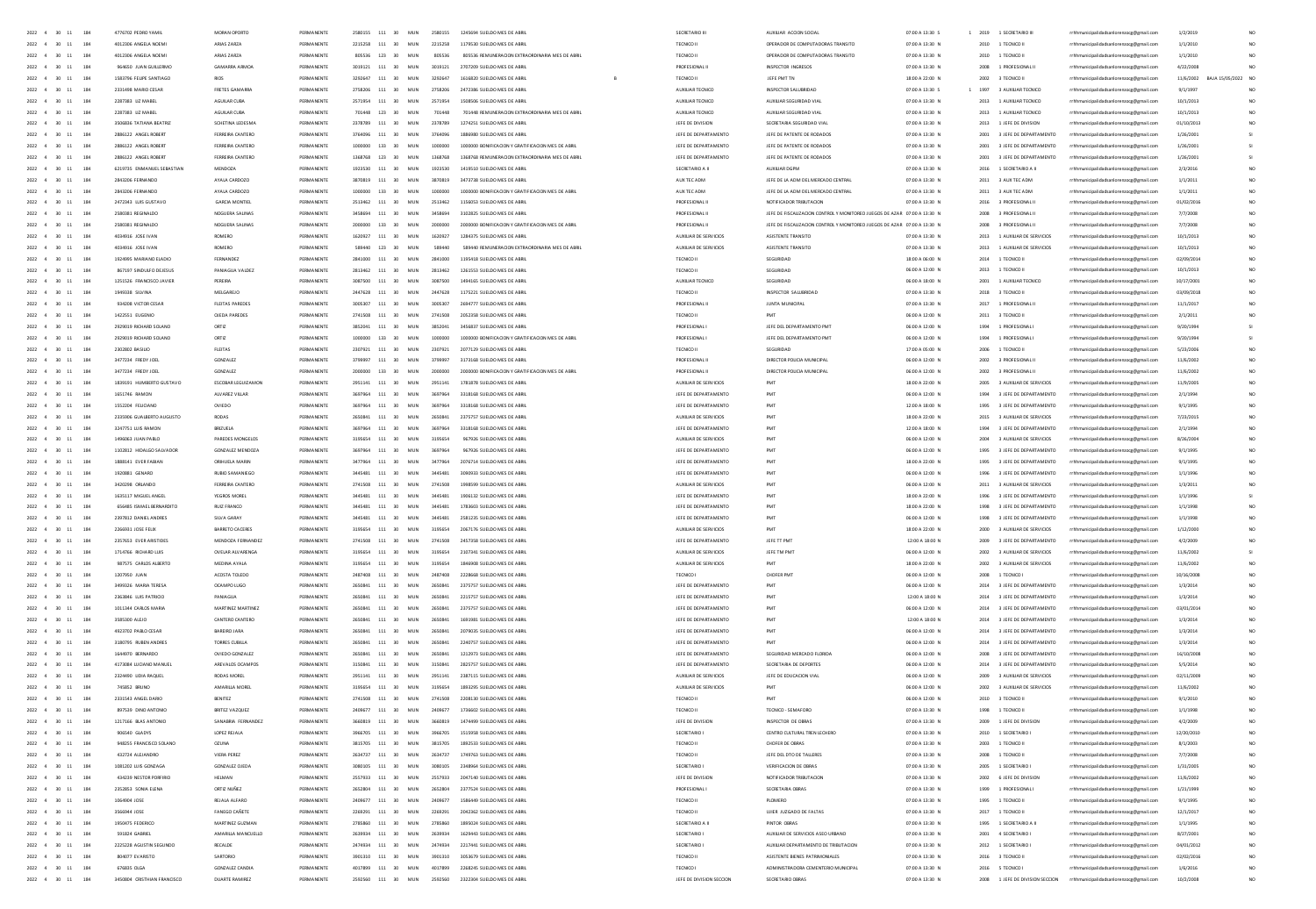| | | | | | | | | | | | | | | | | | | | | | | | | |
|---|---|---|---|---|---|---|---|---|---|---|---|---|---|---|---|---|---|---|---|---|---|---|---|---|
| 2022 | 4 | 30 | 11 | 184 | 4776702 | PEDRO YAMIL | MORAN OPORTO | PERMANENTE | 2580155 | 111 | 30 | MUN | 2580155 | 1245694 SUELDO MES DE ABRIL | | SECRETARIO III | AUXILIAR ACCION SOCIAL | 07:00 A 13:30 S | 1 | 2019 | 1 SECRETARIO III | rrhhmunicipalidadsanlorenzo@gmail.com | 1/2/2019 | NO |
| 2022 | 4 | 30 | 11 | 184 | 4012306 | ANGELA NOEMI | ARIAS ZARZA | PERMANENTE | 2215258 | 111 | 30 | MUN | 2215258 | 1179530 SUELDO MES DE ABRIL | | TECNICO II | OPERADOR DE COMPUTADORAS TRANSITO | 07:00 A 13:30 N | | 2010 | 1 TECNICO II | rrhhmunicipalidadsanlorenzo@gmail.com | 1/1/2010 | NO |
| 2022 | 4 | 30 | 11 | 184 | 4012306 | ANGELA NOEMI | ARIAS ZARZA | PERMANENTE | 805536 | 123 | 30 | MUN | 805536 | 805536 REMUNERACION EXTRAORDINARIA MES DE ABRIL | | TECNICO II | OPERADOR DE COMPUTADORAS TRANSITO | 07:00 A 13:30 N | | 2010 | 1 TECNICO II | rrhhmunicipalidadsanlorenzo@gmail.com | 1/1/2010 | NO |
| 2022 | 4 | 30 | 11 | 184 | 964650 | JUAN GUILLERMO | GAMARRA ARMOA | PERMANENTE | 3019121 | 111 | 30 | MUN | 3019121 | 2707209 SUELDO MES DE ABRIL | | PROFESIONAL II | INSPECTOR INGRESOS | 07:00 A 13:30 N | | 2008 | 1 PROFESIONAL II | rrhhmunicipalidadsanlorenzo@gmail.com | 4/22/2008 | NO |
| 2022 | 4 | 30 | 11 | 184 | 1583796 | FELIPE SANTIAGO | RIOS | PERMANENTE | 3292647 | 111 | 30 | MUN | 3292647 | 1616820 SUELDO MES DE ABRIL | B | TECNICO II | JEFE PMT TN | 18:00 A 22:00 N | | 2002 | 3 TECNICO II | rrhhmunicipalidadsanlorenzo@gmail.com | 11/6/2002 | BAJA 15/05/2022 NO |
| 2022 | 4 | 30 | 11 | 184 | 2331498 | MARIO CESAR | FRETES GAMARRA | PERMANENTE | 2758206 | 111 | 30 | MUN | 2758206 | 2472386 SUELDO MES DE ABRIL | | AUXILIAR TECNICO | INSPECTOR SALUBRIDAD | 07:00 A 13:30 S | 1 | 1997 | 3 AUXILIAR TECNICO | rrhhmunicipalidadsanlorenzo@gmail.com | 9/1/1997 | NO |
| 2022 | 4 | 30 | 11 | 184 | 2287383 | LIZ MABEL | AGUILAR CUBA | PERMANENTE | 2571954 | 111 | 30 | MUN | 2571954 | 1508506 SUELDO MES DE ABRIL | | AUXILIAR TECNICO | AUXILIAR SEGURIDAD VIAL | 07:00 A 13:30 N | | 2013 | 1 AUXILIAR TECNICO | rrhhmunicipalidadsanlorenzo@gmail.com | 10/1/2013 | NO |
| 2022 | 4 | 30 | 11 | 184 | 2287383 | LIZ MABEL | AGUILAR CUBA | PERMANENTE | 701448 | 123 | 30 | MUN | 701448 | 701448 REMUNERACION EXTRAORDINARIA MES DE ABRIL | | AUXILIAR TECNICO | AUXILIAR SEGURIDAD VIAL | 07:00 A 13:30 N | | 2013 | 1 AUXILIAR TECNICO | rrhhmunicipalidadsanlorenzo@gmail.com | 10/1/2013 | NO |
| 2022 | 4 | 30 | 11 | 184 | 3506836 | TATIANA BEATRIZ | SCHETINA LEDESMA | PERMANENTE | 2378789 | 111 | 30 | MUN | 2378789 | 1274251 SUELDO MES DE ABRIL | | JEFE DE DIVISION | SECRETARIA SEGURIDAD VIAL | 07:00 A 13:30 N | | 2013 | 1 JEFE DE DIVISION | rrhhmunicipalidadsanlorenzo@gmail.com | 01/10/2013 | NO |
| 2022 | 4 | 30 | 11 | 184 | 2886122 | ANGEL ROBERT | FERREIRA CANTERO | PERMANENTE | 3764096 | 111 | 30 | MUN | 3764096 | 1886980 SUELDO MES DE ABRIL | | JEFE DE DEPARTAMENTO | JEFE DE PATENTE DE RODADOS | 07:00 A 13:30 N | | 2001 | 3 JEFE DE DEPARTAMENTO | rrhhmunicipalidadsanlorenzo@gmail.com | 1/26/2001 | SI |
| 2022 | 4 | 30 | 11 | 184 | 2886122 | ANGEL ROBERT | FERREIRA CANTERO | PERMANENTE | 1000000 | 133 | 30 | MUN | 1000000 | 1000000 BONIFICACION Y GRATIFICACION MES DE ABRIL | | JEFE DE DEPARTAMENTO | JEFE DE PATENTE DE RODADOS | 07:00 A 13:30 N | | 2001 | 3 JEFE DE DEPARTAMENTO | rrhhmunicipalidadsanlorenzo@gmail.com | 1/26/2001 | SI |
| 2022 | 4 | 30 | 11 | 184 | 2886122 | ANGEL ROBERT | FERREIRA CANTERO | PERMANENTE | 1368768 | 123 | 30 | MUN | 1368768 | 1368768 REMUNERACION EXTRAORDINARIA MES DE ABRIL | | JEFE DE DEPARTAMENTO | JEFE DE PATENTE DE RODADOS | 07:00 A 13:30 N | | 2001 | 3 JEFE DE DEPARTAMENTO | rrhhmunicipalidadsanlorenzo@gmail.com | 1/26/2001 | SI |
| 2022 | 4 | 30 | 11 | 184 | 6219735 | ENMANUEL SEBASTIAN | MENDOZA | PERMANENTE | 1923530 | 111 | 30 | MUN | 1923530 | 1419510 SUELDO MES DE ABRIL | | SECRETARIO A II | AUXILIAR DGPM | 07:00 A 13:30 N | | 2016 | 1 SECRETARIO A II | rrhhmunicipalidadsanlorenzo@gmail.com | 2/3/2016 | NO |
| 2022 | 4 | 30 | 11 | 184 | 2843206 | FERNANDO | AYALA CARDOZO | PERMANENTE | 3870819 | 111 | 30 | MUN | 3870819 | 3473738 SUELDO MES DE ABRIL | | AUX TEC ADM | JEFE DE LA ADM DEL MERCADO CENTRAL | 07:00 A 13:30 N | | 2011 | 3 AUX TEC ADM | rrhhmunicipalidadsanlorenzo@gmail.com | 1/1/2011 | NO |
| 2022 | 4 | 30 | 11 | 184 | 2843206 | FERNANDO | AYALA CARDOZO | PERMANENTE | 1000000 | 133 | 30 | MUN | 1000000 | 1000000 BONIFICACION Y GRATIFICACION MES DE ABRIL | | AUX TEC ADM | JEFE DE LA ADM DEL MERCADO CENTRAL | 07:00 A 13:30 N | | 2011 | 3 AUX TEC ADM | rrhhmunicipalidadsanlorenzo@gmail.com | 1/1/2011 | NO |
| 2022 | 4 | 30 | 11 | 184 | 2472343 | LUIS GUSTAVO | GARCIA MONTIEL | PERMANENTE | 2513462 | 111 | 30 | MUN | 2513462 | 1156053 SUELDO MES DE ABRIL | | PROFESIONAL II | NOTIFICADOR TRIBUTACION | 07:00 A 13:30 N | | 2016 | 3 PROFESIONAL II | rrhhmunicipalidadsanlorenzo@gmail.com | 01/02/2016 | NO |
| 2022 | 4 | 30 | 11 | 184 | 2580381 | REGINALDO | NOGUERA SALINAS | PERMANENTE | 3458694 | 111 | 30 | MUN | 3458694 | 3102825 SUELDO MES DE ABRIL | | PROFESIONAL II | JEFE DE FISCALIZACION CONTROL Y MONITOREO JUEGOS DE AZAR | 07:00 A 13:30 N | | 2008 | 3 PROFESIONAL II | rrhhmunicipalidadsanlorenzo@gmail.com | 7/7/2008 | NO |
| 2022 | 4 | 30 | 11 | 184 | 2580381 | REGINALDO | NOGUERA SALINAS | PERMANENTE | 2000000 | 133 | 30 | MUN | 2000000 | 2000000 BONIFICACION Y GRATIFICACION MES DE ABRIL | | PROFESIONAL II | JEFE DE FISCALIZACION CONTROL Y MONITOREO JUEGOS DE AZAR | 07:00 A 13:30 N | | 2008 | 3 PROFESIONAL II | rrhhmunicipalidadsanlorenzo@gmail.com | 7/7/2008 | NO |
| 2022 | 4 | 30 | 11 | 184 | 4034916 | JOSE IVAN | ROMERO | PERMANENTE | 1620927 | 111 | 30 | MUN | 1620927 | 1284375 SUELDO MES DE ABRIL | | AUXILIAR DE SERVICIOS | ASISTENTE TRANSITO | 07:00 A 13:30 N | | 2013 | 1 AUXILIAR DE SERVICIOS | rrhhmunicipalidadsanlorenzo@gmail.com | 10/1/2013 | NO |
| 2022 | 4 | 30 | 11 | 184 | 4034916 | JOSE IVAN | ROMERO | PERMANENTE | 589440 | 123 | 30 | MUN | 589440 | 589440 REMUNERACION EXTRAORDINARIA MES DE ABRIL | | AUXILIAR DE SERVICIOS | ASISTENTE TRANSITO | 07:00 A 13:30 N | | 2013 | 1 AUXILIAR DE SERVICIOS | rrhhmunicipalidadsanlorenzo@gmail.com | 10/1/2013 | NO |
| 2022 | 4 | 30 | 11 | 184 | 1924995 | MARIANO ELADIO | FERNANDEZ | PERMANENTE | 2841000 | 111 | 30 | MUN | 2841000 | 1335418 SUELDO MES DE ABRIL | | TECNICO II | SEGURIDAD | 18:00 A 06:00 N | | 2014 | 1 TECNICO II | rrhhmunicipalidadsanlorenzo@gmail.com | 02/09/2014 | NO |
| 2022 | 4 | 30 | 11 | 184 | 867197 | SINDULFO DEJESUS | PANIAGUA VALDEZ | PERMANENTE | 2813462 | 111 | 30 | MUN | 2813462 | 1261553 SUELDO MES DE ABRIL | | TECNICO II | SEGURIDAD | 06:00 A 12:00 N | | 2013 | 1 TECNICO II | rrhhmunicipalidadsanlorenzo@gmail.com | 10/1/2013 | NO |
| 2022 | 4 | 30 | 11 | 184 | 1251526 | FRANCISCO JAVIER | PEREIRA | PERMANENTE | 3087590 | 111 | 30 | MUN | 3087590 | 1494165 SUELDO MES DE ABRIL | | AUXILIAR TECNICO | SEGURIDAD | 06:00 A 18:00 N | | 2001 | 1 AUXILIAR TECNICO | rrhhmunicipalidadsanlorenzo@gmail.com | 10/17/2001 | NO |
| 2022 | 4 | 30 | 11 | 184 | 1949338 | SILVINA | MELGAREJO | PERMANENTE | 2447628 | 111 | 30 | MUN | 2447628 | 1175221 SUELDO MES DE ABRIL | | TECNICO II | INSPECTOR SALUBRIDAD | 07:00 A 13:30 N | | 2018 | 3 TECNICO II | rrhhmunicipalidadsanlorenzo@gmail.com | 03/09/2018 | NO |
| 2022 | 4 | 30 | 11 | 184 | 934208 | VICTOR CESAR | FLEITAS PAREDES | PERMANENTE | 3005307 | 111 | 30 | MUN | 3005307 | 2694777 SUELDO MES DE ABRIL | | PROFESIONAL II | JUNTA MUNICIPAL | 07:00 A 13:30 N | | 2017 | 1 PROFESIONAL II | rrhhmunicipalidadsanlorenzo@gmail.com | 11/1/2017 | NO |
| 2022 | 4 | 30 | 11 | 184 | 1422551 | EUGENIO | OJEDA PAREDES | PERMANENTE | 2741508 | 111 | 30 | MUN | 2741508 | 2052358 SUELDO MES DE ABRIL | | TECNICO II | PMT | 06:00 A 12:00 N | | 2011 | 3 TECNICO II | rrhhmunicipalidadsanlorenzo@gmail.com | 2/1/2011 | NO |
| 2022 | 4 | 30 | 11 | 184 | 2929019 | RICHARD SOLANO | ORTIZ | PERMANENTE | 3852041 | 111 | 30 | MUN | 3852041 | 3456837 SUELDO MES DE ABRIL | | PROFESIONAL I | JEFE DEL DEPARTAMENTO PMT | 06:00 A 12:00 N | | 1994 | 1 PROFESIONAL I | rrhhmunicipalidadsanlorenzo@gmail.com | 9/20/1994 | SI |
| 2022 | 4 | 30 | 11 | 184 | 2929019 | RICHARD SOLANO | ORTIZ | PERMANENTE | 1000000 | 133 | 30 | MUN | 1000000 | 1000000 BONIFICACION Y GRATIFICACION MES DE ABRIL | | PROFESIONAL I | JEFE DEL DEPARTAMENTO PMT | 06:00 A 12:00 N | | 1994 | 1 PROFESIONAL I | rrhhmunicipalidadsanlorenzo@gmail.com | 9/20/1994 | SI |
| 2022 | 4 | 30 | 11 | 184 | 2302802 | BASILIO | FLEITAS | PERMANENTE | 2307921 | 111 | 30 | MUN | 2307921 | 2077129 SUELDO MES DE ABRIL | | TECNICO II | SEGURIDAD | 17:00 A 05:00 N | | 2006 | 1 TECNICO II | rrhhmunicipalidadsanlorenzo@gmail.com | 5/23/2006 | NO |
| 2022 | 4 | 30 | 11 | 184 | 3477234 | FREDY JOEL | GONZALEZ | PERMANENTE | 3799997 | 111 | 30 | MUN | 3799997 | 3173168 SUELDO MES DE ABRIL | | PROFESIONAL II | DIRECTOR POLICIA MUNICIPAL | 06:00 A 12:00 N | | 2002 | 3 PROFESIONAL II | rrhhmunicipalidadsanlorenzo@gmail.com | 11/6/2002 | NO |
| 2022 | 4 | 30 | 11 | 184 | 3477234 | FREDY JOEL | GONZALEZ | PERMANENTE | 2000000 | 133 | 30 | MUN | 2000000 | 2000000 BONIFICACION Y GRATIFICACION MES DE ABRIL | | PROFESIONAL II | DIRECTOR POLICIA MUNICIPAL | 06:00 A 12:00 N | | 2002 | 3 PROFESIONAL II | rrhhmunicipalidadsanlorenzo@gmail.com | 11/6/2002 | NO |
| 2022 | 4 | 30 | 11 | 184 | 1839191 | HUMBERTO GUSTAVO | ESCOBAR LEGUIZAMON | PERMANENTE | 2951141 | 111 | 30 | MUN | 2951141 | 1781878 SUELDO MES DE ABRIL | | AUXILIAR DE SERVICIOS | PMT | 18:00 A 22:00 N | | 2005 | 3 AUXILIAR DE SERVICIOS | rrhhmunicipalidadsanlorenzo@gmail.com | 11/9/2005 | NO |
| 2022 | 4 | 30 | 11 | 184 | 1651746 | RAMON | ALVAREZ VILLAR | PERMANENTE | 3697964 | 111 | 30 | MUN | 3697964 | 3318168 SUELDO MES DE ABRIL | | JEFE DE DEPARTAMENTO | PMT | 06:00 A 12:00 N | | 1994 | 3 JEFE DE DEPARTAMENTO | rrhhmunicipalidadsanlorenzo@gmail.com | 2/1/1994 | NO |
| 2022 | 4 | 30 | 11 | 184 | 1552204 | FELICIANO | OVIEDO | PERMANENTE | 3697964 | 111 | 30 | MUN | 3697964 | 3318168 SUELDO MES DE ABRIL | | JEFE DE DEPARTAMENTO | PMT | 12:00 A 18:00 N | | 1995 | 3 JEFE DE DEPARTAMENTO | rrhhmunicipalidadsanlorenzo@gmail.com | 9/1/1995 | NO |
| 2022 | 4 | 30 | 11 | 184 | 2335906 | GUALBERTO AUGUSTO | RODAS | PERMANENTE | 2650841 | 111 | 30 | MUN | 2650841 | 2375757 SUELDO MES DE ABRIL | | AUXILIAR DE SERVICIOS | PMT | 18:00 A 22:00 N | | 2015 | 3 AUXILIAR DE SERVICIOS | rrhhmunicipalidadsanlorenzo@gmail.com | 7/23/2015 | NO |
| 2022 | 4 | 30 | 11 | 184 | 3247751 | LUIS RAMON | BRIZUELA | PERMANENTE | 3697964 | 111 | 30 | MUN | 3697964 | 3318168 SUELDO MES DE ABRIL | | JEFE DE DEPARTAMENTO | PMT | 12:00 A 18:00 N | | 1994 | 3 JEFE DE DEPARTAMENTO | rrhhmunicipalidadsanlorenzo@gmail.com | 2/1/1994 | NO |
| 2022 | 4 | 30 | 11 | 184 | 1496063 | JUAN PABLO | PAREDES MONGELOS | PERMANENTE | 3195654 | 111 | 30 | MUN | 3195654 | 967926 SUELDO MES DE ABRIL | | AUXILIAR DE SERVICIOS | PMT | 06:00 A 12:00 N | | 2004 | 3 AUXILIAR DE SERVICIOS | rrhhmunicipalidadsanlorenzo@gmail.com | 8/26/2004 | NO |
| 2022 | 4 | 30 | 11 | 184 | 1102812 | HIDALGO SALVADOR | GONZALEZ MENDOZA | PERMANENTE | 3697964 | 111 | 30 | MUN | 3697964 | 967926 SUELDO MES DE ABRIL | | JEFE DE DEPARTAMENTO | PMT | 06:00 A 12:00 N | | 1995 | 3 JEFE DE DEPARTAMENTO | rrhhmunicipalidadsanlorenzo@gmail.com | 9/1/1995 | NO |
| 2022 | 4 | 30 | 11 | 184 | 1888141 | EVER FABIAN | ORIHUELA MARIN | PERMANENTE | 3477964 | 111 | 30 | MUN | 3477964 | 2076714 SUELDO MES DE ABRIL | | JEFE DE DEPARTAMENTO | PMT | 18:00 A 22:00 N | | 1995 | 3 JEFE DE DEPARTAMENTO | rrhhmunicipalidadsanlorenzo@gmail.com | 9/1/1995 | NO |
| 2022 | 4 | 30 | 11 | 184 | 1920881 | GENARO | RUBIO SAMANIEGO | PERMANENTE | 3445481 | 111 | 30 | MUN | 3445481 | 3090933 SUELDO MES DE ABRIL | | JEFE DE DEPARTAMENTO | PMT | 06:00 A 12:00 N | | 1996 | 3 JEFE DE DEPARTAMENTO | rrhhmunicipalidadsanlorenzo@gmail.com | 1/1/1996 | NO |
| 2022 | 4 | 30 | 11 | 184 | 3420298 | ORLANDO | FERREIRA CANTERO | PERMANENTE | 2741508 | 111 | 30 | MUN | 2741508 | 1988599 SUELDO MES DE ABRIL | | AUXILIAR DE SERVICIOS | PMT | 06:00 A 12:00 N | | 2011 | 3 AUXILIAR DE SERVICIOS | rrhhmunicipalidadsanlorenzo@gmail.com | 1/3/2011 | NO |
| 2022 | 4 | 30 | 11 | 184 | 1635117 | MIGUEL ANGEL | YEGROS MOREL | PERMANENTE | 3445481 | 111 | 30 | MUN | 3445481 | 1906132 SUELDO MES DE ABRIL | | JEFE DE DEPARTAMENTO | PMT | 18:00 A 22:00 N | | 1996 | 3 JEFE DE DEPARTAMENTO | rrhhmunicipalidadsanlorenzo@gmail.com | 1/1/1996 | SI |
| 2022 | 4 | 30 | 11 | 184 | 656485 | ISMAEL BERNARDITO | RUIZ FRANCO | PERMANENTE | 3445481 | 111 | 30 | MUN | 3445481 | 1783603 SUELDO MES DE ABRIL | | JEFE DE DEPARTAMENTO | PMT | 18:00 A 22:00 N | | 1998 | 3 JEFE DE DEPARTAMENTO | rrhhmunicipalidadsanlorenzo@gmail.com | 1/1/1998 | NO |
| 2022 | 4 | 30 | 11 | 184 | 2397812 | DANIEL ANDRES | SILVA GARAY | PERMANENTE | 3445481 | 111 | 30 | MUN | 3445481 | 2581235 SUELDO MES DE ABRIL | | JEFE DE DEPARTAMENTO | PMT | 06:00 A 12:00 N | | 1998 | 3 JEFE DE DEPARTAMENTO | rrhhmunicipalidadsanlorenzo@gmail.com | 1/1/1998 | NO |
| 2022 | 4 | 30 | 11 | 184 | 2266931 | JOSE FELIX | BARRETO CACERES | PERMANENTE | 3195654 | 111 | 30 | MUN | 3195654 | 2067176 SUELDO MES DE ABRIL | | AUXILIAR DE SERVICIOS | PMT | 18:00 A 22:00 N | | 2000 | 3 AUXILIAR DE SERVICIOS | rrhhmunicipalidadsanlorenzo@gmail.com | 1/12/2000 | NO |
| 2022 | 4 | 30 | 11 | 184 | 2357653 | EVER ARISTIDES | MENDOZA FERNANDEZ | PERMANENTE | 2741508 | 111 | 30 | MUN | 2741508 | 2457358 SUELDO MES DE ABRIL | | JEFE DE DEPARTAMENTO | JEFE TT PMT | 12:00 A 18:00 N | | 2009 | 3 JEFE DE DEPARTAMENTO | rrhhmunicipalidadsanlorenzo@gmail.com | 4/2/2009 | NO |
| 2022 | 4 | 30 | 11 | 184 | 1714766 | RICHARD LUIS | OVELAR AGUARENGA | PERMANENTE | 3195654 | 111 | 30 | MUN | 3195654 | 2107343 SUELDO MES DE ABRIL | | AUXILIAR DE SERVICIOS | JEFE TM PMT | 06:00 A 12:00 N | | 2002 | 3 AUXILIAR DE SERVICIOS | rrhhmunicipalidadsanlorenzo@gmail.com | 11/6/2002 | SI |
| 2022 | 4 | 30 | 11 | 184 | 987575 | CARLOS ALBERTO | MEDINA AYALA | PERMANENTE | 3195654 | 111 | 30 | MUN | 3195654 | 1846908 SUELDO MES DE ABRIL | | AUXILIAR DE SERVICIOS | PMT | 18:00 A 22:00 N | | 2002 | 3 AUXILIAR DE SERVICIOS | rrhhmunicipalidadsanlorenzo@gmail.com | 11/6/2002 | NO |
| 2022 | 4 | 30 | 11 | 184 | 1207950 | JUAN | ACOSTA TOLEDO | PERMANENTE | 2487408 | 111 | 30 | MUN | 2487408 | 2228668 SUELDO MES DE ABRIL | | TECNICO I | CHOFER PMT | 06:00 A 12:00 N | | 2008 | 1 TECNICO I | rrhhmunicipalidadsanlorenzo@gmail.com | 10/16/2008 | NO |
| 2022 | 4 | 30 | 11 | 184 | 3499326 | MARIA TERESA | OCAMPO LUGO | PERMANENTE | 2650841 | 111 | 30 | MUN | 2650841 | 2375757 SUELDO MES DE ABRIL | | JEFE DE DEPARTAMENTO | PMT | 06:00 A 12:00 N | | 2014 | 3 JEFE DE DEPARTAMENTO | rrhhmunicipalidadsanlorenzo@gmail.com | 1/3/2014 | NO |
| 2022 | 4 | 30 | 11 | 184 | 2363846 | LUIS PATRICIO | PANIAGUA | PERMANENTE | 2650841 | 111 | 30 | MUN | 2650841 | 2215757 SUELDO MES DE ABRIL | | JEFE DE DEPARTAMENTO | PMT | 12:00 A 18:00 N | | 2014 | 3 JEFE DE DEPARTAMENTO | rrhhmunicipalidadsanlorenzo@gmail.com | 1/3/2014 | NO |
| 2022 | 4 | 30 | 11 | 184 | 1011344 | CARLOS MARIA | MARTINEZ MARTINEZ | PERMANENTE | 2650841 | 111 | 30 | MUN | 2650841 | 2375757 SUELDO MES DE ABRIL | | JEFE DE DEPARTAMENTO | PMT | 06:00 A 12:00 N | | 2014 | 3 JEFE DE DEPARTAMENTO | rrhhmunicipalidadsanlorenzo@gmail.com | 03/01/2014 | NO |
| 2022 | 4 | 30 | 11 | 184 | 3585300 | ALEJO | CANTERO CANTERO | PERMANENTE | 2650841 | 111 | 30 | MUN | 2650841 | 1691981 SUELDO MES DE ABRIL | | JEFE DE DEPARTAMENTO | PMT | 12:00 A 18:00 N | | 2014 | 3 JEFE DE DEPARTAMENTO | rrhhmunicipalidadsanlorenzo@gmail.com | 1/3/2014 | NO |
| 2022 | 4 | 30 | 11 | 184 | 4923702 | PABLO CESAR | BARBIRO JARA | PERMANENTE | 2650841 | 111 | 30 | MUN | 2650841 | 2079035 SUELDO MES DE ABRIL | | JEFE DE DEPARTAMENTO | PMT | 06:00 A 12:00 N | | 2014 | 3 JEFE DE DEPARTAMENTO | rrhhmunicipalidadsanlorenzo@gmail.com | 1/3/2014 | NO |
| 2022 | 4 | 30 | 11 | 184 | 3180795 | RUBEN ANDRES | TORRES CUBILLA | PERMANENTE | 2650841 | 111 | 30 | MUN | 2650841 | 2240757 SUELDO MES DE ABRIL | | JEFE DE DEPARTAMENTO | PMT | 06:00 A 12:00 N | | 2014 | 3 JEFE DE DEPARTAMENTO | rrhhmunicipalidadsanlorenzo@gmail.com | 1/3/2014 | NO |
| 2022 | 4 | 30 | 11 | 184 | 1644970 | BERNARDO | OVIEDO GONZALEZ | PERMANENTE | 2650841 | 111 | 30 | MUN | 2650841 | 1212973 SUELDO MES DE ABRIL | | JEFE DE DEPARTAMENTO | SEGURIDAD MERCADO FLORIDA | 06:00 A 12:00 N | | 2008 | 3 JEFE DE DEPARTAMENTO | rrhhmunicipalidadsanlorenzo@gmail.com | 16/10/2008 | NO |
| 2022 | 4 | 30 | 11 | 184 | 4173084 | LUCIANO MANUEL | AREVALOS OCAMPOS | PERMANENTE | 3150841 | 111 | 30 | MUN | 3150841 | 2825757 SUELDO MES DE ABRIL | | JEFE DE DEPARTAMENTO | SECRETARIA DE DEPORTES | 06:00 A 12:00 N | | 2014 | 3 JEFE DE DEPARTAMENTO | rrhhmunicipalidadsanlorenzo@gmail.com | 5/5/2014 | NO |
| 2022 | 4 | 30 | 11 | 184 | 2324490 | LIDIA RAQUEL | RODAS MOREL | PERMANENTE | 2951141 | 111 | 30 | MUN | 2951141 | 2387115 SUELDO MES DE ABRIL | | AUXILIAR DE SERVICIOS | JEFE DE EDUCACION VIAL | 06:00 A 12:00 N | | 2009 | 3 AUXILIAR DE SERVICIOS | rrhhmunicipalidadsanlorenzo@gmail.com | 02/11/2009 | NO |
| 2022 | 4 | 30 | 11 | 184 | 745852 | BRUNO | AMARILLA MOREL | PERMANENTE | 3195654 | 111 | 30 | MUN | 3195654 | 1802295 SUELDO MES DE ABRIL | | AUXILIAR DE SERVICIOS | PMT | 06:00 A 12:00 N | | 2002 | 3 AUXILIAR DE SERVICIOS | rrhhmunicipalidadsanlorenzo@gmail.com | 11/6/2002 | NO |
| 2022 | 4 | 30 | 11 | 184 | 2331543 | ANGEL DARIO | BENITEZ | PERMANENTE | 2741508 | 111 | 30 | MUN | 2741508 | 2208130 SUELDO MES DE ABRIL | | TECNICO II | PMT | 06:00 A 12:00 N | | 2010 | 3 TECNICO II | rrhhmunicipalidadsanlorenzo@gmail.com | 9/1/2010 | NO |
| 2022 | 4 | 30 | 11 | 184 | 897539 | DINO ANTONIO | BRITEZ VAZQUEZ | PERMANENTE | 2409677 | 111 | 30 | MUN | 2409677 | 1736602 SUELDO MES DE ABRIL | | TECNICO II | TECNICO - SEMAFORO | 07:00 A 13:30 N | | 1998 | 1 TECNICO II | rrhhmunicipalidadsanlorenzo@gmail.com | 1/1/1998 | NO |
| 2022 | 4 | 30 | 11 | 184 | 1217166 | BLAS ANTONIO | SANABRIA FERNANDEZ | PERMANENTE | 3660819 | 111 | 30 | MUN | 3660819 | 1474499 SUELDO MES DE ABRIL | | JEFE DE DIVISION | INSPECTOR DE OBRAS | 07:00 A 13:30 N | | 2009 | 1 JEFE DE DIVISION | rrhhmunicipalidadsanlorenzo@gmail.com | 4/2/2009 | NO |
| 2022 | 4 | 30 | 11 | 184 | 906540 | GLADYS | LOPEZ REJALA | PERMANENTE | 3966705 | 111 | 30 | MUN | 3966705 | 1515958 SUELDO MES DE ABRIL | | SECRETARIO I | CENTRO CULTURAL TREN LECHERO | 07:00 A 13:30 N | | 2010 | 1 SECRETARIO I | rrhhmunicipalidadsanlorenzo@gmail.com | 12/20/2010 | NO |
| 2022 | 4 | 30 | 11 | 184 | 948255 | FRANCISCO SOLANO | OZUNA | PERMANENTE | 3815705 | 111 | 30 | MUN | 3815705 | 1882533 SUELDO MES DE ABRIL | | TECNICO II | CHOFER DE OBRAS | 07:00 A 13:30 N | | 2003 | 1 TECNICO II | rrhhmunicipalidadsanlorenzo@gmail.com | 8/1/2003 | NO |
| 2022 | 4 | 30 | 11 | 184 | 432724 | ALEJANDRO | VIERA PEREZ | PERMANENTE | 2634737 | 111 | 30 | MUN | 2634737 | 1749763 SUELDO MES DE ABRIL | | TECNICO II | JEFE DEL DTO DE TALLERES | 07:00 A 13:30 N | | 2008 | 1 TECNICO II | rrhhmunicipalidadsanlorenzo@gmail.com | 7/7/2008 | NO |
| 2022 | 4 | 30 | 11 | 184 | 1081202 | LUIS GONZAGA | GONZALEZ OJEDA | PERMANENTE | 3080105 | 111 | 30 | MUN | 3080105 | 2348964 SUELDO MES DE ABRIL | | SECRETARIO I | VERIFICACION DE OBRAS | 07:00 A 13:30 N | | 2005 | 1 SECRETARIO I | rrhhmunicipalidadsanlorenzo@gmail.com | 1/31/2005 | NO |
| 2022 | 4 | 30 | 11 | 184 | 434239 | NESTOR PORFIRIO | HELMAN | PERMANENTE | 2557933 | 111 | 30 | MUN | 2557933 | 2047140 SUELDO MES DE ABRIL | | JEFE DE DIVISION | NOTIFICADOR TRIBUTACION | 07:00 A 13:30 N | | 2002 | 6 JEFE DE DIVISION | rrhhmunicipalidadsanlorenzo@gmail.com | 11/6/2002 | NO |
| 2022 | 4 | 30 | 11 | 184 | 2352853 | SONIA ELENA | ORTIZ NUÑEZ | PERMANENTE | 2652804 | 111 | 30 | MUN | 2652804 | 2377524 SUELDO MES DE ABRIL | | PROFESIONAL I | SECRETARIA OBRAS | 07:00 A 13:30 N | | 1999 | 1 PROFESIONAL I | rrhhmunicipalidadsanlorenzo@gmail.com | 1/21/1999 | NO |
| 2022 | 4 | 30 | 11 | 184 | 1064904 | JOSE | REJALA ALFARO | PERMANENTE | 2409677 | 111 | 30 | MUN | 2409677 | 1586449 SUELDO MES DE ABRIL | | TECNICO II | PLOMERO | 07:00 A 13:30 N | | 1995 | 1 TECNICO II | rrhhmunicipalidadsanlorenzo@gmail.com | 9/1/1995 | NO |
| 2022 | 4 | 30 | 11 | 184 | 3566944 | JOSE | FANEGO CAÑETE | PERMANENTE | 2269291 | 111 | 30 | MUN | 2269291 | 2042362 SUELDO MES DE ABRIL | | TECNICO II | UJIER JUZGADO DE FALTAS | 07:00 A 13:30 N | | 2017 | 1 TECNICO II | rrhhmunicipalidadsanlorenzo@gmail.com | 12/1/2017 | NO |
| 2022 | 4 | 30 | 11 | 184 | 1950475 | FEDERICO | MARTINEZ GUZMAN | PERMANENTE | 2785860 | 111 | 30 | MUN | 2785860 | 1895024 SUELDO MES DE ABRIL | | SECRETARIO A II | PINTOR OBRAS | 07:00 A 13:30 N | | 1995 | 1 SECRETARIO A II | rrhhmunicipalidadsanlorenzo@gmail.com | 1/1/1995 | NO |
| 2022 | 4 | 30 | 11 | 184 | 591824 | GABRIEL | AMARILLA MANCUELLO | PERMANENTE | 2639934 | 111 | 30 | MUN | 2639934 | 1629445 SUELDO MES DE ABRIL | | SECRETARIO I | AUXILIAR DE SERVICIOS ASEO URBANO | 07:00 A 13:30 N | | 2001 | 4 SECRETARIO I | rrhhmunicipalidadsanlorenzo@gmail.com | 8/27/2001 | NO |
| 2022 | 4 | 30 | 11 | 184 | 2225228 | AGUSTIN SEGUNDO | RECALDE | PERMANENTE | 2474934 | 111 | 30 | MUN | 2474934 | 2217441 SUELDO MES DE ABRIL | | SECRETARIO I | AUXILIAR DEPARTAMENTO DE TRIBUTACION | 07:00 A 13:30 N | | 2012 | 1 SECRETARIO I | rrhhmunicipalidadsanlorenzo@gmail.com | 04/01/2012 | NO |
| 2022 | 4 | 30 | 11 | 184 | 804077 | EVARISTO | SARTORIO | PERMANENTE | 3901310 | 111 | 30 | MUN | 3901310 | 3053679 SUELDO MES DE ABRIL | | TECNICO II | ASISTENTE BIENES PATRIMONIALES | 07:00 A 13:30 N | | 2016 | 3 TECNICO II | rrhhmunicipalidadsanlorenzo@gmail.com | 02/02/2016 | NO |
| 2022 | 4 | 30 | 11 | 184 | 676835 | OLGA | GONZALEZ CANDIA | PERMANENTE | 4017899 | 111 | 30 | MUN | 4017899 | 2268245 SUELDO MES DE ABRIL | | TECNICO I | ADMINISTRADORA CEMENTERIO MUNICIPAL | 07:00 A 13:30 N | | 2016 | 5 TECNICO I | rrhhmunicipalidadsanlorenzo@gmail.com | 1/6/2016 | NO |
| 2022 | 4 | 30 | 11 | 184 | 3450804 | CRISTHIAN FRANCISCO | DUARTE RAMIREZ | PERMANENTE | 2592560 | 111 | 30 | MUN | 2592560 | 2322304 SUELDO MES DE ABRIL | | JEFE DE DIVISION SECCION | SECRETARIO OBRAS | 07:00 A 13:30 N | | 2008 | 1 JEFE DE DIVISION SECCION | rrhhmunicipalidadsanlorenzo@gmail.com | 10/2/2008 | NO |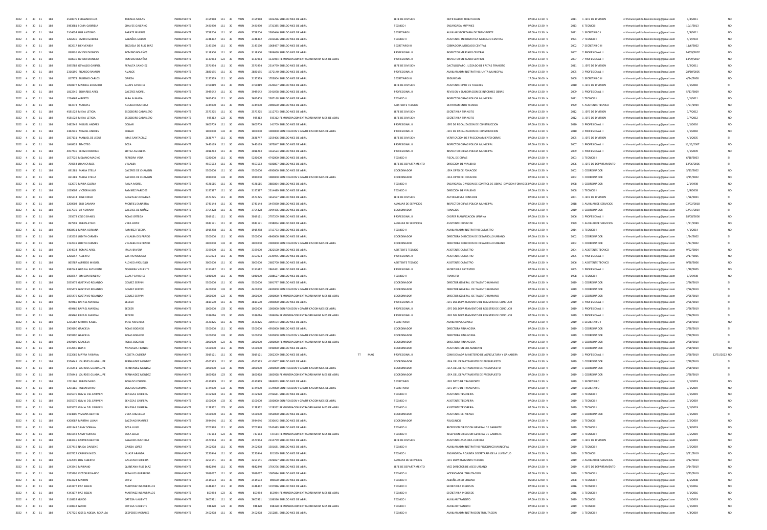| | | | | | | | | | | | | | | | | | | | | | | | | | |
|---|---|---|---|---|---|---|---|---|---|---|---|---|---|---|---|---|---|---|---|---|---|---|---|---|---|
| 2022 | 4 | 30 | 11 | 184 | 2510676 FERNANDO LUIS | TORALES MOLAS | PERMANENTE | 3155988 | 111 | 30 | MUN | 3155988 | 1502266 SUELDO MES DE ABRIL | | | JEFE DE DIVISION | NOTIFICADOR TRIBUTACION | 07:00 A 13:30 | N | 2011 | 1 JEFE DE DIVISION | rrhhmunicipalidadsanlorenzocg@gmail.com | 1/4/2011 | | NO |
| 2022 | 4 | 30 | 11 | 184 | 3983881 SONIA GABRIELA | CHAVES GALEANO | PERMANENTE | 2481930 | 111 | 30 | MUN | 2481930 | 1731385 SUELDO MES DE ABRIL | | | TECNICO I | ENCARGADA MIPYMES | 07:00 A 13:30 | N | 2013 | 6 TECNICO I | rrhhmunicipalidadsanlorenzocg@gmail.com | 10/1/2013 | | NO |
| 2022 | 4 | 30 | 11 | 184 | 2106654 LUIS ANTONIO | ZARATE RIVEROS | PERMANENTE | 2758206 | 111 | 30 | MUN | 2758206 | 2380446 SUELDO MES DE ABRIL | | | SECRETARIO I | AUXILIAR SECRETARIA DE TRANSPORTE | 07:00 A 13:30 | N | 2011 | 1 SECRETARIO I | rrhhmunicipalidadsanlorenzocg@gmail.com | 2/3/2011 | | NO |
| 2022 | 4 | 30 | 11 | 184 | 1266436 OVIDIO GABRIEL | CABAÑAS GODOY | PERMANENTE | 2348462 | 111 | 30 | MUN | 2348462 | 2103616 SUELDO MES DE ABRIL | | | TECNICO II | ASISTENTE INFORMATICA MERCADO CENTRAL | 07:00 A 13:30 | N | 1994 | 7 TECNICO II | rrhhmunicipalidadsanlorenzocg@gmail.com | 4/1/1994 | | NO |
| 2022 | 4 | 30 | 11 | 184 | 862617 BIENVENIDA | BRIZUELA DE RUIZ DIAZ | PERMANENTE | 2143530 | 111 | 30 | MUN | 2143530 | 1068457 SUELDO MES DE ABRIL | | | SECRETARIO III | COBRADORA MERCADO CENTRAL | 07:00 A 13:30 | N | 2002 | 7 SECRETARIO III | rrhhmunicipalidadsanlorenzocg@gmail.com | 11/6/2002 | | NO |
| 2022 | 4 | 30 | 11 | 184 | 838936 OVIDIO DIONICIO | ROMERO BOLAÑOS | PERMANENTE | 3118500 | 111 | 30 | MUN | 3118500 | 2806650 SUELDO MES DE ABRIL | | | PROFESIONAL II | INSPECTOR MERCADO CENTRAL | 07:00 A 13:30 | N | 2007 | 7 PROFESIONAL II | rrhhmunicipalidadsanlorenzocg@gmail.com | 14/09/2007 | | NO |
| 2022 | 4 | 30 | 11 | 184 | 838936 OVIDIO DIONICIO | ROMERO BOLAÑOS | PERMANENTE | 1133984 | 123 | 30 | MUN | 1133984 | 1133984 REMUNERACION EXTRAORDINARIA MES DE ABRIL | | | PROFESIONAL II | INSPECTOR MERCADO CENTRAL | 07:00 A 13:30 | N | 2007 | 7 PROFESIONAL II | rrhhmunicipalidadsanlorenzocg@gmail.com | 14/09/2007 | | NO |
| 2022 | 4 | 30 | 11 | 184 | 5095788 OSVALDO GABRIEL | PERALTA SANCHEZ | PERMANENTE | 2571954 | 111 | 30 | MUN | 2571954 | 2314759 SUELDO MES DE ABRIL | | | JEFE DE DIVISION | DACTILOGRAFO JUZGADO DE FALTAS TRANSITO | 07:00 A 13:30 | N | 2011 | 1 JEFE DE DIVISION | rrhhmunicipalidadsanlorenzocg@gmail.com | 5/2/2011 | | NO |
| 2022 | 4 | 30 | 11 | 184 | 2316195 RICARDO RAMON | AVALOS | PERMANENTE | 2880155 | 111 | 30 | MUN | 2880155 | 1372140 SUELDO MES DE ABRIL | | | PROFESIONAL II | AUXILIAR ADMINISTRATIVO JUNTA MUNICIPAL | 07:00 A 13:30 | N | 2005 | 3 PROFESIONAL II | rrhhmunicipalidadsanlorenzocg@gmail.com | 28/10/2005 | | NO |
| 2022 | 4 | 30 | 11 | 184 | 817773 EUGENIO CARLOS | GARCIA | PERMANENTE | 2137559 | 111 | 30 | MUN | 2137559 | 1703804 SUELDO MES DE ABRIL | | | SECRETARIO III | SEGURIDAD | 17:00 A 00:00 | N | 2008 | 1 SECRETARIO III | rrhhmunicipalidadsanlorenzocg@gmail.com | 4/14/2008 | | NO |
| 2022 | 4 | 30 | 11 | 184 | 1098177 MARCIAL EDUARDO | GUAPS SANCHEZ | PERMANENTE | 3760819 | 111 | 30 | MUN | 3760819 | 2526657 SUELDO MES DE ABRIL | | | JEFE DE DIVISION | ASISTENTE DPTO DE TALLERES | 07:00 A 13:30 | N | 2010 | 1 JEFE DE DIVISION | rrhhmunicipalidadsanlorenzocg@gmail.com | 1/1/2010 | | NO |
| 2022 | 4 | 30 | 11 | 184 | 1812245 EDUARDO ARIEL | CACERES MOREL | PERMANENTE | 3945642 | 111 | 30 | MUN | 3945642 | 3541078 SUELDO MES DE ABRIL | | | PROFESIONAL II | REVISION Y ELABORACION DE INFORMES OBRAS | 07:00 A 13:30 | N | 2009 | 1 PROFESIONAL II | rrhhmunicipalidadsanlorenzocg@gmail.com | 5/13/2009 | | NO |
| 2022 | 4 | 30 | 11 | 184 | 1254462 ALBERTO | JARA ALMADA | PERMANENTE | 2652408 | 111 | 30 | MUN | 2652408 | 2387168 SUELDO MES DE ABRIL | | | TECNICO II | INSPECTOR OBRAS POLICIA MUNICIPAL | 07:00 A 13:30 | N | 2011 | 1 TECNICO II | rrhhmunicipalidadsanlorenzocg@gmail.com | 1/1/2011 | | NO |
| 2022 | 4 | 30 | 11 | 184 | 983773 MARCIAL | AGUILAR RUIZ DIAZ | PERMANENTE | 3344000 | 111 | 30 | MUN | 3344000 | 2989600 SUELDO MES DE ABRIL | | | ASISTENTE TECNICO | DEPARTAMENTO TECNICO | 07:00 A 13:30 | N | 1999 | 5 ASISTENTE TECNICO | rrhhmunicipalidadsanlorenzocg@gmail.com | 1/21/1999 | | NO |
| 2022 | 4 | 30 | 11 | 184 | 4581928 MILVA LETICIA | ESCOBERO CABALLERO | PERMANENTE | 2573225 | 111 | 30 | MUN | 2573225 | 1112793 SUELDO MES DE ABRIL | | | JEFE DE DIVISION | SECRETARIA TRANSITO | 07:00 A 13:30 | N | 2012 | 1 JEFE DE DIVISION | rrhhmunicipalidadsanlorenzocg@gmail.com | 3/7/2012 | | NO |
| 2022 | 4 | 30 | 11 | 184 | 4581928 MILVA LETICIA | ESCOBERO CABALLERO | PERMANENTE | 935312 | 123 | 30 | MUN | 935312 | 935312 REMUNERACION EXTRAORDINARIA MES DE ABRIL | | | JEFE DE DIVISION | SECRETARIA TRANSITO | 07:00 A 13:30 | N | 2012 | 1 JEFE DE DIVISION | rrhhmunicipalidadsanlorenzocg@gmail.com | 3/7/2012 | | NO |
| 2022 | 4 | 30 | 11 | 184 | 2482249 MIGUEL ANDRES | COLLAR | PERMANENTE | 3600709 | 111 | 30 | MUN | 3600709 | 341709 SUELDO MES DE ABRIL | | | PROFESIONAL II | JEFE DE FISCALIZACION DE CONSTRUCCION | 07:00 A 13:30 | N | 2010 | 3 PROFESIONAL II | rrhhmunicipalidadsanlorenzocg@gmail.com | 1/1/2010 | | NO |
| 2022 | 4 | 30 | 11 | 184 | 2482249 MIGUEL ANDRES | COLLAR | PERMANENTE | 1000000 | 133 | 30 | MUN | 1000000 | 1000000 BONIFICACION Y GRATIFICACION MES DE ABRIL | | | PROFESIONAL II | JEFE DE FISCALIZACION DE CONSTRUCCION | 07:00 A 13:30 | N | 2010 | 3 PROFESIONAL II | rrhhmunicipalidadsanlorenzocg@gmail.com | 1/1/2010 | | NO |
| 2022 | 4 | 30 | 11 | 184 | 2057131 MANUEL DE JESUS | IMAS SANTACRUZ | PERMANENTE | 2636747 | 111 | 30 | MUN | 2636747 | 1259406 SUELDO MES DE ABRIL | | | JEFE DE DIVISION | VERIFICACION DE FRACCIONAMIENTO OBRAS | 07:00 A 13:30 | N | 2005 | 1 JEFE DE DIVISION | rrhhmunicipalidadsanlorenzocg@gmail.com | 4/1/2005 | | SI |
| 2022 | 4 | 30 | 11 | 184 | 1648428 TIMOTEO | SOSA | PERMANENTE | 2440169 | 111 | 30 | MUN | 2440169 | 1675847 SUELDO MES DE ABRIL | | | PROFESIONAL II | INSPECTOR OBRAS POLICIA MUNICIPAL | 07:00 A 13:30 | N | 2007 | 1 PROFESIONAL II | rrhhmunicipalidadsanlorenzocg@gmail.com | 11/15/2007 | | NO |
| 2022 | 4 | 30 | 11 | 184 | 4057436 SERGIO RODRIGO | BRITEZ AGUILERA | PERMANENTE | 3016283 | 111 | 30 | MUN | 3016283 | 1162524 SUELDO MES DE ABRIL | | | PROFESIONAL II | INSPECTOR OBRAS POLICIA MUNICIPAL | 07:00 A 13:30 | N | 2009 | 1 PROFESIONAL II | rrhhmunicipalidadsanlorenzocg@gmail.com | 4/1/2009 | | NO |
| 2022 | 4 | 30 | 11 | 184 | 1677529 MELANIO MAGNO | FERREIRA VERA | PERMANENTE | 5280000 | 111 | 30 | MUN | 5280000 | 4742000 SUELDO MES DE ABRIL | | | TECNICO II | FISCAL DE OBRAS | 07:00 A 13:30 | N | 2003 | 1 TECNICO II | rrhhmunicipalidadsanlorenzocg@gmail.com | 6/18/2003 | | SI |
| 2022 | 4 | 30 | 11 | 184 | 709254 JUAN CARLOS | VILLALBA | PERMANENTE | 4567563 | 111 | 30 | MUN | 4567563 | 4100807 SUELDO MES DE ABRIL | | | JEFE DE DEPARTAMENTO | DIRECCION DE VIALIDAD | 07:00 A 13:30 | N | 2006 | 1 JEFE DE DEPARTAMENTO | rrhhmunicipalidadsanlorenzocg@gmail.com | 13/06/2006 | | SI |
| 2022 | 4 | 30 | 11 | 184 | 691381 MARIA STELLA | CACERES DE CHAMSIN | PERMANENTE | 5500000 | 111 | 30 | MUN | 5500000 | 4930000 SUELDO MES DE ABRIL | | | COORDINADOR | JEFA DPTO DE FONACIDE | 07:00 A 13:30 | N | 2002 | 1 COORDINADOR | rrhhmunicipalidadsanlorenzocg@gmail.com | 3/15/2002 | | NO |
| 2022 | 4 | 30 | 11 | 184 | 691381 MARIA STELLA | CACERES DE CHAMSIN | PERMANENTE | 1980000 | 133 | 30 | MUN | 1980000 | 1980000 BONIFICACION Y GRATIFICACION MES DE ABRIL | | | COORDINADOR | JEFA DPTO DE FONACIDE | 07:00 A 13:30 | N | 2002 | 1 COORDINADOR | rrhhmunicipalidadsanlorenzocg@gmail.com | 3/15/2002 | | NO |
| 2022 | 4 | 30 | 11 | 184 | 612675 MARIA GLORIA | PAIVA MOREL | PERMANENTE | 4326515 | 111 | 30 | MUN | 4326515 | 3883864 SUELDO MES DE ABRIL | | | TECNICO II | ENCARGADA DIVISION DE CONTROL DE OBRAS DIVISION FONACIDE | 07:00 A 13:30 | N | 1998 | 1 COORDINADOR | rrhhmunicipalidadsanlorenzocg@gmail.com | 2/3/1998 | | NO |
| 2022 | 4 | 30 | 11 | 184 | 1029602 VICTOR HUGO | RAMIREZ PAREDES | PERMANENTE | 3197387 | 111 | 30 | MUN | 3197387 | 2314489 SUELDO MES DE ABRIL | | | TECNICO II | DIRECCION DE VIALIDAD | 07:00 A 13:30 | N | 2008 | 1 TECNICO II | rrhhmunicipalidadsanlorenzocg@gmail.com | 1/4/2008 | | NO |
| 2022 | 4 | 30 | 11 | 184 | 1495314 JOSE CIRILO | GONZALEZ ALVARIZA | PERMANENTE | 2573225 | 111 | 30 | MUN | 2573225 | 1652597 SUELDO MES DE ABRIL | | | JEFE DE DIVISION | AUTOCADISTA FONACIDE | 07:00 A 13:30 | N | 2001 | 1 JEFE DE DIVISION | rrhhmunicipalidadsanlorenzocg@gmail.com | 1/26/2001 | | SI |
| 2022 | 4 | 30 | 11 | 184 | 2200903 ELIO DAMIAN | MONTIEL SANABRIA | PERMANENTE | 1741144 | 111 | 30 | MUN | 1741144 | 1447030 SUELDO MES DE ABRIL | | | AUXILIAR DE SERVICIOS | INSPECTOR OBRAS POLICIA MUNICIPAL | 07:00 A 13:30 | N | 2018 | 1 AUXILIAR DE SERVICIOS | rrhhmunicipalidadsanlorenzocg@gmail.com | 02/02/2018 | | NO |
| 2022 | 4 | 30 | 11 | 184 | 2157039 LIZ ADRIANA | CACERES DE NUÑEZ | PERMANENTE | 3754328 | 111 | 30 | MUN | 3754328 | 3044436 SUELDO MES DE ABRIL | | | COORDINADOR | FONACIDE | 07:00 A 13:30 | N | 2019 | 1 COORDINADOR | rrhhmunicipalidadsanlorenzocg@gmail.com | 02/01/2019 | | SI |
| 2022 | 4 | 30 | 11 | 184 | 235673 CELSO DANIEL | ROJAS ORTEGA | PERMANENTE | 3019121 | 111 | 30 | MUN | 3019121 | 2707209 SUELDO MES DE ABRIL | | | PROFESIONAL II | CHOFER PLANIFICACION URBANA | 07:00 A 13:30 | N | 2006 | 1 PROFESIONAL II | rrhhmunicipalidadsanlorenzocg@gmail.com | 18/08/2006 | | NO |
| 2022 | 4 | 30 | 11 | 184 | 897991 RUBEN ATILIO | VERA LOPEZ | PERMANENTE | 2943171 | 111 | 30 | MUN | 2943171 | 2298854 SUELDO MES DE ABRIL | | | AUXILIAR DE SERVICIOS | ASISTENTE FONACIDE | 07:00 A 13:30 | N | 1999 | 1 AUXILIAR DE SERVICIOS | rrhhmunicipalidadsanlorenzocg@gmail.com | 1/21/1999 | | NO |
| 2022 | 4 | 30 | 11 | 184 | 4808431 MARIA ADRIANA | RAMIREZ FLECHA | PERMANENTE | 1915258 | 111 | 30 | MUN | 1915258 | 1713733 SUELDO MES DE ABRIL | | | TECNICO II | AUXILIAR ADMINISTRATIVO CATASTRO | 07:00 A 13:30 | N | 2014 | 1 TECNICO II | rrhhmunicipalidadsanlorenzocg@gmail.com | 4/1/2014 | | NO |
| 2022 | 4 | 30 | 11 | 184 | 1192639 JUDITH CARMEN | VILLALBA DEL PRADO | PERMANENTE | 5500000 | 111 | 30 | MUN | 5500000 | 4840000 SUELDO MES DE ABRIL | | | COORDINADOR | DIRECTORA DIRECCION DE DESARROLLO URBANO | 07:00 A 13:30 | N | 2002 | 1 COORDINADOR | rrhhmunicipalidadsanlorenzocg@gmail.com | 1/14/2002 | | SI |
| 2022 | 4 | 30 | 11 | 184 | 1192639 JUDITH CARMEN | VILLALBA DEL PRADO | PERMANENTE | 2000000 | 133 | 30 | MUN | 2000000 | 2000000 BONIFICACION Y GRATIFICACION MES DE ABRIL | | | COORDINADOR | DIRECTORA DIRECCION DE DESARROLLO URBANO | 07:00 A 13:30 | N | 2002 | 1 COORDINADOR | rrhhmunicipalidadsanlorenzocg@gmail.com | 1/14/2002 | | SI |
| 2022 | 4 | 30 | 11 | 184 | 1394934 TOMAS ARIEL | IRALA BAVERA | PERMANENTE | 3399000 | 111 | 30 | MUN | 3399000 | 2822500 SUELDO MES DE ABRIL | | | ASISTENTE TECNICO | ASISTENTE CATASTRO | 07:00 A 13:30 | N | 2004 | 1 ASISTENTE TECNICO | rrhhmunicipalidadsanlorenzocg@gmail.com | 9/22/2004 | | NO |
| 2022 | 4 | 30 | 11 | 184 | 1266857 ALBERTO | CASTRO MOLINAS | PERMANENTE | 3357074 | 111 | 30 | MUN | 3357074 | 2339935 SUELDO MES DE ABRIL | | | PROFESIONAL II | ASISTENTE CATASTRO | 07:00 A 13:30 | N | 2005 | 1 PROFESIONAL II | rrhhmunicipalidadsanlorenzocg@gmail.com | 2/17/2005 | | NO |
| 2022 | 4 | 30 | 11 | 184 | 865787 ALFREDO MIGUEL | ALONSO ARGUELLO | PERMANENTE | 3003000 | 111 | 30 | MUN | 3003000 | 2682700 SUELDO MES DE ABRIL | | | ASISTENTE TECNICO | ASISTENTE CATASTRO | 07:00 A 13:30 | N | 2006 | 1 ASISTENTE TECNICO | rrhhmunicipalidadsanlorenzocg@gmail.com | 9/28/2006 | | NO |
| 2022 | 4 | 30 | 11 | 184 | 3982543 GRISELA KATHERINE | NOGUERA VALIENTE | PERMANENTE | 3191612 | 111 | 30 | MUN | 3191612 | 2862451 SUELDO MES DE ABRIL | | | PROFESIONAL II | SECRETARIA CATASTRO | 07:00 A 13:30 | N | 2005 | 1 PROFESIONAL II | rrhhmunicipalidadsanlorenzocg@gmail.com | 1/18/2005 | | NO |
| 2022 | 4 | 30 | 11 | 184 | 1008757 SIMEON REINERIO | GUASP SANCHEZ | PERMANENTE | 5030000 | 111 | 30 | MUN | 5030000 | 2388627 SUELDO MES DE ABRIL | | | TECNICO II | TRANSITO | 07:00 A 13:30 | N | 1998 | 1 TECNICO II | rrhhmunicipalidadsanlorenzocg@gmail.com | 1/6/1998 | | NO |
| 2022 | 4 | 30 | 11 | 184 | 2055479 GUSTAVO ROLANDO | GOMEZ SERVIN | PERMANENTE | 5500000 | 111 | 30 | MUN | 5500000 | 3681797 SUELDO MES DE ABRIL | | | COORDINADOR | DIRECTOR GENERAL DE TALENTO HUMANO | 07:00 A 13:30 | N | 2019 | 1 COORDINADOR | rrhhmunicipalidadsanlorenzocg@gmail.com | 2/26/2019 | | SI |
| 2022 | 4 | 30 | 11 | 184 | 2055479 GUSTAVO ROLANDO | GOMEZ SERVIN | PERMANENTE | 4400000 | 133 | 30 | MUN | 4400000 | 4400000 BONIFICACION Y GRATIFICACION MES DE ABRIL | | | COORDINADOR | DIRECTOR GENERAL DE TALENTO HUMANO | 07:00 A 13:30 | N | 2019 | 1 COORDINADOR | rrhhmunicipalidadsanlorenzocg@gmail.com | 2/26/2019 | | SI |
| 2022 | 4 | 30 | 11 | 184 | 2055479 GUSTAVO ROLANDO | GOMEZ SERVIN | PERMANENTE | 2000000 | 123 | 30 | MUN | 2000000 | 2000000 REMUNERACION EXTRAORDINARIA MES DE ABRIL | | | COORDINADOR | DIRECTOR GENERAL DE TALENTO HUMANO | 07:00 A 13:30 | N | 2019 | 1 COORDINADOR | rrhhmunicipalidadsanlorenzocg@gmail.com | 2/26/2019 | | SI |
| 2022 | 4 | 30 | 11 | 184 | 499466 RAFAEL MARCIAL | BECKER | PERMANENTE | 3811500 | 111 | 30 | MUN | 3811500 | 2985890 SUELDO MES DE ABRIL | | | PROFESIONAL II | JEFE DEL DEPARTAMENTO DE REGISTRO DE CONDUCIR | 07:00 A 13:30 | N | 2019 | 1 PROFESIONAL II | rrhhmunicipalidadsanlorenzocg@gmail.com | 2/26/2019 | | SI |
| 2022 | 4 | 30 | 11 | 184 | 499466 RAFAEL MARCIAL | BECKER | PERMANENTE | 1000000 | 133 | 30 | MUN | 1000000 | 1000000 BONIFICACION Y GRATIFICACION MES DE ABRIL | | | PROFESIONAL II | JEFE DEL DEPARTAMENTO DE REGISTRO DE CONDUCIR | 07:00 A 13:30 | N | 2019 | 1 PROFESIONAL II | rrhhmunicipalidadsanlorenzocg@gmail.com | 2/26/2019 | | SI |
| 2022 | 4 | 30 | 11 | 184 | 499466 RAFAEL MARCIAL | BECKER | PERMANENTE | 1386016 | 123 | 30 | MUN | 1386016 | 1386016 REMUNERACION EXTRAORDINARIA MES DE ABRIL | | | PROFESIONAL II | JEFE DEL DEPARTAMENTO DE REGISTRO DE CONDUCIR | 07:00 A 13:30 | N | 2019 | 1 PROFESIONAL II | rrhhmunicipalidadsanlorenzocg@gmail.com | 2/26/2019 | | SI |
| 2022 | 4 | 30 | 11 | 184 | 1235387 MIRTHA ISABEL | JARA AREVALOS | PERMANENTE | 3521826 | 111 | 30 | MUN | 3521826 | 3004194 SUELDO MES DE ABRIL | | | SECRETARIO I | AUXILIAR POLICLINICO | 07:00 A 13:30 | N | 2019 | 1 SECRETARIO I | rrhhmunicipalidadsanlorenzocg@gmail.com | 2/28/2019 | | NO |
| 2022 | 4 | 30 | 11 | 184 | 2909190 GRACIELA | ROJAS BOGADO | PERMANENTE | 5500000 | 111 | 30 | MUN | 5500000 | 4950000 SUELDO MES DE ABRIL | | | COORDINADOR | DIRECTORA FINANCIERA | 07:00 A 13:30 | N | 2019 | 1 COORDINADOR | rrhhmunicipalidadsanlorenzocg@gmail.com | 2/28/2019 | | SI |
| 2022 | 4 | 30 | 11 | 184 | 2909190 GRACIELA | ROJAS BOGADO | PERMANENTE | 5300000 | 133 | 30 | MUN | 5300000 | 5300000 BONIFICACION Y GRATIFICACION MES DE ABRIL | | | COORDINADOR | DIRECTORA FINANCIERA | 07:00 A 13:30 | N | 2019 | 1 COORDINADOR | rrhhmunicipalidadsanlorenzocg@gmail.com | 2/28/2019 | | SI |
| 2022 | 4 | 30 | 11 | 184 | 2909190 GRACIELA | ROJAS BOGADO | PERMANENTE | 2000000 | 123 | 30 | MUN | 2000000 | 2000000 REMUNERACION EXTRAORDINARIA MES DE ABRIL | | | COORDINADOR | DIRECTORA FINANCIERA | 07:00 A 13:30 | N | 2019 | 1 COORDINADOR | rrhhmunicipalidadsanlorenzocg@gmail.com | 2/28/2019 | | SI |
| 2022 | 4 | 30 | 11 | 184 | 3472850 LILIAN | MENDOZA FRANCO | PERMANENTE | 5500000 | 111 | 30 | MUN | 5500000 | 4940000 SUELDO MES DE ABRIL | | | COORDINADOR | ASISTENTE MEDIO AMBIENTE | 07:00 A 13:30 | N | 2019 | 4 COORDINADOR | rrhhmunicipalidadsanlorenzocg@gmail.com | 2/28/2019 | | NO |
| 2022 | 4 | 30 | 11 | 184 | 3522665 MAYRA FABIANA | ACOSTA CABRERA | PERMANENTE | 3019121 | 111 | 30 | MUN | 3019121 | 2002209 SUELDO MES DE ABRIL | TT | MAG | PROFESIONAL II | COMISIONADA MINISTERIO DE AGRICULTURA Y GANADERIA | 07:00 A 13:30 | N | 2019 | 1 PROFESIONAL II | rrhhmunicipalidadsanlorenzocg@gmail.com | 2/28/2019 | 12/31/2022 | NO |
| 2022 | 4 | 30 | 11 | 184 | 3576441 LOURDES GUADALUPE | FERNANDEZ MENDEZ | PERMANENTE | 4567563 | 111 | 30 | MUN | 4567563 | 4110807 SUELDO MES DE ABRIL | | | COORDINADOR | JEFA DEL DEPARTAMENTO DE PRESUPUESTO | 07:00 A 13:30 | N | 2019 | 1 COORDINADOR | rrhhmunicipalidadsanlorenzocg@gmail.com | 2/28/2019 | | SI |
| 2022 | 4 | 30 | 11 | 184 | 3576441 LOURDES GUADALUPE | FERNANDEZ MENDEZ | PERMANENTE | 2000000 | 133 | 30 | MUN | 2000000 | 2000000 BONIFICACION Y GRATIFICACION MES DE ABRIL | | | COORDINADOR | JEFA DEL DEPARTAMENTO DE PRESUPUESTO | 07:00 A 13:30 | N | 2019 | 1 COORDINADOR | rrhhmunicipalidadsanlorenzocg@gmail.com | 2/28/2019 | | SI |
| 2022 | 4 | 30 | 11 | 184 | 3576441 LOURDES GUADALUPE | FERNANDEZ MENDEZ | PERMANENTE | 1660928 | 123 | 30 | MUN | 1660928 | 1660928 REMUNERACION EXTRAORDINARIA MES DE ABRIL | | | COORDINADOR | JEFA DEL DEPARTAMENTO DE PRESUPUESTO | 07:00 A 13:30 | N | 2019 | 1 COORDINADOR | rrhhmunicipalidadsanlorenzocg@gmail.com | 2/28/2019 | | SI |
| 2022 | 4 | 30 | 11 | 184 | 1251166 RUBEN DARIO | BOGADO CORONEL | PERMANENTE | 4310969 | 111 | 30 | MUN | 4310969 | 3869873 SUELDO MES DE ABRIL | | | SECRETARIO | JEFE DPTO DE TRANSPORTE | 07:00 A 13:30 | N | 2019 | 1 SECRETARIO | rrhhmunicipalidadsanlorenzocg@gmail.com | 3/1/2019 | | NO |
| 2022 | 4 | 30 | 11 | 184 | 1251166 RUBEN DARIO | BOGADO CORONEL | PERMANENTE | 1724000 | 133 | 30 | MUN | 1724000 | 1724000 BONIFICACION Y GRATIFICACION MES DE ABRIL | | | SECRETARIO | JEFE DPTO DE TRANSPORTE | 07:00 A 13:30 | N | 2019 | 1 SECRETARIO | rrhhmunicipalidadsanlorenzocg@gmail.com | 3/1/2019 | | NO |
| 2022 | 4 | 30 | 11 | 184 | 3655576 OLIVIA DEL CARMEN | BENEGAS CABRERA | PERMANENTE | 3102978 | 111 | 30 | MUN | 3102978 | 2792681 SUELDO MES DE ABRIL | | | TECNICO II | ASISTENTE TESORERIA | 07:00 A 13:30 | N | 2019 | 1 TECNICO II | rrhhmunicipalidadsanlorenzocg@gmail.com | 3/1/2019 | | NO |
| 2022 | 4 | 30 | 11 | 184 | 3655576 OLIVIA DEL CARMEN | BENEGAS CABRERA | PERMANENTE | 1300000 | 133 | 30 | MUN | 1300000 | 1300000 BONIFICACION Y GRATIFICACION MES DE ABRIL | | | TECNICO II | ASISTENTE TESORERIA | 07:00 A 13:30 | N | 2019 | 1 TECNICO II | rrhhmunicipalidadsanlorenzocg@gmail.com | 3/1/2019 | | NO |
| 2022 | 4 | 30 | 11 | 184 | 3655576 OLIVIA DEL CARMEN | BENEGAS CABRERA | PERMANENTE | 1128352 | 123 | 30 | MUN | 1128352 | 1128352 REMUNERACION EXTRAORDINARIA MES DE ABRIL | | | TECNICO II | ASISTENTE TESORERIA | 07:00 A 13:30 | N | 2019 | 1 TECNICO II | rrhhmunicipalidadsanlorenzocg@gmail.com | 3/1/2019 | | NO |
| 2022 | 4 | 30 | 11 | 184 | 5414800 VIVIANA BEATRIZ | VERA ARGUELLO | PERMANENTE | 5500000 | 111 | 30 | MUN | 5500000 | 4950000 SUELDO MES DE ABRIL | | | COORDINADOR | ASISTENTE DE PRENSA | 07:00 A 13:30 | N | 2019 | 1 COORDINADOR | rrhhmunicipalidadsanlorenzocg@gmail.com | 3/1/2019 | | SI |
| 2022 | 4 | 30 | 11 | 184 | 4200987 MARTHA LILIAN | BAZZANO RAMIREZ | PERMANENTE | 3934046 | 111 | 30 | MUN | 3934046 | 3530642 SUELDO MES DE ABRIL | | | COORDINADOR | POLICLINICO | 07:00 A 13:30 | N | 2019 | 1 TECNICO I | rrhhmunicipalidadsanlorenzocg@gmail.com | 3/5/2019 | | NO |
| 2022 | 4 | 30 | 11 | 184 | 4851848 SAMY SORAYA | SOSA LUGO | PERMANENTE | 2702978 | 111 | 30 | MUN | 2702978 | 2242483 SUELDO MES DE ABRIL | | | TECNICO II | RECEPCION DIRECCION GENERAL DE GABINETE | 07:00 A 13:30 | N | 2019 | 1 TECNICO II | rrhhmunicipalidadsanlorenzocg@gmail.com | 3/5/2019 | | NO |
| 2022 | 4 | 30 | 11 | 184 | 4851848 SAMY SORAYA | SOSA LUGO | PERMANENTE | 737184 | 123 | 30 | MUN | 737184 | 737184 REMUNERACION EXTRAORDINARIA MES DE ABRIL | | | TECNICO II | RECEPCION DIRECCION GENERAL DE GABINETE | 07:00 A 13:30 | N | 2019 | 1 TECNICO II | rrhhmunicipalidadsanlorenzocg@gmail.com | 3/5/2019 | | NO |
| 2022 | 4 | 30 | 11 | 184 | 4484746 CARMEN BEATRIZ | PALACIOS RUIZ DIAZ | PERMANENTE | 2571954 | 111 | 30 | MUN | 2571954 | 2314759 SUELDO MES DE ABRIL | | | JEFE DE DIVISION | ASISTENTE ASESORIA JURIDICA | 07:00 A 13:30 | N | 2019 | 1 JEFE DE DIVISION | rrhhmunicipalidadsanlorenzocg@gmail.com | 3/6/2019 | | NO |
| 2022 | 4 | 30 | 11 | 184 | 3237419 NAIDA DARLENE | GARCIA LOPEZ | PERMANENTE | 2402978 | 111 | 30 | MUN | 2402978 | 1501681 SUELDO MES DE ABRIL | | | TECNICO II | AUXILIAR ADMINISTRATIVO POLICLINICO MUNICIPAL | 07:00 A 13:30 | N | 2019 | 1 TECNICO II | rrhhmunicipalidadsanlorenzocg@gmail.com | 3/6/2019 | | NO |
| 2022 | 4 | 30 | 11 | 184 | 6817422 CARMEN NICOL | GUASP ARANDA | PERMANENTE | 2220944 | 111 | 30 | MUN | 2220944 | 921359 SUELDO MES DE ABRIL | | | TECNICO I | ENCARGADA ADJUNTA SECRETARIA DE LA JUVENTUD | 07:00 A 13:30 | N | 2019 | 3 TECNICO I | rrhhmunicipalidadsanlorenzocg@gmail.com | 3/11/2019 | | NO |
| 2022 | 4 | 30 | 11 | 184 | 2232090 LUIS ALBERTO | GALEANO FERREIRA | PERMANENTE | 3251141 | 111 | 30 | MUN | 3251141 | 2926027 SUELDO MES DE ABRIL | | | AUXILIAR DE SERVICIOS | JEFE DEPARTAMENTO TECNICO | 07:00 A 13:30 | N | 2019 | 3 AUXILIAR DE SERVICIOS | rrhhmunicipalidadsanlorenzocg@gmail.com | 3/12/2019 | | NO |
| 2022 | 4 | 30 | 11 | 184 | 1243346 MARIANO | QUINTANA RUIZ DIAZ | PERMANENTE | 4842840 | 111 | 30 | MUN | 4842840 | 1764276 SUELDO MES DE ABRIL | | | JEFE DE DEPARTAMENTO | VICE DIRECTOR DE ASEO URBANO | 07:00 A 13:30 | N | 2019 | 4 JEFE DE DEPARTAMENTO | rrhhmunicipalidadsanlorenzocg@gmail.com | 3/14/2019 | | NO |
| 2022 | 4 | 30 | 11 | 184 | 2375296 VICTOR ROLANDO | ZEBALLOS GUERRERO | PERMANENTE | 2059067 | 111 | 30 | MUN | 2059067 | 1097684 SUELDO MES DE ABRIL | | | TECNICO II | NOTIFICADOR TRIBUTACION | 07:00 A 13:30 | N | 2019 | 1 TECNICO II | rrhhmunicipalidadsanlorenzocg@gmail.com | 3/15/2019 | | NO |
| 2022 | 4 | 30 | 11 | 184 | 4963324 MARTIN | ORTIZ | PERMANENTE | 2415633 | 111 | 30 | MUN | 2415633 | 989690 SUELDO MES DE ABRIL | | | TECNICO II | ALBAÑIL ASEO URBANO | 06:00 A 12:00 | N | 2008 | 4 TECNICO II | rrhhmunicipalidadsanlorenzocg@gmail.com | 6/5/2008 | | NO |
| 2022 | 4 | 30 | 11 | 184 | 4343177 PAZ BELEN | MARTINEZ INSAURRALDE | PERMANENTE | 2348462 | 111 | 30 | MUN | 2348462 | 1197986 SUELDO MES DE ABRIL | | | TECNICO II | SECRETARIA INGRESOS | 07:00 A 13:30 | N | 2016 | 1 TECNICO II | rrhhmunicipalidadsanlorenzocg@gmail.com | 9/1/2016 | | NO |
| 2022 | 4 | 30 | 11 | 184 | 4343177 PAZ BELEN | MARTINEZ INSAURRALDE | PERMANENTE | 853984 | 123 | 30 | MUN | 853984 | 853984 REMUNERACION EXTRAORDINARIA MES DE ABRIL | | | TECNICO II | SECRETARIA INGRESOS | 07:00 A 13:30 | N | 2016 | 1 TECNICO II | rrhhmunicipalidadsanlorenzocg@gmail.com | 9/1/2016 | | NO |
| 2022 | 4 | 30 | 11 | 184 | 5110832 GUIDO | ORTEGA VALIENTE | PERMANENTE | 2607921 | 111 | 30 | MUN | 2607921 | 1186336 SUELDO MES DE ABRIL | | | TECNICO I | AUXILIAR TRANSITO | 07:00 A 13:30 | N | 2019 | 1 TECNICO I | rrhhmunicipalidadsanlorenzocg@gmail.com | 3/1/2019 | | NO |
| 2022 | 4 | 30 | 11 | 184 | 5110832 GUIDO | ORTEGA VALIENTE | PERMANENTE | 948320 | 123 | 30 | MUN | 948320 | 948320 REMUNERACION EXTRAORDINARIA MES DE ABRIL | | | TECNICO I | AUXILIAR TRANSITO | 07:00 A 13:30 | N | 2019 | 1 TECNICO I | rrhhmunicipalidadsanlorenzocg@gmail.com | 3/1/2019 | | NO |
| 2022 | 4 | 30 | 11 | 184 | 3767325 GISSEL NOELIA ROSALBA | CESPEDES MORALES | PERMANENTE | 2402978 | 111 | 30 | MUN | 2402978 | 2152881 SUELDO MES DE ABRIL | | | TECNICO II | AUXILIAR ADMINISTRACION TRIBUTACION | 07:00 A 13:30 | N | 2019 | 1 TECNICO II | rrhhmunicipalidadsanlorenzocg@gmail.com | 4/3/2019 | | NO |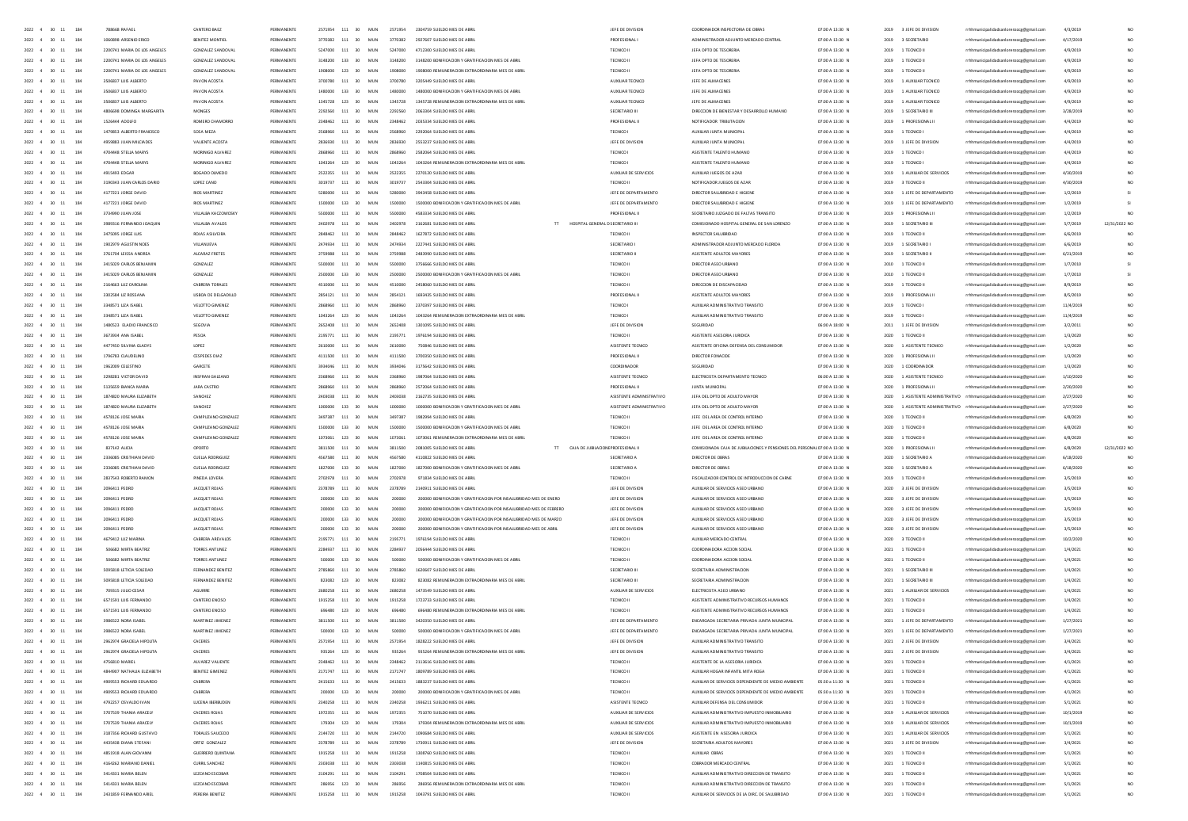| | | | | | | | | | | | | | | | | | | | | | | | | |
|---|---|---|---|---|---|---|---|---|---|---|---|---|---|---|---|---|---|---|---|---|---|---|---|---|
| 2022 | 4 | 30 | 11 | 184 | 788668 RAFAEL | CANTERO BAEZ | PERMANENTE | 2571954 | 111 | 30 | MUN | 2571954 | 2304759 SUELDO MES DE ABRIL | | JEFE DE DIVISION | COORDINADOR INSPECTORIA DE OBRAS | 07:00 A 13:30 | N | 2019 | 3 JEFE DE DIVISION | rrhhmunicipalidadsanlorenzo@gmail.com | 4/3/2019 | NO |
| 2022 | 4 | 30 | 11 | 184 | 1066898 ARSENIO ERICO | BENITEZ MONTIEL | PERMANENTE | 3770382 | 111 | 30 | MUN | 3770382 | 2927607 SUELDO MES DE ABRIL | | PROFESIONAL I | ADMINISTRADOR ADJUNTO MERCADO CENTRAL | 07:00 A 13:30 | N | 2019 | 3 SECRETARIO | rrhhmunicipalidadsanlorenzo@gmail.com | 4/17/2019 | NO |
| 2022 | 4 | 30 | 11 | 184 | 2200741 MARIA DE LOS ANGELES | GONZALEZ SANDOVAL | PERMANENTE | 5247000 | 111 | 30 | MUN | 5247000 | 4712300 SUELDO MES DE ABRIL | | TECNICO II | JEFA DPTO DE TESORERIA | 07:00 A 13:30 | N | 2019 | 1 TECNICO II | rrhhmunicipalidadsanlorenzo@gmail.com | 4/9/2019 | NO |
| 2022 | 4 | 30 | 11 | 184 | 2200741 MARIA DE LOS ANGELES | GONZALEZ SANDOVAL | PERMANENTE | 3148200 | 133 | 30 | MUN | 3148200 | 3148200 BONIFICACION Y GRATIFICACION MES DE ABRIL | | TECNICO II | JEFA DPTO DE TESORERIA | 07:00 A 13:30 | N | 2019 | 1 TECNICO II | rrhhmunicipalidadsanlorenzo@gmail.com | 4/9/2019 | NO |
| 2022 | 4 | 30 | 11 | 184 | 2200741 MARIA DE LOS ANGELES | GONZALEZ SANDOVAL | PERMANENTE | 1908000 | 123 | 30 | MUN | 1908000 | 1908000 REMUNERACION EXTRAORDINARIA MES DE ABRIL | | TECNICO II | JEFA DPTO DE TESORERIA | 07:00 A 13:30 | N | 2019 | 1 TECNICO II | rrhhmunicipalidadsanlorenzo@gmail.com | 4/9/2019 | NO |
| 2022 | 4 | 30 | 11 | 184 | 3506837 LUIS ALBERTO | PAVON ACOSTA | PERMANENTE | 3700780 | 111 | 30 | MUN | 3700780 | 3205449 SUELDO MES DE ABRIL | | AUXILIAR TECNICO | JEFE DE ALMACENES | 07:00 A 13:30 | N | 2019 | 1 AUXILIAR TECNICO | rrhhmunicipalidadsanlorenzo@gmail.com | 4/9/2019 | NO |
| 2022 | 4 | 30 | 11 | 184 | 3506837 LUIS ALBERTO | PAVON ACOSTA | PERMANENTE | 1480000 | 133 | 30 | MUN | 1480000 | 1480000 BONIFICACION Y GRATIFICACION MES DE ABRIL | | AUXILIAR TECNICO | JEFE DE ALMACENES | 07:00 A 13:30 | N | 2019 | 1 AUXILIAR TECNICO | rrhhmunicipalidadsanlorenzo@gmail.com | 4/9/2019 | NO |
| 2022 | 4 | 30 | 11 | 184 | 3506837 LUIS ALBERTO | PAVON ACOSTA | PERMANENTE | 1345728 | 123 | 30 | MUN | 1345728 | 1345728 REMUNERACION EXTRAORDINARIA MES DE ABRIL | | AUXILIAR TECNICO | JEFE DE ALMACENES | 07:00 A 13:30 | N | 2019 | 1 AUXILIAR TECNICO | rrhhmunicipalidadsanlorenzo@gmail.com | 4/9/2019 | NO |
| 2022 | 4 | 30 | 11 | 184 | 4806698 DOMINGA MARGARITA | MONGES | PERMANENTE | 2292560 | 111 | 30 | MUN | 2292560 | 2063304 SUELDO MES DE ABRIL | | SECRETARIO III | DIRECCION DE BIENESTAR Y DESARROLLO HUMANO | 07:00 A 13:30 | N | 2019 | 1 SECRETARIO III | rrhhmunicipalidadsanlorenzo@gmail.com | 3/28/2019 | NO |
| 2022 | 4 | 30 | 11 | 184 | 1526444 ADOLFO | ROMERO CHAMORRO | PERMANENTE | 2348462 | 111 | 30 | MUN | 2348462 | 2035334 SUELDO MES DE ABRIL | | PROFESIONAL II | NOTIFICADOR TRIBUTACION | 07:00 A 13:30 | N | 2019 | 1 PROFESIONAL II | rrhhmunicipalidadsanlorenzo@gmail.com | 4/4/2019 | NO |
| 2022 | 4 | 30 | 11 | 184 | 1479853 ALBERTO FRANCISCO | SOSA MEZA | PERMANENTE | 2568960 | 111 | 30 | MUN | 2568960 | 2292064 SUELDO MES DE ABRIL | | TECNICO I | AUXILIAR JUNTA MUNICIPAL | 07:00 A 13:30 | N | 2019 | 1 TECNICO I | rrhhmunicipalidadsanlorenzo@gmail.com | 4/4/2019 | NO |
| 2022 | 4 | 30 | 11 | 184 | 4959883 JUAN MILCIADES | VALIENTE ACOSTA | PERMANENTE | 2836930 | 111 | 30 | MUN | 2836930 | 2553237 SUELDO MES DE ABRIL | | JEFE DE DIVISION | AUXILIAR JUNTA MUNICIPAL | 07:00 A 13:30 | N | 2019 | 1 JEFE DE DIVISION | rrhhmunicipalidadsanlorenzo@gmail.com | 4/4/2019 | NO |
| 2022 | 4 | 30 | 11 | 184 | 4704448 STELLA MARYS | MORINIGO ALVAREZ | PERMANENTE | 2868960 | 111 | 30 | MUN | 2868960 | 2582064 SUELDO MES DE ABRIL | | TECNICO I | ASISTENTE TALENTO HUMANO | 07:00 A 13:30 | N | 2019 | 1 TECNICO I | rrhhmunicipalidadsanlorenzo@gmail.com | 4/4/2019 | NO |
| 2022 | 4 | 30 | 11 | 184 | 4704448 STELLA MARYS | MORINIGO ALVAREZ | PERMANENTE | 1043264 | 123 | 30 | MUN | 1043264 | 1043264 REMUNERACION EXTRAORDINARIA MES DE ABRIL | | TECNICO I | ASISTENTE TALENTO HUMANO | 07:00 A 13:30 | N | 2019 | 1 TECNICO I | rrhhmunicipalidadsanlorenzo@gmail.com | 4/4/2019 | NO |
| 2022 | 4 | 30 | 11 | 184 | 4915493 EDGAR | BOGADO OLMEDO | PERMANENTE | 2522355 | 111 | 30 | MUN | 2522355 | 2270120 SUELDO MES DE ABRIL | | AUXILIAR DE SERVICIOS | AUXILIAR JUEGOS DE AZAR | 07:00 A 13:30 | N | 2019 | 1 AUXILIAR DE SERVICIOS | rrhhmunicipalidadsanlorenzo@gmail.com | 4/30/2019 | NO |
| 2022 | 4 | 30 | 11 | 184 | 3190343 JUAN CARLOS DARIO | LOPEZ CANO | PERMANENTE | 3019737 | 111 | 30 | MUN | 3019737 | 2543304 SUELDO MES DE ABRIL | | TECNICO II | NOTIFICADOR JUEGOS DE AZAR | 07:00 A 13:30 | N | 2019 | 3 TECNICO II | rrhhmunicipalidadsanlorenzo@gmail.com | 4/30/2019 | NO |
| 2022 | 4 | 30 | 11 | 184 | 4177221 JORGE DAVID | RIOS MARTINEZ | PERMANENTE | 5280000 | 111 | 30 | MUN | 5280000 | 3943458 SUELDO MES DE ABRIL | | JEFE DE DEPARTAMENTO | DIRECTOR SALUBRIDAD E HIGIENE | 07:00 A 13:30 | N | 2019 | 1 JEFE DE DEPARTAMENTO | rrhhmunicipalidadsanlorenzo@gmail.com | 1/2/2019 | SI |
| 2022 | 4 | 30 | 11 | 184 | 4177221 JORGE DAVID | RIOS MARTINEZ | PERMANENTE | 1500000 | 133 | 30 | MUN | 1500000 | 1500000 BONIFICACION Y GRATIFICACION MES DE ABRIL | | JEFE DE DEPARTAMENTO | DIRECTOR SALUBRIDAD E HIGIENE | 07:00 A 13:30 | N | 2019 | 1 JEFE DE DEPARTAMENTO | rrhhmunicipalidadsanlorenzo@gmail.com | 1/2/2019 | SI |
| 2022 | 4 | 30 | 11 | 184 | 3734990 JUAN JOSE | VILLALBA KACZOWDSKY | PERMANENTE | 5500000 | 111 | 30 | MUN | 5500000 | 4583334 SUELDO MES DE ABRIL | | PROFESIONAL II | SECRETARIO JUZGADO DE FALTAS TRANSITO | 07:00 A 13:30 | N | 2019 | 1 PROFESIONAL II | rrhhmunicipalidadsanlorenzo@gmail.com | 1/2/2019 | NO |
| 2022 | 4 | 30 | 11 | 184 | 3989316 FERNANDO JOAQUIN | VILLALBA AVALOS | PERMANENTE | 2402978 | 111 | 30 | MUN | 2402978 | 2162681 SUELDO MES DE ABRIL | TT | HOSPITAL GENERAL DI SECRETARIO III | COMISIONADO HOSPITAL GENERAL DE SAN LORENZO | 07:00 A 13:30 | N | 2019 | 1 SECRETARIO III | rrhhmunicipalidadsanlorenzo@gmail.com | 5/7/2019 | 12/31/2022 NO |
| 2022 | 4 | 30 | 11 | 184 | 3475095 JORGE LUIS | ROJAS AGUAYERA | PERMANENTE | 2848462 | 111 | 30 | MUN | 2848462 | 1627872 SUELDO MES DE ABRIL | | TECNICO II | INSPECTOR SALUBRIDAD | 07:00 A 13:30 | N | 2019 | 1 TECNICO II | rrhhmunicipalidadsanlorenzo@gmail.com | 6/6/2019 | NO |
| 2022 | 4 | 30 | 11 | 184 | 1902979 AGUSTIN NOES | VILLANUEVA | PERMANENTE | 2474934 | 111 | 30 | MUN | 2474934 | 2227441 SUELDO MES DE ABRIL | | SECRETARIO I | ADMINISTRADOR ADJUNTO MERCADO FLORIDA | 07:00 A 13:30 | N | 2019 | 1 SECRETARIO I | rrhhmunicipalidadsanlorenzo@gmail.com | 6/6/2019 | NO |
| 2022 | 4 | 30 | 11 | 184 | 3761704 LEISSA ANDREA | ALCARAZ FRETES | PERMANENTE | 2759988 | 111 | 30 | MUN | 2759988 | 2483990 SUELDO MES DE ABRIL | | SECRETARIO II | ASISTENTE ADULTOS MAYORES | 07:00 A 13:30 | N | 2019 | 1 SECRETARIO II | rrhhmunicipalidadsanlorenzo@gmail.com | 6/21/2019 | NO |
| 2022 | 4 | 30 | 11 | 184 | 3415029 CARLOS BENJAMIN | GONZALEZ | PERMANENTE | 5500000 | 111 | 30 | MUN | 5500000 | 3756666 SUELDO MES DE ABRIL | | TECNICO II | DIRECTOR ASEO URBANO | 07:00 A 13:30 | N | 2010 | 1 TECNICO II | rrhhmunicipalidadsanlorenzo@gmail.com | 1/7/2010 | SI |
| 2022 | 4 | 30 | 11 | 184 | 3415029 CARLOS BENJAMIN | GONZALEZ | PERMANENTE | 2500000 | 133 | 30 | MUN | 2500000 | 2500000 BONIFICACION Y GRATIFICACION MES DE ABRIL | | TECNICO II | DIRECTOR ASEO URBANO | 07:00 A 13:30 | N | 2010 | 1 TECNICO II | rrhhmunicipalidadsanlorenzo@gmail.com | 1/7/2010 | SI |
| 2022 | 4 | 30 | 11 | 184 | 2164663 LUZ CAROLINA | CABRERA TORALES | PERMANENTE | 4510000 | 111 | 30 | MUN | 4510000 | 2458060 SUELDO MES DE ABRIL | | TECNICO II | DIRECCION DE DISCAPACIDAD | 07:00 A 13:30 | N | 2019 | 1 TECNICO II | rrhhmunicipalidadsanlorenzo@gmail.com | 8/9/2019 | NO |
| 2022 | 4 | 30 | 11 | 184 | 3302584 LIZ ROSSANA | LISBOA DE DELGADILLO | PERMANENTE | 2854121 | 111 | 30 | MUN | 2854121 | 1683435 SUELDO MES DE ABRIL | | PROFESIONAL II | ASISTENTE ADULTOS MAYORES | 07:00 A 13:30 | N | 2019 | 1 PROFESIONAL II | rrhhmunicipalidadsanlorenzo@gmail.com | 8/5/2019 | NO |
| 2022 | 4 | 30 | 11 | 184 | 3348571 LIZA ISABEL | VELOTTO GIMENEZ | PERMANENTE | 2868960 | 111 | 30 | MUN | 2868960 | 2370397 SUELDO MES DE ABRIL | | TECNICO I | AUXILIAR ADMINISTRATIVO TRANSITO | 07:00 A 13:30 | N | 2019 | 1 TECNICO I | rrhhmunicipalidadsanlorenzo@gmail.com | 11/4/2019 | NO |
| 2022 | 4 | 30 | 11 | 184 | 3348571 LIZA ISABEL | VELOTTO GIMENEZ | PERMANENTE | 1043264 | 123 | 30 | MUN | 1043264 | 1043264 REMUNERACION EXTRAORDINARIA MES DE ABRIL | | TECNICO I | AUXILIAR ADMINISTRATIVO TRANSITO | 07:00 A 13:30 | N | 2019 | 1 TECNICO I | rrhhmunicipalidadsanlorenzo@gmail.com | 11/4/2019 | NO |
| 2022 | 4 | 30 | 11 | 184 | 1480523 ELADIO FRANCISCO | SEGOVIA | PERMANENTE | 2652408 | 111 | 30 | MUN | 2652408 | 1301095 SUELDO MES DE ABRIL | | JEFE DE DIVISION | SEGURIDAD | 06:00 A 18:00 | N | 2011 | 1 JEFE DE DIVISION | rrhhmunicipalidadsanlorenzo@gmail.com | 3/2/2011 | NO |
| 2022 | 4 | 30 | 11 | 184 | 3673934 AMA ISABEL | PESOA | PERMANENTE | 2195771 | 111 | 30 | MUN | 2195771 | 1976194 SUELDO MES DE ABRIL | | TECNICO II | ASISTENTE ASESORIA JURIDICA | 07:00 A 13:30 | N | 2020 | 1 TECNICO II | rrhhmunicipalidadsanlorenzo@gmail.com | 1/3/2020 | NO |
| 2022 | 4 | 30 | 11 | 184 | 4477450 SILVINA GLADYS | LOPEZ | PERMANENTE | 2610000 | 111 | 30 | MUN | 2610000 | 750846 SUELDO MES DE ABRIL | | ASISTENTE TECNICO | ASISTENTE OFICINA DEFENSA DEL CONSUMIDOR | 07:00 A 13:30 | N | 2020 | 1 ASISTENTE TECNICO | rrhhmunicipalidadsanlorenzo@gmail.com | 1/2/2020 | NO |
| 2022 | 4 | 30 | 11 | 184 | 1796783 CLAUDELINO | CESPEDES DIAZ | PERMANENTE | 4111500 | 111 | 30 | MUN | 4111500 | 3700350 SUELDO MES DE ABRIL | | PROFESIONAL II | DIRECTOR FONACIDE | 07:00 A 13:30 | N | 2020 | 1 PROFESIONAL II | rrhhmunicipalidadsanlorenzo@gmail.com | 1/3/2020 | NO |
| 2022 | 4 | 30 | 11 | 184 | 1962009 CELESTINO | GARCETE | PERMANENTE | 3934046 | 111 | 30 | MUN | 3934046 | 3179642 SUELDO MES DE ABRIL | | COORDINADOR | SEGURIDAD | 07:00 A 13:30 | N | 2020 | 1 COORDINADOR | rrhhmunicipalidadsanlorenzo@gmail.com | 1/3/2020 | NO |
| 2022 | 4 | 30 | 11 | 184 | 3298281 VICTOR DAVID | INSFRAN GALEANO | PERMANENTE | 2368960 | 111 | 30 | MUN | 2368960 | 1887064 SUELDO MES DE ABRIL | | ASISTENTE TECNICO | ELECTRICISTA DEPARTAMENTO TECNICO | 06:00 A 12:30 | N | 2020 | 1 ASISTENTE TECNICO | rrhhmunicipalidadsanlorenzo@gmail.com | 1/10/2020 | NO |
| 2022 | 4 | 30 | 11 | 184 | 5135659 BIANCA MARIA | JARA CASTRO | PERMANENTE | 2868960 | 111 | 30 | MUN | 2868960 | 2572064 SUELDO MES DE ABRIL | | PROFESIONAL II | JUNTA MUNICIPAL | 07:00 A 13:30 | N | 2020 | 1 PROFESIONAL II | rrhhmunicipalidadsanlorenzo@gmail.com | 2/20/2020 | NO |
| 2022 | 4 | 30 | 11 | 184 | 1874820 MAURA ELIZABETH | SANCHEZ | PERMANENTE | 2403038 | 111 | 30 | MUN | 2403038 | 2162735 SUELDO MES DE ABRIL | | ASISTENTE ADMINISTRATIVO | JEFA DEL DPTO DE ADULTO MAYOR | 07:00 A 13:30 | N | 2020 | 1 ASISTENTE ADMINISTRATIVO | rrhhmunicipalidadsanlorenzo@gmail.com | 2/27/2020 | NO |
| 2022 | 4 | 30 | 11 | 184 | 1874820 MAURA ELIZABETH | SANCHEZ | PERMANENTE | 1000000 | 133 | 30 | MUN | 1000000 | 1000000 BONIFICACION Y GRATIFICACION MES DE ABRIL | | ASISTENTE ADMINISTRATIVO | JEFA DEL DPTO DE ADULTO MAYOR | 07:00 A 13:30 | N | 2020 | 1 ASISTENTE ADMINISTRATIVO | rrhhmunicipalidadsanlorenzo@gmail.com | 2/27/2020 | NO |
| 2022 | 4 | 30 | 11 | 184 | 4578126 JOSE MARIA | CAMPUZANO GONZALEZ | PERMANENTE | 3497387 | 111 | 30 | MUN | 3497387 | 1982994 SUELDO MES DE ABRIL | | TECNICO II | JEFE DEL AREA DE CONTROL INTERNO | 07:00 A 13:30 | N | 2020 | 1 TECNICO II | rrhhmunicipalidadsanlorenzo@gmail.com | 6/8/2020 | NO |
| 2022 | 4 | 30 | 11 | 184 | 4578126 JOSE MARIA | CAMPUZANO GONZALEZ | PERMANENTE | 1500000 | 133 | 30 | MUN | 1500000 | 1500000 BONIFICACION Y GRATIFICACION MES DE ABRIL | | TECNICO II | JEFE DEL AREA DE CONTROL INTERNO | 07:00 A 13:30 | N | 2020 | 1 TECNICO II | rrhhmunicipalidadsanlorenzo@gmail.com | 6/8/2020 | NO |
| 2022 | 4 | 30 | 11 | 184 | 4578126 JOSE MARIA | CAMPUZANO GONZALEZ | PERMANENTE | 1073061 | 123 | 30 | MUN | 1073061 | 1073061 REMUNERACION EXTRAORDINARIA MES DE ABRIL | | TECNICO II | JEFE DEL AREA DE CONTROL INTERNO | 07:00 A 13:30 | N | 2020 | 1 TECNICO II | rrhhmunicipalidadsanlorenzo@gmail.com | 6/8/2020 | NO |
| 2022 | 4 | 30 | 11 | 184 | 837142 ALICIA | OPORTO | PERMANENTE | 3811500 | 111 | 30 | MUN | 3811500 | 2081005 SUELDO MES DE ABRIL | TT | CAJA DE JUBILACIONE PROFESIONAL II | COMISIONADA CAJA DE JUBILACIONES Y PENSIONES DEL PERSONAL | 07:00 A 13:30 | N | 2020 | 1 PROFESIONAL II | rrhhmunicipalidadsanlorenzo@gmail.com | 6/8/2020 | 12/31/2022 NO |
| 2022 | 4 | 30 | 11 | 184 | 2336085 CRISTHIAN DAVID | CUELLA RODRIGUEZ | PERMANENTE | 4567580 | 111 | 30 | MUN | 4567580 | 4110822 SUELDO MES DE ABRIL | | SECRETARIO A | DIRECTOR DE OBRAS | 07:00 A 13:30 | N | 2020 | 1 SECRETARIO A | rrhhmunicipalidadsanlorenzo@gmail.com | 6/18/2020 | NO |
| 2022 | 4 | 30 | 11 | 184 | 2336085 CRISTHIAN DAVID | CUELLA RODRIGUEZ | PERMANENTE | 1827000 | 133 | 30 | MUN | 1827000 | 1827000 BONIFICACION Y GRATIFICACION MES DE ABRIL | | SECRETARIO A | DIRECTOR DE OBRAS | 07:00 A 13:30 | N | 2020 | 1 SECRETARIO A | rrhhmunicipalidadsanlorenzo@gmail.com | 6/18/2020 | NO |
| 2022 | 4 | 30 | 11 | 184 | 2837543 ROBERTO RAMON | PINEDA LOVERA | PERMANENTE | 2702978 | 111 | 30 | MUN | 2702978 | 971834 SUELDO MES DE ABRIL | | TECNICO II | FISCALIZADOR CONTROL DE INTRODUCCION DE CARNE | 07:00 A 13:30 | N | 2019 | 1 TECNICO II | rrhhmunicipalidadsanlorenzo@gmail.com | 3/5/2019 | NO |
| 2022 | 4 | 30 | 11 | 184 | 2096411 PEDRO | JACQUET ROJAS | PERMANENTE | 2378789 | 111 | 30 | MUN | 2378789 | 2140911 SUELDO MES DE ABRIL | | JEFE DE DIVISION | AUXILIAR DE SERVICIOS ASEO URBANO | 07:00 A 13:30 | N | 2020 | 3 JEFE DE DIVISION | rrhhmunicipalidadsanlorenzo@gmail.com | 3/5/2019 | NO |
| 2022 | 4 | 30 | 11 | 184 | 2096411 PEDRO | JACQUET ROJAS | PERMANENTE | 200000 | 133 | 30 | MUN | 200000 | 200000 BONIFICACION Y GRATIFICACION POR INSALUBRIDAD MES DE ENERO | | JEFE DE DIVISION | AUXILIAR DE SERVICIOS ASEO URBANO | 07:00 A 13:30 | N | 2020 | 3 JEFE DE DIVISION | rrhhmunicipalidadsanlorenzo@gmail.com | 3/5/2019 | NO |
| 2022 | 4 | 30 | 11 | 184 | 2096411 PEDRO | JACQUET ROJAS | PERMANENTE | 200000 | 133 | 30 | MUN | 200000 | 200000 BONIFICACION Y GRATIFICACION POR INSALUBRIDAD MES DE FEBRERO | | JEFE DE DIVISION | AUXILIAR DE SERVICIOS ASEO URBANO | 07:00 A 13:30 | N | 2020 | 3 JEFE DE DIVISION | rrhhmunicipalidadsanlorenzo@gmail.com | 3/5/2019 | NO |
| 2022 | 4 | 30 | 11 | 184 | 2096411 PEDRO | JACQUET ROJAS | PERMANENTE | 200000 | 133 | 30 | MUN | 200000 | 200000 BONIFICACION Y GRATIFICACION POR INSALUBRIDAD MES DE MARZO | | JEFE DE DIVISION | AUXILIAR DE SERVICIOS ASEO URBANO | 07:00 A 13:30 | N | 2020 | 3 JEFE DE DIVISION | rrhhmunicipalidadsanlorenzo@gmail.com | 3/5/2019 | NO |
| 2022 | 4 | 30 | 11 | 184 | 2096411 PEDRO | JACQUET ROJAS | PERMANENTE | 200000 | 133 | 30 | MUN | 200000 | 200000 BONIFICACION Y GRATIFICACION POR INSALUBRIDAD MES DE ABRIL | | JEFE DE DIVISION | AUXILIAR DE SERVICIOS ASEO URBANO | 07:00 A 13:30 | N | 2020 | 3 JEFE DE DIVISION | rrhhmunicipalidadsanlorenzo@gmail.com | 3/5/2019 | NO |
| 2022 | 4 | 30 | 11 | 184 | 4679412 LUZ MARINA | CABRERA AREVALOS | PERMANENTE | 2195771 | 111 | 30 | MUN | 2195771 | 1976194 SUELDO MES DE ABRIL | | TECNICO II | AUXILIAR MERCADO CENTRAL | 07:00 A 13:30 | N | 2020 | 3 TECNICO II | rrhhmunicipalidadsanlorenzo@gmail.com | 10/2/2020 | NO |
| 2022 | 4 | 30 | 11 | 184 | 506682 MIRTA BEATRIZ | TORRES ANTUNEZ | PERMANENTE | 2284937 | 111 | 30 | MUN | 2284937 | 2056444 SUELDO MES DE ABRIL | | TECNICO II | COORDINADORA ACCION SOCIAL | 07:00 A 13:30 | N | 2021 | 1 TECNICO II | rrhhmunicipalidadsanlorenzo@gmail.com | 1/4/2021 | NO |
| 2022 | 4 | 30 | 11 | 184 | 506682 MIRTA BEATRIZ | TORRES ANTUNEZ | PERMANENTE | 500000 | 133 | 30 | MUN | 500000 | 500000 BONIFICACION Y GRATIFICACION MES DE ABRIL | | TECNICO II | COORDINADORA ACCION SOCIAL | 07:00 A 13:30 | N | 2021 | 1 TECNICO II | rrhhmunicipalidadsanlorenzo@gmail.com | 1/4/2021 | NO |
| 2022 | 4 | 30 | 11 | 184 | 5093818 LETICIA SOLEDAD | FERNANDEZ BENITEZ | PERMANENTE | 2785860 | 111 | 30 | MUN | 2785860 | 1620607 SUELDO MES DE ABRIL | | SECRETARIO III | SECRETARIA ADMINISTRACION | 07:00 A 13:30 | N | 2021 | 1 SECRETARIO III | rrhhmunicipalidadsanlorenzo@gmail.com | 1/4/2021 | NO |
| 2022 | 4 | 30 | 11 | 184 | 5093818 LETICIA SOLEDAD | FERNANDEZ BENITEZ | PERMANENTE | 823082 | 123 | 30 | MUN | 823082 | 823082 REMUNERACION EXTRAORDINARIA MES DE ABRIL | | SECRETARIO III | SECRETARIA ADMINISTRACION | 07:00 A 13:30 | N | 2021 | 1 SECRETARIO III | rrhhmunicipalidadsanlorenzo@gmail.com | 1/4/2021 | NO |
| 2022 | 4 | 30 | 11 | 184 | 709315 JULIO CESAR | AGUIRRE | PERMANENTE | 2680258 | 111 | 30 | MUN | 2680258 | 1473549 SUELDO MES DE ABRIL | | AUXILIAR DE SERVICIOS | ELECTRICISTA ASEO URBANO | 07:00 A 13:30 | N | 2021 | 1 AUXILIAR DE SERVICIOS | rrhhmunicipalidadsanlorenzo@gmail.com | 1/4/2021 | NO |
| 2022 | 4 | 30 | 11 | 184 | 6571591 LUIS FERNANDO | CANTERO ENCISO | PERMANENTE | 1915258 | 111 | 30 | MUN | 1915258 | 1723733 SUELDO MES DE ABRIL | | TECNICO II | ASISTENTE ADMINISTRATIVO RECURSOS HUMANOS | 07:00 A 13:30 | N | 2021 | 1 TECNICO II | rrhhmunicipalidadsanlorenzo@gmail.com | 1/4/2021 | NO |
| 2022 | 4 | 30 | 11 | 184 | 6571591 LUIS FERNANDO | CANTERO ENCISO | PERMANENTE | 696480 | 123 | 30 | MUN | 696480 | 696480 REMUNERACION EXTRAORDINARIA MES DE ABRIL | | TECNICO II | ASISTENTE ADMINISTRATIVO RECURSOS HUMANOS | 07:00 A 13:30 | N | 2021 | 1 TECNICO II | rrhhmunicipalidadsanlorenzo@gmail.com | 1/4/2021 | NO |
| 2022 | 4 | 30 | 11 | 184 | 3986522 NORA ISABEL | MARTINEZ JIMENEZ | PERMANENTE | 3811500 | 111 | 30 | MUN | 3811500 | 3430350 SUELDO MES DE ABRIL | | JEFE DE DEPARTAMENTO | ENCARGADA SECRETARIA PRIVADA JUNTA MUNICIPAL | 07:00 A 13:30 | N | 2021 | 1 JEFE DE DEPARTAMENTO | rrhhmunicipalidadsanlorenzo@gmail.com | 1/27/2021 | NO |
| 2022 | 4 | 30 | 11 | 184 | 3986522 NORA ISABEL | MARTINEZ JIMENEZ | PERMANENTE | 500000 | 133 | 30 | MUN | 500000 | 500000 BONIFICACION Y GRATIFICACION MES DE ABRIL | | JEFE DE DEPARTAMENTO | ENCARGADA SECRETARIA PRIVADA JUNTA MUNICIPAL | 07:00 A 13:30 | N | 2021 | 1 JEFE DE DEPARTAMENTO | rrhhmunicipalidadsanlorenzo@gmail.com | 1/27/2021 | NO |
| 2022 | 4 | 30 | 11 | 184 | 2962974 GRACIELA HIPOLITA | CACERES | PERMANENTE | 2571954 | 111 | 30 | MUN | 2571954 | 1828222 SUELDO MES DE ABRIL | | JEFE DE DIVISION | AUXILIAR ADMINISTRATIVO TRANSITO | 07:00 A 13:30 | N | 2021 | 2 JEFE DE DIVISION | rrhhmunicipalidadsanlorenzo@gmail.com | 3/4/2021 | NO |
| 2022 | 4 | 30 | 11 | 184 | 2962974 GRACIELA HIPOLITA | CACERES | PERMANENTE | 935264 | 123 | 30 | MUN | 935264 | 935264 REMUNERACION EXTRAORDINARIA MES DE ABRIL | | JEFE DE DIVISION | AUXILIAR ADMINISTRATIVO TRANSITO | 07:00 A 13:30 | N | 2021 | 2 JEFE DE DIVISION | rrhhmunicipalidadsanlorenzo@gmail.com | 3/4/2021 | NO |
| 2022 | 4 | 30 | 11 | 184 | 4756810 MARIEL | ALVAREZ VALIENTE | PERMANENTE | 2348462 | 111 | 30 | MUN | 2348462 | 2113616 SUELDO MES DE ABRIL | | TECNICO II | ASISTENTE DE LA ASESORIA JURIDICA | 07:00 A 13:30 | N | 2021 | 1 TECNICO II | rrhhmunicipalidadsanlorenzo@gmail.com | 4/1/2021 | NO |
| 2022 | 4 | 30 | 11 | 184 | 4844907 NATHALIA ELIZABETH | BENITEZ GIMENEZ | PERMANENTE | 2171747 | 111 | 30 | MUN | 2171747 | 1809789 SUELDO MES DE ABRIL | | TECNICO II | AUXILIAR HOGAR INFANTIL MITA ROGA | 07:00 A 13:30 | N | 2021 | 1 TECNICO II | rrhhmunicipalidadsanlorenzo@gmail.com | 4/1/2021 | NO |
| 2022 | 4 | 30 | 11 | 184 | 4909553 RICHARD EDUARDO | CABRERA | PERMANENTE | 2415633 | 111 | 30 | MUN | 2415633 | 1883237 SUELDO MES DE ABRIL | | TECNICO II | AUXILIAR DE SERVICIOS DEPENDIENTE DE MEDIO AMBIENTE | 05:30 A 11:30 | N | 2021 | 1 TECNICO II | rrhhmunicipalidadsanlorenzo@gmail.com | 4/1/2021 | NO |
| 2022 | 4 | 30 | 11 | 184 | 4909553 RICHARD EDUARDO | CABRERA | PERMANENTE | 200000 | 133 | 30 | MUN | 200000 | 200000 BONIFICACION Y GRATIFICACION MES DE ABRIL | | TECNICO II | AUXILIAR DE SERVICIOS DEPENDIENTE DE MEDIO AMBIENTE | 05:30 A 11:30 | N | 2021 | 1 TECNICO II | rrhhmunicipalidadsanlorenzo@gmail.com | 4/1/2021 | NO |
| 2022 | 4 | 30 | 11 | 184 | 4792257 OSVALDO IVAN | LUCENA IBERBUDEN | PERMANENTE | 2340258 | 111 | 30 | MUN | 2340258 | 1936211 SUELDO MES DE ABRIL | | ASISTENTE TECNICO | AUXILIAR DEFENSA DEL CONSUMIDOR | 07:00 A 13:30 | N | 2021 | 1 TECNICO II | rrhhmunicipalidadsanlorenzo@gmail.com | 5/1/2021 | NO |
| 2022 | 4 | 30 | 11 | 184 | 5707539 THANIA ARACELY | CACERES ROJAS | PERMANENTE | 1972355 | 111 | 30 | MUN | 1972355 | 753070 SUELDO MES DE ABRIL | | AUXILIAR DE SERVICIOS | AUXILIAR ADMINISTRATIVO IMPUESTO INMOBILIARIO | 07:00 A 13:30 | N | 2019 | 1 AUXILIAR DE SERVICIOS | rrhhmunicipalidadsanlorenzo@gmail.com | 10/1/2019 | NO |
| 2022 | 4 | 30 | 11 | 184 | 5707539 THANIA ARACELY | CACERES ROJAS | PERMANENTE | 179304 | 123 | 30 | MUN | 179304 | 179304 REMUNERACION EXTRAORDINARIA MES DE ABRIL | | AUXILIAR DE SERVICIOS | AUXILIAR ADMINISTRATIVO IMPUESTO INMOBILIARIO | 07:00 A 13:30 | N | 2019 | 1 AUXILIAR DE SERVICIOS | rrhhmunicipalidadsanlorenzo@gmail.com | 10/1/2019 | NO |
| 2022 | 4 | 30 | 11 | 184 | 3187356 RICHARD GUSTAVO | TORALES SAUCEDO | PERMANENTE | 2144720 | 111 | 30 | MUN | 2144720 | 1090684 SUELDO MES DE ABRIL | | AUXILIAR DE SERVICIOS | ASISTENTE EN ASESORIA JURIDICA | 07:00 A 13:30 | N | 2021 | 1 AUXILIAR DE SERVICIOS | rrhhmunicipalidadsanlorenzo@gmail.com | 5/3/2021 | NO |
| 2022 | 4 | 30 | 11 | 184 | 4435458 DIANA STEFANI | ORTIZ GONZALEZ | PERMANENTE | 2378789 | 111 | 30 | MUN | 2378789 | 1730911 SUELDO MES DE ABRIL | | JEFE DE DIVISION | SECRETARIA ADULTOS MAYORES | 07:00 A 13:30 | N | 2021 | 3 JEFE DE DIVISION | rrhhmunicipalidadsanlorenzo@gmail.com | 3/4/2021 | NO |
| 2022 | 4 | 30 | 11 | 184 | 4851918 ALAN GIOVANNI | GUERRERO QUINTANA | PERMANENTE | 1915258 | 111 | 30 | MUN | 1915258 | 1308760 SUELDO MES DE ABRIL | | TECNICO II | AUXILIAR OBRAS | 07:00 A 13:30 | N | 2021 | 1 TECNICO II | rrhhmunicipalidadsanlorenzo@gmail.com | 5/1/2021 | NO |
| 2022 | 4 | 30 | 11 | 184 | 4164262 MARIANO DANIEL | CURBIL SANCHEZ | PERMANENTE | 2303038 | 111 | 30 | MUN | 2303038 | 1340815 SUELDO MES DE ABRIL | | TECNICO II | COBRADOR MERCADO CENTRAL | 07:00 A 13:30 | N | 2021 | 1 TECNICO II | rrhhmunicipalidadsanlorenzo@gmail.com | 5/1/2021 | NO |
| 2022 | 4 | 30 | 11 | 184 | 5414331 MARIA BELEN | LEZCANO ESCOBAR | PERMANENTE | 2104291 | 111 | 30 | MUN | 2104291 | 1708504 SUELDO MES DE ABRIL | | TECNICO II | AUXILIAR ADMINISTRATIVO DIRECCION DE TRANSITO | 07:00 A 13:30 | N | 2021 | 1 TECNICO II | rrhhmunicipalidadsanlorenzo@gmail.com | 5/1/2021 | NO |
| 2022 | 4 | 30 | 11 | 184 | 5414331 MARIA BELEN | LEZCANO ESCOBAR | PERMANENTE | 286956 | 123 | 30 | MUN | 286956 | 286956 REMUNERACION EXTRAORDINARIA MES DE ABRIL | | TECNICO II | AUXILIAR ADMINISTRATIVO DIRECCION DE TRANSITO | 07:00 A 13:30 | N | 2021 | 1 TECNICO II | rrhhmunicipalidadsanlorenzo@gmail.com | 5/1/2021 | NO |
| 2022 | 4 | 30 | 11 | 184 | 2431859 FERNANDO ARIEL | PEREIRA BENITEZ | PERMANENTE | 1915258 | 111 | 30 | MUN | 1915258 | 1043791 SUELDO MES DE ABRIL | | TECNICO II | AUXILIAR DE SERVICIOS DE LA DIRC. DE SALUBRIDAD | 07:00 A 13:30 | N | 2021 | 1 TECNICO II | rrhhmunicipalidadsanlorenzo@gmail.com | 5/1/2021 | NO |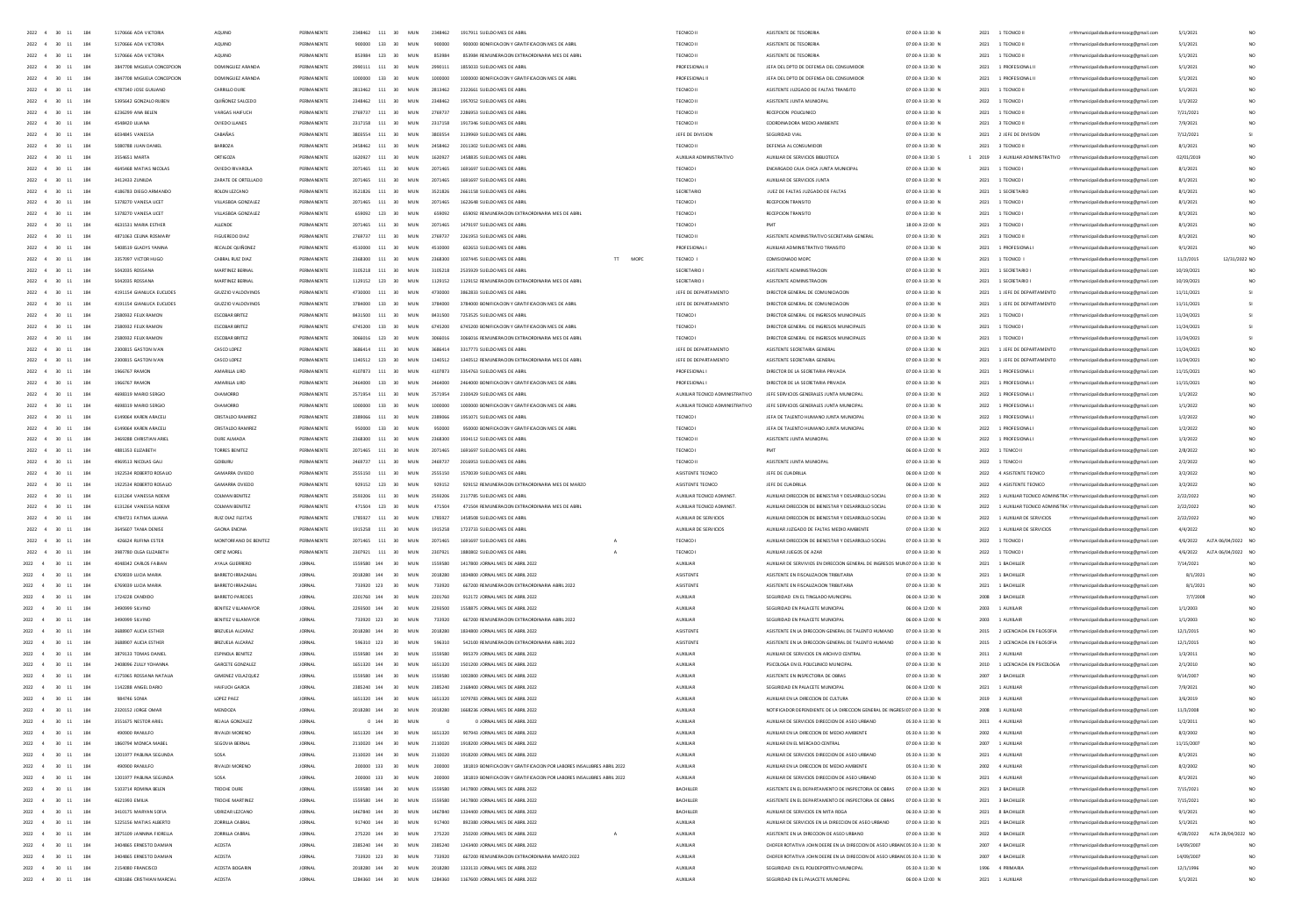| 2022 | 4 | 30 | 11 | 184 | 5170666 | ADA VICTORIA | AQUINO | PERMANENTE | 2348462 | 111 | 30 | MUN | 2348462 | 1917911 SUELDO MES DE ABRIL | | | TECNICO II | ASISTENTE DE TESORERIA | 07:00 A 13:30 | N | 2021 | 1 TECNICO II | rrhhmunicipalidadsanlorenzopy@gmail.com | 5/1/2021 | NO |
|---|---|---|---|---|---|---|---|---|---|---|---|---|---|---|---|---|---|---|---|---|---|---|---|---|---|
| 2022 | 4 | 30 | 11 | 184 | 5170666 | ADA VICTORIA | AQUINO | PERMANENTE | 900000 | 133 | 30 | MUN | 900000 | 900000 BONIFICACION Y GRATIFICACION MES DE ABRIL | | | TECNICO II | ASISTENTE DE TESORERIA | 07:00 A 13:30 | N | 2021 | 1 TECNICO II | rrhhmunicipalidadsanlorenzopy@gmail.com | 5/1/2021 | NO |
| 2022 | 4 | 30 | 11 | 184 | 5170666 | ADA VICTORIA | AQUINO | PERMANENTE | 853984 | 123 | 30 | MUN | 853984 | 853984 REMUNERACION EXTRAORDINARIA MES DE ABRIL | | | TECNICO II | ASISTENTE DE TESORERIA | 07:00 A 13:30 | N | 2021 | 1 TECNICO II | rrhhmunicipalidadsanlorenzopy@gmail.com | 5/1/2021 | NO |
| 2022 | 4 | 30 | 11 | 184 | 3847708 | MIGUELA CONCEPCION | DOMINGUEZ ARANDA | PERMANENTE | 2990111 | 111 | 30 | MUN | 2990111 | 1855030 SUELDO MES DE ABRIL | | | PROFESIONAL II | JEFA DEL DPTO DE DEFENSA DEL CONSUMIDOR | 07:00 A 13:30 | N | 2021 | 1 PROFESIONAL II | rrhhmunicipalidadsanlorenzopy@gmail.com | 5/1/2021 | NO |
| 2022 | 4 | 30 | 11 | 184 | 3847708 | MIGUELA CONCEPCION | DOMINGUEZ ARANDA | PERMANENTE | 1000000 | 133 | 30 | MUN | 1000000 | 1000000 BONIFICACION Y GRATIFICACION MES DE ABRIL | | | PROFESIONAL II | JEFA DEL DPTO DE DEFENSA DEL CONSUMIDOR | 07:00 A 13:30 | N | 2021 | 1 PROFESIONAL II | rrhhmunicipalidadsanlorenzopy@gmail.com | 5/1/2021 | NO |
| 2022 | 4 | 30 | 11 | 184 | 4787040 | JOSE GUILIANO | CARRILLO DURE | PERMANENTE | 2813462 | 111 | 30 | MUN | 2813462 | 2322661 SUELDO MES DE ABRIL | | | TECNICO II | ASISTENTE JUZGADO DE FALTAS TRANSITO | 07:00 A 13:30 | N | 2021 | 1 TECNICO II | rrhhmunicipalidadsanlorenzopy@gmail.com | 5/1/2021 | NO |
| 2022 | 4 | 30 | 11 | 184 | 5395642 | GONZALO RUBEN | QUIÑONEZ SALCEDO | PERMANENTE | 2348462 | 111 | 30 | MUN | 2348462 | 1957052 SUELDO MES DE ABRIL | | | TECNICO II | ASISTENTE JUNTA MUNICIPAL | 07:00 A 13:30 | N | 2022 | 1 TECNICO I | rrhhmunicipalidadsanlorenzopy@gmail.com | 1/1/2022 | NO |
| 2022 | 4 | 30 | 11 | 184 | 6236299 | ANA BELEN | VARGAS HAIFUCH | PERMANENTE | 2769737 | 111 | 30 | MUN | 2769737 | 2286953 SUELDO MES DE ABRIL | | | TECNICO II | RECEPCION POLICLINICO | 07:00 A 13:30 | N | 2021 | 1 TECNICO II | rrhhmunicipalidadsanlorenzopy@gmail.com | 7/21/2021 | NO |
| 2022 | 4 | 30 | 11 | 184 | 4548420 | LILIANA | OVIEDO LLANES | PERMANENTE | 2317158 | 111 | 30 | MUN | 2317158 | 1917346 SUELDO MES DE ABRIL | | | TECNICO II | COORDINADORA MEDIO AMBIENTE | 07:00 A 13:30 | N | 2021 | 3 TECNICO II | rrhhmunicipalidadsanlorenzopy@gmail.com | 7/9/2021 | NO |
| 2022 | 4 | 30 | 11 | 184 | 6034845 | VANESSA | CABAÑAS | PERMANENTE | 3803554 | 111 | 30 | MUN | 3803554 | 3139969 SUELDO MES DE ABRIL | | | JEFE DE DIVISION | SEGURIDAD VIAL | 07:00 A 13:30 | N | 2021 | 2 JEFE DE DIVISION | rrhhmunicipalidadsanlorenzopy@gmail.com | 7/12/2021 | SI |
| 2022 | 4 | 30 | 11 | 184 | 5080788 | JUAN DANIEL | BARBOZA | PERMANENTE | 2458462 | 111 | 30 | MUN | 2458462 | 2011302 SUELDO MES DE ABRIL | | | TECNICO II | DEFENSA AL CONSUMIDOR | 07:00 A 13:30 | N | 2021 | 3 TECNICO II | rrhhmunicipalidadsanlorenzopy@gmail.com | 8/1/2021 | NO |
| 2022 | 4 | 30 | 11 | 184 | 3554651 | MARTA | ORTIGOZA | PERMANENTE | 1620927 | 111 | 30 | MUN | 1620927 | 1458835 SUELDO MES DE ABRIL | | | AUXILIAR ADMINISTRATIVO | AUXILIAR DE SERVICIOS BIBLIOTECA | 07:00 A 13:30 | S | 1 2019 | 3 AUXILIAR ADMINISTRATIVO | rrhhmunicipalidadsanlorenzopy@gmail.com | 02/01/2019 | NO |
| 2022 | 4 | 30 | 11 | 184 | 4645468 | MATIAS NICOLAS | OVIEDO RIVAROLA | PERMANENTE | 2071465 | 111 | 30 | MUN | 2071465 | 1691697 SUELDO MES DE ABRIL | | | TECNICO I | ENCARGADO CAJA CHICA JUNTA MUNICIPAL | 07:00 A 13:30 | N | 2021 | 1 TECNICO I | rrhhmunicipalidadsanlorenzopy@gmail.com | 8/1/2021 | NO |
| 2022 | 4 | 30 | 11 | 184 | 3412433 | ZUNILDA | ZARATE DE ORTELLADO | PERMANENTE | 2071465 | 111 | 30 | MUN | 2071465 | 1691697 SUELDO MES DE ABRIL | | | TECNICO I | AUXILIAR DE SERVICIOS JUNTA | 07:00 A 13:30 | N | 2021 | 1 TECNICO I | rrhhmunicipalidadsanlorenzopy@gmail.com | 8/1/2021 | NO |
| 2022 | 4 | 30 | 11 | 184 | 4186783 | DIEGO ARMANDO | ROLON LEZCANO | PERMANENTE | 3521826 | 111 | 30 | MUN | 3521826 | 2661158 SUELDO MES DE ABRIL | | | SECRETARIO | JUEZ DE FALTAS JUZGADO DE FALTAS | 07:00 A 13:30 | N | 2021 | 1 SECRETARIO | rrhhmunicipalidadsanlorenzopy@gmail.com | 8/1/2021 | NO |
| 2022 | 4 | 30 | 11 | 184 | 5378270 | VANESA LICET | VILLASBOA GONZALEZ | PERMANENTE | 2071465 | 111 | 30 | MUN | 2071465 | 1622648 SUELDO MES DE ABRIL | | | TECNICO I | RECEPCION TRANSITO | 07:00 A 13:30 | N | 2021 | 1 TECNICO I | rrhhmunicipalidadsanlorenzopy@gmail.com | 8/1/2021 | NO |
| 2022 | 4 | 30 | 11 | 184 | 5378270 | VANESA LICET | VILLASBOA GONZALEZ | PERMANENTE | 659092 | 123 | 30 | MUN | 659092 | 659092 REMUNERACION EXTRAORDINARIA MES DE ABRIL | | | TECNICO I | RECEPCION TRANSITO | 07:00 A 13:30 | N | 2021 | 1 TECNICO I | rrhhmunicipalidadsanlorenzopy@gmail.com | 8/1/2021 | NO |
| 2022 | 4 | 30 | 11 | 184 | 4631531 | MARIA ESTHER | ALLENDE | PERMANENTE | 2071465 | 111 | 30 | MUN | 2071465 | 1479197 SUELDO MES DE ABRIL | | | TECNICO I | PMT | 18:00 A 22:00 | N | 2021 | 3 TECNICO I | rrhhmunicipalidadsanlorenzopy@gmail.com | 8/1/2021 | NO |
| 2022 | 4 | 30 | 11 | 184 | 4871063 | CELINA ROSMARY | FIGUEREDO DIAZ | PERMANENTE | 2769737 | 111 | 30 | MUN | 2769737 | 2261953 SUELDO MES DE ABRIL | | | TECNICO II | ASISTENTE ADMINISTRATIVO SECRETARIA GENERAL | 07:00 A 13:30 | N | 2021 | 3 TECNICO II | rrhhmunicipalidadsanlorenzopy@gmail.com | 8/1/2021 | NO |
| 2022 | 4 | 30 | 11 | 184 | 5408519 | GLADYS YANINA | RECALDE QUIÑONEZ | PERMANENTE | 4510000 | 111 | 30 | MUN | 4510000 | 602653 SUELDO MES DE ABRIL | | | PROFESIONAL I | AUXILIAR ADMINISTRATIVO TRANSITO | 07:00 A 13:30 | N | 2021 | 1 PROFESIONAL I | rrhhmunicipalidadsanlorenzopy@gmail.com | 9/1/2021 | NO |
| 2022 | 4 | 30 | 11 | 184 | 3357097 | VICTOR HUGO | CABRAL RUIZ DIAZ | PERMANENTE | 2368300 | 111 | 30 | MUN | 2368300 | 1037445 SUELDO MES DE ABRIL | TT | MOPC | TECNICO I | COMISIONADO MOPC | 07:00 A 13:30 | N | 2021 | 1 TECNICO I | rrhhmunicipalidadsanlorenzopy@gmail.com | 11/2/2015 | 12/31/2022 NO |
| 2022 | 4 | 30 | 11 | 184 | 5042035 | ROSSANA | MARTINEZ BERNAL | PERMANENTE | 3105218 | 111 | 30 | MUN | 3105218 | 2535929 SUELDO MES DE ABRIL | | | SECRETARIO I | ASISTENTE ADMINISTRACION | 07:00 A 13:30 | N | 2021 | 1 SECRETARIO I | rrhhmunicipalidadsanlorenzopy@gmail.com | 10/19/2021 | NO |
| 2022 | 4 | 30 | 11 | 184 | 5042035 | ROSSANA | MARTINEZ BERNAL | PERMANENTE | 1129152 | 123 | 30 | MUN | 1129152 | 1129152 REMUNERACION EXTRAORDINARIA MES DE ABRIL | | | SECRETARIO I | ASISTENTE ADMINISTRACION | 07:00 A 13:30 | N | 2021 | 1 SECRETARIO I | rrhhmunicipalidadsanlorenzopy@gmail.com | 10/19/2021 | NO |
| 2022 | 4 | 30 | 11 | 184 | 4191154 | GIANLUCA EUCLIDES | GIUZZIO VALDOVINOS | PERMANENTE | 4730000 | 111 | 30 | MUN | 4730000 | 3862833 SUELDO MES DE ABRIL | | | JEFE DE DEPARTAMENTO | DIRECTOR GENERAL DE COMUNICACION | 07:00 A 13:30 | N | 2021 | 1 JEFE DE DEPARTAMENTO | rrhhmunicipalidadsanlorenzopy@gmail.com | 11/11/2021 | SI |
| 2022 | 4 | 30 | 11 | 184 | 4191154 | GIANLUCA EUCLIDES | GIUZZIO VALDOVINOS | PERMANENTE | 3784000 | 133 | 30 | MUN | 3784000 | 3784000 BONIFICACION Y GRATIFICACION MES DE ABRIL | | | JEFE DE DEPARTAMENTO | DIRECTOR GENERAL DE COMUNICACION | 07:00 A 13:30 | N | 2021 | 1 JEFE DE DEPARTAMENTO | rrhhmunicipalidadsanlorenzopy@gmail.com | 11/11/2021 | SI |
| 2022 | 4 | 30 | 11 | 184 | 2580932 | FELIX RAMON | ESCOBAR BRITEZ | PERMANENTE | 8431500 | 111 | 30 | MUN | 8431500 | 7253525 SUELDO MES DE ABRIL | | | TECNICO I | DIRECTOR GENERAL DE INGRESOS MUNICIPALES | 07:00 A 13:30 | N | 2021 | 1 TECNICO I | rrhhmunicipalidadsanlorenzopy@gmail.com | 11/24/2021 | SI |
| 2022 | 4 | 30 | 11 | 184 | 2580932 | FELIX RAMON | ESCOBAR BRITEZ | PERMANENTE | 6745200 | 133 | 30 | MUN | 6745200 | 6745200 BONIFICACION Y GRATIFICACION MES DE ABRIL | | | TECNICO I | DIRECTOR GENERAL DE INGRESOS MUNICIPALES | 07:00 A 13:30 | N | 2021 | 1 TECNICO I | rrhhmunicipalidadsanlorenzopy@gmail.com | 11/24/2021 | SI |
| 2022 | 4 | 30 | 11 | 184 | 2580932 | FELIX RAMON | ESCOBAR BRITEZ | PERMANENTE | 3066016 | 123 | 30 | MUN | 3066016 | 3066016 REMUNERACION EXTRAORDINARIA MES DE ABRIL | | | TECNICO I | DIRECTOR GENERAL DE INGRESOS MUNICIPALES | 07:00 A 13:30 | N | 2021 | 1 TECNICO I | rrhhmunicipalidadsanlorenzopy@gmail.com | 11/24/2021 | SI |
| 2022 | 4 | 30 | 11 | 184 | 2300815 | GASTON IVAN | CASCO LOPEZ | PERMANENTE | 3686414 | 111 | 30 | MUN | 3686414 | 3317773 SUELDO MES DE ABRIL | | | JEFE DE DEPARTAMENTO | ASISTENTE SECRETARIA GENERAL | 07:00 A 13:30 | N | 2021 | 1 JEFE DE DEPARTAMENTO | rrhhmunicipalidadsanlorenzopy@gmail.com | 11/24/2021 | NO |
| 2022 | 4 | 30 | 11 | 184 | 2300815 | GASTON IVAN | CASCO LOPEZ | PERMANENTE | 1340512 | 123 | 30 | MUN | 1340512 | 1340512 REMUNERACION EXTRAORDINARIA MES DE ABRIL | | | JEFE DE DEPARTAMENTO | ASISTENTE SECRETARIA GENERAL | 07:00 A 13:30 | N | 2021 | 1 JEFE DE DEPARTAMENTO | rrhhmunicipalidadsanlorenzopy@gmail.com | 11/24/2021 | NO |
| 2022 | 4 | 30 | 11 | 184 | 1966767 | RAMON | AMARILLA URO | PERMANENTE | 4107873 | 111 | 30 | MUN | 4107873 | 3354763 SUELDO MES DE ABRIL | | | PROFESIONAL I | DIRECTOR DE LA SECRETARIA PRIVADA | 07:00 A 13:30 | N | 2021 | 1 PROFESIONAL I | rrhhmunicipalidadsanlorenzopy@gmail.com | 11/15/2021 | NO |
| 2022 | 4 | 30 | 11 | 184 | 1966767 | RAMON | AMARILLA URO | PERMANENTE | 2464000 | 133 | 30 | MUN | 2464000 | 2464000 BONIFICACION Y GRATIFICACION MES DE ABRIL | | | PROFESIONAL I | DIRECTOR DE LA SECRETARIA PRIVADA | 07:00 A 13:30 | N | 2021 | 1 PROFESIONAL I | rrhhmunicipalidadsanlorenzopy@gmail.com | 11/15/2021 | NO |
| 2022 | 4 | 30 | 11 | 184 | 4698319 | MARIO SERGIO | CHAMORRO | PERMANENTE | 2571854 | 111 | 30 | MUN | 2571854 | 2100429 SUELDO MES DE ABRIL | | | AUXILIAR TECNICO ADMINISTRATIVO | JEFE SERVICIOS GENERALES JUNTA MUNICIPAL | 07:00 A 13:30 | N | 2022 | 1 PROFESIONAL I | rrhhmunicipalidadsanlorenzopy@gmail.com | 1/1/2022 | NO |
| 2022 | 4 | 30 | 11 | 184 | 4698319 | MARIO SERGIO | CHAMORRO | PERMANENTE | 1000000 | 133 | 30 | MUN | 1000000 | 1000000 BONIFICACION Y GRATIFICACION MES DE ABRIL | | | AUXILIAR TECNICO ADMINISTRATIVO | JEFE SERVICIOS GENERALES JUNTA MUNICIPAL | 07:00 A 13:30 | N | 2022 | 1 PROFESIONAL I | rrhhmunicipalidadsanlorenzopy@gmail.com | 1/1/2022 | NO |
| 2022 | 4 | 30 | 11 | 184 | 6149064 | KAREN ARACELI | CRISTALDO RAMIREZ | PERMANENTE | 2389066 | 111 | 30 | MUN | 2389066 | 1951071 SUELDO MES DE ABRIL | | | TECNICO I | JEFA DE TALENTO HUMANO JUNTA MUNICIPAL | 07:00 A 13:30 | N | 2022 | 1 PROFESIONAL I | rrhhmunicipalidadsanlorenzopy@gmail.com | 1/2/2022 | NO |
| 2022 | 4 | 30 | 11 | 184 | 6149064 | KAREN ARACELI | CRISTALDO RAMIREZ | PERMANENTE | 950000 | 133 | 30 | MUN | 950000 | 950000 BONIFICACION Y GRATIFICACION MES DE ABRIL | | | TECNICO I | JEFA DE TALENTO HUMANO JUNTA MUNICIPAL | 07:00 A 13:30 | N | 2022 | 1 PROFESIONAL I | rrhhmunicipalidadsanlorenzopy@gmail.com | 1/2/2022 | NO |
| 2022 | 4 | 30 | 11 | 184 | 3469288 | CHRISTIAN ARIEL | DURE ALMADA | PERMANENTE | 2368300 | 111 | 30 | MUN | 2368300 | 1934112 SUELDO MES DE ABRIL | | | TECNICO II | ASISTENTE JUNTA MUNICIPAL | 07:00 A 13:30 | N | 2022 | 1 PROFESIONAL I | rrhhmunicipalidadsanlorenzopy@gmail.com | 1/3/2022 | NO |
| 2022 | 4 | 30 | 11 | 184 | 4881353 | ELIZABETH | TORRES BENITEZ | PERMANENTE | 2071465 | 111 | 30 | MUN | 2071465 | 1691697 SUELDO MES DE ABRIL | | | TECNICO I | PMT | 06:00 A 12:00 | N | 2022 | 1 TENICO II | rrhhmunicipalidadsanlorenzopy@gmail.com | 2/8/2022 | NO |
| 2022 | 4 | 30 | 11 | 184 | 4969513 | NICOLAS GALI | GOIBURU | PERMANENTE | 2469737 | 111 | 30 | MUN | 2469737 | 2016953 SUELDO MES DE ABRIL | | | TECNICO II | ASISTENTE JUNTA MUNICIPAL | 07:00 A 13:30 | N | 2022 | 1 TENICO II | rrhhmunicipalidadsanlorenzopy@gmail.com | 2/2/2022 | NO |
| 2022 | 4 | 30 | 11 | 184 | 1922524 | ROBERTO ROSALIO | GAMARRA OVIEDO | PERMANENTE | 2555150 | 111 | 30 | MUN | 2555150 | 1570039 SUELDO MES DE ABRIL | | | ASISTENTE TECNICO | JEFE DE CUADRILLA | 06:00 A 12:00 | N | 2022 | 4 ASISTENTE TECNICO | rrhhmunicipalidadsanlorenzopy@gmail.com | 3/2/2022 | NO |
| 2022 | 4 | 30 | 11 | 184 | 1922524 | ROBERTO ROSALIO | GAMARRA OVIEDO | PERMANENTE | 929152 | 123 | 30 | MUN | 929152 | 929152 REMUNERACION EXTRAORDINARIA MES DE MARZO | | | ASISTENTE TECNICO | JEFE DE CUADRILLA | 06:00 A 12:00 | N | 2022 | 4 ASISTENTE TECNICO | rrhhmunicipalidadsanlorenzopy@gmail.com | 3/2/2022 | NO |
| 2022 | 4 | 30 | 11 | 184 | 6131264 | VANESSA NOEMI | COLMAN BENITEZ | PERMANENTE | 2593206 | 111 | 30 | MUN | 2593206 | 2117785 SUELDO MES DE ABRIL | | | AUXILIAR TECNICO ADMINIST. | AUXILIAR DIRECCION DE BIENESTAR Y DESARROLLO SOCIAL | 07:00 A 13:30 | N | 2022 | 1 AUXILIAR TECNICO ADMINISTRA | rrhhmunicipalidadsanlorenzopy@gmail.com | 2/22/2022 | NO |
| 2022 | 4 | 30 | 11 | 184 | 6131264 | VANESSA NOEMI | COLMAN BENITEZ | PERMANENTE | 471504 | 123 | 30 | MUN | 471504 | 471504 REMUNERACION EXTRAORDINARIA MES DE ABRIL | | | AUXILIAR TECNICO ADMINIST. | AUXILIAR DIRECCION DE BIENESTAR Y DESARROLLO SOCIAL | 07:00 A 13:30 | N | 2022 | 1 AUXILIAR TECNICO ADMINISTRA | rrhhmunicipalidadsanlorenzopy@gmail.com | 2/22/2022 | NO |
| 2022 | 4 | 30 | 11 | 184 | 4784721 | FATIMA LILIANA | RUIZ DIAZ FLEITAS | PERMANENTE | 1785927 | 111 | 30 | MUN | 1785927 | 1458508 SUELDO MES DE ABRIL | | | AUXILIAR DE SERVICIOS | AUXILIAR DIRECCION DE BIENESTAR Y DESARROLLO SOCIAL | 07:00 A 13:30 | N | 2022 | 1 AUXILIAR DE SERVICIOS | rrhhmunicipalidadsanlorenzopy@gmail.com | 2/22/2022 | NO |
| 2022 | 4 | 30 | 11 | 184 | 3645607 | TANIA DENISE | GAONA ENCINA | PERMANENTE | 1915258 | 111 | 30 | MUN | 1915258 | 1723733 SUELDO MES DE ABRIL | | | AUXILIAR DE SERVICIOS | AUXILIAR JUZGADO DE FALTAS MEDIO AMBIENTE | 07:00 A 13:30 | N | 2022 | 1 AUXILIAR DE SERVICIOS | rrhhmunicipalidadsanlorenzopy@gmail.com | 4/4/2022 | NO |
| 2022 | 4 | 30 | 11 | 184 | 426624 | RUFINA ESTER | MONTORFANO DE BENITEZ | PERMANENTE | 2071465 | 111 | 30 | MUN | 2071465 | 1691697 SUELDO MES DE ABRIL | A | | TECNICO I | AUXILIAR DIRECCION DE BIENESTAR Y DESARROLLO SOCIAL | 07:00 A 13:30 | N | 2022 | 1 TECNICO I | rrhhmunicipalidadsanlorenzopy@gmail.com | 4/6/2022 | ALTA 06/04/2022 NO |
| 2022 | 4 | 30 | 11 | 184 | 3987780 | OLGA ELIZABETH | ORTIZ MOREL | PERMANENTE | 2307921 | 111 | 30 | MUN | 2307921 | 1888082 SUELDO MES DE ABRIL | A | | TECNICO I | AUXILIAR JUEGOS DE AZAR | 07:00 A 13:30 | N | 2022 | 1 TECNICO I | rrhhmunicipalidadsanlorenzopy@gmail.com | 4/6/2022 | ALTA 06/04/2022 NO |
| 2022 | 4 | 30 | 11 | 184 | 4048342 | CARLOS FABIAN | AYALA GUERRERO | JORNAL | 1559580 | 144 | 30 | MUN | 1559580 | 1417800 JORNAL MES DE ABRIL 2022 | | | AUXILIAR | AUXILIAR DE SERVIVIOS EN DIRECCION GENERAL DE INGRESOS MUNI | 07:00 A 13:30 | N | 2021 | 1 BACHILLER | rrhhmunicipalidadsanlorenzopy@gmail.com | 7/14/2021 | NO |
| 2022 | 4 | 30 | 11 | 184 | 6769039 | LUCIA MARIA | BARRETO IRRAZABAL | JORNAL | 2018280 | 144 | 30 | MUN | 2018280 | 1834800 JORNAL MES DE ABRIL 2022 | | | ASISTENTE | ASISTENTE EN FISCALIZACION TRIBUTARIA | 07:00 A 13:30 | N | 2021 | 1 BACHILLER | rrhhmunicipalidadsanlorenzopy@gmail.com | 8/1/2021 | NO |
| 2022 | 4 | 30 | 11 | 184 | 6769039 | LUCIA MARIA | BARRETO IRRAZABAL | JORNAL | 733920 | 123 | 30 | MUN | 733920 | 667200 REMUNERACION EXTRAORDINARIA ABRIL 2022 | | | ASISTENTE | ASISTENTE EN FISCALIZACION TRIBUTARIA | 07:00 A 13:30 | N | 2021 | 1 BACHILLER | rrhhmunicipalidadsanlorenzopy@gmail.com | 8/1/2021 | NO |
| 2022 | 4 | 30 | 11 | 184 | 1724228 | CANDIDO | BARRETO PAREDES | JORNAL | 2201760 | 144 | 30 | MUN | 2201760 | 912172 JORNAL MES DE ABRIL 2022 | | | AUXILIAR | SEGURIDAD EN EL TINGLADO MUNICIPAL | 06:00 A 12:00 | N | 2008 | 3 BACHILLER | rrhhmunicipalidadsanlorenzopy@gmail.com | 7/7/2008 | NO |
| 2022 | 4 | 30 | 11 | 184 | 3490999 | SILVINO | BENITEZ VILLAMAYOR | JORNAL | 2293500 | 144 | 30 | MUN | 2293500 | 1558875 JORNAL MES DE ABRIL 2022 | | | AUXILIAR | SEGURIDAD EN PALACETE MUNICIPAL | 06:00 A 12:00 | N | 2003 | 1 AUXILIAR | rrhhmunicipalidadsanlorenzopy@gmail.com | 1/1/2003 | NO |
| 2022 | 4 | 30 | 11 | 184 | 3490999 | SILVINO | BENITEZ VILLAMAYOR | JORNAL | 733920 | 123 | 30 | MUN | 733920 | 667200 REMUNERACION EXTRAORDINARIA ABRIL 2022 | | | AUXILIAR | SEGURIDAD EN PALACETE MUNICIPAL | 06:00 A 12:00 | N | 2003 | 1 AUXILIAR | rrhhmunicipalidadsanlorenzopy@gmail.com | 1/1/2003 | NO |
| 2022 | 4 | 30 | 11 | 184 | 3688907 | ALICIA ESTHER | BREZUELA ALCARAZ | JORNAL | 2018280 | 144 | 30 | MUN | 2018280 | 1834800 JORNAL MES DE ABRIL 2022 | | | ASISTENTE | ASISTENTE EN LA DIRECCION GENERAL DE TALENTO HUMANO | 07:00 A 13:30 | N | 2015 | 2 LICENCIADA EN FILOSOFIA | rrhhmunicipalidadsanlorenzopy@gmail.com | 12/1/2015 | NO |
| 2022 | 4 | 30 | 11 | 184 | 3688907 | ALICIA ESTHER | BREZUELA ALCARAZ | JORNAL | 596310 | 123 | 30 | MUN | 596310 | 542100 REMUNERACION EXTRAORDINARIA ABRIL 2022 | | | ASISTENTE | ASISTENTE EN LA DIRECCION GENERAL DE TALENTO HUMANO | 07:00 A 13:30 | N | 2015 | 2 LICENCIADA EN FILOSOFIA | rrhhmunicipalidadsanlorenzopy@gmail.com | 12/1/2015 | NO |
| 2022 | 4 | 30 | 11 | 184 | 3879133 | TOMAS DANIEL | ESPINOLA BENITEZ | JORNAL | 1559580 | 144 | 30 | MUN | 1559580 | 995379 JORNAL MES DE ABRIL 2022 | | | AUXILIAR | AUXILIAR DE SERVICIOS EN ARCHIVO CENTRAL | 07:00 A 13:30 | N | 2011 | 2 AUXILIAR | rrhhmunicipalidadsanlorenzopy@gmail.com | 1/3/2011 | NO |
| 2022 | 4 | 30 | 11 | 184 | 2408096 | ZULLY YOHANNA | GARCETE GONZALEZ | JORNAL | 1651320 | 144 | 30 | MUN | 1651320 | 1501200 JORNAL MES DE ABRIL 2022 | | | AUXILIAR | PSICOLOGA EN EL POLICLINICO MUNICIPAL | 07:00 A 13:30 | N | 2010 | 1 LICENCIADA EN PSICOLOGIA | rrhhmunicipalidadsanlorenzopy@gmail.com | 2/1/2010 | NO |
| 2022 | 4 | 30 | 11 | 184 | 4175965 | ROSSANA NATALIA | GIMENEZ VELAZQUEZ | JORNAL | 1559580 | 144 | 30 | MUN | 1559580 | 1002800 JORNAL MES DE ABRIL 2022 | | | AUXILIAR | ASISTENTE EN INSPECTORIA DE OBRAS | 07:00 A 13:30 | N | 2007 | 3 BACHILLER | rrhhmunicipalidadsanlorenzopy@gmail.com | 9/14/2007 | NO |
| 2022 | 4 | 30 | 11 | 184 | 1142288 | ANGEL DARIO | HAIFUCH GARCIA | JORNAL | 2385240 | 144 | 30 | MUN | 2385240 | 2168400 JORNAL MES DE ABRIL 2022 | | | AUXILIAR | SEGURIDAD EN PALACETE MUNICIPAL | 06:00 A 12:00 | N | 2021 | 1 AUXILIAR | rrhhmunicipalidadsanlorenzopy@gmail.com | 7/9/2021 | NO |
| 2022 | 4 | 30 | 11 | 184 | 984766 | SONIA | LOPEZ PAEZ | JORNAL | 1651320 | 144 | 30 | MUN | 1651320 | 1079783 JORNAL MES DE ABRIL 2022 | | | AUXILIAR | AUXILIAR EN LA DIRECCION DE CULTURA | 07:00 A 13:30 | N | 2019 | 3 AUXILIAR | rrhhmunicipalidadsanlorenzopy@gmail.com | 3/6/2019 | NO |
| 2022 | 4 | 30 | 11 | 184 | 2320152 | JORGE OMAR | MENDOZA | JORNAL | 2018280 | 144 | 30 | MUN | 2018280 | 1668236 JORNAL MES DE ABRIL 2022 | | | AUXILIAR | NOTIFICADOR DEPENDIENTE DE LA DIRECCION GENERAL DE INGRESOS | 07:00 A 13:30 | N | 2008 | 1 AUXILIAR | rrhhmunicipalidadsanlorenzopy@gmail.com | 11/3/2008 | NO |
| 2022 | 4 | 30 | 11 | 184 | 3551675 | NESTOR ARIEL | REJALA GONZALEZ | JORNAL | 0 | 144 | 30 | MUN | 0 | 0 JORNAL MES DE ABRIL 2022 | | | AUXILIAR | AUXILIAR DE SERVICIOS DIRECCION DE ASEO URBANO | 05:30 A 11:30 | N | 2011 | 4 AUXILIAR | rrhhmunicipalidadsanlorenzopy@gmail.com | 1/2/2011 | NO |
| 2022 | 4 | 30 | 11 | 184 | 490900 | RAMULFO | RIVALDI MORENO | JORNAL | 1651320 | 144 | 30 | MUN | 1651320 | 907943 JORNAL MES DE ABRIL 2022 | | | AUXILIAR | AUXILIAR EN LA DIRECCION DE MEDIO AMBIENTE | 05:30 A 11:30 | N | 2002 | 4 AUXILIAR | rrhhmunicipalidadsanlorenzopy@gmail.com | 8/2/2002 | NO |
| 2022 | 4 | 30 | 11 | 184 | 1860794 | MONICA MABEL | SEGOVIA BERNAL | JORNAL | 2110020 | 144 | 30 | MUN | 2110020 | 1918200 JORNAL MES DE ABRIL 2022 | | | AUXILIAR | AUXILIAR EN EL MERCADO CENTRAL | 07:00 A 13:30 | N | 2007 | 1 AUXILIAR | rrhhmunicipalidadsanlorenzopy@gmail.com | 11/15/2007 | NO |
| 2022 | 4 | 30 | 11 | 184 | 1201977 | PABLINA SEGUNDA | SOSA | JORNAL | 2110020 | 144 | 30 | MUN | 2110020 | 1918200 JORNAL MES DE ABRIL 2022 | | | AUXILIAR | AUXILIAR DE SERVICIOS DIRECCION DE ASEO URBANO | 05:30 A 11:30 | N | 2021 | 4 AUXILIAR | rrhhmunicipalidadsanlorenzopy@gmail.com | 8/1/2021 | NO |
| 2022 | 4 | 30 | 11 | 184 | 490900 | RAMULFO | RIVALDI MORENO | JORNAL | 200000 | 133 | 30 | MUN | 200000 | 181819 BONIFICACION Y GRATIFICACION POR LABORES INSALUBRES ABRIL 2022 | | | AUXILIAR | AUXILIAR EN LA DIRECCION DE MEDIO AMBIENTE | 05:30 A 11:30 | N | 2002 | 4 AUXILIAR | rrhhmunicipalidadsanlorenzopy@gmail.com | 8/2/2002 | NO |
| 2022 | 4 | 30 | 11 | 184 | 1201977 | PABLINA SEGUNDA | SOSA | JORNAL | 200000 | 133 | 30 | MUN | 200000 | 181819 BONIFICACION Y GRATIFICACION POR LABORES INSALUBRES ABRIL 2022 | | | AUXILIAR | AUXILIAR DE SERVICIOS DIRECCION DE ASEO URBANO | 05:30 A 11:30 | N | 2021 | 4 AUXILIAR | rrhhmunicipalidadsanlorenzopy@gmail.com | 8/1/2021 | NO |
| 2022 | 4 | 30 | 11 | 184 | 5107314 | ROMINA BELEN | TROCHE DURE | JORNAL | 1559580 | 144 | 30 | MUN | 1559580 | 1417800 JORNAL MES DE ABRIL 2022 | | | BACHILLER | ASISTENTE EN EL DEPARTAMENTO DE INSPECTORIA DE OBRAS | 07:00 A 13:30 | N | 2021 | 3 BACHILLER | rrhhmunicipalidadsanlorenzopy@gmail.com | 7/15/2021 | NO |
| 2022 | 4 | 30 | 11 | 184 | 4621993 | EMILIA | TROCHE MARTINEZ | JORNAL | 1559580 | 144 | 30 | MUN | 1559580 | 1417800 JORNAL MES DE ABRIL 2022 | | | BACHILLER | ASISTENTE EN EL DEPARTAMENTO DE INSPECTORIA DE OBRAS | 07:00 A 13:30 | N | 2021 | 3 BACHILLER | rrhhmunicipalidadsanlorenzopy@gmail.com | 7/15/2021 | NO |
| 2022 | 4 | 30 | 11 | 184 | 3410175 | MARYAN SOFIA | UDRIZAR LEZCANO | JORNAL | 1467840 | 144 | 30 | MUN | 1467840 | 1334400 JORNAL MES DE ABRIL 2022 | | | BACHILLER | AUXILIAR DE SERVICIOS EN MITA ROGA | 06:30 A 12:30 | N | 2021 | 3 BACHILLER | rrhhmunicipalidadsanlorenzopy@gmail.com | 9/1/2021 | NO |
| 2022 | 4 | 30 | 11 | 184 | 5225156 | MATIAS ALBERTO | ZORRILLA CABRAL | JORNAL | 917400 | 144 | 30 | MUN | 917400 | 852300 JORNAL MES DE ABRIL 2022 | | | AUXILIAR | AUXILIAR DE SERVICIOS EN LA DIRECCION DE ASEO URBANO | 07:00 A 13:30 | N | 2021 | 1 AUXILIAR | rrhhmunicipalidadsanlorenzopy@gmail.com | 5/1/2021 | NO |
| 2022 | 4 | 30 | 11 | 184 | 3875109 | JANNINA FIORELLA | ZORRILLA CABRAL | JORNAL | 275220 | 144 | 30 | MUN | 275220 | 250200 JORNAL MES DE ABRIL 2022 | A | | AUXILIAR | ASISTENTE EN LA DIRECCION DE ASEO URBANO | 07:00 A 13:30 | N | 2022 | 4 BACHILLER | rrhhmunicipalidadsanlorenzopy@gmail.com | 4/28/2022 | ALTA 28/04/2022 NO |
| 2022 | 4 | 30 | 11 | 184 | 3404865 | ERNESTO DAMIAN | ACOSTA | JORNAL | 2385240 | 144 | 30 | MUN | 2385240 | 1243400 JORNAL MES DE ABRIL 2022 | | | AUXILIAR | CHOFER ROTATIVA JOHN DEERE EN LA DIRECCION DE ASEO URBANO | 05:30 A 11:30 | N | 2007 | 4 BACHILLER | rrhhmunicipalidadsanlorenzopy@gmail.com | 14/09/2007 | NO |
| 2022 | 4 | 30 | 11 | 184 | 3404865 | ERNESTO DAMIAN | ACOSTA | JORNAL | 733920 | 123 | 30 | MUN | 733920 | 667200 REMUNERACION EXTRAORDINARIA MARZO 2022 | | | AUXILIAR | CHOFER ROTATIVA JOHN DEERE EN LA DIRECCION DE ASEO URBANO | 05:30 A 11:30 | N | 2007 | 4 BACHILLER | rrhhmunicipalidadsanlorenzopy@gmail.com | 14/09/2007 | NO |
| 2022 | 4 | 30 | 11 | 184 | 2154080 | FRANCISCO | ACOSTA BOGARIN | JORNAL | 2018280 | 144 | 30 | MUN | 2018280 | 1333133 JORNAL MES DE ABRIL 2022 | | | AUXILIAR | SEGURIDAD EN EL POLIDEPORTIVO MUNICIPAL | 05:30 A 11:30 | N | 1996 | 4 PRIMARIA | rrhhmunicipalidadsanlorenzopy@gmail.com | 12/1/1996 | NO |
| 2022 | 4 | 30 | 11 | 184 | 4281686 | CRISTHIAN MARCIAL | ACOSTA | JORNAL | 1284360 | 144 | 30 | MUN | 1284360 | 1167600 JORNAL MES DE ABRIL 2022 | | | AUXILIAR | SEGURIDAD EN EL PALACETE MUNICIPAL | 06:00 A 12:00 | N | 2021 | 1 AUXILIAR | rrhhmunicipalidadsanlorenzopy@gmail.com | 5/1/2021 | NO |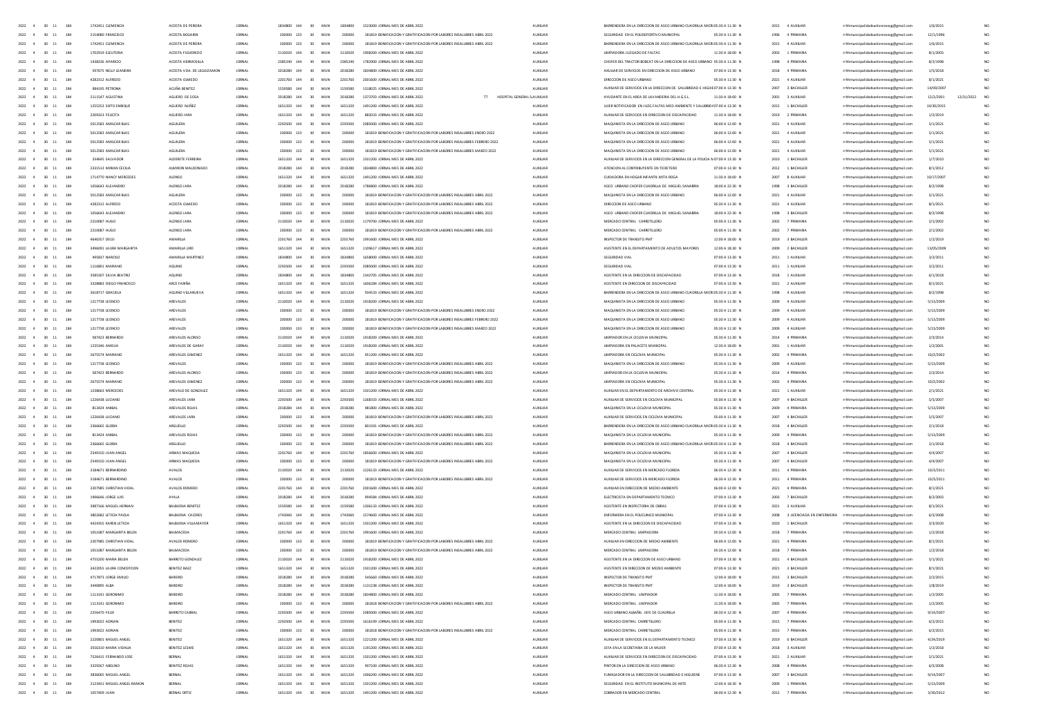| | | | | | | | | | | | | | | | | | | | | | | | | | | |
|---|---|---|---|---|---|---|---|---|---|---|---|---|---|---|---|---|---|---|---|---|---|---|---|---|---|---|
| 2022 | 4 | 30 | 11 | 184 | 1742451 | CLEMENCIA | ACOSTA DE PEREIRA | JORNAL | 1834800 | 144 | 30 | MUN | 1834800 | 1523000 | JORNAL MES DE ABRIL 2022 | | AUXILIAR | BARRENDERA EN LA DIRECCION DE ASEO URBANO CUADRILLA MICRO | 05:30 A 11:30 | N | 2015 | 4 | AUXILIAR | rrhhmunicipalidadsanlorenzo@gmail.com | 1/6/2015 | | NO |
| 2022 | 4 | 30 | 11 | 184 | 2154080 | FRANCISCO | ACOSTA BOGARIN | JORNAL | 200000 | 133 | 30 | MUN | 200000 | 181819 | BONIFICACION Y GRATIFICACION POR LABORES INSALUBRES ABRIL 2022 | | AUXILIAR | SEGURIDAD EN EL POLIDEPORTIVO MUNICIPAL | 05:30 A 11:30 | N | 1996 | 4 | PRIMARIA | rrhhmunicipalidadsanlorenzo@gmail.com | 12/1/1996 | | NO |
| 2022 | 4 | 30 | 11 | 184 | 1742451 | CLEMENCIA | ACOSTA DE PEREIRA | JORNAL | 200000 | 133 | 30 | MUN | 200000 | 181819 | BONIFICACION Y GRATIFICACION POR LABORES INSALUBRES ABRIL 2022 | | AUXILIAR | BARRENDERA EN LA DIRECCION DE ASEO URBANO CUADRILLA MICRO | 05:30 A 11:30 | N | 2015 | 4 | AUXILIAR | rrhhmunicipalidadsanlorenzo@gmail.com | 1/6/2015 | | NO |
| 2022 | 4 | 30 | 11 | 184 | 1702919 | ELEUTERIA | ACOSTA FIGUEREDO | JORNAL | 2130020 | 144 | 30 | MUN | 2130020 | 1908200 | JORNAL MES DE ABRIL 2022 | | AUXILIAR | LIMPIADORA JUZGADO DE FALTAS | 11:30 A 18:00 | N | 2003 | 1 | PRIMARIA | rrhhmunicipalidadsanlorenzo@gmail.com | 8/1/2003 | | NO |
| 2022 | 4 | 30 | 11 | 184 | 1438236 | APARICIO | ACOSTA HERMOSILLA | JORNAL | 2385240 | 144 | 30 | MUN | 2385240 | 1782900 | JORNAL MES DE ABRIL 2022 | | AUXILIAR | CHOFER DEL TRACTOR BOBCAT EN LA DIRECCION DE ASEO URBANO | 05:30 A 11:30 | N | 1998 | 4 | PRIMARIA | rrhhmunicipalidadsanlorenzo@gmail.com | 8/2/1998 | | NO |
| 2022 | 4 | 30 | 11 | 184 | 597675 | NELLY LEANDRA | ACOSTA VDA. DE LEGUIZAMON | JORNAL | 2018280 | 144 | 30 | MUN | 2018280 | 1834800 | JORNAL MES DE ABRIL 2022 | | AUXILIAR | AUXILIAR DE SERVICIOS EN DIRECCION DE ASEO URBANO | 07:00 A 13:30 | N | 2018 | 4 | PRIMARIA | rrhhmunicipalidadsanlorenzo@gmail.com | 1/5/2018 | | NO |
| 2022 | 4 | 30 | 11 | 184 | 4282312 | ALFREDO | ACOSTA OLMEDO | JORNAL | 2201760 | 144 | 30 | MUN | 2201760 | 2001600 | JORNAL MES DE ABRIL 2022 | | AUXILIAR | DIRECCION DE ASEO URBANO | 05:30 A 11:30 | N | 2021 | 4 | AUXILIAR | rrhhmunicipalidadsanlorenzo@gmail.com | 8/1/2021 | | NO |
| 2022 | 4 | 30 | 11 | 184 | 884195 | PETRONA | ACUÑA BENITEZ | JORNAL | 1559580 | 144 | 30 | MUN | 1559580 | 1318025 | JORNAL MES DE ABRIL 2022 | | AUXILIAR | AUXILIAR DE SERVICIOS EN LA DIRECCION DE SALUBRIDAD E HIGIENE | 07:00 A 13:30 | N | 2007 | 3 | BACHILLER | rrhhmunicipalidadsanlorenzo@gmail.com | 14/09/2007 | | NO |
| 2022 | 4 | 30 | 11 | 184 | 2111547 | AGUSTINA | AGUERO DE SOSA | JORNAL | 2018280 | 144 | 30 | MUN | 2018280 | 1373703 | JORNAL MES DE ABRIL 2022 | TT | HOSPITAL GENERAL SAUXILIAR | AYUDANTE EN EL AREA DE LAVANDERIA DEL H.G.S.L. | 11:30 A 18:00 | N | 2001 | 3 | AUXILIAR | rrhhmunicipalidadsanlorenzo@gmail.com | 12/2/2001 | 12/31/2022 | NO |
| 2022 | 4 | 30 | 11 | 184 | 1255253 | SIXTO ENRIQUE | AGUERO NUÑEZ | JORNAL | 1651320 | 144 | 30 | MUN | 1651320 | 1491200 | JORNAL MES DE ABRIL 2022 | | AUXILIAR | UJIER NOTIFICADOR EN JUZG FALTAS MED AMBIENTE Y SALUBRIDAD | 07:00 A 13:30 | N | 2015 | 1 | BACHILLER | rrhhmunicipalidadsanlorenzo@gmail.com | 10/30/2015 | | NO |
| 2022 | 4 | 30 | 11 | 184 | 2309323 | FELICITA | AGUERO JARA | JORNAL | 1651320 | 144 | 30 | MUN | 1651320 | 882031 | JORNAL MES DE ABRIL 2022 | | AUXILIAR | AUXILIAR DE SERVICIOS EN DIRECCION DE DISCAPACIDAD | 11:30 A 18:00 | N | 2019 | 2 | PRIMARIA | rrhhmunicipalidadsanlorenzo@gmail.com | 1/2/2019 | | NO |
| 2022 | 4 | 30 | 11 | 184 | 5012583 | AMILCAR BLAS | AGUILERA | JORNAL | 2293500 | 144 | 30 | MUN | 2293500 | 2085000 | JORNAL MES DE ABRIL 2022 | | AUXILIAR | MAQUINISTA EN LA DIRECCION DE ASEO URBANO | 06:00 A 12:00 | N | 2021 | 4 | AUXILIAR | rrhhmunicipalidadsanlorenzo@gmail.com | 5/1/2021 | | NO |
| 2022 | 4 | 30 | 11 | 184 | 5012583 | AMILCAR BLAS | AGUILERA | JORNAL | 200000 | 133 | 30 | MUN | 200000 | 181819 | BONIFICACION Y GRATIFICACION POR LABORES INSALUBRES ENERO 2022 | | AUXILIAR | MAQUINISTA EN LA DIRECCION DE ASEO URBANO | 06:00 A 12:00 | N | 2021 | 4 | AUXILIAR | rrhhmunicipalidadsanlorenzo@gmail.com | 5/1/2021 | | NO |
| 2022 | 4 | 30 | 11 | 184 | 5012583 | AMILCAR BLAS | AGUILERA | JORNAL | 200000 | 133 | 30 | MUN | 200000 | 181819 | BONIFICACION Y GRATIFICACION POR LABORES INSALUBRES FEBRERO 2022 | | AUXILIAR | MAQUINISTA EN LA DIRECCION DE ASEO URBANO | 06:00 A 12:00 | N | 2021 | 4 | AUXILIAR | rrhhmunicipalidadsanlorenzo@gmail.com | 5/1/2021 | | NO |
| 2022 | 4 | 30 | 11 | 184 | 5012583 | AMILCAR BLAS | AGUILERA | JORNAL | 200000 | 133 | 30 | MUN | 200000 | 181819 | BONIFICACION Y GRATIFICACION POR LABORES INSALUBRES MARZO 2022 | | AUXILIAR | MAQUINISTA EN LA DIRECCION DE ASEO URBANO | 06:00 A 12:00 | N | 2021 | 4 | AUXILIAR | rrhhmunicipalidadsanlorenzo@gmail.com | 5/1/2021 | | NO |
| 2022 | 4 | 30 | 11 | 184 | 334645 | SALVADOR | ALDERETE FERREIRA | JORNAL | 1651320 | 144 | 30 | MUN | 1651320 | 1501200 | JORNAL MES DE ABRIL 2022 | | AUXILIAR | AUXILIAR DE SERVICIOS EN LA DIRECCION GENERAL DE LA POLICIA M | 07:00 A 13:30 | N | 2010 | 1 | BACHILLER | rrhhmunicipalidadsanlorenzo@gmail.com | 1/7/2010 | | NO |
| 2022 | 4 | 30 | 11 | 184 | 2331513 | MIRIAN CECILIA | ALMIRON MALDONADO | JORNAL | 2018280 | 144 | 30 | MUN | 2018280 | 1834800 | JORNAL MES DE ABRIL 2022 | | AUXILIAR | ATENCION AL CONTRIBUYENTE EN TICKETERO | 07:00 A 13:30 | N | 2012 | 1 | BACHILLER | rrhhmunicipalidadsanlorenzo@gmail.com | 8/1/2012 | | NO |
| 2022 | 4 | 30 | 11 | 184 | 1714770 | NANCY MERCEDES | ALONSO | JORNAL | 1651320 | 144 | 30 | MUN | 1651320 | 1491200 | JORNAL MES DE ABRIL 2022 | | AUXILIAR | CUIDADORA EN HOGAR INFANTIL MITA ROGA | 11:30 A 18:00 | N | 2007 | 8 | AUXILIAR | rrhhmunicipalidadsanlorenzo@gmail.com | 10/17/2007 | | NO |
| 2022 | 4 | 30 | 11 | 184 | 1056643 | ALEJANDRO | ALONSO JARA | JORNAL | 2018280 | 144 | 30 | MUN | 2018280 | 1786800 | JORNAL MES DE ABRIL 2022 | | AUXILIAR | ASEO URBANO CHOFER CUADRILLA DE MIGUEL SANABRIA | 18:00 A 22:30 | N | 1998 | 3 | BACHILLER | rrhhmunicipalidadsanlorenzo@gmail.com | 8/2/1998 | | NO |
| 2022 | 4 | 30 | 11 | 184 | 5012583 | AMILCAR BLAS | AGUILERA | JORNAL | 200000 | 133 | 30 | MUN | 200000 | 181819 | BONIFICACION Y GRATIFICACION POR LABORES INSALUBRES ABRIL 2022 | | AUXILIAR | MAQUINISTA EN LA DIRECCION DE ASEO URBANO | 06:00 A 12:00 | N | 2021 | 4 | AUXILIAR | rrhhmunicipalidadsanlorenzo@gmail.com | 5/1/2021 | | NO |
| 2022 | 4 | 30 | 11 | 184 | 4282312 | ALFREDO | ACOSTA OLMEDO | JORNAL | 200000 | 133 | 30 | MUN | 200000 | 181819 | BONIFICACION Y GRATIFICACION POR LABORES INSALUBRES ABRIL 2022 | | AUXILIAR | DIRECCION DE ASEO URBANO | 05:30 A 11:30 | N | 2021 | 4 | AUXILIAR | rrhhmunicipalidadsanlorenzo@gmail.com | 8/1/2021 | | NO |
| 2022 | 4 | 30 | 11 | 184 | 1056643 | ALEJANDRO | ALONSO JARA | JORNAL | 200000 | 133 | 30 | MUN | 200000 | 181819 | BONIFICACION Y GRATIFICACION POR LABORES INSALUBRES ABRIL 2022 | | AUXILIAR | ASEO URBANO CHOFER CUADRILLA DE MIGUEL SANABRIA | 18:00 A 22:30 | N | 1998 | 3 | BACHILLER | rrhhmunicipalidadsanlorenzo@gmail.com | 8/2/1998 | | NO |
| 2022 | 4 | 30 | 11 | 184 | 2210087 | HUGO | ALONSO JARA | JORNAL | 2130020 | 144 | 30 | MUN | 2130020 | 1379700 | JORNAL MES DE ABRIL 2022 | | AUXILIAR | MERCADO CENTRAL CARRETILLERO | 05:00 A 11:30 | N | 2002 | 7 | PRIMARIA | rrhhmunicipalidadsanlorenzo@gmail.com | 2/1/2002 | | NO |
| 2022 | 4 | 30 | 11 | 184 | 2210087 | HUGO | ALONSO JARA | JORNAL | 200000 | 133 | 30 | MUN | 200000 | 181819 | BONIFICACION Y GRATIFICACION POR LABORES INSALUBRES ABRIL 2022 | | AUXILIAR | MERCADO CENTRAL CARRETILLERO | 05:00 A 11:30 | N | 2002 | 7 | PRIMARIA | rrhhmunicipalidadsanlorenzo@gmail.com | 2/1/2002 | | NO |
| 2022 | 4 | 30 | 11 | 184 | 4640357 | DELSI | AMARILLA | JORNAL | 2201760 | 144 | 30 | MUN | 2201760 | 1991600 | JORNAL MES DE ABRIL 2022 | | AUXILIAR | INSPECTOR DE TRANSITO PMT | 12:00 A 18:00 | N | 2019 | 3 | BACHILLER | rrhhmunicipalidadsanlorenzo@gmail.com | 1/2/2019 | | NO |
| 2022 | 4 | 30 | 11 | 184 | 3496091 | LAURA MARGARITA | AMARILLA LIRD | JORNAL | 1651320 | 144 | 30 | MUN | 1651320 | 1108617 | JORNAL MES DE ABRIL 2022 | | AUXILIAR | ASISTENTE EN EL DEPARTAMENTO DE ADULTOS MAYORES | 12:00 A 18:30 | N | 2009 | 2 | BACHILLER | rrhhmunicipalidadsanlorenzo@gmail.com | 13/05/2009 | | NO |
| 2022 | 4 | 30 | 11 | 184 | 495837 | NARCISO | AMARILLA MARTINEZ | JORNAL | 1834800 | 144 | 30 | MUN | 1834800 | 1658000 | JORNAL MES DE ABRIL 2022 | | AUXILIAR | SEGURIDAD VIAL | 07:00 A 13:30 | N | 2011 | 1 | AUXILIAR | rrhhmunicipalidadsanlorenzo@gmail.com | 3/2/2011 | | NO |
| 2022 | 4 | 30 | 11 | 184 | 1116801 | MARIANO | AQUINO | JORNAL | 2293500 | 144 | 30 | MUN | 2293500 | 2085000 | JORNAL MES DE ABRIL 2022 | | AUXILIAR | SEGURIDAD VIAL | 07:00 A 13:30 | N | 2011 | 1 | AUXILIAR | rrhhmunicipalidadsanlorenzo@gmail.com | 3/2/2011 | | NO |
| 2022 | 4 | 30 | 11 | 184 | 3585307 | SILVIA BEATRIZ | AQUINO | JORNAL | 1834800 | 144 | 30 | MUN | 1834800 | 1342705 | JORNAL MES DE ABRIL 2022 | | AUXILIAR | ASISTENTE EN LA DIRECCION DE DISCAPACIDAD | 07:00 A 13:30 | N | 2018 | 1 | AUXILIAR | rrhhmunicipalidadsanlorenzo@gmail.com | 6/1/2018 | | NO |
| 2022 | 4 | 30 | 11 | 184 | 3328883 | DIEGO FRANCISCO | ARCE FARIÑA | JORNAL | 1651320 | 144 | 30 | MUN | 1651320 | 1606284 | JORNAL MES DE ABRIL 2022 | | AUXILIAR | ASISTENTE EN DIRECCION DE DISCAPACIDAD | 07:00 A 13:30 | N | 2021 | 2 | AUXILIAR | rrhhmunicipalidadsanlorenzo@gmail.com | 8/1/2021 | | NO |
| 2022 | 4 | 30 | 11 | 184 | 3618717 | GRACIELA | AQUINO VILLANUEVA | JORNAL | 1651320 | 144 | 30 | MUN | 1651320 | 934533 | JORNAL MES DE ABRIL 2022 | | AUXILIAR | BARRENDERA EN LA DIRECCION DE ASEO URBANO CUADRILLA MICRO | 05:30 A 11:30 | N | 1998 | 4 | AUXILIAR | rrhhmunicipalidadsanlorenzo@gmail.com | 8/2/1998 | | NO |
| 2022 | 4 | 30 | 11 | 184 | 1217738 | LEONCIO | AREVALOS | JORNAL | 2130020 | 144 | 30 | MUN | 2130020 | 1918200 | JORNAL MES DE ABRIL 2022 | | AUXILIAR | MAQUINISTA EN LA DIRECCION DE ASEO URBANO | 05:30 A 11:30 | N | 2009 | 4 | AUXILIAR | rrhhmunicipalidadsanlorenzo@gmail.com | 5/13/2009 | | NO |
| 2022 | 4 | 30 | 11 | 184 | 1217738 | LEONCIO | AREVALOS | JORNAL | 200000 | 133 | 30 | MUN | 200000 | 181819 | BONIFICACION Y GRATIFICACION POR LABORES INSALUBRES ENERO 2022 | | AUXILIAR | MAQUINISTA EN LA DIRECCION DE ASEO URBANO | 05:30 A 11:30 | N | 2009 | 4 | AUXILIAR | rrhhmunicipalidadsanlorenzo@gmail.com | 5/13/2009 | | NO |
| 2022 | 4 | 30 | 11 | 184 | 1217738 | LEONCIO | AREVALOS | JORNAL | 200000 | 133 | 30 | MUN | 200000 | 181819 | BONIFICACION Y GRATIFICACION POR LABORES INSALUBRES FEBRERO 2022 | | AUXILIAR | MAQUINISTA EN LA DIRECCION DE ASEO URBANO | 05:30 A 11:30 | N | 2009 | 4 | AUXILIAR | rrhhmunicipalidadsanlorenzo@gmail.com | 5/13/2009 | | NO |
| 2022 | 4 | 30 | 11 | 184 | 1217738 | LEONCIO | AREVALOS | JORNAL | 200000 | 133 | 30 | MUN | 200000 | 181819 | BONIFICACION Y GRATIFICACION POR LABORES INSALUBRES MARZO 2022 | | AUXILIAR | MAQUINISTA EN LA DIRECCION DE ASEO URBANO | 05:30 A 11:30 | N | 2009 | 4 | AUXILIAR | rrhhmunicipalidadsanlorenzo@gmail.com | 5/13/2009 | | NO |
| 2022 | 4 | 30 | 11 | 184 | 587423 | BERNARDO | AREVALOS ALONSO | JORNAL | 2130020 | 144 | 30 | MUN | 2130020 | 1918200 | JORNAL MES DE ABRIL 2022 | | AUXILIAR | LIMPIADOR EN LA CICLOVIA MUNICIPAL | 05:30 A 11:30 | N | 2014 | 4 | PRIMARIA | rrhhmunicipalidadsanlorenzo@gmail.com | 2/3/2014 | | NO |
| 2022 | 4 | 30 | 11 | 184 | 1235346 | AMELIA | AREVALOS DE GARAY | JORNAL | 2130020 | 144 | 30 | MUN | 2130020 | 1918200 | JORNAL MES DE ABRIL 2022 | | AUXILIAR | LIMPIADORA EN PALACETE MUNICIPAL | 12:30 A 18:00 | N | 2001 | 1 | AUXILIAR | rrhhmunicipalidadsanlorenzo@gmail.com | 1/2/2001 | | NO |
| 2022 | 4 | 30 | 11 | 184 | 2675574 | MARIANO | AREVALOS GIMENEZ | JORNAL | 1651320 | 144 | 30 | MUN | 1651320 | 951200 | JORNAL MES DE ABRIL 2022 | | AUXILIAR | LIMPIADORA EN CICLOVIA MUNICIPAL | 05:30 A 11:30 | N | 2002 | 4 | PRIMARIA | rrhhmunicipalidadsanlorenzo@gmail.com | 10/2/2002 | | NO |
| 2022 | 4 | 30 | 11 | 184 | 1217738 | LEONCIO | AREVALOS | JORNAL | 200000 | 133 | 30 | MUN | 200000 | 181819 | BONIFICACION Y GRATIFICACION POR LABORES INSALUBRES ABRIL 2022 | | AUXILIAR | MAQUINISTA EN LA DIRECCION DE ASEO URBANO | 05:30 A 11:30 | N | 2009 | 4 | AUXILIAR | rrhhmunicipalidadsanlorenzo@gmail.com | 5/13/2009 | | NO |
| 2022 | 4 | 30 | 11 | 184 | 587423 | BERNARDO | AREVALOS ALONSO | JORNAL | 200000 | 133 | 30 | MUN | 200000 | 181819 | BONIFICACION Y GRATIFICACION POR LABORES INSALUBRES ABRIL 2022 | | AUXILIAR | LIMPIADOR EN LA CICLOVIA MUNICIPAL | 05:30 A 11:30 | N | 2014 | 4 | PRIMARIA | rrhhmunicipalidadsanlorenzo@gmail.com | 2/3/2014 | | NO |
| 2022 | 4 | 30 | 11 | 184 | 2675574 | MARIANO | AREVALOS GIMENEZ | JORNAL | 200000 | 133 | 30 | MUN | 200000 | 181819 | BONIFICACION Y GRATIFICACION POR LABORES INSALUBRES ABRIL 2022 | | AUXILIAR | LIMPIADORA EN CICLOVIA MUNICIPAL | 05:30 A 11:30 | N | 2002 | 4 | PRIMARIA | rrhhmunicipalidadsanlorenzo@gmail.com | 10/2/2002 | | NO |
| 2022 | 4 | 30 | 11 | 184 | 1238863 | MERCEDES | AREVALO DE GONZALEZ | JORNAL | 1651320 | 144 | 30 | MUN | 1651320 | 1501200 | JORNAL MES DE ABRIL 2022 | | AUXILIAR | AUXILIAR EN EL DEPARTAMENTO DE ARCHIVO CENTRAL | 05:30 A 11:30 | N | 2021 | 1 | AUXILIAR | rrhhmunicipalidadsanlorenzo@gmail.com | 2/1/2021 | | NO |
| 2022 | 4 | 30 | 11 | 184 | 1226438 | LUCIANO | AREVALOS JARA | JORNAL | 2293500 | 144 | 30 | MUN | 2293500 | 1268333 | JORNAL MES DE ABRIL 2022 | | AUXILIAR | AUXILIAR DE SERVICIOS EN CICLOVIA MUNICIPAL | 05:00 A 11:30 | N | 2007 | 4 | BACHILLER | rrhhmunicipalidadsanlorenzo@gmail.com | 5/5/2007 | | NO |
| 2022 | 4 | 30 | 11 | 184 | 813424 | ANIBAL | AREVALOS ROJAS | JORNAL | 2018280 | 144 | 30 | MUN | 2018280 | 981800 | JORNAL MES DE ABRIL 2022 | | AUXILIAR | MAQUINISTA EN LA CICLOVIA MUNICIPAL | 05:30 A 11:30 | N | 2009 | 4 | PRIMARIA | rrhhmunicipalidadsanlorenzo@gmail.com | 5/13/2009 | | NO |
| 2022 | 4 | 30 | 11 | 184 | 1226438 | LUCIANO | AREVALOS JARA | JORNAL | 200000 | 133 | 30 | MUN | 200000 | 181819 | BONIFICACION Y GRATIFICACION POR LABORES INSALUBRES ABRIL 2022 | | AUXILIAR | AUXILIAR DE SERVICIOS EN CICLOVIA MUNICIPAL | 05:00 A 11:30 | N | 2007 | 4 | BACHILLER | rrhhmunicipalidadsanlorenzo@gmail.com | 5/5/2007 | | NO |
| 2022 | 4 | 30 | 11 | 184 | 2366665 | GLORIA | ARGUELLO | JORNAL | 2293500 | 144 | 30 | MUN | 2293500 | 801591 | JORNAL MES DE ABRIL 2022 | | AUXILIAR | BARRENDERA EN LA DIRECCION DE ASEO URBANO CUADRILLA MICRO | 05:30 A 11:30 | N | 2018 | 4 | BACHILLER | rrhhmunicipalidadsanlorenzo@gmail.com | 2/1/2018 | | NO |
| 2022 | 4 | 30 | 11 | 184 | 813424 | ANIBAL | AREVALOS ROJAS | JORNAL | 200000 | 133 | 30 | MUN | 200000 | 181819 | BONIFICACION Y GRATIFICACION POR LABORES INSALUBRES ABRIL 2022 | | AUXILIAR | MAQUINISTA EN LA CICLOVIA MUNICIPAL | 05:30 A 11:30 | N | 2009 | 4 | PRIMARIA | rrhhmunicipalidadsanlorenzo@gmail.com | 5/13/2009 | | NO |
| 2022 | 4 | 30 | 11 | 184 | 2366665 | GLORIA | ARGUELLO | JORNAL | 200000 | 133 | 30 | MUN | 200000 | 181819 | BONIFICACION Y GRATIFICACION POR LABORES INSALUBRES ABRIL 2022 | | AUXILIAR | BARRENDERA EN LA DIRECCION DE ASEO URBANO CUADRILLA MICRO | 05:30 A 11:30 | N | 2018 | 4 | BACHILLER | rrhhmunicipalidadsanlorenzo@gmail.com | 2/1/2018 | | NO |
| 2022 | 4 | 30 | 11 | 184 | 2549150 | JUAN ANGEL | ARMAS MAQUEDA | JORNAL | 2201760 | 144 | 30 | MUN | 2201760 | 1856600 | JORNAL MES DE ABRIL 2022 | | AUXILIAR | MAQUINISTA EN LA CICLOVIA MUNICIPAL | 05:30 A 11:30 | N | 2007 | 4 | BACHILLER | rrhhmunicipalidadsanlorenzo@gmail.com | 4/4/2007 | | NO |
| 2022 | 4 | 30 | 11 | 184 | 2549150 | JUAN ANGEL | ARMAS MAQUEDA | JORNAL | 200000 | 133 | 30 | MUN | 200000 | 181819 | BONIFICACION Y GRATIFICACION POR LABORES INSALUBRES ABRIL 2022 | | AUXILIAR | MAQUINISTA EN LA CICLOVIA MUNICIPAL | 05:30 A 11:30 | N | 2007 | 4 | BACHILLER | rrhhmunicipalidadsanlorenzo@gmail.com | 4/4/2007 | | NO |
| 2022 | 4 | 30 | 11 | 184 | 3184671 | BERNARDINO | AVALOS | JORNAL | 2130020 | 144 | 30 | MUN | 2130020 | 1226133 | JORNAL MES DE ABRIL 2022 | | AUXILIAR | AUXILIAR DE SERVICIOS EN MERCADO FLORIDA | 06:30 A 12:30 | N | 2011 | 4 | PRIMARIA | rrhhmunicipalidadsanlorenzo@gmail.com | 10/3/2011 | | NO |
| 2022 | 4 | 30 | 11 | 184 | 3184671 | BERNARDINO | AVALOS | JORNAL | 200000 | 133 | 30 | MUN | 200000 | 181819 | BONIFICACION Y GRATIFICACION POR LABORES INSALUBRES ABRIL 2022 | | AUXILIAR | AUXILIAR DE SERVICIOS EN MERCADO FLORIDA | 06:30 A 12:30 | N | 2011 | 4 | PRIMARIA | rrhhmunicipalidadsanlorenzo@gmail.com | 10/3/2011 | | NO |
| 2022 | 4 | 30 | 11 | 184 | 2207985 | CHRISTIAN VIDAL | AVALOS ROMERO | JORNAL | 2201760 | 144 | 30 | MUN | 2201760 | 2001600 | JORNAL MES DE ABRIL 2022 | | AUXILIAR | AUXILIAR EN DIRECCION DE MEDIO AMBIENTE | 06:00 A 12:00 | N | 2021 | 4 | PRIMARIA | rrhhmunicipalidadsanlorenzo@gmail.com | 8/1/2021 | | NO |
| 2022 | 4 | 30 | 11 | 184 | 1996646 | JORGE LUIS | AYALA | JORNAL | 2018280 | 144 | 30 | MUN | 2018280 | 994584 | JORNAL MES DE ABRIL 2022 | | AUXILIAR | ELECTRICISTA EN DEPARTAMENTO TECNICO | 07:00 A 13:30 | N | 2003 | 7 | BACHILLER | rrhhmunicipalidadsanlorenzo@gmail.com | 8/2/2003 | | NO |
| 2022 | 4 | 30 | 11 | 184 | 2987166 | MIGUEL HERNAN | BALBUENA BENITEZ | JORNAL | 1559580 | 144 | 30 | MUN | 1559580 | 1206133 | JORNAL MES DE ABRIL 2022 | | AUXILIAR | ASISTENTE EN INSPECTORIA DE OBRAS | 07:00 A 13:30 | N | 2021 | 3 | AUXILIAR | rrhhmunicipalidadsanlorenzo@gmail.com | 8/1/2021 | | NO |
| 2022 | 4 | 30 | 11 | 184 | 3802682 | LETICIA PAOLA | BALBUENA CACERES | JORNAL | 1743060 | 144 | 30 | MUN | 1743060 | 1574600 | JORNAL MES DE ABRIL 2022 | | AUXILIAR | ENFERMERA EN EL POLICLINICO MUNICIPAL | 07:00 A 13:30 | N | 2008 | 3 | LICENCIADA EN ENFERMERIA | rrhhmunicipalidadsanlorenzo@gmail.com | 6/5/2008 | | NO |
| 2022 | 4 | 30 | 11 | 184 | 4424355 | KAREN LETICIA | BALBUENA VILLAMAYOR | JORNAL | 1651320 | 144 | 30 | MUN | 1651320 | 1501200 | JORNAL MES DE ABRIL 2022 | | AUXILIAR | ASISTENTE EN LA DIRECCION DE DISCAPACIDAD | 07:00 A 13:30 | N | 2020 | 1 | BACHILLER | rrhhmunicipalidadsanlorenzo@gmail.com | 3/3/2020 | | NO |
| 2022 | 4 | 30 | 11 | 184 | 1051087 | MARGARITA BELEN | BALMACEDA | JORNAL | 2201760 | 144 | 30 | MUN | 2201760 | 1991600 | JORNAL MES DE ABRIL 2022 | | AUXILIAR | MERCADO CENTRAL LIMPIADORA | 05:30 A 12:00 | N | 2018 | 7 | PRIMARIA | rrhhmunicipalidadsanlorenzo@gmail.com | 1/2/2018 | | NO |
| 2022 | 4 | 30 | 11 | 184 | 2207985 | CHRISTIAN VIDAL | AVALOS ROMERO | JORNAL | 200000 | 133 | 30 | MUN | 200000 | 181819 | BONIFICACION Y GRATIFICACION POR LABORES INSALUBRES ABRIL 2022 | | AUXILIAR | AUXILIAR EN DIRECCION DE MEDIO AMBIENTE | 06:00 A 12:00 | N | 2021 | 4 | PRIMARIA | rrhhmunicipalidadsanlorenzo@gmail.com | 8/1/2021 | | NO |
| 2022 | 4 | 30 | 11 | 184 | 1051087 | MARGARITA BELEN | BALMACEDA | JORNAL | 200000 | 133 | 30 | MUN | 200000 | 181819 | BONIFICACION Y GRATIFICACION POR LABORES INSALUBRES ABRIL 2022 | | AUXILIAR | MERCADO CENTRAL LIMPIADORA | 05:30 A 12:00 | N | 2018 | 7 | PRIMARIA | rrhhmunicipalidadsanlorenzo@gmail.com | 1/2/2018 | | NO |
| 2022 | 4 | 30 | 11 | 184 | 4755200 | MARIA BELEN | BARRETO GONZALEZ | JORNAL | 2130020 | 144 | 30 | MUN | 2130020 | 1918200 | JORNAL MES DE ABRIL 2022 | | AUXILIAR | ASISTENTE EN LA DIRECCION DE ASEO URBANO | 07:00 A 13:30 | N | 2021 | 4 | BACHILLER | rrhhmunicipalidadsanlorenzo@gmail.com | 5/1/2021 | | NO |
| 2022 | 4 | 30 | 11 | 184 | 3422055 | LAURA CONCEPCION | BENITEZ BAEZ | JORNAL | 1651320 | 144 | 30 | MUN | 1651320 | 1501200 | JORNAL MES DE ABRIL 2022 | | AUXILIAR | ASISTENTE EN DIRECCION DE MEDIO AMBIENTE | 07:00 A 13:30 | N | 2021 | 3 | BACHILLER | rrhhmunicipalidadsanlorenzo@gmail.com | 8/1/2021 | | NO |
| 2022 | 4 | 30 | 11 | 184 | 4717873 | JORGE EMILIO | BAREIRO | JORNAL | 2018280 | 144 | 30 | MUN | 2018280 | 545660 | JORNAL MES DE ABRIL 2022 | | AUXILIAR | INSPECTOR DE TRANSITO PMT | 12:00 A 18:00 | N | 2015 | 3 | BACHILLER | rrhhmunicipalidadsanlorenzo@gmail.com | 2/2/2015 | | NO |
| 2022 | 4 | 30 | 11 | 184 | 3440895 | ALBA | BAREIRO | JORNAL | 2018280 | 144 | 30 | MUN | 2018280 | 1131238 | JORNAL MES DE ABRIL 2022 | | AUXILIAR | INSPECTOR DE TRANSITO PMT | 12:00 A 18:00 | N | 2019 | 3 | BACHILLER | rrhhmunicipalidadsanlorenzo@gmail.com | 1/8/2019 | | NO |
| 2022 | 4 | 30 | 11 | 184 | 1113141 | GERONIMO | BAREIRO | JORNAL | 2018280 | 144 | 30 | MUN | 2018280 | 1834800 | JORNAL MES DE ABRIL 2022 | | AUXILIAR | MERCADO CENTRAL LIMPIADOR | 11:30 A 18:00 | N | 2005 | 7 | PRIMARIA | rrhhmunicipalidadsanlorenzo@gmail.com | 1/2/2005 | | NO |
| 2022 | 4 | 30 | 11 | 184 | 1113141 | GERONIMO | BAREIRO | JORNAL | 200000 | 133 | 30 | MUN | 200000 | 181818 | BONIFICACION Y GRATIFICACION POR LABORES INSALUBRES ABRIL 2022 | | AUXILIAR | MERCADO CENTRAL LIMPIADOR | 11:30 A 18:00 | N | 2005 | 7 | PRIMARIA | rrhhmunicipalidadsanlorenzo@gmail.com | 1/2/2005 | | NO |
| 2022 | 4 | 30 | 11 | 184 | 2256470 | FELIX | BARRETO CABRAL | JORNAL | 2293500 | 144 | 30 | MUN | 2293500 | 2085000 | JORNAL MES DE ABRIL 2022 | | AUXILIAR | ASEO URBANO ALBAÑIL JEFE DE CUADRILLA | 06:30 A 12:30 | N | 2007 | 4 | PRIMARIA | rrhhmunicipalidadsanlorenzo@gmail.com | 9/14/2007 | | NO |
| 2022 | 4 | 30 | 11 | 184 | 1993022 | ADRIAN | BENITEZ | JORNAL | 2293500 | 144 | 30 | MUN | 2293500 | 1616199 | JORNAL MES DE ABRIL 2022 | | AUXILIAR | MERCADO CENTRAL CARRETILLERO | 05:00 A 11:30 | N | 2015 | 7 | PRIMARIA | rrhhmunicipalidadsanlorenzo@gmail.com | 6/2/2015 | | NO |
| 2022 | 4 | 30 | 11 | 184 | 1993022 | ADRIAN | BENITEZ | JORNAL | 200000 | 133 | 30 | MUN | 200000 | 181818 | BONIFICACION Y GRATIFICACION POR LABORES INSALUBRES ABRIL 2022 | | AUXILIAR | MERCADO CENTRAL CARRETILLERO | 05:00 A 11:30 | N | 2015 | 7 | PRIMARIA | rrhhmunicipalidadsanlorenzo@gmail.com | 6/2/2015 | | NO |
| 2022 | 4 | 30 | 11 | 184 | 2220801 | MIGUEL ANGEL | BENITEZ | JORNAL | 1651320 | 144 | 30 | MUN | 1651320 | 1221200 | JORNAL MES DE ABRIL 2022 | | AUXILIAR | AUXILIAR DE SERVICIOS EN EL DEPARTAMENTO TECNICO | 07:00 A 13:30 | N | 2019 | 6 | BACHILLER | rrhhmunicipalidadsanlorenzo@gmail.com | 4/24/2019 | | NO |
| 2022 | 4 | 30 | 11 | 184 | 3556310 | MARIA VIDALIA | BENITEZ LESME | JORNAL | 1651320 | 144 | 30 | MUN | 1651320 | 1191200 | JORNAL MES DE ABRIL 2022 | | AUXILIAR | JEFA EN LA SECRETARIA DE LA MUJER | 07:00 A 13:30 | N | 2018 | 3 | AUXILIAR | rrhhmunicipalidadsanlorenzo@gmail.com | 1/2/2018 | | NO |
| 2022 | 4 | 30 | 11 | 184 | 7526415 | FERNANDO JOSE | BERNAL | JORNAL | 1651320 | 144 | 30 | MUN | 1651320 | 1501200 | JORNAL MES DE ABRIL 2022 | | AUXILIAR | AUXILIAR DE SERVICIOS EN DIRECCION DE DISCAPACIDAD | 07:00 A 13:30 | N | 2021 | 2 | AUXILIAR | rrhhmunicipalidadsanlorenzo@gmail.com | 5/1/2021 | | NO |
| 2022 | 4 | 30 | 11 | 184 | 3329267 | ABELINO | BENITEZ ROJAS | JORNAL | 1651320 | 144 | 30 | MUN | 1651320 | 907100 | JORNAL MES DE ABRIL 2022 | | AUXILIAR | PINTOR EN LA DIRECCION DE ASEO URBANO | 06:30 A 12:30 | N | 2008 | 4 | PRIMARIA | rrhhmunicipalidadsanlorenzo@gmail.com | 6/5/2008 | | NO |
| 2022 | 4 | 30 | 11 | 184 | 3836065 | MIGUEL ANGEL | BERNAL | JORNAL | 1651320 | 144 | 30 | MUN | 1651320 | 1006200 | JORNAL MES DE ABRIL 2022 | | AUXILIAR | FUMIGADOR EN LA DIRECCION DE SALUBRIDAD E HIGUIENE | 07:00 A 13:30 | N | 2007 | 3 | BACHILLER | rrhhmunicipalidadsanlorenzo@gmail.com | 9/14/2007 | | NO |
| 2022 | 4 | 30 | 11 | 184 | 2123431 | MIGUEL ANGEL RAMON | BERNAL | JORNAL | 1651320 | 144 | 30 | MUN | 1651320 | 1501200 | JORNAL MES DE ABRIL 2022 | | AUXILIAR | SEGURIDAD EN EL INSTITUTO MUNICIPAL DE ARTE | 12:00 A 18:30 | N | 2009 | 1 | PRIMARIA | rrhhmunicipalidadsanlorenzo@gmail.com | 5/13/2009 | | NO |
| 2022 | 4 | 30 | 11 | 184 | 1057409 | JUAN | BERNAL ORTIZ | JORNAL | 1651320 | 144 | 30 | MUN | 1651320 | 1491200 | JORNAL MES DE ABRIL 2022 | | AUXILIAR | COBRADOR EN MERCADO CENTRAL | 06:00 A 12:30 | N | 2012 | 7 | PRIMARIA | rrhhmunicipalidadsanlorenzo@gmail.com | 3/30/2012 | | NO |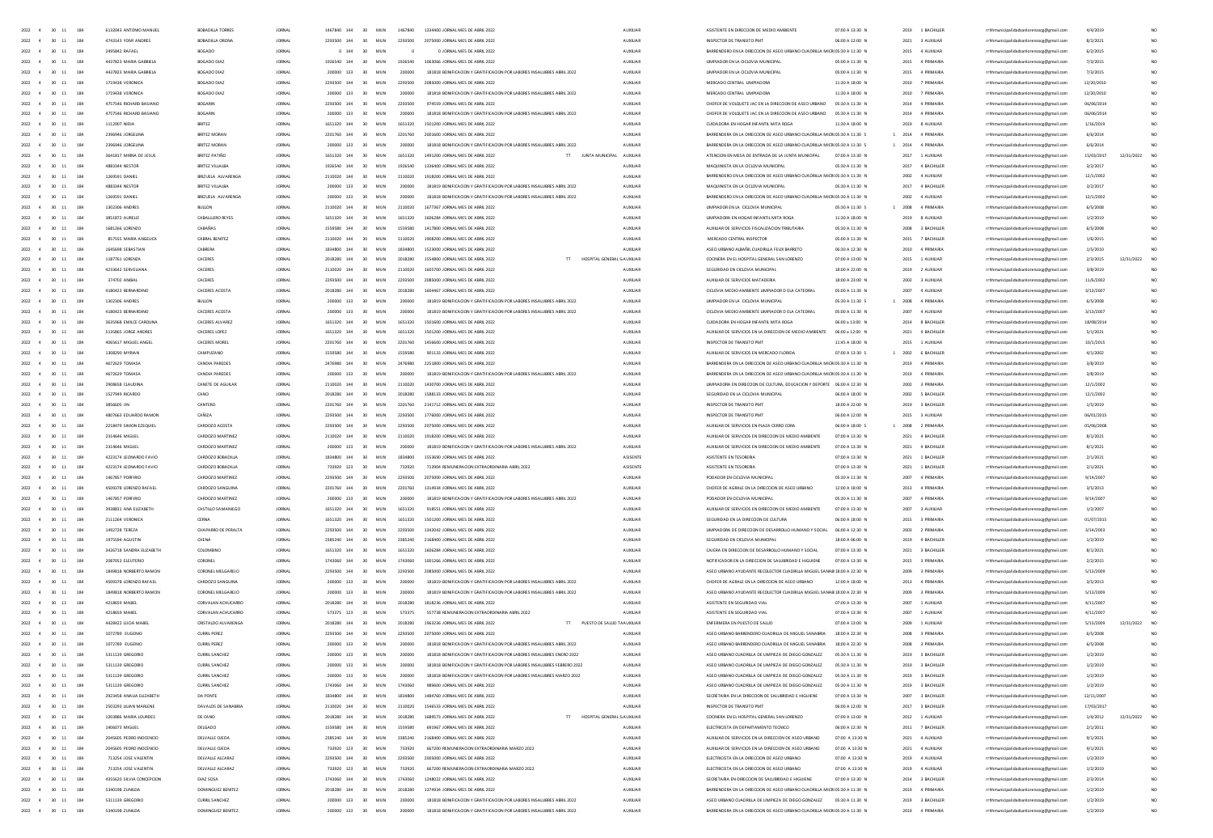| | | | | | | | | | | | | | | | | | | | | | | | | | | |
|---|---|---|---|---|---|---|---|---|---|---|---|---|---|---|---|---|---|---|---|---|---|---|---|---|---|---|
| 2022 | 4 | 30 | 11 | 184 | 6132043 | ANTONIO MANUEL | BOBADILLA TORRES | JORNAL | 1467840 | 144 | 30 | MUN | 1467840 | 1334400 JORNAL MES DE ABRIL 2022 | | | AUXILIAR | ASISTENTE EN DIRECCION DE MEDIO AMBIENTE | 07:00 A 13:30 | N | | 2019 | 1 BACHILLER | rrhhmunicipalidadsanlorenzo@gmail.com | 4/4/2019 | NO |
| 2022 | 4 | 30 | 11 | 184 | 4743143 | YONY ANDRES | BOBADILLA OXONA | JORNAL | 2293500 | 144 | 30 | MUN | 2293500 | 2075000 JORNAL MES DE ABRIL 2022 | | | AUXILIAR | INSPECTOR DE TRANSITO PMT | 06:00 A 12:00 | N | | 2021 | 3 AUXILIAR | rrhhmunicipalidadsanlorenzo@gmail.com | 8/2/2021 | NO |
| 2022 | 4 | 30 | 11 | 184 | 2495842 | RAFAEL | BOGADO | JORNAL | 0 | 144 | 30 | MUN | 0 | 0 JORNAL MES DE ABRIL 2022 | | | AUXILIAR | BARRENDERO EN LA DIRECCION DE ASEO URBANO CUADRILLA MICRO | 05:30 A 11:30 | N | | 2015 | 4 AUXILIAR | rrhhmunicipalidadsanlorenzo@gmail.com | 6/2/2015 | NO |
| 2022 | 4 | 30 | 11 | 184 | 4437823 | MARIA GABRIELA | BOGADO DIAZ | JORNAL | 1926540 | 144 | 30 | MUN | 1926540 | 1063066 JORNAL MES DE ABRIL 2022 | | | AUXILIAR | LIMPIADOR EN LA CICLOVIA MUNICIPAL | 05:00 A 11:30 | N | | 2015 | 4 PRIMARIA | rrhhmunicipalidadsanlorenzo@gmail.com | 7/3/2015 | NO |
| 2022 | 4 | 30 | 11 | 184 | 4437823 | MARIA GABRIELA | BOGADO DIAZ | JORNAL | 200000 | 133 | 30 | MUN | 200000 | 181818 BONIFICACION Y GRATIFICACION POR LABORES INSALUBRES ABRIL 2022 | | | AUXILIAR | LIMPIADOR EN LA CICLOVIA MUNICIPAL | 05:00 A 11:30 | N | | 2015 | 4 PRIMARIA | rrhhmunicipalidadsanlorenzo@gmail.com | 7/3/2015 | NO |
| 2022 | 4 | 30 | 11 | 184 | 1719408 | VERONICA | BOGADO DIAZ | JORNAL | 2293500 | 144 | 30 | MUN | 2293500 | 2085000 JORNAL MES DE ABRIL 2022 | | | AUXILIAR | MERCADO CENTRAL LIMPIADORA | 11:30 A 18:00 | N | | 2010 | 7 PRIMARIA | rrhhmunicipalidadsanlorenzo@gmail.com | 12/20/2010 | NO |
| 2022 | 4 | 30 | 11 | 184 | 1719408 | VERONICA | BOGADO DIAZ | JORNAL | 200000 | 133 | 30 | MUN | 200000 | 181818 BONIFICACION Y GRATIFICACION POR LABORES INSALUBRES ABRIL 2022 | | | AUXILIAR | MERCADO CENTRAL LIMPIADORA | 11:30 A 18:00 | N | | 2010 | 7 PRIMARIA | rrhhmunicipalidadsanlorenzo@gmail.com | 12/20/2010 | NO |
| 2022 | 4 | 30 | 11 | 184 | 4757546 | RICHARD BASIANO | BOGARIN | JORNAL | 2293500 | 144 | 30 | MUN | 2293500 | 974559 JORNAL MES DE ABRIL 2022 | | | AUXILIAR | CHOFER DE VOLQUETE JAC EN LA DIRECCION DE ASEO URBANO | 05:30 A 11:30 | N | | 2014 | 4 PRIMARIA | rrhhmunicipalidadsanlorenzo@gmail.com | 06/06/2014 | NO |
| 2022 | 4 | 30 | 11 | 184 | 4757546 | RICHARD BASIANO | BOGARIN | JORNAL | 200000 | 133 | 30 | MUN | 200000 | 181818 BONIFICACION Y GRATIFICACION POR LABORES INSALUBRES ABRIL 2022 | | | AUXILIAR | CHOFER DE VOLQUETE JAC EN LA DIRECCION DE ASEO URBANO | 05:30 A 11:30 | N | | 2014 | 4 PRIMARIA | rrhhmunicipalidadsanlorenzo@gmail.com | 06/06/2014 | NO |
| 2022 | 4 | 30 | 11 | 184 | 1112007 | NIDIA | BRITEZ | JORNAL | 1651320 | 144 | 30 | MUN | 1651320 | 1501200 JORNAL MES DE ABRIL 2022 | | | AUXILIAR | CUIDADORA EN HOGAR INFANTIL MITA ROGA | 11:30 A 18:00 | N | | 2019 | 8 AUXILIAR | rrhhmunicipalidadsanlorenzo@gmail.com | 1/16/2019 | NO |
| 2022 | 4 | 30 | 11 | 184 | 2396946 | JORGELINA | BRITEZ MORAN | JORNAL | 2201760 | 144 | 30 | MUN | 2201760 | 2001600 JORNAL MES DE ABRIL 2022 | | | AUXILIAR | BARRENDERA EN LA DIRECCION DE ASEO URBANO CUADRILLA MICRO | 05:30 A 11:30 | S | 1 | 2014 | 4 PRIMARIA | rrhhmunicipalidadsanlorenzo@gmail.com | 6/6/2014 | NO |
| 2022 | 4 | 30 | 11 | 184 | 2396946 | JORGELINA | BRITEZ MORAN | JORNAL | 200000 | 133 | 30 | MUN | 200000 | 181818 BONIFICACION Y GRATIFICACION POR LABORES INSALUBRES ABRIL 2022 | | | AUXILIAR | BARRENDERA EN LA DIRECCION DE ASEO URBANO CUADRILLA MICRO | 05:30 A 11:30 | S | 1 | 2014 | 4 PRIMARIA | rrhhmunicipalidadsanlorenzo@gmail.com | 6/6/2014 | NO |
| 2022 | 4 | 30 | 11 | 184 | 3641817 | MIRNA DE JESUS | BRITEZ PATIÑO | JORNAL | 1651320 | 144 | 30 | MUN | 1651320 | 1491200 JORNAL MES DE ABRIL 2022 | TT | JUNTA MUNICIPAL | AUXILIAR | ATENCION EN MESA DE ENTRADA DE LA JUNTA MUNICIPAL | 07:00 A 13:30 | N | | 2017 | 1 AUXILIAR | rrhhmunicipalidadsanlorenzo@gmail.com | 15/03/2017 | 12/31/2022 NO |
| 2022 | 4 | 30 | 11 | 184 | 4883344 | NESTOR | BRITEZ VILLALBA | JORNAL | 1926540 | 144 | 30 | MUN | 1926540 | 1336400 JORNAL MES DE ABRIL 2022 | | | AUXILIAR | MAQUINISTA EN LA CICLOVIA MUNICIPAL | 05:30 A 11:30 | N | | 2017 | 4 BACHILLER | rrhhmunicipalidadsanlorenzo@gmail.com | 3/2/2017 | NO |
| 2022 | 4 | 30 | 11 | 184 | 1269591 | DANIEL | BRIZUELA ALVARENGA | JORNAL | 2130020 | 144 | 30 | MUN | 2130020 | 1918200 JORNAL MES DE ABRIL 2022 | | | AUXILIAR | BARRENDERO EN LA DIRECCION DE ASEO URBANO CUADRILLA MICRO | 05:30 A 11:30 | N | | 2002 | 4 AUXILIAR | rrhhmunicipalidadsanlorenzo@gmail.com | 12/1/2002 | NO |
| 2022 | 4 | 30 | 11 | 184 | 4883344 | NESTOR | BRITEZ VILLALBA | JORNAL | 200000 | 133 | 30 | MUN | 200000 | 181818 BONIFICACION Y GRATIFICACION POR LABORES INSALUBRES ABRIL 2022 | | | AUXILIAR | MAQUINISTA EN LA CICLOVIA MUNICIPAL | 05:30 A 11:30 | N | | 2017 | 4 BACHILLER | rrhhmunicipalidadsanlorenzo@gmail.com | 3/2/2017 | NO |
| 2022 | 4 | 30 | 11 | 184 | 1269591 | DANIEL | BRIZUELA ALVARENGA | JORNAL | 200000 | 133 | 30 | MUN | 200000 | 181818 BONIFICACION Y GRATIFICACION POR LABORES INSALUBRES ABRIL 2022 | | | AUXILIAR | BARRENDERO EN LA DIRECCION DE ASEO URBANO CUADRILLA MICRO | 05:30 A 11:30 | N | | 2002 | 4 AUXILIAR | rrhhmunicipalidadsanlorenzo@gmail.com | 12/1/2002 | NO |
| 2022 | 4 | 30 | 11 | 184 | 1302306 | ANDRES | BULLON | JORNAL | 2130020 | 144 | 30 | MUN | 2130020 | 1677367 JORNAL MES DE ABRIL 2022 | | | AUXILIAR | LIMPIADOR EN LA CICLOVIA MUNICIPAL | 05:30 A 11:30 | S | 1 | 2008 | 4 PRIMARIA | rrhhmunicipalidadsanlorenzo@gmail.com | 6/5/2008 | NO |
| 2022 | 4 | 30 | 11 | 184 | 3851872 | AURELIZ | CABALLERO REYES | JORNAL | 1651320 | 144 | 30 | MUN | 1651320 | 1606284 JORNAL MES DE ABRIL 2022 | | | AUXILIAR | LIMPIADORA EN HOGAR INFANTIL MITA ROGA | 11:30 A 18:00 | N | | 2019 | 8 AUXILIAR | rrhhmunicipalidadsanlorenzo@gmail.com | 1/2/2019 | NO |
| 2022 | 4 | 30 | 11 | 184 | 1681266 | LORENZO | CABAÑAS | JORNAL | 1559580 | 144 | 30 | MUN | 1559580 | 1417800 JORNAL MES DE ABRIL 2022 | | | AUXILIAR | AUXILIAR DE SERVICIOS FISCALIZACION TRIBUTARIA | 05:30 A 11:30 | N | | 2008 | 3 BACHILLER | rrhhmunicipalidadsanlorenzo@gmail.com | 6/5/2008 | NO |
| 2022 | 4 | 30 | 11 | 184 | 857555 | MARIA ANGELICA | CABRAL BENITEZ | JORNAL | 2130020 | 144 | 30 | MUN | 2130020 | 1908200 JORNAL MES DE ABRIL 2022 | | | AUXILIAR | MERCADO CENTRAL INSPECTOR | 05:00 A 11:30 | N | | 2015 | 7 BACHILLER | rrhhmunicipalidadsanlorenzo@gmail.com | 1/6/2015 | NO |
| 2022 | 4 | 30 | 11 | 184 | 1645698 | SEBASTIAN | CABRERA | JORNAL | 1834800 | 144 | 30 | MUN | 1834800 | 1523000 JORNAL MES DE ABRIL 2022 | | | AUXILIAR | ASEO URBANO ALBAÑIL CUADRILLA FELIX BARRETO | 06:30 A 12:30 | N | | 2010 | 4 PRIMARIA | rrhhmunicipalidadsanlorenzo@gmail.com | 1/5/2010 | NO |
| 2022 | 4 | 30 | 11 | 184 | 1187751 | LORENZA | CACERES | JORNAL | 2018280 | 144 | 30 | MUN | 2018280 | 1554800 JORNAL MES DE ABRIL 2022 | TT | HOSPITAL GENERAL SA | AUXILIAR | COCINERA EN EL HOSPITAL GENERAL SAN LORENZO | 07:00 A 13:00 | N | | 2015 | 1 AUXILIAR | rrhhmunicipalidadsanlorenzo@gmail.com | 2/3/2015 | 12/31/2022 NO |
| 2022 | 4 | 30 | 11 | 184 | 4233642 | SERVELIANA | CACERES | JORNAL | 2130020 | 144 | 30 | MUN | 2130020 | 1605700 JORNAL MES DE ABRIL 2022 | | | AUXILIAR | SEGURIDAD EN CICLOVIA MUNICIPAL | 18:00 A 22:00 | N | | 2019 | 2 AUXILIAR | rrhhmunicipalidadsanlorenzo@gmail.com | 3/8/2019 | NO |
| 2022 | 4 | 30 | 11 | 184 | 374702 | ANIBAL | CACERES | JORNAL | 2293500 | 144 | 30 | MUN | 2293500 | 2085000 JORNAL MES DE ABRIL 2022 | | | AUXILIAR | AUXILIAR DE SERVICIOS MATADERIA | 18:00 A 23:00 | N | | 2002 | 3 AUXILIAR | rrhhmunicipalidadsanlorenzo@gmail.com | 11/6/2002 | NO |
| 2022 | 4 | 30 | 11 | 184 | 4180423 | BERNARDINO | CACERES ACOSTA | JORNAL | 2018280 | 144 | 30 | MUN | 2018280 | 1604967 JORNAL MES DE ABRIL 2022 | | | AUXILIAR | CICLOVIA MEDIO AMBIENTE LIMPIADOR D ELA CATEDRAL | 05:00 A 11:30 | N | | 2007 | 4 AUXILIAR | rrhhmunicipalidadsanlorenzo@gmail.com | 3/13/2007 | NO |
| 2022 | 4 | 30 | 11 | 184 | 1302306 | ANDRES | BULLON | JORNAL | 200000 | 133 | 30 | MUN | 200000 | 181818 BONIFICACION Y GRATIFICACION POR LABORES INSALUBRES ABRIL 2022 | | | AUXILIAR | LIMPIADOR EN LA CICLOVIA MUNICIPAL | 05:30 A 11:30 | S | 1 | 2008 | 4 PRIMARIA | rrhhmunicipalidadsanlorenzo@gmail.com | 6/5/2008 | NO |
| 2022 | 4 | 30 | 11 | 184 | 4180423 | BERNARDINO | CACERES ACOSTA | JORNAL | 200000 | 133 | 30 | MUN | 200000 | 181818 BONIFICACION Y GRATIFICACION POR LABORES INSALUBRES ABRIL 2022 | | | AUXILIAR | CICLOVIA MEDIO AMBIENTE LIMPIADOR D ELA CATEDRAL | 05:00 A 11:30 | N | | 2007 | 4 AUXILIAR | rrhhmunicipalidadsanlorenzo@gmail.com | 3/13/2007 | NO |
| 2022 | 4 | 30 | 11 | 184 | 3635968 | EMILCE CAROLINA | CACERES ALVAREZ | JORNAL | 1651320 | 144 | 30 | MUN | 1651320 | 1501600 JORNAL MES DE ABRIL 2022 | | | AUXILIAR | CUIDADORA EN HOGAR INFANTIL MITA ROGA | 06:00 A 13:00 | N | | 2014 | 8 BACHILLER | rrhhmunicipalidadsanlorenzo@gmail.com | 18/08/2014 | NO |
| 2022 | 4 | 30 | 11 | 184 | 5135865 | JORGE ANDRES | CACERES LOPEZ | JORNAL | 1651320 | 144 | 30 | MUN | 1651320 | 1501200 JORNAL MES DE ABRIL 2022 | | | AUXILIAR | AUXILIAR DE SERVICIOS EN LA DIRECCION DE MEDIO AMBIENTE | 06:00 A 12:00 | N | | 2021 | 4 BACHILLER | rrhhmunicipalidadsanlorenzo@gmail.com | 5/1/2021 | NO |
| 2022 | 4 | 30 | 11 | 184 | 4065617 | MIGUEL ANGEL | CACERES MOREL | JORNAL | 2201760 | 144 | 30 | MUN | 2201760 | 1456600 JORNAL MES DE ABRIL 2022 | | | AUXILIAR | INSPECTOR DE TRANSITO PMT | 11:45 A 18:00 | N | | 2015 | 1 AUXILIAR | rrhhmunicipalidadsanlorenzo@gmail.com | 10/1/2015 | NO |
| 2022 | 4 | 30 | 11 | 184 | 1308290 | MYRIAN | CAMPUZANO | JORNAL | 1559580 | 144 | 30 | MUN | 1559580 | 901133 JORNAL MES DE ABRIL 2022 | | | AUXILIAR | AUXILIAR DE SERVICIOS EN MERCADO FLORIDA | 07:00 A 13:30 | S | 1 | 2002 | 6 BACHILLER | rrhhmunicipalidadsanlorenzo@gmail.com | 4/1/2002 | NO |
| 2022 | 4 | 30 | 11 | 184 | 4672629 | TOMASA | CANDIA PAREDES | JORNAL | 2476980 | 144 | 30 | MUN | 2476980 | 2251800 JORNAL MES DE ABRIL 2022 | | | AUXILIAR | BARRENDERA EN LA DIRECCION DE ASEO URBANO CUADRILLA MICRO | 05:30 A 11:30 | N | | 2019 | 4 PRIMARIA | rrhhmunicipalidadsanlorenzo@gmail.com | 3/8/2019 | NO |
| 2022 | 4 | 30 | 11 | 184 | 4672629 | TOMASA | CANDIA PAREDES | JORNAL | 200000 | 133 | 30 | MUN | 200000 | 181818 BONIFICACION Y GRATIFICACION POR LABORES INSALUBRES ABRIL 2022 | | | AUXILIAR | BARRENDERA EN LA DIRECCION DE ASEO URBANO CUADRILLA MICRO | 05:30 A 11:30 | N | | 2019 | 4 PRIMARIA | rrhhmunicipalidadsanlorenzo@gmail.com | 3/8/2019 | NO |
| 2022 | 4 | 30 | 11 | 184 | 2908658 | CLAUDINA | CANETE DE AGUILAR | JORNAL | 2130020 | 144 | 30 | MUN | 2130020 | 1430700 JORNAL MES DE ABRIL 2022 | | | AUXILIAR | LIMPIADORA EN DIRECCION DE CULTURA, EDUCACION Y DEPORTE | 06:00 A 12:30 | N | | 2002 | 3 PRIMARIA | rrhhmunicipalidadsanlorenzo@gmail.com | 12/1/2002 | NO |
| 2022 | 4 | 30 | 11 | 184 | 1527949 | RICARDO | CANO | JORNAL | 2018280 | 144 | 30 | MUN | 2018280 | 1588133 JORNAL MES DE ABRIL 2022 | | | AUXILIAR | SEGURIDAD EN LA CICLOVIA MUNICIPAL | 06:00 A 18:00 | N | | 2002 | 5 BACHILLER | rrhhmunicipalidadsanlorenzo@gmail.com | 12/1/2002 | NO |
| 2022 | 4 | 30 | 11 | 184 | 3856605 | JIN | CANTERO | JORNAL | 2201760 | 144 | 30 | MUN | 2201760 | 2141712 JORNAL MES DE ABRIL 2022 | | | AUXILIAR | INSPECTOR DE TRANSITO PMT | 18:00 A 22:00 | N | | 2019 | 3 BACHILLER | rrhhmunicipalidadsanlorenzo@gmail.com | 1/5/2019 | NO |
| 2022 | 4 | 30 | 11 | 184 | 4807663 | EDUARDO RAMON | CAÑIZA | JORNAL | 2293500 | 144 | 30 | MUN | 2293500 | 1776000 JORNAL MES DE ABRIL 2022 | | | AUXILIAR | INSPECTOR DE TRANSITO PMT | 06:00 A 12:00 | N | | 2015 | 3 AUXILIAR | rrhhmunicipalidadsanlorenzo@gmail.com | 06/01/2015 | NO |
| 2022 | 4 | 30 | 11 | 184 | 2218479 | SIMON EZEQUIEL | CARDOZO ACOSTA | JORNAL | 2293500 | 144 | 30 | MUN | 2293500 | 2075000 JORNAL MES DE ABRIL 2022 | | | AUXILIAR | AUXILIAR DE SERVICIOS EN PLAZA CERRO CORA | 06:00 A 18:00 | S | 1 | 2008 | 2 PRIMARIA | rrhhmunicipalidadsanlorenzo@gmail.com | 05/06/2008 | NO |
| 2022 | 4 | 30 | 11 | 184 | 2314646 | MIGUEL | CARDOZO MARTINEZ | JORNAL | 2130020 | 144 | 30 | MUN | 2130020 | 1918200 JORNAL MES DE ABRIL 2022 | | | AUXILIAR | AUXILIAR DE SERVICIOS EN DIRECCION DE MEDIO AMBIENTE | 07:00 A 13:30 | N | | 2021 | 4 BACHILLER | rrhhmunicipalidadsanlorenzo@gmail.com | 8/1/2021 | NO |
| 2022 | 4 | 30 | 11 | 184 | 2314646 | MIGUEL | CARDOZO MARTINEZ | JORNAL | 200000 | 133 | 30 | MUN | 200000 | 181818 BONIFICACION Y GRATIFICACION POR LABORES INSALUBRES ABRIL 2022 | | | AUXILIAR | AUXILIAR DE SERVICIOS EN DIRECCION DE MEDIO AMBIENTE | 07:00 A 13:30 | N | | 2021 | 4 BACHILLER | rrhhmunicipalidadsanlorenzo@gmail.com | 8/1/2021 | NO |
| 2022 | 4 | 30 | 11 | 184 | 4223174 | LEONARDO FAVIO | CARDOZO BOBADILLA | JORNAL | 1834800 | 144 | 30 | MUN | 1834800 | 1553690 JORNAL MES DE ABRIL 2022 | | | ASISENTE | ASISTENTE EN TESORERIA | 07:00 A 13:30 | N | | 2021 | 1 BACHILLER | rrhhmunicipalidadsanlorenzo@gmail.com | 2/1/2021 | NO |
| 2022 | 4 | 30 | 11 | 184 | 4223174 | LEONARDO FAVIO | CARDOZO BOBADILLA | JORNAL | 733920 | 123 | 30 | MUN | 733920 | 713904 REMUNERACION EXTRAORDINARIA ABRIL 2022 | | | ASISENTE | ASISTENTE EN TESORERIA | 07:00 A 13:30 | N | | 2021 | 1 BACHILLER | rrhhmunicipalidadsanlorenzo@gmail.com | 2/1/2021 | NO |
| 2022 | 4 | 30 | 11 | 184 | 1467857 | PORFIRIO | CARDOZO MARTINEZ | JORNAL | 2293500 | 144 | 30 | MUN | 2293500 | 2075000 JORNAL MES DE ABRIL 2022 | | | AUXILIAR | PODADOR EN CICLOVIA MUNICIPAL | 05:30 A 11:30 | N | | 2007 | 4 PRIMARIA | rrhhmunicipalidadsanlorenzo@gmail.com | 9/14/2007 | NO |
| 2022 | 4 | 30 | 11 | 184 | 4509378 | LORENZO RAFAEL | CARDOZO SANGUINA | JORNAL | 2201760 | 144 | 30 | MUN | 2201760 | 1314934 JORNAL MES DE ABRIL 2022 | | | AUXILIAR | CHOFER DE AGRALE EN LA DIRECCION DE ASEO URBANO | 12:00 A 18:00 | N | | 2013 | 4 PRIMARIA | rrhhmunicipalidadsanlorenzo@gmail.com | 3/5/2013 | NO |
| 2022 | 4 | 30 | 11 | 184 | 1467857 | PORFIRIO | CARDOZO MARTINEZ | JORNAL | 200000 | 133 | 30 | MUN | 200000 | 181818 BONIFICACION Y GRATIFICACION POR LABORES INSALUBRES ABRIL 2022 | | | AUXILIAR | PODADOR EN CICLOVIA MUNICIPAL | 05:30 A 11:30 | N | | 2007 | 4 PRIMARIA | rrhhmunicipalidadsanlorenzo@gmail.com | 9/14/2007 | NO |
| 2022 | 4 | 30 | 11 | 184 | 3938821 | ANA ELIZABETH | CASTILLO SAMANIEGO | JORNAL | 1651320 | 144 | 30 | MUN | 1651320 | 918551 JORNAL MES DE ABRIL 2022 | | | AUXILIAR | AUXILIAR DE SERVICIOS EN DIRECCION DE MEDIO AMBIENTE | 07:00 A 13:30 | N | | 2007 | 3 AUXILIAR | rrhhmunicipalidadsanlorenzo@gmail.com | 1/2/2007 | NO |
| 2022 | 4 | 30 | 11 | 184 | 2111264 | VERONICA | CERNA | JORNAL | 1651320 | 144 | 30 | MUN | 1651320 | 1501200 JORNAL MES DE ABRIL 2022 | | | AUXILIAR | SEGURIDAD EN LA DIRECCION DE CULTURA | 06:00 A 18:00 | N | | 2015 | 3 PRIMARIA | rrhhmunicipalidadsanlorenzo@gmail.com | 01/07/2015 | NO |
| 2022 | 4 | 30 | 11 | 184 | 1492728 | TEREZA | CHAPARRO DE PERALTA | JORNAL | 2293500 | 144 | 30 | MUN | 2293500 | 1342042 JORNAL MES DE ABRIL 2022 | | | AUXILIAR | LIMPIADORA DE DIRECCION DE DESARROLLO HUMANO Y SOCIAL | 06:00 A 12:30 | N | | 2003 | 2 PRIMARIA | rrhhmunicipalidadsanlorenzo@gmail.com | 3/14/2003 | NO |
| 2022 | 4 | 30 | 11 | 184 | 1975594 | AGUSTIN | CHENA | JORNAL | 2385240 | 144 | 30 | MUN | 2385240 | 2168400 JORNAL MES DE ABRIL 2022 | | | AUXILIAR | SEGURIDAD EN CICLOVIA MUNICIPAL | 18:00 A 06:00 | N | | 2019 | 4 BACHILLER | rrhhmunicipalidadsanlorenzo@gmail.com | 1/2/2019 | NO |
| 2022 | 4 | 30 | 11 | 184 | 3426718 | SANDRA ELIZABETH | COLOMBINO | JORNAL | 1651320 | 144 | 30 | MUN | 1651320 | 1606284 JORNAL MES DE ABRIL 2022 | | | AUXILIAR | CAJERA EN DIRECCION DE DESARROLLO HUMANO Y SOCIAL | 07:00 A 13:30 | N | | 2021 | 3 BACHILLER | rrhhmunicipalidadsanlorenzo@gmail.com | 8/1/2021 | NO |
| 2022 | 4 | 30 | 11 | 184 | 2087053 | ELEUTERIO | CORONEL | JORNAL | 1743060 | 144 | 30 | MUN | 1743060 | 1001266 JORNAL MES DE ABRIL 2022 | | | AUXILIAR | NOTIFICADOR EN LA DIRECCION DE SALUBRIDAD E HIGUIENE | 07:00 A 13:30 | N | | 2015 | 3 PRIMARIA | rrhhmunicipalidadsanlorenzo@gmail.com | 2/2/2015 | NO |
| 2022 | 4 | 30 | 11 | 184 | 1849818 | NORBERTO RAMON | CORONEL MELGAREJO | JORNAL | 2293500 | 144 | 30 | MUN | 2293500 | 2085000 JORNAL MES DE ABRIL 2022 | | | AUXILIAR | ASEO URBANO AYUDANTE RECOLECTOR CUADRILLA MIGUEL SANABR | 18:00 A 22:30 | N | | 2009 | 3 PRIMARIA | rrhhmunicipalidadsanlorenzo@gmail.com | 5/13/2009 | NO |
| 2022 | 4 | 30 | 11 | 184 | 4509378 | LORENZO RAFAEL | CARDOZO SANGUINA | JORNAL | 200000 | 133 | 30 | MUN | 200000 | 181818 BONIFICACION Y GRATIFICACION POR LABORES INSALUBRES ABRIL 2022 | | | AUXILIAR | CHOFER DE AGRALE EN LA DIRECCION DE ASEO URBANO | 12:00 A 18:00 | N | | 2013 | 4 PRIMARIA | rrhhmunicipalidadsanlorenzo@gmail.com | 3/5/2013 | NO |
| 2022 | 4 | 30 | 11 | 184 | 1849818 | NORBERTO RAMON | CORONEL MELGAREJO | JORNAL | 200000 | 133 | 30 | MUN | 200000 | 181818 BONIFICACION Y GRATIFICACION POR LABORES INSALUBRES ABRIL 2022 | | | AUXILIAR | ASEO URBANO AYUDANTE RECOLECTOR CUADRILLA MIGUEL SANABR | 18:00 A 22:30 | N | | 2009 | 3 PRIMARIA | rrhhmunicipalidadsanlorenzo@gmail.com | 5/13/2009 | NO |
| 2022 | 4 | 30 | 11 | 184 | 4218659 | MABEL | CORVALAN ACHUCARRO | JORNAL | 2018280 | 144 | 30 | MUN | 2018280 | 1818236 JORNAL MES DE ABRIL 2022 | | | AUXILIAR | ASISTENTE EN SEGURIDAD VIAL | 07:00 A 13:30 | N | | 2007 | 1 AUXILIAR | rrhhmunicipalidadsanlorenzo@gmail.com | 4/11/2007 | NO |
| 2022 | 4 | 30 | 11 | 184 | 4218659 | MABEL | CORVALAN ACHUCARRO | JORNAL | 573375 | 123 | 30 | MUN | 573375 | 557738 REMUNERACION EXTRAORDINARIA ABRIL 2022 | | | AUXILIAR | ASISTENTE EN SEGURIDAD VIAL | 07:00 A 13:30 | N | | 2007 | 1 AUXILIAR | rrhhmunicipalidadsanlorenzo@gmail.com | 4/11/2007 | NO |
| 2022 | 4 | 30 | 11 | 184 | 4428422 | LUCIA MABEL | CRISTALDO ALVARENGA | JORNAL | 2018280 | 144 | 30 | MUN | 2018280 | 1963236 JORNAL MES DE ABRIL 2022 | TT | PUESTO DE SALUD TAV | AUXILIAR | ENFERMERA EN PUESTO DE SALUD | 07:00 A 13:00 | N | | 2009 | 1 AUXILIAR | rrhhmunicipalidadsanlorenzo@gmail.com | 5/13/2009 | 12/31/2022 NO |
| 2022 | 4 | 30 | 11 | 184 | 1072789 | EUGENIO | CURRIL PEREZ | JORNAL | 2293500 | 144 | 30 | MUN | 2293500 | 2075000 JORNAL MES DE ABRIL 2022 | | | AUXILIAR | ASEO URBANO BARRENDERO CUADRILLA DE MIGUEL SANABRIA | 18:00 A 22:30 | N | | 2008 | 3 PRIMARIA | rrhhmunicipalidadsanlorenzo@gmail.com | 6/5/2008 | NO |
| 2022 | 4 | 30 | 11 | 184 | 1072789 | EUGENIO | CURRIL PEREZ | JORNAL | 200000 | 133 | 30 | MUN | 200000 | 181818 BONIFICACION Y GRATIFICACION POR LABORES INSALUBRES ABRIL 2022 | | | AUXILIAR | ASEO URBANO BARRENDERO CUADRILLA DE MIGUEL SANABRIA | 18:00 A 22:30 | N | | 2008 | 3 PRIMARIA | rrhhmunicipalidadsanlorenzo@gmail.com | 6/5/2008 | NO |
| 2022 | 4 | 30 | 11 | 184 | 5311139 | GREGORIO | CURRIL SANCHEZ | JORNAL | 200000 | 133 | 30 | MUN | 200000 | 181818 BONIFICACION Y GRATIFICACION POR LABORES INSALUBRES ENERO 2022 | | | AUXILIAR | ASEO URBANO CUADRILLA DE LIMPIEZA DE DIEGO GONZALEZ | 05:30 A 11:30 | N | | 2019 | 3 BACHILLER | rrhhmunicipalidadsanlorenzo@gmail.com | 1/2/2019 | NO |
| 2022 | 4 | 30 | 11 | 184 | 5311139 | GREGORIO | CURRIL SANCHEZ | JORNAL | 200000 | 133 | 30 | MUN | 200000 | 181818 BONIFICACION Y GRATIFICACION POR LABORES INSALUBRES FEBRERO 2022 | | | AUXILIAR | ASEO URBANO CUADRILLA DE LIMPIEZA DE DIEGO GONZALEZ | 05:30 A 11:30 | N | | 2019 | 3 BACHILLER | rrhhmunicipalidadsanlorenzo@gmail.com | 1/2/2019 | NO |
| 2022 | 4 | 30 | 11 | 184 | 5311139 | GREGORIO | CURRIL SANCHEZ | JORNAL | 200000 | 133 | 30 | MUN | 200000 | 181818 BONIFICACION Y GRATIFICACION POR LABORES INSALUBRES MARZO 2022 | | | AUXILIAR | ASEO URBANO CUADRILLA DE LIMPIEZA DE DIEGO GONZALEZ | 05:30 A 11:30 | N | | 2019 | 3 BACHILLER | rrhhmunicipalidadsanlorenzo@gmail.com | 1/2/2019 | NO |
| 2022 | 4 | 30 | 11 | 184 | 5311139 | GREGORIO | CURRIL SANCHEZ | JORNAL | 1743060 | 144 | 30 | MUN | 1743060 | 989600 JORNAL MES DE ABRIL 2022 | | | AUXILIAR | ASEO URBANO CUADRILLA DE LIMPIEZA DE DIEGO GONZALEZ | 05:30 A 11:30 | N | | 2019 | 3 BACHILLER | rrhhmunicipalidadsanlorenzo@gmail.com | 1/2/2019 | NO |
| 2022 | 4 | 30 | 11 | 184 | 2923458 | AMALIA ELIZABETH | DA PONTE | JORNAL | 1834800 | 144 | 30 | MUN | 1834800 | 1484760 JORNAL MES DE ABRIL 2022 | | | AUXILIAR | SECRETARIA EN LA DIRECCION DE SALUBRIDAD E HIGUIENE | 07:00 A 13:30 | N | | 2007 | 3 BACHILLER | rrhhmunicipalidadsanlorenzo@gmail.com | 12/11/2007 | NO |
| 2022 | 4 | 30 | 11 | 184 | 2503293 | LILIAN MARLENE | DAVALOS DE SANABRIA | JORNAL | 2130020 | 144 | 30 | MUN | 2130020 | 1546533 JORNAL MES DE ABRIL 2022 | | | AUXILIAR | INSPECTOR DE TRANSITO PMT | 06:00 A 12:00 | N | | 2017 | 3 BACHILLER | rrhhmunicipalidadsanlorenzo@gmail.com | 17/03/2017 | NO |
| 2022 | 4 | 30 | 11 | 184 | 1203886 | MARIA LOURDES | DE CANO | JORNAL | 2018280 | 144 | 30 | MUN | 2018280 | 1689573 JORNAL MES DE ABRIL 2022 | TT | HOSPITAL GENERAL SA | AUXILIAR | COCINERA EN EL HOSPITAL GENERAL SAN LORENZO | 07:00 A 13:00 | N | | 2012 | 1 AUXILIAR | rrhhmunicipalidadsanlorenzo@gmail.com | 1/4/2012 | 12/31/2022 NO |
| 2022 | 4 | 30 | 11 | 184 | 1406073 | MIGUEL | DELGADO | JORNAL | 1559580 | 144 | 30 | MUN | 1559580 | 691967 JORNAL MES DE ABRIL 2022 | | | AUXILIAR | ELECTRICISTA EN DEPARTAMENTO TECNICO | 06:00 A 12:30 | N | | 2011 | 7 BACHILLER | rrhhmunicipalidadsanlorenzo@gmail.com | 2/1/2011 | NO |
| 2022 | 4 | 30 | 11 | 184 | 2045605 | PEDRO INOCENCIO | DELVALLE OJEDA | JORNAL | 2385240 | 144 | 30 | MUN | 2385240 | 2168400 JORNAL MES DE ABRIL 2022 | | | AUXILIAR | AUXILIAR DE SERVICIOS EN LA DIRECCION DE ASEO URBANO | 07:00 A 13:30 | N | | 2021 | 4 AUXILIAR | rrhhmunicipalidadsanlorenzo@gmail.com | 9/1/2021 | NO |
| 2022 | 4 | 30 | 11 | 184 | 2045605 | PEDRO INOCENCIO | DELVALLE OJEDA | JORNAL | 733920 | 123 | 30 | MUN | 733920 | 667200 REMUNERACION EXTRAORDINARIA MARZO 2022 | | | AUXILIAR | AUXILIAR DE SERVICIOS EN LA DIRECCION DE ASEO URBANO | 07:00 A 13:30 | N | | 2021 | 4 AUXILIAR | rrhhmunicipalidadsanlorenzo@gmail.com | 9/1/2021 | NO |
| 2022 | 4 | 30 | 11 | 184 | 713254 | JOSE VALENTIN | DELVALLE ALCARAZ | JORNAL | 2293500 | 144 | 30 | MUN | 2293500 | 2005000 JORNAL MES DE ABRIL 2022 | | | AUXILIAR | ELECTRICISTA EN LA DIRECCION DE ASEO URBANO | 07:00 A 13:30 | N | | 2019 | 4 AUXILIAR | rrhhmunicipalidadsanlorenzo@gmail.com | 1/2/2019 | NO |
| 2022 | 4 | 30 | 11 | 184 | 713254 | JOSE VALENTIN | DELVALLE ALCARAZ | JORNAL | 733920 | 123 | 30 | MUN | 733920 | 667200 REMUNERACION EXTRAORDINARIA MARZO 2022 | | | AUXILIAR | ELECTRICISTA EN LA DIRECCION DE ASEO URBANO | 07:00 A 13:30 | N | | 2019 | 4 AUXILIAR | rrhhmunicipalidadsanlorenzo@gmail.com | 1/2/2019 | NO |
| 2022 | 4 | 30 | 11 | 184 | 4355620 | SILVIA CONCEPCION | DIAZ SOSA | JORNAL | 1743060 | 144 | 30 | MUN | 1743060 | 1248022 JORNAL MES DE ABRIL 2022 | | | AUXILIAR | SECRETARIA EN DIRECCION DE SALUBRIDAD E HIGUIENE | 07:00 A 13:30 | N | | 2014 | 3 BACHILLER | rrhhmunicipalidadsanlorenzo@gmail.com | 2/3/2014 | NO |
| 2022 | 4 | 30 | 11 | 184 | 5340198 | ZUNILDA | DOMINGUEZ BENITEZ | JORNAL | 2018280 | 144 | 30 | MUN | 2018280 | 1374936 JORNAL MES DE ABRIL 2022 | | | AUXILIAR | BARRENDERA EN LA DIRECCION DE ASEO URBANO CUADRILLA MICRO | 05:30 A 11:30 | N | | 2019 | 4 PRIMARIA | rrhhmunicipalidadsanlorenzo@gmail.com | 1/2/2019 | NO |
| 2022 | 4 | 30 | 11 | 184 | 5311139 | GREGORIO | CURRIL SANCHEZ | JORNAL | 200000 | 133 | 30 | MUN | 200000 | 181818 BONIFICACION Y GRATIFICACION POR LABORES INSALUBRES ABRIL 2022 | | | AUXILIAR | ASEO URBANO CUADRILLA DE LIMPIEZA DE DIEGO GONZALEZ | 05:30 A 11:30 | N | | 2019 | 3 BACHILLER | rrhhmunicipalidadsanlorenzo@gmail.com | 1/2/2019 | NO |
| 2022 | 4 | 30 | 11 | 184 | 5340198 | ZUNILDA | DOMINGUEZ BENITEZ | JORNAL | 200000 | 133 | 30 | MUN | 200000 | 181818 BONIFICACION Y GRATIFICACION POR LABORES INSALUBRES ABRIL 2022 | | | AUXILIAR | BARRENDERA EN LA DIRECCION DE ASEO URBANO CUADRILLA MICRO | 05:30 A 11:30 | N | | 2019 | 4 PRIMARIA | rrhhmunicipalidadsanlorenzo@gmail.com | 1/2/2019 | NO |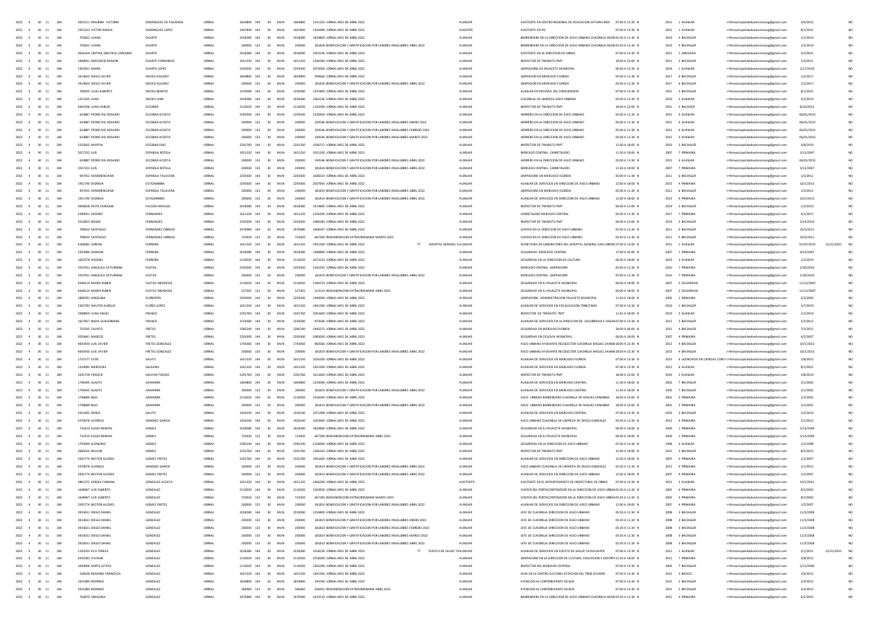| | | | | | | | | | | | | | | | | | | | | | | | |
|---|---|---|---|---|---|---|---|---|---|---|---|---|---|---|---|---|---|---|---|---|---|---|---|
| 2022 | 4 | 30 | 11 | 184 | 2692211 MALBINA VICTORIA | DOMINGUEZ DE FIGUEROA | JORNAL | 1834800 | 144 | 30 | MUN | 1834800 | 1141333 JORNAL MES DE ABRIL 2022 | | AUXILIAR | ASISTENTE EN CENTRO REGIONAL DE EDUCACION SATURIO RIOS | 07:00 A 13:30 | N | 2015 | 1 AUXILIAR | rrhhmunicipalidadsanlorenzopg@gmail.com | 3/6/2015 | | NO |
| 2022 | 4 | 30 | 11 | 184 | 2955353 VICTOR ISMAEL | DOMINGUEZ LOPEZ | JORNAL | 1467840 | 144 | 30 | MUN | 1467840 | 1334400 JORNAL MES DE ABRIL 2022 | | ASISTENTE | ASISTENTE EN PO | 07:00 A 13:30 | N | 2021 | 1 AUXILIAR | rrhhmunicipalidadsanlorenzopg@gmail.com | 8/1/2021 | | NO |
| 2022 | 4 | 30 | 11 | 184 | 705822 JUANA | DUARTE | JORNAL | 2018280 | 144 | 30 | MUN | 2018280 | 1834800 JORNAL MES DE ABRIL 2022 | | AUXILIAR | BARRENDERA EN LA DIRECCION DE ASEO URBANO CUADRILLA MICRO | 05:30 A 11:30 | N | 2019 | 4 BACHILLER | rrhhmunicipalidadsanlorenzopg@gmail.com | 1/2/2019 | | NO |
| 2022 | 4 | 30 | 11 | 184 | 705822 JUANA | DUARTE | JORNAL | 200000 | 133 | 30 | MUN | 200000 | 181818 BONIFICACION Y GRATIFICACION POR LABORES INSALUBRES ABRIL 2022 | | AUXILIAR | BARRENDERA EN LA DIRECCION DE ASEO URBANO CUADRILLA MICRO | 05:30 A 11:30 | N | 2019 | 4 BACHILLER | rrhhmunicipalidadsanlorenzopg@gmail.com | 1/2/2019 | | NO |
| 2022 | 4 | 30 | 11 | 184 | 4656164 CINTHIA GRACIELA CAROLINA | DUARTE | JORNAL | 2018280 | 144 | 30 | MUN | 2018280 | 1953236 JORNAL MES DE ABRIL 2022 | | AUXILIAR | ASISTENTE EN LA DIRECCION DE OBRAS | 07:00 A 13:30 | N | 2021 | 1 ABOGADA | rrhhmunicipalidadsanlorenzopg@gmail.com | 3/2/2021 | | NO |
| 2022 | 4 | 30 | 11 | 184 | 3408031 INOCENCIO RAMON | DUARTE FERNANDEZ | JORNAL | 1651320 | 144 | 30 | MUN | 1651320 | 1596284 JORNAL MES DE ABRIL 2022 | | AUXILIAR | INSPECTOR DE TRANSITO PMT | 18:00 A 22:00 | N | 2011 | 3 BACHILLER | rrhhmunicipalidadsanlorenzopg@gmail.com | 1/3/2011 | | NO |
| 2022 | 4 | 30 | 11 | 184 | 1302921 MARIA | DUARTE LOPEZ | JORNAL | 2293500 | 144 | 30 | MUN | 2293500 | 2075000 JORNAL MES DE ABRIL 2022 | | AUXILIAR | LIMPIADORA DE PALACETE MUNICIPAL | 06:00 A 12:30 | N | 2019 | 1 AUXILIAR | rrhhmunicipalidadsanlorenzopg@gmail.com | 1/17/2019 | | NO |
| 2022 | 4 | 30 | 11 | 184 | 3414602 DIEGO JAVIER | ENCISO AGUERO | JORNAL | 1834800 | 144 | 30 | MUN | 1834800 | 939666 JORNAL MES DE ABRIL 2022 | | AUXILIAR | LIMPIADOR EN MERCADO FLORIDA | 05:00 A 11:30 | N | 2017 | 6 BACHILLER | rrhhmunicipalidadsanlorenzopg@gmail.com | 1/2/2017 | | NO |
| 2022 | 4 | 30 | 11 | 184 | 3414602 DIEGO JAVIER | ENCISO AGUERO | JORNAL | 200000 | 133 | 30 | MUN | 200000 | 181818 BONIFICACION Y GRATIFICACION POR LABORES INSALUBRES ABRIL 2022 | | AUXILIAR | LIMPIADOR EN MERCADO FLORIDA | 05:00 A 11:30 | N | 2017 | 6 BACHILLER | rrhhmunicipalidadsanlorenzopg@gmail.com | 1/2/2017 | | NO |
| 2022 | 4 | 30 | 11 | 184 | 708302 JULIO ALBERTO | ENCISO BENITEZ | JORNAL | 1559580 | 144 | 30 | MUN | 1559580 | 1247800 JORNAL MES DE ABRIL 2022 | | AUXILIAR | AUXILIAR EN DEFENSA DEL CONSUMIDOR | 07:00 A 13:30 | N | 2021 | 3 BACHILLER | rrhhmunicipalidadsanlorenzopg@gmail.com | 8/1/2021 | | NO |
| 2022 | 4 | 30 | 11 | 184 | 1251430 JUAN | ENCISO JARA | JORNAL | 2018280 | 144 | 30 | MUN | 2018280 | 1963236 JORNAL MES DE ABRIL 2022 | | AUXILIAR | CUADRILLA DE LIMPIEZA ASEO URBANO | 05:00 A 11:30 | N | 2019 | 3 AUXILIAR | rrhhmunicipalidadsanlorenzopg@gmail.com | 3/2/2019 | | NO |
| 2022 | 4 | 30 | 11 | 184 | 4465306 JUAN CARLOS | ESCOBAR | JORNAL | 2110020 | 144 | 30 | MUN | 2110020 | 1143200 JORNAL MES DE ABRIL 2022 | | AUXILIAR | INSPECTOR DE TRANSITO PMT | 18:00 A 22:00 | N | 2015 | 3 BACHILLER | rrhhmunicipalidadsanlorenzopg@gmail.com | 8/16/2015 | | NO |
| 2022 | 4 | 30 | 11 | 184 | 624887 PEDRO DEL ROSARIO | ESCOBAR ACOSTA | JORNAL | 2293500 | 144 | 30 | MUN | 2293500 | 2220950 JORNAL MES DE ABRIL 2022 | | AUXILIAR | HERRERO EN LA DIRECCION DE ASEO URBANO | 05:00 A 11:30 | N | 2015 | 4 AUXILIAR | rrhhmunicipalidadsanlorenzopg@gmail.com | 06/01/2015 | | NO |
| 2022 | 4 | 30 | 11 | 184 | 624887 PEDRO DEL ROSARIO | ESCOBAR ACOSTA | JORNAL | 200000 | 133 | 30 | MUN | 200000 | 194546 BONIFICACION Y GRATIFICACION POR LABORES INSALUBRES ENERO 2022 | | AUXILIAR | HERRERO EN LA DIRECCION DE ASEO URBANO | 05:00 A 11:30 | N | 2015 | 4 AUXILIAR | rrhhmunicipalidadsanlorenzopg@gmail.com | 06/01/2015 | | NO |
| 2022 | 4 | 30 | 11 | 184 | 624887 PEDRO DEL ROSARIO | ESCOBAR ACOSTA | JORNAL | 200000 | 133 | 30 | MUN | 200000 | 194546 BONIFICACION Y GRATIFICACION POR LABORES INSALUBRES FEBRERO 2022 | | AUXILIAR | HERRERO EN LA DIRECCION DE ASEO URBANO | 05:00 A 11:30 | N | 2015 | 4 AUXILIAR | rrhhmunicipalidadsanlorenzopg@gmail.com | 06/01/2015 | | NO |
| 2022 | 4 | 30 | 11 | 184 | 624887 PEDRO DEL ROSARIO | ESCOBAR ACOSTA | JORNAL | 200000 | 133 | 30 | MUN | 200000 | 194546 BONIFICACION Y GRATIFICACION POR LABORES INSALUBRES MARZO 2022 | | AUXILIAR | HERRERO EN LA DIRECCION DE ASEO URBANO | 05:00 A 11:30 | N | 2015 | 4 AUXILIAR | rrhhmunicipalidadsanlorenzopg@gmail.com | 06/01/2015 | | NO |
| 2022 | 4 | 30 | 11 | 184 | 5335665 MARTIN | ESCOBAR DIAZ | JORNAL | 2201760 | 144 | 30 | MUN | 2201760 | 1936712 JORNAL MES DE ABRIL 2022 | | AUXILIAR | INSPECTOR DE TRANSITO PMT | 12:00 A 18:00 | N | 2019 | 3 BACHILLER | rrhhmunicipalidadsanlorenzopg@gmail.com | 3/8/2019 | | NO |
| 2022 | 4 | 30 | 11 | 184 | 2057232 LUIS | ESPINOLA BOTELA | JORNAL | 1651320 | 144 | 30 | MUN | 1651320 | 1501200 JORNAL MES DE ABRIL 2022 | | AUXILIAR | MERCADO CENTRAL CARRETILLERO | 11:30 A 18:00 | N | 2007 | 7 PRIMARIA | rrhhmunicipalidadsanlorenzopg@gmail.com | 3/13/2007 | | NO |
| 2022 | 4 | 30 | 11 | 184 | 624887 PEDRO DEL ROSARIO | ESCOBAR ACOSTA | JORNAL | 200000 | 133 | 30 | MUN | 200000 | 194546 BONIFICACION Y GRATIFICACION POR LABORES INSALUBRES ABRIL 2022 | | AUXILIAR | HERRERO EN LA DIRECCION DE ASEO URBANO | 05:00 A 11:30 | N | 2015 | 4 AUXILIAR | rrhhmunicipalidadsanlorenzopg@gmail.com | 06/01/2015 | | NO |
| 2022 | 4 | 30 | 11 | 184 | 2057232 LUIS | ESPINOLA BOTELA | JORNAL | 200000 | 133 | 30 | MUN | 200000 | 181818 BONIFICACION Y GRATIFICACION POR LABORES INSALUBRES ABRIL 2022 | | AUXILIAR | MERCADO CENTRAL CARRETILLERO | 11:30 A 18:00 | N | 2007 | 7 PRIMARIA | rrhhmunicipalidadsanlorenzopg@gmail.com | 3/13/2007 | | NO |
| 2022 | 4 | 30 | 11 | 184 | 947952 HEMERENCIANA | ESPINOLA TALAVERA | JORNAL | 2293500 | 144 | 30 | MUN | 2293500 | 1818333 JORNAL MES DE ABRIL 2022 | | AUXILIAR | LIMPIADORA EN MERCADO FLORIDA | 05:00 A 11:30 | N | 2011 | 6 BACHILLER | rrhhmunicipalidadsanlorenzopg@gmail.com | 1/3/2011 | | NO |
| 2022 | 4 | 30 | 11 | 184 | 1451790 DIONISIA | ESTIGARRIBIA | JORNAL | 2293500 | 144 | 30 | MUN | 2293500 | 2037850 JORNAL MES DE ABRIL 2022 | | AUXILIAR | AUXILIAR DE SERVICIOS EN DIRECCION DE ASEO URBANO | 12:00 A 18:00 | N | 2013 | 4 PRIMARIA | rrhhmunicipalidadsanlorenzopg@gmail.com | 10/1/2013 | | NO |
| 2022 | 4 | 30 | 11 | 184 | 947952 HEMERENCIANA | ESPINOLA TALAVERA | JORNAL | 200000 | 133 | 30 | MUN | 200000 | 181819 BONIFICACION Y GRATIFICACION POR LABORES INSALUBRES ABRIL 2022 | | AUXILIAR | LIMPIADORA EN MERCADO FLORIDA | 05:00 A 11:30 | N | 2011 | 6 BACHILLER | rrhhmunicipalidadsanlorenzopg@gmail.com | 1/3/2011 | | NO |
| 2022 | 4 | 30 | 11 | 184 | 1451790 DIONISIA | ESTIGARRIBIA | JORNAL | 200000 | 133 | 30 | MUN | 200000 | 181819 BONIFICACION Y GRATIFICACION POR LABORES INSALUBRES ABRIL 2022 | | AUXILIAR | AUXILIAR DE SERVICIOS EN DIRECCION DE ASEO URBANO | 12:00 A 18:00 | N | 2013 | 4 PRIMARIA | rrhhmunicipalidadsanlorenzopg@gmail.com | 10/1/2013 | | NO |
| 2022 | 4 | 30 | 11 | 184 | 4940818 DEYSI CAROLINA | FALCON HIDALGO | JORNAL | 2018280 | 144 | 30 | MUN | 2018280 | 1414800 JORNAL MES DE ABRIL 2022 | | AUXILIAR | INSPECTOR DE TRANSITO PMT | 06:00 A 12:00 | N | 2019 | 3 BACHILLER | rrhhmunicipalidadsanlorenzopg@gmail.com | 1/2/2019 | | NO |
| 2022 | 4 | 30 | 11 | 184 | 2289951 ISIDORO | FERNANDEZ | JORNAL | 1651320 | 144 | 30 | MUN | 1651320 | 1256200 JORNAL MES DE ABRIL 2022 | | AUXILIAR | CARRETILLERO MERCADO CENTRAL | 05:00 A 11:30 | N | 2017 | 7 PRIMARIA | rrhhmunicipalidadsanlorenzopg@gmail.com | 4/1/2017 | | NO |
| 2022 | 4 | 30 | 11 | 184 | 3516825 ROQUE | FERNANDEZ | JORNAL | 2293500 | 144 | 30 | MUN | 2293500 | 1984283 JORNAL MES DE ABRIL 2022 | | AUXILIAR | INSPECTOR DE TRANSITO PMT | 06:00 A 12:00 | N | 2019 | 3 BACHILLER | rrhhmunicipalidadsanlorenzopg@gmail.com | 2/14/2019 | | NO |
| 2022 | 4 | 30 | 11 | 184 | 708420 SANTIAGO | FERNANDEZ ORREGO | JORNAL | 2476980 | 144 | 30 | MUN | 2476980 | 1608397 JORNAL MES DE ABRIL 2022 | | AUXILIAR | CHOFER EN LA DIRECCION DE ASEO URBANO | 05:30 A 11:30 | N | 2011 | 4 BACHILLER | rrhhmunicipalidadsanlorenzopg@gmail.com | 10/3/2011 | | NO |
| 2022 | 4 | 30 | 11 | 184 | 708420 SANTIAGO | FERNANDEZ ORREGO | JORNAL | 733920 | 123 | 30 | MUN | 733920 | 667200 REMUNERACION EXTRAORDINARIA MARZO 2022 | | AUXILIAR | CHOFER EN LA DIRECCION DE ASEO URBANO | 05:30 A 11:30 | N | 2011 | 4 BACHILLER | rrhhmunicipalidadsanlorenzopg@gmail.com | 10/3/2011 | | NO |
| 2022 | 4 | 30 | 11 | 184 | 6168382 LORENA | FERREIRA | JORNAL | 1651320 | 144 | 30 | MUN | 1651320 | 1491200 JORNAL MES DE ABRIL 2022 | TT | HOSPITAL GENERAL S/AUXILIAR | SECRETARIA EN LABORATORIO DEL HOSPITAL GENERAL SAN LORENZ | 07:00 A 13:00 | N | 2015 | 1 AUXILIAR | rrhhmunicipalidadsanlorenzopg@gmail.com | 01/07/2015 | 12/31/2022 | NO |
| 2022 | 4 | 30 | 11 | 184 | 2203980 DAMIAN | FERREIRA | JORNAL | 2018280 | 144 | 30 | MUN | 2018280 | 1389800 JORNAL MES DE ABRIL 2022 | | AUXILIAR | SEGURIDAD MERCADO CENTRAL | 17:00 A 05:00 | N | 2007 | 7 PRIMARIA | rrhhmunicipalidadsanlorenzopg@gmail.com | 9/14/2007 | | NO |
| 2022 | 4 | 30 | 11 | 184 | 1002578 DIOSNEL | FERREIRA | JORNAL | 2110020 | 144 | 30 | MUN | 2110020 | 1671533 JORNAL MES DE ABRIL 2022 | | AUXILIAR | SEGURIDAD EN LA DIRECCION DE CULTURA | 06:00 A 18:00 | N | 2019 | 3 AUXILIAR | rrhhmunicipalidadsanlorenzopg@gmail.com | 1/2/2019 | | NO |
| 2022 | 4 | 30 | 11 | 184 | 3554761 ANGELICA SATURNINA | FLEITAS | JORNAL | 2293500 | 144 | 30 | MUN | 2293500 | 1345292 JORNAL MES DE ABRIL 2022 | | AUXILIAR | MERCADO CENTRAL LIMPIADORA | 05:00 A 11:30 | N | 2010 | 7 PRIMARIA | rrhhmunicipalidadsanlorenzopg@gmail.com | 1/30/2010 | | NO |
| 2022 | 4 | 30 | 11 | 184 | 3554761 ANGELICA SATURNINA | FLEITAS | JORNAL | 200000 | 133 | 30 | MUN | 200000 | 181819 BONIFICACION Y GRATIFICACION POR LABORES INSALUBRES ABRIL 2022 | | AUXILIAR | MERCADO CENTRAL LIMPIADORA | 05:00 A 11:30 | N | 2010 | 7 PRIMARIA | rrhhmunicipalidadsanlorenzopg@gmail.com | 1/30/2010 | | NO |
| 2022 | 4 | 30 | 11 | 184 | 4446514 MARIO RUBEN | FLEITAS MENDOZA | JORNAL | 2110020 | 144 | 30 | MUN | 2110020 | 1184274 JORNAL MES DE ABRIL 2022 | | AUXILIAR | SEGURIDAD EN EL PALACETE MUNICIPAL | 06:00 A 18:00 | N | 2007 | 2 SEGURIDAD | rrhhmunicipalidadsanlorenzopg@gmail.com | 11/12/2007 | | NO |
| 2022 | 4 | 30 | 11 | 184 | 4446514 MARIO RUBEN | FLEITAS MENDOZA | JORNAL | 527505 | 123 | 30 | MUN | 527505 | 513119 REMUNERACION EXTRAORDINARIA ABRIL 2022 | | AUXILIAR | SEGURIDAD EN EL PALACETE MUNICIPAL | 06:00 A 18:00 | N | 2007 | 2 SEGURIDAD | rrhhmunicipalidadsanlorenzopg@gmail.com | 11/12/2007 | | NO |
| 2022 | 4 | 30 | 11 | 184 | 1888781 ANGELINA | FLORENTIN | JORNAL | 2293500 | 144 | 30 | MUN | 2293500 | 1940000 JORNAL MES DE ABRIL 2022 | | AUXILIAR | LIMPIADORA ADMINISTRACION PALACETE MUNICIPAL | 11:30 A 18:00 | N | 2002 | 1 PRIMARIA | rrhhmunicipalidadsanlorenzopg@gmail.com | 5/2/2002 | | NO |
| 2022 | 4 | 30 | 11 | 184 | 2265783 WALTER AURELIO | FLORES LOPEZ | JORNAL | 1651320 | 144 | 30 | MUN | 1651320 | 1491200 JORNAL MES DE ABRIL 2022 | | AUXILIAR | AUXILIAR DE SERVICIOS EN FISCALIZACION TRIBUTARIA | 07:00 A 13:30 | N | 2019 | 1 BACHILLER | rrhhmunicipalidadsanlorenzopg@gmail.com | 5/7/2019 | | NO |
| 2022 | 4 | 30 | 11 | 184 | 3589859 JUAN ANGEL | FRANCO | JORNAL | 2201760 | 144 | 30 | MUN | 2201760 | 2001600 JORNAL MES DE ABRIL 2022 | | AUXILIAR | INSPECTOR DE TRANSITO PMT | 11:45 A 18:00 | N | 2019 | 3 AUXILIAR | rrhhmunicipalidadsanlorenzopg@gmail.com | 1/2/2019 | | NO |
| 2022 | 4 | 30 | 11 | 184 | 1657827 NILDA GUILLERMINA | FRANCO | JORNAL | 1559580 | 144 | 30 | MUN | 1559580 | 872046 JORNAL MES DE ABRIL 2022 | | AUXILIAR | AUXILIAR DE SERVICIOS EN LA DIRECCION DE SALUBRIDAD E HIGIENE | 07:00 A 13:30 | N | 2012 | 3 BACHILLER | rrhhmunicipalidadsanlorenzopg@gmail.com | 5/2/2012 | | NO |
| 2022 | 4 | 30 | 11 | 184 | 755595 CALIXTO | FRETES | JORNAL | 2385240 | 144 | 30 | MUN | 2385240 | 1490275 JORNAL MES DE ABRIL 2022 | | AUXILIAR | SEGURIDAD EN MERCADO FLORIDA | 18:00 A 06:00 | N | 2015 | 4 BACHILLER | rrhhmunicipalidadsanlorenzopg@gmail.com | 7/3/2015 | | NO |
| 2022 | 4 | 30 | 11 | 184 | 2059441 MARCOS | FRETES | JORNAL | 2293500 | 144 | 30 | MUN | 2293500 | 2085000 JORNAL MES DE ABRIL 2022 | | AUXILIAR | SEGURIDAD EN CICLOVIA MUNICIPAL | 06:00 A 18:00 | N | 2007 | 4 PRIMARIA | rrhhmunicipalidadsanlorenzopg@gmail.com | 4/2/2007 | | NO |
| 2022 | 4 | 30 | 11 | 184 | 4693430 LUIS JAVIER | FRETES GONZALEZ | JORNAL | 1743060 | 144 | 30 | MUN | 1743060 | 960560 JORNAL MES DE ABRIL 2022 | | AUXILIAR | ASEO URBANO AYUDANTE RECOLECTOR CUADRILLA MIGUEL SANABR | 18:00 A 22:30 | N | 2013 | 4 BACHILLER | rrhhmunicipalidadsanlorenzopg@gmail.com | 10/1/2013 | | NO |
| 2022 | 4 | 30 | 11 | 184 | 4693430 LUIS JAVIER | FRETES GONZALEZ | JORNAL | 200000 | 133 | 30 | MUN | 200000 | 181819 BONIFICACION Y GRATIFICACION POR LABORES INSALUBRES ABRIL 2022 | | AUXILIAR | ASEO URBANO AYUDANTE RECOLECTOR CUADRILLA MIGUEL SANABR | 18:00 A 22:30 | N | 2013 | 4 BACHILLER | rrhhmunicipalidadsanlorenzopg@gmail.com | 10/1/2013 | | NO |
| 2022 | 4 | 30 | 11 | 184 | 1731577 EVER | GALATI | JORNAL | 1651320 | 144 | 30 | MUN | 1651320 | 1026200 JORNAL MES DE ABRIL 2022 | | AUXILIAR | AUXILIAR DE SERVICIOS EN MERCADO FLORIDA | 07:00 A 13:30 | N | 2015 | 6 LICENCIADO EN CIENCIAS CONTABLES | rrhhmunicipalidadsanlorenzopg@gmail.com | 1/8/2015 | | NO |
| 2022 | 4 | 30 | 11 | 184 | 1324081 MERCEDES | GALEANO | JORNAL | 1651320 | 144 | 30 | MUN | 1651320 | 1501200 JORNAL MES DE ABRIL 2022 | | AUXILIAR | AUXILIAR DE SERVICIOS EN MERCADO FLORIDA | 07:00 A 13:30 | N | 2021 | 6 AUXILIAR | rrhhmunicipalidadsanlorenzopg@gmail.com | 8/1/2021 | | NO |
| 2022 | 4 | 30 | 11 | 184 | 3541758 FRANCIS | GALVAN TOLEDO | JORNAL | 2201760 | 144 | 30 | MUN | 2201760 | 1611600 JORNAL MES DE ABRIL 2022 | | AUXILIAR | INSPECTOR DE TRANSITO PMT | 18:00 A 22:00 | N | 2019 | 1 AUXILIAR | rrhhmunicipalidadsanlorenzopg@gmail.com | 3/8/2019 | | NO |
| 2022 | 4 | 30 | 11 | 184 | 1740465 GLADYS | GAMARRA | JORNAL | 1834800 | 144 | 30 | MUN | 1834800 | 1253000 JORNAL MES DE ABRIL 2022 | | AUXILIAR | AUXILIAR DE SERVICIOS EN MERCADO CENTRAL | 11:30 A 18:00 | N | 2002 | 7 BACHILLER | rrhhmunicipalidadsanlorenzopg@gmail.com | 2/1/2002 | | NO |
| 2022 | 4 | 30 | 11 | 184 | 1740465 GLADYS | GAMARRA | JORNAL | 200000 | 133 | 30 | MUN | 200000 | 181819 BONIFICACION Y GRATIFICACION POR LABORES INSALUBRES ABRIL 2022 | | AUXILIAR | AUXILIAR DE SERVICIOS EN MERCADO CENTRAL | 11:30 A 18:00 | N | 2002 | 7 BACHILLER | rrhhmunicipalidadsanlorenzopg@gmail.com | 2/1/2002 | | NO |
| 2022 | 4 | 30 | 11 | 184 | 1748689 BLAS | GAMARRA | JORNAL | 2110020 | 144 | 30 | MUN | 2110020 | 1918200 JORNAL MES DE ABRIL 2022 | | AUXILIAR | ASEO URBANO BARRENDERO CUADRILLA DE MIGUEL SANABRIA | 18:00 A 22:00 | N | 2001 | 3 PRIMARIA | rrhhmunicipalidadsanlorenzopg@gmail.com | 1/2/2001 | | NO |
| 2022 | 4 | 30 | 11 | 184 | 1748689 BLAS | GAMARRA | JORNAL | 200000 | 133 | 30 | MUN | 200000 | 181819 BONIFICACION Y GRATIFICACION POR LABORES INSALUBRES ABRIL 2022 | | AUXILIAR | ASEO URBANO BARRENDERO CUADRILLA DE MIGUEL SANABRIA | 18:00 A 22:00 | N | 2001 | 3 PRIMARIA | rrhhmunicipalidadsanlorenzopg@gmail.com | 1/2/2001 | | NO |
| 2022 | 4 | 30 | 11 | 184 | 4352492 DERLIS | GAUTO | JORNAL | 1926540 | 144 | 30 | MUN | 1926540 | 1071498 JORNAL MES DE ABRIL 2022 | | AUXILIAR | AUXILIAR DE SERVICIOS EN MERCADO CENTRAL | 07:00 A 13:30 | N | 2019 | 3 BACHILLER | rrhhmunicipalidadsanlorenzopg@gmail.com | 1/2/2019 | | NO |
| 2022 | 4 | 30 | 11 | 184 | 4370078 ALFREDO | GIMENEZ GARCIA | JORNAL | 1926540 | 144 | 30 | MUN | 1926540 | 1053900 JORNAL MES DE ABRIL 2022 | | AUXILIAR | ASEO URBANO CUADRILLA DE LIMPIEZA DE DIEGO GONZALEZ | 05:30 A 11:30 | N | 2012 | 4 PRIMARIA | rrhhmunicipalidadsanlorenzopg@gmail.com | 2/1/2012 | | NO |
| 2022 | 4 | 30 | 11 | 184 | 732410 EUGIO RAMON | GOMEZ | JORNAL | 2018280 | 144 | 30 | MUN | 2018280 | 1824800 JORNAL MES DE ABRIL 2022 | | AUXILIAR | SEGURIDAD EN EL PALACETE MUNICIPAL | 06:00 A 18:00 | N | 2009 | 1 PRIMARIA | rrhhmunicipalidadsanlorenzopg@gmail.com | 5/13/2009 | | NO |
| 2022 | 4 | 30 | 11 | 184 | 732410 EUGIO RAMON | GOMEZ | JORNAL | 733920 | 123 | 30 | MUN | 733920 | 667200 REMUNERACION EXTRAORDINARIA ABRIL 2022 | | AUXILIAR | SEGURIDAD EN EL PALACETE MUNICIPAL | 06:00 A 18:00 | N | 2009 | 1 PRIMARIA | rrhhmunicipalidadsanlorenzopg@gmail.com | 5/13/2009 | | NO |
| 2022 | 4 | 30 | 11 | 184 | 1793999 LEONCIO | GOMEZ | JORNAL | 2385240 | 144 | 30 | MUN | 2385240 | 2158400 JORNAL MES DE ABRIL 2022 | | AUXILIAR | SEGURIDAD EN LA DIRECCION DE ASEO URBANO | 07:00 A 13:30 | N | 1998 | 4 AUXILIAR | rrhhmunicipalidadsanlorenzopg@gmail.com | 1/2/1998 | | NO |
| 2022 | 4 | 30 | 11 | 184 | 2660502 NELSON | GOMEZ | JORNAL | 2201760 | 144 | 30 | MUN | 2201760 | 1296163 JORNAL MES DE ABRIL 2022 | | AUXILIAR | INSPECTOR DE TRANSITO PMT | 12:00 A 18:00 | N | 2015 | 3 BACHILLER | rrhhmunicipalidadsanlorenzopg@gmail.com | 8/5/2015 | | NO |
| 2022 | 4 | 30 | 11 | 184 | 2935774 NESTOR ALCIDES | GOMEZ FRETES | JORNAL | 2201760 | 144 | 30 | MUN | 2201760 | 1991600 JORNAL MES DE ABRIL 2022 | | AUXILIAR | AUXILIAR DE SERVICIOS EN DIRECCION DE ASEO URBANO | 12:00 A 18:00 | N | 2007 | 4 PRIMARIA | rrhhmunicipalidadsanlorenzopg@gmail.com | 1/2/2007 | | NO |
| 2022 | 4 | 30 | 11 | 184 | 4370078 ALFREDO | GIMENEZ GARCIA | JORNAL | 200000 | 133 | 30 | MUN | 200000 | 181819 BONIFICACION Y GRATIFICACION POR LABORES INSALUBRES ABRIL 2022 | | AUXILIAR | ASEO URBANO CUADRILLA DE LIMPIEZA DE DIEGO GONZALEZ | 05:30 A 11:30 | N | 2012 | 4 PRIMARIA | rrhhmunicipalidadsanlorenzopg@gmail.com | 2/1/2012 | | NO |
| 2022 | 4 | 30 | 11 | 184 | 2935774 NESTOR ALCIDES | GOMEZ FRETES | JORNAL | 200000 | 133 | 30 | MUN | 200000 | 181819 BONIFICACION Y GRATIFICACION POR LABORES INSALUBRES ABRIL 2022 | | AUXILIAR | AUXILIAR DE SERVICIOS EN DIRECCION DE ASEO URBANO | 12:00 A 18:00 | N | 2007 | 4 PRIMARIA | rrhhmunicipalidadsanlorenzopg@gmail.com | 1/2/2007 | | NO |
| 2022 | 4 | 30 | 11 | 184 | 3861372 SERGIA FABIANA | GONZALEZ ACOSTA | JORNAL | 1651320 | 144 | 30 | MUN | 1651320 | 1466200 JORNAL MES DE ABRIL 2022 | | ASISTENTE | ASISTENTE EN EL DEPARTAMENTO DE INSPECTORIA DE OBRAS | 07:00 A 13:30 | N | 2021 | 3 AUXILIAR | rrhhmunicipalidadsanlorenzopg@gmail.com | 10/1/2021 | | NO |
| 2022 | 4 | 30 | 11 | 184 | 1648467 LUIS ALBERTO | GONZALEZ | JORNAL | 2110020 | 144 | 30 | MUN | 2110020 | 1263826 JORNAL MES DE ABRIL 2022 | | AUXILIAR | CHOFER DEL PORTACONTENEDOR EN LA DIRECCION DE ASEO URBAN | 05:30 A 11:30 | N | 2002 | 4 PRIMARIA | rrhhmunicipalidadsanlorenzopg@gmail.com | 8/2/2002 | | NO |
| 2022 | 4 | 30 | 11 | 184 | 1648467 LUIS ALBERTO | GONZALEZ | JORNAL | 733920 | 123 | 30 | MUN | 733920 | 667200 REMUNERACION EXTRAORDINARIA MARZO 2022 | | AUXILIAR | CHOFER DEL PORTACONTENEDOR EN LA DIRECCION DE ASEO URBAN | 05:30 A 11:30 | N | 2002 | 4 PRIMARIA | rrhhmunicipalidadsanlorenzopg@gmail.com | 8/2/2002 | | NO |
| 2022 | 4 | 30 | 11 | 184 | 2935774 NESTOR ALCIDES | GOMEZ FRETES | JORNAL | 200000 | 133 | 30 | MUN | 200000 | 181819 BONIFICACION Y GRATIFICACION POR LABORES INSALUBRES ABRIL 2022 | | AUXILIAR | AUXILIAR DE SERVICIOS EN DIRECCION DE ASEO URBANO | 12:00 A 18:00 | N | 2007 | 4 PRIMARIA | rrhhmunicipalidadsanlorenzopg@gmail.com | 1/2/2007 | | NO |
| 2022 | 4 | 30 | 11 | 184 | 3933631 DIEGO DANIEL | GONZALEZ | JORNAL | 2018280 | 144 | 30 | MUN | 2018280 | 1254800 JORNAL MES DE ABRIL 2022 | | AUXILIAR | JEFE DE CUADRILLA DIRECCION DE ASEO URBANO | 05:30 A 11:30 | N | 2008 | 3 BACHILLER | rrhhmunicipalidadsanlorenzopg@gmail.com | 11/3/2008 | | NO |
| 2022 | 4 | 30 | 11 | 184 | 3933631 DIEGO DANIEL | GONZALEZ | JORNAL | 200000 | 133 | 30 | MUN | 200000 | 181819 BONIFICACION Y GRATIFICACION POR LABORES INSALUBRES ENERO 2022 | | AUXILIAR | JEFE DE CUADRILLA DIRECCION DE ASEO URBANO | 05:30 A 11:30 | N | 2008 | 3 BACHILLER | rrhhmunicipalidadsanlorenzopg@gmail.com | 11/3/2008 | | NO |
| 2022 | 4 | 30 | 11 | 184 | 3933631 DIEGO DANIEL | GONZALEZ | JORNAL | 200000 | 133 | 30 | MUN | 200000 | 181819 BONIFICACION Y GRATIFICACION POR LABORES INSALUBRES FEBRERO 2022 | | AUXILIAR | JEFE DE CUADRILLA DIRECCION DE ASEO URBANO | 05:30 A 11:30 | N | 2008 | 3 BACHILLER | rrhhmunicipalidadsanlorenzopg@gmail.com | 11/3/2008 | | NO |
| 2022 | 4 | 30 | 11 | 184 | 3933631 DIEGO DANIEL | GONZALEZ | JORNAL | 200000 | 133 | 30 | MUN | 200000 | 181819 BONIFICACION Y GRATIFICACION POR LABORES INSALUBRES MARZO 2022 | | AUXILIAR | JEFE DE CUADRILLA DIRECCION DE ASEO URBANO | 05:30 A 11:30 | N | 2008 | 3 BACHILLER | rrhhmunicipalidadsanlorenzopg@gmail.com | 11/3/2008 | | NO |
| 2022 | 4 | 30 | 11 | 184 | 3933631 DIEGO DANIEL | GONZALEZ | JORNAL | 200000 | 133 | 30 | MUN | 200000 | 181819 BONIFICACION Y GRATIFICACION POR LABORES INSALUBRES ABRIL 2022 | | AUXILIAR | JEFE DE CUADRILLA DIRECCION DE ASEO URBANO | 05:30 A 11:30 | N | 2008 | 3 BACHILLER | rrhhmunicipalidadsanlorenzopg@gmail.com | 11/3/2008 | | NO |
| 2022 | 4 | 30 | 11 | 184 | 1104763 EVA TERESA | GONZALEZ | JORNAL | 2018280 | 144 | 30 | MUN | 2018280 | 1018236 JORNAL MES DE ABRIL 2022 | TT | PUESTO DE SALUD TAYAUXILIAR | AUXILIAR DE SERVICIOS EN PUESTO DE SALUD TAYAZUAPER | 07:00 A 13:30 | N | 2021 | 1 AUXILIAR | rrhhmunicipalidadsanlorenzopg@gmail.com | 2/1/2021 | 12/31/2022 | NO |
| 2022 | 4 | 30 | 11 | 184 | 3420383 VIVIANA | GONZALEZ | JORNAL | 2110020 | 144 | 30 | MUN | 2110020 | 1918200 JORNAL MES DE ABRIL 2022 | | AUXILIAR | LIMPIADORA EN LA DIRECCION DE CULTURA, EDUCACION Y DEPORT | 11:30 A 18:00 | N | 2012 | 7 PRIMARIA | rrhhmunicipalidadsanlorenzopg@gmail.com | 2/8/2012 | | NO |
| 2022 | 4 | 30 | 11 | 184 | 3450906 MIRTA LETICIA | GONZALEZ | JORNAL | 2110020 | 144 | 30 | MUN | 2110020 | 1363200 JORNAL MES DE ABRIL 2022 | | AUXILIAR | INSPECTOR DEL MERCADO CENTRAL | 07:00 A 13:30 | N | 2009 | 7 BACHILLER | rrhhmunicipalidadsanlorenzopg@gmail.com | 5/13/2009 | | NO |
| 2022 | 4 | 30 | 11 | 184 | 526628 RAMONA FRANCISCA | GONZALEZ | JORNAL | 1651320 | 144 | 30 | MUN | 1651320 | 1341200 JORNAL MES DE ABRIL 2022 | | AUXILIAR | GUIA EN EL CENTRO CULTURAL ESTACION DEL TREN LECHERO | 07:00 A 13:30 | N | 2015 | 3 BASICO | rrhhmunicipalidadsanlorenzopg@gmail.com | 1/6/2015 | | NO |
| 2022 | 4 | 30 | 11 | 184 | 3421084 RODRIGO | GONZALEZ | JORNAL | 1834800 | 144 | 30 | MUN | 1834800 | 244760 JORNAL MES DE ABRIL 2022 | | AUXILIAR | ATENCION AL CONTRIBUYENTE EN BOX | 07:00 A 13:30 | N | 2015 | 2 BACHILLER | rrhhmunicipalidadsanlorenzopg@gmail.com | 2/3/2015 | | NO |
| 2022 | 4 | 30 | 11 | 184 | 3421084 RODRIGO | GONZALEZ | JORNAL | 366960 | 123 | 30 | MUN | 366960 | 356952 REMUNERACION EXTRAORDINARIA ABRIL 2022 | | AUXILIAR | ATENCION AL CONTRIBUYENTE EN BOX | 07:00 A 13:30 | N | 2015 | 2 BACHILLER | rrhhmunicipalidadsanlorenzopg@gmail.com | 2/3/2015 | | NO |
| 2022 | 4 | 30 | 11 | 184 | 764870 UBALDINA | GONZALEZ | JORNAL | 2476980 | 144 | 30 | MUN | 2476980 | 1410133 JORNAL MES DE ABRIL 2022 | | AUXILIAR | BARRENDERA EN LA DIRECCION DE ASEO URBANO CUADRILLA MICRO | 05:30 A 11:30 | N | 2015 | 4 PRIMARIA | rrhhmunicipalidadsanlorenzopg@gmail.com | 6/2/2015 | | NO |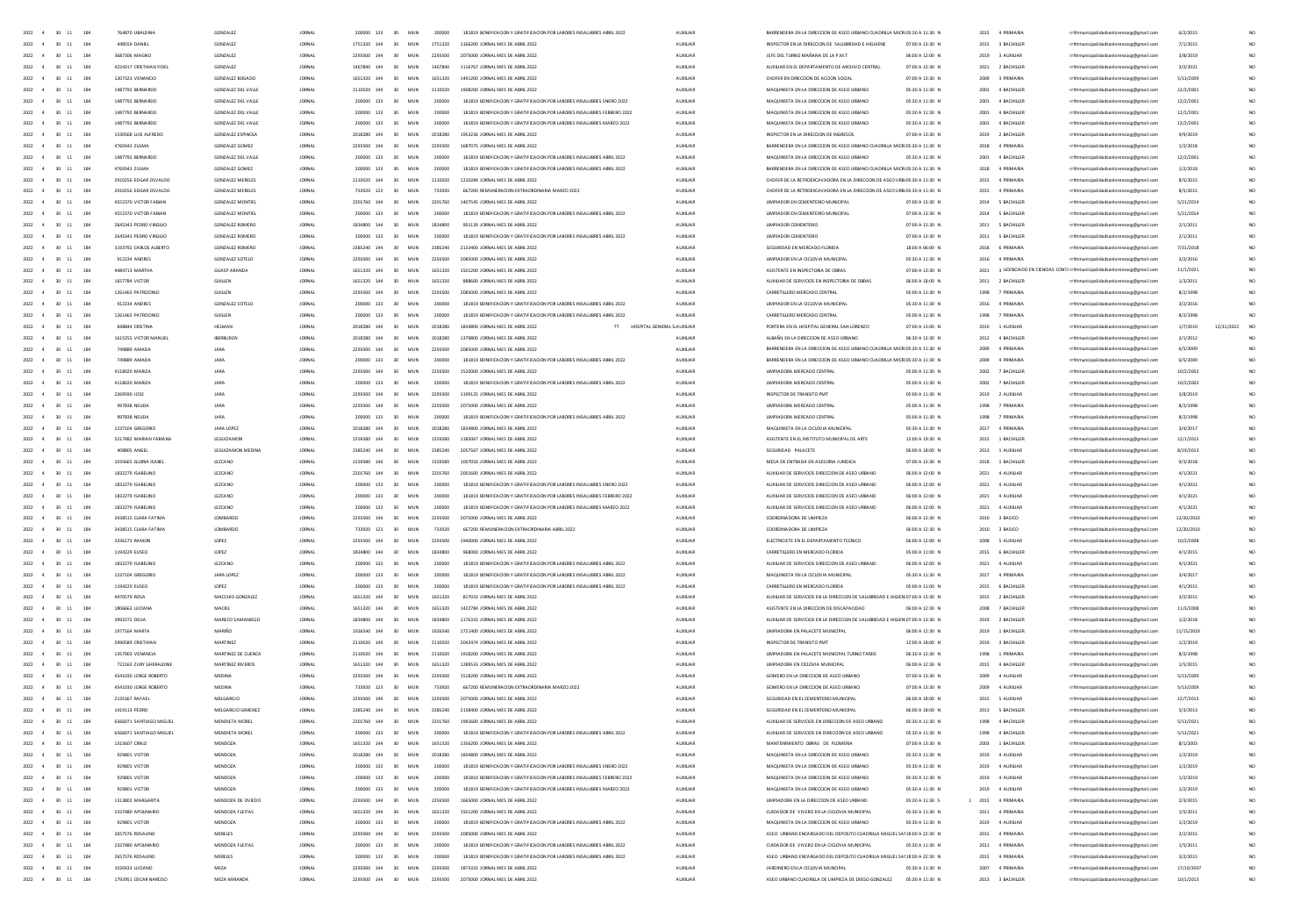| | | | | | | | | | | | | | | | | | | | | | | | | | |
|---|---|---|---|---|---|---|---|---|---|---|---|---|---|---|---|---|---|---|---|---|---|---|---|---|---|
| 2022 | 4 | 30 | 11 | 184 | 764870 UBALDINA | GONZALEZ | JORNAL | 200000 | 133 | 30 | MUN | 200000 | 181819 BONIFICACION Y GRATIFICACION POR LABORES INSALUBRES ABRIL 2022 | | AUXILIAR | BARRENDERA EN LA DIRECCION DE ASEO URBANO CUADRILLA MICRO | 05:30 A 11:30 | N | 2015 | 4 PRIMARIA | rrhhmunicipalidadsanlorenzopg@gmail.com | 6/2/2015 | | NO |
| 2022 | 4 | 30 | 11 | 184 | 448559 DANIEL | GONZALEZ | JORNAL | 1751320 | 144 | 30 | MUN | 1751320 | 1166200 JORNAL MES DE ABRIL 2022 | | AUXILIAR | INSPECTOR EN LA DIRECCION DE SALUBRIDAD E HIGUIENE | 07:00 A 13:30 | N | 2015 | 3 BACHILLER | rrhhmunicipalidadsanlorenzopg@gmail.com | 7/1/2015 | | NO |
| 2022 | 4 | 30 | 11 | 184 | 3687306 MIGUEL | GONZALEZ | JORNAL | 2293500 | 144 | 30 | MUN | 2293500 | 2075000 JORNAL MES DE ABRIL 2022 | | AUXILIAR | JEFE DEL TURNO MAÑANA DE LA P.M.T | 06:00 A 12:00 | N | 2019 | 3 AUXILIAR | rrhhmunicipalidadsanlorenzopg@gmail.com | 3/8/2019 | | NO |
| 2022 | 4 | 30 | 11 | 184 | 4224317 CRISTHIAN FIDEL | GONZALEZ | JORNAL | 1467840 | 144 | 30 | MUN | 1467840 | 1116767 JORNAL MES DE ABRIL 2022 | | AUXILIAR | AUXILIAR EN EL DEPARTAMENTO DE ARCHIVO CENTRAL | 07:00 A 13:30 | N | 2021 | 2 BACHILLER | rrhhmunicipalidadsanlorenzopg@gmail.com | 3/2/2021 | | NO |
| 2022 | 4 | 30 | 11 | 184 | 1207323 VENANCIO | GONZALEZ BOGADO | JORNAL | 1651320 | 144 | 30 | MUN | 1651320 | 1491200 JORNAL MES DE ABRIL 2022 | | AUXILIAR | CHOFER EN DIRECCION DE ACCION SOCIAL | 07:00 A 13:30 | N | 2009 | 3 PRIMARIA | rrhhmunicipalidadsanlorenzopg@gmail.com | 5/13/2009 | | NO |
| 2022 | 4 | 30 | 11 | 184 | 1487792 BERNARDO | GONZALEZ DEL VALLE | JORNAL | 2110020 | 144 | 30 | MUN | 2110020 | 1908200 JORNAL MES DE ABRIL 2022 | | AUXILIAR | MAQUINISTA EN LA DIRECCION DE ASEO URBANO | 05:30 A 11:30 | N | 2001 | 4 BACHILLER | rrhhmunicipalidadsanlorenzopg@gmail.com | 12/2/2001 | | NO |
| 2022 | 4 | 30 | 11 | 184 | 1487792 BERNARDO | GONZALEZ DEL VALLE | JORNAL | 200000 | 133 | 30 | MUN | 200000 | 181819 BONIFICACION Y GRATIFICACION POR LABORES INSALUBRES ENERO 2022 | | AUXILIAR | MAQUINISTA EN LA DIRECCION DE ASEO URBANO | 05:30 A 11:30 | N | 2001 | 4 BACHILLER | rrhhmunicipalidadsanlorenzopg@gmail.com | 12/2/2001 | | NO |
| 2022 | 4 | 30 | 11 | 184 | 1487792 BERNARDO | GONZALEZ DEL VALLE | JORNAL | 200000 | 133 | 30 | MUN | 200000 | 181819 BONIFICACION Y GRATIFICACION POR LABORES INSALUBRES FEBRERO 2022 | | AUXILIAR | MAQUINISTA EN LA DIRECCION DE ASEO URBANO | 05:30 A 11:30 | N | 2001 | 4 BACHILLER | rrhhmunicipalidadsanlorenzopg@gmail.com | 12/2/2001 | | NO |
| 2022 | 4 | 30 | 11 | 184 | 1487792 BERNARDO | GONZALEZ DEL VALLE | JORNAL | 200000 | 133 | 30 | MUN | 200000 | 181819 BONIFICACION Y GRATIFICACION POR LABORES INSALUBRES MARZO 2022 | | AUXILIAR | MAQUINISTA EN LA DIRECCION DE ASEO URBANO | 05:30 A 11:30 | N | 2001 | 4 BACHILLER | rrhhmunicipalidadsanlorenzopg@gmail.com | 12/2/2001 | | NO |
| 2022 | 4 | 30 | 11 | 184 | 1530568 LUIS ALFREDO | GONZALEZ ESPINOLA | JORNAL | 2018280 | 144 | 30 | MUN | 2018280 | 1953236 JORNAL MES DE ABRIL 2022 | | AUXILIAR | INSPECTOR EN LA DIRECCION DE INGRESOS | 07:00 A 13:30 | N | 2019 | 2 BACHILLER | rrhhmunicipalidadsanlorenzopg@gmail.com | 4/9/2019 | | NO |
| 2022 | 4 | 30 | 11 | 184 | 4769343 ZULMA | GONZALEZ GOMEZ | JORNAL | 2293500 | 144 | 30 | MUN | 2293500 | 1687075 JORNAL MES DE ABRIL 2022 | | AUXILIAR | BARRENDERA EN LA DIRECCION DE ASEO URBANO CUADRILLA MICRO | 05:30 A 11:30 | N | 2018 | 4 PRIMARIA | rrhhmunicipalidadsanlorenzopg@gmail.com | 1/2/2018 | | NO |
| 2022 | 4 | 30 | 11 | 184 | 1487792 BERNARDO | GONZALEZ DEL VALLE | JORNAL | 200000 | 133 | 30 | MUN | 200000 | 181819 BONIFICACION Y GRATIFICACION POR LABORES INSALUBRES ABRIL 2022 | | AUXILIAR | MAQUINISTA EN LA DIRECCION DE ASEO URBANO | 05:30 A 11:30 | N | 2001 | 4 BACHILLER | rrhhmunicipalidadsanlorenzopg@gmail.com | 12/2/2001 | | NO |
| 2022 | 4 | 30 | 11 | 184 | 4769343 ZULMA | GONZALEZ GOMEZ | JORNAL | 200000 | 133 | 30 | MUN | 200000 | 181819 BONIFICACION Y GRATIFICACION POR LABORES INSALUBRES ABRIL 2022 | | AUXILIAR | BARRENDERA EN LA DIRECCION DE ASEO URBANO CUADRILLA MICRO | 05:30 A 11:30 | N | 2018 | 4 PRIMARIA | rrhhmunicipalidadsanlorenzopg@gmail.com | 1/2/2018 | | NO |
| 2022 | 4 | 30 | 11 | 184 | 2910256 EDGAR OSVALDO | GONZALEZ MERELES | JORNAL | 2110020 | 144 | 30 | MUN | 2110020 | 1220284 JORNAL MES DE ABRIL 2022 | | AUXILIAR | CHOFER DE LA RETROEXCAVADORA EN LA DIRECCION DE ASEO URB | 05:30 A 11:30 | N | 2015 | 4 PRIMARIA | rrhhmunicipalidadsanlorenzopg@gmail.com | 8/5/2015 | | NO |
| 2022 | 4 | 30 | 11 | 184 | 2910256 EDGAR OSVALDO | GONZALEZ MERELES | JORNAL | 733920 | 123 | 30 | MUN | 733920 | 667200 REMUNERACION EXTRAORDINARIA MARZO 2022 | | AUXILIAR | CHOFER DE LA RETROEXCAVADORA EN LA DIRECCION DE ASEO URB | 05:30 A 11:30 | N | 2015 | 4 PRIMARIA | rrhhmunicipalidadsanlorenzopg@gmail.com | 8/5/2015 | | NO |
| 2022 | 4 | 30 | 11 | 184 | 4552370 VICTOR FABIAN | GONZALEZ MONTIEL | JORNAL | 2201760 | 144 | 30 | MUN | 2201760 | 1407545 JORNAL MES DE ABRIL 2022 | | AUXILIAR | LIMPIADOR EN CEMENTERIO MUNICIPAL | 07:00 A 13:30 | N | 2014 | 5 BACHILLER | rrhhmunicipalidadsanlorenzopg@gmail.com | 5/21/2014 | | NO |
| 2022 | 4 | 30 | 11 | 184 | 4552370 VICTOR FABIAN | GONZALEZ MONTIEL | JORNAL | 200000 | 133 | 30 | MUN | 200000 | 181819 BONIFICACION Y GRATIFICACION POR LABORES INSALUBRES ABRIL 2022 | | AUXILIAR | LIMPIADOR EN CEMENTERIO MUNICIPAL | 07:00 A 13:30 | N | 2014 | 5 BACHILLER | rrhhmunicipalidadsanlorenzopg@gmail.com | 5/21/2014 | | NO |
| 2022 | 4 | 30 | 11 | 184 | 2645343 PEDRO VIRGILIO | GONZALEZ ROMERO | JORNAL | 1834800 | 144 | 30 | MUN | 1834800 | 901139 JORNAL MES DE ABRIL 2022 | | AUXILIAR | LIMPIADOR CEMENTERIO | 07:00 A 13:30 | N | 2011 | 5 BACHILLER | rrhhmunicipalidadsanlorenzopg@gmail.com | 2/1/2011 | | NO |
| 2022 | 4 | 30 | 11 | 184 | 2645343 PEDRO VIRGILIO | GONZALEZ ROMERO | JORNAL | 200000 | 133 | 30 | MUN | 200000 | 181819 BONIFICACION Y GRATIFICACION POR LABORES INSALUBRES ABRIL 2022 | | AUXILIAR | LIMPIADOR CEMENTERIO | 07:00 A 13:30 | N | 2011 | 5 BACHILLER | rrhhmunicipalidadsanlorenzopg@gmail.com | 2/1/2011 | | NO |
| 2022 | 4 | 30 | 11 | 184 | 3193792 CARLOS ALBERTO | GONZALEZ ROMERO | JORNAL | 2385240 | 144 | 30 | MUN | 2385240 | 2133400 JORNAL MES DE ABRIL 2022 | | AUXILIAR | SEGURIDAD EN MERCADO FLORIDA | 18:00 A 06:00 | N | 2018 | 6 PRIMARIA | rrhhmunicipalidadsanlorenzopg@gmail.com | 7/31/2018 | | NO |
| 2022 | 4 | 30 | 11 | 184 | 912234 ANDRES | GONZALEZ SOTELO | JORNAL | 2293500 | 144 | 30 | MUN | 2293500 | 2085000 JORNAL MES DE ABRIL 2022 | | AUXILIAR | LIMPIADOR EN LA CICLOVIA MUNICIPAL | 05:30 A 11:30 | N | 2016 | 4 PRIMARIA | rrhhmunicipalidadsanlorenzopg@gmail.com | 3/2/2016 | | NO |
| 2022 | 4 | 30 | 11 | 184 | 4484713 MARTHA | GUASP ARANDA | JORNAL | 1651320 | 144 | 30 | MUN | 1651320 | 1501200 JORNAL MES DE ABRIL 2022 | | AUXILIAR | ASISTENTE EN INSPECTORIA DE OBRAS | 07:00 A 13:30 | N | 2021 | 1 LICENCIADO EN CIENCIAS CONTA | rrhhmunicipalidadsanlorenzopg@gmail.com | 11/1/2021 | | NO |
| 2022 | 4 | 30 | 11 | 184 | 1657784 VICTOR | GUILLEN | JORNAL | 1651320 | 144 | 30 | MUN | 1651320 | 888600 JORNAL MES DE ABRIL 2022 | | AUXILIAR | AUXILIAR DE SERVICIOS EN INSPECTORIA DE OBRAS | 06:00 A 18:00 | N | 2011 | 2 BACHILLER | rrhhmunicipalidadsanlorenzopg@gmail.com | 1/3/2011 | | NO |
| 2022 | 4 | 30 | 11 | 184 | 1261463 PATROCINIO | GUILLEN | JORNAL | 2293500 | 144 | 30 | MUN | 2293500 | 2085000 JORNAL MES DE ABRIL 2022 | | AUXILIAR | CARRETILLERO MERCADO CENTRAL | 05:00 A 11:30 | N | 1998 | 7 PRIMARIA | rrhhmunicipalidadsanlorenzopg@gmail.com | 8/2/1998 | | NO |
| 2022 | 4 | 30 | 11 | 184 | 912234 ANDRES | GONZALEZ SOTELO | JORNAL | 200000 | 133 | 30 | MUN | 200000 | 181819 BONIFICACION Y GRATIFICACION POR LABORES INSALUBRES ABRIL 2022 | | AUXILIAR | LIMPIADOR EN LA CICLOVIA MUNICIPAL | 05:30 A 11:30 | N | 2016 | 4 PRIMARIA | rrhhmunicipalidadsanlorenzopg@gmail.com | 3/2/2016 | | NO |
| 2022 | 4 | 30 | 11 | 184 | 1261463 PATROCINIO | GUILLEN | JORNAL | 200000 | 133 | 30 | MUN | 200000 | 181819 BONIFICACION Y GRATIFICACION POR LABORES INSALUBRES ABRIL 2022 | | AUXILIAR | CARRETILLERO MERCADO CENTRAL | 05:00 A 11:30 | N | 1998 | 7 PRIMARIA | rrhhmunicipalidadsanlorenzopg@gmail.com | 8/2/1998 | | NO |
| 2022 | 4 | 30 | 11 | 184 | 698844 CRISTINA | HELMAN | JORNAL | 2018280 | 144 | 30 | MUN | 2018280 | 1834800 JORNAL MES DE ABRIL 2022 | TT HOSPITAL GENERAL S | AUXILIAR | PORTERA EN EL HOSPITAL GENERAL SAN LORENZO | 07:00 A 13:00 | N | 2010 | 1 AUXILIAR | rrhhmunicipalidadsanlorenzopg@gmail.com | 1/7/2010 | 12/31/2022 | NO |
| 2022 | 4 | 30 | 11 | 184 | 1615255 VICTOR MANUEL | IBERBUDEN | JORNAL | 2018280 | 144 | 30 | MUN | 2018280 | 1379800 JORNAL MES DE ABRIL 2022 | | AUXILIAR | ALBAÑIL EN LA DIRECCION DE ASEO URBANO | 06:30 A 12:30 | N | 2012 | 4 BACHILLER | rrhhmunicipalidadsanlorenzopg@gmail.com | 2/1/2012 | | NO |
| 2022 | 4 | 30 | 11 | 184 | 749889 AMADA | JARA | JORNAL | 2293500 | 144 | 30 | MUN | 2293500 | 2085000 JORNAL MES DE ABRIL 2022 | | AUXILIAR | BARRENDERA EN LA DIRECCION DE ASEO URBANO CUADRILLA MICRO | 05:30 A 11:30 | N | 2009 | 4 PRIMARIA | rrhhmunicipalidadsanlorenzopg@gmail.com | 6/5/2009 | | NO |
| 2022 | 4 | 30 | 11 | 184 | 749889 AMADA | JARA | JORNAL | 200000 | 133 | 30 | MUN | 200000 | 181819 BONIFICACION Y GRATIFICACION POR LABORES INSALUBRES ABRIL 2022 | | AUXILIAR | BARRENDERA EN LA DIRECCION DE ASEO URBANO CUADRILLA MICRO | 05:30 A 11:30 | N | 2009 | 4 PRIMARIA | rrhhmunicipalidadsanlorenzopg@gmail.com | 6/5/2009 | | NO |
| 2022 | 4 | 30 | 11 | 184 | 4118020 MARIZA | JARA | JORNAL | 2293500 | 144 | 30 | MUN | 2293500 | 1520000 JORNAL MES DE ABRIL 2022 | | AUXILIAR | LIMPIADORA MERCADO CENTRAL | 05:00 A 11:30 | N | 2002 | 7 BACHILLER | rrhhmunicipalidadsanlorenzopg@gmail.com | 10/2/2002 | | NO |
| 2022 | 4 | 30 | 11 | 184 | 4118020 MARIZA | JARA | JORNAL | 200000 | 133 | 30 | MUN | 200000 | 181819 BONIFICACION Y GRATIFICACION POR LABORES INSALUBRES ABRIL 2022 | | AUXILIAR | LIMPIADORA MERCADO CENTRAL | 05:00 A 11:30 | N | 2002 | 7 BACHILLER | rrhhmunicipalidadsanlorenzopg@gmail.com | 10/2/2002 | | NO |
| 2022 | 4 | 30 | 11 | 184 | 2269590 JOSE | JARA | JORNAL | 2293500 | 144 | 30 | MUN | 2293500 | 1199125 JORNAL MES DE ABRIL 2022 | | AUXILIAR | INSPECTOR DE TRANSITO PMT | 05:00 A 11:30 | N | 2019 | 2 AUXILIAR | rrhhmunicipalidadsanlorenzopg@gmail.com | 3/8/2019 | | NO |
| 2022 | 4 | 30 | 11 | 184 | 997838 NELIDA | JARA | JORNAL | 2293500 | 144 | 30 | MUN | 2293500 | 2075000 JORNAL MES DE ABRIL 2022 | | AUXILIAR | LIMPIADORA MERCADO CENTRAL | 05:00 A 11:30 | N | 1998 | 7 PRIMARIA | rrhhmunicipalidadsanlorenzopg@gmail.com | 8/2/1998 | | NO |
| 2022 | 4 | 30 | 11 | 184 | 997838 NELIDA | JARA | JORNAL | 200000 | 133 | 30 | MUN | 200000 | 181819 BONIFICACION Y GRATIFICACION POR LABORES INSALUBRES ABRIL 2022 | | AUXILIAR | LIMPIADORA MERCADO CENTRAL | 05:00 A 11:30 | N | 1998 | 7 PRIMARIA | rrhhmunicipalidadsanlorenzopg@gmail.com | 8/2/1998 | | NO |
| 2022 | 4 | 30 | 11 | 184 | 1237104 GREGORIO | JARA LOPEZ | JORNAL | 2018280 | 144 | 30 | MUN | 2018280 | 1834800 JORNAL MES DE ABRIL 2022 | | AUXILIAR | MAQUINISTA EN LA CICLOVIA MUNICIPAL | 05:30 A 11:30 | N | 2017 | 4 PRIMARIA | rrhhmunicipalidadsanlorenzopg@gmail.com | 3/4/2017 | | NO |
| 2022 | 4 | 30 | 11 | 184 | 5217482 MARIAN FABIANA | LEGUIZAMON | JORNAL | 1559580 | 144 | 30 | MUN | 1559580 | 1185067 JORNAL MES DE ABRIL 2022 | | AUXILIAR | ASISTENTE EN EL INSTITUTO MUNICIPAL DE ARTE | 13:00 A 19:30 | N | 2015 | 1 BACHILLER | rrhhmunicipalidadsanlorenzopg@gmail.com | 12/1/2015 | | NO |
| 2022 | 4 | 30 | 11 | 184 | 408805 ANGEL | LEGUIZAMON MEDINA | JORNAL | 2385240 | 144 | 30 | MUN | 2385240 | 2057567 JORNAL MES DE ABRIL 2022 | | AUXILIAR | SEGURIDAD PALACETE | 06:00 A 18:00 | N | 2013 | 1 AUXILIAR | rrhhmunicipalidadsanlorenzopg@gmail.com | 8/19/2013 | | NO |
| 2022 | 4 | 30 | 11 | 184 | 1035665 GLORIA ISABEL | LEZCANO | JORNAL | 1559580 | 144 | 30 | MUN | 1559580 | 1007050 JORNAL MES DE ABRIL 2022 | | AUXILIAR | MESA DE ENTRADA EN ASESORIA JURIDICA | 07:00 A 13:30 | N | 2018 | 1 BACHILLER | rrhhmunicipalidadsanlorenzopg@gmail.com | 9/3/2018 | | NO |
| 2022 | 4 | 30 | 11 | 184 | 1832279 ISABELINO | LEZCANO | JORNAL | 2201760 | 144 | 30 | MUN | 2201760 | 2001600 JORNAL MES DE ABRIL 2022 | | AUXILIAR | AUXILIAR DE SERVICIOS DIRECCION DE ASEO URBANO | 06:00 A 12:00 | N | 2021 | 4 AUXILIAR | rrhhmunicipalidadsanlorenzopg@gmail.com | 4/1/2021 | | NO |
| 2022 | 4 | 30 | 11 | 184 | 1832279 ISABELINO | LEZCANO | JORNAL | 200000 | 133 | 30 | MUN | 200000 | 181819 BONIFICACION Y GRATIFICACION POR LABORES INSALUBRES ENERO 2022 | | AUXILIAR | AUXILIAR DE SERVICIOS DIRECCION DE ASEO URBANO | 06:00 A 12:00 | N | 2021 | 4 AUXILIAR | rrhhmunicipalidadsanlorenzopg@gmail.com | 4/1/2021 | | NO |
| 2022 | 4 | 30 | 11 | 184 | 1832279 ISABELINO | LEZCANO | JORNAL | 200000 | 133 | 30 | MUN | 200000 | 181819 BONIFICACION Y GRATIFICACION POR LABORES INSALUBRES FEBRERO 2022 | | AUXILIAR | AUXILIAR DE SERVICIOS DIRECCION DE ASEO URBANO | 06:00 A 12:00 | N | 2021 | 4 AUXILIAR | rrhhmunicipalidadsanlorenzopg@gmail.com | 4/1/2021 | | NO |
| 2022 | 4 | 30 | 11 | 184 | 1832279 ISABELINO | LEZCANO | JORNAL | 200000 | 133 | 30 | MUN | 200000 | 181819 BONIFICACION Y GRATIFICACION POR LABORES INSALUBRES MARZO 2022 | | AUXILIAR | AUXILIAR DE SERVICIOS DIRECCION DE ASEO URBANO | 06:00 A 12:00 | N | 2021 | 4 AUXILIAR | rrhhmunicipalidadsanlorenzopg@gmail.com | 4/1/2021 | | NO |
| 2022 | 4 | 30 | 11 | 184 | 3438515 CLARA FATIMA | LOMBARDO | JORNAL | 2293500 | 144 | 30 | MUN | 2293500 | 2075000 JORNAL MES DE ABRIL 2022 | | AUXILIAR | COORDINADORA DE LIMPIEZA | 06:00 A 12:30 | N | 2010 | 3 BASICO | rrhhmunicipalidadsanlorenzopg@gmail.com | 12/20/2010 | | NO |
| 2022 | 4 | 30 | 11 | 184 | 3438515 CLARA FATIMA | LOMBARDO | JORNAL | 733920 | 123 | 30 | MUN | 733920 | 667200 REMUNERACION EXTRAORDINARIA ABRIL 2022 | | AUXILIAR | COORDINADORA DE LIMPIEZA | 06:00 A 12:30 | N | 2010 | 3 BASICO | rrhhmunicipalidadsanlorenzopg@gmail.com | 12/20/2010 | | NO |
| 2022 | 4 | 30 | 11 | 184 | 3336173 RAMON | LOPEZ | JORNAL | 2293500 | 144 | 30 | MUN | 2293500 | 1940000 JORNAL MES DE ABRIL 2022 | | AUXILIAR | ELECTRICISTE EN EL DEPARTAMENTO TECNICO | 06:00 A 12:00 | N | 2008 | 5 AUXILIAR | rrhhmunicipalidadsanlorenzopg@gmail.com | 10/1/2008 | | NO |
| 2022 | 4 | 30 | 11 | 184 | 1194229 ELISEO | LOPEZ | JORNAL | 1834800 | 144 | 30 | MUN | 1834800 | 968000 JORNAL MES DE ABRIL 2022 | | AUXILIAR | CARRETILLERO EN MERCADO FLORIDA | 05:00 A 11:00 | N | 2015 | 6 BACHILLER | rrhhmunicipalidadsanlorenzopg@gmail.com | 4/1/2015 | | NO |
| 2022 | 4 | 30 | 11 | 184 | 1832279 ISABELINO | LEZCANO | JORNAL | 200000 | 133 | 30 | MUN | 200000 | 181819 BONIFICACION Y GRATIFICACION POR LABORES INSALUBRES ABRIL 2022 | | AUXILIAR | AUXILIAR DE SERVICIOS DIRECCION DE ASEO URBANO | 06:00 A 12:00 | N | 2021 | 4 AUXILIAR | rrhhmunicipalidadsanlorenzopg@gmail.com | 4/1/2021 | | NO |
| 2022 | 4 | 30 | 11 | 184 | 1237104 GREGORIO | JARA LOPEZ | JORNAL | 200000 | 133 | 30 | MUN | 200000 | 181819 BONIFICACION Y GRATIFICACION POR LABORES INSALUBRES ABRIL 2022 | | AUXILIAR | MAQUINISTA EN LA CICLOVIA MUNICIPAL | 05:30 A 11:30 | N | 2017 | 4 PRIMARIA | rrhhmunicipalidadsanlorenzopg@gmail.com | 3/4/2017 | | NO |
| 2022 | 4 | 30 | 11 | 184 | 1194229 ELISEO | LOPEZ | JORNAL | 200000 | 133 | 30 | MUN | 200000 | 181819 BONIFICACION Y GRATIFICACION POR LABORES INSALUBRES ABRIL 2022 | | AUXILIAR | CARRETILLERO EN MERCADO FLORIDA | 05:00 A 11:00 | N | 2015 | 6 BACHILLER | rrhhmunicipalidadsanlorenzopg@gmail.com | 4/1/2015 | | NO |
| 2022 | 4 | 30 | 11 | 184 | 4470579 ROSA | MACCHIO GONZALEZ | JORNAL | 1651320 | 144 | 30 | MUN | 1651320 | 817033 JORNAL MES DE ABRIL 2022 | | AUXILIAR | AUXILIAR DE SERVICIOS EN LA DIRECCION DE SALUBRIDAD E HIGIEN | 07:00 A 13:30 | N | 2015 | 2 BACHILLER | rrhhmunicipalidadsanlorenzopg@gmail.com | 3/2/2015 | | NO |
| 2022 | 4 | 30 | 11 | 184 | 1806663 LUCIANA | MACIEL | JORNAL | 1651320 | 144 | 30 | MUN | 1651320 | 1422784 JORNAL MES DE ABRIL 2022 | | AUXILIAR | ASISTENTE EN LA DIRECCION DE DISCAPACIDAD | 06:00 A 12:30 | N | 2008 | 7 BACHILLER | rrhhmunicipalidadsanlorenzopg@gmail.com | 11/3/2008 | | NO |
| 2022 | 4 | 30 | 11 | 184 | 3992272 DELIA | MARECO SAMANIEGO | JORNAL | 1834800 | 144 | 30 | MUN | 1834800 | 1176333 JORNAL MES DE ABRIL 2022 | | AUXILIAR | AUXILIAR DE SERVICIOS EN LA DIRECCION DE SALUBRIDAD E HIGIEN | 07:00 A 13:30 | N | 2019 | 2 BACHILLER | rrhhmunicipalidadsanlorenzopg@gmail.com | 1/2/2018 | | NO |
| 2022 | 4 | 30 | 11 | 184 | 1977164 MARTA | MARIÑO | JORNAL | 1926540 | 144 | 30 | MUN | 1926540 | 1721400 JORNAL MES DE ABRIL 2022 | | AUXILIAR | LIMPIADORA EN PALACETE MUNICIPAL | 06:00 A 12:30 | N | 2019 | 1 BACHILLER | rrhhmunicipalidadsanlorenzopg@gmail.com | 11/15/2019 | | NO |
| 2022 | 4 | 30 | 11 | 184 | 5990589 CRISTHIAN | MARTINEZ | JORNAL | 2110020 | 144 | 30 | MUN | 2110020 | 2042474 JORNAL MES DE ABRIL 2022 | | AUXILIAR | INSPECTOR DE TRANSITO PMT | 12:00 A 18:00 | N | 2019 | 3 BACHILLER | rrhhmunicipalidadsanlorenzopg@gmail.com | 1/2/2019 | | NO |
| 2022 | 4 | 30 | 11 | 184 | 1357903 VENANCIA | MARTINEZ DE CUENCA | JORNAL | 2110020 | 144 | 30 | MUN | 2110020 | 1918200 JORNAL MES DE ABRIL 2022 | | AUXILIAR | LIMPIADORA EN PALACETE MUNICIPAL TURNO TARDE | 06:30 A 12:30 | N | 1998 | 1 PRIMARIA | rrhhmunicipalidadsanlorenzopg@gmail.com | 8/2/1998 | | NO |
| 2022 | 4 | 30 | 11 | 184 | 722163 ZUNY GHERALDINE | MARTINEZ RIVEROS | JORNAL | 1651320 | 144 | 30 | MUN | 1651320 | 1289533 JORNAL MES DE ABRIL 2022 | | AUXILIAR | LIMPIADORA EN CICLOVIA MUNICIPAL | 06:00 A 12:30 | N | 2015 | 4 BACHILLER | rrhhmunicipalidadsanlorenzopg@gmail.com | 1/5/2015 | | NO |
| 2022 | 4 | 30 | 11 | 184 | 4541030 JORGE ROBERTO | MEDINA | JORNAL | 2293500 | 144 | 30 | MUN | 2293500 | 1518200 JORNAL MES DE ABRIL 2022 | | AUXILIAR | GOMERO EN LA DIRECCION DE ASEO URBANO | 07:00 A 13:30 | N | 2009 | 4 AUXILIAR | rrhhmunicipalidadsanlorenzopg@gmail.com | 5/13/2009 | | NO |
| 2022 | 4 | 30 | 11 | 184 | 4541030 JORGE ROBERTO | MEDINA | JORNAL | 733920 | 123 | 30 | MUN | 733920 | 667200 REMUNERACION EXTRAORDINARIA MARZO 2022 | | AUXILIAR | GOMERO EN LA DIRECCION DE ASEO URBANO | 07:00 A 13:30 | N | 2009 | 4 AUXILIAR | rrhhmunicipalidadsanlorenzopg@gmail.com | 5/13/2009 | | NO |
| 2022 | 4 | 30 | 11 | 184 | 2135367 RAFAEL | MELGAREJO | JORNAL | 2293500 | 144 | 30 | MUN | 2293500 | 2075000 JORNAL MES DE ABRIL 2022 | | AUXILIAR | SEGURIDAD EN EL CEMENTERIO MUNICIPAL | 06:00 A 18:00 | N | 2015 | 5 AUXILIAR | rrhhmunicipalidadsanlorenzopg@gmail.com | 12/7/2015 | | NO |
| 2022 | 4 | 30 | 11 | 184 | 1419113 PEDRO | MELGAREJO GIMENEZ | JORNAL | 2385240 | 144 | 30 | MUN | 2385240 | 2158400 JORNAL MES DE ABRIL 2022 | | AUXILIAR | SEGURIDAD EN EL CEMENTERIO MUNICIPAL | 06:00 A 18:00 | N | 2013 | 5 BACHILLER | rrhhmunicipalidadsanlorenzopg@gmail.com | 5/3/2013 | | NO |
| 2022 | 4 | 30 | 11 | 184 | 6566071 SANTIAGO MIGUEL | MENDIETA MOREL | JORNAL | 2201760 | 144 | 30 | MUN | 2201760 | 1991600 JORNAL MES DE ABRIL 2022 | | AUXILIAR | AUXILIAR DE SERVICIOS EN DIRECCION DE ASEO URBANO | 05:30 A 11:30 | N | 1998 | 4 BACHILLER | rrhhmunicipalidadsanlorenzopg@gmail.com | 5/13/2021 | | NO |
| 2022 | 4 | 30 | 11 | 184 | 6566071 SANTIAGO MIGUEL | MENDIETA MOREL | JORNAL | 200000 | 133 | 30 | MUN | 200000 | 181819 BONIFICACION Y GRATIFICACION POR LABORES INSALUBRES ABRIL 2022 | | AUXILIAR | AUXILIAR DE SERVICIOS EN DIRECCION DE ASEO URBANO | 05:30 A 11:30 | N | 1998 | 4 BACHILLER | rrhhmunicipalidadsanlorenzopg@gmail.com | 5/13/2021 | | NO |
| 2022 | 4 | 30 | 11 | 184 | 1315607 CIRILO | MENDOZA | JORNAL | 1651320 | 144 | 30 | MUN | 1651320 | 1356200 JORNAL MES DE ABRIL 2022 | | AUXILIAR | MANTENIMIENTO OBRAS DE PLOMERIA | 07:00 A 13:30 | N | 2003 | 1 BACHILLER | rrhhmunicipalidadsanlorenzopg@gmail.com | 8/1/2003 | | NO |
| 2022 | 4 | 30 | 11 | 184 | 929801 VICTOR | MENDOZA | JORNAL | 2018280 | 144 | 30 | MUN | 2018280 | 1834800 JORNAL MES DE ABRIL 2022 | | AUXILIAR | MAQUINISTA EN LA DIRECCION DE ASEO URBANO | 05:30 A 11:30 | N | 2019 | 4 AUXILIAR | rrhhmunicipalidadsanlorenzopg@gmail.com | 1/2/2019 | | NO |
| 2022 | 4 | 30 | 11 | 184 | 929801 VICTOR | MENDOZA | JORNAL | 200000 | 133 | 30 | MUN | 200000 | 181819 BONIFICACION Y GRATIFICACION POR LABORES INSALUBRES ENERO 2022 | | AUXILIAR | MAQUINISTA EN LA DIRECCION DE ASEO URBANO | 05:30 A 11:30 | N | 2019 | 4 AUXILIAR | rrhhmunicipalidadsanlorenzopg@gmail.com | 1/2/2019 | | NO |
| 2022 | 4 | 30 | 11 | 184 | 929801 VICTOR | MENDOZA | JORNAL | 200000 | 133 | 30 | MUN | 200000 | 181819 BONIFICACION Y GRATIFICACION POR LABORES INSALUBRES FEBRERO 2022 | | AUXILIAR | MAQUINISTA EN LA DIRECCION DE ASEO URBANO | 05:30 A 11:30 | N | 2019 | 4 AUXILIAR | rrhhmunicipalidadsanlorenzopg@gmail.com | 1/2/2019 | | NO |
| 2022 | 4 | 30 | 11 | 184 | 929801 VICTOR | MENDOZA | JORNAL | 200000 | 133 | 30 | MUN | 200000 | 181819 BONIFICACION Y GRATIFICACION POR LABORES INSALUBRES MARZO 2022 | | AUXILIAR | MAQUINISTA EN LA DIRECCION DE ASEO URBANO | 05:30 A 11:30 | N | 2019 | 4 AUXILIAR | rrhhmunicipalidadsanlorenzopg@gmail.com | 1/2/2019 | | NO |
| 2022 | 4 | 30 | 11 | 184 | 1313802 MARGARITA | MENDOZA DE OVIEDO | JORNAL | 2293500 | 144 | 30 | MUN | 2293500 | 1665000 JORNAL MES DE ABRIL 2022 | | AUXILIAR | LIMPIADORA EN LA DIRECCION DE ASEO URBANO | 05:30 A 11:30 | S 1 | 2015 | 4 PRIMARIA | rrhhmunicipalidadsanlorenzopg@gmail.com | 2/3/2015 | | NO |
| 2022 | 4 | 30 | 11 | 184 | 2337480 APOLINARIO | MENDOZA FLEITAS | JORNAL | 1651320 | 144 | 30 | MUN | 1651320 | 1501200 JORNAL MES DE ABRIL 2022 | | AUXILIAR | CUIDADOR DE VIVERO EN LA CICLOVIA MUNICIPAL | 05:30 A 11:30 | N | 2011 | 4 PRIMARIA | rrhhmunicipalidadsanlorenzopg@gmail.com | 1/5/2011 | | NO |
| 2022 | 4 | 30 | 11 | 184 | 929801 VICTOR | MENDOZA | JORNAL | 200000 | 133 | 30 | MUN | 200000 | 181819 BONIFICACION Y GRATIFICACION POR LABORES INSALUBRES ABRIL 2022 | | AUXILIAR | MAQUINISTA EN LA DIRECCION DE ASEO URBANO | 05:30 A 11:30 | N | 2019 | 4 AUXILIAR | rrhhmunicipalidadsanlorenzopg@gmail.com | 1/2/2019 | | NO |
| 2022 | 4 | 30 | 11 | 184 | 2657576 ROSALINO | MERELES | JORNAL | 2293500 | 144 | 30 | MUN | 2293500 | 2085000 JORNAL MES DE ABRIL 2022 | | AUXILIAR | ASEO URBANO ENCARGADO DEL DEPOSITO CUADRILLA MIGUEL SA | 18:00 A 22:30 | N | 2015 | 4 PRIMARIA | rrhhmunicipalidadsanlorenzopg@gmail.com | 3/2/2015 | | NO |
| 2022 | 4 | 30 | 11 | 184 | 2337480 APOLINARIO | MENDOZA FLEITAS | JORNAL | 200000 | 133 | 30 | MUN | 200000 | 181819 BONIFICACION Y GRATIFICACION POR LABORES INSALUBRES ABRIL 2022 | | AUXILIAR | CUIDADOR DE VIVERO EN LA CICLOVIA MUNICIPAL | 05:30 A 11:30 | N | 2011 | 4 PRIMARIA | rrhhmunicipalidadsanlorenzopg@gmail.com | 1/5/2011 | | NO |
| 2022 | 4 | 30 | 11 | 184 | 2657576 ROSALINO | MERELES | JORNAL | 200000 | 133 | 30 | MUN | 200000 | 181819 BONIFICACION Y GRATIFICACION POR LABORES INSALUBRES ABRIL 2022 | | AUXILIAR | ASEO URBANO ENCARGADO DEL DEPOSITO CUADRILLA MIGUEL SA | 18:00 A 22:30 | N | 2015 | 4 PRIMARIA | rrhhmunicipalidadsanlorenzopg@gmail.com | 3/2/2015 | | NO |
| 2022 | 4 | 30 | 11 | 184 | 1020433 LUCIANO | MEZA | JORNAL | 2293500 | 144 | 30 | MUN | 2293500 | 1873333 JORNAL MES DE ABRIL 2022 | | AUXILIAR | JARDINERO EN LA CICLOVIA MUNICIPAL | 05:30 A 11:30 | N | 2007 | 4 PRIMARIA | rrhhmunicipalidadsanlorenzopg@gmail.com | 17/10/2007 | | NO |
| 2022 | 4 | 30 | 11 | 184 | 1792951 OSCAR NARCISO | MEZA MIRANDA | JORNAL | 2293500 | 144 | 30 | MUN | 2293500 | 2075000 JORNAL MES DE ABRIL 2022 | | AUXILIAR | ASEO URBANO CUADRILLA DE LIMPIEZA DE DIEGO GONZALEZ | 05:30 A 11:30 | N | 2013 | 3 BACHILLER | rrhhmunicipalidadsanlorenzopg@gmail.com | 10/1/2013 | | NO |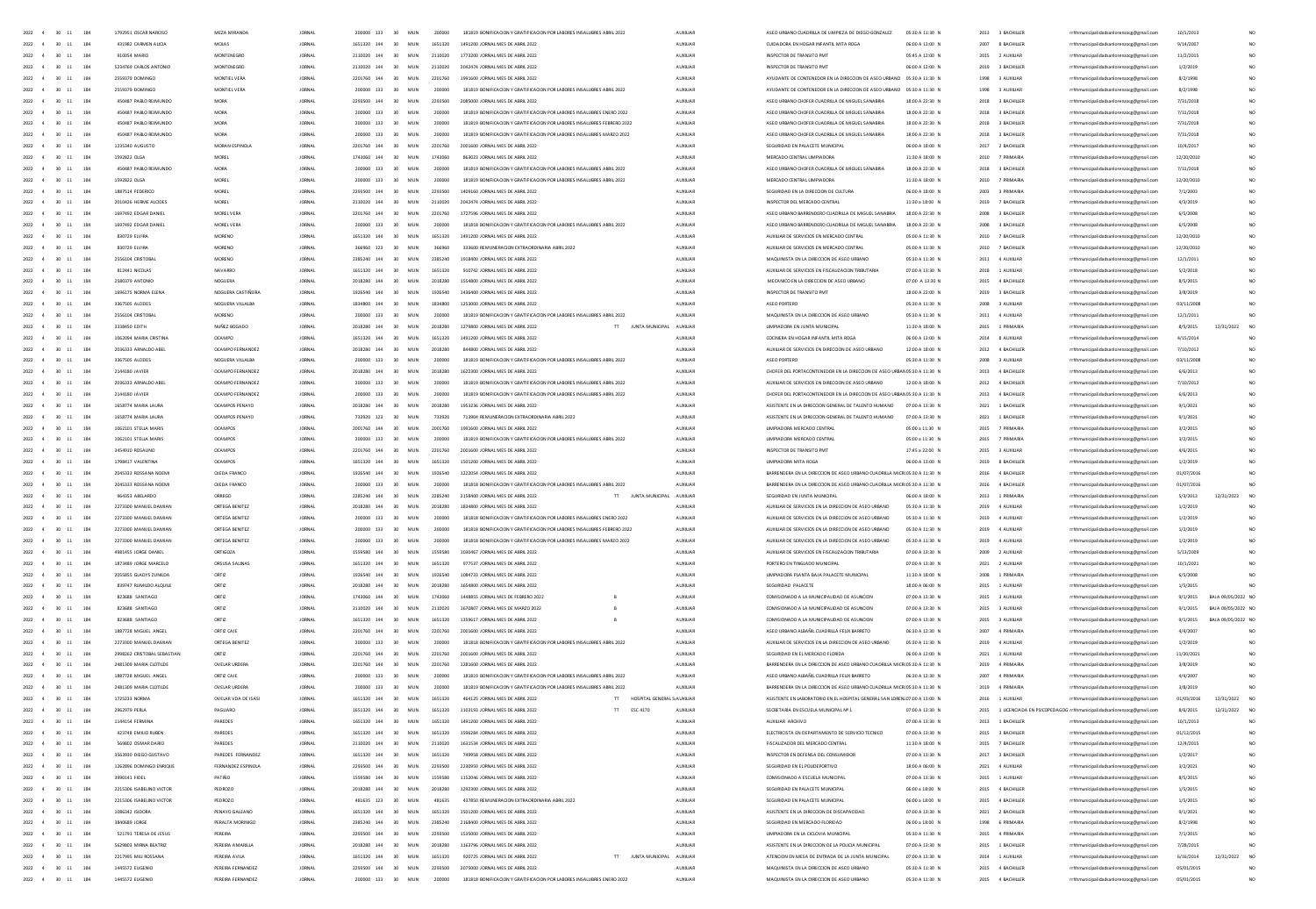| | | | | | | | | | | | | | | | | | | | | | | | | | |
|---|---|---|---|---|---|---|---|---|---|---|---|---|---|---|---|---|---|---|---|---|---|---|---|---|---|
| 2022 | 4 | 30 | 11 | 184 | 1792951 OSCAR NARCISO | MEZA MIRANDA | JORNAL | 200000 | 133 | 30 | MUN | 200000 | 181819 BONIFICACION Y GRATIFICACION POR LABORES INSALUBRES ABRIL 2022 | | | AUXILIAR | ASEO URBANO CUADRILLA DE LIMPIEZA DE DIEGO GONZALEZ | 05:30 A 11:30 | N | 2013 | 3 BACHILLER | rrhhmunicipalidadsanlorenzo@gmail.com | 10/1/2013 | | NO |
| 2022 | 4 | 30 | 11 | 184 | 431982 CARMEN ALICIA | MOLAS | JORNAL | 1651320 | 144 | 30 | MUN | 1651320 | 1491200 JORNAL MES DE ABRIL 2022 | | | AUXILIAR | CUIDADORA EN HOGAR INFANTIL MITA ROGA | 06:00 A 13:00 | N | 2007 | 8 BACHILLER | rrhhmunicipalidadsanlorenzo@gmail.com | 9/14/2007 | | NO |
| 2022 | 4 | 30 | 11 | 184 | 910054 MARIO | MONTENEGRO | JORNAL | 2130020 | 144 | 30 | MUN | 2130020 | 1773200 JORNAL MES DE ABRIL 2022 | | | AUXILIAR | INSPECTOR DE TRANSITO PMT | 05:45 A 12:00 | N | 2015 | 2 BACHILLER | rrhhmunicipalidadsanlorenzo@gmail.com | 11/2/2015 | | NO |
| 2022 | 4 | 30 | 11 | 184 | 5234769 CARLOS ANTONIO | MONTENEGRO | JORNAL | 2130020 | 144 | 30 | MUN | 2130020 | 2042474 JORNAL MES DE ABRIL 2022 | | | AUXILIAR | INSPECTOR DE TRANSITO PMT | 06:00 A 12:00 | N | 2019 | 3 BACHILLER | rrhhmunicipalidadsanlorenzo@gmail.com | 1/2/2019 | | NO |
| 2022 | 4 | 30 | 11 | 184 | 2559379 DOMINGO | MONTIEL VERA | JORNAL | 2201760 | 144 | 30 | MUN | 2201760 | 1991600 JORNAL MES DE ABRIL 2022 | | | AUXILIAR | AYUDANTE DE CONTENEDOR EN LA DIRECCION DE ASEO URBANO | 05:30 A 11:30 | N | 1998 | 3 AUXILIAR | rrhhmunicipalidadsanlorenzo@gmail.com | 8/2/1998 | | NO |
| 2022 | 4 | 30 | 11 | 184 | 2559379 DOMINGO | MONTIEL VERA | JORNAL | 200000 | 133 | 30 | MUN | 200000 | 181819 BONIFICACION Y GRATIFICACION POR LABORES INSALUBRES ABRIL 2022 | | | AUXILIAR | AYUDANTE DE CONTENEDOR EN LA DIRECCION DE ASEO URBANO | 05:30 A 11:30 | N | 1998 | 3 AUXILIAR | rrhhmunicipalidadsanlorenzo@gmail.com | 8/2/1998 | | NO |
| 2022 | 4 | 30 | 11 | 184 | 450487 PABLO REIMUNDO | MORA | JORNAL | 2293500 | 144 | 30 | MUN | 2293500 | 2085000 JORNAL MES DE ABRIL 2022 | | | AUXILIAR | ASEO URBANO CHOFER CUADRILLA DE MIGUEL SANABRIA | 18:00 A 22:30 | N | 2018 | 3 BACHILLER | rrhhmunicipalidadsanlorenzo@gmail.com | 7/31/2018 | | NO |
| 2022 | 4 | 30 | 11 | 184 | 450487 PABLO REIMUNDO | MORA | JORNAL | 200000 | 133 | 30 | MUN | 200000 | 181819 BONIFICACION Y GRATIFICACION POR LABORES INSALUBRES ENERO 2022 | | | AUXILIAR | ASEO URBANO CHOFER CUADRILLA DE MIGUEL SANABRIA | 18:00 A 22:30 | N | 2018 | 3 BACHILLER | rrhhmunicipalidadsanlorenzo@gmail.com | 7/31/2018 | | NO |
| 2022 | 4 | 30 | 11 | 184 | 450487 PABLO REIMUNDO | MORA | JORNAL | 200000 | 133 | 30 | MUN | 200000 | 181819 BONIFICACION Y GRATIFICACION POR LABORES INSALUBRES FEBRERO 2022 | | | AUXILIAR | ASEO URBANO CHOFER CUADRILLA DE MIGUEL SANABRIA | 18:00 A 22:30 | N | 2018 | 3 BACHILLER | rrhhmunicipalidadsanlorenzo@gmail.com | 7/31/2018 | | NO |
| 2022 | 4 | 30 | 11 | 184 | 450487 PABLO REIMUNDO | MORA | JORNAL | 200000 | 133 | 30 | MUN | 200000 | 181819 BONIFICACION Y GRATIFICACION POR LABORES INSALUBRES MARZO 2022 | | | AUXILIAR | ASEO URBANO CHOFER CUADRILLA DE MIGUEL SANABRIA | 18:00 A 22:30 | N | 2018 | 3 BACHILLER | rrhhmunicipalidadsanlorenzo@gmail.com | 7/31/2018 | | NO |
| 2022 | 4 | 30 | 11 | 184 | 1235340 AUGUSTO | MORAN ESPINOLA | JORNAL | 2201760 | 144 | 30 | MUN | 2201760 | 2001600 JORNAL MES DE ABRIL 2022 | | | AUXILIAR | SEGURIDAD EN PALACETE MUNICIPAL | 06:00 A 18:00 | N | 2017 | 2 BACHILLER | rrhhmunicipalidadsanlorenzo@gmail.com | 10/4/2017 | | NO |
| 2022 | 4 | 30 | 11 | 184 | 1592822 OLGA | MOREL | JORNAL | 1743060 | 144 | 30 | MUN | 1743060 | 863023 JORNAL MES DE ABRIL 2022 | | | AUXILIAR | MERCADO CENTRAL LIMPIADORA | 11:30 A 18:00 | N | 2010 | 7 PRIMARIA | rrhhmunicipalidadsanlorenzo@gmail.com | 12/20/2010 | | NO |
| 2022 | 4 | 30 | 11 | 184 | 450487 PABLO REIMUNDO | MORA | JORNAL | 200000 | 133 | 30 | MUN | 200000 | 181819 BONIFICACION Y GRATIFICACION POR LABORES INSALUBRES ABRIL 2022 | | | AUXILIAR | ASEO URBANO CHOFER CUADRILLA DE MIGUEL SANABRIA | 18:00 A 22:30 | N | 2018 | 3 BACHILLER | rrhhmunicipalidadsanlorenzo@gmail.com | 7/31/2018 | | NO |
| 2022 | 4 | 30 | 11 | 184 | 1592822 OLGA | MOREL | JORNAL | 200000 | 133 | 30 | MUN | 200000 | 181819 BONIFICACION Y GRATIFICACION POR LABORES INSALUBRES ABRIL 2022 | | | AUXILIAR | MERCADO CENTRAL LIMPIADORA | 11:30 A 18:00 | N | 2010 | 7 PRIMARIA | rrhhmunicipalidadsanlorenzo@gmail.com | 12/20/2010 | | NO |
| 2022 | 4 | 30 | 11 | 184 | 1887514 FEDERICO | MOREL | JORNAL | 2293500 | 144 | 30 | MUN | 2293500 | 1409160 JORNAL MES DE ABRIL 2022 | | | AUXILIAR | SEGURIDAD EN LA DIRECCION DE CULTURA | 06:00 A 18:00 | N | 2003 | 3 PRIMARIA | rrhhmunicipalidadsanlorenzo@gmail.com | 7/1/2003 | | NO |
| 2022 | 4 | 30 | 11 | 184 | 2010426 HERNIE ALCIDES | MOREL | JORNAL | 2130020 | 144 | 30 | MUN | 2130020 | 2042474 JORNAL MES DE ABRIL 2022 | | | AUXILIAR | INSPECTOR DEL MERCADO CENTRAL | 11:30 A 18:00 | N | 2019 | 7 BACHILLER | rrhhmunicipalidadsanlorenzo@gmail.com | 4/3/2019 | | NO |
| 2022 | 4 | 30 | 11 | 184 | 1697492 EDGAR DANIEL | MOREL VERA | JORNAL | 2201760 | 144 | 30 | MUN | 2201760 | 1727596 JORNAL MES DE ABRIL 2022 | | | AUXILIAR | ASEO URBANO BARRENDERO CUADRILLA DE MIGUEL SANABRIA | 18:00 A 22:30 | N | 2008 | 3 BACHILLER | rrhhmunicipalidadsanlorenzo@gmail.com | 6/5/2008 | | NO |
| 2022 | 4 | 30 | 11 | 184 | 1697492 EDGAR DANIEL | MOREL VERA | JORNAL | 200000 | 133 | 30 | MUN | 200000 | 181818 BONIFICACION Y GRATIFICACION POR LABORES INSALUBRES ABRIL 2022 | | | AUXILIAR | ASEO URBANO BARRENDERO CUADRILLA DE MIGUEL SANABRIA | 18:00 A 22:30 | N | 2008 | 3 BACHILLER | rrhhmunicipalidadsanlorenzo@gmail.com | 6/5/2008 | | NO |
| 2022 | 4 | 30 | 11 | 184 | 830729 ELVIRA | MORENO | JORNAL | 1651320 | 144 | 30 | MUN | 1651320 | 1491200 JORNAL MES DE ABRIL 2022 | | | AUXILIAR | AUXILIAR DE SERVICIOS EN MERCADO CENTRAL | 05:00 A 11:30 | N | 2010 | 7 BACHILLER | rrhhmunicipalidadsanlorenzo@gmail.com | 12/20/2010 | | NO |
| 2022 | 4 | 30 | 11 | 184 | 830729 ELVIRA | MORENO | JORNAL | 366960 | 123 | 30 | MUN | 366960 | 333600 REMUNERACION EXTRAORDINARIA ABRIL 2022 | | | AUXILIAR | AUXILIAR DE SERVICIOS EN MERCADO CENTRAL | 05:00 A 11:30 | N | 2010 | 7 BACHILLER | rrhhmunicipalidadsanlorenzo@gmail.com | 12/20/2010 | | NO |
| 2022 | 4 | 30 | 11 | 184 | 2556104 CRISTOBAL | MORENO | JORNAL | 2385240 | 144 | 30 | MUN | 2385240 | 1918400 JORNAL MES DE ABRIL 2022 | | | AUXILIAR | MAQUINISTA EN LA DIRECCION DE ASEO URBANO | 05:30 A 11:30 | N | 2011 | 4 AUXILIAR | rrhhmunicipalidadsanlorenzo@gmail.com | 12/1/2011 | | NO |
| 2022 | 4 | 30 | 11 | 184 | 812441 NICOLAS | NAVARRO | JORNAL | 1651320 | 144 | 30 | MUN | 1651320 | 910742 JORNAL MES DE ABRIL 2022 | | | AUXILIAR | AUXILIAR DE SERVICIOS EN FISCALIZACION TRIBUTARIA | 07:00 A 13:30 | N | 2018 | 1 AUXILIAR | rrhhmunicipalidadsanlorenzo@gmail.com | 5/2/2018 | | NO |
| 2022 | 4 | 30 | 11 | 184 | 2580379 ANTONIO | NOGUERA | JORNAL | 2018280 | 144 | 30 | MUN | 2018280 | 1554800 JORNAL MES DE ABRIL 2022 | | | AUXILIAR | MECANICO EN LA DIRECCION DE ASEO URBANO | 07:00 A 13:30 | N | 2015 | 4 BACHILLER | rrhhmunicipalidadsanlorenzo@gmail.com | 8/5/2015 | | NO |
| 2022 | 4 | 30 | 11 | 184 | 1696175 NORMA ELENA | NOGUERA CASTIÑEIRA | JORNAL | 1926540 | 144 | 30 | MUN | 1926540 | 1436400 JORNAL MES DE ABRIL 2022 | | | AUXILIAR | INSPECTOR DE TRANSITO PMT | 18:00 A 22:00 | N | 2019 | 3 BACHILLER | rrhhmunicipalidadsanlorenzo@gmail.com | 3/8/2019 | | NO |
| 2022 | 4 | 30 | 11 | 184 | 3367505 ALCIDES | NOGUERA VILLALBA | JORNAL | 1834800 | 144 | 30 | MUN | 1834800 | 1253000 JORNAL MES DE ABRIL 2022 | | | AUXILIAR | ASEO PORTERO | 05:30 A 11:30 | N | 2008 | 3 AUXILIAR | rrhhmunicipalidadsanlorenzo@gmail.com | 03/11/2008 | | NO |
| 2022 | 4 | 30 | 11 | 184 | 2556104 CRISTOBAL | MORENO | JORNAL | 200000 | 133 | 30 | MUN | 200000 | 181819 BONIFICACION Y GRATIFICACION POR LABORES INSALUBRES ABRIL 2022 | | | AUXILIAR | MAQUINISTA EN LA DIRECCION DE ASEO URBANO | 05:30 A 11:30 | N | 2011 | 4 AUXILIAR | rrhhmunicipalidadsanlorenzo@gmail.com | 12/1/2011 | | NO |
| 2022 | 4 | 30 | 11 | 184 | 3338450 EDITH | NUÑEZ BOGADO | JORNAL | 2018280 | 144 | 30 | MUN | 2018280 | 1279800 JORNAL MES DE ABRIL 2022 | TT | JUNTA MUNICIPAL | AUXILIAR | LIMPIADORA EN JUNTA MUNICIPAL | 11:30 A 18:00 | N | 2015 | 1 PRIMARIA | rrhhmunicipalidadsanlorenzo@gmail.com | 8/5/2015 | 12/31/2022 | NO |
| 2022 | 4 | 30 | 11 | 184 | 1062094 MARIA CRISTINA | OCAMPO | JORNAL | 1651320 | 144 | 30 | MUN | 1651320 | 1491200 JORNAL MES DE ABRIL 2022 | | | AUXILIAR | COCINERA EN HOGAR INFANTIL MITA ROGA | 06:00 A 13:00 | N | 2014 | 8 AUXILIAR | rrhhmunicipalidadsanlorenzo@gmail.com | 4/15/2014 | | NO |
| 2022 | 4 | 30 | 11 | 184 | 2036333 ARNALDO ABEL | OCAMPO FERNANDEZ | JORNAL | 2018280 | 144 | 30 | MUN | 2018280 | 844800 JORNAL MES DE ABRIL 2022 | | | AUXILIAR | AUXILIAR DE SERVICIOS EN DIRECCION DE ASEO URBANO | 12:00 A 18:00 | N | 2012 | 4 BACHILLER | rrhhmunicipalidadsanlorenzo@gmail.com | 7/10/2012 | | NO |
| 2022 | 4 | 30 | 11 | 184 | 3367505 ALCIDES | NOGUERA VILLALBA | JORNAL | 200000 | 133 | 30 | MUN | 200000 | 181819 BONIFICACION Y GRATIFICACION POR LABORES INSALUBRES ABRIL 2022 | | | AUXILIAR | ASEO PORTERO | 05:30 A 11:30 | N | 2008 | 3 AUXILIAR | rrhhmunicipalidadsanlorenzo@gmail.com | 03/11/2008 | | NO |
| 2022 | 4 | 30 | 11 | 184 | 2144180 JAVIER | OCAMPO FERNANDEZ | JORNAL | 2018280 | 144 | 30 | MUN | 2018280 | 1622300 JORNAL MES DE ABRIL 2022 | | | AUXILIAR | CHOFER DEL PORTACONTENEDOR EN LA DIRECCION DE ASEO URBANO | 05:30 A 11:30 | N | 2013 | 4 BACHILLER | rrhhmunicipalidadsanlorenzo@gmail.com | 6/6/2013 | | NO |
| 2022 | 4 | 30 | 11 | 184 | 2036333 ARNALDO ABEL | OCAMPO FERNANDEZ | JORNAL | 200000 | 133 | 30 | MUN | 200000 | 181818 BONIFICACION Y GRATIFICACION POR LABORES INSALUBRES ABRIL 2022 | | | AUXILIAR | AUXILIAR DE SERVICIOS EN DIRECCION DE ASEO URBANO | 12:00 A 18:00 | N | 2012 | 4 BACHILLER | rrhhmunicipalidadsanlorenzo@gmail.com | 7/10/2012 | | NO |
| 2022 | 4 | 30 | 11 | 184 | 2144180 JAVIER | OCAMPO FERNANDEZ | JORNAL | 200000 | 133 | 30 | MUN | 200000 | 181818 BONIFICACION Y GRATIFICACION POR LABORES INSALUBRES ABRIL 2022 | | | AUXILIAR | CHOFER DEL PORTACONTENEDOR EN LA DIRECCION DE ASEO URBANO | 05:30 A 11:30 | N | 2013 | 4 BACHILLER | rrhhmunicipalidadsanlorenzo@gmail.com | 6/6/2013 | | NO |
| 2022 | 4 | 30 | 11 | 184 | 1658774 MARIA LAURA | OCAMPOS PENAYO | JORNAL | 2018280 | 144 | 30 | MUN | 2018280 | 1952236 JORNAL MES DE ABRIL 2022 | | | AUXILIAR | ASISTENTE EN LA DIRECCION GENERAL DE TALENTO HUMANO | 07:00 A 13:30 | N | 2021 | 1 BACHILLER | rrhhmunicipalidadsanlorenzo@gmail.com | 9/1/2021 | | NO |
| 2022 | 4 | 30 | 11 | 184 | 1658774 MARIA LAURA | OCAMPOS PENAYO | JORNAL | 733920 | 123 | 30 | MUN | 733920 | 713904 REMUNERACION EXTRAORDINARIA ABRIL 2022 | | | AUXILIAR | ASISTENTE EN LA DIRECCION GENERAL DE TALENTO HUMANO | 07:00 A 13:30 | N | 2021 | 1 BACHILLER | rrhhmunicipalidadsanlorenzo@gmail.com | 9/1/2021 | | NO |
| 2022 | 4 | 30 | 11 | 184 | 1062101 STELLA MARIS | OCAMPOS | JORNAL | 2001760 | 144 | 30 | MUN | 2001760 | 1991600 JORNAL MES DE ABRIL 2022 | | | AUXILIAR | LIMPIADORA MERCADO CENTRAL | 05:00 A 11:30 | N | 2015 | 7 PRIMARIA | rrhhmunicipalidadsanlorenzo@gmail.com | 3/2/2015 | | NO |
| 2022 | 4 | 30 | 11 | 184 | 1062101 STELLA MARIS | OCAMPOS | JORNAL | 200000 | 133 | 30 | MUN | 200000 | 181819 BONIFICACION Y GRATIFICACION POR LABORES INSALUBRES ABRIL 2022 | | | AUXILIAR | LIMPIADORA MERCADO CENTRAL | 05:00 A 11:30 | N | 2015 | 7 PRIMARIA | rrhhmunicipalidadsanlorenzo@gmail.com | 3/2/2015 | | NO |
| 2022 | 4 | 30 | 11 | 184 | 3454910 ROSAURIO | OCAMPOS | JORNAL | 2201760 | 144 | 30 | MUN | 2201760 | 2001600 JORNAL MES DE ABRIL 2022 | | | AUXILIAR | INSPECTOR DE TRANSITO PMT | 17:45 A 22:00 | N | 2015 | 3 AUXILIAR | rrhhmunicipalidadsanlorenzo@gmail.com | 4/6/2015 | | NO |
| 2022 | 4 | 30 | 11 | 184 | 1798417 VALENTINA | OCAMPOS | JORNAL | 1651320 | 144 | 30 | MUN | 1651320 | 1501200 JORNAL MES DE ABRIL 2022 | | | AUXILIAR | LIMPIADORA MITA ROGA | 06:00 A 13:00 | N | 2019 | 8 BACHILLER | rrhhmunicipalidadsanlorenzo@gmail.com | 1/2/2019 | | NO |
| 2022 | 4 | 30 | 11 | 184 | 2045333 ROSSANA NOEMI | OJEDA FRANCO | JORNAL | 1926540 | 144 | 30 | MUN | 1926540 | 1222054 JORNAL MES DE ABRIL 2022 | | | AUXILIAR | BARRENDERA EN LA DIRECCION DE ASEO URBANO CUADRILLA MICRO | 05:30 A 11:30 | N | 2016 | 4 BACHILLER | rrhhmunicipalidadsanlorenzo@gmail.com | 01/07/2016 | | NO |
| 2022 | 4 | 30 | 11 | 184 | 2045333 ROSSANA NOEMI | OJEDA FRANCO | JORNAL | 200000 | 133 | 30 | MUN | 200000 | 181818 BONIFICACION Y GRATIFICACION POR LABORES INSALUBRES ABRIL 2022 | | | AUXILIAR | BARRENDERA EN LA DIRECCION DE ASEO URBANO CUADRILLA MICRO | 05:30 A 11:30 | N | 2016 | 4 BACHILLER | rrhhmunicipalidadsanlorenzo@gmail.com | 01/07/2016 | | NO |
| 2022 | 4 | 30 | 11 | 184 | 964353 ABELARDO | ORREGO | JORNAL | 2385240 | 144 | 30 | MUN | 2385240 | 2158400 JORNAL MES DE ABRIL 2022 | TT | JUNTA MUNICIPAL | AUXILIAR | SEGURIDAD EN JUNTA MUNICIPAL | 06:00 A 18:00 | N | 2013 | 1 PRIMARIA | rrhhmunicipalidadsanlorenzo@gmail.com | 5/3/2013 | 12/31/2022 | NO |
| 2022 | 4 | 30 | 11 | 184 | 2273300 MANUEL DAMIAN | ORTEGA BENITEZ | JORNAL | 2018280 | 144 | 30 | MUN | 2018280 | 1834800 JORNAL MES DE ABRIL 2022 | | | AUXILIAR | AUXILIAR DE SERVICIOS EN LA DIRECCION DE ASEO URBANO | 05:30 A 11:30 | N | 2019 | 4 AUXILIAR | rrhhmunicipalidadsanlorenzo@gmail.com | 1/2/2019 | | NO |
| 2022 | 4 | 30 | 11 | 184 | 2273300 MANUEL DAMIAN | ORTEGA BENITEZ | JORNAL | 200000 | 133 | 30 | MUN | 200000 | 181818 BONIFICACION Y GRATIFICACION POR LABORES INSALUBRES ENERO 2022 | | | AUXILIAR | AUXILIAR DE SERVICIOS EN LA DIRECCION DE ASEO URBANO | 05:30 A 11:30 | N | 2019 | 4 AUXILIAR | rrhhmunicipalidadsanlorenzo@gmail.com | 1/2/2019 | | NO |
| 2022 | 4 | 30 | 11 | 184 | 2273300 MANUEL DAMIAN | ORTEGA BENITEZ | JORNAL | 200000 | 133 | 30 | MUN | 200000 | 181818 BONIFICACION Y GRATIFICACION POR LABORES INSALUBRES FEBRERO 2022 | | | AUXILIAR | AUXILIAR DE SERVICIOS EN LA DIRECCION DE ASEO URBANO | 05:30 A 11:30 | N | 2019 | 4 AUXILIAR | rrhhmunicipalidadsanlorenzo@gmail.com | 1/2/2019 | | NO |
| 2022 | 4 | 30 | 11 | 184 | 2273300 MANUEL DAMIAN | ORTEGA BENITEZ | JORNAL | 200000 | 133 | 30 | MUN | 200000 | 181818 BONIFICACION Y GRATIFICACION POR LABORES INSALUBRES MARZO 2022 | | | AUXILIAR | AUXILIAR DE SERVICIOS EN LA DIRECCION DE ASEO URBANO | 05:30 A 11:30 | N | 2019 | 4 AUXILIAR | rrhhmunicipalidadsanlorenzo@gmail.com | 1/2/2019 | | NO |
| 2022 | 4 | 30 | 11 | 184 | 4981455 JORGE DANIEL | ORTIGOZA | JORNAL | 1559580 | 144 | 30 | MUN | 1559580 | 1036967 JORNAL MES DE ABRIL 2022 | | | AUXILIAR | AUXILIAR DE SERVICIOS EN FISCALIZACION TRIBUTARIA | 07:00 A 13:30 | N | 2009 | 2 AUXILIAR | rrhhmunicipalidadsanlorenzo@gmail.com | 5/13/2009 | | NO |
| 2022 | 4 | 30 | 11 | 184 | 1879489 JORGE MARCELO | ORSUSA SALINAS | JORNAL | 1651320 | 144 | 30 | MUN | 1651320 | 977537 JORNAL MES DE ABRIL 2022 | | | AUXILIAR | PORTERO EN TINGLADO MUNICIPAL | 07:00 A 13:30 | N | 2021 | 2 AUXILIAR | rrhhmunicipalidadsanlorenzo@gmail.com | 10/1/2021 | | NO |
| 2022 | 4 | 30 | 11 | 184 | 2055855 GLADYS ZUNILDA | ORTIZ | JORNAL | 1926540 | 144 | 30 | MUN | 1926540 | 1084733 JORNAL MES DE ABRIL 2022 | | | AUXILIAR | LIMPIADORA PLANTA BAJA PALACETE MUNICIPAL | 11:30 A 18:00 | N | 2008 | 1 PRIMARIA | rrhhmunicipalidadsanlorenzo@gmail.com | 6/5/2008 | | NO |
| 2022 | 4 | 30 | 11 | 184 | 839747 RUMILDO ALQUILE | ORTIZ | JORNAL | 2018280 | 144 | 30 | MUN | 2018280 | 1654800 JORNAL MES DE ABRIL 2022 | | | AUXILIAR | SEGURIDAD PALACETE | 18:00 A 06:00 | N | 2015 | 1 AUXILIAR | rrhhmunicipalidadsanlorenzo@gmail.com | 1/5/2015 | | NO |
| 2022 | 4 | 30 | 11 | 184 | 823688 SANTIAGO | ORTIZ | JORNAL | 1743060 | 144 | 30 | MUN | 1743060 | 1448855 JORNAL MES DE FEBRERO 2022 | B | | AUXILIAR | COMISIONADO A LA MUNICIPALIDAD DE ASUNCION | 07:00 A 13:30 | N | 2015 | 3 AUXILIAR | rrhhmunicipalidadsanlorenzo@gmail.com | 9/1/2015 | BAJA 09/05/2022 | NO |
| 2022 | 4 | 30 | 11 | 184 | 823688 SANTIAGO | ORTIZ | JORNAL | 2130020 | 144 | 30 | MUN | 2130020 | 1670807 JORNAL MES DE MARZO 2022 | B | | AUXILIAR | COMISIONADO A LA MUNICIPALIDAD DE ASUNCION | 07:00 A 13:30 | N | 2015 | 3 AUXILIAR | rrhhmunicipalidadsanlorenzo@gmail.com | 9/1/2015 | BAJA 09/05/2022 | NO |
| 2022 | 4 | 30 | 11 | 184 | 823688 SANTIAGO | ORTIZ | JORNAL | 1651320 | 144 | 30 | MUN | 1651320 | 1359617 JORNAL MES DE ABRIL 2022 | B | | AUXILIAR | COMISIONADO A LA MUNICIPALIDAD DE ASUNCION | 07:00 A 13:30 | N | 2015 | 3 AUXILIAR | rrhhmunicipalidadsanlorenzo@gmail.com | 9/1/2015 | BAJA 09/05/2022 | NO |
| 2022 | 4 | 30 | 11 | 184 | 1887728 MIGUEL ANGEL | ORTIZ CAJE | JORNAL | 2201760 | 144 | 30 | MUN | 2201760 | 2001600 JORNAL MES DE ABRIL 2022 | | | AUXILIAR | ASEO URBANO ALBAÑIL CUADRILLA FELIX BARRETO | 06:30 A 12:30 | N | 2007 | 4 PRIMARIA | rrhhmunicipalidadsanlorenzo@gmail.com | 4/4/2007 | | NO |
| 2022 | 4 | 30 | 11 | 184 | 2273300 MANUEL DAMIAN | ORTEGA BENITEZ | JORNAL | 200000 | 133 | 30 | MUN | 200000 | 181818 BONIFICACION Y GRATIFICACION POR LABORES INSALUBRES ABRIL 2022 | | | AUXILIAR | AUXILIAR DE SERVICIOS EN LA DIRECCION DE ASEO URBANO | 05:30 A 11:30 | N | 2019 | 4 AUXILIAR | rrhhmunicipalidadsanlorenzo@gmail.com | 1/2/2019 | | NO |
| 2022 | 4 | 30 | 11 | 184 | 2998262 CRISTOBAL SEBASTIAN | ORTIZ | JORNAL | 2201760 | 144 | 30 | MUN | 2201760 | 2001600 JORNAL MES DE ABRIL 2022 | | | AUXILIAR | SEGURIDAD EN EL MERCADO FLORIDA | 06:00 A 12:00 | N | 2021 | 1 AUXILIAR | rrhhmunicipalidadsanlorenzo@gmail.com | 11/20/2021 | | NO |
| 2022 | 4 | 30 | 11 | 184 | 2481309 MARIA CLOTILDE | OVELAR URDERA | JORNAL | 2201760 | 144 | 30 | MUN | 2201760 | 1281600 JORNAL MES DE ABRIL 2022 | | | AUXILIAR | BARRENDERA EN LA DIRECCION DE ASEO URBANO CUADRILLA MICRO | 05:30 A 11:30 | N | 2019 | 4 PRIMARIA | rrhhmunicipalidadsanlorenzo@gmail.com | 3/8/2019 | | NO |
| 2022 | 4 | 30 | 11 | 184 | 1887728 MIGUEL ANGEL | ORTIZ CAJE | JORNAL | 200000 | 133 | 30 | MUN | 200000 | 181819 BONIFICACION Y GRATIFICACION POR LABORES INSALUBRES ABRIL 2022 | | | AUXILIAR | ASEO URBANO ALBAÑIL CUADRILLA FELIX BARRETO | 06:30 A 12:30 | N | 2007 | 4 PRIMARIA | rrhhmunicipalidadsanlorenzo@gmail.com | 4/4/2007 | | NO |
| 2022 | 4 | 30 | 11 | 184 | 2481309 MARIA CLOTILDE | OVELAR URDERA | JORNAL | 200000 | 133 | 30 | MUN | 200000 | 181819 BONIFICACION Y GRATIFICACION POR LABORES INSALUBRES ABRIL 2022 | | | AUXILIAR | BARRENDERA EN LA DIRECCION DE ASEO URBANO CUADRILLA MICRO | 05:30 A 11:30 | N | 2019 | 4 PRIMARIA | rrhhmunicipalidadsanlorenzo@gmail.com | 3/8/2019 | | NO |
| 2022 | 4 | 30 | 11 | 184 | 1725233 NORMA | OVELAR VDA DE ISASI | JORNAL | 1651320 | 144 | 30 | MUN | 1651320 | 464125 JORNAL MES DE ABRIL 2022 | TT | HOSPITAL GENERAL S | AUXILIAR | ASISTENTE EN LABORATORIO EN EL HOSPITAL GENERAL SAN LORENZO | 07:00 A 13:00 | N | 2016 | 1 AUXILIAR | rrhhmunicipalidadsanlorenzo@gmail.com | 01/03/2016 | 12/31/2022 | NO |
| 2022 | 4 | 30 | 11 | 184 | 2962979 PERLA | PAGUARO | JORNAL | 1651320 | 144 | 30 | MUN | 1651320 | 1103193 JORNAL MES DE ABRIL 2022 | TT | ESC 4170 | AUXILIAR | SECRETARIA EN ESCUELA MUNICIPAL Nº 1 | 07:00 A 13:30 | N | 2015 | 1 LICENCIADA EN PSICOPEDAGOGIA | rrhhmunicipalidadsanlorenzo@gmail.com | 8/6/2015 | 12/31/2022 | NO |
| 2022 | 4 | 30 | 11 | 184 | 1144154 FERMINA | PAREDES | JORNAL | 1651320 | 144 | 30 | MUN | 1651320 | 1491200 JORNAL MES DE ABRIL 2022 | | | AUXILIAR | AUXILIAR ARCHIVO | 07:00 A 13:30 | N | 2013 | 1 BACHILLER | rrhhmunicipalidadsanlorenzo@gmail.com | 10/1/2013 | | NO |
| 2022 | 4 | 30 | 11 | 184 | 423748 EMILIO RUBEN | PAREDES | JORNAL | 1651320 | 144 | 30 | MUN | 1651320 | 1596284 JORNAL MES DE ABRIL 2022 | | | AUXILIAR | ELECTRICISTA EN DEPARTAMENTO DE SERVICIO TECNICO | 07:00 A 13:30 | N | 2015 | 3 BACHILLER | rrhhmunicipalidadsanlorenzo@gmail.com | 01/12/2015 | | NO |
| 2022 | 4 | 30 | 11 | 184 | 569802 OSMAR DARIO | PAREDES | JORNAL | 2130020 | 144 | 30 | MUN | 2130020 | 1631534 JORNAL MES DE ABRIL 2022 | | | AUXILIAR | FISCALIZADOR DEL MERCADO CENTRAL | 11:30 A 18:00 | N | 2015 | 7 BACHILLER | rrhhmunicipalidadsanlorenzo@gmail.com | 12/4/2015 | | NO |
| 2022 | 4 | 30 | 11 | 184 | 3563930 DIEGO GUSTAVO | PAREDES FERNANDEZ | JORNAL | 1651320 | 144 | 30 | MUN | 1651320 | 749958 JORNAL MES DE ABRIL 2022 | | | AUXILIAR | INSPECTOR EN DEFENSA DEL CONSUMIDOR | 07:00 A 13:30 | N | 2017 | 3 BACHILLER | rrhhmunicipalidadsanlorenzo@gmail.com | 1/2/2017 | | NO |
| 2022 | 4 | 30 | 11 | 184 | 1262896 DOMINGO ENRIQUE | FERNANDEZ ESPINOLA | JORNAL | 2293500 | 144 | 30 | MUN | 2293500 | 2230950 JORNAL MES DE ABRIL 2022 | | | AUXILIAR | SEGURIDAD EN EL POLIDEPORTIVO | 18:00 A 06:00 | N | 2021 | 4 AUXILIAR | rrhhmunicipalidadsanlorenzo@gmail.com | 3/2/2021 | | NO |
| 2022 | 4 | 30 | 11 | 184 | 3990141 FIDEL | PATIÑO | JORNAL | 1559580 | 144 | 30 | MUN | 1559580 | 1152046 JORNAL MES DE ABRIL 2022 | | | AUXILIAR | COMISIONADO A ESCUELA MUNICIPAL | 07:00 A 13:30 | N | 2015 | 1 AUXILIAR | rrhhmunicipalidadsanlorenzo@gmail.com | 8/5/2015 | | NO |
| 2022 | 4 | 30 | 11 | 184 | 2215306 ISABELINO VICTOR | PEDROZO | JORNAL | 2018280 | 144 | 30 | MUN | 2018280 | 1292300 JORNAL MES DE ABRIL 2022 | | | AUXILIAR | SEGURIDAD EN PALACETE MUNICIPAL | 06:00 A 18:00 | N | 2015 | 4 BACHILLER | rrhhmunicipalidadsanlorenzo@gmail.com | 1/5/2015 | | NO |
| 2022 | 4 | 30 | 11 | 184 | 2215306 ISABELINO VICTOR | PEDROZO | JORNAL | 481635 | 123 | 30 | MUN | 481635 | 437850 REMUNERACION EXTRAORDINARIA ABRIL 2022 | | | AUXILIAR | SEGURIDAD EN PALACETE MUNICIPAL | 06:00 A 18:00 | N | 2015 | 4 BACHILLER | rrhhmunicipalidadsanlorenzo@gmail.com | 1/5/2015 | | NO |
| 2022 | 4 | 30 | 11 | 184 | 1086342 ISIDORA | PENAYO GALEANO | JORNAL | 1651320 | 144 | 30 | MUN | 1651320 | 1501200 JORNAL MES DE ABRIL 2022 | | | AUXILIAR | ASISTENTE EN LA DIRECCION DE DISCAPACIDAD | 07:00 A 13:30 | N | 2021 | 2 BACHILLER | rrhhmunicipalidadsanlorenzo@gmail.com | 9/1/2021 | | NO |
| 2022 | 4 | 30 | 11 | 184 | 3846689 JORGE | PERALTA MORINIGO | JORNAL | 2385240 | 144 | 30 | MUN | 2385240 | 2168400 JORNAL MES DE ABRIL 2022 | | | AUXILIAR | SEGURIDAD EN MERCADO FLORIDA | 06:00 A 18:00 | N | 1998 | 4 PRIMARIA | rrhhmunicipalidadsanlorenzo@gmail.com | 8/2/1998 | | NO |
| 2022 | 4 | 30 | 11 | 184 | 521791 TERESA DE JESUS | PEREIRA | JORNAL | 2293500 | 144 | 30 | MUN | 2293500 | 1535000 JORNAL MES DE ABRIL 2022 | | | AUXILIAR | LIMPIADORA EN LA CICLOVIA MUNICIPAL | 05:30 A 11:30 | N | 2015 | 4 PRIMARIA | rrhhmunicipalidadsanlorenzo@gmail.com | 7/1/2015 | | NO |
| 2022 | 4 | 30 | 11 | 184 | 5629803 MIRNA BEATRIZ | PEREIRA AMARILLA | JORNAL | 2018280 | 144 | 30 | MUN | 2018280 | 1163796 JORNAL MES DE ABRIL 2022 | | | AUXILIAR | ASISTENTE EN LA DIRECCION DE LA POLICIA MUNICIPAL | 07:00 A 13:30 | N | 2015 | 1 BACHILLER | rrhhmunicipalidadsanlorenzo@gmail.com | 7/28/2015 | | NO |
| 2022 | 4 | 30 | 11 | 184 | 2217995 MIU ROSSANA | PEREIRA AVILA | JORNAL | 1651320 | 144 | 30 | MUN | 1651320 | 920725 JORNAL MES DE ABRIL 2022 | TT | JUNTA MUNICIPAL | AUXILIAR | ATENCION EN MESA DE ENTRADA DE LA JUNTA MUNICIPAL | 07:00 A 13:30 | N | 2014 | 1 AUXILIAR | rrhhmunicipalidadsanlorenzo@gmail.com | 6/16/2014 | 12/31/2022 | NO |
| 2022 | 4 | 30 | 11 | 184 | 1445572 EUGENIO | PEREIRA FERNANDEZ | JORNAL | 2293500 | 144 | 30 | MUN | 2293500 | 2075000 JORNAL MES DE ABRIL 2022 | | | AUXILIAR | MAQUINISTA EN LA DIRECCION DE ASEO URBANO | 05:30 A 11:30 | N | 2015 | 4 BACHILLER | rrhhmunicipalidadsanlorenzo@gmail.com | 05/01/2015 | | NO |
| 2022 | 4 | 30 | 11 | 184 | 1445572 EUGENIO | PEREIRA FERNANDEZ | JORNAL | 200000 | 133 | 30 | MUN | 200000 | 181818 BONIFICACION Y GRATIFICACION POR LABORES INSALUBRES ENERO 2022 | | | AUXILIAR | MAQUINISTA EN LA DIRECCION DE ASEO URBANO | 05:30 A 11:30 | N | 2015 | 4 BACHILLER | rrhhmunicipalidadsanlorenzo@gmail.com | 05/01/2015 | | NO |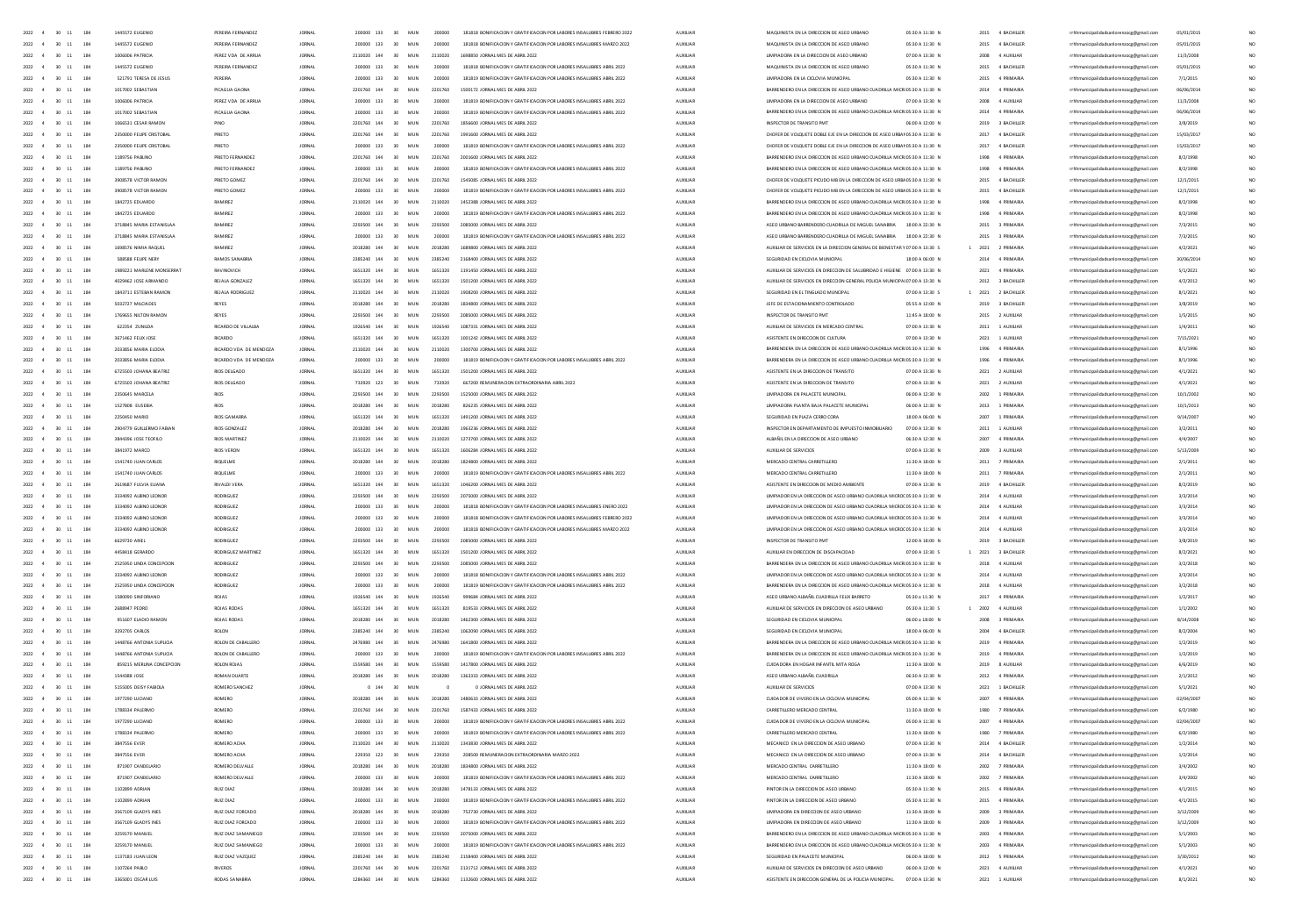| 2022 | 4 | 30 | 11 | 184 | 1445572 EUGENIO | PEREIRA FERNANDEZ | JORNAL | 200000 | 133 | 30 | MUN | 200000 | 181818 BONIFICACION Y GRATIFICACION POR LABORES INSALUBRES FEBRERO 2022 | AUXILIAR | MAQUINISTA EN LA DIRECCION DE ASEO URBANO | 05:30 A 11:30 | N | | 2015 | 4 BACHILLER | rrhhmunicipalidadsanlorenzocg@gmail.com | 05/01/2015 | NO |
|---|---|---|---|---|---|---|---|---|---|---|---|---|---|---|---|---|---|---|---|---|---|---|---|
| 2022 | 4 | 30 | 11 | 184 | 1445572 EUGENIO | PEREIRA FERNANDEZ | JORNAL | 200000 | 133 | 30 | MUN | 200000 | 181818 BONIFICACION Y GRATIFICACION POR LABORES INSALUBRES MARZO 2022 | AUXILIAR | MAQUINISTA EN LA DIRECCION DE ASEO URBANO | 05:30 A 11:30 | N | | 2015 | 4 BACHILLER | rrhhmunicipalidadsanlorenzocg@gmail.com | 05/01/2015 | NO |
| 2022 | 4 | 30 | 11 | 184 | 1006006 PATRICIA | PEREZ VDA DE ARRUA | JORNAL | 2130020 | 144 | 30 | MUN | 2130020 | 1688850 JORNAL MES DE ABRIL 2022 | AUXILIAR | LIMPIADORA EN LA DIRECCION DE ASEO URBANO | 07:00 A 13:30 | N | | 2008 | 4 AUXILIAR | rrhhmunicipalidadsanlorenzocg@gmail.com | 11/3/2008 | NO |
| 2022 | 4 | 30 | 11 | 184 | 1445572 EUGENIO | PEREIRA FERNANDEZ | JORNAL | 200000 | 133 | 30 | MUN | 200000 | 181818 BONIFICACION Y GRATIFICACION POR LABORES INSALUBRES ABRIL 2022 | AUXILIAR | MAQUINISTA EN LA DIRECCION DE ASEO URBANO | 05:30 A 11:30 | N | | 2015 | 4 BACHILLER | rrhhmunicipalidadsanlorenzocg@gmail.com | 05/01/2015 | NO |
| 2022 | 4 | 30 | 11 | 184 | 521791 TERESA DE JESUS | PEREIRA | JORNAL | 200000 | 133 | 30 | MUN | 200000 | 181818 BONIFICACION Y GRATIFICACION POR LABORES INSALUBRES ABRIL 2022 | AUXILIAR | LIMPIADORA EN LA CICLOVIA MUNICIPAL | 05:30 A 11:30 | N | | 2015 | 4 PRIMARIA | rrhhmunicipalidadsanlorenzocg@gmail.com | 7/1/2015 | NO |
| 2022 | 4 | 30 | 11 | 184 | 1017002 SEBASTIAN | PICAGUA GAONA | JORNAL | 2201760 | 144 | 30 | MUN | 2201760 | 1500172 JORNAL MES DE ABRIL 2022 | AUXILIAR | BARRENDERO EN LA DIRECCION DE ASEO URBANO CUADRILLA MICRO | 05:30 A 11:30 | N | | 2014 | 4 PRIMARIA | rrhhmunicipalidadsanlorenzocg@gmail.com | 06/06/2014 | NO |
| 2022 | 4 | 30 | 11 | 184 | 1006006 PATRICIA | PEREZ VDA DE ARRUA | JORNAL | 200000 | 133 | 30 | MUN | 200000 | 181818 BONIFICACION Y GRATIFICACION POR LABORES INSALUBRES ABRIL 2022 | AUXILIAR | LIMPIADORA EN LA DIRECCION DE ASEO URBANO | 07:00 A 13:30 | N | | 2008 | 4 AUXILIAR | rrhhmunicipalidadsanlorenzocg@gmail.com | 11/3/2008 | NO |
| 2022 | 4 | 30 | 11 | 184 | 1017002 SEBASTIAN | PICAGUA GAONA | JORNAL | 200000 | 133 | 30 | MUN | 200000 | 181818 BONIFICACION Y GRATIFICACION POR LABORES INSALUBRES ABRIL 2022 | AUXILIAR | BARRENDERO EN LA DIRECCION DE ASEO URBANO CUADRILLA MICRO | 05:30 A 11:30 | N | | 2014 | 4 PRIMARIA | rrhhmunicipalidadsanlorenzocg@gmail.com | 06/06/2014 | NO |
| 2022 | 4 | 30 | 11 | 184 | 1066531 CESAR RAMON | PINO | JORNAL | 2201760 | 144 | 30 | MUN | 2201760 | 1856600 JORNAL MES DE ABRIL 2022 | AUXILIAR | INSPECTOR DE TRANSITO PMT | 06:00 A 12:00 | N | | 2019 | 3 BACHILLER | rrhhmunicipalidadsanlorenzocg@gmail.com | 3/8/2019 | NO |
| 2022 | 4 | 30 | 11 | 184 | 2350000 FELIPE CRISTOBAL | PRIETO | JORNAL | 2201760 | 144 | 30 | MUN | 2201760 | 1991600 JORNAL MES DE ABRIL 2022 | AUXILIAR | CHOFER DE VOLQUETE DOBLE EJE EN LA DIRECCION DE ASEO URBANO | 05:30 A 11:30 | N | | 2017 | 4 BACHILLER | rrhhmunicipalidadsanlorenzocg@gmail.com | 15/03/2017 | NO |
| 2022 | 4 | 30 | 11 | 184 | 2350000 FELIPE CRISTOBAL | PRIETO | JORNAL | 200000 | 133 | 30 | MUN | 200000 | 181818 BONIFICACION Y GRATIFICACION POR LABORES INSALUBRES ABRIL 2022 | AUXILIAR | CHOFER DE VOLQUETE DOBLE EJE EN LA DIRECCION DE ASEO URBANO | 05:30 A 11:30 | N | | 2017 | 4 BACHILLER | rrhhmunicipalidadsanlorenzocg@gmail.com | 15/03/2017 | NO |
| 2022 | 4 | 30 | 11 | 184 | 1189756 PABLINO | PRIETO FERNANDEZ | JORNAL | 2201760 | 144 | 30 | MUN | 2201760 | 2001600 JORNAL MES DE ABRIL 2022 | AUXILIAR | BARRENDERO EN LA DIRECCION DE ASEO URBANO CUADRILLA MICRO | 05:30 A 11:30 | N | | 1998 | 4 PRIMARIA | rrhhmunicipalidadsanlorenzocg@gmail.com | 8/2/1998 | NO |
| 2022 | 4 | 30 | 11 | 184 | 1189756 PABLINO | PRIETO FERNANDEZ | JORNAL | 200000 | 133 | 30 | MUN | 200000 | 181818 BONIFICACION Y GRATIFICACION POR LABORES INSALUBRES ABRIL 2022 | AUXILIAR | BARRENDERO EN LA DIRECCION DE ASEO URBANO CUADRILLA MICRO | 05:30 A 11:30 | N | | 1998 | 4 PRIMARIA | rrhhmunicipalidadsanlorenzocg@gmail.com | 8/2/1998 | NO |
| 2022 | 4 | 30 | 11 | 184 | 3908578 VICTOR RAMON | PRIETO GOMEZ | JORNAL | 2201760 | 144 | 30 | MUN | 2201760 | 1545085 JORNAL MES DE ABRIL 2022 | AUXILIAR | CHOFER DE VOLQUETE PICUDO MB EN LA DIRECCION DE ASEO URBANO | 05:30 A 11:30 | N | | 2015 | 4 BACHILLER | rrhhmunicipalidadsanlorenzocg@gmail.com | 12/1/2015 | NO |
| 2022 | 4 | 30 | 11 | 184 | 3908578 VICTOR RAMON | PRIETO GOMEZ | JORNAL | 200000 | 133 | 30 | MUN | 200000 | 181818 BONIFICACION Y GRATIFICACION POR LABORES INSALUBRES ABRIL 2022 | AUXILIAR | CHOFER DE VOLQUETE PICUDO MB EN LA DIRECCION DE ASEO URBANO | 05:30 A 11:30 | N | | 2015 | 4 BACHILLER | rrhhmunicipalidadsanlorenzocg@gmail.com | 12/1/2015 | NO |
| 2022 | 4 | 30 | 11 | 184 | 1842725 EDUARDO | RAMIREZ | JORNAL | 2130020 | 144 | 30 | MUN | 2130020 | 1452388 JORNAL MES DE ABRIL 2022 | AUXILIAR | BARRENDERO EN LA DIRECCION DE ASEO URBANO CUADRILLA MICRO | 05:30 A 11:30 | N | | 1998 | 4 PRIMARIA | rrhhmunicipalidadsanlorenzocg@gmail.com | 8/2/1998 | NO |
| 2022 | 4 | 30 | 11 | 184 | 1842725 EDUARDO | RAMIREZ | JORNAL | 200000 | 133 | 30 | MUN | 200000 | 181818 BONIFICACION Y GRATIFICACION POR LABORES INSALUBRES ABRIL 2022 | AUXILIAR | BARRENDERO EN LA DIRECCION DE ASEO URBANO CUADRILLA MICRO | 05:30 A 11:30 | N | | 1998 | 4 PRIMARIA | rrhhmunicipalidadsanlorenzocg@gmail.com | 8/2/1998 | NO |
| 2022 | 4 | 30 | 11 | 184 | 3718845 MARIA ESTANISLAA | RAMIREZ | JORNAL | 2293500 | 144 | 30 | MUN | 2293500 | 2085000 JORNAL MES DE ABRIL 2022 | AUXILIAR | ASEO URBANO BARRENDERO CUADRILLA DE MIGUEL SANABRIA | 18:00 A 22:30 | N | | 2015 | 3 PRIMARIA | rrhhmunicipalidadsanlorenzocg@gmail.com | 7/3/2015 | NO |
| 2022 | 4 | 30 | 11 | 184 | 3718845 MARIA ESTANISLAA | RAMIREZ | JORNAL | 200000 | 133 | 30 | MUN | 200000 | 181818 BONIFICACION Y GRATIFICACION POR LABORES INSALUBRES ABRIL 2022 | AUXILIAR | ASEO URBANO BARRENDERO CUADRILLA DE MIGUEL SANABRIA | 18:00 A 22:30 | N | | 2015 | 3 PRIMARIA | rrhhmunicipalidadsanlorenzocg@gmail.com | 7/3/2015 | NO |
| 2022 | 4 | 30 | 11 | 184 | 1698576 NIMIA RAQUEL | RAMIREZ | JORNAL | 2018280 | 144 | 30 | MUN | 2018280 | 1689800 JORNAL MES DE ABRIL 2022 | AUXILIAR | AUXILIAR DE SERVICIOS EN LA DIRECCION GENERAL DE BIENESTAR Y | 07:00 A 13:30 | S | 1 | 2021 | 2 PRIMARIA | rrhhmunicipalidadsanlorenzocg@gmail.com | 4/2/2021 | NO |
| 2022 | 4 | 30 | 11 | 184 | 588588 FELIPE NERY | RAMOS SANABRIA | JORNAL | 2385240 | 144 | 30 | MUN | 2385240 | 2168400 JORNAL MES DE ABRIL 2022 | AUXILIAR | SEGURIDAD EN CICLOVIA MUNICIPAL | 18:00 A 06:00 | N | | 2014 | 4 PRIMARIA | rrhhmunicipalidadsanlorenzocg@gmail.com | 30/06/2014 | NO |
| 2022 | 4 | 30 | 11 | 184 | 1989221 MARLENE MONSERRAT | RAVINOVICH | JORNAL | 1651320 | 144 | 30 | MUN | 1651320 | 1191450 JORNAL MES DE ABRIL 2022 | AUXILIAR | AUXILIAR DE SERVICIOS EN DIRECCION DE SALUBRIDAD E HIGIENE | 07:00 A 13:30 | N | | 2021 | 4 PRIMARIA | rrhhmunicipalidadsanlorenzocg@gmail.com | 5/1/2021 | NO |
| 2022 | 4 | 30 | 11 | 184 | 4029462 JOSE ARMANDO | REJALA GONZALEZ | JORNAL | 1651320 | 144 | 30 | MUN | 1651320 | 1501200 JORNAL MES DE ABRIL 2022 | AUXILIAR | AUXILIAR DE SERVICIOS EN DIRECCION GENERAL POLICIA MUNICIPAL | 07:00 A 13:30 | N | | 2012 | 3 BACHILLER | rrhhmunicipalidadsanlorenzocg@gmail.com | 4/2/2012 | NO |
| 2022 | 4 | 30 | 11 | 184 | 1843711 ESTEBAN RAMON | REJALA RODRIGUEZ | JORNAL | 2130020 | 144 | 30 | MUN | 2130020 | 1908200 JORNAL MES DE ABRIL 2022 | AUXILIAR | SEGURIDAD EN EL TINGLADO MUNICIPAL | 07:00 A 13:30 | S | 1 | 2021 | 2 BACHILLER | rrhhmunicipalidadsanlorenzocg@gmail.com | 8/1/2021 | NO |
| 2022 | 4 | 30 | 11 | 184 | 5032727 MILCIADES | REYES | JORNAL | 2018280 | 144 | 30 | MUN | 2018280 | 1834800 JORNAL MES DE ABRIL 2022 | AUXILIAR | JEFE DE ESTACIONAMIENTO CONTROLADO | 05:55 A 12:00 | N | | 2019 | 3 BACHILLER | rrhhmunicipalidadsanlorenzocg@gmail.com | 3/8/2019 | NO |
| 2022 | 4 | 30 | 11 | 184 | 1769655 NILTON RAMON | REYES | JORNAL | 2293500 | 144 | 30 | MUN | 2293500 | 2085000 JORNAL MES DE ABRIL 2022 | AUXILIAR | INSPECTOR DE TRANSITO PMT | 11:45 A 18:00 | N | | 2015 | 2 AUXILIAR | rrhhmunicipalidadsanlorenzocg@gmail.com | 1/5/2015 | NO |
| 2022 | 4 | 30 | 11 | 184 | 622354 ZUNILDA | RICARDO DE VILLALBA | JORNAL | 1926540 | 144 | 30 | MUN | 1926540 | 1087331 JORNAL MES DE ABRIL 2022 | AUXILIAR | AUXILIAR DE SERVICIOS EN MERCADO CENTRAL | 07:00 A 13:30 | N | | 2011 | 1 AUXILIAR | rrhhmunicipalidadsanlorenzocg@gmail.com | 1/4/2011 | NO |
| 2022 | 4 | 30 | 11 | 184 | 3671462 FELIX JOSE | RICARDO | JORNAL | 1651320 | 144 | 30 | MUN | 1651320 | 1001242 JORNAL MES DE ABRIL 2022 | AUXILIAR | ASISTENTE EN DIRECCION DE CULTURA | 07:00 A 13:30 | N | | 2021 | 1 AUXILIAR | rrhhmunicipalidadsanlorenzocg@gmail.com | 7/15/2021 | NO |
| 2022 | 4 | 30 | 11 | 184 | 2033856 MARIA ELODIA | RICARDO VDA. DE MENDOZA | JORNAL | 2130020 | 144 | 30 | MUN | 2130020 | 1300700 JORNAL MES DE ABRIL 2022 | AUXILIAR | BARRENDERA EN LA DIRECCION DE ASEO URBANO CUADRILLA MICRO | 05:30 A 11:30 | N | | 1996 | 4 PRIMARIA | rrhhmunicipalidadsanlorenzocg@gmail.com | 8/1/1996 | NO |
| 2022 | 4 | 30 | 11 | 184 | 2033856 MARIA ELODIA | RICARDO VDA. DE MENDOZA | JORNAL | 200000 | 133 | 30 | MUN | 200000 | 181818 BONIFICACION Y GRATIFICACION POR LABORES INSALUBRES ABRIL 2022 | AUXILIAR | BARRENDERA EN LA DIRECCION DE ASEO URBANO CUADRILLA MICRO | 05:30 A 11:30 | N | | 1996 | 4 PRIMARIA | rrhhmunicipalidadsanlorenzocg@gmail.com | 8/1/1996 | NO |
| 2022 | 4 | 30 | 11 | 184 | 6725503 JOHANA BEATRIZ | RIOS DELGADO | JORNAL | 1651320 | 144 | 30 | MUN | 1651320 | 1501200 JORNAL MES DE ABRIL 2022 | AUXILIAR | ASISTENTE EN LA DIRECCION DE TRANSITO | 07:00 A 13:30 | N | | 2021 | 2 AUXILIAR | rrhhmunicipalidadsanlorenzocg@gmail.com | 4/1/2021 | NO |
| 2022 | 4 | 30 | 11 | 184 | 6725503 JOHANA BEATRIZ | RIOS DELGADO | JORNAL | 733920 | 123 | 30 | MUN | 733920 | 667200 REMUNERACION EXTRAORDINARIA ABRIL 2022 | AUXILIAR | ASISTENTE EN LA DIRECCION DE TRANSITO | 07:00 A 13:30 | N | | 2021 | 2 AUXILIAR | rrhhmunicipalidadsanlorenzocg@gmail.com | 4/1/2021 | NO |
| 2022 | 4 | 30 | 11 | 184 | 2350645 MARCELA | RIOS | JORNAL | 2293500 | 144 | 30 | MUN | 2293500 | 1525000 JORNAL MES DE ABRIL 2022 | AUXILIAR | LIMPIADORA EN PALACETE MUNICIPAL | 06:00 A 12:30 | N | | 2002 | 1 PRIMARIA | rrhhmunicipalidadsanlorenzocg@gmail.com | 10/1/2002 | NO |
| 2022 | 4 | 30 | 11 | 184 | 1527808 EUSEBIA | RIOS | JORNAL | 2018280 | 144 | 30 | MUN | 2018280 | 826235 JORNAL MES DE ABRIL 2022 | AUXILIAR | LIMPIADORA PLANTA BAJA PALACETE MUNICIPAL | 06:00 A 12:30 | N | | 2013 | 1 PRIMARIA | rrhhmunicipalidadsanlorenzocg@gmail.com | 10/1/2013 | NO |
| 2022 | 4 | 30 | 11 | 184 | 2250650 MARIO | RIOS GAMARRA | JORNAL | 1651320 | 144 | 30 | MUN | 1651320 | 1491200 JORNAL MES DE ABRIL 2022 | AUXILIAR | SEGURIDAD EN PLAZA CERRO CORA | 18:00 A 06:00 | N | | 2007 | 1 PRIMARIA | rrhhmunicipalidadsanlorenzocg@gmail.com | 9/14/2007 | NO |
| 2022 | 4 | 30 | 11 | 184 | 2904779 GUILLERMO FABIAN | RIOS GONZALEZ | JORNAL | 2018280 | 144 | 30 | MUN | 2018280 | 1963236 JORNAL MES DE ABRIL 2022 | AUXILIAR | INSPECTOR EN DEPARTAMENTO DE IMPUESTO INMOBILIARIO | 07:00 A 13:30 | N | | 2011 | 1 AUXILIAR | rrhhmunicipalidadsanlorenzocg@gmail.com | 3/2/2011 | NO |
| 2022 | 4 | 30 | 11 | 184 | 3844396 JOSE TEOFILO | RIOS MARTINEZ | JORNAL | 2130020 | 144 | 30 | MUN | 2130020 | 1273700 JORNAL MES DE ABRIL 2022 | AUXILIAR | ALBAÑIL EN LA DIRECCION DE ASEO URBANO | 06:30 A 12:30 | N | | 2007 | 4 PRIMARIA | rrhhmunicipalidadsanlorenzocg@gmail.com | 4/4/2007 | NO |
| 2022 | 4 | 30 | 11 | 184 | 3841972 MARCO | RIOS VERON | JORNAL | 1651320 | 144 | 30 | MUN | 1651320 | 1606284 JORNAL MES DE ABRIL 2022 | AUXILIAR | AUXILIAR DE SERVICIOS | 07:00 A 13:30 | N | | 2009 | 3 AUXILIAR | rrhhmunicipalidadsanlorenzocg@gmail.com | 5/13/2009 | NO |
| 2022 | 4 | 30 | 11 | 184 | 1541740 JUAN CARLOS | RIQUELME | JORNAL | 2018280 | 144 | 30 | MUN | 2018280 | 1824800 JORNAL MES DE ABRIL 2022 | AUXILIAR | MERCADO CENTRAL CARRETILLERO | 11:30 A 18:00 | N | | 2011 | 7 PRIMARIA | rrhhmunicipalidadsanlorenzocg@gmail.com | 2/1/2011 | NO |
| 2022 | 4 | 30 | 11 | 184 | 1541740 JUAN CARLOS | RIQUELME | JORNAL | 200000 | 133 | 30 | MUN | 200000 | 181818 BONIFICACION Y GRATIFICACION POR LABORES INSALUBRES ABRIL 2022 | AUXILIAR | MERCADO CENTRAL CARRETILLERO | 11:30 A 18:00 | N | | 2011 | 7 PRIMARIA | rrhhmunicipalidadsanlorenzocg@gmail.com | 2/1/2011 | NO |
| 2022 | 4 | 30 | 11 | 184 | 2619687 FULVIA ELIANA | RIVALDI VERA | JORNAL | 1651320 | 144 | 30 | MUN | 1651320 | 1046200 JORNAL MES DE ABRIL 2022 | AUXILIAR | ASISTENTE EN DIRECCION DE MEDIO AMBIENTE | 07:00 A 13:30 | N | | 2019 | 4 BACHILLER | rrhhmunicipalidadsanlorenzocg@gmail.com | 8/2/2019 | NO |
| 2022 | 4 | 30 | 11 | 184 | 3334092 ALBINO LEONOR | RODRIGUEZ | JORNAL | 2293500 | 144 | 30 | MUN | 2293500 | 2075000 JORNAL MES DE ABRIL 2022 | AUXILIAR | LIMPIADOR EN LA DIRECCION DE ASEO URBANO CUADRILLA MICRO | 05:30 A 11:30 | N | | 2014 | 4 AUXILIAR | rrhhmunicipalidadsanlorenzocg@gmail.com | 3/3/2014 | NO |
| 2022 | 4 | 30 | 11 | 184 | 3334092 ALBINO LEONOR | RODRIGUEZ | JORNAL | 200000 | 133 | 30 | MUN | 200000 | 181818 BONIFICACION Y GRATIFICACION POR LABORES INSALUBRES ENERO 2022 | AUXILIAR | LIMPIADOR EN LA DIRECCION DE ASEO URBANO CUADRILLA MICRO | 05:30 A 11:30 | N | | 2014 | 4 AUXILIAR | rrhhmunicipalidadsanlorenzocg@gmail.com | 3/3/2014 | NO |
| 2022 | 4 | 30 | 11 | 184 | 3334092 ALBINO LEONOR | RODRIGUEZ | JORNAL | 200000 | 133 | 30 | MUN | 200000 | 181818 BONIFICACION Y GRATIFICACION POR LABORES INSALUBRES FEBRERO 2022 | AUXILIAR | LIMPIADOR EN LA DIRECCION DE ASEO URBANO CUADRILLA MICRO | 05:30 A 11:30 | N | | 2014 | 4 AUXILIAR | rrhhmunicipalidadsanlorenzocg@gmail.com | 3/3/2014 | NO |
| 2022 | 4 | 30 | 11 | 184 | 3334092 ALBINO LEONOR | RODRIGUEZ | JORNAL | 200000 | 133 | 30 | MUN | 200000 | 181818 BONIFICACION Y GRATIFICACION POR LABORES INSALUBRES MARZO 2022 | AUXILIAR | LIMPIADOR EN LA DIRECCION DE ASEO URBANO CUADRILLA MICRO | 05:30 A 11:30 | N | | 2014 | 4 AUXILIAR | rrhhmunicipalidadsanlorenzocg@gmail.com | 3/3/2014 | NO |
| 2022 | 4 | 30 | 11 | 184 | 6629730 ARIEL | RODRIGUEZ | JORNAL | 2293500 | 144 | 30 | MUN | 2293500 | 2085000 JORNAL MES DE ABRIL 2022 | AUXILIAR | INSPECTOR DE TRANSITO PMT | 12:00 A 18:00 | N | | 2019 | 3 BACHILLER | rrhhmunicipalidadsanlorenzocg@gmail.com | 3/8/2019 | NO |
| 2022 | 4 | 30 | 11 | 184 | 4458418 GERARDO | RODRIGUEZ MARTINEZ | JORNAL | 1651320 | 144 | 30 | MUN | 1651320 | 1501200 JORNAL MES DE ABRIL 2022 | AUXILIAR | AUXILIAR EN DIRECCION DE DISCAPACIDAD | 07:00 A 13:30 | S | 1 | 2021 | 3 BACHILLER | rrhhmunicipalidadsanlorenzocg@gmail.com | 8/2/2021 | NO |
| 2022 | 4 | 30 | 11 | 184 | 2525950 LINDA CONCEPCION | RODRIGUEZ | JORNAL | 2293500 | 144 | 30 | MUN | 2293500 | 2085000 JORNAL MES DE ABRIL 2022 | AUXILIAR | BARRENDERA EN LA DIRECCION DE ASEO URBANO CUADRILLA MICRO | 05:30 A 11:30 | N | | 2018 | 4 AUXILIAR | rrhhmunicipalidadsanlorenzocg@gmail.com | 3/2/2018 | NO |
| 2022 | 4 | 30 | 11 | 184 | 3334092 ALBINO LEONOR | RODRIGUEZ | JORNAL | 200000 | 133 | 30 | MUN | 200000 | 181818 BONIFICACION Y GRATIFICACION POR LABORES INSALUBRES ABRIL 2022 | AUXILIAR | LIMPIADOR EN LA DIRECCION DE ASEO URBANO CUADRILLA MICRO | 05:30 A 11:30 | N | | 2014 | 4 AUXILIAR | rrhhmunicipalidadsanlorenzocg@gmail.com | 3/3/2014 | NO |
| 2022 | 4 | 30 | 11 | 184 | 2525950 LINDA CONCEPCION | RODRIGUEZ | JORNAL | 200000 | 133 | 30 | MUN | 200000 | 181818 BONIFICACION Y GRATIFICACION POR LABORES INSALUBRES ABRIL 2022 | AUXILIAR | BARRENDERA EN LA DIRECCION DE ASEO URBANO CUADRILLA MICRO | 05:30 A 11:30 | N | | 2018 | 4 AUXILIAR | rrhhmunicipalidadsanlorenzocg@gmail.com | 3/2/2018 | NO |
| 2022 | 4 | 30 | 11 | 184 | 1580090 SINFORIANO | ROJAS | JORNAL | 1926540 | 144 | 30 | MUN | 1926540 | 999684 JORNAL MES DE ABRIL 2022 | AUXILIAR | ASEO URBANO ALBAÑIL CUADRILLA FELIX BARRETO | 05:30 A 11:30 | N | | 2017 | 4 PRIMARIA | rrhhmunicipalidadsanlorenzocg@gmail.com | 1/2/2017 | NO |
| 2022 | 4 | 30 | 11 | 184 | 2688947 PEDRO | ROJAS RODAS | JORNAL | 1651320 | 144 | 30 | MUN | 1651320 | 819533 JORNAL MES DE ABRIL 2022 | AUXILIAR | AUXILIAR DE SERVICIOS EN DIRECCION DE ASEO URBANO | 05:30 A 11:30 | S | 1 | 2002 | 4 AUXILIAR | rrhhmunicipalidadsanlorenzocg@gmail.com | 1/1/2002 | NO |
| 2022 | 4 | 30 | 11 | 184 | 951607 ELADIO RAMON | ROJAS RODAS | JORNAL | 2018280 | 144 | 30 | MUN | 2018280 | 1462300 JORNAL MES DE ABRIL 2022 | AUXILIAR | SEGURIDAD EN CICLOVIA MUNICIPAL | 06:00 A 18:00 | N | | 2008 | 3 PRIMARIA | rrhhmunicipalidadsanlorenzocg@gmail.com | 8/14/2008 | NO |
| 2022 | 4 | 30 | 11 | 184 | 3292705 CARLOS | ROLON | JORNAL | 2385240 | 144 | 30 | MUN | 2385240 | 1062090 JORNAL MES DE ABRIL 2022 | AUXILIAR | SEGURIDAD EN CICLOVIA MUNICIPAL | 18:00 A 06:00 | N | | 2004 | 4 BACHILLER | rrhhmunicipalidadsanlorenzocg@gmail.com | 8/2/2004 | NO |
| 2022 | 4 | 30 | 11 | 184 | 1448766 ANTONIA SUPLICIA | ROLON DE CABALLERO | JORNAL | 2476980 | 144 | 30 | MUN | 2476980 | 1641800 JORNAL MES DE ABRIL 2022 | AUXILIAR | BARRENDERA EN LA DIRECCION DE ASEO URBANO CUADRILLA MICRO | 05:30 A 11:30 | N | | 2019 | 4 PRIMARIA | rrhhmunicipalidadsanlorenzocg@gmail.com | 1/2/2019 | NO |
| 2022 | 4 | 30 | 11 | 184 | 1448766 ANTONIA SUPLICIA | ROLON DE CABALLERO | JORNAL | 200000 | 133 | 30 | MUN | 200000 | 181818 BONIFICACION Y GRATIFICACION POR LABORES INSALUBRES ABRIL 2022 | AUXILIAR | BARRENDERA EN LA DIRECCION DE ASEO URBANO CUADRILLA MICRO | 05:30 A 11:30 | N | | 2019 | 4 PRIMARIA | rrhhmunicipalidadsanlorenzocg@gmail.com | 1/2/2019 | NO |
| 2022 | 4 | 30 | 11 | 184 | 859215 MERLINA CONCEPCION | ROLON ROJAS | JORNAL | 1559580 | 144 | 30 | MUN | 1559580 | 1417800 JORNAL MES DE ABRIL 2022 | AUXILIAR | CUIDADORA EN HOGAR INFANTIL MITA ROGA | 11:30 A 18:00 | N | | 2019 | 8 AUXILIAR | rrhhmunicipalidadsanlorenzocg@gmail.com | 6/6/2019 | NO |
| 2022 | 4 | 30 | 11 | 184 | 1544388 JOSE | ROMAN DUARTE | JORNAL | 2018280 | 144 | 30 | MUN | 2018280 | 1363333 JORNAL MES DE ABRIL 2022 | AUXILIAR | ASEO URBANO ALBAÑIL CUADRILLA | 06:30 A 12:30 | N | | 2012 | 4 PRIMARIA | rrhhmunicipalidadsanlorenzocg@gmail.com | 2/1/2012 | NO |
| 2022 | 4 | 30 | 11 | 184 | 5155005 DEISY FABIOLA | ROMERO SANCHEZ | JORNAL | 0 | 144 | 30 | MUN | 0 | 0 JORNAL MES DE ABRIL 2022 | AUXILIAR | AUXILIAR DE SERVICIOS | 07:00 A 13:30 | N | | 2021 | 1 BACHILLER | rrhhmunicipalidadsanlorenzocg@gmail.com | 5/1/2021 | NO |
| 2022 | 4 | 30 | 11 | 184 | 1977290 LUCIANO | ROMERO | JORNAL | 2018280 | 144 | 30 | MUN | 2018280 | 1480633 JORNAL MES DE ABRIL 2022 | AUXILIAR | CUIDADOR DE VIVERO EN LA CICLOVIA MUNICIPAL | 05:00 A 11:30 | N | | 2007 | 4 PRIMARIA | rrhhmunicipalidadsanlorenzocg@gmail.com | 02/04/2007 | NO |
| 2022 | 4 | 30 | 11 | 184 | 1788334 PALERMO | ROMERO | JORNAL | 2201760 | 144 | 30 | MUN | 2201760 | 1587433 JORNAL MES DE ABRIL 2022 | AUXILIAR | CARRETILLERO MERCADO CENTRAL | 11:30 A 18:00 | N | | 1980 | 7 PRIMARIA | rrhhmunicipalidadsanlorenzocg@gmail.com | 6/2/1980 | NO |
| 2022 | 4 | 30 | 11 | 184 | 1977290 LUCIANO | ROMERO | JORNAL | 200000 | 133 | 30 | MUN | 200000 | 181818 BONIFICACION Y GRATIFICACION POR LABORES INSALUBRES ABRIL 2022 | AUXILIAR | CUIDADOR DE VIVERO EN LA CICLOVIA MUNICIPAL | 05:00 A 11:30 | N | | 2007 | 4 PRIMARIA | rrhhmunicipalidadsanlorenzocg@gmail.com | 02/04/2007 | NO |
| 2022 | 4 | 30 | 11 | 184 | 1788334 PALERMO | ROMERO | JORNAL | 200000 | 133 | 30 | MUN | 200000 | 181818 BONIFICACION Y GRATIFICACION POR LABORES INSALUBRES ABRIL 2022 | AUXILIAR | CARRETILLERO MERCADO CENTRAL | 11:30 A 18:00 | N | | 1980 | 7 PRIMARIA | rrhhmunicipalidadsanlorenzocg@gmail.com | 6/2/1980 | NO |
| 2022 | 4 | 30 | 11 | 184 | 3847556 EVER | ROMERO ACHA | JORNAL | 2130020 | 144 | 30 | MUN | 2130020 | 1343830 JORNAL MES DE ABRIL 2022 | AUXILIAR | MECANICO EN LA DIRECCION DE ASEO URBANO | 07:00 A 13:30 | N | | 2014 | 4 BACHILLER | rrhhmunicipalidadsanlorenzocg@gmail.com | 1/2/2014 | NO |
| 2022 | 4 | 30 | 11 | 184 | 3847556 EVER | ROMERO ACHA | JORNAL | 229350 | 123 | 30 | MUN | 229350 | 208500 REMUNERACION EXTRAORDINARIA MARZO 2022 | AUXILIAR | MECANICO EN LA DIRECCION DE ASEO URBANO | 07:00 A 13:30 | N | | 2014 | 4 BACHILLER | rrhhmunicipalidadsanlorenzocg@gmail.com | 1/2/2014 | NO |
| 2022 | 4 | 30 | 11 | 184 | 871907 CANDELARIO | ROMERO DELVALLE | JORNAL | 2018280 | 144 | 30 | MUN | 2018280 | 1834800 JORNAL MES DE ABRIL 2022 | AUXILIAR | MERCADO CENTRAL CARRETILLERO | 11:30 A 18:00 | N | | 2002 | 7 PRIMARIA | rrhhmunicipalidadsanlorenzocg@gmail.com | 3/4/2002 | NO |
| 2022 | 4 | 30 | 11 | 184 | 871907 CANDELARIO | ROMERO DELVALLE | JORNAL | 200000 | 133 | 30 | MUN | 200000 | 181818 BONIFICACION Y GRATIFICACION POR LABORES INSALUBRES ABRIL 2022 | AUXILIAR | MERCADO CENTRAL CARRETILLERO | 11:30 A 18:00 | N | | 2002 | 7 PRIMARIA | rrhhmunicipalidadsanlorenzocg@gmail.com | 3/4/2002 | NO |
| 2022 | 4 | 30 | 11 | 184 | 1102899 ADRIAN | RUIZ DIAZ | JORNAL | 2018280 | 144 | 30 | MUN | 2018280 | 1478133 JORNAL MES DE ABRIL 2022 | AUXILIAR | PINTOR EN LA DIRECCION DE ASEO URBANO | 05:30 A 11:30 | N | | 2015 | 4 PRIMARIA | rrhhmunicipalidadsanlorenzocg@gmail.com | 4/1/2015 | NO |
| 2022 | 4 | 30 | 11 | 184 | 1102899 ADRIAN | RUIZ DIAZ | JORNAL | 200000 | 133 | 30 | MUN | 200000 | 181818 BONIFICACION Y GRATIFICACION POR LABORES INSALUBRES ABRIL 2022 | AUXILIAR | PINTOR EN LA DIRECCION DE ASEO URBANO | 05:30 A 11:30 | N | | 2015 | 4 PRIMARIA | rrhhmunicipalidadsanlorenzocg@gmail.com | 4/1/2015 | NO |
| 2022 | 4 | 30 | 11 | 184 | 3567109 GLADYS INES | RUIZ DIAZ FORCADO | JORNAL | 2018280 | 144 | 30 | MUN | 2018280 | 752730 JORNAL MES DE ABRIL 2022 | AUXILIAR | LIMPIADORA EN DIRECCION DE ASEO URBANO | 11:30 A 18:00 | N | | 2009 | 3 PRIMARIA | rrhhmunicipalidadsanlorenzocg@gmail.com | 3/12/2009 | NO |
| 2022 | 4 | 30 | 11 | 184 | 3567109 GLADYS INES | RUIZ DIAZ FORCADO | JORNAL | 200000 | 133 | 30 | MUN | 200000 | 181818 BONIFICACION Y GRATIFICACION POR LABORES INSALUBRES ABRIL 2022 | AUXILIAR | LIMPIADORA EN DIRECCION DE ASEO URBANO | 11:30 A 18:00 | N | | 2009 | 3 PRIMARIA | rrhhmunicipalidadsanlorenzocg@gmail.com | 3/12/2009 | NO |
| 2022 | 4 | 30 | 11 | 184 | 3259170 MANUEL | RUIZ DIAZ SAMANIEGO | JORNAL | 2293500 | 144 | 30 | MUN | 2293500 | 2075000 JORNAL MES DE ABRIL 2022 | AUXILIAR | BARRENDERO EN LA DIRECCION DE ASEO URBANO CUADRILLA MICRO | 05:30 A 11:30 | N | | 2003 | 4 PRIMARIA | rrhhmunicipalidadsanlorenzocg@gmail.com | 5/1/2003 | NO |
| 2022 | 4 | 30 | 11 | 184 | 3259170 MANUEL | RUIZ DIAZ SAMANIEGO | JORNAL | 200000 | 133 | 30 | MUN | 200000 | 181818 BONIFICACION Y GRATIFICACION POR LABORES INSALUBRES ABRIL 2022 | AUXILIAR | BARRENDERO EN LA DIRECCION DE ASEO URBANO CUADRILLA MICRO | 05:30 A 11:30 | N | | 2003 | 4 PRIMARIA | rrhhmunicipalidadsanlorenzocg@gmail.com | 5/1/2003 | NO |
| 2022 | 4 | 30 | 11 | 184 | 1137183 JUAN LEON | RUIZ DIAZ VAZQUEZ | JORNAL | 2385240 | 144 | 30 | MUN | 2385240 | 2158400 JORNAL MES DE ABRIL 2022 | AUXILIAR | SEGURIDAD EN PALACETE MUNICIPAL | 06:00 A 18:00 | N | | 2012 | 5 PRIMARIA | rrhhmunicipalidadsanlorenzocg@gmail.com | 3/30/2012 | NO |
| 2022 | 4 | 30 | 11 | 184 | 1107264 PABLO | RIVEROS | JORNAL | 2201760 | 144 | 30 | MUN | 2201760 | 2121712 JORNAL MES DE ABRIL 2022 | AUXILIAR | AUXILIAR DE SERVICIOS EN LA DIRECCION DE ASEO URBANO | 06:00 A 12:00 | N | | 2021 | 4 AUXILIAR | rrhhmunicipalidadsanlorenzocg@gmail.com | 4/1/2021 | NO |
| 2022 | 4 | 30 | 11 | 184 | 3365001 OSCAR LUIS | RODAS SANABRIA | JORNAL | 1284360 | 144 | 30 | MUN | 1284360 | 1132600 JORNAL MES DE ABRIL 2022 | AUXILIAR | ASISTENTE EN DIRECCION GENERAL DE LA POLICIA MUNICIPAL | 07:00 A 13:30 | N | | 2021 | 1 AUXILIAR | rrhhmunicipalidadsanlorenzocg@gmail.com | 8/1/2021 | NO |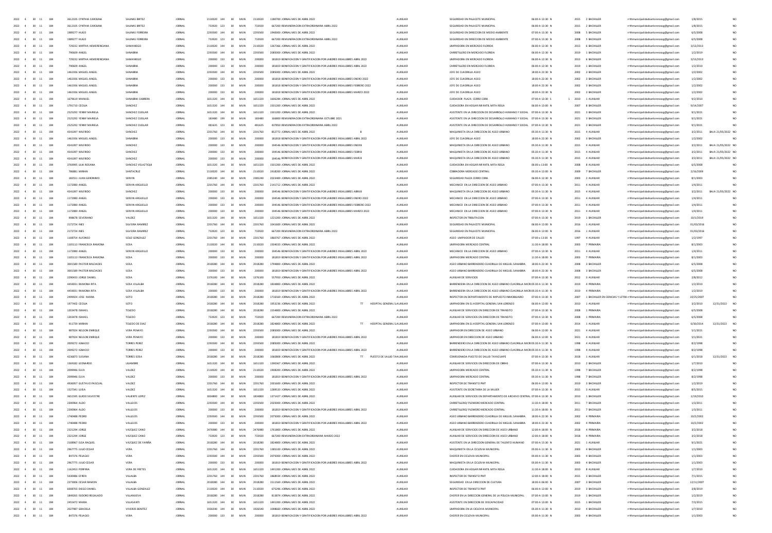| | | | | | | | | | | | | | | | | | | | | | | | |
|---|---|---|---|---|---|---|---|---|---|---|---|---|---|---|---|---|---|---|---|---|---|---|---|
| 2022 | 4 | 30 | 11 | 184 | 3612105 CYNTHIA CAROLINA | SALINAS BRITEZ | JORNAL | 2110020 | 144 | 30 | MUN | 2110020 | 1180700 JORNAL MES DE ABRIL 2022 | | AUXILIAR | SEGURIDAD EN PALACETE MUNICIPAL | 06:00 A 13:30 N | 2015 | 2 BACHILLER | rrhhmunicipalidadsanlorenzocg@gmail.com | 1/8/2015 | | NO |
| 2022 | 4 | 30 | 11 | 184 | 3612105 CYNTHIA CAROLINA | SALINAS BRITEZ | JORNAL | 733920 | 123 | 30 | MUN | 733920 | 667200 REMUNERACION EXTRAORDINARIA ABRIL 2022 | | AUXILIAR | SEGURIDAD EN PALACETE MUNICIPAL | 06:00 A 13:30 N | 2015 | 2 BACHILLER | rrhhmunicipalidadsanlorenzocg@gmail.com | 1/8/2015 | | NO |
| 2022 | 4 | 30 | 11 | 184 | 1989277 HUGO | SALINAS FERREIRA | JORNAL | 2293500 | 144 | 30 | MUN | 2293500 | 1940000 JORNAL MES DE ABRIL 2022 | | AUXILIAR | SEGURIDAD EN DIRECCION DE MEDIO AMBIENTE | 07:00 A 13:30 N | 2008 | 5 BACHILLER | rrhhmunicipalidadsanlorenzocg@gmail.com | 6/5/2008 | | NO |
| 2022 | 4 | 30 | 11 | 184 | 1989277 HUGO | SALINAS FERREIRA | JORNAL | 733920 | 123 | 30 | MUN | 733920 | 667200 REMUNERACION EXTRAORDINARIA ABRIL 2022 | | AUXILIAR | SEGURIDAD EN DIRECCION DE MEDIO AMBIENTE | 07:00 A 13:30 N | 2008 | 5 BACHILLER | rrhhmunicipalidadsanlorenzocg@gmail.com | 6/5/2008 | | NO |
| 2022 | 4 | 30 | 11 | 184 | 729232 MIRTHA HEMERENCIANA | SAMANIEGO | JORNAL | 2110020 | 144 | 30 | MUN | 2110020 | 1267366 JORNAL MES DE ABRIL 2022 | | AUXILIAR | LIMPIADORA EN MERCADO FLORIDA | 06:00 A 12:30 N | 2013 | 6 BACHILLER | rrhhmunicipalidadsanlorenzocg@gmail.com | 3/13/2013 | | NO |
| 2022 | 4 | 30 | 11 | 184 | 790609 ANGEL | SANABRIA | JORNAL | 2293500 | 144 | 30 | MUN | 2293500 | 2085000 JORNAL MES DE ABRIL 2022 | | AUXILIAR | CARRETILLERO EN MERCADO FLORIDA | 06:00 A 12:30 N | 2019 | 1 BACHILLER | rrhhmunicipalidadsanlorenzocg@gmail.com | 1/2/2019 | | NO |
| 2022 | 4 | 30 | 11 | 184 | 729232 MIRTHA HEMERENCIANA | SAMANIEGO | JORNAL | 200000 | 133 | 30 | MUN | 200000 | 181819 BONIFICACION Y GRATIFICACION POR LABORES INSALUBRES ABRIL 2022 | | AUXILIAR | LIMPIADORA EN MERCADO FLORIDA | 06:00 A 12:30 N | 2013 | 6 BACHILLER | rrhhmunicipalidadsanlorenzocg@gmail.com | 3/13/2013 | | NO |
| 2022 | 4 | 30 | 11 | 184 | 790609 ANGEL | SANABRIA | JORNAL | 200000 | 133 | 30 | MUN | 200000 | 181819 BONIFICACION Y GRATIFICACION POR LABORES INSALUBRES ABRIL 2022 | | AUXILIAR | CARRETILLERO EN MERCADO FLORIDA | 06:00 A 12:30 N | 2019 | 1 BACHILLER | rrhhmunicipalidadsanlorenzocg@gmail.com | 1/2/2019 | | NO |
| 2022 | 4 | 30 | 11 | 184 | 1461936 MIGUEL ANGEL | SANABRIA | JORNAL | 2293500 | 144 | 30 | MUN | 2293500 | 2085000 JORNAL MES DE ABRIL 2022 | | AUXILIAR | JEFE DE CUADRILLA ASEO | 18:00 A 22:30 N | 2002 | 3 BACHILLER | rrhhmunicipalidadsanlorenzocg@gmail.com | 1/2/2002 | | NO |
| 2022 | 4 | 30 | 11 | 184 | 1461936 MIGUEL ANGEL | SANABRIA | JORNAL | 200000 | 133 | 30 | MUN | 200000 | 181818 BONIFICACION Y GRATIFICACION POR LABORES INSALUBRES ENERO 2022 | | AUXILIAR | JEFE DE CUADRILLA ASEO | 18:00 A 22:30 N | 2002 | 3 BACHILLER | rrhhmunicipalidadsanlorenzocg@gmail.com | 1/2/2002 | | NO |
| 2022 | 4 | 30 | 11 | 184 | 1461936 MIGUEL ANGEL | SANABRIA | JORNAL | 200000 | 133 | 30 | MUN | 200000 | 181818 BONIFICACION Y GRATIFICACION POR LABORES INSALUBRES FEBRERO 2022 | | AUXILIAR | JEFE DE CUADRILLA ASEO | 18:00 A 22:30 N | 2002 | 3 BACHILLER | rrhhmunicipalidadsanlorenzocg@gmail.com | 1/2/2002 | | NO |
| 2022 | 4 | 30 | 11 | 184 | 1461936 MIGUEL ANGEL | SANABRIA | JORNAL | 200000 | 133 | 30 | MUN | 200000 | 181818 BONIFICACION Y GRATIFICACION POR LABORES INSALUBRES MARZO 2022 | | AUXILIAR | JEFE DE CUADRILLA ASEO | 18:00 A 22:30 N | 2002 | 3 BACHILLER | rrhhmunicipalidadsanlorenzocg@gmail.com | 1/2/2002 | | NO |
| 2022 | 4 | 30 | 11 | 184 | 1679619 MANUEL | SANABRIA CABRERA | JORNAL | 1651320 | 144 | 30 | MUN | 1651320 | 1606284 JORNAL MES DE ABRIL 2022 | | AUXILIAR | CUIDADOR PLAZA CERRO CORA | 07:00 A 13:30 S | 1 2010 | 1 AUXILIAR | rrhhmunicipalidadsanlorenzocg@gmail.com | 9/2/2010 | | NO |
| 2022 | 4 | 30 | 11 | 184 | 1791710 CECILIA | SANCHEZ | JORNAL | 1651320 | 144 | 30 | MUN | 1651320 | 1501200 JORNAL MES DE ABRIL 2022 | | AUXILIAR | CUIDADORA EN HOGAR INFANTIL MITA ROGA | 06:00 A 13:00 N | 2007 | 8 BACHILLER | rrhhmunicipalidadsanlorenzocg@gmail.com | 9/14/2007 | | NO |
| 2022 | 4 | 30 | 11 | 184 | 2525292 YENNY MARIELA | SANCHEZ CUELLAR | JORNAL | 1651320 | 144 | 30 | MUN | 1651320 | 1501200 JORNAL MES DE ABRIL 2022 | | AUXILIAR | ASISTENTE EN LA DIRECCION DE DESARROLLO HUMANO Y SOCIAL | 07:00 A 13:30 N | 2021 | 3 BACHILLER | rrhhmunicipalidadsanlorenzocg@gmail.com | 9/1/2021 | | NO |
| 2022 | 4 | 30 | 11 | 184 | 2525292 YENNY MARIELA | SANCHEZ CUELLAR | JORNAL | 183480 | 199 | 30 | MUN | 183480 | 166800 REMUNERACION EXTRAORDINARIA OCTUBRE 2021 | | AUXILIAR | ASISTENTE EN LA DIRECCION DE DESARROLLO HUMANO Y SOCIAL | 07:00 A 13:30 N | 2021 | 3 BACHILLER | rrhhmunicipalidadsanlorenzocg@gmail.com | 9/1/2021 | | NO |
| 2022 | 4 | 30 | 11 | 184 | 2525292 YENNY MARIELA | SANCHEZ CUELLAR | JORNAL | 481635 | 123 | 30 | MUN | 481635 | 437850 REMUNERACION EXTRAORDINARIA ABRIL 2022 | | AUXILIAR | ASISTENTE EN LA DIRECCION DE DESARROLLO HUMANO Y SOCIAL | 07:00 A 13:30 N | 2021 | 3 BACHILLER | rrhhmunicipalidadsanlorenzocg@gmail.com | 9/1/2021 | | NO |
| 2022 | 4 | 30 | 11 | 184 | 4541097 WILFRIDO | SANCHEZ | JORNAL | 2201760 | 144 | 30 | MUN | 2201760 | 852772 JORNAL MES DE ABRIL 2022 | B | AUXILIAR | MAQUINISTA EN LA DIRECCION DE ASEO URBANO | 05:30 A 11:30 N | 2015 | 4 AUXILIAR | rrhhmunicipalidadsanlorenzocg@gmail.com | 3/2/2011 | BAJA 21/05/2022 | NO |
| 2022 | 4 | 30 | 11 | 184 | 1461936 MIGUEL ANGEL | SANABRIA | JORNAL | 200000 | 133 | 30 | MUN | 200000 | 181818 BONIFICACION Y GRATIFICACION POR LABORES INSALUBRES ABRIL 2022 | | AUXILIAR | JEFE DE CUADRILLA ASEO | 18:00 A 22:30 N | 2002 | 3 BACHILLER | rrhhmunicipalidadsanlorenzocg@gmail.com | 1/2/2002 | | NO |
| 2022 | 4 | 30 | 11 | 184 | 4541097 WILFRIDO | SANCHEZ | JORNAL | 200000 | 133 | 30 | MUN | 200000 | 194546 BONIFICACION Y GRATIFICACION POR LABORES INSALUBRES ENERB | | AUXILIAR | MAQUINISTA EN LA DIRECCION DE ASEO URBANO | 05:30 A 11:30 N | 2015 | 4 AUXILIAR | rrhhmunicipalidadsanlorenzocg@gmail.com | 3/2/2011 | BAJA 21/05/2022 | NO |
| 2022 | 4 | 30 | 11 | 184 | 4541097 WILFRIDO | SANCHEZ | JORNAL | 200000 | 133 | 30 | MUN | 200000 | 194546 BONIFICACION Y GRATIFICACION POR LABORES INSALUBRES FEBRB | | AUXILIAR | MAQUINISTA EN LA DIRECCION DE ASEO URBANO | 05:30 A 11:30 N | 2015 | 4 AUXILIAR | rrhhmunicipalidadsanlorenzocg@gmail.com | 3/2/2011 | BAJA 21/05/2022 | NO |
| 2022 | 4 | 30 | 11 | 184 | 4541097 WILFRIDO | SANCHEZ | JORNAL | 200000 | 133 | 30 | MUN | 200000 | 194546 BONIFICACION Y GRATIFICACION POR LABORES INSALUBRES MARB | | AUXILIAR | MAQUINISTA EN LA DIRECCION DE ASEO URBANO | 05:30 A 11:30 N | 2015 | 4 AUXILIAR | rrhhmunicipalidadsanlorenzocg@gmail.com | 3/2/2011 | BAJA 21/05/2022 | NO |
| 2022 | 4 | 30 | 11 | 184 | 3769995 LILIA ROSANA | SANCHEZ VELAZTIQUI | JORNAL | 1651320 | 144 | 30 | MUN | 1651320 | 1501200 JORNAL MES DE ABRIL 2022 | | AUXILIAR | CUIDADORA EN HOGAR INFANTIL MITA ROGA | 06:00 A 13:00 N | 2008 | 8 AUXILIAR | rrhhmunicipalidadsanlorenzocg@gmail.com | 6/5/2008 | | NO |
| 2022 | 4 | 30 | 11 | 184 | 786881 MIRIAN | SANTACRUZ | JORNAL | 2110020 | 144 | 30 | MUN | 2110020 | 1918200 JORNAL MES DE ABRIL 2022 | | AUXILIAR | COBRADORA MERCADO CENTRAL | 05:30 A 12:00 N | 2009 | 7 BACHILLER | rrhhmunicipalidadsanlorenzocg@gmail.com | 2/16/2009 | | NO |
| 2022 | 4 | 30 | 11 | 184 | 182551 JUAN GERONIMO | SERVIN | JORNAL | 2385240 | 144 | 30 | MUN | 2385240 | 2023400 JORNAL MES DE ABRIL 2022 | | AUXILIAR | SEGURIDAD PLAZA CERRO CORA | 06:00 A 12:30 N | 2003 | 2 AUXILIAR | rrhhmunicipalidadsanlorenzocg@gmail.com | 8/1/2003 | | NO |
| 2022 | 4 | 30 | 11 | 184 | 1172080 ANGEL | SERVIN ARGUELLO | JORNAL | 2201760 | 144 | 30 | MUN | 2201760 | 2141712 JORNAL MES DE ABRIL 2022 | | AUXILIAR | MECANICO EN LA DIRECCION DE ASEO URBANO | 07:00 A 13:30 N | 2011 | 4 AUXILIAR | rrhhmunicipalidadsanlorenzocg@gmail.com | 1/4/2011 | | NO |
| 2022 | 4 | 30 | 11 | 184 | 4541097 WILFRIDO | SANCHEZ | JORNAL | 200000 | 133 | 30 | MUN | 200000 | 194546 BONIFICACION Y GRATIFICACION POR LABORES INSALUBRES ABRIB | | AUXILIAR | MAQUINISTA EN LA DIRECCION DE ASEO URBANO | 05:30 A 11:30 N | 2015 | 4 AUXILIAR | rrhhmunicipalidadsanlorenzocg@gmail.com | 3/2/2011 | BAJA 21/05/2022 | NO |
| 2022 | 4 | 30 | 11 | 184 | 1172080 ANGEL | SERVIN ARGUELLO | JORNAL | 200000 | 133 | 30 | MUN | 200000 | 194546 BONIFICACION Y GRATIFICACION POR LABORES INSALUBRES ENERO 2022 | | AUXILIAR | MECANICO EN LA DIRECCION DE ASEO URBANO | 07:00 A 13:30 N | 2011 | 4 AUXILIAR | rrhhmunicipalidadsanlorenzocg@gmail.com | 1/4/2011 | | NO |
| 2022 | 4 | 30 | 11 | 184 | 1172080 ANGEL | SERVIN ARGUELLO | JORNAL | 200000 | 133 | 30 | MUN | 200000 | 194546 BONIFICACION Y GRATIFICACION POR LABORES INSALUBRES FEBRERO 2022 | | AUXILIAR | MECANICO EN LA DIRECCION DE ASEO URBANO | 07:00 A 13:30 N | 2011 | 4 AUXILIAR | rrhhmunicipalidadsanlorenzocg@gmail.com | 1/4/2011 | | NO |
| 2022 | 4 | 30 | 11 | 184 | 1172080 ANGEL | SERVIN ARGUELLO | JORNAL | 200000 | 133 | 30 | MUN | 200000 | 194546 BONIFICACION Y GRATIFICACION POR LABORES INSALUBRES MARZO 2022 | | AUXILIAR | MECANICO EN LA DIRECCION DE ASEO URBANO | 07:00 A 13:30 N | 2011 | 4 AUXILIAR | rrhhmunicipalidadsanlorenzocg@gmail.com | 1/4/2011 | | NO |
| 2022 | 4 | 30 | 11 | 184 | 998678 SEVERIANO | VALDEZ | JORNAL | 1651320 | 144 | 30 | MUN | 1651320 | 1221200 JORNAL MES DE ABRIL 2022 | | AUXILIAR | INSPECTOR EN TRIBUTACION | 07:00 A 13:30 N | 2019 | 1 BACHILLER | rrhhmunicipalidadsanlorenzocg@gmail.com | 10/1/2019 | | NO |
| 2022 | 4 | 30 | 11 | 184 | 2172724 INES | SILVERA RAMIREZ | JORNAL | 2201760 | 144 | 30 | MUN | 2201760 | 1041600 JORNAL MES DE ABRIL 2022 | | AUXILIAR | SEGURIDAD EN PALACETE MUNICIPAL | 06:00 A 12:00 N | 2016 | 1 AUXILIAR | rrhhmunicipalidadsanlorenzocg@gmail.com | 01/03/2016 | | NO |
| 2022 | 4 | 30 | 11 | 184 | 2172724 INES | SILVERA RAMIREZ | JORNAL | 733920 | 123 | 30 | MUN | 733920 | 667200 REMUNERACION EXTRAORDINARIA ABRIL 2022 | | AUXILIAR | SEGURIDAD EN PALACETE MUNICIPAL | 06:00 A 12:00 N | 2016 | 1 AUXILIAR | rrhhmunicipalidadsanlorenzocg@gmail.com | 01/03/2016 | | NO |
| 2022 | 4 | 30 | 11 | 184 | 1108754 ALFONSO | SOLIZ GONZALEZ | JORNAL | 2201760 | 144 | 30 | MUN | 2201760 | 1860767 JORNAL MES DE ABRIL 2022 | | AUXILIAR | ASEO LIMPIADOR DE CALLES | 07:00 a 13:30 N | 1997 | 4 AUXILIAR | rrhhmunicipalidadsanlorenzocg@gmail.com | 1/2/1997 | | NO |
| 2022 | 4 | 30 | 11 | 184 | 1105113 FRANCISCA RAMONA | SOSA | JORNAL | 2110020 | 144 | 30 | MUN | 2110020 | 1504033 JORNAL MES DE ABRIL 2022 | | AUXILIAR | LIMPIADORA MERCADO CENTRAL | 11:30 A 18:00 N | 2003 | 7 PRIMARIA | rrhhmunicipalidadsanlorenzocg@gmail.com | 8/1/2003 | | NO |
| 2022 | 4 | 30 | 11 | 184 | 1172080 ANGEL | SERVIN ARGUELLO | JORNAL | 200000 | 133 | 30 | MUN | 200000 | 194546 BONIFICACION Y GRATIFICACION POR LABORES INSALUBRES ABRIL 2022 | | AUXILIAR | MECANICO EN LA DIRECCION DE ASEO URBANO | 07:00 A 13:30 N | 2011 | 4 AUXILIAR | rrhhmunicipalidadsanlorenzocg@gmail.com | 1/4/2011 | | NO |
| 2022 | 4 | 30 | 11 | 184 | 1105113 FRANCISCA RAMONA | SOSA | JORNAL | 200000 | 133 | 30 | MUN | 200000 | 181819 BONIFICACION Y GRATIFICACION POR LABORES INSALUBRES ABRIL 2022 | | AUXILIAR | LIMPIADORA MERCADO CENTRAL | 11:30 A 18:00 N | 2003 | 7 PRIMARIA | rrhhmunicipalidadsanlorenzocg@gmail.com | 8/1/2003 | | NO |
| 2022 | 4 | 30 | 11 | 184 | 3001589 PASTOR MILCIADES | SOSA | JORNAL | 2018280 | 144 | 30 | MUN | 2018280 | 1794800 JORNAL MES DE ABRIL 2022 | | AUXILIAR | ASEO URBANO BARRENDERO CUADRILLA DE MIGUEL SANABRIA | 18:00 A 22:30 N | 2008 | 3 BACHILLER | rrhhmunicipalidadsanlorenzocg@gmail.com | 6/5/2008 | | NO |
| 2022 | 4 | 30 | 11 | 184 | 3001589 PASTOR MILCIADES | SOSA | JORNAL | 200000 | 133 | 30 | MUN | 200000 | 181819 BONIFICACION Y GRATIFICACION POR LABORES INSALUBRES ABRIL 2022 | | AUXILIAR | ASEO URBANO BARRENDERO CUADRILLA DE MIGUEL SANABRIA | 18:00 A 22:30 N | 2008 | 3 BACHILLER | rrhhmunicipalidadsanlorenzocg@gmail.com | 6/5/2008 | | NO |
| 2022 | 4 | 30 | 11 | 184 | 2290433 JORGE DANIEL | SOSA | JORNAL | 1376100 | 144 | 30 | MUN | 1376100 | 557950 JORNAL MES DE ABRIL 2022 | | AUXILIAR | AUXILIAR DE SERVICIOS | 07:00 A 13:30 N | 2012 | 3 AUXILIAR | rrhhmunicipalidadsanlorenzocg@gmail.com | 2/8/2012 | | NO |
| 2022 | 4 | 30 | 11 | 184 | 4459031 RAMONA RITA | SOSA VILLALBA | JORNAL | 2018280 | 144 | 30 | MUN | 2018280 | 1834800 JORNAL MES DE ABRIL 2022 | | AUXILIAR | BARRENDERA EN LA DIRECCION DE ASEO URBANO CUADRILLA MICRO | 05:30 A 11:30 N | 2019 | 4 PRIMARIA | rrhhmunicipalidadsanlorenzocg@gmail.com | 1/2/2019 | | NO |
| 2022 | 4 | 30 | 11 | 184 | 4459031 RAMONA RITA | SOSA VILLALBA | JORNAL | 200000 | 133 | 30 | MUN | 200000 | 181819 BONIFICACION Y GRATIFICACION POR LABORES INSALUBRES ABRIL 2022 | | AUXILIAR | BARRENDERA EN LA DIRECCION DE ASEO URBANO CUADRILLA MICRO | 05:30 A 11:30 N | 2019 | 4 PRIMARIA | rrhhmunicipalidadsanlorenzocg@gmail.com | 1/2/2019 | | NO |
| 2022 | 4 | 30 | 11 | 184 | 2499924 JOSE MARIA | SOTO | JORNAL | 2018280 | 144 | 30 | MUN | 2018280 | 1716569 JORNAL MES DE ABRIL 2022 | | AUXILIAR | INSPECTOR EN DEPARTAMENTO DE IMPUESTO INMOBILIARIO | 07:00 A 13:30 N | 2007 | 1 BACHILLER EN CIENCIAS Y LETRAS | rrhhmunicipalidadsanlorenzocg@gmail.com | 10/25/2007 | | NO |
| 2022 | 4 | 30 | 11 | 184 | 1977402 CECILIA | SOTO | JORNAL | 2018280 | 144 | 30 | MUN | 2018280 | 1953236 JORNAL MES DE ABRIL 2022 | TT HOSPITAL GENERAL S. | AUXILIAR | LIMPIADORA EN EL HOSPITAL GENERAL SAN LORENZO | 06:00 A 12:00 N | 2010 | 1 AUXILIAR | rrhhmunicipalidadsanlorenzocg@gmail.com | 3/2/2010 | 12/31/2022 | NO |
| 2022 | 4 | 30 | 11 | 184 | 1203478 ISMAEL | TOLEDO | JORNAL | 2018280 | 144 | 30 | MUN | 2018280 | 1554800 JORNAL MES DE ABRIL 2022 | | AUXILIAR | AUXILIAR DE SERVICIOS EN DIRECCION DE TRANSITO | 07:00 A 13:30 N | 2008 | 1 PRIMARIA | rrhhmunicipalidadsanlorenzocg@gmail.com | 6/5/2008 | | NO |
| 2022 | 4 | 30 | 11 | 184 | 1203478 ISMAEL | TOLEDO | JORNAL | 733920 | 123 | 30 | MUN | 733920 | 667200 REMUNERACION EXTRAORDINARIA ABRIL 2022 | | AUXILIAR | AUXILIAR DE SERVICIOS EN DIRECCION DE TRANSITO | 07:00 A 13:30 N | 2008 | 1 PRIMARIA | rrhhmunicipalidadsanlorenzocg@gmail.com | 6/5/2008 | | NO |
| 2022 | 4 | 30 | 11 | 184 | 911739 MIRIAN | TOLEDO DE DIAZ | JORNAL | 2018280 | 144 | 30 | MUN | 2018280 | 1824800 JORNAL MES DE ABRIL 2022 | TT HOSPITAL GENERAL S. | AUXILIAR | LIMPIADORA EN EL HOSPITAL GENERAL SAN LORENZO | 07:00 A 13:00 N | 2014 | 1 AUXILIAR | rrhhmunicipalidadsanlorenzocg@gmail.com | 6/30/2014 | 12/31/2022 | NO |
| 2022 | 4 | 30 | 11 | 184 | 987024 NELSON ENRIQUE | VERA PENAYO | JORNAL | 2293500 | 144 | 30 | MUN | 2293500 | 2085000 JORNAL MES DE ABRIL 2022 | | AUXILIAR | LIMPIADOR EN DIRECCION DE ASEO URBANO | 06:00 A 12:00 N | 2021 | 4 AUXILIAR | rrhhmunicipalidadsanlorenzocg@gmail.com | 5/1/2021 | | NO |
| 2022 | 4 | 30 | 11 | 184 | 987024 NELSON ENRIQUE | VERA PENAYO | JORNAL | 200000 | 133 | 30 | MUN | 200000 | 181819 BONIFICACION Y GRATIFICACION POR LABORES INSALUBRES ABRIL 2022 | | AUXILIAR | LIMPIADOR EN DIRECCION DE ASEO URBANO | 06:00 A 12:00 N | 2021 | 4 AUXILIAR | rrhhmunicipalidadsanlorenzocg@gmail.com | 5/1/2021 | | NO |
| 2022 | 4 | 30 | 11 | 184 | 2009272 IGNACIO | TORRES PEREZ | JORNAL | 2293500 | 144 | 30 | MUN | 2293500 | 2085000 JORNAL MES DE ABRIL 2022 | | AUXILIAR | BARRENDERO EN LA DIRECCION DE ASEO URBANO CUADRILLA MICRO | 05:30 A 11:30 N | 1998 | 4 AUXILIAR | rrhhmunicipalidadsanlorenzocg@gmail.com | 8/2/1998 | | NO |
| 2022 | 4 | 30 | 11 | 184 | 2009272 IGNACIO | TORRES PEREZ | JORNAL | 200000 | 133 | 30 | MUN | 200000 | 181819 BONIFICACION Y GRATIFICACION POR LABORES INSALUBRES ABRIL 2022 | | AUXILIAR | BARRENDERO EN LA DIRECCION DE ASEO URBANO CUADRILLA MICRO | 05:30 A 11:30 N | 1998 | 4 AUXILIAR | rrhhmunicipalidadsanlorenzocg@gmail.com | 8/2/1998 | | NO |
| 2022 | 4 | 30 | 11 | 184 | 4236873 SUSANA | TORRES SOSA | JORNAL | 2018280 | 144 | 30 | MUN | 2018280 | 1060800 JORNAL MES DE ABRIL 2022 | TT PUESTO DE SALUD TAYA | AUXILIAR | COMISIONADA PUESTO DE SALUD TAYAZUAPE | 07:00 A 13:30 N | 2018 | 1 AUXILIAR | rrhhmunicipalidadsanlorenzocg@gmail.com | 6/1/2018 | 12/31/2022 | NO |
| 2022 | 4 | 30 | 11 | 184 | 1569182 LEONARDO | ULIAMBRE | JORNAL | 1651320 | 144 | 30 | MUN | 1651320 | 1390367 JORNAL MES DE ABRIL 2022 | | AUXILIAR | AUXILIAR DE SERVICIOS EN DIRECCION DE OBRAS | 07:00 A 13:30 N | 2010 | 2 BACHILLER | rrhhmunicipalidadsanlorenzocg@gmail.com | 1/7/2010 | | NO |
| 2022 | 4 | 30 | 11 | 184 | 2099946 ELVA | VALDEZ | JORNAL | 2110020 | 144 | 30 | MUN | 2110020 | 1908200 JORNAL MES DE ABRIL 2022 | | AUXILIAR | LIMPIADORA MERCADO CENTRAL | 05:30 A 11:30 N | 1998 | 7 BACHILLER | rrhhmunicipalidadsanlorenzocg@gmail.com | 8/2/1998 | | NO |
| 2022 | 4 | 30 | 11 | 184 | 2099946 ELVA | VALDEZ | JORNAL | 200000 | 133 | 30 | MUN | 200000 | 181819 BONIFICACION Y GRATIFICACION POR LABORES INSALUBRES ABRIL 2022 | | AUXILIAR | LIMPIADORA MERCADO CENTRAL | 05:30 A 11:30 N | 1998 | 7 BACHILLER | rrhhmunicipalidadsanlorenzocg@gmail.com | 8/2/1998 | | NO |
| 2022 | 4 | 30 | 11 | 184 | 4936957 GUSTAVO PASCUAL | VALDEZ | JORNAL | 2201760 | 144 | 30 | MUN | 2201760 | 2001600 JORNAL MES DE ABRIL 2022 | | AUXILIAR | INSPECTOR DE TRANSITO PMT | 06:00 A 12:00 N | 2019 | 3 BACHILLER | rrhhmunicipalidadsanlorenzocg@gmail.com | 1/2/2019 | | NO |
| 2022 | 4 | 30 | 11 | 184 | 1527341 LUISA | VALDEZ | JORNAL | 1651320 | 144 | 30 | MUN | 1651320 | 1289533 JORNAL MES DE ABRIL 2022 | | AUXILIAR | ASISTENTE EN SECRETARIA DE LA MUJER | 07:00 A 13:30 N | 2015 | 3 AUXILIAR | rrhhmunicipalidadsanlorenzocg@gmail.com | 8/5/2015 | | NO |
| 2022 | 4 | 30 | 11 | 184 | 3651595 GUIDO SILVESTRE | VALIENTE LOPEZ | JORNAL | 1834800 | 144 | 30 | MUN | 1834800 | 1371427 JORNAL MES DE ABRIL 2022 | | AUXILIAR | AUXILIAR DE SERVICIOS EN DEPARTAMENTO DE ARCHIVO CENTRAL | 07:00 A 13:30 N | 2010 | 1 BACHILLER | rrhhmunicipalidadsanlorenzocg@gmail.com | 1/19/2010 | | NO |
| 2022 | 4 | 30 | 11 | 184 | 2200964 ALDO | VALLEJOS | JORNAL | 2293500 | 144 | 30 | MUN | 2293500 | 2025000 JORNAL MES DE ABRIL 2022 | | AUXILIAR | CARRETILLERO/ PLOMERO MERCADO CENTRAL | 11:30 A 18:00 N | 2011 | 7 BACHILLER | rrhhmunicipalidadsanlorenzocg@gmail.com | 1/3/2011 | | NO |
| 2022 | 4 | 30 | 11 | 184 | 2200964 ALDO | VALLEJOS | JORNAL | 200000 | 133 | 30 | MUN | 200000 | 181819 BONIFICACION Y GRATIFICACION POR LABORES INSALUBRES ABRIL 2022 | | AUXILIAR | CARRETILLERO/ PLOMERO MERCADO CENTRAL | 11:30 A 18:00 N | 2011 | 7 BACHILLER | rrhhmunicipalidadsanlorenzocg@gmail.com | 1/3/2011 | | NO |
| 2022 | 4 | 30 | 11 | 184 | 1740488 PEDRO | VALLEJOS | JORNAL | 2293500 | 144 | 30 | MUN | 2293500 | 2075000 JORNAL MES DE ABRIL 2022 | | AUXILIAR | ASEO URBANO BARRENDERO CUADRILLA DE MIGUEL SANABRIA | 18:00 A 22:30 N | 2002 | 4 PRIMARIA | rrhhmunicipalidadsanlorenzocg@gmail.com | 10/2/2002 | | NO |
| 2022 | 4 | 30 | 11 | 184 | 1740488 PEDRO | VALLEJOS | JORNAL | 200000 | 133 | 30 | MUN | 200000 | 181819 BONIFICACION Y GRATIFICACION POR LABORES INSALUBRES ABRIL 2022 | | AUXILIAR | ASEO URBANO BARRENDERO CUADRILLA DE MIGUEL SANABRIA | 18:00 A 22:30 N | 2002 | 4 PRIMARIA | rrhhmunicipalidadsanlorenzocg@gmail.com | 10/2/2002 | | NO |
| 2022 | 4 | 30 | 11 | 184 | 2321294 JORGE | VAZQUEZ CANO | JORNAL | 2476980 | 144 | 30 | MUN | 2476980 | 1761800 JORNAL MES DE ABRIL 2022 | | AUXILIAR | AUXILIAR DE SERVICIOS EN DIRECCION DE ASEO URBANO | 12:00 A 18:00 N | 2018 | 4 PRIMARIA | rrhhmunicipalidadsanlorenzocg@gmail.com | 3/2/2018 | | NO |
| 2022 | 4 | 30 | 11 | 184 | 2321294 JORGE | VAZQUEZ CANO | JORNAL | 733920 | 123 | 30 | MUN | 733920 | 667200 REMUNERACION EXTRAORDINARIA MARZO 2022 | | AUXILIAR | AUXILIAR DE SERVICIOS EN DIRECCION DE ASEO URBANO | 12:00 A 18:00 N | 2018 | 4 PRIMARIA | rrhhmunicipalidadsanlorenzocg@gmail.com | 3/2/2018 | | NO |
| 2022 | 4 | 30 | 11 | 184 | 2108967 ELSA RAQUEL | VAZQUEZ DE FARIÑA | JORNAL | 2018280 | 144 | 30 | MUN | 2018280 | 1824800 JORNAL MES DE ABRIL 2022 | | AUXILIAR | ASISTENTE EN LA DIRECCION GENERAL DE TALENTO HUMANO | 07:00 A 13:30 N | 2021 | 1 AUXILIAR | rrhhmunicipalidadsanlorenzocg@gmail.com | 9/1/2021 | | NO |
| 2022 | 4 | 30 | 11 | 184 | 2967775 JULIO CESAR | VERA | JORNAL | 2201760 | 144 | 30 | MUN | 2201760 | 1385100 JORNAL MES DE ABRIL 2022 | | AUXILIAR | MAQUINISTA EN LA CICLOVIA MUNICIPAL | 05:00 A 11:30 N | 2003 | 4 BACHILLER | rrhhmunicipalidadsanlorenzocg@gmail.com | 1/1/2003 | | NO |
| 2022 | 4 | 30 | 11 | 184 | 847376 PELAGIO | VERA | JORNAL | 2293500 | 144 | 30 | MUN | 2293500 | 2075000 JORNAL MES DE ABRIL 2022 | | AUXILIAR | CHOFER EN CICLOVIA MUNICIPAL | 05:00 A 11:30 N | 2003 | 4 BACHILLER | rrhhmunicipalidadsanlorenzocg@gmail.com | 1/1/2003 | | NO |
| 2022 | 4 | 30 | 11 | 184 | 2967775 JULIO CESAR | VERA | JORNAL | 200000 | 133 | 30 | MUN | 200000 | 181819 BONIFICACION Y GRATIFICACION POR LABORES INSALUBRES ABRIL 2022 | | AUXILIAR | MAQUINISTA EN LA CICLOVIA MUNICIPAL | 05:00 A 11:30 N | 2003 | 4 BACHILLER | rrhhmunicipalidadsanlorenzocg@gmail.com | 1/1/2003 | | NO |
| 2022 | 4 | 30 | 11 | 184 | 1162453 PORFIRIA | VERA DE FRETES | JORNAL | 1651320 | 144 | 30 | MUN | 1651320 | 1491200 JORNAL MES DE ABRIL 2022 | | AUXILIAR | CUIDADORA EN HOGAR INFANTIL MITA ROGA | 11:30 A 18:00 N | 2010 | 8 AUXILIAR | rrhhmunicipalidadsanlorenzocg@gmail.com | 1/7/2010 | | NO |
| 2022 | 4 | 30 | 11 | 184 | 5430486 EFREN | VILLALBA | JORNAL | 2201760 | 144 | 30 | MUN | 2201760 | 1868934 JORNAL MES DE ABRIL 2022 | | AUXILIAR | INSPECTOR DE TRANSITO PMT | 12:00 A 18:00 N | 2015 | 3 BACHILLER | rrhhmunicipalidadsanlorenzocg@gmail.com | 7/1/2015 | | NO |
| 2022 | 4 | 30 | 11 | 184 | 2373006 CESAR RAMON | VILLALBA | JORNAL | 2018280 | 144 | 30 | MUN | 2018280 | 1511569 JORNAL MES DE ABRIL 2022 | | AUXILIAR | SEGURIDAD EN LA DIRECCION DE CULTURA | 18:00 A 06:00 N | 2007 | 1 BACHILLER | rrhhmunicipalidadsanlorenzocg@gmail.com | 12/1/2007 | | NO |
| 2022 | 4 | 30 | 11 | 184 | 6008703 DIEGO DANIEL | VILLALBA GONZALEZ | JORNAL | 2110020 | 144 | 30 | MUN | 2110020 | 675296 JORNAL MES DE ABRIL 2022 | | AUXILIAR | INSPECTOR DE TRANSITO PMT | 06:00 A 12:00 N | 2019 | 3 BACHILLER | rrhhmunicipalidadsanlorenzocg@gmail.com | 3/8/2019 | | NO |
| 2022 | 4 | 30 | 11 | 184 | 1849265 ISIDORO REGALADO | VILLANUEVA | JORNAL | 2018280 | 144 | 30 | MUN | 2018280 | 813874 JORNAL MES DE ABRIL 2022 | | AUXILIAR | CHOFER EN LA DIRECCION GENERAL DE LA POLICIA MUNICIPAL | 07:00 A 13:00 N | 2019 | 1 BACHILLER | rrhhmunicipalidadsanlorenzocg@gmail.com | 1/2/2019 | | NO |
| 2022 | 4 | 30 | 11 | 184 | 2455472 MARIA | VILLASANTI | JORNAL | 1651320 | 144 | 30 | MUN | 1651320 | 1491200 JORNAL MES DE ABRIL 2022 | | AUXILIAR | ASISTENTE EN DIRECCION DE DISCAPACIDAD | 07:00 A 13:00 N | 2015 | 1 BACHILLER | rrhhmunicipalidadsanlorenzocg@gmail.com | 7/3/2015 | | NO |
| 2022 | 4 | 30 | 11 | 184 | 2027987 GRACIELA | VIVEROS BENITEZ | JORNAL | 1926540 | 144 | 30 | MUN | 1926540 | 1098660 JORNAL MES DE ABRIL 2022 | | AUXILIAR | LIMPIADORA EN LA CICLOVIA MUNICIPAL | 05:00 A 11:30 N | 2010 | 4 BACHILLER | rrhhmunicipalidadsanlorenzocg@gmail.com | 1/7/2010 | | NO |
| 2022 | 4 | 30 | 11 | 184 | 847376 PELAGIO | VERA | JORNAL | 200000 | 133 | 30 | MUN | 200000 | 181819 BONIFICACION Y GRATIFICACION POR LABORES INSALUBRES ABRIL 2022 | | AUXILIAR | CHOFER EN CICLOVIA MUNICIPAL | 05:00 A 11:30 N | 2003 | 4 BACHILLER | rrhhmunicipalidadsanlorenzocg@gmail.com | 1/1/2003 | | NO |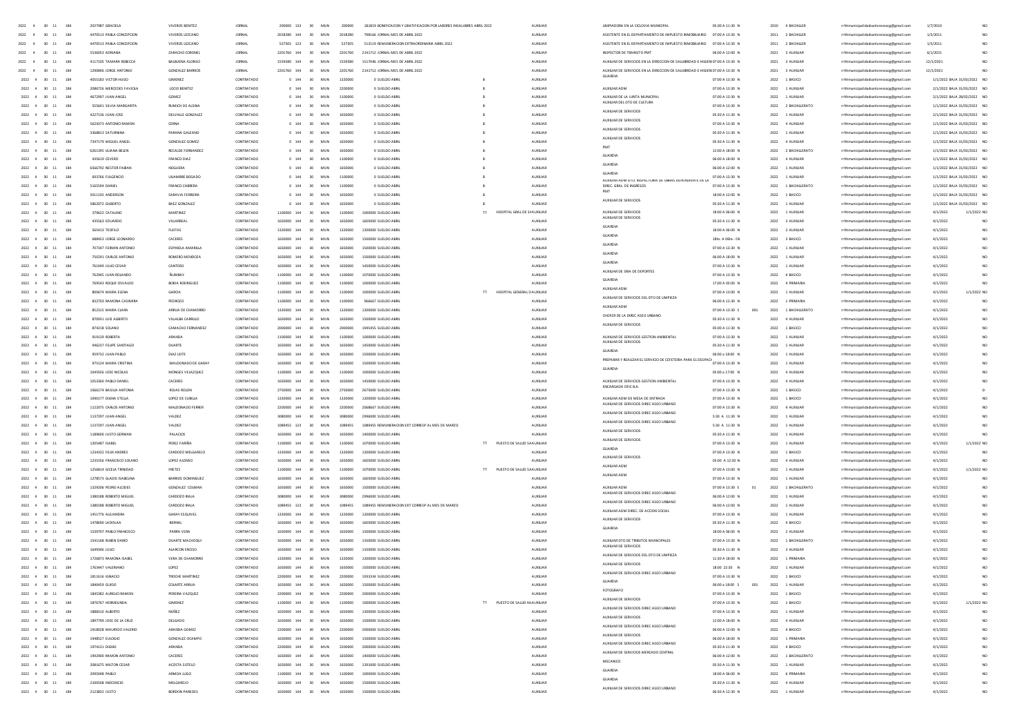| 2022 | 4 | 30 | 11 | 184 | 2027987 GRACIELA | VIVEROS BENITEZ | JORNAL | 200000 | 133 | 30 | MUN | 200000 | 181819 BONIFICACION Y GRATIFICACION POR LABORES INSALUBRES ABRIL 2022 | | AUXILIAR | LIMPIADORA EN LA CICLOVIA MUNICIPAL | 05:00 A 11:30 | N | | 2010 | 4 BACHILLER | rrhhmunicipalidadsanlorenzopy@gmail.com | 1/7/2010 | | NO |
|---|---|---|---|---|---|---|---|---|---|---|---|---|---|---|---|---|---|---|---|---|---|---|---|---|---|
| 2022 | 4 | 30 | 11 | 184 | 4470513 PABLA CONCEPCION | VIVEROS LEZCANO | JORNAL | 2018280 | 144 | 30 | MUN | 2018280 | 798166 JORNAL MES DE ABRIL 2022 | | AUXILIAR | ASISTENTE EN EL DEPARTAMENTO DE IMPUESTO INMOBILIARIO | 07:00 A 13:30 | N | | 2011 | 2 BACHILLER | rrhhmunicipalidadsanlorenzopy@gmail.com | 1/5/2011 | | NO |
| 2022 | 4 | 30 | 11 | 184 | 4470513 PABLA CONCEPCION | VIVEROS LEZCANO | JORNAL | 527505 | 123 | 30 | MUN | 527505 | 513119 REMUNERACION EXTRAORDINARIA ABRIL 2022 | | AUXILIAR | ASISTENTE EN EL DEPARTAMENTO DE IMPUESTO INMOBILIARIO | 07:00 A 13:30 | N | | 2011 | 2 BACHILLER | rrhhmunicipalidadsanlorenzopy@gmail.com | 1/5/2011 | | NO |
| 2022 | 4 | 30 | 11 | 184 | 5526053 ADRIANA | ZARACHO CORONEL | JORNAL | 2201760 | 144 | 30 | MUN | 2201760 | 2141712 JORNAL MES DE ABRIL 2022 | | AUXILIAR | INSPECTOR DE TRANSITO PMT | 06:00 A 12:00 | N | | 2021 | 3 AUXILIAR | rrhhmunicipalidadsanlorenzopy@gmail.com | 6/1/2021 | | NO |
| 2022 | 4 | 30 | 11 | 184 | 4117105 TAMARA REBECCA | BALBUENA ALONSO | JORNAL | 1559580 | 144 | 30 | MUN | 1559580 | 1517046 JORNAL MES DE ABRIL 2022 | | AUXILIAR | AUXILIAR DE SERVICIOS EN LA DIRECCION DE SALUBRIDAD E HIGIENE | 07:00 A 13:30 | N | | 2021 | 3 AUXILIAR | rrhhmunicipalidadsanlorenzopy@gmail.com | 12/1/2021 | | NO |
| 2022 | 4 | 30 | 11 | 184 | 1290846 JORGE ANTONIO | GONZALEZ BARRIOS | JORNAL | 2201760 | 144 | 30 | MUN | 2201760 | 2141712 JORNAL MES DE ABRIL 2022 | | AUXILIAR | AUXILIAR DE SERVICIOS EN LA DIRECCION DE SALUBRIDAD E HIGIENE | 07:00 A 13:30 | N | | 2021 | 3 AUXILIAR | rrhhmunicipalidadsanlorenzopy@gmail.com | 12/1/2021 | | NO |
| 2022 | 4 | 30 | 11 | 184 | 4055183 VICTOR HUGO | GIMENEZ | CONTRATADO | 0 | 144 | 30 | MUN | 1320000 | 0 SUELDO ABRIL | B | AUXILIAR | GUARDIA | 07:00 A 13:30 | N | | 2022 | 1 BASICO | rrhhmunicipalidadsanlorenzopy@gmail.com | 1/1/2022 BAJA 31/03/2022 | | NO |
| 2022 | 4 | 30 | 11 | 184 | 2086726 MERCEDES FAVIOLA | LOCIO BENITEZ | CONTRATADO | 0 | 144 | 30 | MUN | 2200000 | 0 SUELDO ABRIL | B | AUXILIAR | AUXILIAR ADM | 07:00 A 13:30 | N | | 2022 | 1 AUXILIAR | rrhhmunicipalidadsanlorenzopy@gmail.com | 2/1/2022 BAJA 31/03/2022 | | NO |
| 2022 | 4 | 30 | 11 | 184 | 4672997 JUAN ANGEL | GOMEZ | CONTRATADO | 0 | 144 | 30 | MUN | 1100000 | 0 SUELDO ABRIL | B | AUXILIAR | AUXILIAR DE LA JUNTA MUNICIPAL | 07:00 A 13:30 | N | | 2022 | 1 AUXILIAR | rrhhmunicipalidadsanlorenzopy@gmail.com | 2/1/2022 BAJA 28/02/2022 | | NO |
| 2022 | 4 | 30 | 11 | 184 | 555641 SILVIA MARGARITA | RUMICH DE ALSINA | CONTRATADO | 0 | 144 | 30 | MUN | 1650000 | 0 SUELDO ABRIL | B | AUXILIAR | AUXILIAR DEL DTO DE CULTURA | 07:00 A 13:30 | N | | 2022 | 2 BACHILLERATO | rrhhmunicipalidadsanlorenzopy@gmail.com | 1/1/2022 BAJA 31/03/2022 | | NO |
| 2022 | 4 | 30 | 11 | 184 | 4227136 JUAN JOSE | DELVALLE GONZALEZ | CONTRATADO | 0 | 144 | 30 | MUN | 1650000 | 0 SUELDO ABRIL | B | AUXILIAR | AUXILIAR DE SERVICIOS | 05:30 A 11:30 | N | | 2022 | 1 AUXILIAR | rrhhmunicipalidadsanlorenzopy@gmail.com | 2/1/2022 BAJA 31/03/2022 | | NO |
| 2022 | 4 | 30 | 11 | 184 | 5624373 ANTONIO RAMON | CERNA | CONTRATADO | 0 | 144 | 30 | MUN | 1650000 | 0 SUELDO ABRIL | B | AUXILIAR | AUXILIAR DE SERVICIOS | 07:00 A 13:30 | N | | 2022 | 4 AUXILIAR | rrhhmunicipalidadsanlorenzopy@gmail.com | 1/1/2022 BAJA 31/03/2022 | | NO |
| 2022 | 4 | 30 | 11 | 184 | 3368813 SATURNINA | PARANA GALEANO | CONTRATADO | 0 | 144 | 30 | MUN | 1650000 | 0 SUELDO ABRIL | B | AUXILIAR | AUXILIAR DE SERVICIOS | 05:30 A 11:30 | N | | 2022 | 1 AUXILIAR | rrhhmunicipalidadsanlorenzopy@gmail.com | 1/1/2022 BAJA 31/03/2022 | | NO |
| 2022 | 4 | 30 | 11 | 184 | 7347179 MIGUEL ANGEL | GONZALEZ GOMEZ | CONTRATADO | 0 | 144 | 30 | MUN | 1650000 | 0 SUELDO ABRIL | B | AUXILIAR | AUXILIAR DE SERVICIOS | 05:30 A 11:30 | N | | 2022 | 4 AUXILIAR | rrhhmunicipalidadsanlorenzopy@gmail.com | 1/1/2022 BAJA 31/03/2022 | | NO |
| 2022 | 4 | 30 | 11 | 184 | 6261395 LILIANA BELEN | RECALDE FERNANDEZ | CONTRATADO | 0 | 144 | 30 | MUN | 1650000 | 0 SUELDO ABRIL | B | AUXILIAR | PMT | 12:00 A 18:00 | N | | 2022 | 2 BACHILLERATO | rrhhmunicipalidadsanlorenzopy@gmail.com | 1/1/2022 BAJA 31/03/2022 | | NO |
| 2022 | 4 | 30 | 11 | 184 | 435619 CEVERO | FRANCO DIAZ | CONTRATADO | 0 | 144 | 30 | MUN | 1100000 | 0 SUELDO ABRIL | B | AUXILIAR | GUARDIA | 06:00 A 18:00 | N | | 2022 | 4 AUXILIAR | rrhhmunicipalidadsanlorenzopy@gmail.com | 1/1/2022 BAJA 31/03/2022 | | NO |
| 2022 | 4 | 30 | 11 | 184 | 6566792 NESTOR FABIAN | NOGUERA | CONTRATADO | 0 | 144 | 30 | MUN | 1650000 | 0 SUELDO ABRIL | B | AUXILIAR | GUARDIA | 06:00 A 12:00 | N | | 2022 | 1 AUXILIAR | rrhhmunicipalidadsanlorenzopy@gmail.com | 1/1/2022 BAJA 31/03/2022 | | NO |
| 2022 | 4 | 30 | 11 | 184 | 893766 FULGENCIO | ULIAMBRE BOGADO | CONTRATADO | 0 | 144 | 30 | MUN | 1100000 | 0 SUELDO ABRIL | B | AUXILIAR | GUARDIA | 07:00 A 13:30 | N | | 2022 | 1 AUXILIAR | rrhhmunicipalidadsanlorenzopy@gmail.com | 1/1/2022 BAJA 31/03/2022 | | NO |
| 2022 | 4 | 30 | 11 | 184 | 5165594 DANIEL | FRANCO CABRERA | CONTRATADO | 0 | 144 | 30 | MUN | 1100000 | 0 SUELDO ABRIL | B | AUXILIAR | AUXILIAR ADM DTO. INSPECTORIA DE OBRAS DEPENDIENTE DE LA DIREC. GRAL. DE INGRESOS | 07:00 A 13:30 | N | | 2022 | 1 BACHILLERATO | rrhhmunicipalidadsanlorenzopy@gmail.com | 1/1/2022 BAJA 31/03/2022 | | NO |
| 2022 | 4 | 30 | 11 | 184 | 5011102 ANDERSON | SARAVIA FERREIRA | CONTRATADO | 0 | 144 | 30 | MUN | 1650000 | 0 SUELDO ABRIL | B | AUXILIAR | PMT | 18:00 A 12:00 | N | | 2022 | 1 BASICO | rrhhmunicipalidadsanlorenzopy@gmail.com | 1/1/2022 BAJA 31/03/2022 | | NO |
| 2022 | 4 | 30 | 11 | 184 | 5862072 GILBERTO | BAEZ GONZALEZ | CONTRATADO | 0 | 144 | 30 | MUN | 1650000 | 0 SUELDO ABRIL | B | AUXILIAR | AUXILIAR DE SERVICIOS | 05:30 A 11:30 | N | | 2022 | 1 AUXILIAR | rrhhmunicipalidadsanlorenzopy@gmail.com | 1/1/2022 BAJA 31/03/2022 | | NO |
| 2022 | 4 | 30 | 11 | 184 | 379623 CATALINO | MARTINEZ | CONTRATADO | 1100000 | 144 | 30 | MUN | 1100000 | 1000000 SUELDO ABRIL | TT | HOSPITAL GRAL DE SAN AUXILIAR | AUXILIAR DE SERVICIOS | 18:00 A 06:00 | N | | 2022 | 1 AUXILIAR | rrhhmunicipalidadsanlorenzopy@gmail.com | 4/1/2022 | | 1/1/2022 NO |
| 2022 | 4 | 30 | 11 | 184 | 435563 EDUARDO | VILLARREAL | CONTRATADO | 1650000 | 144 | 30 | MUN | 1650000 | 1605000 SUELDO ABRIL | | AUXILIAR | AUXILIAR DE SERVICIOS | 05:30 A 11:30 | N | | 2022 | 3 AUXILIAR | rrhhmunicipalidadsanlorenzopy@gmail.com | 4/1/2022 | | NO |
| 2022 | 4 | 30 | 11 | 184 | 565413 TEOFILO | FLEITAS | CONTRATADO | 1320000 | 144 | 30 | MUN | 1320000 | 1200000 SUELDO ABRIL | | AUXILIAR | GUARDIA | 18:00 A 06:00 | N | | 2022 | 2 AUXILIAR | rrhhmunicipalidadsanlorenzopy@gmail.com | 4/1/2022 | | NO |
| 2022 | 4 | 30 | 11 | 184 | 688453 JORGE LEONARDO | CACERES | CONTRATADO | 1650000 | 144 | 30 | MUN | 1650000 | 1500000 SUELDO ABRIL | | AUXILIAR | GUARDIA | 18hs. A 06hs | N | | 2022 | 3 BASICO | rrhhmunicipalidadsanlorenzopy@gmail.com | 4/1/2022 | | NO |
| 2022 | 4 | 30 | 11 | 184 | 707347 FERMIN ANTONIO | ESPINOLA AMARILLA | CONTRATADO | 1650000 | 144 | 30 | MUN | 1650000 | 1500000 SUELDO ABRIL | | AUXILIAR | GUARDIA | 07:00 A 13:30 | N | | 2022 | 1 AUXILIAR | rrhhmunicipalidadsanlorenzopy@gmail.com | 4/1/2022 | | NO |
| 2022 | 4 | 30 | 11 | 184 | 750291 CARLOS ANTONIO | ROMERO MENDOZA | CONTRATADO | 1650000 | 144 | 30 | MUN | 1650000 | 1500000 SUELDO ABRIL | | AUXILIAR | GUARDIA | 06:00 A 18:00 | N | | 2022 | 1 AUXILIAR | rrhhmunicipalidadsanlorenzopy@gmail.com | 4/1/2022 | | NO |
| 2022 | 4 | 30 | 11 | 184 | 761049 JULIO CESAR | CANTERO | CONTRATADO | 1650000 | 144 | 30 | MUN | 1650000 | 1450000 SUELDO ABRIL | | AUXILIAR | GUARDIA | 07:00 A 13:30 | N | | 2022 | 1 AUXILIAR | rrhhmunicipalidadsanlorenzopy@gmail.com | 4/1/2022 | | NO |
| 2022 | 4 | 30 | 11 | 184 | 762945 JUAN ROLANDO | ÑUMBAY | CONTRATADO | 1100000 | 144 | 30 | MUN | 1100000 | 1070000 SUELDO ABRIL | | AUXILIAR | AUXILIAR DE SRIA DE DEPORTES | 07:00 A 13:30 | N | | 2022 | 4 BASICO | rrhhmunicipalidadsanlorenzopy@gmail.com | 4/1/2022 | | NO |
| 2022 | 4 | 30 | 11 | 184 | 769543 ROQUE OSVALDO | BORJA RODRIGUEZ | CONTRATADO | 1100000 | 144 | 30 | MUN | 1100000 | 1000000 SUELDO ABRIL | | AUXILIAR | GUARDIA | 17:00 A 05:00 | N | | 2022 | 4 PRIMARIA | rrhhmunicipalidadsanlorenzopy@gmail.com | 4/1/2022 | | NO |
| 2022 | 4 | 30 | 11 | 184 | 800674 MARIA ELENA | GARCIA | CONTRATADO | 1100000 | 144 | 30 | MUN | 1100000 | 1000000 SUELDO ABRIL | TT | HOSPITAL GENERAL DE AUXILIAR | AUXILIAR ADM | 07:00 A 13:00 | N | | 2022 | 1 AUXILIAR | rrhhmunicipalidadsanlorenzopy@gmail.com | 4/1/2022 | | 1/1/2022 NO |
| 2022 | 4 | 30 | 11 | 184 | 832703 RAMONA CASIMIRA | PEDROZO | CONTRATADO | 1100000 | 144 | 30 | MUN | 1100000 | 966667 SUELDO ABRIL | | AUXILIAR | AUXILIAR DE SERVICIOS DEL DTO DE LIMPIEZA | 06:00 A 12:30 | N | | 2022 | 1 PRIMARIA | rrhhmunicipalidadsanlorenzopy@gmail.com | 4/1/2022 | | NO |
| 2022 | 4 | 30 | 11 | 184 | 852315 MARIA CLARA | ARRUA DE CHAMORRO | CONTRATADO | 1320000 | 144 | 30 | MUN | 1320000 | 1200000 SUELDO ABRIL | | AUXILIAR | AUXILIAR ADM | 07:00 A 13:30 | S | 001 | 2022 | 1 BACHILLERATO | rrhhmunicipalidadsanlorenzopy@gmail.com | 4/1/2022 | | NO |
| 2022 | 4 | 30 | 11 | 184 | 870931 LUIS ALBERTO | VILLALBA CARRILLO | CONTRATADO | 1650000 | 144 | 30 | MUN | 1650000 | 1500000 SUELDO ABRIL | | AUXILIAR | CHOFER DE LA DIREC ASEO URBANO | 05:30 A 11:30 | N | | 2022 | 4 AUXILIAR | rrhhmunicipalidadsanlorenzopy@gmail.com | 4/1/2022 | | NO |
| 2022 | 4 | 30 | 11 | 184 | 874218 SOLANO | CAMACHO FERNANDEZ | CONTRATADO | 2000000 | 144 | 30 | MUN | 2000000 | 1945455 SUELDO ABRIL | | AUXILIAR | AUXILIAR DE SERVICIOS | 05:00 A 11:30 | N | | 2022 | 1 BASICO | rrhhmunicipalidadsanlorenzopy@gmail.com | 4/1/2022 | | NO |
| 2022 | 4 | 30 | 11 | 184 | 919139 ROBERTA | ARANDA | CONTRATADO | 1100000 | 144 | 30 | MUN | 1100000 | 1000000 SUELDO ABRIL | | AUXILIAR | AUXILIAR DE SERVICIOS GESTION AMBIENTAL | 07:00 A 13:30 | N | | 2022 | 1 AUXILIAR | rrhhmunicipalidadsanlorenzopy@gmail.com | 4/1/2022 | | NO |
| 2022 | 4 | 30 | 11 | 184 | 946237 FELIPE SANTIAGO | DUARTE | CONTRATADO | 1650000 | 144 | 30 | MUN | 1650000 | 1450000 SUELDO ABRIL | | AUXILIAR | AUXILIAR DE SERVICIOS | 05:30 A 11:30 | N | | 2022 | 1 AUXILIAR | rrhhmunicipalidadsanlorenzopy@gmail.com | 4/1/2022 | | NO |
| 2022 | 4 | 30 | 11 | 184 | 959732 JUAN PABLO | DIAZ LEITE | CONTRATADO | 1650000 | 144 | 30 | MUN | 1650000 | 1500000 SUELDO ABRIL | | AUXILIAR | GUARDIA | 06:00 A 18:00 | N | | 2022 | 1 AUXILIAR | rrhhmunicipalidadsanlorenzopy@gmail.com | 4/1/2022 | | NO |
| 2022 | 4 | 30 | 11 | 184 | 975124 MARIA CRISTINA | MALDONADO DE GARAY | CONTRATADO | 1650000 | 144 | 30 | MUN | 1650000 | 1500000 SUELDO ABRIL | | AUXILIAR | PREPARAR Y REALIZAR EL SERVICIO DE CEFETERIA PARA EL DESPACH | 07:00 A 13:30 | N | | 2022 | 1 AUXILIAR | rrhhmunicipalidadsanlorenzopy@gmail.com | 4/1/2022 | | NO |
| 2022 | 4 | 30 | 11 | 184 | 1045926 JOSE NICOLAS | MONGES VELAZQUEZ | CONTRATADO | 1100000 | 144 | 30 | MUN | 1100000 | 1000000 SUELDO ABRIL | | AUXILIAR | GUARDIA | 05:00 a 17:00 | N | | 2022 | 4 AUXILIAR | rrhhmunicipalidadsanlorenzopy@gmail.com | 4/1/2022 | | NO |
| 2022 | 4 | 30 | 11 | 184 | 1053360 PABLO DANIEL | CACERES | CONTRATADO | 1650000 | 144 | 30 | MUN | 1650000 | 1450000 SUELDO ABRIL | | AUXILIAR | AUXILIAR DE SERVICIOS GESTION AMBIENTAL | 07:00 A 13:30 | N | | 2022 | 4 AUXILIAR | rrhhmunicipalidadsanlorenzopy@gmail.com | 4/1/2022 | | NO |
| 2022 | 4 | 30 | 11 | 184 | 1066174 BASILIA ANTONIA | ROJAS ROLON | CONTRATADO | 2750000 | 144 | 30 | MUN | 2750000 | 2675000 SUELDO ABRIL | | AUXILIAR | ENCARGADA OFIC.BLA. | 07:00 A 13:30 | N | | 2022 | 1 BASICO | rrhhmunicipalidadsanlorenzopy@gmail.com | 4/1/2022 | | SI |
| 2022 | 4 | 30 | 11 | 184 | 1090177 DIGNA STELLA | LOPEZ DE CUBILLA | CONTRATADO | 1320000 | 144 | 30 | MUN | 1320000 | 1200000 SUELDO ABRIL | | AUXILIAR | AUXILIAR ADM DE MESA DE ENTRADA | 07:00 A 13:30 | N | | 2022 | 1 BASICO | rrhhmunicipalidadsanlorenzopy@gmail.com | 4/1/2022 | | NO |
| 2022 | 4 | 30 | 11 | 184 | 1122075 CARLOS ANTONIO | MALDONADO FERRER | CONTRATADO | 2200000 | 144 | 30 | MUN | 2200000 | 2068667 SUELDO ABRIL | | AUXILIAR | AUXILIAR DE SERVICIOS DIREC ASEO URBANO | 07:00 A 13:30 | N | | 2022 | 4 AUXILIAR | rrhhmunicipalidadsanlorenzopy@gmail.com | 4/1/2022 | | NO |
| 2022 | 4 | 30 | 11 | 184 | 1137297 JUAN ANGEL | VALDEZ | CONTRATADO | 3080000 | 144 | 30 | MUN | 3080000 | 2996000 SUELDO ABRIL | | AUXILIAR | AUXILIAR DE SERVICIOS DIREC ASEO URBANO | 5:30 A 11:30 | N | | 2022 | 1 AUXILIAR | rrhhmunicipalidadsanlorenzopy@gmail.com | 4/1/2022 | | NO |
| 2022 | 4 | 30 | 11 | 184 | 1137297 JUAN ANGEL | VALDEZ | CONTRATADO | 1089455 | 123 | 30 | MUN | 1089455 | 1089455 REMUNERACION EXT CORRESP AL MES DE MARZO | | AUXILIAR | AUXILIAR DE SERVICIOS DIREC ASEO URBANO | 5:30 A 11:30 | N | | 2022 | 1 AUXILIAR | rrhhmunicipalidadsanlorenzopy@gmail.com | 4/1/2022 | | NO |
| 2022 | 4 | 30 | 11 | 184 | 1189600 JUSTO GERMAN | PALACIOS | CONTRATADO | 1650000 | 144 | 30 | MUN | 1650000 | 1400000 SUELDO ABRIL | | AUXILIAR | AUXILIAR DE SERVICIOS | 05:30 A 11:30 | N | | 2022 | 1 AUXILIAR | rrhhmunicipalidadsanlorenzopy@gmail.com | 4/1/2022 | | NO |
| 2022 | 4 | 30 | 11 | 184 | 1205487 ISABEL | PEREZ FARIÑA | CONTRATADO | 1100000 | 144 | 30 | MUN | 1100000 | 1070000 SUELDO ABRIL | TT | PUESTO DE SALUD SAN AUXILIAR | AUXILIAR DE SERVICIOS | 07:00 A 13:30 | N | | 2022 | 1 AUXILIAR | rrhhmunicipalidadsanlorenzopy@gmail.com | 4/1/2022 | | 1/1/2022 NO |
| 2022 | 4 | 30 | 11 | 184 | 1234322 FELIX ANDRES | CARDOZO MELGAREJO | CONTRATADO | 1320000 | 144 | 30 | MUN | 1320000 | 1200000 SUELDO ABRIL | | AUXILIAR | GUARDIA | 07:00 A 13:30 | N | | 2022 | 1 BASICO | rrhhmunicipalidadsanlorenzopy@gmail.com | 4/1/2022 | | NO |
| 2022 | 4 | 30 | 11 | 184 | 1235356 FRANCISCO SOLANO | LOPEZ ALONSO | CONTRATADO | 1650000 | 144 | 30 | MUN | 1650000 | 1605000 SUELDO ABRIL | | AUXILIAR | AUXILIAR DE SERVICIOS | 05:00 A 12:30 | N | | 2022 | 4 AUXILIAR | rrhhmunicipalidadsanlorenzopy@gmail.com | 4/1/2022 | | NO |
| 2022 | 4 | 30 | 11 | 184 | 1256814 GICELA TRINIDAD | FRETES | CONTRATADO | 1100000 | 144 | 30 | MUN | 1100000 | 1070000 SUELDO ABRIL | TT | PUESTO DE SALUD SAN AUXILIAR | AUXILIAR ADM | 07:00 A 13:00 | N | | 2022 | 1 AUXILIAR | rrhhmunicipalidadsanlorenzopy@gmail.com | 4/1/2022 | | 1/1/2022 NO |
| 2022 | 4 | 30 | 11 | 184 | 1278573 GLADIS ISABELINA | BARRIOS DOMINGUEZ | CONTRATADO | 1650000 | 144 | 30 | MUN | 1650000 | 1605000 SUELDO ABRIL | | AUXILIAR | AUXILIAR ADM | 07:00 A 13:30 | N | | 2022 | 1 AUXILIAR | rrhhmunicipalidadsanlorenzopy@gmail.com | 4/1/2022 | | NO |
| 2022 | 4 | 30 | 11 | 184 | 1329206 PEDRO ALCIDES | GONZALEZ COLMAN | CONTRATADO | 1650000 | 144 | 30 | MUN | 1650000 | 1500000 SUELDO ABRIL | | AUXILIAR | AUXILIAR ADM | 07:00 A 13:30 | S | 01 | 2022 | 1 BACHILLERATO | rrhhmunicipalidadsanlorenzopy@gmail.com | 4/1/2022 | | NO |
| 2022 | 4 | 30 | 11 | 184 | 1380188 ROBERTO MIGUEL | CARDOZO IRALA | CONTRATADO | 3080000 | 144 | 30 | MUN | 3080000 | 2996000 SUELDO ABRIL | | AUXILIAR | AUXILIAR DE SERVICIOS DIREC ASEO URBANO | 06:00 A 12:00 | N | | 2022 | 1 AUXILIAR | rrhhmunicipalidadsanlorenzopy@gmail.com | 4/1/2022 | | NO |
| 2022 | 4 | 30 | 11 | 184 | 1380188 ROBERTO MIGUEL | CARDOZO IRALA | CONTRATADO | 1089455 | 123 | 30 | MUN | 1089455 | 1089455 REMUNERACION EXT CORRESP AL MES DE MARZO | | AUXILIAR | AUXILIAR DE SERVICIOS DIREC ASEO URBANO | 06:00 A 12:00 | N | | 2022 | 1 AUXILIAR | rrhhmunicipalidadsanlorenzopy@gmail.com | 4/1/2022 | | NO |
| 2022 | 4 | 30 | 11 | 184 | 1451776 ALEJANDRA | GARAY ESQUIVEL | CONTRATADO | 1320000 | 144 | 30 | MUN | 1320000 | 1200000 SUELDO ABRIL | | AUXILIAR | AUXILIAR ADM DIREC. DE ACCION SOCIAL | 07:00 A 13:30 | N | | 2022 | 1 AUXILIAR | rrhhmunicipalidadsanlorenzopy@gmail.com | 4/1/2022 | | NO |
| 2022 | 4 | 30 | 11 | 184 | 1478690 LADISLAA | BERNAL | CONTRATADO | 1650000 | 144 | 30 | MUN | 1650000 | 1605000 SUELDO ABRIL | | AUXILIAR | AUXILIAR DE SERVICIOS | 05:30 A 11:30 | N | | 2022 | 4 BASICO | rrhhmunicipalidadsanlorenzopy@gmail.com | 4/1/2022 | | NO |
| 2022 | 4 | 30 | 11 | 184 | 1539707 PABLO FRANCISCO | PARRA VERA | CONTRATADO | 1650000 | 144 | 30 | MUN | 1650000 | 1500000 SUELDO ABRIL | | AUXILIAR | GUARDIA | 18:00 A 06:00 | N | | 2022 | 2 AUXILIAR | rrhhmunicipalidadsanlorenzopy@gmail.com | 4/1/2022 | | NO |
| 2022 | 4 | 30 | 11 | 184 | 1541168 RUBEN DARIO | DUARTE MACHOQUI | CONTRATADO | 1650000 | 144 | 30 | MUN | 1650000 | 1350000 SUELDO ABRIL | | AUXILIAR | AUXILIAR DTO DE TRIBUTOS MUNICIPALES | 07:00 A 13:30 | N | | 2022 | 1 BACHILLERATO | rrhhmunicipalidadsanlorenzopy@gmail.com | 4/1/2022 | | NO |
| 2022 | 4 | 30 | 11 | 184 | 1649346 JULIO | ALARCON ENOSO | CONTRATADO | 1650000 | 144 | 30 | MUN | 1650000 | 1350000 SUELDO ABRIL | | AUXILIAR | AUXILIAR DE SERVICIOS | 05:30 A 11:30 | N | | 2022 | 3 AUXILIAR | rrhhmunicipalidadsanlorenzopy@gmail.com | 4/1/2022 | | NO |
| 2022 | 4 | 30 | 11 | 184 | 1726873 RAMONA ISABEL | VERA DE CHAMORRO | CONTRATADO | 1320000 | 144 | 30 | MUN | 1320000 | 1200000 SUELDO ABRIL | | AUXILIAR | AUXILIAR DE SERVICIOS DEL DTO DE LIMPIEZA | 11:30 A 18:00 | N | | 2022 | 1 PRIMARIA | rrhhmunicipalidadsanlorenzopy@gmail.com | 4/1/2022 | | NO |
| 2022 | 4 | 30 | 11 | 184 | 1763447 VALERIANO | LOPEZ | CONTRATADO | 1650000 | 144 | 30 | MUN | 1650000 | 1500000 SUELDO ABRIL | | AUXILIAR | AUXILIAR DE SERVICIOS | 18:00 22:30 | N | | 2022 | 1 AUXILIAR | rrhhmunicipalidadsanlorenzopy@gmail.com | 4/1/2022 | | NO |
| 2022 | 4 | 30 | 11 | 184 | 1811616 IGNACIO | TROCHE MARTINEZ | CONTRATADO | 2200000 | 144 | 30 | MUN | 2200000 | 1933334 SUELDO ABRIL | | AUXILIAR | AUXILIAR DE SERVICIOS DIREC ASEO URBANO | 07:00 A 13:30 | N | | 2022 | 1 BASICO | rrhhmunicipalidadsanlorenzopy@gmail.com | 4/1/2022 | | NO |
| 2022 | 4 | 30 | 11 | 184 | 1840459 GUIDO | COLARTE ARRUA | CONTRATADO | 1650000 | 144 | 30 | MUN | 1650000 | 1500000 SUELDO ABRIL | | AUXILIAR | GUARDIA | 06:00 a 18:00 | S | 001 | 2022 | 1 AUXILIAR | rrhhmunicipalidadsanlorenzopy@gmail.com | 4/1/2022 | | NO |
| 2022 | 4 | 30 | 11 | 184 | 1845382 AURELIO RAMON | PEREIRA VAZQUEZ | CONTRATADO | 2200000 | 144 | 30 | MUN | 2200000 | 2000000 SUELDO ABRIL | | AUXILIAR | FOTOGRAFO | 07:00 A 13:30 | N | | 2022 | 1 BASICO | rrhhmunicipalidadsanlorenzopy@gmail.com | 4/1/2022 | | NO |
| 2022 | 4 | 30 | 11 | 184 | 1876767 HERMELINDA | GIMENEZ | CONTRATADO | 1100000 | 144 | 30 | MUN | 1100000 | 1000000 SUELDO ABRIL | TT | PUESTO DE SALUD MA AUXILIAR | AUXILIAR DE SERVICIOS | 07:00 A 13:30 | N | | 2022 | 1 BASICO | rrhhmunicipalidadsanlorenzopy@gmail.com | 4/1/2022 | | 1/1/2022 NO |
| 2022 | 4 | 30 | 11 | 184 | 1888310 ALBERTO | NUÑEZ | CONTRATADO | 1650000 | 144 | 30 | MUN | 1650000 | 1300000 SUELDO ABRIL | | AUXILIAR | AUXILIAR DE SERVICIOS DIREC ASEO URBANO | 07:00 A 13:30 | N | | 2022 | 1 AUXILIAR | rrhhmunicipalidadsanlorenzopy@gmail.com | 4/1/2022 | | NO |
| 2022 | 4 | 30 | 11 | 184 | 1897799 JOSE DE LA CRUZ | DELGADO | CONTRATADO | 1650000 | 144 | 30 | MUN | 1650000 | 1500000 SUELDO ABRIL | | AUXILIAR | AUXILIAR DE SERVICIOS | 12:00 A 18:00 | N | | 2022 | 4 AUXILIAR | rrhhmunicipalidadsanlorenzopy@gmail.com | 4/1/2022 | | NO |
| 2022 | 4 | 30 | 11 | 184 | 1918028 MAURICIO VALERIO | ARANDA GOMEZ | CONTRATADO | 2200000 | 144 | 30 | MUN | 2200000 | 2000000 SUELDO ABRIL | | AUXILIAR | AUXILIAR DE SERVICIOS DIREC ASEO URBANO | 06:00 A 12:00 | N | | 2022 | 4 BASICO | rrhhmunicipalidadsanlorenzopy@gmail.com | 4/1/2022 | | NO |
| 2022 | 4 | 30 | 11 | 184 | 1948527 EULOGIO | GONZALEZ OCAMPO | CONTRATADO | 1650000 | 144 | 30 | MUN | 1650000 | 1500000 SUELDO ABRIL | | AUXILIAR | AUXILIAR DE SERVICIOS | 06:00 A 18:00 | N | | 2022 | 1 PRIMARIA | rrhhmunicipalidadsanlorenzopy@gmail.com | 4/1/2022 | | NO |
| 2022 | 4 | 30 | 11 | 184 | 1974131 DIGNO | ARANDA | CONTRATADO | 2200000 | 144 | 30 | MUN | 2200000 | 2000000 SUELDO ABRIL | | AUXILIAR | AUXILIAR DE SERVICIOS DIREC ASEO URBANO | 05:30 A 11:30 | N | | 2022 | 4 BASICO | rrhhmunicipalidadsanlorenzopy@gmail.com | 4/1/2022 | | NO |
| 2022 | 4 | 30 | 11 | 184 | 1992900 RAMON ANTONIO | CACERES | CONTRATADO | 1650000 | 144 | 30 | MUN | 1650000 | 1400000 SUELDO ABRIL | | AUXILIAR | AUXILIAR DE SERVICIOS MERCADO CENTRAL | 06:00 A 12:00 | N | | 2022 | 1 BACHILLERATO | rrhhmunicipalidadsanlorenzopy@gmail.com | 4/1/2022 | | NO |
| 2022 | 4 | 30 | 11 | 184 | 2081675 MILTON CESAR | ACOSTA SOTELO | CONTRATADO | 1650000 | 144 | 30 | MUN | 1650000 | 1391000 SUELDO ABRIL | | AUXILIAR | MECANICO | 05:30 A 11:30 | N | | 2022 | 1 AUXILIAR | rrhhmunicipalidadsanlorenzopy@gmail.com | 4/1/2022 | | NO |
| 2022 | 4 | 30 | 11 | 184 | 2095948 PABLO | ARMOA LUGO | CONTRATADO | 1100000 | 144 | 30 | MUN | 1100000 | 1000000 SUELDO ABRIL | | AUXILIAR | GUARDIA | 18:00 A 06:00 | N | | 2022 | 6 PRIMARIA | rrhhmunicipalidadsanlorenzopy@gmail.com | 4/1/2022 | | NO |
| 2022 | 4 | 30 | 11 | 184 | 2100508 INOCENCIO | MELGAREJO | CONTRATADO | 1650000 | 144 | 30 | MUN | 1650000 | 1500000 SUELDO ABRIL | | AUXILIAR | GUARDIA | 05:30 A 11:30 | N | | 2022 | 4 AUXILIAR | rrhhmunicipalidadsanlorenzopy@gmail.com | 4/1/2022 | | NO |
| 2022 | 4 | 30 | 11 | 184 | 2123832 JUSTO | BORDON PAREDES | CONTRATADO | 1650000 | 144 | 30 | MUN | 1650000 | 1500000 SUELDO ABRIL | | AUXILIAR | AUXILIAR DE SERVICIOS DIREC ASEO URBANO | 06:30 A 12:30 | N | | 2022 | 1 AUXILIAR | rrhhmunicipalidadsanlorenzopy@gmail.com | 4/1/2022 | | NO |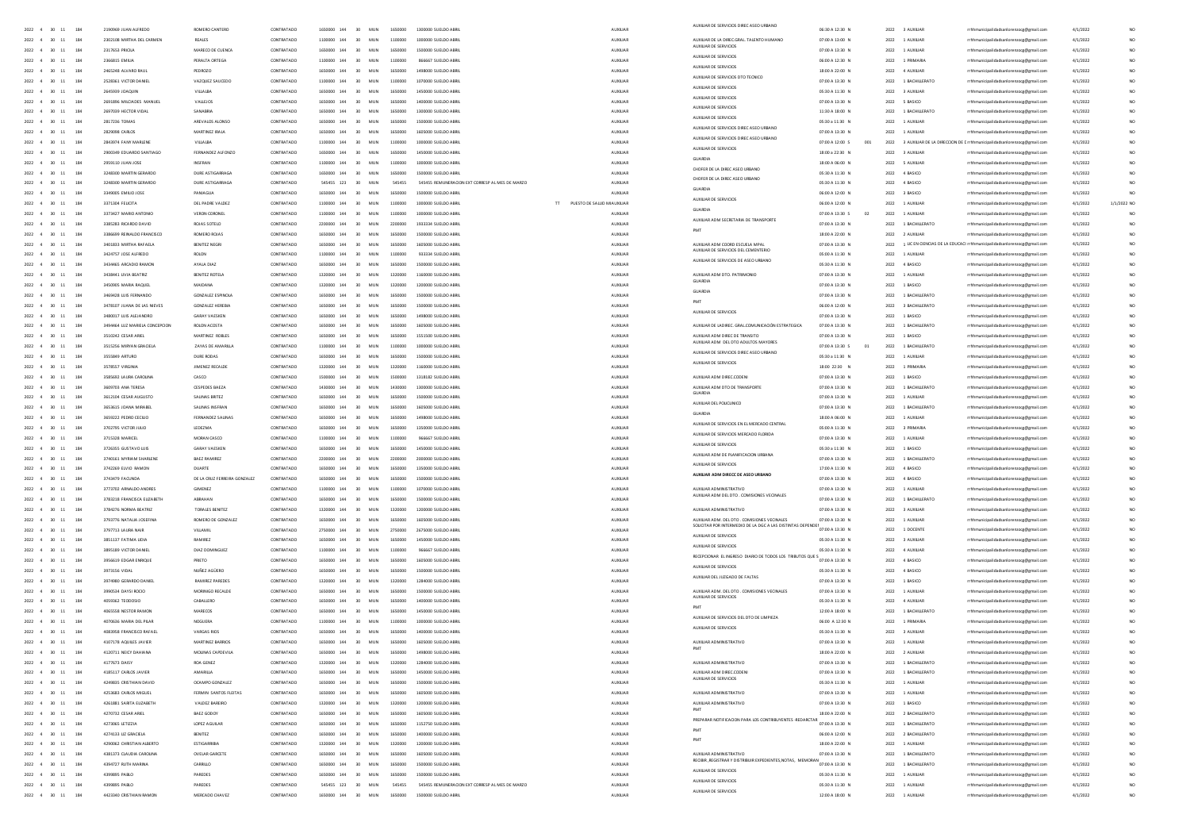| 2022 | 4 | 30 | 11 | 184 | 2190969 JUAN ALFREDO | ROMERO CANTERO | CONTRATADO | 1650000 | 144 | 30 | MUN | 1650000 | 1300000 SUELDO ABRIL | | | AUXILIAR | AUXILIAR DE SERVICIOS DIREC ASEO URBANO | 06:30 A 12:30 | N | | 2022 | 3 AUXILIAR | rrhhmunicipalidadsanlorenzoog@gmail.com | 4/1/2022 | NO |
|---|---|---|---|---|---|---|---|---|---|---|---|---|---|---|---|---|---|---|---|---|---|---|---|---|---|
| 2022 | 4 | 30 | 11 | 184 | 2302108 MIRTHA DEL CARMEN | REALES | CONTRATADO | 1100000 | 144 | 30 | MUN | 1100000 | 1000000 SUELDO ABRIL | | | AUXILIAR | AUXILIAR DE LA DIREC.GRAL. TALENTO HUMANO | 07:00 A 13:30 | N | | 2022 | 1 AUXILIAR | rrhhmunicipalidadsanlorenzoog@gmail.com | 4/1/2022 | NO |
| 2022 | 4 | 30 | 11 | 184 | 2317653 PRICILA | MARECO DE CUENCA | CONTRATADO | 1650000 | 144 | 30 | MUN | 1650000 | 1500000 SUELDO ABRIL | | | AUXILIAR | AUXILIAR DE SERVICIOS | 07:00 A 13:30 | N | | 2022 | 1 AUXILIAR | rrhhmunicipalidadsanlorenzoog@gmail.com | 4/1/2022 | NO |
| 2022 | 4 | 30 | 11 | 184 | 2366815 EMILIA | PERALTA ORTEGA | CONTRATADO | 1100000 | 144 | 30 | MUN | 1100000 | 866667 SUELDO ABRIL | | | AUXILIAR | AUXILIAR DE SERVICIOS | 06:00 A 12:30 | N | | 2022 | 1 PRIMARIA | rrhhmunicipalidadsanlorenzoog@gmail.com | 4/1/2022 | NO |
| 2022 | 4 | 30 | 11 | 184 | 2465248 ALVARO RAUL | PEDROZO | CONTRATADO | 1650000 | 144 | 30 | MUN | 1650000 | 1498000 SUELDO ABRIL | | | AUXILIAR | AUXILIAR DE SERVICIOS | 18:00 A 22:00 | N | | 2022 | 4 AUXILIAR | rrhhmunicipalidadsanlorenzoog@gmail.com | 4/1/2022 | NO |
| 2022 | 4 | 30 | 11 | 184 | 2528361 VICTOR DANIEL | VAZQUEZ SAUCEDO | CONTRATADO | 1100000 | 144 | 30 | MUN | 1100000 | 1070000 SUELDO ABRIL | | | AUXILIAR | AUXILIAR DE SERVICIOS DTO TECNICO | 07:00 A 13:30 | N | | 2022 | 1 BACHILLERATO | rrhhmunicipalidadsanlorenzoog@gmail.com | 4/1/2022 | NO |
| 2022 | 4 | 30 | 11 | 184 | 2645939 JOAQUIN | VILLALBA | CONTRATADO | 1650000 | 144 | 30 | MUN | 1650000 | 1450000 SUELDO ABRIL | | | AUXILIAR | AUXILIAR DE SERVICIOS | 05:30 A 11:30 | N | | 2022 | 3 AUXILIAR | rrhhmunicipalidadsanlorenzoog@gmail.com | 4/1/2022 | NO |
| 2022 | 4 | 30 | 11 | 184 | 2691896 MILCIADES MANUEL | VALLEJOS | CONTRATADO | 1650000 | 144 | 30 | MUN | 1650000 | 1400000 SUELDO ABRIL | | | AUXILIAR | AUXILIAR DE SERVICIOS | 07:00 A 13:30 | N | | 2022 | 5 BASICO | rrhhmunicipalidadsanlorenzoog@gmail.com | 4/1/2022 | NO |
| 2022 | 4 | 30 | 11 | 184 | 2697019 HECTOR VIDAL | SANABRIA | CONTRATADO | 1650000 | 144 | 30 | MUN | 1650000 | 1300000 SUELDO ABRIL | | | AUXILIAR | AUXILIAR DE SERVICIOS | 11:30 A 18:00 | N | | 2022 | 1 BACHILLERATO | rrhhmunicipalidadsanlorenzoog@gmail.com | 4/1/2022 | NO |
| 2022 | 4 | 30 | 11 | 184 | 2817236 TOMAS | AREVALOS ALONSO | CONTRATADO | 1650000 | 144 | 30 | MUN | 1650000 | 1500000 SUELDO ABRIL | | | AUXILIAR | AUXILIAR DE SERVICIOS | 05:30 A 11:30 | N | | 2022 | 1 AUXILIAR | rrhhmunicipalidadsanlorenzoog@gmail.com | 4/1/2022 | NO |
| 2022 | 4 | 30 | 11 | 184 | 2829098 CARLOS | MARTINEZ IRALA | CONTRATADO | 1650000 | 144 | 30 | MUN | 1650000 | 1605000 SUELDO ABRIL | | | AUXILIAR | AUXILIAR DE SERVICIOS DIREC ASEO URBANO | 07:00 A 13:30 | N | | 2022 | 1 AUXILIAR | rrhhmunicipalidadsanlorenzoog@gmail.com | 4/1/2022 | NO |
| 2022 | 4 | 30 | 11 | 184 | 2843974 FANY MARLENE | VILLALBA | CONTRATADO | 1100000 | 144 | 30 | MUN | 1100000 | 1000000 SUELDO ABRIL | | | AUXILIAR | AUXILIAR DE SERVICIOS DIREC ASEO URBANO | 07:00 A 12:00 | S | 001 | 2022 | 3 AUXILIAR DE LA DIRECCION DE E | rrhhmunicipalidadsanlorenzoog@gmail.com | 4/1/2022 | NO |
| 2022 | 4 | 30 | 11 | 184 | 2900349 EDUARDO SANTIAGO | FERNANDEZ ALFONZO | CONTRATADO | 1650000 | 144 | 30 | MUN | 1650000 | 1450000 SUELDO ABRIL | | | AUXILIAR | AUXILIAR DE SERVICIOS | 18:00 A 22:30 | N | | 2022 | 3 AUXILIAR | rrhhmunicipalidadsanlorenzoog@gmail.com | 4/1/2022 | NO |
| 2022 | 4 | 30 | 11 | 184 | 2959110 JUAN JOSE | INSFRAN | CONTRATADO | 1100000 | 144 | 30 | MUN | 1100000 | 1000000 SUELDO ABRIL | | | AUXILIAR | GUARDIA | 18:00 A 06:00 | N | | 2022 | 5 AUXILIAR | rrhhmunicipalidadsanlorenzoog@gmail.com | 4/1/2022 | NO |
| 2022 | 4 | 30 | 11 | 184 | 3248300 MARTIN GERARDO | DURE ASTIGARRAGA | CONTRATADO | 1650000 | 144 | 30 | MUN | 1650000 | 1500000 SUELDO ABRIL | | | AUXILIAR | CHOFER DE LA DIREC ASEO URBANO | 05:30 A 11:30 | N | | 2022 | 4 BASICO | rrhhmunicipalidadsanlorenzoog@gmail.com | 4/1/2022 | NO |
| 2022 | 4 | 30 | 11 | 184 | 3248300 MARTIN GERARDO | DURE ASTIGARRAGA | CONTRATADO | 545455 | 123 | 30 | MUN | 545455 | 545455 REMUNERACION EXT CORRESP AL MES DE MARZO | | | AUXILIAR | CHOFER DE LA DIREC ASEO URBANO | 05:30 A 11:30 | N | | 2022 | 4 BASICO | rrhhmunicipalidadsanlorenzoog@gmail.com | 4/1/2022 | NO |
| 2022 | 4 | 30 | 11 | 184 | 3349005 EMILIO JOSE | PANIAGUA | CONTRATADO | 1650000 | 144 | 30 | MUN | 1650000 | 1500000 SUELDO ABRIL | | | AUXILIAR | GUARDIA | 06:00 A 12:00 | N | | 2022 | 3 BASICO | rrhhmunicipalidadsanlorenzoog@gmail.com | 4/1/2022 | NO |
| 2022 | 4 | 30 | 11 | 184 | 3371304 FELICITA | DEL PADRE VALDEZ | CONTRATADO | 1100000 | 144 | 30 | MUN | 1100000 | 1000000 SUELDO ABRIL | TT | PUESTO DE SALUD MA | AUXILIAR | AUXILIAR DE SERVICIOS | 06:00 A 12:00 | N | | 2022 | 1 AUXILIAR | rrhhmunicipalidadsanlorenzoog@gmail.com | 4/1/2022 | 1/1/2022 NO |
| 2022 | 4 | 30 | 11 | 184 | 3373427 MARIO ANTONIO | VERON CORONEL | CONTRATADO | 1100000 | 144 | 30 | MUN | 1100000 | 1000000 SUELDO ABRIL | | | AUXILIAR | GUARDIA | 07:00 A 13:30 | S | 02 | 2022 | 1 AUXILIAR | rrhhmunicipalidadsanlorenzoog@gmail.com | 4/1/2022 | NO |
| 2022 | 4 | 30 | 11 | 184 | 3385283 RICARDO DAVID | ROJAS SOTELO | CONTRATADO | 2200000 | 144 | 30 | MUN | 2200000 | 1933334 SUELDO ABRIL | | | AUXILIAR | AUXILIAR ADM SECRETARIA DE TRANSPORTE | 07:00 A 13:30 | N | | 2022 | 1 BACHILLERATO | rrhhmunicipalidadsanlorenzoog@gmail.com | 4/1/2022 | NO |
| 2022 | 4 | 30 | 11 | 184 | 3386699 REINALDO FRANCISCO | ROMERO ROJAS | CONTRATADO | 1650000 | 144 | 30 | MUN | 1650000 | 1500000 SUELDO ABRIL | | | AUXILIAR | PMT | 18:00 A 22:00 | N | | 2022 | 2 AUXILIAR | rrhhmunicipalidadsanlorenzoog@gmail.com | 4/1/2022 | NO |
| 2022 | 4 | 30 | 11 | 184 | 3401833 MIRTHA RAFAELA | BENITEZ NEGRI | CONTRATADO | 1650000 | 144 | 30 | MUN | 1650000 | 1605000 SUELDO ABRIL | | | AUXILIAR | AUXILIAR ADM COORD ESCUELA MPAL | 07:00 A 13:30 | N | | 2022 | 1 LIC EN CIENCIAS DE LA EDUCACI | rrhhmunicipalidadsanlorenzoog@gmail.com | 4/1/2022 | NO |
| 2022 | 4 | 30 | 11 | 184 | 3424757 JOSE ALFREDO | ROLON | CONTRATADO | 1100000 | 144 | 30 | MUN | 1100000 | 933334 SUELDO ABRIL | | | AUXILIAR | AUXILIAR DE SERVICIOS DEL CEMENTERIO | 05:30 A 11:30 | N | | 2022 | 1 AUXILIAR | rrhhmunicipalidadsanlorenzoog@gmail.com | 4/1/2022 | NO |
| 2022 | 4 | 30 | 11 | 184 | 3434465 ARCADIO RAMON | AYALA DIAZ | CONTRATADO | 1650000 | 144 | 30 | MUN | 1650000 | 1500000 SUELDO ABRIL | | | AUXILIAR | AUXILIAR DE SERVICIOS DE ASEO URBANO | 05:30 A 11:30 | N | | 2022 | 4 BASICO | rrhhmunicipalidadsanlorenzoog@gmail.com | 4/1/2022 | NO |
| 2022 | 4 | 30 | 11 | 184 | 3438441 LIVIA BEATRIZ | BENITEZ ROTELA | CONTRATADO | 1320000 | 144 | 30 | MUN | 1320000 | 1160000 SUELDO ABRIL | | | AUXILIAR | AUXILIAR ADM DTO. PATRIMONIO | 07:00 A 13:30 | N | | 2022 | 1 AUXILIAR | rrhhmunicipalidadsanlorenzoog@gmail.com | 4/1/2022 | NO |
| 2022 | 4 | 30 | 11 | 184 | 3450905 MARIA RAQUEL | MAIDANA | CONTRATADO | 1320000 | 144 | 30 | MUN | 1320000 | 1200000 SUELDO ABRIL | | | AUXILIAR | GUARDIA | 07:00 A 13:30 | N | | 2022 | 1 BASICO | rrhhmunicipalidadsanlorenzoog@gmail.com | 4/1/2022 | NO |
| 2022 | 4 | 30 | 11 | 184 | 3469428 LUIS FERNANDO | GONZALEZ ESPINOLA | CONTRATADO | 1650000 | 144 | 30 | MUN | 1650000 | 1500000 SUELDO ABRIL | | | AUXILIAR | GUARDIA | 07:00 A 13:30 | N | | 2022 | 1 BACHILLERATO | rrhhmunicipalidadsanlorenzoog@gmail.com | 4/1/2022 | NO |
| 2022 | 4 | 30 | 11 | 184 | 3478107 JUANA DE LAS NIEVES | GONZALEZ HEREBIA | CONTRATADO | 1650000 | 144 | 30 | MUN | 1650000 | 1500000 SUELDO ABRIL | | | AUXILIAR | PMT | 06:00 A 12:00 | N | | 2022 | 3 BACHILLERATO | rrhhmunicipalidadsanlorenzoog@gmail.com | 4/1/2022 | NO |
| 2022 | 4 | 30 | 11 | 184 | 3480017 LUIS ALEJANDRO | GARAY VAESKEN | CONTRATADO | 1650000 | 144 | 30 | MUN | 1650000 | 1498000 SUELDO ABRIL | | | AUXILIAR | AUXILIAR DE SERVICIOS | 07:00 A 13:30 | N | | 2022 | 1 BASICO | rrhhmunicipalidadsanlorenzoog@gmail.com | 4/1/2022 | NO |
| 2022 | 4 | 30 | 11 | 184 | 3494964 LUZ MARIELA CONCEPCION | ROLON ACOSTA | CONTRATADO | 1650000 | 144 | 30 | MUN | 1650000 | 1605000 SUELDO ABRIL | | | AUXILIAR | AUXILIAR DE LA DIREC. GRAL.COMUNICACIÓN ESTRATEGICA | 07:00 A 13:30 | N | | 2022 | 1 BACHILLERATO | rrhhmunicipalidadsanlorenzoog@gmail.com | 4/1/2022 | NO |
| 2022 | 4 | 30 | 11 | 184 | 3510242 CESAR ARIEL | MARTINEZ ROBLES | CONTRATADO | 1650000 | 144 | 30 | MUN | 1650000 | 1551500 SUELDO ABRIL | | | AUXILIAR | AUXILIAR ADM DIREC DE TRANSITO | 07:00 A 13:30 | N | | 2022 | 1 BASICO | rrhhmunicipalidadsanlorenzoog@gmail.com | 4/1/2022 | NO |
| 2022 | 4 | 30 | 11 | 184 | 3515256 MIRYAN GRACIELA | ZAYAS DE AMARILLA | CONTRATADO | 1100000 | 144 | 30 | MUN | 1100000 | 1000000 SUELDO ABRIL | | | AUXILIAR | AUXILIAR ADM DEL DTO ADULTOS MAYORES | 07:00 A 13:30 | S | 01 | 2022 | 1 BACHILLERATO | rrhhmunicipalidadsanlorenzoog@gmail.com | 4/1/2022 | NO |
| 2022 | 4 | 30 | 11 | 184 | 3555849 ARTURO | DURE ROJAS | CONTRATADO | 1650000 | 144 | 30 | MUN | 1650000 | 1500000 SUELDO ABRIL | | | AUXILIAR | AUXILIAR DE SERVICIOS DIREC ASEO URBANO | 05:30 A 11:30 | N | | 2022 | 1 AUXILIAR | rrhhmunicipalidadsanlorenzoog@gmail.com | 4/1/2022 | NO |
| 2022 | 4 | 30 | 11 | 184 | 3578557 VIRGINIA | JIMENEZ RECALDE | CONTRATADO | 1320000 | 144 | 30 | MUN | 1320000 | 1160000 SUELDO ABRIL | | | AUXILIAR | AUXILIAR DE SERVICIOS | 18:00 22:30 | N | | 2022 | 1 PRIMARIA | rrhhmunicipalidadsanlorenzoog@gmail.com | 4/1/2022 | NO |
| 2022 | 4 | 30 | 11 | 184 | 3585692 LAURA CAROLINA | CASCO | CONTRATADO | 1500000 | 144 | 30 | MUN | 1500000 | 1318182 SUELDO ABRIL | | | AUXILIAR | AUXILIAR ADM DIREC.CODENI | 07:00 A 13:30 | N | | 2022 | 1 BASICO | rrhhmunicipalidadsanlorenzoog@gmail.com | 4/1/2022 | NO |
| 2022 | 4 | 30 | 11 | 184 | 3609703 ANA TERESA | CESPEDES BAEZA | CONTRATADO | 1430000 | 144 | 30 | MUN | 1430000 | 1300000 SUELDO ABRIL | | | AUXILIAR | AUXILIAR ADM DTO DE TRANSPORTE | 07:00 A 13:30 | N | | 2022 | 1 BACHILLERATO | rrhhmunicipalidadsanlorenzoog@gmail.com | 4/1/2022 | NO |
| 2022 | 4 | 30 | 11 | 184 | 3612104 CESAR AUGUSTO | SALINAS BRITEZ | CONTRATADO | 1650000 | 144 | 30 | MUN | 1650000 | 1500000 SUELDO ABRIL | | | AUXILIAR | GUARDIA | 07:00 A 13:30 | N | | 2022 | 1 AUXILIAR | rrhhmunicipalidadsanlorenzoog@gmail.com | 4/1/2022 | NO |
| 2022 | 4 | 30 | 11 | 184 | 3653615 JOANA MIRABEL | SALINAS INSFRAN | CONTRATADO | 1650000 | 144 | 30 | MUN | 1650000 | 1605000 SUELDO ABRIL | | | AUXILIAR | AUXILIAR DEL POLICLINICO | 07:00 A 13:30 | N | | 2022 | 1 BACHILLERATO | rrhhmunicipalidadsanlorenzoog@gmail.com | 4/1/2022 | NO |
| 2022 | 4 | 30 | 11 | 184 | 3659223 PEDRO CECILIO | FERNANDEZ SALINAS | CONTRATADO | 1650000 | 144 | 30 | MUN | 1650000 | 1498000 SUELDO ABRIL | | | AUXILIAR | GUARDIA | 18:00 A 06:00 | N | | 2022 | 1 AUXILIAR | rrhhmunicipalidadsanlorenzoog@gmail.com | 4/1/2022 | NO |
| 2022 | 4 | 30 | 11 | 184 | 3702795 VICTOR JULIO | LEDEZMA | CONTRATADO | 1650000 | 144 | 30 | MUN | 1650000 | 1350000 SUELDO ABRIL | | | AUXILIAR | AUXILIAR DE SERVICIOS EN EL MERCADO CENTRAL | 05:00 A 11:30 | N | | 2022 | 3 PRIMARIA | rrhhmunicipalidadsanlorenzoog@gmail.com | 4/1/2022 | NO |
| 2022 | 4 | 30 | 11 | 184 | 3715328 MARICEL | MORAN CASCO | CONTRATADO | 1100000 | 144 | 30 | MUN | 1100000 | 966667 SUELDO ABRIL | | | AUXILIAR | AUXILIAR DE SERVICIOS MERCADO FLORIDA | 07:00 A 13:30 | N | | 2022 | 1 AUXILIAR | rrhhmunicipalidadsanlorenzoog@gmail.com | 4/1/2022 | NO |
| 2022 | 4 | 30 | 11 | 184 | 3726355 GUSTAVO LUIS | GARAY VAESKEN | CONTRATADO | 1650000 | 144 | 30 | MUN | 1650000 | 1450000 SUELDO ABRIL | | | AUXILIAR | AUXILIAR DE SERVICIOS | 05:30 A 11:30 | N | | 2022 | 1 BASICO | rrhhmunicipalidadsanlorenzoog@gmail.com | 4/1/2022 | NO |
| 2022 | 4 | 30 | 11 | 184 | 3740161 MYRIAM SHARLENE | BAEZ RAMIREZ | CONTRATADO | 2200000 | 144 | 30 | MUN | 2200000 | 2000000 SUELDO ABRIL | | | AUXILIAR | AUXILIAR ADM DE PLANIFICACION URBANA | 07:00 A 13:30 | N | | 2022 | 1 BACHILLERATO | rrhhmunicipalidadsanlorenzoog@gmail.com | 4/1/2022 | NO |
| 2022 | 4 | 30 | 11 | 184 | 3742269 ELVIO RAMON | DUARTE | CONTRATADO | 1650000 | 144 | 30 | MUN | 1650000 | 1350000 SUELDO ABRIL | | | AUXILIAR | AUXILIAR DE SERVICIOS | 17:00 A 11:30 | N | | 2022 | 4 BASICO | rrhhmunicipalidadsanlorenzoog@gmail.com | 4/1/2022 | NO |
| 2022 | 4 | 30 | 11 | 184 | 3743479 FACUNDA | DE LA CRUZ FERREIRA GONZALEZ | CONTRATADO | 1650000 | 144 | 30 | MUN | 1650000 | 1500000 SUELDO ABRIL | | | AUXILIAR | AUXILIAR ADM DIREC DE ASEO URBANO | 07:00 A 13:30 | N | | 2022 | 4 BASICO | rrhhmunicipalidadsanlorenzoog@gmail.com | 4/1/2022 | NO |
| 2022 | 4 | 30 | 11 | 184 | 3772702 ARNALDO ANDRES | GIMENEZ | CONTRATADO | 1100000 | 144 | 30 | MUN | 1100000 | 1070000 SUELDO ABRIL | | | AUXILIAR | AUXILIAR ADMINISTRATIVO | 07:00 A 13:30 | N | | 2022 | 1 AUXILIAR | rrhhmunicipalidadsanlorenzoog@gmail.com | 4/1/2022 | NO |
| 2022 | 4 | 30 | 11 | 184 | 3783218 FRANCISCA ELIZABETH | ABRAHAN | CONTRATADO | 1650000 | 144 | 30 | MUN | 1650000 | 1500000 SUELDO ABRIL | | | AUXILIAR | AUXILIAR ADM DEL DTO . COMISIONES VECINALES | 07:00 A 13:30 | N | | 2022 | 1 BACHILLERATO | rrhhmunicipalidadsanlorenzoog@gmail.com | 4/1/2022 | NO |
| 2022 | 4 | 30 | 11 | 184 | 3784276 NORMA BEATRIZ | TORALES BENITEZ | CONTRATADO | 1320000 | 144 | 30 | MUN | 1320000 | 1200000 SUELDO ABRIL | | | AUXILIAR | AUXILIAR ADMINISTRATIVO | 07:00 A 13:30 | N | | 2022 | 3 AUXILIAR | rrhhmunicipalidadsanlorenzoog@gmail.com | 4/1/2022 | NO |
| 2022 | 4 | 30 | 11 | 184 | 3793776 NATALIA JOSEFINA | ROMERO DE GONZALEZ | CONTRATADO | 1650000 | 144 | 30 | MUN | 1650000 | 1605000 SUELDO ABRIL | | | AUXILIAR | AUXILIAR ADM. DEL DTO . COMISIONES VECINALES | 07:00 A 13:30 | N | | 2022 | 1 AUXILIAR | rrhhmunicipalidadsanlorenzoog@gmail.com | 4/1/2022 | NO |
| 2022 | 4 | 30 | 11 | 184 | 3797713 LAURA NAIR | VILLAMIL | CONTRATADO | 2750000 | 144 | 30 | MUN | 2750000 | 2675000 SUELDO ABRIL | | | AUXILIAR | SOLICITAR POR INTERMEDIO DE LA DGC A LAS DISTINTAS DEPENDE | 07:00 A 13:30 | N | | 2022 | 1 DOCENTE | rrhhmunicipalidadsanlorenzoog@gmail.com | 4/1/2022 | NO |
| 2022 | 4 | 30 | 11 | 184 | 3851137 FATIMA LIDIA | RAMIREZ | CONTRATADO | 1650000 | 144 | 30 | MUN | 1650000 | 1450000 SUELDO ABRIL | | | AUXILIAR | AUXILIAR DE SERVICIOS | 05:30 A 11:30 | N | | 2022 | 3 AUXILIAR | rrhhmunicipalidadsanlorenzoog@gmail.com | 4/1/2022 | NO |
| 2022 | 4 | 30 | 11 | 184 | 3895189 VICTOR DANIEL | DIAZ DOMINGUEZ | CONTRATADO | 1100000 | 144 | 30 | MUN | 1100000 | 966667 SUELDO ABRIL | | | AUXILIAR | AUXILIAR DE SERVICIOS | 05:30 A 11:30 | N | | 2022 | 4 AUXILIAR | rrhhmunicipalidadsanlorenzoog@gmail.com | 4/1/2022 | NO |
| 2022 | 4 | 30 | 11 | 184 | 3956619 EDGAR ENRIQUE | PRIETO | CONTRATADO | 1650000 | 144 | 30 | MUN | 1650000 | 1605000 SUELDO ABRIL | | | AUXILIAR | RECEPCIONAR EL INGRESO DIARIO DE TODOS LOS TRIBUTOS QUE S | 07:00 A 13:30 | N | | 2022 | 4 BASICO | rrhhmunicipalidadsanlorenzoog@gmail.com | 4/1/2022 | NO |
| 2022 | 4 | 30 | 11 | 184 | 3971156 VIDAL | NUÑEZ AGÜERO | CONTRATADO | 1650000 | 144 | 30 | MUN | 1650000 | 1500000 SUELDO ABRIL | | | AUXILIAR | AUXILIAR DE SERVICIOS | 05:30 A 11:30 | N | | 2022 | 4 BASICO | rrhhmunicipalidadsanlorenzoog@gmail.com | 4/1/2022 | NO |
| 2022 | 4 | 30 | 11 | 184 | 3974980 GERARDO DANIEL | RAMIREZ PAREDES | CONTRATADO | 1320000 | 144 | 30 | MUN | 1320000 | 1284000 SUELDO ABRIL | | | AUXILIAR | AUXILIAR DEL JUZGADO DE FALTAS | 07:00 A 13:30 | N | | 2022 | 1 BASICO | rrhhmunicipalidadsanlorenzoog@gmail.com | 4/1/2022 | NO |
| 2022 | 4 | 30 | 11 | 184 | 3990534 DAYSI ROCIO | MORINIGO RECALDE | CONTRATADO | 1650000 | 144 | 30 | MUN | 1650000 | 1500000 SUELDO ABRIL | | | AUXILIAR | AUXILIAR ADM. DEL DTO . COMISIONES VECINALES | 07:00 A 13:30 | N | | 2022 | 1 AUXILIAR | rrhhmunicipalidadsanlorenzoog@gmail.com | 4/1/2022 | NO |
| 2022 | 4 | 30 | 11 | 184 | 4059362 TEODOSIO | CABALLERO | CONTRATADO | 1650000 | 144 | 30 | MUN | 1650000 | 1400000 SUELDO ABRIL | | | AUXILIAR | AUXILIAR DE SERVICIOS | 05:30 A 11:30 | N | | 2022 | 4 AUXILIAR | rrhhmunicipalidadsanlorenzoog@gmail.com | 4/1/2022 | NO |
| 2022 | 4 | 30 | 11 | 184 | 4065558 NESTOR RAMON | MARECOS | CONTRATADO | 1650000 | 144 | 30 | MUN | 1650000 | 1450000 SUELDO ABRIL | | | AUXILIAR | PMT | 12:00 A 18:00 | N | | 2022 | 1 BACHILLERATO | rrhhmunicipalidadsanlorenzoog@gmail.com | 4/1/2022 | NO |
| 2022 | 4 | 30 | 11 | 184 | 4079626 MARIA DEL PILAR | NOGUERA | CONTRATADO | 1100000 | 144 | 30 | MUN | 1100000 | 1000000 SUELDO ABRIL | | | AUXILIAR | AUXILIAR DE SERVICIOS DEL DTO DE LIMPIEZA | 06:00 A 12:30 | N | | 2022 | 1 PRIMARIA | rrhhmunicipalidadsanlorenzoog@gmail.com | 4/1/2022 | NO |
| 2022 | 4 | 30 | 11 | 184 | 4083958 FRANCISCO RAFAEL | VARGAS RIOS | CONTRATADO | 1650000 | 144 | 30 | MUN | 1650000 | 1400000 SUELDO ABRIL | | | AUXILIAR | AUXILIAR DE SERVICIOS | 05:30 A 11:30 | N | | 2022 | 3 AUXILIAR | rrhhmunicipalidadsanlorenzoog@gmail.com | 4/1/2022 | NO |
| 2022 | 4 | 30 | 11 | 184 | 4107178 AQUILES JAVIER | MARTINEZ BARRIOS | CONTRATADO | 1650000 | 144 | 30 | MUN | 1650000 | 1605000 SUELDO ABRIL | | | AUXILIAR | AUXILIAR ADMINISTRATIVO | 07:00 A 13:30 | N | | 2022 | 1 AUXILIAR | rrhhmunicipalidadsanlorenzoog@gmail.com | 4/1/2022 | NO |
| 2022 | 4 | 30 | 11 | 184 | 4120711 NELCY DAHIANA | MOLINAS CAPDEVILA | CONTRATADO | 1650000 | 144 | 30 | MUN | 1650000 | 1498000 SUELDO ABRIL | | | AUXILIAR | PMT | 18:00 A 22:00 | N | | 2022 | 2 AUXILIAR | rrhhmunicipalidadsanlorenzoog@gmail.com | 4/1/2022 | NO |
| 2022 | 4 | 30 | 11 | 184 | 4177673 DAISY | ROA GENEZ | CONTRATADO | 1320000 | 144 | 30 | MUN | 1320000 | 1284000 SUELDO ABRIL | | | AUXILIAR | AUXILIAR ADMINISTRATIVO | 07:00 A 13:30 | N | | 2022 | 1 BACHILLERATO | rrhhmunicipalidadsanlorenzoog@gmail.com | 4/1/2022 | NO |
| 2022 | 4 | 30 | 11 | 184 | 4185117 CARLOS JAVIER | AMARILLA | CONTRATADO | 1650000 | 144 | 30 | MUN | 1650000 | 1450000 SUELDO ABRIL | | | AUXILIAR | AUXILIAR ADM DIREC.CODENI | 07:00 A 13:30 | N | | 2022 | 1 BACHILLERATO | rrhhmunicipalidadsanlorenzoog@gmail.com | 4/1/2022 | NO |
| 2022 | 4 | 30 | 11 | 184 | 4249835 CRISTHIAN DAVID | OCAMPO GONZALEZ | CONTRATADO | 1650000 | 144 | 30 | MUN | 1650000 | 1500000 SUELDO ABRIL | | | AUXILIAR | AUXILIAR DE SERVICIOS | 05:30 A 11:30 | N | | 2022 | 1 AUXILIAR | rrhhmunicipalidadsanlorenzoog@gmail.com | 4/1/2022 | NO |
| 2022 | 4 | 30 | 11 | 184 | 4253683 CARLOS MIGUEL | FERMIN SANTOS FLEITAS | CONTRATADO | 1650000 | 144 | 30 | MUN | 1650000 | 1605000 SUELDO ABRIL | | | AUXILIAR | AUXILIAR ADMINISTRATIVO | 07:00 A 13:30 | N | | 2022 | 1 AUXILIAR | rrhhmunicipalidadsanlorenzoog@gmail.com | 4/1/2022 | NO |
| 2022 | 4 | 30 | 11 | 184 | 4261881 SARITA ELIZABETH | VALDEZ BAREIRO | CONTRATADO | 1320000 | 144 | 30 | MUN | 1320000 | 1200000 SUELDO ABRIL | | | AUXILIAR | AUXILIAR ADMINISTRATIVO | 07:00 A 13:30 | N | | 2022 | 1 BASICO | rrhhmunicipalidadsanlorenzoog@gmail.com | 4/1/2022 | NO |
| 2022 | 4 | 30 | 11 | 184 | 4270732 CESAR ARIEL | BAEZ GODOY | CONTRATADO | 1650000 | 144 | 30 | MUN | 1650000 | 1605000 SUELDO ABRIL | | | AUXILIAR | PMT | 18:00 A 22:00 | N | | 2022 | 2 BACHILLERATO | rrhhmunicipalidadsanlorenzoog@gmail.com | 4/1/2022 | NO |
| 2022 | 4 | 30 | 11 | 184 | 4273065 LETIZZIA | LOPEZ AGUILAR | CONTRATADO | 1650000 | 144 | 30 | MUN | 1650000 | 1152750 SUELDO ABRIL | | | AUXILIAR | PREPARAR NOTIFICACION PARA LOS CONTRIBUYENTES -REDARCTAR | 07:00 A 13:30 | N | | 2022 | 1 BACHILLERATO | rrhhmunicipalidadsanlorenzoog@gmail.com | 4/1/2022 | NO |
| 2022 | 4 | 30 | 11 | 184 | 4274133 LIZ GRACIELA | BENITEZ | CONTRATADO | 1650000 | 144 | 30 | MUN | 1650000 | 1400000 SUELDO ABRIL | | | AUXILIAR | PMT | 06:00 A 12:00 | N | | 2022 | 2 BACHILLERATO | rrhhmunicipalidadsanlorenzoog@gmail.com | 4/1/2022 | NO |
| 2022 | 4 | 30 | 11 | 184 | 4290062 CHRISTIAN ALBERTO | ESTIGARRIBIA | CONTRATADO | 1320000 | 144 | 30 | MUN | 1320000 | 1200000 SUELDO ABRIL | | | AUXILIAR | PMT | 18:00 A 22:00 | N | | 2022 | 1 AUXILIAR | rrhhmunicipalidadsanlorenzoog@gmail.com | 4/1/2022 | NO |
| 2022 | 4 | 30 | 11 | 184 | 4381373 CLAUDIA CAROLINA | OVELAR GARCETE | CONTRATADO | 1650000 | 144 | 30 | MUN | 1650000 | 1605000 SUELDO ABRIL | | | AUXILIAR | AUXILIAR ADMINISTRATIVO | 07:00 A 13:30 | N | | 2022 | 1 BACHILLERATO | rrhhmunicipalidadsanlorenzoog@gmail.com | 4/1/2022 | NO |
| 2022 | 4 | 30 | 11 | 184 | 4394727 RUTH MARINA | CARRILLO | CONTRATADO | 1650000 | 144 | 30 | MUN | 1650000 | 1500000 SUELDO ABRIL | | | AUXILIAR | RECIBIR, REGISTRAR Y DISTRIBUIR EXPEDIENTES,NOTAS, MEMORAN | 07:00 A 13:30 | N | | 2022 | 1 BACHILLERATO | rrhhmunicipalidadsanlorenzoog@gmail.com | 4/1/2022 | NO |
| 2022 | 4 | 30 | 11 | 184 | 4399895 PABLO | PAREDES | CONTRATADO | 1650000 | 144 | 30 | MUN | 1650000 | 1500000 SUELDO ABRIL | | | AUXILIAR | AUXILIAR DE SERVICIOS | 05:30 A 11:30 | N | | 2022 | 1 AUXILIAR | rrhhmunicipalidadsanlorenzoog@gmail.com | 4/1/2022 | NO |
| 2022 | 4 | 30 | 11 | 184 | 4399895 PABLO | PAREDES | CONTRATADO | 545455 | 123 | 30 | MUN | 545455 | 545455 REMUNERACION EXT CORRESP AL MES DE MARZO | | | AUXILIAR | AUXILIAR DE SERVICIOS | 05:30 A 11:30 | N | | 2022 | 1 AUXILIAR | rrhhmunicipalidadsanlorenzoog@gmail.com | 4/1/2022 | NO |
| 2022 | 4 | 30 | 11 | 184 | 4423340 CRISTHIAN RAMON | MERCADO CHAVEZ | CONTRATADO | 1650000 | 144 | 30 | MUN | 1650000 | 1500000 SUELDO ABRIL | | | AUXILIAR | AUXILIAR DE SERVICIOS | 12:00 A 18:00 | N | | 2022 | 1 AUXILIAR | rrhhmunicipalidadsanlorenzoog@gmail.com | 4/1/2022 | NO |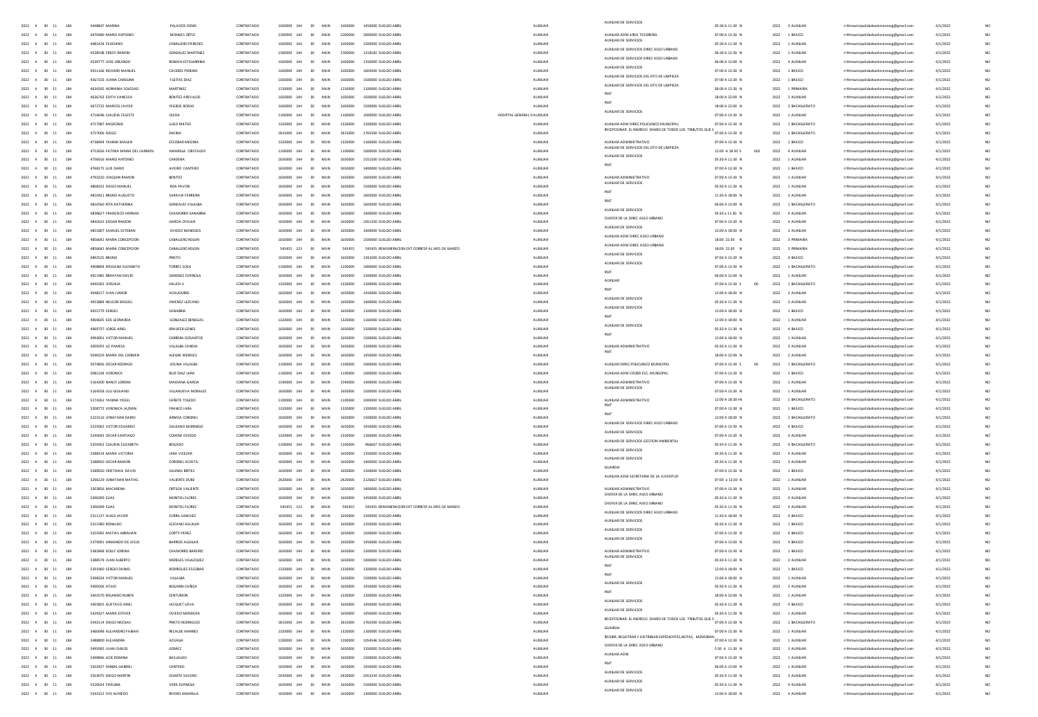| | | | | | | | | | | | | | | | | | | | | | | | | | |
|---|---|---|---|---|---|---|---|---|---|---|---|---|---|---|---|---|---|---|---|---|---|---|---|---|---|
| 2022 | 4 | 30 | 11 | 184 | 4448847 MARINA | PALACIOS DENIS | CONTRATADO | 1650000 | 144 | 30 | MUN | 1650000 | 1450000 SUELDO ABRIL | AUXILIAR | AUXILIAR DE SERVICIOS | 05:30 A 11:30 | N | | 2022 | 3 | AUXILIAR | rrhhmunicipalidadsanlorenzocg@gmail.com | 4/1/2022 | NO |
| 2022 | 4 | 30 | 11 | 184 | 4470480 MARIO ANTONIO | MONGES ORTIZ | CONTRATADO | 2200000 | 144 | 30 | MUN | 2200000 | 2000000 SUELDO ABRIL | AUXILIAR | AUXILIAR ADM AREA TESORERIA | 07:00 A 13:30 | N | | 2022 | 1 | BASICO | rrhhmunicipalidadsanlorenzocg@gmail.com | 4/1/2022 | NO |
| 2022 | 4 | 30 | 11 | 184 | 4481424 FELICIANO | CABALLERO PAREDES | CONTRATADO | 1650000 | 144 | 30 | MUN | 1650000 | 1500000 SUELDO ABRIL | AUXILIAR | AUXILIAR DE SERVICIOS | 05:30 A 11:30 | N | | 2022 | 1 | AUXILIAR | rrhhmunicipalidadsanlorenzocg@gmail.com | 4/1/2022 | NO |
| 2022 | 4 | 30 | 11 | 184 | 4538508 FREDY RAMON | GONZALEZ MARTINEZ | CONTRATADO | 1500000 | 144 | 30 | MUN | 1500000 | 1318182 SUELDO ABRIL | AUXILIAR | AUXILIAR DE SERVICIOS DIREC ASEO URBANO | 06:30 A 12:30 | N | | 2022 | 1 | AUXILIAR | rrhhmunicipalidadsanlorenzocg@gmail.com | 4/1/2022 | NO |
| 2022 | 4 | 30 | 11 | 184 | 4539777 JOSE ORLANDO | ROMAN ESTIGARRIBIA | CONTRATADO | 1650000 | 144 | 30 | MUN | 1650000 | 1350000 SUELDO ABRIL | AUXILIAR | AUXILIAR DE SERVICIOS DIREC ASEO URBANO | 06:00 A 12:00 | N | | 2022 | 4 | AUXILIAR | rrhhmunicipalidadsanlorenzocg@gmail.com | 4/1/2022 | NO |
| 2022 | 4 | 30 | 11 | 184 | 4551166 RICHARD MANUEL | CACERES PEREIRA | CONTRATADO | 1650000 | 144 | 30 | MUN | 1650000 | 1605000 SUELDO ABRIL | AUXILIAR | AUXILIAR DE SERVICIOS | 07:00 A 13:30 | N | | 2022 | 1 | BASICO | rrhhmunicipalidadsanlorenzocg@gmail.com | 4/1/2022 | NO |
| 2022 | 4 | 30 | 11 | 184 | 4567102 JUANA CAROLINA | FLEITAS DIAZ | CONTRATADO | 1650000 | 144 | 30 | MUN | 1650000 | 1500000 SUELDO ABRIL | AUXILIAR | AUXILIAR DE SERVICIOS DEL DTO DE LIMPIEZA | 07:00 A 13:30 | N | | 2022 | 1 | BASICO | rrhhmunicipalidadsanlorenzocg@gmail.com | 4/1/2022 | NO |
| 2022 | 4 | 30 | 11 | 184 | 4634265 HERMINIA SOLEDAD | MARTINEZ | CONTRATADO | 1210000 | 144 | 30 | MUN | 1210000 | 1100000 SUELDO ABRIL | AUXILIAR | AUXILIAR DE SERVICIOS DEL DTO DE LIMPIEZA | 06:00 A 12:30 | N | | 2022 | 1 | PRIMARIA | rrhhmunicipalidadsanlorenzocg@gmail.com | 4/1/2022 | NO |
| 2022 | 4 | 30 | 11 | 184 | 4636763 EDITH VANESSA | BENITEZ AREVALOS | CONTRATADO | 1650000 | 144 | 30 | MUN | 1650000 | 1500000 SUELDO ABRIL | AUXILIAR | PMT | 18:00 A 22:00 | N | | 2022 | 2 | AUXILIAR | rrhhmunicipalidadsanlorenzocg@gmail.com | 4/1/2022 | NO |
| 2022 | 4 | 30 | 11 | 184 | 4672722 MARCOS JAVIER | YEGROS RODAS | CONTRATADO | 1650000 | 144 | 30 | MUN | 1650000 | 1500000 SUELDO ABRIL | AUXILIAR | PMT | 18:00 A 22:00 | N | | 2022 | 2 | BACHILLERATO | rrhhmunicipalidadsanlorenzocg@gmail.com | 4/1/2022 | NO |
| 2022 | 4 | 30 | 11 | 184 | 4716696 CLAUDIA CELESTE | OJEDA | CONTRATADO | 1100000 | 144 | 30 | MUN | 1100000 | 1000000 SUELDO ABRIL | HOSPITAL GENERAL D AUXILIAR | AUXILIAR DE SERVICIOS | 07:00 A 13:30 | N | | 2022 | 1 | AUXILIAR | rrhhmunicipalidadsanlorenzocg@gmail.com | 4/1/2022 | NO |
| 2022 | 4 | 30 | 11 | 184 | 4717987 MIGDONIA | LUGO MILTOS | CONTRATADO | 1320000 | 144 | 30 | MUN | 1320000 | 1200000 SUELDO ABRIL | AUXILIAR | AUXILIAR ADM DIREC.POLICLINICO MUNICIPAL | 07:00 A 13:30 | N | | 2022 | 1 | BACHILLERATO | rrhhmunicipalidadsanlorenzocg@gmail.com | 4/1/2022 | NO |
| 2022 | 4 | 30 | 11 | 184 | 4727006 DIEGO | ENCINA | CONTRATADO | 1815000 | 144 | 30 | MUN | 1815000 | 1765500 SUELDO ABRIL | AUXILIAR | RECEPCIONAR EL INGRESO DIARIO DE TODOS LOS TRIBUTOS QUE S | 07:00 A 13:30 | N | | 2022 | 1 | BACHILLERATO | rrhhmunicipalidadsanlorenzocg@gmail.com | 4/1/2022 | NO |
| 2022 | 4 | 30 | 11 | 184 | 4738494 YANINA MAILEN | ESCOBAR MEDINA | CONTRATADO | 1320000 | 144 | 30 | MUN | 1320000 | 1160000 SUELDO ABRIL | AUXILIAR | AUXILIAR ADMINISTRATIVO | 07:00 A 13:30 | N | | 2022 | 1 | BASICO | rrhhmunicipalidadsanlorenzocg@gmail.com | 4/1/2022 | NO |
| 2022 | 4 | 30 | 11 | 184 | 4752656 FATIMA MARIA DEL CARMEN | AMARILLA CRISTALDO | CONTRATADO | 1100000 | 144 | 30 | MUN | 1100000 | 1000000 SUELDO ABRIL | AUXILIAR | AUXILIAR DE SERVICIOS DEL DTO DE LIMPIEZA | 12:00 A 18:30 S | 002 | | 2022 | 4 | AUXILIAR | rrhhmunicipalidadsanlorenzocg@gmail.com | 4/1/2022 | NO |
| 2022 | 4 | 30 | 11 | 184 | 4756916 MARIO ANTONIO | CARDENA | CONTRATADO | 1650000 | 144 | 30 | MUN | 1650000 | 1551500 SUELDO ABRIL | AUXILIAR | AUXILIAR DE SERVICIOS | 05:30 A 11:30 | N | | 2022 | 1 | AUXILIAR | rrhhmunicipalidadsanlorenzocg@gmail.com | 4/1/2022 | NO |
| 2022 | 4 | 30 | 11 | 184 | 4768175 LUIS DARIO | AVEIRO CANTERO | CONTRATADO | 1650000 | 144 | 30 | MUN | 1650000 | 1400000 SUELDO ABRIL | AUXILIAR | PMT | 07:00 A 13:30 | N | | 2022 | 1 | BASICO | rrhhmunicipalidadsanlorenzocg@gmail.com | 4/1/2022 | NO |
| 2022 | 4 | 30 | 11 | 184 | 4793220 JOAQUIN RAMON | BENITEZ | CONTRATADO | 1650000 | 144 | 30 | MUN | 1650000 | 1605000 SUELDO ABRIL | AUXILIAR | AUXILIAR ADMINISTRATIVO | 07:00 A 13:30 | N | | 2022 | 1 | AUXILIAR | rrhhmunicipalidadsanlorenzocg@gmail.com | 4/1/2022 | NO |
| 2022 | 4 | 30 | 11 | 184 | 4808101 DIEGO MANUEL | ROA PAVON | CONTRATADO | 1650000 | 144 | 30 | MUN | 1650000 | 1500000 SUELDO ABRIL | AUXILIAR | AUXILIAR DE SERVICIOS | 05:30 A 11:30 | N | | 2022 | 1 | AUXILIAR | rrhhmunicipalidadsanlorenzocg@gmail.com | 4/1/2022 | NO |
| 2022 | 4 | 30 | 11 | 184 | 4810421 BRUNO AUGUSTO | SARAVIA FERREIRA | CONTRATADO | 1650000 | 144 | 30 | MUN | 1650000 | 1605000 SUELDO ABRIL | AUXILIAR | PMT | 11:30 A 18:00 | N | | 2022 | 3 | AUXILIAR | rrhhmunicipalidadsanlorenzocg@gmail.com | 4/1/2022 | NO |
| 2022 | 4 | 30 | 11 | 184 | 4810560 RITA KATHERINA | GONZALEZ VILLALBA | CONTRATADO | 1650000 | 144 | 30 | MUN | 1650000 | 1605000 SUELDO ABRIL | AUXILIAR | PMT | 06:00 A 12:00 | N | | 2022 | 1 | BACHILLERATO | rrhhmunicipalidadsanlorenzocg@gmail.com | 4/1/2022 | NO |
| 2022 | 4 | 30 | 11 | 184 | 4838627 FRANCISCO HERNAN | CHAMORRO SANABRIA | CONTRATADO | 1650000 | 144 | 30 | MUN | 1650000 | 1400000 SUELDO ABRIL | AUXILIAR | AUXILIAR DE SERVICIOS | 05:30 A 11:30 | N | | 2022 | 4 | AUXILIAR | rrhhmunicipalidadsanlorenzocg@gmail.com | 4/1/2022 | NO |
| 2022 | 4 | 30 | 11 | 184 | 4845032 EDGAR RAMON | GARCIA OVELAR | CONTRATADO | 1650000 | 144 | 30 | MUN | 1650000 | 1051250 SUELDO ABRIL | AUXILIAR | CHOFER DE LA DIREC ASEO URBANO | 07:00 A 13:30 | N | | 2022 | 4 | AUXILIAR | rrhhmunicipalidadsanlorenzocg@gmail.com | 4/1/2022 | NO |
| 2022 | 4 | 30 | 11 | 184 | 4851807 SAMUEL ESTEBAN | OVIEDO MENDOZA | CONTRATADO | 1650000 | 144 | 30 | MUN | 1650000 | 1400000 SUELDO ABRIL | AUXILIAR | AUXILIAR DE SERVICIOS | 12:00 A 18:00 | N | | 2022 | 3 | AUXILIAR | rrhhmunicipalidadsanlorenzocg@gmail.com | 4/1/2022 | NO |
| 2022 | 4 | 30 | 11 | 184 | 4856642 MARIA CONCEPCION | CABALLERO ROLON | CONTRATADO | 1650000 | 144 | 30 | MUN | 1650000 | 1500000 SUELDO ABRIL | AUXILIAR | AUXILIAR ADM DIREC ASEO URBANO | 18:00 22:30 | N | | 2022 | 3 | PRIMARIA | rrhhmunicipalidadsanlorenzocg@gmail.com | 4/1/2022 | NO |
| 2022 | 4 | 30 | 11 | 184 | 4856642 MARIA CONCEPCION | CABALLERO ROLON | CONTRATADO | 545455 | 123 | 30 | MUN | 545455 | 545455 REMUNERACION EXT CORRESP AL MES DE MARZO | AUXILIAR | AUXILIAR ADM DIREC ASEO URBANO | 18:00 22:30 | N | | 2022 | 3 | PRIMARIA | rrhhmunicipalidadsanlorenzocg@gmail.com | 4/1/2022 | NO |
| 2022 | 4 | 30 | 11 | 184 | 4892525 BRUNO | PRIETO | CONTRATADO | 1650000 | 144 | 30 | MUN | 1650000 | 1391000 SUELDO ABRIL | AUXILIAR | AUXILIAR DE SERVICIOS | 07:00 A 13:30 | N | | 2022 | 4 | BASICO | rrhhmunicipalidadsanlorenzocg@gmail.com | 4/1/2022 | NO |
| 2022 | 4 | 30 | 11 | 184 | 4908804 ROSSANA ELIZABETH | TORRES SOSA | CONTRATADO | 1100000 | 144 | 30 | MUN | 1100000 | 1000000 SUELDO ABRIL | AUXILIAR | AUXILIAR DE SERVICIOS | 07:00 A 13:30 | N | | 2022 | 1 | BACHILLERATO | rrhhmunicipalidadsanlorenzocg@gmail.com | 4/1/2022 | NO |
| 2022 | 4 | 30 | 11 | 184 | 4911985 BRAHYAN DAVID | GIMENEZ ESPINOLA | CONTRATADO | 1650000 | 144 | 30 | MUN | 1650000 | 1500000 SUELDO ABRIL | AUXILIAR | PMT | 06:00 A 12:00 | N | | 2022 | 1 | AUXILIAR | rrhhmunicipalidadsanlorenzocg@gmail.com | 4/1/2022 | NO |
| 2022 | 4 | 30 | 11 | 184 | 4945265 JERSHUA | HAUCH V | CONTRATADO | 1320000 | 144 | 30 | MUN | 1320000 | 1200000 SUELDO ABRIL | AUXILIAR | AUXILIAR | 07:00 A 13:30 S | 00 | | 2022 | 1 | BACHILLERATO | rrhhmunicipalidadsanlorenzocg@gmail.com | 4/1/2022 | NO |
| 2022 | 4 | 30 | 11 | 184 | 4948217 IVAN JUNIOR | ACHUCARRO | CONTRATADO | 1650000 | 144 | 30 | MUN | 1650000 | 1450000 SUELDO ABRIL | AUXILIAR | PMT | 12:00 A 18:00 | N | | 2022 | 2 | AUXILIAR | rrhhmunicipalidadsanlorenzocg@gmail.com | 4/1/2022 | NO |
| 2022 | 4 | 30 | 11 | 184 | 4953884 NELSON MIGUEL | JIMENEZ LEZCANO | CONTRATADO | 1650000 | 144 | 30 | MUN | 1650000 | 1400000 SUELDO ABRIL | AUXILIAR | AUXILIAR DE SERVICIOS | 05:30 A 11:30 | N | | 2022 | 3 | AUXILIAR | rrhhmunicipalidadsanlorenzocg@gmail.com | 4/1/2022 | NO |
| 2022 | 4 | 30 | 11 | 184 | 4955779 SERGIO | SANABRIA | CONTRATADO | 1650000 | 144 | 30 | MUN | 1650000 | 1100000 SUELDO ABRIL | AUXILIAR | AUXILIAR DE SERVICIOS | 12:00 A 18:00 | N | | 2022 | 1 | BASICO | rrhhmunicipalidadsanlorenzocg@gmail.com | 4/1/2022 | NO |
| 2022 | 4 | 30 | 11 | 184 | 4969605 EDE LEONARDA | GONZALEZ BENEGAS | CONTRATADO | 1320000 | 144 | 30 | MUN | 1320000 | 1160000 SUELDO ABRIL | AUXILIAR | PMT | 12:00 A 18:00 | N | | 2022 | 1 | AUXILIAR | rrhhmunicipalidadsanlorenzocg@gmail.com | 4/1/2022 | NO |
| 2022 | 4 | 30 | 11 | 184 | 4969737 JORGE ARIEL | KRAUSER GENES | CONTRATADO | 1650000 | 144 | 30 | MUN | 1650000 | 1500000 SUELDO ABRIL | AUXILIAR | AUXILIAR DE SERVICIOS | 05:30 A 11:30 | N | | 2022 | 4 | BASICO | rrhhmunicipalidadsanlorenzocg@gmail.com | 4/1/2022 | NO |
| 2022 | 4 | 30 | 11 | 184 | 4993051 VICTOR MANUEL | CABRERA DOSANTOS | CONTRATADO | 1650000 | 144 | 30 | MUN | 1650000 | 1500000 SUELDO ABRIL | AUXILIAR | PMT | 12:00 A 18:00 | N | | 2022 | 1 | AUXILIAR | rrhhmunicipalidadsanlorenzocg@gmail.com | 4/1/2022 | NO |
| 2022 | 4 | 30 | 11 | 184 | 5009293 LIZ PAMELA | VILLALBA CANDIA | CONTRATADO | 1650000 | 144 | 30 | MUN | 1650000 | 1200000 SUELDO ABRIL | AUXILIAR | AUXILIAR ADMINISTRATIVO | 05:30 A 11:30 | N | | 2022 | 3 | AUXILIAR | rrhhmunicipalidadsanlorenzocg@gmail.com | 4/1/2022 | NO |
| 2022 | 4 | 30 | 11 | 184 | 5040229 MARIA DEL CARMEN | ALEGRE MEIRELES | CONTRATADO | 1650000 | 144 | 30 | MUN | 1650000 | 1450000 SUELDO ABRIL | AUXILIAR | PMT | 18:00 A 22:00 | N | | 2022 | 2 | AUXILIAR | rrhhmunicipalidadsanlorenzocg@gmail.com | 4/1/2022 | NO |
| 2022 | 4 | 30 | 11 | 184 | 5074836 OSCAR RODRIGO | OZUNA VILLALBA | CONTRATADO | 1100000 | 144 | 30 | MUN | 1100000 | 1000000 SUELDO ABRIL | AUXILIAR | AUXILIAR DIREC.POLICLINICO MUNICIPAL | 07:00 A 13:30 S | 00 | | 2022 | 1 | BACHILLERATO | rrhhmunicipalidadsanlorenzocg@gmail.com | 4/1/2022 | NO |
| 2022 | 4 | 30 | 11 | 184 | 5081104 VERONICA | RUIZ DIAZ LARA | CONTRATADO | 1100000 | 144 | 30 | MUN | 1100000 | 1000000 SUELDO ABRIL | AUXILIAR | AUXILIAR ADM COORD.ESC. MUNICIPAL | 07:00 A 13:30 | N | | 2022 | 1 | BASICO | rrhhmunicipalidadsanlorenzocg@gmail.com | 4/1/2022 | NO |
| 2022 | 4 | 30 | 11 | 184 | 5164200 NANCY LORENA | MAIDANA GARCIA | CONTRATADO | 1540000 | 144 | 30 | MUN | 1540000 | 1400000 SUELDO ABRIL | AUXILIAR | AUXILIAR ADMINISTRATIVO | 07:00 A 13:30 | N | | 2022 | 1 | AUXILIAR | rrhhmunicipalidadsanlorenzocg@gmail.com | 4/1/2022 | NO |
| 2022 | 4 | 30 | 11 | 184 | 5164558 JULI GIULIANO | VILLANUEVA MORALES | CONTRATADO | 1650000 | 144 | 30 | MUN | 1650000 | 1500000 SUELDO ABRIL | AUXILIAR | AUXILIAR DE SERVICIOS | 07:00 A 13:30 | N | | 2022 | 1 | AUXILIAR | rrhhmunicipalidadsanlorenzocg@gmail.com | 4/1/2022 | NO |
| 2022 | 4 | 30 | 11 | 184 | 5174261 YANINA YISSEL | CAÑETE TOLEDO | CONTRATADO | 1100000 | 144 | 30 | MUN | 1100000 | 1000000 SUELDO ABRIL | AUXILIAR | AUXILIAR ADMINISTRATIVO | 12:00 A 18:30 | N | | 2022 | 1 | BACHILLERATO | rrhhmunicipalidadsanlorenzocg@gmail.com | 4/1/2022 | NO |
| 2022 | 4 | 30 | 11 | 184 | 5208772 VERONICA JAZMIN | FRANCO JARA | CONTRATADO | 1320000 | 144 | 30 | MUN | 1320000 | 1200000 SUELDO ABRIL | AUXILIAR | PMT | 07:00 A 13:30 | N | | 2022 | 1 | BASICO | rrhhmunicipalidadsanlorenzocg@gmail.com | 4/1/2022 | NO |
| 2022 | 4 | 30 | 11 | 184 | 5223116 JONATHAN DARIO | ARMOA CORONEL | CONTRATADO | 1650000 | 144 | 30 | MUN | 1650000 | 1500000 SUELDO ABRIL | AUXILIAR | PMT | 12:00 A 18:00 | N | | 2022 | 2 | BACHILLERATO | rrhhmunicipalidadsanlorenzocg@gmail.com | 4/1/2022 | NO |
| 2022 | 4 | 30 | 11 | 184 | 5225062 VICTOR EDUARDO | GALEANO MORINIGO | CONTRATADO | 1650000 | 144 | 30 | MUN | 1650000 | 1450000 SUELDO ABRIL | AUXILIAR | AUXILIAR DE SERVICIOS DIREC ASEO URBANO | 07:00 A 13:30 | N | | 2022 | 4 | BASICO | rrhhmunicipalidadsanlorenzocg@gmail.com | 4/1/2022 | NO |
| 2022 | 4 | 30 | 11 | 184 | 5245693 OSCAR SANTIAGO | COHENE OVIEDO | CONTRATADO | 1320000 | 144 | 30 | MUN | 1320000 | 1160000 SUELDO ABRIL | AUXILIAR | AUXILIAR DE SERVICIOS | 07:00 A 13:30 | N | | 2022 | 4 | AUXILIAR | rrhhmunicipalidadsanlorenzocg@gmail.com | 4/1/2022 | NO |
| 2022 | 4 | 30 | 11 | 184 | 5259302 CLAUDIA ELIZABETH | BOGADO | CONTRATADO | 1100000 | 144 | 30 | MUN | 1100000 | 966667 SUELDO ABRIL | AUXILIAR | AUXILIAR DE SERVICIOS GESTION AMBIENTAL | 05:30 A 11:30 | N | | 2022 | 4 | BACHILLERATO | rrhhmunicipalidadsanlorenzocg@gmail.com | 4/1/2022 | NO |
| 2022 | 4 | 30 | 11 | 184 | 5288314 MARIA VICTORIA | JARA VICEZAR | CONTRATADO | 1650000 | 144 | 30 | MUN | 1650000 | 1350000 SUELDO ABRIL | AUXILIAR | AUXILIAR DE SERVICIOS | 05:30 A 11:30 | N | | 2022 | 4 | AUXILIAR | rrhhmunicipalidadsanlorenzocg@gmail.com | 4/1/2022 | NO |
| 2022 | 4 | 30 | 11 | 184 | 5288950 OSCAR RAMON | CORONEL ACOSTA | CONTRATADO | 1650000 | 144 | 30 | MUN | 1650000 | 1400000 SUELDO ABRIL | AUXILIAR | AUXILIAR DE SERVICIOS | 05:30 A 11:30 | N | | 2022 | 3 | AUXILIAR | rrhhmunicipalidadsanlorenzocg@gmail.com | 4/1/2022 | NO |
| 2022 | 4 | 30 | 11 | 184 | 5289020 CRISTHIAN DAVID | SALINAS BRITEZ | CONTRATADO | 1650000 | 144 | 30 | MUN | 1650000 | 1500000 SUELDO ABRIL | AUXILIAR | GUARDIA | 07:00 A 13:30 | N | | 2022 | 1 | BASICO | rrhhmunicipalidadsanlorenzocg@gmail.com | 4/1/2022 | NO |
| 2022 | 4 | 30 | 11 | 184 | 5296129 JONATHAN MATIAS | VALIENTE DURE | CONTRATADO | 2420000 | 144 | 30 | MUN | 2420000 | 2126667 SUELDO ABRIL | AUXILIAR | AUXILIAR ADM SECRETARIA DE LA JUVENTUD | 07:00 a 13:30 | N | | 2022 | 1 | AUXILIAR | rrhhmunicipalidadsanlorenzocg@gmail.com | 4/1/2022 | NO |
| 2022 | 4 | 30 | 11 | 184 | 5303856 MACARENA | ORTEGA VALIENTE | CONTRATADO | 1650000 | 144 | 30 | MUN | 1650000 | 1400000 SUELDO ABRIL | AUXILIAR | AUXILIAR ADMINISTRATIVO | 07:00 A 13:30 | N | | 2022 | 1 | AUXILIAR | rrhhmunicipalidadsanlorenzocg@gmail.com | 4/1/2022 | NO |
| 2022 | 4 | 30 | 11 | 184 | 5306399 ELIAS | MONTIEL FLORES | CONTRATADO | 1650000 | 144 | 30 | MUN | 1650000 | 1450000 SUELDO ABRIL | AUXILIAR | CHOFER DE LA DIREC ASEO URBANO | 05:30 A 11:30 | N | | 2022 | 4 | AUXILIAR | rrhhmunicipalidadsanlorenzocg@gmail.com | 4/1/2022 | NO |
| 2022 | 4 | 30 | 11 | 184 | 5306399 ELIAS | MONTIEL FLORES | CONTRATADO | 545455 | 123 | 30 | MUN | 545455 | 545455 REMUNERACION EXT CORRESP AL MES DE MARZO | AUXILIAR | CHOFER DE LA DIREC ASEO URBANO | 05:30 A 11:30 | N | | 2022 | 4 | AUXILIAR | rrhhmunicipalidadsanlorenzocg@gmail.com | 4/1/2022 | NO |
| 2022 | 4 | 30 | 11 | 184 | 5311137 HUGO JAVIER | CURRIL SANCHEZ | CONTRATADO | 1650000 | 144 | 30 | MUN | 1650000 | 1500000 SUELDO ABRIL | AUXILIAR | AUXILIAR DE SERVICIOS DIREC ASEO URBANO | 11:30 A 18:00 | N | | 2022 | 4 | BASICO | rrhhmunicipalidadsanlorenzocg@gmail.com | 4/1/2022 | NO |
| 2022 | 4 | 30 | 11 | 184 | 5315380 RONALDO | LEZCANO AGUILAR | CONTRATADO | 1650000 | 144 | 30 | MUN | 1650000 | 1350000 SUELDO ABRIL | AUXILIAR | AUXILIAR DE SERVICIOS | 05:30 A 11:30 | N | | 2022 | 1 | BASICO | rrhhmunicipalidadsanlorenzocg@gmail.com | 4/1/2022 | NO |
| 2022 | 4 | 30 | 11 | 184 | 5355992 MATIAS ABRAHAN | CORTTI PEREZ | CONTRATADO | 1650000 | 144 | 30 | MUN | 1650000 | 1500000 SUELDO ABRIL | AUXILIAR | AUXILIAR DE SERVICIOS | 07:00 A 13:30 | N | | 2022 | 4 | BASICO | rrhhmunicipalidadsanlorenzocg@gmail.com | 4/1/2022 | NO |
| 2022 | 4 | 30 | 11 | 184 | 5379091 ARMANDO DE JESUS | BARRIOS AGUILAR | CONTRATADO | 1650000 | 144 | 30 | MUN | 1650000 | 1450000 SUELDO ABRIL | AUXILIAR | AUXILIAR DE SERVICIOS | 07:00 A 13:30 | N | | 2022 | 4 | BASICO | rrhhmunicipalidadsanlorenzocg@gmail.com | 4/1/2022 | NO |
| 2022 | 4 | 30 | 11 | 184 | 5382848 DOLLY LORENA | CHAMORRO BAREIRO | CONTRATADO | 1650000 | 144 | 30 | MUN | 1650000 | 1500000 SUELDO ABRIL | AUXILIAR | AUXILIAR ADMINISTRATIVO | 07:00 A 13:30 | N | | 2022 | 1 | BASICO | rrhhmunicipalidadsanlorenzocg@gmail.com | 4/1/2022 | NO |
| 2022 | 4 | 30 | 11 | 184 | 5388574 JUAN ALBERTO | MEIRELES VELAZQUEZ | CONTRATADO | 1650000 | 144 | 30 | MUN | 1650000 | 1400000 SUELDO ABRIL | AUXILIAR | AUXILIAR DE SERVICIOS | 05:30 A 11:30 | N | | 2022 | 3 | AUXILIAR | rrhhmunicipalidadsanlorenzocg@gmail.com | 4/1/2022 | NO |
| 2022 | 4 | 30 | 11 | 184 | 5391960 SERGIO DANIEL | RODRIGUEZ ESCOBAR | CONTRATADO | 1320000 | 144 | 30 | MUN | 1320000 | 1200000 SUELDO ABRIL | AUXILIAR | PMT | 12:00 A 18:00 | N | | 2022 | 1 | BASICO | rrhhmunicipalidadsanlorenzocg@gmail.com | 4/1/2022 | NO |
| 2022 | 4 | 30 | 11 | 184 | 5398334 VICTOR MANUEL | VILLALBA | CONTRATADO | 1650000 | 144 | 30 | MUN | 1650000 | 1500000 SUELDO ABRIL | AUXILIAR | PMT | 12:00 A 18:00 | N | | 2022 | 1 | AUXILIAR | rrhhmunicipalidadsanlorenzocg@gmail.com | 4/1/2022 | NO |
| 2022 | 4 | 30 | 11 | 184 | 5400506 ATILIO | BOGARIN CAÑIZA | CONTRATADO | 1650000 | 144 | 30 | MUN | 1650000 | 1450000 SUELDO ABRIL | AUXILIAR | AUXILIAR DE SERVICIOS | 05:30 A 11:30 | N | | 2022 | 3 | AUXILIAR | rrhhmunicipalidadsanlorenzocg@gmail.com | 4/1/2022 | NO |
| 2022 | 4 | 30 | 11 | 184 | 5402570 ROLANDO RUBEN | CENTURION | CONTRATADO | 1320000 | 144 | 30 | MUN | 1320000 | 1200000 SUELDO ABRIL | AUXILIAR | PMT | 18:00 A 22:00 | N | | 2022 | 1 | AUXILIAR | rrhhmunicipalidadsanlorenzocg@gmail.com | 4/1/2022 | NO |
| 2022 | 4 | 30 | 11 | 184 | 5403825 GUSTAVO ARIEL | JACQUET LEIVA | CONTRATADO | 1650000 | 144 | 30 | MUN | 1650000 | 1450000 SUELDO ABRIL | AUXILIAR | AUXILIAR DE SERVICIOS | 05:30 A 11:30 | N | | 2022 | 4 | BASICO | rrhhmunicipalidadsanlorenzocg@gmail.com | 4/1/2022 | NO |
| 2022 | 4 | 30 | 11 | 184 | 5429327 MARIA ESTHER | OVIEDO MENDOZA | CONTRATADO | 1650000 | 144 | 30 | MUN | 1650000 | 1450000 SUELDO ABRIL | AUXILIAR | AUXILIAR DE SERVICIOS | 05:30 A 11:30 | N | | 2022 | 1 | AUXILIAR | rrhhmunicipalidadsanlorenzocg@gmail.com | 4/1/2022 | NO |
| 2022 | 4 | 30 | 11 | 184 | 5442114 DIEGO NICOLAS | PRIETO RODRIGUEZ | CONTRATADO | 1815000 | 144 | 30 | MUN | 1815000 | 1765500 SUELDO ABRIL | AUXILIAR | RECEPCIONAR EL INGRESO DIARIO DE TODOS LOS TRIBUTOS QUE S | 07:00 A 13:30 | N | | 2022 | 1 | BACHILLERATO | rrhhmunicipalidadsanlorenzocg@gmail.com | 4/1/2022 | NO |
| 2022 | 4 | 30 | 11 | 184 | 5460048 ALEJANDRO FABIAN | RECALDE MARRES | CONTRATADO | 1320000 | 144 | 30 | MUN | 1320000 | 1160000 SUELDO ABRIL | AUXILIAR | GUARDIA | 07:00 A 13:30 | N | | 2022 | 1 | AUXILIAR | rrhhmunicipalidadsanlorenzocg@gmail.com | 4/1/2022 | NO |
| 2022 | 4 | 30 | 11 | 184 | 5488800 ALEJANDRA | AZUAGA | CONTRATADO | 1200000 | 144 | 30 | MUN | 1200000 | 1054546 SUELDO ABRIL | AUXILIAR | RECIBIR, REGISTRAR Y DISTRIBUIR EXPEDIENTES,NOTAS, MEMORAN | 07:00 A 13:30 | N | | 2022 | 1 | AUXILIAR | rrhhmunicipalidadsanlorenzocg@gmail.com | 4/1/2022 | NO |
| 2022 | 4 | 30 | 11 | 184 | 5495992 JUAN CARLOS | GOMEZ | CONTRATADO | 1650000 | 144 | 30 | MUN | 1650000 | 1350000 SUELDO ABRIL | AUXILIAR | CHOFER DE LA DIREC ASEO URBANO | 5:30 A 11:30 | N | | 2022 | 4 | AUXILIAR | rrhhmunicipalidadsanlorenzocg@gmail.com | 4/1/2022 | NO |
| 2022 | 4 | 30 | 11 | 184 | 5499846 LICIE ROMINA | BASUALDO | CONTRATADO | 1650000 | 144 | 30 | MUN | 1650000 | 1500000 SUELDO ABRIL | AUXILIAR | AUXILIAR ADM | 07:00 A 13:30 | N | | 2022 | 1 | AUXILIAR | rrhhmunicipalidadsanlorenzocg@gmail.com | 4/1/2022 | NO |
| 2022 | 4 | 30 | 11 | 184 | 5502427 ANIBAL GABRIEL | CANTERO | CONTRATADO | 1650000 | 144 | 30 | MUN | 1650000 | 1450000 SUELDO ABRIL | AUXILIAR | PMT | 06:00 A 12:00 | N | | 2022 | 1 | AUXILIAR | rrhhmunicipalidadsanlorenzocg@gmail.com | 4/1/2022 | NO |
| 2022 | 4 | 30 | 11 | 184 | 5503075 DIEGO MARTIN | DUARTE SILVERO | CONTRATADO | 2420000 | 144 | 30 | MUN | 2420000 | 2053334 SUELDO ABRIL | AUXILIAR | AUXILIAR DE SERVICIOS | 05:30 A 11:30 | N | | 2022 | 3 | AUXILIAR | rrhhmunicipalidadsanlorenzocg@gmail.com | 4/1/2022 | NO |
| 2022 | 4 | 30 | 11 | 184 | 5520024 FIDELINA | VERA ESPINOLA | CONTRATADO | 1650000 | 144 | 30 | MUN | 1650000 | 1500000 SUELDO ABRIL | AUXILIAR | AUXILIAR DE SERVICIOS | 05:30 A 11:30 | N | | 2022 | 4 | AUXILIAR | rrhhmunicipalidadsanlorenzocg@gmail.com | 4/1/2022 | NO |
| 2022 | 4 | 30 | 11 | 184 | 5542152 IVIS ALFREDO | RIVERO AMARILLA | CONTRATADO | 1650000 | 144 | 30 | MUN | 1650000 | 1300000 SUELDO ABRIL | AUXILIAR | AUXILIAR DE SERVICIOS | 12:00 A 18:00 | N | | 2022 | 4 | AUXILIAR | rrhhmunicipalidadsanlorenzocg@gmail.com | 4/1/2022 | NO |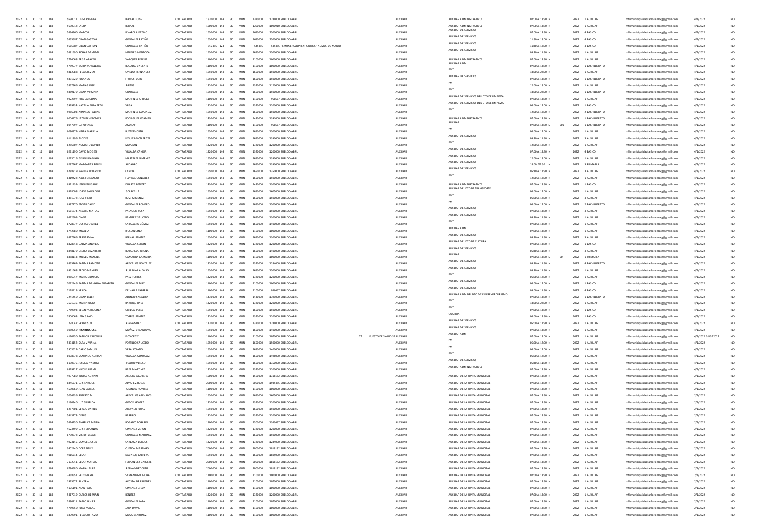| | | | | | | | | | | | | | | | | | | | | | | | |
|---|---|---|---|---|---|---|---|---|---|---|---|---|---|---|---|---|---|---|---|---|---|---|---|
| 2022 | 4 | 30 | 11 | 184 | 5630011 DEISY PAMELA | BERNAL LOPEZ | CONTRATADO | 1320000 | 144 | 30 | MUN | 1320000 | 1284000 SUELDO ABRIL | | AUXILIAR | AUXILIAR ADMINISTRATIVO | 07:00 A 13:30 N | | 2022 | 1 AUXILIAR | rrhhmunicipalidadsanlorenzocg@gmail.com | 4/1/2022 | NO |
| 2022 | 4 | 30 | 11 | 184 | 5630012 LAURA | BERNAL | CONTRATADO | 1200000 | 144 | 30 | MUN | 1200000 | 1090910 SUELDO ABRIL | | AUXILIAR | AUXILIAR ADMINISTRATIVO | 07:00 A 13:30 N | | 2022 | 1 AUXILIAR | rrhhmunicipalidadsanlorenzocg@gmail.com | 4/1/2022 | NO |
| 2022 | 4 | 30 | 11 | 184 | 5634360 MARCOS | RIVAROLA PATIÑO | CONTRATADO | 1650000 | 144 | 30 | MUN | 1650000 | 1500000 SUELDO ABRIL | | AUXILIAR | AUXILIAR DE SERVICIOS | 07:00 A 13:30 N | | 2022 | 4 BASICO | rrhhmunicipalidadsanlorenzocg@gmail.com | 4/1/2022 | NO |
| 2022 | 4 | 30 | 11 | 184 | 5665587 DILAN GASTON | GONZALEZ PATIÑO | CONTRATADO | 1650000 | 144 | 30 | MUN | 1650000 | 1500000 SUELDO ABRIL | | AUXILIAR | AUXILIAR DE SERVICIOS | 11:30 A 18:00 N | | 2022 | 4 BASICO | rrhhmunicipalidadsanlorenzocg@gmail.com | 4/1/2022 | NO |
| 2022 | 4 | 30 | 11 | 184 | 5665587 DILAN GASTON | GONZALEZ PATIÑO | CONTRATADO | 545455 | 123 | 30 | MUN | 545455 | 545455 REMUNERACION EXT CORRESP AL MES DE MARZO | | AUXILIAR | AUXILIAR DE SERVICIOS | 11:30 A 18:00 N | | 2022 | 4 BASICO | rrhhmunicipalidadsanlorenzocg@gmail.com | 4/1/2022 | NO |
| 2022 | 4 | 30 | 11 | 184 | 5681590 RICHAR DAMIAN | MEREILES MENDOZA | CONTRATADO | 1650000 | 144 | 30 | MUN | 1650000 | 1500000 SUELDO ABRIL | | AUXILIAR | AUXILIAR DE SERVICIOS | 05:30 A 11:30 N | | 2022 | 1 AUXILIAR | rrhhmunicipalidadsanlorenzocg@gmail.com | 4/1/2022 | NO |
| 2022 | 4 | 30 | 11 | 184 | 5726068 BRISA ARACELI | VAZQUEZ PEREIRA | CONTRATADO | 1100000 | 144 | 30 | MUN | 1100000 | 1000000 SUELDO ABRIL | | AUXILIAR | AUXILIAR ADMINISTRATIVO | 07:00 A 13:30 N | | 2022 | 1 AUXILIAR | rrhhmunicipalidadsanlorenzocg@gmail.com | 4/1/2022 | NO |
| 2022 | 4 | 30 | 11 | 184 | 5759077 BARBARA VALERIA | BOGADO VALIENTE | CONTRATADO | 1100000 | 144 | 30 | MUN | 1100000 | 1000000 SUELDO ABRIL | | AUXILIAR | AUXILIAR ADM | 07:00 A 13:30 N | | 2022 | 1 BACHILLERATO | rrhhmunicipalidadsanlorenzocg@gmail.com | 4/1/2022 | NO |
| 2022 | 4 | 30 | 11 | 184 | 5812088 FELIX STEVEN | OVIEDO FERNANDEZ | CONTRATADO | 1650000 | 144 | 30 | MUN | 1650000 | 1500000 SUELDO ABRIL | | AUXILIAR | PMT | 18:00 A 22:00 N | | 2022 | 1 AUXILIAR | rrhhmunicipalidadsanlorenzocg@gmail.com | 4/1/2022 | NO |
| 2022 | 4 | 30 | 11 | 184 | 5831629 ROLANDO | FRUTOS DURE | CONTRATADO | 1650000 | 144 | 30 | MUN | 1650000 | 1500000 SUELDO ABRIL | | AUXILIAR | AUXILIAR DE SERVICIOS | 07:00 A 13:30 N | | 2022 | 1 BACHILLERATO | rrhhmunicipalidadsanlorenzocg@gmail.com | 4/1/2022 | NO |
| 2022 | 4 | 30 | 11 | 184 | 5867366 MATIAS JOSE | BRITOS | CONTRATADO | 1320000 | 144 | 30 | MUN | 1320000 | 1120000 SUELDO ABRIL | | AUXILIAR | PMT | 12:00 A 18:00 N | | 2022 | 1 AUXILIAR | rrhhmunicipalidadsanlorenzocg@gmail.com | 4/1/2022 | NO |
| 2022 | 4 | 30 | 11 | 184 | 5889179 DIANA VIRGINIA | GONZALEZ | CONTRATADO | 1650000 | 144 | 30 | MUN | 1650000 | 1500000 SUELDO ABRIL | | AUXILIAR | PMT | 18:00 A 22:00 N | | 2022 | 1 BACHILLERATO | rrhhmunicipalidadsanlorenzocg@gmail.com | 4/1/2022 | NO |
| 2022 | 4 | 30 | 11 | 184 | 5922897 RITA CAROLINA | MARTINEZ ARRIOLA | CONTRATADO | 1100000 | 144 | 30 | MUN | 1100000 | 966667 SUELDO ABRIL | | AUXILIAR | AUXILIAR DE SERVICIOS DEL DTO DE LIMPIEZA | 07:00 A 13:30 N | | 2022 | 1 AUXILIAR | rrhhmunicipalidadsanlorenzocg@gmail.com | 4/1/2022 | NO |
| 2022 | 4 | 30 | 11 | 184 | 5979334 NATALIA ELIZABETH | VEGA | CONTRATADO | 1320000 | 144 | 30 | MUN | 1320000 | 1200000 SUELDO ABRIL | | AUXILIAR | AUXILIAR DE SERVICIOS DEL DTO DE LIMPIEZA | 06:00 A 12:00 N | | 2022 | 1 BASICO | rrhhmunicipalidadsanlorenzocg@gmail.com | 4/1/2022 | NO |
| 2022 | 4 | 30 | 11 | 184 | 5986003 ARNALDO FABIAN | MARTINEZ GONZALEZ | CONTRATADO | 1650000 | 144 | 30 | MUN | 1650000 | 1500000 SUELDO ABRIL | | AUXILIAR | PMT | 12:00 A 18:00 N | | 2022 | 2 BACHILLERATO | rrhhmunicipalidadsanlorenzocg@gmail.com | 4/1/2022 | NO |
| 2022 | 4 | 30 | 11 | 184 | 6006476 JAZMIN VERONICA | RODRIGUEZ OCAMPO | CONTRATADO | 1430000 | 144 | 30 | MUN | 1430000 | 1391000 SUELDO ABRIL | | AUXILIAR | AUXILIAR ADMINISTRATIVO | 07:00 A 13:30 N | | 2022 | 1 BACHILLERATO | rrhhmunicipalidadsanlorenzocg@gmail.com | 4/1/2022 | NO |
| 2022 | 4 | 30 | 11 | 184 | 6047597 LIZ YOHANA | AGUILAR | CONTRATADO | 1100000 | 144 | 30 | MUN | 1100000 | 966667 SUELDO ABRIL | | AUXILIAR | AUXILIAR | 07:00 A 13:30 S | 001 | 2022 | 1 BACHILLERATO | rrhhmunicipalidadsanlorenzocg@gmail.com | 4/1/2022 | NO |
| 2022 | 4 | 30 | 11 | 184 | 6080879 NINFA MARIELA | BUTTERWORTH | CONTRATADO | 1650000 | 144 | 30 | MUN | 1650000 | 1500000 SUELDO ABRIL | | AUXILIAR | PMT | 06:00 A 12:00 N | | 2022 | 1 AUXILIAR | rrhhmunicipalidadsanlorenzocg@gmail.com | 4/1/2022 | NO |
| 2022 | 4 | 30 | 11 | 184 | 6141896 ALCIDES | LEGUIZAMON BRITEZ | CONTRATADO | 1650000 | 144 | 30 | MUN | 1650000 | 1350000 SUELDO ABRIL | | AUXILIAR | AUXILIAR DE SERVICIOS | 05:30 A 11:30 N | | 2022 | 3 AUXILIAR | rrhhmunicipalidadsanlorenzocg@gmail.com | 4/1/2022 | NO |
| 2022 | 4 | 30 | 11 | 184 | 6256807 AUGUSTO JAVIER | MONZON | CONTRATADO | 1320000 | 144 | 30 | MUN | 1320000 | 1200000 SUELDO ABRIL | | AUXILIAR | PMT | 12:00 A 18:00 N | | 2022 | 1 AUXILIAR | rrhhmunicipalidadsanlorenzocg@gmail.com | 4/1/2022 | NO |
| 2022 | 4 | 30 | 11 | 184 | 6271190 DAVID MOISES | VILLALBA CANDIA | CONTRATADO | 1320000 | 144 | 30 | MUN | 1320000 | 1200000 SUELDO ABRIL | | AUXILIAR | AUXILIAR DE SERVICIOS | 07:00 A 13:30 N | | 2022 | 4 BASICO | rrhhmunicipalidadsanlorenzocg@gmail.com | 4/1/2022 | NO |
| 2022 | 4 | 30 | 11 | 184 | 6273016 EDISON DAMIAN | MARTINEZ GIMENEZ | CONTRATADO | 1650000 | 144 | 30 | MUN | 1650000 | 1350000 SUELDO ABRIL | | AUXILIAR | AUXILIAR DE SERVICIOS | 12:00 A 18:00 N | | 2022 | 1 AUXILIAR | rrhhmunicipalidadsanlorenzocg@gmail.com | 4/1/2022 | NO |
| 2022 | 4 | 30 | 11 | 184 | 6287967 MARGARITA BELEN | HIDALGO | CONTRATADO | 1650000 | 144 | 30 | MUN | 1650000 | 1350000 SUELDO ABRIL | | AUXILIAR | AUXILIAR DE SERVICIOS | 18:00 22:30 N | | 2022 | 3 PRIMARIA | rrhhmunicipalidadsanlorenzocg@gmail.com | 4/1/2022 | NO |
| 2022 | 4 | 30 | 11 | 184 | 6288819 WALTER WILFRIDO | CANDIA | CONTRATADO | 1650000 | 144 | 30 | MUN | 1650000 | 1350000 SUELDO ABRIL | | AUXILIAR | AUXILIAR DE SERVICIOS | 05:30 A 11:30 N | | 2022 | 3 AUXILIAR | rrhhmunicipalidadsanlorenzocg@gmail.com | 4/1/2022 | NO |
| 2022 | 4 | 30 | 11 | 184 | 6319422 AXEL FERNANDO | FLEYTAS GONZALEZ | CONTRATADO | 1650000 | 144 | 30 | MUN | 1650000 | 1500000 SUELDO ABRIL | | AUXILIAR | PMT | 12:00 A 18:00 N | | 2022 | 1 AUXILIAR | rrhhmunicipalidadsanlorenzocg@gmail.com | 4/1/2022 | NO |
| 2022 | 4 | 30 | 11 | 184 | 6321439 JENNIFER ISABEL | DUARTE BENITEZ | CONTRATADO | 1430000 | 144 | 30 | MUN | 1430000 | 1300000 SUELDO ABRIL | | AUXILIAR | AUXILIAR ADMINISTRATIVO | 07:00 A 13:30 N | | 2022 | 1 BASICO | rrhhmunicipalidadsanlorenzocg@gmail.com | 4/1/2022 | NO |
| 2022 | 4 | 30 | 11 | 184 | 6328008 JORGE SALVADOR | SCARCELLA | CONTRATADO | 1650000 | 144 | 30 | MUN | 1650000 | 1605000 SUELDO ABRIL | | AUXILIAR | AUXILIAR DEL DTO DE TRANSPORTE | 06:00 A 12:00 N | | 2022 | 1 AUXILIAR | rrhhmunicipalidadsanlorenzocg@gmail.com | 4/1/2022 | NO |
| 2022 | 4 | 30 | 11 | 184 | 6381072 JOSE SIXTO | RUIZ GIMENEZ | CONTRATADO | 1650000 | 144 | 30 | MUN | 1650000 | 1500000 SUELDO ABRIL | | AUXILIAR | PMT | 06:00 A 12:00 N | | 2022 | 4 AUXILIAR | rrhhmunicipalidadsanlorenzocg@gmail.com | 4/1/2022 | NO |
| 2022 | 4 | 30 | 11 | 184 | 6587770 EDGAR DAVID | GONZALEZ ROMERO | CONTRATADO | 1650000 | 144 | 30 | MUN | 1650000 | 1500000 SUELDO ABRIL | | AUXILIAR | PMT | 06:00 A 12:00 N | | 2022 | 2 BACHILLERATO | rrhhmunicipalidadsanlorenzocg@gmail.com | 4/1/2022 | NO |
| 2022 | 4 | 30 | 11 | 184 | 6661674 ALVARO MATIAS | PALACIOS SOSA | CONTRATADO | 1650000 | 144 | 30 | MUN | 1650000 | 1500000 SUELDO ABRIL | | AUXILIAR | AUXILIAR DE SERVICIOS | 07:00 A 13:30 N | | 2022 | 4 AUXILIAR | rrhhmunicipalidadsanlorenzocg@gmail.com | 4/1/2022 | NO |
| 2022 | 4 | 30 | 11 | 184 | 6672505 DIANA | RAMIREZ SALCEDO | CONTRATADO | 1650000 | 144 | 30 | MUN | 1650000 | 1300000 SUELDO ABRIL | | AUXILIAR | AUXILIAR DE SERVICIOS | 05:30 A 11:30 N | | 2022 | 1 AUXILIAR | rrhhmunicipalidadsanlorenzocg@gmail.com | 4/1/2022 | NO |
| 2022 | 4 | 30 | 11 | 184 | 6728677 GUSTAVO ARIEL | CABALLERO GOMEZ | CONTRATADO | 1650000 | 144 | 30 | MUN | 1650000 | 1400000 SUELDO ABRIL | | AUXILIAR | PMT | 07:00 A 13:30 N | | 2022 | 1 AUXILIAR | rrhhmunicipalidadsanlorenzocg@gmail.com | 4/1/2022 | NO |
| 2022 | 4 | 30 | 11 | 184 | 6742780 MICAELA | RIOS AQUINO | CONTRATADO | 1100000 | 144 | 30 | MUN | 1100000 | 1000000 SUELDO ABRIL | | AUXILIAR | AUXILIAR ADM | 07:00 A 13:30 N | | 2022 | 1 AUXILIAR | rrhhmunicipalidadsanlorenzocg@gmail.com | 4/1/2022 | NO |
| 2022 | 4 | 30 | 11 | 184 | 6817966 BERNARDINA | BERNAL BENITEZ | CONTRATADO | 1650000 | 144 | 30 | MUN | 1650000 | 1300000 SUELDO ABRIL | | AUXILIAR | AUXILIAR DE SERVICIOS | 05:30 A 11:30 N | | 2022 | 3 AUXILIAR | rrhhmunicipalidadsanlorenzocg@gmail.com | 4/1/2022 | NO |
| 2022 | 4 | 30 | 11 | 184 | 6828048 DALMA ANDREA | VILLALBA SERVIN | CONTRATADO | 1320000 | 144 | 30 | MUN | 1320000 | 1200000 SUELDO ABRIL | | AUXILIAR | AUXILIAR DEL DTO DE CULTURA | 07:00 A 13:30 N | | 2022 | 1 BASICO | rrhhmunicipalidadsanlorenzocg@gmail.com | 4/1/2022 | NO |
| 2022 | 4 | 30 | 11 | 184 | 6848179 GLORIA ELIZABETH | BOBADILLA ORONA | CONTRATADO | 1650000 | 144 | 30 | MUN | 1650000 | 1400000 SUELDO ABRIL | | AUXILIAR | AUXILIAR DE SERVICIOS | 05:30 A 11:30 N | | 2022 | 4 AUXILIAR | rrhhmunicipalidadsanlorenzocg@gmail.com | 4/1/2022 | NO |
| 2022 | 4 | 30 | 11 | 184 | 6858113 MOISES MANUEL | GAMARRA GAMARRA | CONTRATADO | 1100000 | 144 | 30 | MUN | 1100000 | 1000000 SUELDO ABRIL | | AUXILIAR | AUXILIAR | 07:00 A 13:30 S | 00 | 2022 | 1 PRIMARIA | rrhhmunicipalidadsanlorenzocg@gmail.com | 4/1/2022 | NO |
| 2022 | 4 | 30 | 11 | 184 | 6865269 FATIMA RAMONA | AREVALOS GONZALEZ | CONTRATADO | 1320000 | 144 | 30 | MUN | 1320000 | 1284000 SUELDO ABRIL | | AUXILIAR | AUXILIAR DE SERVICIOS | 05:30 A 11:30 N | | 2022 | 4 BACHILLERATO | rrhhmunicipalidadsanlorenzocg@gmail.com | 4/1/2022 | NO |
| 2022 | 4 | 30 | 11 | 184 | 6961668 PEDRO MANUEL | RUIZ DIAZ ALONSO | CONTRATADO | 1650000 | 144 | 30 | MUN | 1650000 | 1500000 SUELDO ABRIL | | AUXILIAR | AUXILIAR DE SERVICIOS | 05:30 A 11:30 N | | 2022 | 1 AUXILIAR | rrhhmunicipalidadsanlorenzocg@gmail.com | 4/1/2022 | NO |
| 2022 | 4 | 30 | 11 | 184 | 6986947 MARIA DIONICIA | PAEZ TORRES | CONTRATADO | 1320000 | 144 | 30 | MUN | 1320000 | 1200000 SUELDO ABRIL | | AUXILIAR | PMT | 06:00 A 12:00 N | | 2022 | 1 AUXILIAR | rrhhmunicipalidadsanlorenzocg@gmail.com | 4/1/2022 | NO |
| 2022 | 4 | 30 | 11 | 184 | 7072446 FATIMA DAHIANA ELIZABETH | GONZALEZ DIAZ | CONTRATADO | 1100000 | 144 | 30 | MUN | 1100000 | 1000000 SUELDO ABRIL | | AUXILIAR | AUXILIAR DE SERVICIOS | 06:00 A 12:00 N | | 2022 | 1 BASICO | rrhhmunicipalidadsanlorenzocg@gmail.com | 4/1/2022 | NO |
| 2022 | 4 | 30 | 11 | 184 | 7128415 YESICA | DELVALLE CABRERA | CONTRATADO | 1100000 | 144 | 30 | MUN | 1100000 | 866667 SUELDO ABRIL | | AUXILIAR | AUXILIAR DE SERVICIOS | 05:00 A 11:30 N | | 2022 | 4 BASICO | rrhhmunicipalidadsanlorenzocg@gmail.com | 4/1/2022 | NO |
| 2022 | 4 | 30 | 11 | 184 | 7241450 DIANA BELEN | ALONSO SANABRIA | CONTRATADO | 1430000 | 144 | 30 | MUN | 1430000 | 1391000 SUELDO ABRIL | | AUXILIAR | AUXILIAR ADM DEL DTO DE EMPRENDEDURISMO | 07:00 A 13:30 N | | 2022 | 1 BACHILLERATO | rrhhmunicipalidadsanlorenzocg@gmail.com | 4/1/2022 | NO |
| 2022 | 4 | 30 | 11 | 184 | 7571935 MARLY ROCIO | BARRIOS BAEZ | CONTRATADO | 1320000 | 144 | 30 | MUN | 1320000 | 1200000 SUELDO ABRIL | | AUXILIAR | PMT | 18:00 A 22:00 N | | 2022 | 1 AUXILIAR | rrhhmunicipalidadsanlorenzocg@gmail.com | 4/1/2022 | NO |
| 2022 | 4 | 30 | 11 | 184 | 7789693 BELEN PATROCINIA | ORTEGA PEREZ | CONTRATADO | 1650000 | 144 | 30 | MUN | 1650000 | 1500000 SUELDO ABRIL | | AUXILIAR | PMT | 07:00 A 13:30 N | | 2022 | 1 BASICO | rrhhmunicipalidadsanlorenzocg@gmail.com | 4/1/2022 | NO |
| 2022 | 4 | 30 | 11 | 184 | 7800063 LENY SAAID | TORRES BENITEZ | CONTRATADO | 1320000 | 144 | 30 | MUN | 1320000 | 1200000 SUELDO ABRIL | | AUXILIAR | GUARDIA | 06:00 A 13:30 N | | 2022 | 1 BASICO | rrhhmunicipalidadsanlorenzocg@gmail.com | 4/1/2022 | NO |
| 2022 | 4 | 30 | 11 | 184 | 798067 FRANCISCO | FERNANDEZ | CONTRATADO | 1320000 | 144 | 30 | MUN | 1320000 | 1284000 SUELDO ABRIL | | AUXILIAR | AUXILIAR DE SERVICIOS | 05:00 A 11:30 N | | 2022 | 1 AUXILIAR | rrhhmunicipalidadsanlorenzocg@gmail.com | 4/1/2022 | NO |
| 2022 | 4 | 30 | 11 | 184 | 1050959 **RICARDO JOSE** | MUÑOZ VILLANUEVA | CONTRATADO | 1650000 | 144 | 30 | MUN | 1650000 | 1400000 SUELDO ABRIL | | AUXILIAR | AUXILIAR DE SERVICIOS | 07:00 A 13:30 N | | 2022 | 1 AUXILIAR | rrhhmunicipalidadsanlorenzocg@gmail.com | 4/1/2022 | NO |
| 2022 | 4 | 30 | 11 | 184 | 4170450 PATRICIA CAROLINA | PICO ORTIZ | CONTRATADO | 1100000 | 144 | 30 | MUN | 1100000 | 1070000 SUELDO ABRIL | TT PUESTO DE SALUD SAN | AUXILIAR | AUXILIAR ADM | 07:00 A 13:00 N | | 2022 | 1 AUXILIAR | rrhhmunicipalidadsanlorenzocg@gmail.com | 4/1/2022 01/012022 | NO |
| 2022 | 4 | 30 | 11 | 184 | 5334152 SARA VIVIANA | PORTILLO SALCEDO | CONTRATADO | 1650000 | 144 | 30 | MUN | 1650000 | 1500000 SUELDO ABRIL | | AUXILIAR | PMT | 06:00 A 12:00 N | | 2022 | 1 AUXILIAR | rrhhmunicipalidadsanlorenzocg@gmail.com | 4/1/2022 | NO |
| 2022 | 4 | 30 | 11 | 184 | 5503629 DARIO SAMUEL | VERA SOLANO | CONTRATADO | 1650000 | 144 | 30 | MUN | 1650000 | 1400000 SUELDO ABRIL | | AUXILIAR | PMT | 06:00 A 12:00 N | | 2022 | 1 AUXILIAR | rrhhmunicipalidadsanlorenzocg@gmail.com | 4/1/2022 | NO |
| 2022 | 4 | 30 | 11 | 184 | 6008678 SANTIAGO ADRIAN | VILLALBA GONZALEZ | CONTRATADO | 1650000 | 144 | 30 | MUN | 1650000 | 1498000 SUELDO ABRIL | | AUXILIAR | PMT | 06:00 A 12:00 N | | 2022 | 1 AUXILIAR | rrhhmunicipalidadsanlorenzocg@gmail.com | 4/1/2022 | NO |
| 2022 | 4 | 30 | 11 | 184 | 6130575 JESSICA YAMILA | PELOZO VELOSO | CONTRATADO | 1650000 | 144 | 30 | MUN | 1650000 | 1350000 SUELDO ABRIL | | AUXILIAR | AUXILIAR DE SERVICIOS | 05:30 A 11:30 N | | 2022 | 1 AUXILIAR | rrhhmunicipalidadsanlorenzocg@gmail.com | 4/1/2022 | NO |
| 2022 | 4 | 30 | 11 | 184 | 6829727 NICOLE AIRAMI | BAEZ MARTINEZ | CONTRATADO | 1320000 | 144 | 30 | MUN | 1320000 | 1200000 SUELDO ABRIL | | AUXILIAR | AUXILIAR ADMINISTRATIVO | 07:00 A 13:30 N | | 2022 | 1 AUXILIAR | rrhhmunicipalidadsanlorenzocg@gmail.com | 4/1/2022 | NO |
| 2022 | 4 | 30 | 11 | 184 | 4997980 TOBIAS ADRIAN | ACOSTA AGUILERA | CONTRATADO | 1500000 | 144 | 30 | MUN | 1500000 | 1318182 SUELDO ABRIL | | AUXILIAR | AUXILIAR DE LA JUNTA MUNICIPAL | 07:00 A 13:30 N | | 2022 | 1 AUXILIAR | rrhhmunicipalidadsanlorenzocg@gmail.com | 2/1/2022 | NO |
| 2022 | 4 | 30 | 11 | 184 | 6845271 LUIS ENRIQUE | ALVAREZ ROLON | CONTRATADO | 2000000 | 144 | 30 | MUN | 2000000 | 1945455 SUELDO ABRIL | | AUXILIAR | AUXILIAR DE LA JUNTA MUNICIPAL | 07:00 A 13:30 N | | 2022 | 1 AUXILIAR | rrhhmunicipalidadsanlorenzocg@gmail.com | 2/1/2022 | NO |
| 2022 | 4 | 30 | 11 | 184 | 4536569 JUAN CARLOS | ARANDA RAMIREZ | CONTRATADO | 1100000 | 144 | 30 | MUN | 1100000 | 1000000 SUELDO ABRIL | | AUXILIAR | AUXILIAR DE LA JUNTA MUNICIPAL | 07:00 A 13:30 N | | 2022 | 1 AUXILIAR | rrhhmunicipalidadsanlorenzocg@gmail.com | 2/1/2022 | NO |
| 2022 | 4 | 30 | 11 | 184 | 5056906 ROBERTO M. | AREVALOS AREVALOS | CONTRATADO | 1650000 | 144 | 30 | MUN | 1650000 | 1605000 SUELDO ABRIL | | AUXILIAR | AUXILIAR DE LA JUNTA MUNICIPAL | 07:00 A 13:30 N | | 2022 | 1 AUXILIAR | rrhhmunicipalidadsanlorenzocg@gmail.com | 2/1/2022 | NO |
| 2022 | 4 | 30 | 11 | 184 | 3190340 LUZ GRISELDA | GODOY GOMEZ | CONTRATADO | 1320000 | 144 | 30 | MUN | 1320000 | 1200000 SUELDO ABRIL | | AUXILIAR | AUXILIAR DE LA JUNTA MUNICIPAL | 07:00 A 13:30 N | | 2022 | 1 AUXILIAR | rrhhmunicipalidadsanlorenzocg@gmail.com | 2/1/2022 | NO |
| 2022 | 4 | 30 | 11 | 184 | 6257801 SERGIO DANIEL | AREVALO ROJAS | CONTRATADO | 1650000 | 144 | 30 | MUN | 1650000 | 1500000 SUELDO ABRIL | | AUXILIAR | AUXILIAR DE LA JUNTA MUNICIPAL | 07:00 A 13:30 N | | 2022 | 1 AUXILIAR | rrhhmunicipalidadsanlorenzocg@gmail.com | 2/1/2022 | NO |
| 2022 | 4 | 30 | 11 | 184 | 5443273 DERLIS | BAREIRO | CONTRATADO | 1320000 | 144 | 30 | MUN | 1320000 | 1200000 SUELDO ABRIL | | AUXILIAR | AUXILIAR DE LA JUNTA MUNICIPAL | 07:00 A 13:30 N | | 2022 | 1 AUXILIAR | rrhhmunicipalidadsanlorenzocg@gmail.com | 2/1/2022 | NO |
| 2022 | 4 | 30 | 11 | 184 | 5624150 ANGELICA MARIA | BOGADO BOGARIN | CONTRATADO | 1500000 | 144 | 30 | MUN | 1500000 | 1363637 SUELDO ABRIL | | AUXILIAR | AUXILIAR DE LA JUNTA MUNICIPAL | 07:00 A 13:30 N | | 2022 | 1 AUXILIAR | rrhhmunicipalidadsanlorenzocg@gmail.com | 2/1/2022 | NO |
| 2022 | 4 | 30 | 11 | 184 | 4623499 LUIS FERNANDO | GIMENEZ VERON | CONTRATADO | 1320000 | 144 | 30 | MUN | 1320000 | 1200000 SUELDO ABRIL | | AUXILIAR | AUXILIAR DE LA JUNTA MUNICIPAL | 07:00 A 13:30 N | | 2022 | 1 AUXILIAR | rrhhmunicipalidadsanlorenzocg@gmail.com | 2/1/2022 | NO |
| 2022 | 4 | 30 | 11 | 184 | 6730572 VICTOR CESAR | GONZALEZ MARTINEZ | CONTRATADO | 1650000 | 144 | 30 | MUN | 1650000 | 1500000 SUELDO ABRIL | | AUXILIAR | AUXILIAR DE LA JUNTA MUNICIPAL | 07:00 A 13:30 N | | 2022 | 1 AUXILIAR | rrhhmunicipalidadsanlorenzocg@gmail.com | 2/1/2022 | NO |
| 2022 | 4 | 30 | 11 | 184 | 4923145 SAMUEL JOSUE | CAREAGA BURGOS | CONTRATADO | 1320000 | 144 | 30 | MUN | 1320000 | 1284000 SUELDO ABRIL | | AUXILIAR | AUXILIAR DE LA JUNTA MUNICIPAL | 07:00 A 13:30 N | | 2022 | 1 AUXILIAR | rrhhmunicipalidadsanlorenzocg@gmail.com | 2/1/2022 | NO |
| 2022 | 4 | 30 | 11 | 184 | 3402440 DORA NELLY | CUENCA MARENGO | CONTRATADO | 2000000 | 144 | 30 | MUN | 2000000 | 1818182 SUELDO ABRIL | | AUXILIAR | AUXILIAR DE LA JUNTA MUNICIPAL | 07:00 A 13:30 N | | 2022 | 1 AUXILIAR | rrhhmunicipalidadsanlorenzocg@gmail.com | 2/1/2022 | NO |
| 2022 | 4 | 30 | 11 | 184 | 4016214 CESAR | DAVALOS CABRERA | CONTRATADO | 1650000 | 144 | 30 | MUN | 1650000 | 1605000 SUELDO ABRIL | | AUXILIAR | AUXILIAR DE LA JUNTA MUNICIPAL | 07:00 A 13:30 N | | 2022 | 1 AUXILIAR | rrhhmunicipalidadsanlorenzocg@gmail.com | 2/1/2022 | NO |
| 2022 | 4 | 30 | 11 | 184 | 7102041 CESAR MATIAS | FERNANDEZ GARCETE | CONTRATADO | 2000000 | 144 | 30 | MUN | 2000000 | 1818182 SUELDO ABRIL | | AUXILIAR | AUXILIAR DE LA JUNTA MUNICIPAL | 07:00 A 13:30 N | | 2022 | 1 AUXILIAR | rrhhmunicipalidadsanlorenzocg@gmail.com | 2/1/2022 | NO |
| 2022 | 4 | 30 | 11 | 184 | 6786580 MARIA LAURA | FERNANDEZ ORTIZ | CONTRATADO | 2000000 | 144 | 30 | MUN | 2000000 | 1818182 SUELDO ABRIL | | AUXILIAR | AUXILIAR DE LA JUNTA MUNICIPAL | 07:00 A 13:30 N | | 2022 | 1 AUXILIAR | rrhhmunicipalidadsanlorenzocg@gmail.com | 2/1/2022 | NO |
| 2022 | 4 | 30 | 11 | 184 | 2468551 FELIX MARIA | SAMANIEGO MORA | CONTRATADO | 1100000 | 144 | 30 | MUN | 1100000 | 1000000 SUELDO ABRIL | | AUXILIAR | AUXILIAR DE LA JUNTA MUNICIPAL | 07:00 A 13:30 N | | 2022 | 1 AUXILIAR | rrhhmunicipalidadsanlorenzocg@gmail.com | 2/1/2022 | NO |
| 2022 | 4 | 30 | 11 | 184 | 1975572 SILVERIA | ACOSTA DE PAREDES | CONTRATADO | 1100000 | 144 | 30 | MUN | 1100000 | 1070000 SUELDO ABRIL | | AUXILIAR | AUXILIAR DE LA JUNTA MUNICIPAL | 07:00 A 13:30 N | | 2022 | 1 AUXILIAR | rrhhmunicipalidadsanlorenzocg@gmail.com | 2/1/2022 | NO |
| 2022 | 4 | 30 | 11 | 184 | 4105191 ALAN RAUL | GIMENEZ OJEDA | CONTRATADO | 1100000 | 144 | 30 | MUN | 1100000 | 1000000 SUELDO ABRIL | | AUXILIAR | AUXILIAR DE LA JUNTA MUNICIPAL | 07:00 A 13:30 N | | 2022 | 1 AUXILIAR | rrhhmunicipalidadsanlorenzocg@gmail.com | 2/1/2022 | NO |
| 2022 | 4 | 30 | 11 | 184 | 5417919 CARLOS HERNAN | BENITEZ | CONTRATADO | 1320000 | 144 | 30 | MUN | 1320000 | 1300000 SUELDO ABRIL | | AUXILIAR | AUXILIAR DE LA JUNTA MUNICIPAL | 07:00 A 13:30 N | | 2022 | 1 AUXILIAR | rrhhmunicipalidadsanlorenzocg@gmail.com | 2/1/2022 | NO |
| 2022 | 4 | 30 | 11 | 184 | 2880711 PABLO JAVIER | GONZALEZ JARA | CONTRATADO | 1100000 | 144 | 30 | MUN | 1100000 | 1070000 SUELDO ABRIL | | AUXILIAR | AUXILIAR DE LA JUNTA MUNICIPAL | 07:00 A 13:30 N | | 2022 | 1 AUXILIAR | rrhhmunicipalidadsanlorenzocg@gmail.com | 2/1/2022 | NO |
| 2022 | 4 | 30 | 11 | 184 | 4789750 ROSA MAGALI | JARA DAVID | CONTRATADO | 1100000 | 144 | 30 | MUN | 1100000 | 1000000 SUELDO ABRIL | | AUXILIAR | AUXILIAR DE LA JUNTA MUNICIPAL | 07:00 A 13:30 N | | 2022 | 1 AUXILIAR | rrhhmunicipalidadsanlorenzocg@gmail.com | 2/1/2022 | NO |
| 2022 | 4 | 30 | 11 | 184 | 1899591 FELIX GUSTAVO | MUSA MARTINEZ | CONTRATADO | 1100000 | 144 | 30 | MUN | 1100000 | 1000000 SUELDO ABRIL | | AUXILIAR | AUXILIAR DE LA JUNTA MUNICIPAL | 07:00 A 13:30 N | | 2022 | 1 AUXILIAR | rrhhmunicipalidadsanlorenzocg@gmail.com | 2/1/2022 | NO |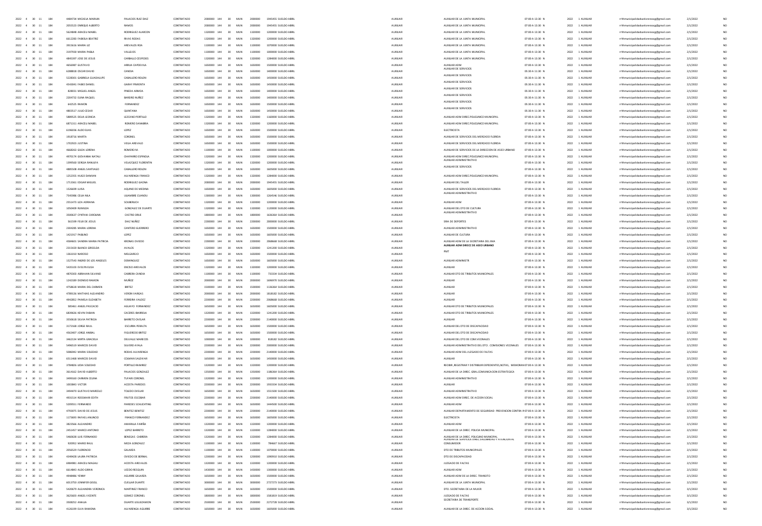| | | | | | | | | | | | | | | | | | | | | | | | |
|---|---|---|---|---|---|---|---|---|---|---|---|---|---|---|---|---|---|---|---|---|---|---|---|
| 2022 | 4 | 30 | 11 | 184 | 4484734 | MICAELA MARILIN | PALACIOS RUIZ DIAZ | CONTRATADO | 2000000 | 144 | 30 | MUN | 2000000 | 1945455 SUELDO ABRIL | AUXILIAR | AUXILIAR DE LA JUNTA MUNICIPAL | 07:00 A 13:30 | N | 2022 | 1 AUXILIAR | rrhhmunicipalidadsanlorenzopy@gmail.com | 2/1/2022 | NO |
| 2022 | 4 | 30 | 11 | 184 | 2055523 | ENRIQUE ALBERTO | RAMOS | CONTRATADO | 2000000 | 144 | 30 | MUN | 2000000 | 1945455 SUELDO ABRIL | AUXILIAR | AUXILIAR DE LA JUNTA MUNICIPAL | 07:00 A 13:30 | N | 2022 | 1 AUXILIAR | rrhhmunicipalidadsanlorenzopy@gmail.com | 2/1/2022 | NO |
| 2022 | 4 | 30 | 11 | 184 | 5624848 | ARACELI MABEL | RODRIGUEZ ALARCON | CONTRATADO | 1320000 | 144 | 30 | MUN | 1320000 | 1200000 SUELDO ABRIL | AUXILIAR | AUXILIAR DE LA JUNTA MUNICIPAL | 07:00 A 13:30 | N | 2022 | 1 AUXILIAR | rrhhmunicipalidadsanlorenzopy@gmail.com | 2/1/2022 | NO |
| 2022 | 4 | 30 | 11 | 184 | 6612283 | FABIOLA BEATRIZ | RIVAS RODAS | CONTRATADO | 1320000 | 144 | 30 | MUN | 1320000 | 1200000 SUELDO ABRIL | AUXILIAR | AUXILIAR DE LA JUNTA MUNICIPAL | 07:00 A 13:30 | N | 2022 | 1 AUXILIAR | rrhhmunicipalidadsanlorenzopy@gmail.com | 2/1/2022 | NO |
| 2022 | 4 | 30 | 11 | 184 | 3915616 | MARIA LIZ | AREVALOS ROA | CONTRATADO | 1100000 | 144 | 30 | MUN | 1100000 | 1070000 SUELDO ABRIL | AUXILIAR | AUXILIAR DE LA JUNTA MUNICIPAL | 07:00 A 13:30 | N | 2022 | 1 AUXILIAR | rrhhmunicipalidadsanlorenzopy@gmail.com | 2/1/2022 | NO |
| 2022 | 4 | 30 | 11 | 184 | 3197930 | MARIA PABLA | VALLEJOS | CONTRATADO | 1100000 | 144 | 30 | MUN | 1100000 | 1000000 SUELDO ABRIL | AUXILIAR | AUXILIAR DE LA JUNTA MUNICIPAL | 07:00 A 13:30 | N | 2022 | 1 AUXILIAR | rrhhmunicipalidadsanlorenzopy@gmail.com | 2/1/2022 | NO |
| 2022 | 4 | 30 | 11 | 184 | 4845397 | JOSE DE JESUS | CARBALLO CESPEDES | CONTRATADO | 1320000 | 144 | 30 | MUN | 1320000 | 1284000 SUELDO ABRIL | AUXILIAR | AUXILIAR DE LA JUNTA MUNICIPAL | 07:00 A 13:30 | N | 2022 | 1 AUXILIAR | rrhhmunicipalidadsanlorenzopy@gmail.com | 2/1/2022 | NO |
| 2022 | 4 | 30 | 11 | 184 | 4656987 | GUSTAVO | ARRUA CAPDEVILA | CONTRATADO | 1650000 | 144 | 30 | MUN | 1650000 | 1500000 SUELDO ABRIL | AUXILIAR | AUXILIAR ADM | 07:00 A 13:30 | N | 2022 | 1 AUXILIAR | rrhhmunicipalidadsanlorenzopy@gmail.com | 2/1/2022 | NO |
| 2022 | 4 | 30 | 11 | 184 | 6288818 | OSCAR DAVID | CANDIA | CONTRATADO | 1650000 | 144 | 30 | MUN | 1650000 | 1400000 SUELDO ABRIL | AUXILIAR | AUXILIAR DE SERVICIOS | 05:30 A 11:30 | N | 2022 | 1 AUXILIAR | rrhhmunicipalidadsanlorenzopy@gmail.com | 2/1/2022 | NO |
| 2022 | 4 | 30 | 11 | 184 | 5228301 | GABRIELA GUADALUPE | CABALLERO ROLON | CONTRATADO | 1650000 | 144 | 30 | MUN | 1650000 | 1450000 SUELDO ABRIL | AUXILIAR | AUXILIAR DE SERVICIOS | 05:30 A 11:30 | N | 2022 | 1 AUXILIAR | rrhhmunicipalidadsanlorenzopy@gmail.com | 2/1/2022 | NO |
| 2022 | 4 | 30 | 11 | 184 | 4543041 | FABIO DANIEL | GARAY PIMIENTA | CONTRATADO | 1650000 | 144 | 30 | MUN | 1650000 | 1450000 SUELDO ABRIL | AUXILIAR | AUXILIAR DE SERVICIOS | 05:30 A 11:30 | N | 2022 | 1 AUXILIAR | rrhhmunicipalidadsanlorenzopy@gmail.com | 2/1/2022 | NO |
| 2022 | 4 | 30 | 11 | 184 | 828031 | MIGUEL ANGEL | PINEDA ARMOA | CONTRATADO | 1650000 | 144 | 30 | MUN | 1650000 | 1400000 SUELDO ABRIL | AUXILIAR | AUXILIAR DE SERVICIOS | 05:30 A 11:30 | N | 2022 | 1 AUXILIAR | rrhhmunicipalidadsanlorenzopy@gmail.com | 2/1/2022 | NO |
| 2022 | 4 | 30 | 11 | 184 | 2204732 | ELIMA RAQUEL | BAREIRO NUÑEZ | CONTRATADO | 1650000 | 144 | 30 | MUN | 1650000 | 1400000 SUELDO ABRIL | AUXILIAR | AUXILIAR DE SERVICIOS | 05:30 A 11:30 | N | 2022 | 1 AUXILIAR | rrhhmunicipalidadsanlorenzopy@gmail.com | 2/1/2022 | NO |
| 2022 | 4 | 30 | 11 | 184 | 642529 | RAMON | FERNANDEZ | CONTRATADO | 1650000 | 144 | 30 | MUN | 1650000 | 1500000 SUELDO ABRIL | AUXILIAR | AUXILIAR DE SERVICIOS | 05:30 A 11:30 | N | 2022 | 1 AUXILIAR | rrhhmunicipalidadsanlorenzopy@gmail.com | 2/1/2022 | NO |
| 2022 | 4 | 30 | 11 | 184 | 4803517 | JULIO CESAR | QUINTANA | CONTRATADO | 1650000 | 144 | 30 | MUN | 1650000 | 1450000 SUELDO ABRIL | AUXILIAR | AUXILIAR DE SERVICIOS | 05:30 A 11:30 | N | 2022 | 1 AUXILIAR | rrhhmunicipalidadsanlorenzopy@gmail.com | 2/1/2022 | NO |
| 2022 | 4 | 30 | 11 | 184 | 5889525 | DELIA LEONCIA | LEZCANO PORTILLO | CONTRATADO | 1320000 | 144 | 30 | MUN | 1320000 | 1160000 SUELDO ABRIL | AUXILIAR | AUXILIAR ADM DIREC.POLICLINICO MUNICIPAL | 07:00 A 13:30 | N | 2022 | 1 AUXILIAR | rrhhmunicipalidadsanlorenzopy@gmail.com | 2/1/2022 | NO |
| 2022 | 4 | 30 | 11 | 184 | 6871311 | ARACELI MABEL | ROMERO SANABRIA | CONTRATADO | 1320000 | 144 | 30 | MUN | 1320000 | 1200000 SUELDO ABRIL | AUXILIAR | AUXILIAR ADM DIREC.POLICLINICO MUNICIPAL | 07:00 A 13:30 | N | 2022 | 1 AUXILIAR | rrhhmunicipalidadsanlorenzopy@gmail.com | 2/1/2022 | NO |
| 2022 | 4 | 30 | 11 | 184 | 6196036 | ALDO ELIAS | LOPEZ | CONTRATADO | 1650000 | 144 | 30 | MUN | 1650000 | 1500000 SUELDO ABRIL | AUXILIAR | ELECTRICISTA | 07:00 A 13:30 | N | 2022 | 1 AUXILIAR | rrhhmunicipalidadsanlorenzopy@gmail.com | 2/1/2022 | NO |
| 2022 | 4 | 30 | 11 | 184 | 1918716 | MARTA | CORONEL | CONTRATADO | 1650000 | 144 | 30 | MUN | 1650000 | 1500000 SUELDO ABRIL | AUXILIAR | AUXILIAR DE SERVICIOS DEL MERCADO FLORIDA | 07:00 A 13:30 | N | 2022 | 1 AUXILIAR | rrhhmunicipalidadsanlorenzopy@gmail.com | 2/1/2022 | NO |
| 2022 | 4 | 30 | 11 | 184 | 1702923 | JUSTINA | VEGA AREVALO | CONTRATADO | 1650000 | 144 | 30 | MUN | 1650000 | 1500000 SUELDO ABRIL | AUXILIAR | AUXILIAR DE SERVICIOS DEL MERCADO FLORIDA | 07:00 A 13:30 | N | 2022 | 1 AUXILIAR | rrhhmunicipalidadsanlorenzopy@gmail.com | 2/1/2022 | NO |
| 2022 | 4 | 30 | 11 | 184 | 4668263 | GILDA LORENA | ROMERO M. | CONTRATADO | 1100000 | 144 | 30 | MUN | 1100000 | 1000000 SUELDO ABRIL | AUXILIAR | AUXILIAR DE SERVICIOS DE LA DIRECCION DE ASEO URBANO | 07:00 A 13:30 | N | 2022 | 1 AUXILIAR | rrhhmunicipalidadsanlorenzopy@gmail.com | 2/1/2022 | NO |
| 2022 | 4 | 30 | 11 | 184 | 4970174 | GIOVANNA NATALI | CHAPARRO ESPINOLA | CONTRATADO | 1320000 | 144 | 30 | MUN | 1320000 | 1200000 SUELDO ABRIL | AUXILIAR | AUXILIAR ADM DIREC.POLICLINICO MUNICIPAL | 07:00 A 13:30 | N | 2022 | 1 AUXILIAR | rrhhmunicipalidadsanlorenzopy@gmail.com | 2/1/2022 | NO |
| 2022 | 4 | 30 | 11 | 184 | 1399560 | SERGIA RANULFA | VELAZQUEZ FLORENTIN | CONTRATADO | 1320000 | 144 | 30 | MUN | 1320000 | 1200000 SUELDO ABRIL | AUXILIAR | AUXILIAR ADMINISTRATIVO | 07:00 A 13:30 | N | 2022 | 1 AUXILIAR | rrhhmunicipalidadsanlorenzopy@gmail.com | 2/1/2022 | NO |
| 2022 | 4 | 30 | 11 | 184 | 4885508 | ANGEL SANTIAGO | CABALLERO ROLON | CONTRATADO | 1650000 | 144 | 30 | MUN | 1650000 | 1605000 SUELDO ABRIL | AUXILIAR | AUXILIAR DE SERVICIOS | 07:00 A 13:30 | N | 2022 | 1 AUXILIAR | rrhhmunicipalidadsanlorenzopy@gmail.com | 2/1/2022 | NO |
| 2022 | 4 | 30 | 11 | 184 | 1252355 | HUGO DAMIAN | ALVARENGA FRANCO | CONTRATADO | 1320000 | 144 | 30 | MUN | 1320000 | 1284000 SUELDO ABRIL | AUXILIAR | AUXILIAR ADM DIREC.POLICLINICO MUNICIPAL | 07:00 A 13:30 | N | 2022 | 1 AUXILIAR | rrhhmunicipalidadsanlorenzopy@gmail.com | 2/1/2022 | NO |
| 2022 | 4 | 30 | 11 | 184 | 1713361 | EDGAR MIGUEL | RODRIGUEZ GAONA | CONTRATADO | 2000000 | 144 | 30 | MUN | 2000000 | 1945455 SUELDO ABRIL | AUXILIAR | AUXILIAR DEL TALLER | 07:00 A 13:30 | N | 2022 | 1 AUXILIAR | rrhhmunicipalidadsanlorenzopy@gmail.com | 2/1/2022 | NO |
| 2022 | 4 | 30 | 11 | 184 | 1526699 | LUISA | AQUINO DE MEDINA | CONTRATADO | 1650000 | 144 | 30 | MUN | 1650000 | 1605000 SUELDO ABRIL | AUXILIAR | AUXILIAR DE SERVICIOS DEL MERCADO FLORIDA | 07:00 A 13:30 | N | 2022 | 1 AUXILIAR | rrhhmunicipalidadsanlorenzopy@gmail.com | 2/1/2022 | NO |
| 2022 | 4 | 30 | 11 | 184 | 7545986 | CELIA NILA | ULIAMBRE CUANDU | CONTRATADO | 1300000 | 144 | 30 | MUN | 1300000 | 1264546 SUELDO ABRIL | AUXILIAR | AUXILIAR ADMINISTRATIVO | 07:00 A 13:30 | N | 2022 | 1 AUXILIAR | rrhhmunicipalidadsanlorenzopy@gmail.com | 2/1/2022 | NO |
| 2022 | 4 | 30 | 11 | 184 | 2551473 | LIZA ADRIANA | SOUBERLICH | CONTRATADO | 1320000 | 144 | 30 | MUN | 1320000 | 1200000 SUELDO ABRIL | AUXILIAR | AUXILIAR ADM | 07:00 A 13:30 | N | 2022 | 1 AUXILIAR | rrhhmunicipalidadsanlorenzopy@gmail.com | 2/1/2022 | NO |
| 2022 | 4 | 30 | 11 | 184 | 1050409 | RUMILDA | GONZALEZ DE DUARTE | CONTRATADO | 1320000 | 144 | 30 | MUN | 1320000 | 1120000 SUELDO ABRIL | AUXILIAR | AUXILIAR DEL DTO DE CULTURA | 07:00 A 13:30 | N | 2022 | 1 AUXILIAR | rrhhmunicipalidadsanlorenzopy@gmail.com | 2/1/2022 | NO |
| 2022 | 4 | 30 | 11 | 184 | 3500637 | CYNTHIA CAROLINA | CASTRO DRUE | CONTRATADO | 1800000 | 144 | 30 | MUN | 1800000 | 1636364 SUELDO ABRIL | AUXILIAR | AUXILIAR ADMINISTRATIVO | 07:00 A 13:30 | N | 2022 | 1 AUXILIAR | rrhhmunicipalidadsanlorenzopy@gmail.com | 2/1/2022 | NO |
| 2022 | 4 | 30 | 11 | 184 | 561599 | FELIX DE JESUS | DIAZ NUÑEZ | CONTRATADO | 2200000 | 144 | 30 | MUN | 2200000 | 2000000 SUELDO ABRIL | AUXILIAR | SRIA DE DEPORTES | 07:00 A 13:30 | N | 2022 | 1 AUXILIAR | rrhhmunicipalidadsanlorenzopy@gmail.com | 2/1/2022 | NO |
| 2022 | 4 | 30 | 11 | 184 | 2304285 | MARIA LORENA | CANTERO GUERRERO | CONTRATADO | 1650000 | 144 | 30 | MUN | 1650000 | 1500000 SUELDO ABRIL | AUXILIAR | AUXILIAR ADMINISTRATIVO | 07:00 A 13:30 | N | 2022 | 1 AUXILIAR | rrhhmunicipalidadsanlorenzopy@gmail.com | 2/1/2022 | NO |
| 2022 | 4 | 30 | 11 | 184 | 1421917 | PAULINO | LOPEZ | CONTRATADO | 1650000 | 144 | 30 | MUN | 1650000 | 1605000 SUELDO ABRIL | AUXILIAR | AUXILIAR DE CULTURA | 07:00 A 13:30 | N | 2022 | 1 AUXILIAR | rrhhmunicipalidadsanlorenzopy@gmail.com | 2/1/2022 | NO |
| 2022 | 4 | 30 | 11 | 184 | 4589603 | SANDRA MARIA PATRICIA | KRONAS OVIEDO | CONTRATADO | 2200000 | 144 | 30 | MUN | 2200000 | 2068668 SUELDO ABRIL | AUXILIAR | AUXILIAR ADM DE LA SECRETARIA DEL IMA | 07:00 A 13:30 | N | 2022 | 1 AUXILIAR | rrhhmunicipalidadsanlorenzopy@gmail.com | 2/1/2022 | NO |
| 2022 | 4 | 30 | 11 | 184 | 2315420 | BLANCA GRISELDA | AVALOS | CONTRATADO | 1320000 | 144 | 30 | MUN | 1320000 | 1241200 SUELDO ABRIL | AUXILIAR | **AUXILIAR ADM DIRECC DE ASEO URBANO** | 07:00 A 13:30 | N | 2022 | 1 AUXILIAR | rrhhmunicipalidadsanlorenzopy@gmail.com | 2/1/2022 | NO |
| 2022 | 4 | 30 | 11 | 184 | 1361010 | NARCISO | MELGAREJO | CONTRATADO | 1650000 | 144 | 30 | MUN | 1650000 | 1500000 SUELDO ABRIL | AUXILIAR | PMT | 07:00 A 13:30 | N | 2022 | 1 AUXILIAR | rrhhmunicipalidadsanlorenzopy@gmail.com | 2/1/2022 | NO |
| 2022 | 4 | 30 | 11 | 184 | 1527543 | INGRID DE LOS ANGELES | DOMINGUEZ | CONTRATADO | 1650000 | 144 | 30 | MUN | 1650000 | 1605000 SUELDO ABRIL | AUXILIAR | AUXILIAR ADMINISTR | 07:00 A 13:30 | N | 2022 | 1 AUXILIAR | rrhhmunicipalidadsanlorenzopy@gmail.com | 2/1/2022 | NO |
| 2022 | 4 | 30 | 11 | 184 | 5435103 | EVELYN ELISA | ENCISO AREVALOS | CONTRATADO | 1320000 | 144 | 30 | MUN | 1320000 | 1200000 SUELDO ABRIL | AUXILIAR | AUXILIAR | 07:00 A 13:30 | N | 2022 | 1 AUXILIAR | rrhhmunicipalidadsanlorenzopy@gmail.com | 2/1/2022 | NO |
| 2022 | 4 | 30 | 11 | 184 | 4870303 | ABRAHAN SILVANO | CABRERA CANDIA | CONTRATADO | 1100000 | 144 | 30 | MUN | 1100000 | 733334 SUELDO ABRIL | AUXILIAR | AUXILIAR DTO DE TRIBUTOS MUNICIPALES | 07:00 A 13:30 | N | 2022 | 1 AUXILIAR | rrhhmunicipalidadsanlorenzopy@gmail.com | 2/1/2022 | NO |
| 2022 | 4 | 30 | 11 | 184 | 1242189 | DIONISIO RAMON | MUÑOZ | CONTRATADO | 2000000 | 144 | 30 | MUN | 2000000 | 1696970 SUELDO ABRIL | AUXILIAR | AUXILIAR | 07:00 A 13:30 | N | 2022 | 1 AUXILIAR | rrhhmunicipalidadsanlorenzopy@gmail.com | 2/1/2022 | NO |
| 2022 | 4 | 30 | 11 | 184 | 4758618 | MARIA DEL CARMEN | BRITEZ | CONTRATADO | 1500000 | 144 | 30 | MUN | 1500000 | 1136364 SUELDO ABRIL | AUXILIAR | AUXILIAR | 07:00 A 13:30 | N | 2022 | 1 AUXILIAR | rrhhmunicipalidadsanlorenzopy@gmail.com | 2/1/2022 | NO |
| 2022 | 4 | 30 | 11 | 184 | 4789136 | MATHIAS ALEJANDRO | VERON VARGAS | CONTRATADO | 2000000 | 144 | 30 | MUN | 2000000 | 1818182 SUELDO ABRIL | AUXILIAR | AUXILIAR | 07:00 A 13:30 | N | 2022 | 1 AUXILIAR | rrhhmunicipalidadsanlorenzopy@gmail.com | 2/1/2022 | NO |
| 2022 | 4 | 30 | 11 | 184 | 4942852 | PAMELA ELIZABETH | FERREIRA VALDEZ | CONTRATADO | 2200000 | 144 | 30 | MUN | 2200000 | 2068668 SUELDO ABRIL | AUXILIAR | AUXILIAR | 07:00 A 13:30 | N | 2022 | 1 AUXILIAR | rrhhmunicipalidadsanlorenzopy@gmail.com | 2/1/2022 | NO |
| 2022 | 4 | 30 | 11 | 184 | 585461 | ANGEL PASCACIO | AGUAYO FERNANDEZ | CONTRATADO | 1650000 | 144 | 30 | MUN | 1650000 | 1605000 SUELDO ABRIL | AUXILIAR | AUXILIAR DTO DE TRIBUTOS MUNICIPALES | 07:00 A 13:30 | N | 2022 | 1 AUXILIAR | rrhhmunicipalidadsanlorenzopy@gmail.com | 2/1/2022 | NO |
| 2022 | 4 | 30 | 11 | 184 | 6839636 | KEVIN FABIAN | CACERES IBARROLA | CONTRATADO | 1320000 | 144 | 30 | MUN | 1320000 | 1241200 SUELDO ABRIL | AUXILIAR | AUXILIAR DTO DE TRIBUTOS MUNICIPALES | 07:00 A 13:30 | N | 2022 | 1 AUXILIAR | rrhhmunicipalidadsanlorenzopy@gmail.com | 2/1/2022 | NO |
| 2022 | 4 | 30 | 11 | 184 | 3550618 | SILVIA PATRICIA | BARRETO OVELAR | CONTRATADO | 2200000 | 144 | 30 | MUN | 2200000 | 2140000 SUELDO ABRIL | AUXILIAR | AUXILIAR | 07:00 A 13:30 | N | 2022 | 1 AUXILIAR | rrhhmunicipalidadsanlorenzopy@gmail.com | 2/1/2022 | NO |
| 2022 | 4 | 30 | 11 | 184 | 3172168 | JORGE RAUL | ESCURRA PERALTA | CONTRATADO | 1650000 | 144 | 30 | MUN | 1650000 | 1500000 SUELDO ABRIL | AUXILIAR | AUXILIAR DEL DTO DE DISCAPACIDAD | 07:00 A 13:30 | N | 2022 | 1 AUXILIAR | rrhhmunicipalidadsanlorenzopy@gmail.com | 2/1/2022 | NO |
| 2022 | 4 | 30 | 11 | 184 | 4563407 | JORGE ANIBAL | FIGUEREDO BRITEZ | CONTRATADO | 1650000 | 144 | 30 | MUN | 1650000 | 1500000 SUELDO ABRIL | AUXILIAR | AUXILIAR DEL DTO DE DISCAPACIDAD | 07:00 A 13:30 | N | 2022 | 1 AUXILIAR | rrhhmunicipalidadsanlorenzopy@gmail.com | 2/1/2022 | NO |
| 2022 | 4 | 30 | 11 | 184 | 3462134 | MIRTA GRACIELA | DELVALLE MARECOS | CONTRATADO | 1000000 | 144 | 30 | MUN | 1000000 | 818182 SUELDO ABRIL | AUXILIAR | AUXILIAR DEL DTO DE COM.VECINALES | 07:00 A 13:30 | N | 2022 | 1 AUXILIAR | rrhhmunicipalidadsanlorenzopy@gmail.com | 2/1/2022 | NO |
| 2022 | 4 | 30 | 11 | 184 | 5496519 | MARCOS DAVID | SILVERO AYALA | CONTRATADO | 2200000 | 144 | 30 | MUN | 2200000 | 2000000 SUELDO ABRIL | AUXILIAR | AUXILIAR ADMINISTRATIVO DEL DTO . COMISIONES VECINALES | 07:00 A 13:30 | N | 2022 | 1 AUXILIAR | rrhhmunicipalidadsanlorenzopy@gmail.com | 2/1/2022 | NO |
| 2022 | 4 | 30 | 11 | 184 | 5086942 | MARIA SOLEDAD | RODAS ALVARENGA | CONTRATADO | 2200000 | 144 | 30 | MUN | 2200000 | 2140000 SUELDO ABRIL | AUXILIAR | AUXILIAR ADM DEL JUZGADO DE FALTAS | 07:00 A 13:30 | N | 2022 | 1 AUXILIAR | rrhhmunicipalidadsanlorenzopy@gmail.com | 2/1/2022 | NO |
| 2022 | 4 | 30 | 11 | 184 | 6511468 | MARCOS DAVID | COLMAN SALDIVAR | CONTRATADO | 1650000 | 144 | 30 | MUN | 1650000 | 1450000 SUELDO ABRIL | AUXILIAR | AUXILIAR | 07:00 A 13:30 | N | 2022 | 1 AUXILIAR | rrhhmunicipalidadsanlorenzopy@gmail.com | 2/1/2022 | NO |
| 2022 | 4 | 30 | 11 | 184 | 3784826 | LIDIA SOLEDAD | PORTILLO RAMIREZ | CONTRATADO | 1320000 | 144 | 30 | MUN | 1320000 | 1200000 SUELDO ABRIL | AUXILIAR | RECIBIR, REGISTRAR Y DISTRIBUIR EXPEDIENTES,NOTAS, MEMORAN | 07:00 A 13:30 | N | 2022 | 1 AUXILIAR | rrhhmunicipalidadsanlorenzopy@gmail.com | 2/1/2022 | NO |
| 2022 | 4 | 30 | 11 | 184 | 3614162 | DAVID ALBERTO | PALACIOS GONZALEZ | CONTRATADO | 1350000 | 144 | 30 | MUN | 1350000 | 1186364 SUELDO ABRIL | AUXILIAR | AUXILIAR DE LA DIREC. GRAL.COMUNICACION ESTRATEGICA | 07:00 A 13:30 | N | 2022 | 1 AUXILIAR | rrhhmunicipalidadsanlorenzopy@gmail.com | 2/1/2022 | NO |
| 2022 | 4 | 30 | 11 | 184 | 3499160 | CARMEN CELINA | TUFARI CORONEL | CONTRATADO | 1320000 | 144 | 30 | MUN | 1320000 | 1200000 SUELDO ABRIL | AUXILIAR | AUXILIAR ADMINISTRATIVO | 07:00 A 13:30 | N | 2022 | 1 AUXILIAR | rrhhmunicipalidadsanlorenzopy@gmail.com | 2/1/2022 | NO |
| 2022 | 4 | 30 | 11 | 184 | 1003843 | VICTOR | ACOSTA PAREDES | CONTRATADO | 2200000 | 144 | 30 | MUN | 2200000 | 1933334 SUELDO ABRIL | AUXILIAR | AUXILIAR | 07:00 A 13:30 | N | 2022 | 1 AUXILIAR | rrhhmunicipalidadsanlorenzopy@gmail.com | 2/1/2022 | NO |
| 2022 | 4 | 30 | 11 | 184 | 3494670 | GUSTAVO MARCELO | TOLEDO OVELAR | CONTRATADO | 1650000 | 144 | 30 | MUN | 1650000 | 1551500 SUELDO ABRIL | AUXILIAR | AUXILIAR ADMINISTRATIVO | 07:00 A 13:30 | N | 2022 | 1 AUXILIAR | rrhhmunicipalidadsanlorenzopy@gmail.com | 2/1/2022 | NO |
| 2022 | 4 | 30 | 11 | 184 | 4933514 | ROSSMARI EDITH | FRUTOS ESCOBAR | CONTRATADO | 2200000 | 144 | 30 | MUN | 2200000 | 2140000 SUELDO ABRIL | AUXILIAR | AUXILIAR ADM DIREC. DE ACCION SOCIAL | 07:00 A 13:30 | N | 2022 | 1 AUXILIAR | rrhhmunicipalidadsanlorenzopy@gmail.com | 2/1/2022 | NO |
| 2022 | 4 | 30 | 11 | 184 | 5309551 | FERNANDO | PAREDES SCHUCHTING | CONTRATADO | 1650000 | 144 | 30 | MUN | 1650000 | 1444500 SUELDO ABRIL | AUXILIAR | AUXILIAR ADM | 07:00 A 13:30 | N | 2022 | 1 AUXILIAR | rrhhmunicipalidadsanlorenzopy@gmail.com | 2/1/2022 | NO |
| 2022 | 4 | 30 | 11 | 184 | 4793075 | DAVID DE JESUS | BENITEZ BENITEZ | CONTRATADO | 2200000 | 144 | 30 | MUN | 2200000 | 2140000 SUELDO ABRIL | AUXILIAR | AUXILIAR DEPARTAMENTO DE SEGURIDAD PREVENCION CONTRA IN | 07:00 A 13:30 | N | 2022 | 1 AUXILIAR | rrhhmunicipalidadsanlorenzopy@gmail.com | 2/1/2022 | NO |
| 2022 | 4 | 30 | 11 | 184 | 1173693 | RAFAEL ANUNCIO | FRANCO FERNANDEZ | CONTRATADO | 1650000 | 144 | 30 | MUN | 1650000 | 1605000 SUELDO ABRIL | AUXILIAR | ELECTRICISTA | 07:00 A 13:30 | N | 2022 | 1 AUXILIAR | rrhhmunicipalidadsanlorenzopy@gmail.com | 2/1/2022 | NO |
| 2022 | 4 | 30 | 11 | 184 | 3823566 | ALEJANDRO | AMARILLA FARIÑA | CONTRATADO | 1320000 | 144 | 30 | MUN | 1320000 | 1200000 SUELDO ABRIL | AUXILIAR | AUXILIAR ADM | 07:00 A 13:30 | N | 2022 | 1 AUXILIAR | rrhhmunicipalidadsanlorenzopy@gmail.com | 2/1/2022 | NO |
| 2022 | 4 | 30 | 11 | 184 | 2451457 | MARCO ANTONIO | LOPEZ BARRETO | CONTRATADO | 1320000 | 144 | 30 | MUN | 1320000 | 1284000 SUELDO ABRIL | AUXILIAR | AUXILIAR DE LA DIREC. POLICIA MUNICIPAL | 07:00 A 13:30 | N | 2022 | 1 AUXILIAR | rrhhmunicipalidadsanlorenzopy@gmail.com | 2/1/2022 | NO |
| 2022 | 4 | 30 | 11 | 184 | 5460638 | LUIS FERNANDO | BENEGAS CABRERA | CONTRATADO | 1320000 | 144 | 30 | MUN | 1320000 | 1284000 SUELDO ABRIL | AUXILIAR | AUXILIAR DE LA DIREC. POLICLINO MUNICIPAL | 07:00 A 13:30 | N | 2022 | 1 AUXILIAR | rrhhmunicipalidadsanlorenzopy@gmail.com | 2/1/2022 | NO |
| 2022 | 4 | 30 | 11 | 184 | 920952 | MARIO RAUL | MEZA GONZALEZ | CONTRATADO | 1100000 | 144 | 30 | MUN | 1100000 | 784667 SUELDO ABRIL | AUXILIAR | AUXILIAR DE SERVICIOS DIREC.SALUBRIDAD Y ATENCION AL CONSUMIDOR | 07:00 A 13:30 | N | 2022 | 1 AUXILIAR | rrhhmunicipalidadsanlorenzopy@gmail.com | 2/1/2022 | NO |
| 2022 | 4 | 30 | 11 | 184 | 2056529 | FLORENCIO | GALARZA | CONTRATADO | 1100000 | 144 | 30 | MUN | 1100000 | 1070000 SUELDO ABRIL | AUXILIAR | DTO DE TRIBUTOS MUNICIPALES | 07:00 A 13:30 | N | 2022 | 1 AUXILIAR | rrhhmunicipalidadsanlorenzopy@gmail.com | 2/1/2022 | NO |
| 2022 | 4 | 30 | 11 | 184 | 4349428 | LAURA PATRICIA | OVIEDO DE BERNAL | CONTRATADO | 1200000 | 144 | 30 | MUN | 1200000 | 1090910 SUELDO ABRIL | AUXILIAR | DTO DE DISCAPACIDAD | 07:00 A 13:30 | N | 2022 | 1 AUXILIAR | rrhhmunicipalidadsanlorenzopy@gmail.com | 2/1/2022 | NO |
| 2022 | 4 | 30 | 11 | 184 | 6984981 | ARACELI MAGALI | ACOSTA AREVALOS | CONTRATADO | 1320000 | 144 | 30 | MUN | 1320000 | 1200000 SUELDO ABRIL | AUXILIAR | JUZGADO DE FALTAS | 07:00 A 13:30 | N | 2022 | 1 AUXILIAR | rrhhmunicipalidadsanlorenzopy@gmail.com | 2/1/2022 | NO |
| 2022 | 4 | 30 | 11 | 184 | 6614843 | ALDO GIRAN | UCEDO RESQUIN | CONTRATADO | 1430000 | 144 | 30 | MUN | 1430000 | 1300000 SUELDO ABRIL | AUXILIAR | AUXILIAR ADM | 07:00 A 13:30 | N | 2022 | 1 AUXILIAR | rrhhmunicipalidadsanlorenzopy@gmail.com | 2/1/2022 | NO |
| 2022 | 4 | 30 | 11 | 184 | 4948486 | YENNY | AGUIRRE GALARZA | CONTRATADO | 1650000 | 144 | 30 | MUN | 1650000 | 1500000 SUELDO ABRIL | AUXILIAR | AUXILIAR ADM DE LA DIREC. TRANSITO | 07:00 A 13:30 | N | 2022 | 1 AUXILIAR | rrhhmunicipalidadsanlorenzopy@gmail.com | 2/1/2022 | NO |
| 2022 | 4 | 30 | 11 | 184 | 6013750 | JENNIFER GISELL | CUELLAR DUARTE | CONTRATADO | 3000000 | 144 | 30 | MUN | 3000000 | 2727273 SUELDO ABRIL | AUXILIAR | AUXILIAR DE LA JUNTA MUNICIPAL | 07:00 A 13:30 | N | 2022 | 1 AUXILIAR | rrhhmunicipalidadsanlorenzopy@gmail.com | 2/1/2022 | NO |
| 2022 | 4 | 30 | 11 | 184 | 5420679 | ALEJANDRA VERONICA | MARTINEZ FRANCO | CONTRATADO | 1650000 | 144 | 30 | MUN | 1650000 | 1500000 SUELDO ABRIL | AUXILIAR | DTO. SECRETARIA DE LA MUJER | 07:00 A 13:30 | N | 2022 | 1 AUXILIAR | rrhhmunicipalidadsanlorenzopy@gmail.com | 3/1/2022 | NO |
| 2022 | 4 | 30 | 11 | 184 | 3625603 | ANGEL VICENTE | GOMEZ CORONEL | CONTRATADO | 1800000 | 144 | 30 | MUN | 1800000 | 1581819 SUELDO ABRIL | AUXILIAR | JUZGADO DE FALTAS | 07:00 A 13:30 | N | 2022 | 1 AUXILIAR | rrhhmunicipalidadsanlorenzopy@gmail.com | 3/1/2022 | NO |
| 2022 | 4 | 30 | 11 | 184 | 3508252 | ANALIA | DUARTE LEGUIZAMON | CONTRATADO | 2500000 | 144 | 30 | MUN | 2500000 | 2272728 SUELDO ABRIL | AUXILIAR | SECRETARIA DE TRANSPORTE | 07:00 A 13:30 | N | 2022 | 1 AUXILIAR | rrhhmunicipalidadsanlorenzopy@gmail.com | 3/1/2022 | NO |
| 2022 | 4 | 30 | 11 | 184 | 4126199 | ELVA RAMONA | ALVARENGA AGUIRRE | CONTRATADO | 1650000 | 144 | 30 | MUN | 1650000 | 1605000 SUELDO ABRIL | AUXILIAR | AUXILIAR DE LA DIREC. DE ACCION SOCIAL | 07:00 A 13:30 | N | 2022 | 1 AUXILIAR | rrhhmunicipalidadsanlorenzopy@gmail.com | 3/1/2022 | NO |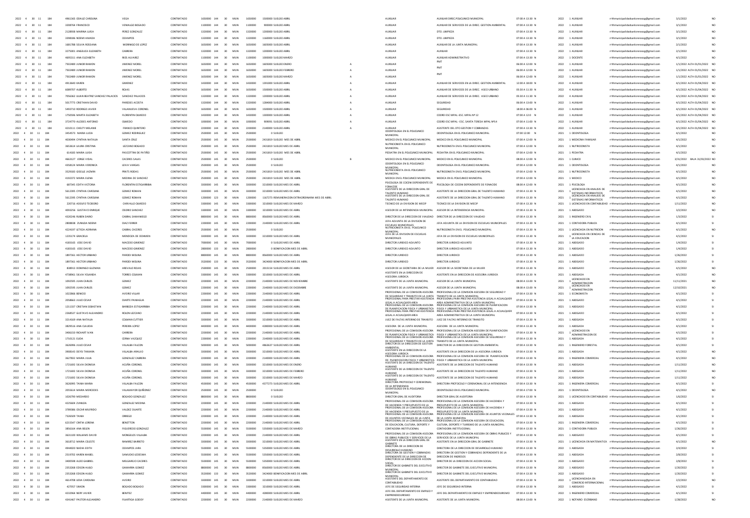| | | | | | | | | | | | | | | | | | | | | | | | | | | |
|---|---|---|---|---|---|---|---|---|---|---|---|---|---|---|---|---|---|---|---|---|---|---|---|---|---|---|
| 2022 | 4 | 30 | 11 | 184 | 4961365 | ODALIZ CAROLINA | VEGA | CONTRATADO | 1650000 | 144 | 30 | MUN | 1650000 | 1500000 SUELDO ABRIL | | AUXILIAR | AUXILIAR DIREC.POLICLINICO MUNICIPAL | 07:00 A 13:30 | N | 2022 | 1 | AUXILIAR | rrhhmunicipalidadsanlorenzopy@gmail.com | 3/1/2022 | | NO |
| 2022 | 4 | 30 | 11 | 184 | 3208764 | FRANCISCO | VENIALGO BOGADO | CONTRATADO | 1100000 | 144 | 30 | MUN | 1100000 | 900000 SUELDO ABRIL | | AUXILIAR | AUXILIAR DE SERVICIOS DE LA DIREC. GESTION AMBIENTAL | 07:00 A 13:30 | N | 2022 | 1 | AUXILIAR | rrhhmunicipalidadsanlorenzopy@gmail.com | 3/1/2022 | | NO |
| 2022 | 4 | 30 | 11 | 184 | 2128938 | MARINA LUISA | PEREZ GONZALEZ | CONTRATADO | 1320000 | 144 | 30 | MUN | 1320000 | 1200000 SUELDO ABRIL | | AUXILIAR | DTO. LIMPIEZA | 07:00 A 13:30 | N | 2022 | 1 | AUXILIAR | rrhhmunicipalidadsanlorenzopy@gmail.com | 3/1/2022 | | NO |
| 2022 | 4 | 30 | 11 | 184 | 3398186 | NOEMI AMADA | OCAMPOS | CONTRATADO | 1320000 | 144 | 30 | MUN | 1320000 | 1160000 SUELDO ABRIL | | AUXILIAR | DTO. LIMPIEZA | 07:00 A 13:30 | N | 2022 | 1 | AUXILIAR | rrhhmunicipalidadsanlorenzopy@gmail.com | 3/1/2022 | | NO |
| 2022 | 4 | 30 | 11 | 184 | 1681788 | SELVIA ROSSANA | MORINIGO DE LOPEZ | CONTRATADO | 1650000 | 144 | 30 | MUN | 1650000 | 1605000 SUELDO ABRIL | | AUXILIAR | AUXILIAR DE LA JUNTA MUNICIPAL | 07:00 A 13:30 | N | 2022 | 1 | AUXILIAR | rrhhmunicipalidadsanlorenzopy@gmail.com | 2/1/2022 | | NO |
| 2022 | 4 | 30 | 11 | 184 | 3275001 | ANGELICA ELIZABETH | CABRERA | CONTRATADO | 1320000 | 144 | 30 | MUN | 1320000 | 1200000 SUELDO ABRIL | | AUXILIAR | AUXILIAR | 07:00 A 13:30 | N | 2022 | 1 | AUXILIAR | rrhhmunicipalidadsanlorenzopy@gmail.com | 2/1/2022 | | NO |
| 2022 | 4 | 30 | 11 | 184 | 4695311 | ANA ELIZABETH | RIOS ALVAREZ | CONTRATADO | 1100000 | 144 | 30 | MUN | 1100000 | 1000000 SUELDO MARZO | | AUXILIAR | AUXILIAR ADMINISTRATIVO | 07:00 A 13:30 | N | 2022 | 1 | DOCENTE | rrhhmunicipalidadsanlorenzopy@gmail.com | 4/1/2022 | | NO |
| 2022 | 4 | 30 | 11 | 184 | 7502489 | JUNIOR RAMON | JIMENEZ MOREL | CONTRATADO | 1650000 | 144 | 30 | MUN | 1650000 | 1605000 SUELDO ENERO | A | AUXILIAR | PMT | 06:00 A 12:00 | N | 2022 | 1 | AUXILIAR | rrhhmunicipalidadsanlorenzopy@gmail.com | 1/1/2022 | ALTA 01/01/2022 | NO |
| 2022 | 4 | 30 | 11 | 184 | 7502489 | JUNIOR RAMON | JIMENEZ MOREL | CONTRATADO | 1650000 | 144 | 30 | MUN | 1650000 | 1605000 SUELDO FEBRERO | A | AUXILIAR | PMT | 06:00 A 12:00 | N | 2022 | 1 | AUXILIAR | rrhhmunicipalidadsanlorenzopy@gmail.com | 1/1/2022 | ALTA 01/01/2022 | NO |
| 2022 | 4 | 30 | 11 | 184 | 7502489 | JUNIOR RAMON | JIMENEZ MOREL | CONTRATADO | 1650000 | 144 | 30 | MUN | 1650000 | 1605000 SUELDO MARZO | A | AUXILIAR | PMT | 06:00 A 12:00 | N | 2022 | 1 | AUXILIAR | rrhhmunicipalidadsanlorenzopy@gmail.com | 1/1/2022 | ALTA 01/01/2022 | NO |
| 2022 | 4 | 30 | 11 | 184 | 4913640 | KAREN | GIMENEZ | CONTRATADO | 1430000 | 144 | 30 | MUN | 1430000 | 1301000 SUELDO ABRIL | A | AUXILIAR | AUXILIAR DE SERVICIOS EN LA DIREC. GESTION AMBIENTAL | 12:00 A 18:00 | N | 2022 | 4 | AUXILIAR | rrhhmunicipalidadsanlorenzopy@gmail.com | 4/1/2022 | ALTA 01/04/2022 | NO |
| 2022 | 4 | 30 | 11 | 184 | 6089707 | ALBERTO | ROJAS | CONTRATADO | 1650000 | 144 | 30 | MUN | 1650000 | 1500000 SUELDO ABRIL | A | AUXILIAR | AUXILIAR DE SERVICIOS DE LA DIREC. ASEO URBANO | 05:30 A 11:30 | N | 2022 | 4 | AUXILIAR | rrhhmunicipalidadsanlorenzopy@gmail.com | 4/1/2022 | ALTA 01/04/2022 | NO |
| 2022 | 4 | 30 | 11 | 184 | 7056362 | LILIAN BEATRIZ SANCHEZ PALACIOS | SANCHEZ PALACIOS | CONTRATADO | 1320000 | 144 | 30 | MUN | 1320000 | 1200000 SUELDO ABRIL | A | AUXILIAR | AUXILIAR DE SERVICIOS DE LA DIREC. ASEO URBANO | 05:30 A 11:30 | N | 2022 | 4 | AUXILIAR | rrhhmunicipalidadsanlorenzopy@gmail.com | 4/1/2022 | ALTA 01/04/2022 | NO |
| 2022 | 4 | 30 | 11 | 184 | 5017773 | CRISTHIAN DAVID | PAREDES ACOSTA | CONTRATADO | 1320000 | 144 | 30 | MUN | 1320000 | 1284000 SUELDO ABRIL | A | AUXILIAR | SEGURIDAD | 06:00 A 13:00 | N | 2022 | 1 | AUXILIAR | rrhhmunicipalidadsanlorenzopy@gmail.com | 4/1/2022 | ALTA 01/04/2022 | NO |
| 2022 | 4 | 30 | 11 | 184 | 5493710 | RODRIGO JAVIER | VILLANUEVA CORONEL | CONTRATADO | 1650000 | 144 | 30 | MUN | 1650000 | 1500000 SUELDO ABRIL | A | AUXILIAR | SEGURIDAD | 18:00 A 06:00 | N | 2022 | 1 | AUXILIAR | rrhhmunicipalidadsanlorenzopy@gmail.com | 4/1/2022 | ALTA 01/04/2022 | NO |
| 2022 | 4 | 30 | 11 | 184 | 1750596 | MARTA ELIZABETH | FLORENTIN OLMEDO | CONTRATADO | 1430000 | 144 | 30 | MUN | 1430000 | 1300000 SUELDO ABRIL | A | AUXILIAR | CODRD ESC.MPAL -ESC. MPAL N°12 | 07:00 A 12:0 | N | 2022 | 1 | AUXILIAR | rrhhmunicipalidadsanlorenzopy@gmail.com | 4/1/2022 | ALTA 01/04/2022 | NO |
| 2022 | 4 | 30 | 11 | 184 | 3724770 | ALCIDES ANTONIO | OLMEDO | CONTRATADO | 1000000 | 144 | 30 | MUN | 1000000 | 909091 SUELDO ABRIL | A | AUXILIAR | CODRD ESC.MPAL -ESC. SANTA TERESA MPAL N°14 | 07:00 A 11:00 | N | 2022 | 1 | AUXILIAR | rrhhmunicipalidadsanlorenzopy@gmail.com | 4/1/2022 | ALTA 01/04/2022 | NO |
| 2022 | 4 | 30 | 11 | 184 | 4210111 | CHELTY MELANIE | FRANCO QUINTERO | CONTRATADO | 2200000 | 144 | 30 | MUN | 2200000 | 2140000 SUELDO ABRIL | A | AUXILIAR | ASISTENTE DEL DTO GESTION Y COBRANZAS | 07:00 A 13:30 | N | 2022 | 1 | AUXILIAR | rrhhmunicipalidadsanlorenzopy@gmail.com | 4/1/2022 | ALTA 01/04/2022 | NO |
| 2022 | 4 | 30 | 11 | 184 | 3454673 | MARIA LUCIA | GOMEZ RODRIGUEZ | CONTRATADO | 2500000 | 145 | 30 | MUN | 2500000 | 0 SUELDO | | ODONTOLOGO EN EL POLICLINICO MUNICIPAL | ODONTOLOGA EN EL POLICLINICO MUNICIPAL | 07:00 12:00 | N | 2021 | 1 | ODONTOLOGA | rrhhmunicipalidadsanlorenzopy@gmail.com | 4/1/2022 | | NO |
| 2022 | 4 | 30 | 11 | 184 | 4030494 | CYNTHIA NATALIA | SANTA CRUZ | CONTRATADO | 2500000 | 145 | 30 | MUN | 2500000 | 2431819 SUELDO MES DE ABRIL | | MEDICO EN EL POLICLINICO MUNICIPAL | MEDICO EN EL POLICLINICO MUNICIPAL | 07:00 A 12:00 | N | 2021 | 1 | MEDICINA FAMILIAR | rrhhmunicipalidadsanlorenzopy@gmail.com | 4/1/2022 | | NO |
| 2022 | 4 | 30 | 11 | 184 | 3653614 | LAURA CRISTINA | LEZCANO BOGADO | CONTRATADO | 2500000 | 145 | 30 | MUN | 2500000 | 2431819 SUELDO MES DE ABRIL | | NUTRICIONISTA EN EL POLICLINICO MUNICIPAL | NUTRICIONISTA EN EL POLICLINICO MUNICIPAL | 07:00 A 12:00 | N | 2021 | 1 | NUTRICIONISTA | rrhhmunicipalidadsanlorenzopy@gmail.com | 4/1/2022 | | NO |
| 2022 | 4 | 30 | 11 | 184 | 614183 | MARIA LUISA | PASCOTTINI DE PATIÑO | CONTRATADO | 2500000 | 145 | 30 | MUN | 2500000 | 2431819 SUELDO MES DE ABRIL | | PEDIATRA EN EL POLICLINICO MUNICIPAL | PEDIATRA EN EL POLICLINICO MUNICIPAL | 07:00 A 12:00 | N | 2021 | 1 | PEDIATRA | rrhhmunicipalidadsanlorenzopy@gmail.com | 4/1/2022 | | NO |
| 2022 | 4 | 30 | 11 | 184 | 4663127 | JORGE VIDAL | CACERES SALAS | CONTRATADO | 2500000 | 145 | 30 | MUN | 2500000 | 0 SUELDO | B | MEDICO EN EL POLICLINICO MUNICIPAL | MEDICO EN EL POLICLINICO MUNICIPAL | 08:00 A 12:00 | N | 2021 | 1 | CLINICO | rrhhmunicipalidadsanlorenzopy@gmail.com | 3/31/2022 | BAJA 31/03/2022 | NO |
| 2022 | 4 | 30 | 11 | 184 | 4358124 | MARIA VERONICA | LEIVA VARGAS | CONTRATADO | 2500000 | 145 | 30 | MUN | 2500000 | 0 SUELDO | | ODONTOLOGA EN EL POLICLINICO MUNICIPAL | ODONTOLOGA EN EL POLICLINICO MUNICIPAL | 07:00 A 12:00 | N | 2021 | 1 | ODONTOLOGA | rrhhmunicipalidadsanlorenzopy@gmail.com | 4/1/2022 | | NO |
| 2022 | 4 | 30 | 11 | 184 | 3529183 | GISELLE JAZMIN | PRATS RODAS | CONTRATADO | 2500000 | 145 | 30 | MUN | 2500000 | 2431819 SUELDO MES DE ABRIL | | NUTRICIONISTA EN EL POLICLINICO MUNICIPAL | NUTRICIONISTA EN EL POLICLINICO MUNICIPAL | 07:00 A 12:00 | N | 2021 | 1 | NUTRICIONISTA | rrhhmunicipalidadsanlorenzopy@gmail.com | 4/1/2022 | | NO |
| 2022 | 4 | 30 | 11 | 184 | 4192372 | MARIA ELENA | MEDINA DE SANCHEZ | CONTRATADO | 2500000 | 145 | 30 | MUN | 2500000 | 2431819 SUELDO MES DE ABRIL | | MEDICA EN EL POLICLINICO MUNICIPAL | MEDICA EN EL POLICLINICO MUNICIPAL | 07:00 A 12:00 | N | 2021 | 1 | MEDICO | rrhhmunicipalidadsanlorenzopy@gmail.com | 4/1/2022 | | NO |
| 2022 | 4 | 30 | 11 | 184 | 687345 | EDITH VICTORIA | FLORENTIN ESTIGARRIBIA | CONTRATADO | 3300000 | 145 | 30 | MUN | 3300000 | 3210000 SUELDO MES DE ABRIL | | PSICOLOGA DE COCEM DEPENDIENTE DE FONACIDE | PSICOLOGA DE COCEM DEPENDIENTE DE FONACIDE | 08:00 A 12:00 | N | 2021 | 1 | PSICOLOGA | rrhhmunicipalidadsanlorenzopy@gmail.com | 4/1/2022 | | NO |
| 2022 | 4 | 30 | 11 | 184 | 5612395 | CYNTHIA CAROLINA | GOMEZ ROMAN | CONTRATADO | 3300000 | 145 | 30 | MUN | 3300000 | 3210000 SUELDO MES DE ABRIL | | ASISTENTE DE LA DIRECCION GRAL DE TALENTO HUMANO | ASISTENTE DE LA DIRECCION GRAL DE TALENTO HUMANO | 07:00 A 13:30 | N | 2021 | 1 | LICENCIADA EN ANALISIS DE SISTEMAS INFORMATICOS | rrhhmunicipalidadsanlorenzopy@gmail.com | 4/1/2022 | | NO |
| 2022 | 4 | 30 | 11 | 184 | 5612395 | CYNTHIA CAROLINA | GOMEZ ROMAN | CONTRATADO | 1200000 | 123 | 30 | MUN | 1200000 | 1167273 REMUNERACION EXTRAORDINARIA MES DE ABRIL | | ASISTENTE DE LA DIRECCION GRAL DE TALENTO HUMANO | ASISTENTE DE LA DIRECCION GRAL DE TALENTO HUMANO | 07:00 A 13:30 | N | 2021 | 1 | LICENCIADA EN ANALISIS DE SISTEMAS INFORMATICOS | rrhhmunicipalidadsanlorenzopy@gmail.com | 4/1/2022 | | NO |
| 2022 | 4 | 30 | 11 | 184 | 220716 | ADOLFO TEODORO | CARVALLO OLMEDO | CONTRATADO | 3300000 | 145 | 30 | MUN | 3300000 | 3210000 SUELDO MES DE MARZO | | TECNICO DE LA DIVISION DE MECIP | TECNICO DE LA DIVISION DE MECIP | 07:00 A 13:30 | N | 2021 | 1 | LICENCIADO EN CONTABILIDAD | rrhhmunicipalidadsanlorenzopy@gmail.com | 1/11/2022 | | NO |
| 2022 | 4 | 30 | 11 | 184 | 4093256 | GUSTAVO ENRIQUE | OSORIO SANCHEZ | CONTRATADO | 3300000 | 145 | 30 | MUN | 3300000 | 3210000 SUELDO MES DE ABRIL | | ASESOR DE LA INTENDENCIA MUNICIPAL | ASESOR DE LA INTENDENCIA MUNICIPAL | 07:00 A 13:30 | N | 2021 | 1 | ABOGADO | rrhhmunicipalidadsanlorenzopy@gmail.com | 3/2/2022 | | NO |
| 2022 | 4 | 30 | 11 | 184 | 4320246 | RUBEN DARIO | CABRAL SAMANIEGO | CONTRATADO | 8800000 | 145 | 30 | MUN | 8800000 | 8560000 SUELDO MES DE ABRIL | | DIRECTOR DE LA DIRECCION DE VIALIDAD | DIRECTOR DE LA DIRECCION DE VIALIDAD | 07:00 A 13:30 | N | 2021 | 1 | INGENIERO CIVIL | rrhhmunicipalidadsanlorenzopy@gmail.com | 1/3/2022 | | SI |
| 2022 | 4 | 30 | 11 | 184 | 2808838 | ZUNILDA NOEMI | DIAZ FERRER | CONTRATADO | 2200000 | 145 | 30 | MUN | 2200000 | 2140000 SUELDO MES DE ABRIL | | JEFA ADJUNTA DE LA DIVISION DE ESCUELAS MUNICIPALES | JEFA ADJUNTA DE LA DIVISION DE ESCUELAS MUNICIPALES | 07:00 A 13:30 | N | 2021 | 1 | CONTADORA PUBLICA | rrhhmunicipalidadsanlorenzopy@gmail.com | 4/1/2022 | | SI |
| 2022 | 4 | 30 | 11 | 184 | 4224197 | LETICIA ADRIANA | CABRAL CACERES | CONTRATADO | 2500000 | 145 | 30 | MUN | 2500000 | 0 SUELDO | | NUTRICIONISTA EN EL POLICLINICO MUNICIPAL | NUTRICIONISTA EN EL POLICLINICO MUNICIPAL | 07:00 A 13:30 | N | 2021 | 1 | LICENCIADA EN NUTRICION | rrhhmunicipalidadsanlorenzopy@gmail.com | 4/1/2022 | | NO |
| 2022 | 4 | 30 | 11 | 184 | 1235174 | GRACIELA | MENDOZA DE DOHMEN | CONTRATADO | 3300000 | 145 | 30 | MUN | 3300000 | 3210000 SUELDO MES DE ABRIL | | JEFA DE LA DIVISION DE ESCUELAS MUNICIPALES | JEFA DE LA DIVISION DE ESCUELAS MUNICIPALES | 07:00 A 13:30 | N | 2021 | 1 | LICENCIADA EN CIENCIAS DE LA EDUCACION | rrhhmunicipalidadsanlorenzopy@gmail.com | 4/1/2022 | | SI |
| 2022 | 4 | 30 | 11 | 184 | 4183165 | JOSE DAVID | MACEDO GIMENEZ | CONTRATADO | 7000000 | 145 | 30 | MUN | 7000000 | 0 SUELDO MES DE ABRIL | | DIRECTOR JURIDICO ADJUNTO | DIRECTOR JURIDICO ADJUNTO | 07:00 A 13:30 | N | 2021 | 1 | ABOGADO | rrhhmunicipalidadsanlorenzopy@gmail.com | 1/4/2022 | | SI |
| 2022 | 4 | 30 | 11 | 184 | 4183165 | JOSE DAVID | MACEDO GIMENEZ | CONTRATADO | 2800000 | 133 | 30 | MUN | 2800000 | 0 BONIFICACION MES DE ABRIL | | DIRECTOR JURIDICO ADJUNTO | DIRECTOR JURIDICO ADJUNTO | 07:00 A 13:30 | N | 2021 | 1 | ABOGADO | rrhhmunicipalidadsanlorenzopy@gmail.com | 1/4/2022 | | SI |
| 2022 | 4 | 30 | 11 | 184 | 1897361 | HECTOR URBANO | PARODI MOLINA | CONTRATADO | 8800000 | 145 | 30 | MUN | 8800000 | 8560000 SUELDO MES DE ABRIL | | DIRECTOR JURIDICO | DIRECTOR JURIDICO | 07:00 A 13:30 | N | 2021 | 1 | ABOGADO | rrhhmunicipalidadsanlorenzopy@gmail.com | 1/26/2022 | | SI |
| 2022 | 4 | 30 | 11 | 184 | 1897361 | HECTOR URBANO | PARODI MOLINA | CONTRATADO | 3520000 | 133 | 30 | MUN | 3520000 | 3424000 BONIFICACION MES DE ABRIL | | DIRECTOR JURIDICO | DIRECTOR JURIDICO | 07:00 A 13:30 | N | 2021 | 1 | ABOGADO | rrhhmunicipalidadsanlorenzopy@gmail.com | 1/26/2022 | | SI |
| 2022 | 4 | 30 | 11 | 184 | 838913 | DOMINGO GUZMAN | AREVALO ROJAS | CONTRATADO | 2500000 | 145 | 30 | MUN | 2500000 | 2015154 SUELDO MES DE ABRIL | | ASESOR DE LA SECRETARIA DE LA MUJER | ASESOR DE LA SECRETARIA DE LA MUJER | 07:00 A 13:30 | N | 2021 | 1 | ABOGADO | rrhhmunicipalidadsanlorenzopy@gmail.com | 4/1/2022 | | NO |
| 2022 | 4 | 30 | 11 | 184 | 4738961 | SILVIA YOLANDA | TORRES COLMAN | CONTRATADO | 3300000 | 145 | 30 | MUN | 3300000 | 3210000 SUELDO MES DE ABRIL | | ASISTENTE EN LA DIRECCION DE ASESORIA JURIDICA | ASISTENTE EN LA DIRECCION DE ASESORIA JURIDICA | 07:00 A 13:30 | N | 2021 | 1 | ABOGADA | rrhhmunicipalidadsanlorenzopy@gmail.com | 4/1/2022 | | NO |
| 2022 | 4 | 30 | 11 | 184 | 1092595 | JUAN CARLOS | GOMEZ | CONTRATADO | 2200000 | 145 | 30 | MUN | 2200000 | 2140000 SUELDO MES DE NOVIEMBRE | | ASISTENTE DE LA JUNTA MUNICIPAL | ASESOR DE LA JUNTA MUNICIPAL | 08:00 A 13:00 | N | 2021 | 1 | LICENCIADO EN ADMINISTRACION | rrhhmunicipalidadsanlorenzopy@gmail.com | 11/11/2021 | | NO |
| 2022 | 4 | 30 | 11 | 184 | 1092595 | JUAN CARLOS | GOMEZ | CONTRATADO | 2200000 | 145 | 30 | MUN | 2200000 | 2140000 SUELDO MES DE DICIEMBRE | | ASISTENTE DE LA JUNTA MUNICIPAL | ASESOR DE LA JUNTA MUNICIPAL | 08:00 A 13:00 | N | 2021 | 1 | LICENCIADO EN ADMINISTRACION | rrhhmunicipalidadsanlorenzopy@gmail.com | 12/10/2021 | | NO |
| 2022 | 4 | 30 | 11 | 184 | 1022866 | BENIGO | AVEIRO VILLAR | CONTRATADO | 2200000 | 145 | 30 | MUN | 2200000 | 2140000 SUELDO MES DE ABRIL | | PROFESIONAL DE LA COMISION ASESORA DE SEGURIDAD Y TRANSITO DE LA JUNTA | PROFESIONAL DE LA COMISION ASESORA DE SEGURIDAD Y TRANSITO DE LA JUNTA MUNICIPAL | 07:00 A 13:30 | N | 2021 | 1 | ECONOMISTA | rrhhmunicipalidadsanlorenzopy@gmail.com | 4/1/2022 | | SI |
| 2022 | 4 | 30 | 11 | 184 | 2058663 | JULIO CESAR | DUARTE PANIAGUA | CONTRATADO | 2200000 | 145 | 30 | MUN | 2200000 | 2140000 SUELDO MES DE ABRIL | | PROFESIONAL PARA PRESTAR ASISTENCIA LEGAL A ACUALQUIER AREA | PROFESIONAL PARA PRESTAR ASISTENCIA LEGAL A ACUALQUIER AREA ADMINISTRATIVA DE LA JUNTA MUNICIPAL | 07:00 A 13:30 | N | 2021 | 1 | ABOGADO | rrhhmunicipalidadsanlorenzopy@gmail.com | 4/1/2022 | | SI |
| 2022 | 4 | 30 | 11 | 184 | 1211337 | CRISTIAN SEBASTIAN | BARBOZA ESTIGARRIBIA | CONTRATADO | 2200000 | 145 | 30 | MUN | 2200000 | 2140000 SUELDO MES DE ABRIL | | PROFESIONAL DE LA COMISION ASESORA DE PLANIFICACION FISICA Y URBANISTICA | PROFESIONAL DE LA COMISION ASESORA DE PLANIFICACION FISICA Y URBANISTICA DE LA JUNTA MUNICIPAL | 07:00 A 13:30 | N | 2021 | 1 | ABOGADO | rrhhmunicipalidadsanlorenzopy@gmail.com | 4/1/2022 | | SI |
| 2022 | 4 | 30 | 11 | 184 | 2268537 | GUSTAVO ALEJANDRO | ROLON LEZCANO | CONTRATADO | 2200000 | 145 | 30 | MUN | 2200000 | 2140000 SUELDO MES DE ABRIL | | PROFESIONAL PARA PRESTAR ASISTENCIA LEGAL A ACUALQUIER AREA | PROFESIONAL PARA PRESTAR ASISTENCIA LEGAL A ACUALQUIER AREA ADMINISTRATIVA DE LA JUNTA MUNICIPAL | 07:00 A 13:30 | N | 2021 | 1 | ABOGADO | rrhhmunicipalidadsanlorenzopy@gmail.com | 4/1/2022 | | SI |
| 2022 | 4 | 30 | 11 | 184 | 3214169 | ANA NATALIA | COLMAN CUTTIER | CONTRATADO | 3300000 | 145 | 30 | MUN | 3300000 | 3210000 SUELDO MES DE ABRIL | | JUEZ DE FALTAS INTERINO DE TRANSITO | JUEZ DE FALTAS INTERINO DE TRANSITO | 07:00 A 13:30 | N | 2021 | 1 | ABOGADA | rrhhmunicipalidadsanlorenzopy@gmail.com | 4/1/2022 | | SI |
| 2022 | 4 | 30 | 11 | 184 | 3829516 | ANA CLAUDIA | PEREIRA LOPEZ | CONTRATADO | 4400000 | 145 | 30 | MUN | 4400000 | 4280000 SUELDO MES DE ABRIL | | ASESORA DE LA JUNTA MUNICIPAL | ASESORA DE LA JUNTA MUNICIPAL | 07:00 A 13:30 | N | 2021 | 1 | ABOGADA | rrhhmunicipalidadsanlorenzopy@gmail.com | 4/1/2022 | | SI |
| 2022 | 4 | 30 | 11 | 184 | 3406150 | RICHART IVAN | CABRERA | CONTRATADO | 2200000 | 145 | 30 | MUN | 2200000 | 2140000 SUELDO MES DE ABRIL | | PROFESIONAL DE LA COMISION ASESORA DE PLANIFICACION FISICA Y URBANISTICA | PROFESIONAL DE LA COMISION ASESORA DE PLANIFICACION FISICA Y URBANISTICA DE LA JUNTA MUNICIPAL | 07:00 A 13:30 | N | 2021 | 1 | LICENCIADO EN ADMINISTRACION DE | rrhhmunicipalidadsanlorenzopy@gmail.com | 4/1/2022 | | SI |
| 2022 | 4 | 30 | 11 | 184 | 1710121 | ELIDA | CERNA VAZQUEZ | CONTRATADO | 2200000 | 145 | 30 | MUN | 2200000 | 2140000 SUELDO MES DE ABRIL | | PROFESIONAL DE LA COMISION ASESORA DE SEGURIDAD Y TRANSITO DE LA JUNTA | PROFESIONAL DE LA COMISION ASESORA DE SEGURIDAD Y TRANSITO DE LA JUNTA MUNICIPAL | 07:00 A 13:30 | N | 2021 | 1 | ABOGADA | rrhhmunicipalidadsanlorenzopy@gmail.com | 4/1/2022 | | SI |
| 2022 | 4 | 30 | 11 | 184 | 3626996 | JULIO CESAR | VILLALBA FALCON | CONTRATADO | 5000000 | 145 | 30 | MUN | 5000000 | 4863637 SUELDO MES DE ABRIL | | DIRECTOR DE LA DIRECCION DE GESTION AMBIENTAL | DIRECTOR DE LA DIRECCION DE GESTION AMBIENTAL | 07:00 A 13:30 | N | 2021 | 1 | INGENIERO FORESTAL | rrhhmunicipalidadsanlorenzopy@gmail.com | 4/1/2022 | | SI |
| 2022 | 4 | 30 | 11 | 184 | 3908143 | DEYSI TAMARA | VILLALBA ARAUJO | CONTRATADO | 3300000 | 145 | 30 | MUN | 3300000 | 3210000 SUELDO MES DE ABRIL | | ASISTENTE EN LA DIRECCION DE LA ASESORIA JURIDICA | ASISTENTE EN LA DIRECCION DE LA ASESORIA JURIDICA | 07:00 A 13:30 | N | 2021 | 1 | ABOGADA | rrhhmunicipalidadsanlorenzopy@gmail.com | 4/1/2022 | | NO |
| 2022 | 4 | 30 | 11 | 184 | 3627832 | MARIA JULIA | GONZALEZ CABRERA | CONTRATADO | 2200000 | 145 | 30 | MUN | 2200000 | 2140000 SUELDO MES DE ABRIL | | PROFESIONAL DE LA COMISION ASESORA DE PLANIFICACION FISICA Y URBANISTICA | PROFESIONAL DE LA COMISION ASESORA DE PLANIFICACION FISICA Y URBANISTICA DE LA JUNTA MUNICIPAL | 07:00 A 13:30 | N | 2021 | 1 | INGENIERA COMERCIAL | rrhhmunicipalidadsanlorenzopy@gmail.com | 4/1/2022 | | NO |
| 2022 | 4 | 30 | 11 | 184 | 1721692 | SILVIA DIONISIA | ACUÑA CORONEL | CONTRATADO | 3300000 | 145 | 30 | MUN | 3300000 | 3210000 SUELDO MES DE ENERO | | ASISTENTE DE LA DIRECCION DE TALENTO HUMANO | ASISTENTE DE LA DIRECCION DE TALENTO HUMANO | 07:00 A 13:30 | N | 2021 | 1 | ABOGADA | rrhhmunicipalidadsanlorenzopy@gmail.com | 1/11/2022 | | NO |
| 2022 | 4 | 30 | 11 | 184 | 1721692 | SILVIA DIONISIA | ACUÑA CORONEL | CONTRATADO | 3300000 | 145 | 30 | MUN | 3300000 | 3210000 SUELDO MES DE FEBRERO | | ASISTENTE DE LA DIRECCION DE TALENTO HUMANO | ASISTENTE DE LA DIRECCION DE TALENTO HUMANO | 07:00 A 13:30 | N | 2021 | 1 | ABOGADA | rrhhmunicipalidadsanlorenzopy@gmail.com | 1/11/2022 | | NO |
| 2022 | 4 | 30 | 11 | 184 | 1721692 | SILVIA DIONISIA | ACUÑA CORONEL | CONTRATADO | 3300000 | 145 | 30 | MUN | 3300000 | 3210000 SUELDO MES DE MARZO | | ASISTENTE DE LA DIRECCION DE TALENTO HUMANO | ASISTENTE DE LA DIRECCION DE TALENTO HUMANO | 07:00 A 13:30 | N | 2021 | 1 | ABOGADA | rrhhmunicipalidadsanlorenzopy@gmail.com | 1/11/2022 | | NO |
| 2022 | 4 | 30 | 11 | 184 | 3626995 | TANIA MARIA | VILLALBA FALCON | CONTRATADO | 4500000 | 145 | 30 | MUN | 4500000 | 4377273 SUELDO MES DE ABRIL | | DIRECTORA PROTOCOLO Y CEREMONIAL DE LA INTENDENCIA | DIRECTORA PROTOCOLO Y CEREMONIAL DE LA INTENDENCIA | 07:00 A 13:30 | N | 2021 | 1 | INGENIERA COMERCIAL | rrhhmunicipalidadsanlorenzopy@gmail.com | 4/1/2022 | | SI |
| 2022 | 4 | 30 | 11 | 184 | 2055614 | MARIA MERCEDES | VILLAMAYOR QUIÑONEZ | CONTRATADO | 2500000 | 145 | 30 | MUN | 2500000 | 0 SUELDO | | ODONTOLOGO EN EL POLICLINICO MUNICIPAL | ODONTOLOGO EN EL POLICLINICO MUNICIPAL | 07:00 A 17:00 | N | 2021 | 1 | ODONTOLOGA | rrhhmunicipalidadsanlorenzopy@gmail.com | 4/1/2022 | | NO |
| 2022 | 4 | 30 | 11 | 184 | 1026790 | MEDARDO | BOGADO GONZALEZ | CONTRATADO | 8800000 | 145 | 30 | MUN | 8800000 | 0 SUELDO | | DIRECTOR GRAL DE AUDITORIA | DIRECTOR GRAL DE AUDITORIA | 07:00 A 13:30 | N | 2021 | 1 | LICENCIADO EN CONTABILIDAD | rrhhmunicipalidadsanlorenzopy@gmail.com | 1/6/2022 | | SI |
| 2022 | 4 | 30 | 11 | 184 | 4225604 | ZUNILDA | GONZALEZ MEDINA | CONTRATADO | 2200000 | 145 | 30 | MUN | 2200000 | 2140000 SUELDO MES DE ABRIL | | PROFESIONAL DE LA COMISION ASESORA DE HACIENDA Y PRESUPUESTO DE LA | PROFESIONAL DE LA COMISION ASESORA DE HACIENDA Y PRESUPUESTO DE LA JUNTA MUNICIPAL | 07:00 A 13:30 | N | 2021 | 1 | ABOGADA | rrhhmunicipalidadsanlorenzopy@gmail.com | 4/1/2022 | | SI |
| 2022 | 4 | 30 | 11 | 184 | 3789386 | OSCAR WILFRIDO | VALDEZ DUARTE | CONTRATADO | 2200000 | 145 | 30 | MUN | 2200000 | 2140000 SUELDO MES DE ABRIL | | PROFESIONAL DE LA COMISION ASESORA DE HACIENDA Y PRESUPUESTO DE LA | PROFESIONAL DE LA COMISION ASESORA DE HACIENDA Y PRESUPUESTO DE LA JUNTA MUNICIPAL | 07:00 A 13:30 | N | 2021 | 1 | ABOGADO | rrhhmunicipalidadsanlorenzopy@gmail.com | 4/1/2022 | | SI |
| 2022 | 4 | 30 | 11 | 184 | 7326509 | TANIA | ORREGO | CONTRATADO | 2200000 | 145 | 30 | MUN | 2200000 | 2140000 SUELDO MES DE ABRIL | | PROFESIONAL DE LA COMISION ASESORA DE ASUNTOS VECINALES DE LA JUNTA | PROFESIONAL DE LA COMISION ASESORA DE ASUNTOS VECINALES DE LA JUNTA MUNICIPAL | 07:00 A 13:30 | N | 2021 | 1 | ABOGADA | rrhhmunicipalidadsanlorenzopy@gmail.com | 4/1/2022 | | SI |
| 2022 | 4 | 30 | 11 | 184 | 6215547 | CINTIA LORENA | BENITTON | CONTRATADO | 2200000 | 145 | 30 | MUN | 2200000 | 2140000 SUELDO MES DE ABRIL | | PROFESIONAL DE LA COMISION ASESORA DE EDUCACION, CULTURA, DEPORTE Y | PROFESIONAL DE LA COMISION ASESORA DE EDUCACION, CULTURA, DEPORTE Y TURISMO DE LA JUNTA MUNICIPAL | 07:00 A 13:30 | N | 2021 | 1 | INGENIERA COMERCIAL | rrhhmunicipalidadsanlorenzopy@gmail.com | 4/1/2022 | | SI |
| 2022 | 4 | 30 | 11 | 184 | 3856164 | ANA BELEN | FIGUEREDO GONZALEZ | CONTRATADO | 5500000 | 145 | 30 | MUN | 5500000 | 5350000 SUELDO MES DE MARZO | | CONTADORA INSTITUCIONAL | CONTADORA INSTITUCIONAL | 07:00 A 13:30 | N | 2021 | 1 | CONTADORA PUBLICA | rrhhmunicipalidadsanlorenzopy@gmail.com | 1/26/2022 | | SI |
| 2022 | 4 | 30 | 11 | 184 | 3631100 | WILLIAMS DAVID | MONGELOS VILLALBA | CONTRATADO | 2200000 | 145 | 30 | MUN | 2200000 | 2140000 SUELDO MES DE ABRIL | | PROFESIONAL DE LA COMISION ASESORA DE OBRAS PUBLICOS Y SERVICIOS DE LA | PROFESIONAL DE LA COMISION ASESORA DE OBRAS PUBLICOS Y SERVICIOS DE LA JUNTA MUNICIPAL | 07:00 A 13:30 | N | 2021 | 1 | ABOGADO | rrhhmunicipalidadsanlorenzopy@gmail.com | 4/1/2022 | | SI |
| 2022 | 4 | 30 | 11 | 184 | 3618712 | MARIA CELESTE | RAMIREZ BARRETO | CONTRATADO | 3300000 | 145 | 30 | MUN | 3300000 | 3210000 SUELDO MES DE ABRIL | | ASISTENTE EN LA DIRECCION GRAL DE GABINETE | ASISTENTE EN LA DIRECCION GRAL DE GABINETE | 07:00 A 13:30 | N | 2021 | 1 | LICENCIADA EN MATEMATICA | rrhhmunicipalidadsanlorenzopy@gmail.com | 4/1/2022 | | NO |
| 2022 | 4 | 30 | 11 | 184 | 4944020 | NADIA EDITH | OCAMPOS JARA | CONTRATADO | 5500000 | 145 | 30 | MUN | 5500000 | 5350000 SUELDO MES DE ABRIL | | DIRECTORA DE LA DIRECCION DE DESARROLLO HUMANO | DIRECTORA DE LA DIRECCION DE DESARROLLO HUMANO | 07:00 A 13:30 | N | 2021 | 1 | ABOGADA | rrhhmunicipalidadsanlorenzopy@gmail.com | 2/8/2022 | | SI |
| 2022 | 4 | 30 | 11 | 184 | 2519702 | KAREN MABEL | SAMUDIO LEDESMA | CONTRATADO | 5500000 | 145 | 30 | MUN | 5500000 | 5350000 SUELDO MES DE ABRIL | | DIRECTORA DE GESTION Y COBRANZAS DEPENDIENTE DE LA DIRECCION DE INGRESOS | DIRECTORA DE GESTION Y COBRANZAS DEPENDIENTE DE LA DIRECCION DE INGRESOS | 07:00 A 13:30 | N | 2021 | 1 | ABOGADA | rrhhmunicipalidadsanlorenzopy@gmail.com | 2/8/2022 | | SI |
| 2022 | 4 | 30 | 11 | 184 | 3400598 | ALDO GABRIEL | MELGAREJO CACERES | CONTRATADO | 5500000 | 145 | 30 | MUN | 5500000 | 5350000 SUELDO MES DE ABRIL | | DIRECTOR DE LA DIRECCION DE ACCION SOCIAL | DIRECTOR DE LA DIRECCION DE ACCION SOCIAL | 07:00 A 13:30 | N | 2021 | 1 | ABOGADO | rrhhmunicipalidadsanlorenzopy@gmail.com | 2/8/2022 | | SI |
| 2022 | 4 | 30 | 11 | 184 | 2353268 | EDSON HUGO | GAMARRA GOMEZ | CONTRATADO | 8800000 | 145 | 30 | MUN | 8800000 | 8560000 SUELDO MES DE ABRIL | | DIRECTOR DE GABINETE DEL EJECUTIVO MUNICIPAL | DIRECTOR DE GABINETE DEL EJECUTIVO MUNICIPAL | 07:00 A 13:30 | N | 2021 | 1 | ABOGADO | rrhhmunicipalidadsanlorenzopy@gmail.com | 1/20/2022 | | SI |
| 2022 | 4 | 30 | 11 | 184 | 2353268 | EDSON HUGO | GAMARRA GOMEZ | CONTRATADO | 3520000 | 133 | 30 | MUN | 3520000 | 3424000 BONIFICACION MES DE ABRIL | | DIRECTOR DE GABINETE DEL EJECUTIVO MUNICIPAL | DIRECTOR DE GABINETE DEL EJECUTIVO MUNICIPAL | 07:00 A 13:30 | N | 2021 | 1 | ABOGADO | rrhhmunicipalidadsanlorenzopy@gmail.com | 1/20/2022 | | SI |
| 2022 | 4 | 30 | 11 | 184 | 4614708 | LIDIA CAROLINA | AVEIRO | CONTRATADO | 3300000 | 145 | 30 | MUN | 3300000 | 3210000 SUELDO MES DE ABRIL | | ASISTENTE DEL DEPARTAMENTO DE CONTABILIDAD | ASISTENTE DEL DEPARTAMENTO DE CONTABILIDAD | 07:00 A 13:30 | N | 2021 | 1 | LICENCIADA EN COMERCIO INTERNACIONAL | rrhhmunicipalidadsanlorenzopy@gmail.com | 2/2/2022 | | NO |
| 2022 | 4 | 30 | 11 | 184 | 427057 | SIMON | BOGADO BOGADO | CONTRATADO | 3300000 | 145 | 30 | MUN | 3300000 | 3210000 SUELDO MES DE ABRIL | | JEFE DE SEGURIDAD INTERNA | JEFE DE SEGURIDAD INTERNA | 07:00 A 13:30 | N | 2021 | 1 | ABOGADO | rrhhmunicipalidadsanlorenzopy@gmail.com | 4/1/2022 | | SI |
| 2022 | 4 | 30 | 11 | 184 | 4232964 | NERY JAVIER | BENITEZ | CONTRATADO | 4400000 | 145 | 30 | MUN | 4400000 | 4280000 SUELDO MES DE ABRIL | | JEFE DEL DEPARTAMENTO DE EMPLEO Y EMPRENDEDURISMO | JEFE DEL DEPARTAMENTO DE EMPLEO Y EMPRENDEDURISMO | 07:00 A 13:30 | N | 2021 | 1 | INGENIERO COMERCIAL | rrhhmunicipalidadsanlorenzopy@gmail.com | 4/1/2022 | | SI |
| 2022 | 4 | 30 | 11 | 184 | 4341467 | PASTOR ALEJANDRO | FILARTIGA GODOY | CONTRATADO | 2200000 | 145 | 30 | MUN | 2200000 | 2140000 SUELDO MES DE MARZO | | ASISTENTE DE LA JUNTA MUNICIPAL | ASISTENTE DE LA JUNTA MUNICIPAL | 08:00 A 13:00 | N | 2021 | 1 | NOTARIO ESCRIBANO | rrhhmunicipalidadsanlorenzopy@gmail.com | 1/28/2022 | | NO |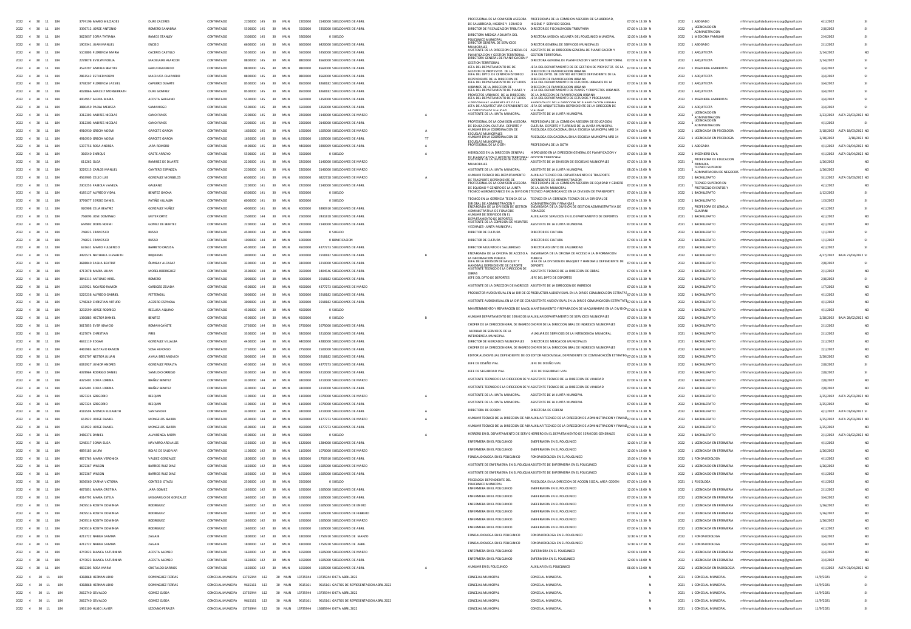| | | | | | | | | | | | | | | | | | | | | | | | | |
|---|---|---|---|---|---|---|---|---|---|---|---|---|---|---|---|---|---|---|---|---|---|---|---|---|
| 2022 | 4 | 30 | 11 | 184 | 3774196 MARIO MILCIADES | DURE CACERES | CONTRATADO | 2200000 | 145 | 30 | MUN | 2200000 | 2140000 SUELDO MES DE ABRIL | | PROFESIONAL DE LA COMISION ASESORA DE SALUBRIDAD, HIGIENE Y SERVICIO | PROFESIONAL DE LA COMISION ASESORA DE SALUBRIDAD, HIGIENE Y SERVICIO SOCIAL | 07:00 A 13:30 | N | 2022 | 1 ABOGADO | rrhhmunicipalidadsanlorenzocg@gmail.com | 4/1/2022 | | SI |
| 2022 | 4 | 30 | 11 | 184 | 3396712 JORGE ANTONIO | ROMERO SANABRIA | CONTRATADO | 5500000 | 145 | 30 | MUN | 5500000 | 5350000 SUELDO MES DE ABRIL | | DIRECTOR DE FISCALIZACION TRIBUTARIA | DIRECTOR DE FISCALIZACION TRIBUTARIA | 07:00 A 13:30 | N | 2022 | 1 LICENCIADO EN ADMINISTRACION | rrhhmunicipalidadsanlorenzocg@gmail.com | 2/8/2022 | | SI |
| 2022 | 4 | 30 | 11 | 184 | 3623057 SOFIA TATIANA | RAMOS STANLEY | CONTRATADO | 3300000 | 145 | 30 | MUN | 3300000 | 0 SUELDO | | DIRECTORA MEDICA ADJUNTA DEL POLICLINICO MUNICIPAL | DIRECTORA MEDICA ADJUNTA DEL POLICLINICO MUNICIPAL | 12:00 A 18:00 | N | 2022 | 1 MEDICINA FAMILIAR | rrhhmunicipalidadsanlorenzocg@gmail.com | 2/4/2022 | | SI |
| 2022 | 4 | 30 | 11 | 184 | 1903341 JUAN MANUEL | ENCISO | CONTRATADO | 6600000 | 145 | 30 | MUN | 6600000 | 6420000 SUELDO MES DE ABRIL | | DIRECTOR GENERAL DE SERVICIOS MUNICIPALES | DIRECTOR GENERAL DE SERVICIOS MUNICIPALES | 07:00 A 13:30 | N | 2022 | 1 ABOGADO | rrhhmunicipalidadsanlorenzocg@gmail.com | 2/1/2022 | | SI |
| 2022 | 4 | 30 | 11 | 184 | 5103803 FLORENCIA MARIA | CACERES CASTILLO | CONTRATADO | 5500000 | 145 | 30 | MUN | 5500000 | 5350000 SUELDO MES DE ABRIL | | ASISTENTE DE LA DIRECCION GENERAL DE PLANIFICACION Y GESTION TERRITORIAL | ASISTENTE DE LA DIRECCION GENERAL DE PLANIFICACION Y GESTION TERRITORIAL | 07:00 A 13:30 | N | 2022 | 1 ARQUITECTA | rrhhmunicipalidadsanlorenzocg@gmail.com | 2/14/2022 | | NO |
| 2022 | 4 | 30 | 11 | 184 | 2278078 EVELYN NOELIA | MADELAIRE ALARCON | CONTRATADO | 8800000 | 145 | 30 | MUN | 8800000 | 8560000 SUELDO MES DE ABRIL | | DIRECTORA GENERAL DE PLANIFICACION Y GESTION TERRITORIAL | DIRECTORA GENERAL DE PLANIFICACION Y GESTION TERRITORIAL | 07:00 A 13:30 | N | 2022 | 1 ARQUITECTA | rrhhmunicipalidadsanlorenzocg@gmail.com | 2/14/2022 | | SI |
| 2022 | 4 | 30 | 11 | 184 | 3524297 ANDREA BEATRIZ | GRAU FIGUEREDO | CONTRATADO | 8800000 | 145 | 30 | MUN | 8800000 | 8560000 SUELDO MES DE ABRIL | | JEFA DEL DEPARTAMENTO DE DE GESTION DE PROYECTOS DE LA | JEFA DEL DEPARTAMENTO DE DE GESTION DE PROYECTOS DE LA DIRECCION DE PLANIFICACION URBANA | 07:00 A 13:30 | N | 2022 | 1 INGENIERA AMBIENTAL | rrhhmunicipalidadsanlorenzocg@gmail.com | 3/4/2022 | | SI |
| 2022 | 4 | 30 | 11 | 184 | 2861542 ESTHER NOEMI | MACHUCA CHAPARRO | CONTRATADO | 8800000 | 145 | 30 | MUN | 8800000 | 8560000 SUELDO MES DE ABRIL | | JEFA DEL DPTO. DE CENTRO HISTORICO DEPENDIENTE DE LA DIRECCION DE | JEFA DEL DPTO. DE CENTRO HISTORICO DEPENDIENTE DE LA DIRECCION DE PLANIFICACION URBANA | 07:00 A 13:30 | N | 2022 | 1 ARQUITECTA | rrhhmunicipalidadsanlorenzocg@gmail.com | 3/4/2022 | | SI |
| 2022 | 4 | 30 | 11 | 184 | 3738207 FLORENCIA JASSIEL | CAPURRO DUARTE | CONTRATADO | 8500000 | 145 | 30 | MUN | 8500000 | 8268182 SUELDO MES DE ABRIL | | JEFA DEL DEPARTAMENTO DE ESTUDIOS URBANOS DE LA DIRECCION DE | JEFA DEL DEPARTAMENTO DE ESTUDIOS URBANOS DE LA DIRECCION DE PLANIFICACION URBANA | 07:00 A 13:30 | N | 2022 | 1 ARQUITECTA | rrhhmunicipalidadsanlorenzocg@gmail.com | 3/4/2022 | | SI |
| 2022 | 4 | 30 | 11 | 184 | 4028866 ARACELY MONSERRATH | DURE GOMEZ | CONTRATADO | 8500000 | 145 | 30 | MUN | 8500000 | 8268182 SUELDO MES DE ABRIL | | JEFA DEL DEPARTAMENTO DE PLANES Y PROYECTOS URBANOS DE LA DIRECCION | JEFA DEL DEPARTAMENTO DE PLANES Y PROYECTOS URBANOS DE LA DIRECCION DE PLANIFICACION URBANA | 07:00 A 13:30 | N | 2022 | 1 ARQUITECTA | rrhhmunicipalidadsanlorenzocg@gmail.com | 3/4/2022 | | SI |
| 2022 | 4 | 30 | 11 | 184 | 4004957 ALEXIA MARIA | ACOSTA GALEANO | CONTRATADO | 5500000 | 145 | 30 | MUN | 5500000 | 5350000 SUELDO MES DE ABRIL | | JEFA DEL DEPARTAMENTO DE ESTUDIOS Y PROGRAMAS AMBIENTALES DE LA | JEFA DEL DEPARTAMENTO DE ESTUDIOS Y PROGRAMAS AMBIENTALES DE LA DIRECCION DE PLANIFICACION URBANA | 07:00 A 13:30 | N | 2022 | 1 INGENIERA AMBIENTAL | rrhhmunicipalidadsanlorenzocg@gmail.com | 3/4/2022 | | SI |
| 2022 | 4 | 30 | 11 | 184 | 3880459 PAOLA MELISSA | SAMANIEGO | CONTRATADO | 5500000 | 145 | 30 | MUN | 5500000 | 5350000 SUELDO MES DE ABRIL | | JEFA DE ARQUITECTURA DEPENDIENTE DE LA DIRECCION DE VIALIDAD | JEFA DE ARQUITECTURA DEPENDIENTE DE LA DIRECCION DE VIALIDAD | 07:00 A 13:30 | N | 2022 | 1 ARQUITECTA | rrhhmunicipalidadsanlorenzocg@gmail.com | 3/4/2022 | | SI |
| 2022 | 4 | 30 | 11 | 184 | 3312303 ANDRES NICOLAS | CANO FUNES | CONTRATADO | 2200000 | 145 | 30 | MUN | 2200000 | 2140000 SUELDO MES DE MARZO | A | ASISTENTE DE LA JUNTA MUNICIPAL | ASISTENTE DE LA JUNTA MUNICIPAL | 07:00 A 13:30 | N | 2022 | 1 LICENCIADO EN ADMINISTRACION | rrhhmunicipalidadsanlorenzocg@gmail.com | 3/23/2022 | ALTA 23/03/2022 | NO |
| 2022 | 4 | 30 | 11 | 184 | 3312303 ANDRES NICOLAS | CANO FUNES | CONTRATADO | 2200000 | 145 | 30 | MUN | 2200000 | 2140000 SUELDO MES DE ABRIL | | PROFESIONAL DE LA COMISION ASESORA DE EDUCACION, CULTURA, DEPORTE Y | PROFESIONAL DE LA COMISION ASESORA DE EDUCACION, CULTURA, DEPORTE Y TURISMO DE LA JUNTA MUNICIPAL | 07:00 A 13:30 | N | 2022 | 1 LICENCIADO EN ADMINISTRACION | rrhhmunicipalidadsanlorenzocg@gmail.com | 4/1/2022 | | SI |
| 2022 | 4 | 30 | 11 | 184 | 4910930 GRECIA NOEMI | GARCETE GARCIA | CONTRATADO | 1650000 | 145 | 30 | MUN | 1650000 | 1605000 SUELDO MES DE MARZO | A | AUXILIAR EN LA COORDINACION DE ESCUELAS MUNICIPALES | PSICOLOGA EDUCACIONAL EN LA ESCUELA MUNICIPAL NRO 14 | 07:00 A 11:00 | N | 2022 | 1 LICENCIADA EN PSICOLOGIA | rrhhmunicipalidadsanlorenzocg@gmail.com | 3/18/2022 | ALTA 18/03/2022 | NO |
| 2022 | 4 | 30 | 11 | 184 | 4910930 GRECIA NOEMI | GARCETE GARCIA | CONTRATADO | 1650000 | 145 | 30 | MUN | 1650000 | 1605000 SUELDO MES DE ABRIL | TT | AUXILIAR EN LA COORDINACION DE ESCUELAS MUNICIPALES | PSICOLOGA EDUCACIONAL EN LA ESCUELA MUNICIPAL NRO 14 | 07:00 A 11:00 | N | 2022 | 1 LICENCIADA EN PSICOLOGIA | rrhhmunicipalidadsanlorenzocg@gmail.com | 3/18/2022 | 3/18/2022 | NO |
| 2022 | 4 | 30 | 11 | 184 | 5337756 ROSA ANDREA | JARA ROMERO | CONTRATADO | 4400000 | 145 | 30 | MUN | 4400000 | 3890909 SUELDO MES DE ABRIL | A | PROFESIONAL DE LA DGTH | PROFESIONAL DE LA DGTH | 07:00 A 13:30 | N | 2022 | 1 ABOGADA | rrhhmunicipalidadsanlorenzocg@gmail.com | 4/1/2022 | ALTA 01/04/2022 | NO |
| 2022 | 4 | 30 | 11 | 184 | 366540 ENRIQUE | GAETE ARROYO | CONTRATADO | 5500000 | 145 | 30 | MUN | 5500000 | 0 SUELDO | A | HIDROLOGO EN LA DIRECCION GENERAL DE PLANIFICACION Y GESTION TERRITORIAL | HIDROLOGO EN LA DIRECCION GENERAL DE PLANIFICACION Y GESTION TERRITORIAL | 07:00 A 13:30 | N | 2022 | 1 INGENIERO CIVIL | rrhhmunicipalidadsanlorenzocg@gmail.com | 4/1/2022 | ALTA 01/04/2022 | NO |
| 2022 | 4 | 30 | 11 | 184 | 611262 OLGA | RAMIREZ DE DUARTE | CONTRATADO | 2200000 | 141 | 30 | MUN | 2200000 | 2140000 SUELDO MES DE ABRIL | | ASISTENTE DE LA DIVISION DE ESCUELAS MUNICIPALES | ASISTENTE DE LA DIVISION DE ESCUELAS MUNICIPALES | 07:00 A 13:30 | N | 2022 | 1 PROFESORA DE EDUCACION PRIMARIA | rrhhmunicipalidadsanlorenzocg@gmail.com | 1/26/2022 | | NO |
| 2022 | 4 | 30 | 11 | 184 | 3229215 CARLOS MANUEL | CANTERO ESPINOZA | CONTRATADO | 2200000 | 141 | 30 | MUN | 2200000 | 2140000 SUELDO MES DE MARZO | | ASISTENTE DE LA JUNTA MUNICIPAL | ASISTENTE DE LA JUNTA MUNICIPAL | 08:00 A 13:00 | N | 2021 | 1 TECNICO SUPERIOR ADMINITRACION DE NEGOCIOS | rrhhmunicipalidadsanlorenzocg@gmail.com | 1/26/2022 | | NO |
| 2022 | 4 | 30 | 11 | 184 | 4563905 CELSO LUIS | GONZALEZ MONGELOS | CONTRATADO | 6500000 | 141 | 30 | MUN | 6500000 | 6322728 SUELDO MES DE MARZO | A | AUXILIAR TECNICO DEL DEPARTAMENTO DE TRASPORTE DEPENDIENTE DE | AUXILIAR TECNICO DEL DEPARTAMENTO DE TRASPORTE DEPENDIENTE DE ADMINISTRACION | 07:00 A 13:30 | N | 2022 | 1 BACHILLERATO | rrhhmunicipalidadsanlorenzocg@gmail.com | 3/1/2022 | ALTA 01/03/2022 | NO |
| 2022 | 4 | 30 | 11 | 184 | 2303253 FABIOLA VANEZA | GALEANO | CONTRATADO | 2200000 | 141 | 30 | MUN | 2200000 | 2140000 SUELDO MES DE ABRIL | | PROFESIONAL DE LA COMISION ASESORA DE EQUIDAD Y GENERO DE LA JUNTA | PROFESIONAL DE LA COMISION ASESORA DE EQUIDAD Y GENERO DE LA JUNTA MUNICIPAL | 07:00 A 13:30 | N | 2021 | 1 TECNICO SUPERIOR EN PROTOCOLO EVENTOS Y | rrhhmunicipalidadsanlorenzocg@gmail.com | 4/1/2022 | | NO |
| 2022 | 4 | 30 | 11 | 184 | 4185127 ALFREDO VIDAL | BENITEZ GAONA | CONTRATADO | 6500000 | 141 | 30 | MUN | 6500000 | 0 SUELDO | | TECNICO AGROMECANICO EN LA DIVISION DE TRANSPORTE | TECNICO AGROMECANICO EN LA DIVISION DE TRANSPORTE | 07:00 A 13:30 | N | 2022 | 1 BACHILLERATO | rrhhmunicipalidadsanlorenzocg@gmail.com | 1/12/2022 | | SI |
| 2022 | 4 | 30 | 11 | 184 | 3776077 SERGIO DANIEL | PATIÑO VILLALBA | CONTRATADO | 6000000 | 141 | 30 | MUN | 6000000 | 0 SUELDO | | TECNICO EN LA GERENCIA TECNICA DE LA DIR GRAL DE ADMINISTRACION Y | TECNICO EN LA GERENCIA TECNICA DE LA DIR GRAL DE ADMINISTRACION Y FINANZAS | 07:00 A 13:30 | N | 2022 | 1 BACHILLERATO | rrhhmunicipalidadsanlorenzocg@gmail.com | 1/3/2022 | | SI |
| 2022 | 4 | 30 | 11 | 184 | 920908 CELIA BEATRIZ | GONZALEZ NUÑEZ | CONTRATADO | 4000000 | 141 | 30 | MUN | 4000000 | 3890910 SUELDO MES DE ABRIL | | ENCARGADA DE LA DIVISION DE GESTION ADMINISTRATIVA DE FONAODE | ENCARGADA DE LA DIVISION DE GESTION ADMINISTRATIVA DE FONAODE | 07:00 A 13:30 | N | 2022 | 1 PROFESORA DE LENGUA GUARANI | rrhhmunicipalidadsanlorenzocg@gmail.com | 4/1/2022 | | SI |
| 2022 | 4 | 30 | 11 | 184 | 756093 JOSE DOMINGO | MEYER ORTIZ | CONTRATADO | 2500000 | 144 | 30 | MUN | 2500000 | 2431818 SUELDO MES DE ABRIL | | AUXILIAR DE SERVICIOS EN EL DEPARTAMENTO DE DEPORTES | AUXILIAR DE SERVICIOS EN EL DEPARTAMENTO DE DEPORTES | 07:00 A 13:30 | N | 2021 | 1 BACHILLERATO | rrhhmunicipalidadsanlorenzocg@gmail.com | 4/1/2022 | | NO |
| 2022 | 4 | 30 | 11 | 184 | 644902 DORIS NOEMI | GOMEZ DE BENITEZ | CONTRATADO | 2200000 | 144 | 30 | MUN | 2200000 | 2140000 SUELDO MES DE ABRIL | | ASISTENTE DE LA COMISION DE ASUNTOS VECINALES- JUNTA MUNICIPAL | ASISTENTE DE LA JUNTA MUNICIPAL | 07:00 A 13:30 | N | 2022 | 1 BACHILLERATO | rrhhmunicipalidadsanlorenzocg@gmail.com | 4/1/2022 | | NO |
| 2022 | 4 | 30 | 11 | 184 | 746025 FRANCISCO | RUSSO | CONTRATADO | 4500000 | 144 | 30 | MUN | 4500000 | 0 SUELDO | | DIRECTOR DE CULTURA | DIRECTOR DE CULTURA | 07:00 A 13:30 | N | 2022 | 1 BACHILLERATO | rrhhmunicipalidadsanlorenzocg@gmail.com | 1/1/2022 | | SI |
| 2022 | 4 | 30 | 11 | 184 | 746025 FRANCISCO | RUSSO | CONTRATADO | 1000000 | 144 | 30 | MUN | 1000000 | 0 BONIFICACION | | DIRECTOR DE CULTURA | DIRECTOR DE CULTURA | 07:00 A 13:30 | N | 2022 | 1 BACHILLERATO | rrhhmunicipalidadsanlorenzocg@gmail.com | 1/1/2022 | | SI |
| 2022 | 4 | 30 | 11 | 184 | 631631 MARIO FULGENCIO | BARRETO ORZUSA | CONTRATADO | 4500000 | 144 | 30 | MUN | 4500000 | 4377273 SUELDO MES DE ABRIL | | DIRECTOR ADJUNTO DE SALUBRIDAD | DIRECTOR ADJUNTO DE SALUBRIDAD | 07:00 A 13:30 | N | 2022 | 1 BACHILLERATO | rrhhmunicipalidadsanlorenzocg@gmail.com | 4/1/2022 | | SI |
| 2022 | 4 | 30 | 11 | 184 | 3495574 NATHALIA ELIZABETH | RIQUELME | CONTRATADO | 3000000 | 144 | 30 | MUN | 3000000 | 2918182 SUELDO MES DE ABRIL | B | ENCARGADA DE LA OFICINA DE ACCESO A LA INFORMACION PUBLICA | ENCARGADA DE LA OFICINA DE ACCESO A LA INFORMACION PUBLICA | 07:00 A 13:30 | N | 2022 | 1 BACHILLERATO | rrhhmunicipalidadsanlorenzocg@gmail.com | 4/27/2022 | BAJA 27/04/2022 | SI |
| 2022 | 4 | 30 | 11 | 184 | 3688840 SASHA BEATRIZ | ÑUMBAY ALCARAZ | CONTRATADO | 3300000 | 144 | 30 | MUN | 3300000 | 3210000 SUELDO MES DE ABRIL | | JEFA DE LA DIVISION DE BASQUET Y HANDBALL DEPENDIENTE DE DEPORTE | JEFA DE LA DIVISION DE BASQUET Y HANDBALL DEPENDIENTE DE DEPORTE | 07:00 A 13:30 | N | 2022 | 1 BACHILLERATO | rrhhmunicipalidadsanlorenzocg@gmail.com | 2/8/2022 | | SI |
| 2022 | 4 | 30 | 11 | 184 | 4717078 MARIA LUJAN | MOREL RODRIGUEZ | CONTRATADO | 3500000 | 144 | 30 | MUN | 3500000 | 3404546 SUELDO MES DE ABRIL | | ASISTENTE TECNICO DE LA DIRECCION DE OBRAS | ASISTENTE TECNICO DE LA DIRECCION DE OBRAS | 07:00 A 13:30 | N | 2022 | 1 BACHILLERATO | rrhhmunicipalidadsanlorenzocg@gmail.com | 2/1/2022 | | NO |
| 2022 | 4 | 30 | 11 | 184 | 3841313 ANTONIO ARIEL | ROMERO | CONTRATADO | 3000000 | 144 | 30 | MUN | 3000000 | 2918182 SUELDO MES DE ABRIL | | JEFE DEL DPTO DE DEPORTES | JEFE DEL DPTO DE DEPORTES | 07:00 A 13:30 | N | 2022 | 1 BACHILLERATO | rrhhmunicipalidadsanlorenzocg@gmail.com | 2/8/2022 | | SI |
| 2022 | 4 | 30 | 11 | 184 | 1135921 RICARDO RAMON | CARDOZO ZELADA | CONTRATADO | 4500000 | 144 | 30 | MUN | 4500000 | 4377273 SUELDO MES DE MARZO | | ASISTENTE DE LA DIRECCION DE INGRESOS | ASISTENTE DE LA DIRECCION DE INGRESOS | 07:00 A 13:30 | N | 2022 | 1 BACHILLERATO | rrhhmunicipalidadsanlorenzocg@gmail.com | 1/7/2022 | | NO |
| 2022 | 4 | 30 | 11 | 184 | 5225238 ALFREDO GABRIEL | PETTENGILL | CONTRATADO | 3000000 | 144 | 30 | MUN | 3000000 | 2918182 SUELDO MES DE ABRIL | | PRODUCTOR AUDIOVISUAL EN LA DIR DE COMUNICACIÓN ESTRATEGICA | PRODUCTOR AUDIOVISUAL EN LA DIR DE COMUNICACIÓN ESTRATEGICA | 07:00 A 13:30 | N | 2022 | 1 BACHILLERATO | rrhhmunicipalidadsanlorenzocg@gmail.com | 4/1/2022 | | NO |
| 2022 | 4 | 30 | 11 | 184 | 5748269 CHRISTIAN ARTURO | AGÜERO ESPINOLA | CONTRATADO | 3000000 | 144 | 30 | MUN | 3000000 | 2918182 SUELDO MES DE ABRIL | | ASISTENTE AUDIOVISUAL EN LA DIR DE COMUNICACIÓN ESTRATEGICA | ASISTENTE AUDIOVISUAL EN LA DIR DE COMUNICACIÓN ESTRATEGICA | 07:00 A 13:30 | N | 2022 | 1 BACHILLERATO | rrhhmunicipalidadsanlorenzocg@gmail.com | 4/1/2022 | | NO |
| 2022 | 4 | 30 | 11 | 184 | 3232599 JORGE RODRIGO | RECLUSA AQUINO | CONTRATADO | 4500000 | 144 | 30 | MUN | 4500000 | 0 SUELDO | | MANTENIMIENTO Y REPARACION DE MAQUINARIAS EN LA DIVISION | MANTENIMIENTO Y REPARACION DE MAQUINARIAS EN LA DIVISION | 07:00 A 13:30 | N | 2022 | 1 BACHILLERATO | rrhhmunicipalidadsanlorenzocg@gmail.com | 4/1/2022 | | NO |
| 2022 | 4 | 30 | 11 | 184 | 1360885 HECTOR DANIEL | BENITEZ | CONTRATADO | 4500000 | 144 | 30 | MUN | 4500000 | 0 SUELDO | B | AUXILIAR DEPARTAMENTO DE SERVICIOS MAUXILIAR DEPARTAMENTO DE SERVICIOS MUNICIPALES | | 07:00 A 13:30 | N | 2022 | 1 BACHILLERATO | rrhhmunicipalidadsanlorenzocg@gmail.com | 2/28/2022 | BAJA 28/02/2022 | NO |
| 2022 | 4 | 30 | 11 | 184 | 3617853 EVER IGNACIO | ROMAN CAÑETE | CONTRATADO | 2750000 | 144 | 30 | MUN | 2750000 | 2675000 SUELDO MES DE ABRIL | | CHOFER DE LA DIRECCION GRAL DE INGRESOS | CHOFER DE LA DIRECCION GRAL DE INGRESOS MUNICIPALES | 07:00 A 13:30 | N | 2022 | 1 BACHILLERATO | rrhhmunicipalidadsanlorenzocg@gmail.com | 2/1/2022 | | NO |
| 2022 | 4 | 30 | 11 | 184 | 4127074 CHRISTIAN | PIRIS | CONTRATADO | 3300000 | 144 | 30 | MUN | 3300000 | 3210000 SUELDO MES DE ABRIL | | AUXILIAR DE SERVICIOS DE LA INTENDENCIA MUNICIPAL | AUXILIAR DE SERVICIOS DE LA INTENDENCIA MUNICIPAL | 07:00 A 13:30 | N | 2021 | 1 BACHILLERATO | rrhhmunicipalidadsanlorenzocg@gmail.com | 2/1/2022 | | NO |
| 2022 | 4 | 30 | 11 | 184 | 4632119 EDGAR | GONZALEZ VILLALBA | CONTRATADO | 4400000 | 144 | 30 | MUN | 4400000 | 4280000 SUELDO MES DE ABRIL | | DIRECTOR DE MERCADOS MUNICIPALES | DIRECTOR DE MERCADOS MUNICIPALES | 07:00 A 13:30 | N | 2021 | 1 BACHILLERATO | rrhhmunicipalidadsanlorenzocg@gmail.com | 2/1/2022 | | NO |
| 2022 | 4 | 30 | 11 | 184 | 4465983 GUSTAVO RAMON | SOSA ALFONSO | CONTRATADO | 2750000 | 144 | 30 | MUN | 2750000 | 2500000 SUELDO MES DE ABRIL | | CHOFER DE LA DIRECCION GRAL DE INGRESOS | CHOFER DE LA DIRECCION GRAL DE INGRESOS MUNICIPALES | 07:00 A 13:30 | N | 2022 | 1 BACHILLERATO | rrhhmunicipalidadsanlorenzocg@gmail.com | 2/1/2022 | | NO |
| 2022 | 4 | 30 | 11 | 184 | 4291707 NESTOR JULIAN | AYALA BRESANOVICH | CONTRATADO | 3000000 | 144 | 30 | MUN | 3000000 | 2918182 SUELDO MES DE ABRIL | | EDITOR AUDIOVISUAL DEPENDIENTE DE COMUNICACIÓN ESTRATEGICA | EDITOR AUDIOVISUAL DEPENDIENTE DE COMUNICACIÓN ESTRATEGICA | 07:00 A 13:30 | N | 2022 | 1 BACHILLERATO | rrhhmunicipalidadsanlorenzocg@gmail.com | 2/20/2022 | | NO |
| 2022 | 4 | 30 | 11 | 184 | 6081937 JUNIOR ANDRES | GONZALEZ PERALTA | CONTRATADO | 4500000 | 144 | 30 | MUN | 4500000 | 4377273 SUELDO MES DE ABRIL | | JEFE DE DISEÑO VIAL | JEFE DE DISEÑO VIAL | 07:00 A 13:30 | N | 2022 | 1 BACHILLERATO | rrhhmunicipalidadsanlorenzocg@gmail.com | 2/8/2022 | | SI |
| 2022 | 4 | 30 | 11 | 184 | 4378964 RODRIGO DANIEL | SAMUDIO ORREGO | CONTRATADO | 3300000 | 144 | 30 | MUN | 3300000 | 3210000 SUELDO MES DE ABRIL | | JEFE DE SEGURIDAD VIAL | JEFE DE SEGURIDAD VIAL | 07:00 A 13:30 | N | 2022 | 1 BACHILLERATO | rrhhmunicipalidadsanlorenzocg@gmail.com | 2/8/2022 | | SI |
| 2022 | 4 | 30 | 11 | 184 | 4325401 SOFIA LORENA | IBAÑEZ BENITEZ | CONTRATADO | 3300000 | 144 | 30 | MUN | 3300000 | 3210000 SUELDO MES DE MARZO | | ASISTENTE TECNICO DE LA DIRECCION DE VIALIDAD | ASISTENTE TECNICO DE LA DIRECCION DE VIALIDAD | 07:00 A 13:30 | N | 2022 | 1 BACHILLERATO | rrhhmunicipalidadsanlorenzocg@gmail.com | 2/8/2022 | | NO |
| 2022 | 4 | 30 | 11 | 184 | 4325401 SOFIA LORENA | IBAÑEZ BENITEZ | CONTRATADO | 3300000 | 144 | 30 | MUN | 3300000 | 3210000 SUELDO MES DE ABRIL | | ASISTENTE TECNICO DE LA DIRECCION DE VIALIDAD | ASISTENTE TECNICO DE LA DIRECCION DE VIALIDAD | 07:00 A 13:30 | N | 2022 | 1 BACHILLERATO | rrhhmunicipalidadsanlorenzocg@gmail.com | 2/8/2022 | | NO |
| 2022 | 4 | 30 | 11 | 184 | 1827324 GREGORIO | BESQUIN | CONTRATADO | 1100000 | 144 | 30 | MUN | 1100000 | 1070000 SUELDO MES DE MARZO | A | ASISTENTE DE LA JUNTA MUNICIPAL | ASISTENTE DE LA JUNTA MUNICIPAL | 07:00 A 13:30 | N | 2022 | 1 BACHILLERATO | rrhhmunicipalidadsanlorenzocg@gmail.com | 3/25/2022 | ALTA 25/03/2022 | NO |
| 2022 | 4 | 30 | 11 | 184 | 1827324 GREGORIO | BESQUIN | CONTRATADO | 1100000 | 144 | 30 | MUN | 1100000 | 1070000 SUELDO MES DE ABRIL | | ASISTENTE DE LA JUNTA MUNICIPAL | ASISTENTE DE LA JUNTA MUNICIPAL | 07:00 A 13:30 | N | 2022 | 1 BACHILLERATO | rrhhmunicipalidadsanlorenzocg@gmail.com | 3/25/2022 | | NO |
| 2022 | 4 | 30 | 11 | 184 | 4183594 MONICA ELIZABETH | SANTANDER | CONTRATADO | 3300000 | 144 | 30 | MUN | 3300000 | 3210000 SUELDO MES DE ABRIL | A | DIRECTORA DE CODENI | DIRECTORA DE CODENI | 07:00 A 13:30 | N | 2022 | 1 BACHILLERATO | rrhhmunicipalidadsanlorenzocg@gmail.com | 4/1/2022 | ALTA 01/04/2022 | SI |
| 2022 | 4 | 30 | 11 | 184 | 651922 JORGE DANIEL | MONGELOS IBARRA | CONTRATADO | 4500000 | 144 | 30 | MUN | 4500000 | 4377273 SUELDO MES DE MARZO | A | AUXILIAR TECNICO DE LA DIRECCION DE ADMINISTRACION Y FINANZAS | AUXILIAR TECNICO DE LA DIRECCION DE ADMINISTRACION Y FINANZAS | 07:00 A 13:30 | N | 2022 | 1 BACHILLERATO | rrhhmunicipalidadsanlorenzocg@gmail.com | 3/25/2022 | ALTA 25/03/2022 | NO |
| 2022 | 4 | 30 | 11 | 184 | 651922 JORGE DANIEL | MONGELOS IBARRA | CONTRATADO | 4500000 | 144 | 30 | MUN | 4500000 | 4377273 SUELDO MES DE ABRIL | | AUXILIAR TECNICO DE LA DIRECCION DE ADMINISTRACION Y FINANZAS | AUXILIAR TECNICO DE LA DIRECCION DE ADMINISTRACION Y FINANZAS | 07:00 A 13:30 | N | 2022 | 1 BACHILLERATO | rrhhmunicipalidadsanlorenzocg@gmail.com | 3/25/2022 | | NO |
| 2022 | 4 | 30 | 11 | 184 | 3486376 DANIEL | ALVARENGA MORA | CONTRATADO | 4500000 | 144 | 30 | MUN | 4500000 | 0 SUELDO | A | HERRERO EN EL DEPARTAMENTO DE SERVICIOS GENERALES | HERRERO EN EL DEPARTAMENTO DE SERVICIOS GENERALES | 07:00 A 13:30 | N | 2022 | 1 BACHILLERATO | rrhhmunicipalidadsanlorenzocg@gmail.com | 2/1/2022 | ALTA 01/02/2022 | NO |
| 2022 | 4 | 30 | 11 | 184 | 5248317 SONIA ELISA | NAVARRO AREVALOS | CONTRATADO | 1320000 | 142 | 30 | MUN | 1320000 | 1284000 SUELDO MES DE ABRIL | | ENFERMERA EN EL POLICLINICO | ENFERMERA EN EL POLICLINICO | 12:00 A 17:30 | N | 2022 | 1 LICENCIADA EN ENFERMERIA | rrhhmunicipalidadsanlorenzocg@gmail.com | 4/1/2022 | | NO |
| 2022 | 4 | 30 | 11 | 184 | 4859185 LAURA | ROJAS DE SALDIVAR | CONTRATADO | 1100000 | 142 | 30 | MUN | 1100000 | 1070000 SUELDO MES DE MARZO | | ENFERMERA EN EL POLICLINICO | ENFERMERA EN EL POLICLINICO | 12:00 A 18:00 | N | 2022 | 1 LICENCIADA EN ENFERMERIA | rrhhmunicipalidadsanlorenzocg@gmail.com | 1/26/2022 | | NO |
| 2022 | 4 | 30 | 11 | 184 | 4871763 MARIA VERONICA | VALDEZ GONZALEZ | CONTRATADO | 1800000 | 142 | 30 | MUN | 1800000 | 1750910 SUELDO MES DE ABRIL | | FONOAUDIOLOGA EN EL POLICLINICO | FONOAUDIOLOGA EN EL POLICLINICO | 13:00 A 17:00 | N | 2022 | 1 FONOAUDIOLOGA | rrhhmunicipalidadsanlorenzocg@gmail.com | 4/1/2022 | | NO |
| 2022 | 4 | 30 | 11 | 184 | 3672367 WILSON | BARRIOS RUIZ DIAZ | CONTRATADO | 1650000 | 142 | 30 | MUN | 1650000 | 1605000 SUELDO MES DE MARZO | | ASISTENTE DE ENFERMERIA EN EL POLICLINICO | ASISTENTE DE ENFERMERIA EN EL POLICLINICO | 07:00 A 13:30 | N | 2022 | 1 LICENCIADO EN ENFERMERIA | rrhhmunicipalidadsanlorenzocg@gmail.com | 1/26/2022 | | NO |
| 2022 | 4 | 30 | 11 | 184 | 3672367 WILSON | BARRIOS RUIZ DIAZ | CONTRATADO | 1650000 | 142 | 30 | MUN | 1650000 | 1605000 SUELDO MES DE ABRIL | | ASISTENTE DE ENFERMERIA EN EL POLICLINICO | ASISTENTE DE ENFERMERIA EN EL POLICLINICO | 07:00 A 13:30 | N | 2022 | 1 LICENCIADO EN ENFERMERIA | rrhhmunicipalidadsanlorenzocg@gmail.com | 4/1/2022 | | NO |
| 2022 | 4 | 30 | 11 | 184 | 3636560 CARINA VICTORIA | CONTESSI OTAZU | CONTRATADO | 2500000 | 142 | 30 | MUN | 2500000 | 0 SUELDO | | PSICOLOGA DEPENDIENTE DEL POLICLINICO MUNICIPAL | PSICOLOGA EN LA DIRECCION DE ACCION SOCIAL AREA CODENI | 07:00 A 12:00 | N | 2021 | 1 PSICOLOGA | rrhhmunicipalidadsanlorenzocg@gmail.com | 4/1/2022 | | NO |
| 2022 | 4 | 30 | 11 | 184 | 4675851 MARIA CRISTINA | JARA GOMEZ | CONTRATADO | 1650000 | 142 | 30 | MUN | 1650000 | 1605000 SUELDO MES DE ABRIL | | ENFERMERA EN EL POLICLINICO | ENFERMERA EN EL POLICLINICO | 12:00 A 18:00 | N | 2022 | 1 LICENCIADA EN ENFERMERIA | rrhhmunicipalidadsanlorenzocg@gmail.com | 2/1/2022 | | NO |
| 2022 | 4 | 30 | 11 | 184 | 4314792 MARIA ESTELA | MELGAREJO DE GONZALEZ | CONTRATADO | 1650000 | 142 | 30 | MUN | 1650000 | 1605000 SUELDO MES DE ABRIL | | ENFERMERA EN EL POLICLINICO | ENFERMERA EN EL POLICLINICO | 07:00 A 13:30 | N | 2022 | 1 LICENCIADA EN ENFERMERIA | rrhhmunicipalidadsanlorenzocg@gmail.com | 3/4/2022 | | NO |
| 2022 | 4 | 30 | 11 | 184 | 2409516 ROSITA DOMINGA | RODRIGUEZ | CONTRATADO | 1650000 | 142 | 30 | MUN | 1650000 | 1605000 SUELDO MES DE ENERO | | ENFERMERA EN EL POLICLINICO | ENFERMERA EN EL POLICLINICO | 07:00 A 13:30 | N | 2022 | 1 LICENCIADA EN ENFERMERIA | rrhhmunicipalidadsanlorenzocg@gmail.com | 1/26/2022 | | NO |
| 2022 | 4 | 30 | 11 | 184 | 2409516 ROSITA DOMINGA | RODRIGUEZ | CONTRATADO | 1650000 | 142 | 30 | MUN | 1650000 | 1605000 SUELDO MES DE FEBRERO | | ENFERMERA EN EL POLICLINICO | ENFERMERA EN EL POLICLINICO | 07:00 A 13:30 | N | 2022 | 1 LICENCIADA EN ENFERMERIA | rrhhmunicipalidadsanlorenzocg@gmail.com | 1/26/2022 | | NO |
| 2022 | 4 | 30 | 11 | 184 | 2409516 ROSITA DOMINGA | RODRIGUEZ | CONTRATADO | 1650000 | 142 | 30 | MUN | 1650000 | 1605000 SUELDO MES DE MARZO | | ENFERMERA EN EL POLICLINICO | ENFERMERA EN EL POLICLINICO | 07:00 A 13:30 | N | 2022 | 1 LICENCIADA EN ENFERMERIA | rrhhmunicipalidadsanlorenzocg@gmail.com | 1/26/2022 | | NO |
| 2022 | 4 | 30 | 11 | 184 | 2409516 ROSITA DOMINGA | RODRIGUEZ | CONTRATADO | 1650000 | 142 | 30 | MUN | 1650000 | 1605000 SUELDO MES DE ABRIL | | ENFERMERA EN EL POLICLINICO | ENFERMERA EN EL POLICLINICO | 07:00 A 13:30 | N | 2022 | 1 LICENCIADA EN ENFERMERIA | rrhhmunicipalidadsanlorenzocg@gmail.com | 4/1/2022 | | NO |
| 2022 | 4 | 30 | 11 | 184 | 4213722 NABILA SAMIRA | ZAGAIB | CONTRATADO | 1800000 | 142 | 30 | MUN | 1800000 | 1750910 SUELDO MES DE MARZO | | FONOAUDIOLOGA EN EL POLICLINICO | FONOAUDIOLOGA EN EL POLICLINICO | 12:30 A 17:30 | N | 2022 | 1 FONOAUDIOLOGA | rrhhmunicipalidadsanlorenzocg@gmail.com | 3/4/2022 | | NO |
| 2022 | 4 | 30 | 11 | 184 | 4213722 NABILA SAMIRA | ZAGAIB | CONTRATADO | 1800000 | 142 | 30 | MUN | 1800000 | 1750910 SUELDO MES DE ABRIL | | FONOAUDIOLOGA EN EL POLICLINICO | FONOAUDIOLOGA EN EL POLICLINICO | 12:30 A 17:30 | N | 2022 | 1 FONOAUDIOLOGA | rrhhmunicipalidadsanlorenzocg@gmail.com | 3/4/2022 | | NO |
| 2022 | 4 | 30 | 11 | 184 | 4747023 BLANCA SATURNINA | ACOSTA ALONSO | CONTRATADO | 1650000 | 142 | 30 | MUN | 1650000 | 1605000 SUELDO MES DE MARZO | | ENFERMERA EN EL POLICLINICO | ENFERMERA EN EL POLICLINICO | 12:00 A 18:00 | N | 2022 | 1 LICENCIADA EN ENFERMERIA | rrhhmunicipalidadsanlorenzocg@gmail.com | 3/4/2022 | | NO |
| 2022 | 4 | 30 | 11 | 184 | 4747023 BLANCA SATURNINA | ACOSTA ALONSO | CONTRATADO | 1650000 | 142 | 30 | MUN | 1650000 | 1605000 SUELDO MES DE ABRIL | | ENFERMERA EN EL POLICLINICO | ENFERMERA EN EL POLICLINICO | 12:00 A 18:00 | N | 2022 | 1 LICENCIADA EN ENFERMERIA | rrhhmunicipalidadsanlorenzocg@gmail.com | 3/4/2022 | | NO |
| 2022 | 4 | 30 | 11 | 184 | 4832305 ROSA MARIA | CRISTALDO BARRIOS | CONTRATADO | 1650000 | 142 | 30 | MUN | 1650000 | 1605000 SUELDO MES DE ABRIL | A | AUXILIAR EN EL POLICLINICO | AUXILIAR EN EL POLICLINICO | 06:00 A 12:00 | N | 2022 | 1 LICENCIADA EN RADIOLOGIA | rrhhmunicipalidadsanlorenzocg@gmail.com | 4/1/2022 | ALTA 01/04/2022 | NO |
| 2022 | 4 | 30 | 11 | 184 | 4368868 HERNAN UDIO | DOMINGUEZ FERRAS | CONCEJAL MUNICIPA | 13735944 | 112 | 30 | MUN | 13735944 | 13735944 DIETA ABRIL 2022 | | CONCEJAL MUNICIPAL | CONCEJAL MUNICIPAL | | N | 2021 | 1 CONCEJAL MUNICIPAL | rrhhmunicipalidadsanlorenzocg@gmail.com | 11/9/2021 | | SI |
| 2022 | 4 | 30 | 11 | 184 | 4368868 HERNAN UDIO | DOMINGUEZ FERRAS | CONCEJAL MUNICIPA | 9615161 | 113 | 30 | MUN | 9615161 | 9615161 GASTOS DE REPRESENTACION ABRIL 2022 | | CONCEJAL MUNICIPAL | CONCEJAL MUNICIPAL | | N | 2021 | 1 CONCEJAL MUNICIPAL | rrhhmunicipalidadsanlorenzocg@gmail.com | 11/9/2021 | | SI |
| 2022 | 4 | 30 | 11 | 184 | 2662740 OSVALDO | GOMEZ OJEDA | CONCEJAL MUNICIPA | 13735944 | 112 | 30 | MUN | 13735944 | 13735944 DIETA ABRIL 2022 | | CONCEJAL MUNICIPAL | CONCEJAL MUNICIPAL | | N | 2021 | 1 CONCEJAL MUNICIPAL | rrhhmunicipalidadsanlorenzocg@gmail.com | 11/9/2021 | | SI |
| 2022 | 4 | 30 | 11 | 184 | 2662740 OSVALDO | GOMEZ OJEDA | CONCEJAL MUNICIPA | 9615161 | 113 | 30 | MUN | 9615161 | 9615161 GASTOS DE REPRESENTACION ABRIL 2022 | | CONCEJAL MUNICIPAL | CONCEJAL MUNICIPAL | | N | 2021 | 1 CONCEJAL MUNICIPAL | rrhhmunicipalidadsanlorenzocg@gmail.com | 11/9/2021 | | SI |
| 2022 | 4 | 30 | 11 | 184 | 1961100 HUGO JAVIER | LEZCANO PERALTA | CONCEJAL MUNICIPA | 13735944 | 112 | 30 | MUN | 13735944 | 13685944 DIETA ABRIL 2022 | | CONCEJAL MUNICIPAL | CONCEJAL MUNICIPAL | | N | 2021 | 1 CONCEJAL MUNICIPAL | rrhhmunicipalidadsanlorenzocg@gmail.com | 11/9/2021 | | SI |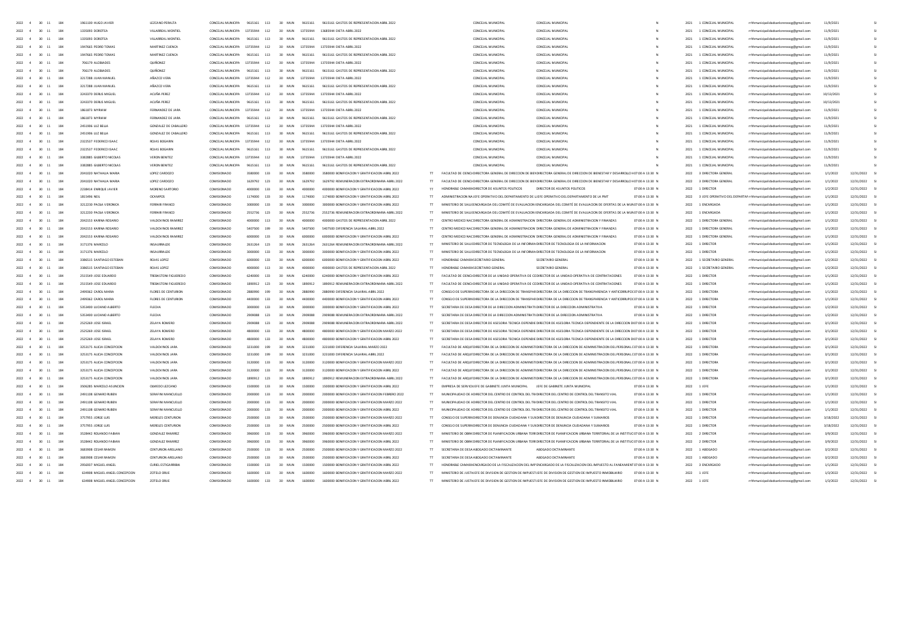| | | | | | | | | | | | | | | | | | | | | | | | | | | |
|---|---|---|---|---|---|---|---|---|---|---|---|---|---|---|---|---|---|---|---|---|---|---|---|---|---|---|
| 2022 | 4 | 30 | 11 | 184 | 1961300 HUGO JAVIER | LEZCANO PERALTA | CONCEJAL MUNICIPA | 9615161 | 113 | 30 | MUN | 9615161 | 9615161 GASTOS DE REPRESENTACION ABRIL 2022 | | | CONCEJAL MUNICIPAL | CONCEJAL MUNICIPAL | | N | 2021 | 1 | CONCEJAL MUNICIPAL | rrhhmunicipalidadsanlorenzocg@gmail.com | 11/9/2021 | | SI |
| 2022 | 4 | 30 | 11 | 184 | 1335093 DOROTEA | VILLARREAL MONTIEL | CONCEJAL MUNICIPA | 13735944 | 112 | 30 | MUN | 13735944 | 13735944 DIETA ABRIL 2022 | | | CONCEJAL MUNICIPAL | CONCEJAL MUNICIPAL | | N | 2021 | 1 | CONCEJAL MUNICIPAL | rrhhmunicipalidadsanlorenzocg@gmail.com | 11/9/2021 | | SI |
| 2022 | 4 | 30 | 11 | 184 | 1335093 DOROTEA | VILLARREAL MONTIEL | CONCEJAL MUNICIPA | 9615161 | 113 | 30 | MUN | 9615161 | 9615161 GASTOS DE REPRESENTACION ABRIL 2022 | | | CONCEJAL MUNICIPAL | CONCEJAL MUNICIPAL | | N | 2021 | 1 | CONCEJAL MUNICIPAL | rrhhmunicipalidadsanlorenzocg@gmail.com | 11/9/2021 | | SI |
| 2022 | 4 | 30 | 11 | 184 | 1947665 PEDRO TOMAS | MARTINEZ CUENCA | CONCEJAL MUNICIPA | 13735944 | 112 | 30 | MUN | 13735944 | 13735944 DIETA ABRIL 2022 | | | CONCEJAL MUNICIPAL | CONCEJAL MUNICIPAL | | N | 2021 | 1 | CONCEJAL MUNICIPAL | rrhhmunicipalidadsanlorenzocg@gmail.com | 11/9/2021 | | SI |
| 2022 | 4 | 30 | 11 | 184 | 1947665 PEDRO TOMAS | MARTINEZ CUENCA | CONCEJAL MUNICIPA | 9615161 | 113 | 30 | MUN | 9615161 | 9615161 GASTOS DE REPRESENTACION ABRIL 2022 | | | CONCEJAL MUNICIPAL | CONCEJAL MUNICIPAL | | N | 2021 | 1 | CONCEJAL MUNICIPAL | rrhhmunicipalidadsanlorenzocg@gmail.com | 11/9/2021 | | SI |
| 2022 | 4 | 30 | 11 | 184 | 706179 ALCIBIADES | QUIÑONEZ | CONCEJAL MUNICIPA | 13735944 | 112 | 30 | MUN | 13735944 | 13735944 DIETA ABRIL 2022 | | | CONCEJAL MUNICIPAL | CONCEJAL MUNICIPAL | | N | 2021 | 1 | CONCEJAL MUNICIPAL | rrhhmunicipalidadsanlorenzocg@gmail.com | 11/9/2021 | | SI |
| 2022 | 4 | 30 | 11 | 184 | 706179 ALCIBIADES | QUIÑONEZ | CONCEJAL MUNICIPA | 9615161 | 113 | 30 | MUN | 9615161 | 9615161 GASTOS DE REPRESENTACION ABRIL 2022 | | | CONCEJAL MUNICIPAL | CONCEJAL MUNICIPAL | | N | 2021 | 1 | CONCEJAL MUNICIPAL | rrhhmunicipalidadsanlorenzocg@gmail.com | 11/9/2021 | | SI |
| 2022 | 4 | 30 | 11 | 184 | 3217288 JUAN MANUEL | AÑAZCO VERA | CONCEJAL MUNICIPA | 13735944 | 112 | 30 | MUN | 13735944 | 13735944 DIETA ABRIL 2022 | | | CONCEJAL MUNICIPAL | CONCEJAL MUNICIPAL | | N | 2021 | 1 | CONCEJAL MUNICIPAL | rrhhmunicipalidadsanlorenzocg@gmail.com | 11/9/2021 | | SI |
| 2022 | 4 | 30 | 11 | 184 | 3217288 JUAN MANUEL | AÑAZCO VERA | CONCEJAL MUNICIPA | 9615161 | 113 | 30 | MUN | 9615161 | 9615161 GASTOS DE REPRESENTACION ABRIL 2022 | | | CONCEJAL MUNICIPAL | CONCEJAL MUNICIPAL | | N | 2021 | 1 | CONCEJAL MUNICIPAL | rrhhmunicipalidadsanlorenzocg@gmail.com | 11/9/2021 | | SI |
| 2022 | 4 | 30 | 11 | 184 | 3243370 DERLIS MIGUEL | ACUÑA PEREZ | CONCEJAL MUNICIPA | 13735944 | 112 | 30 | MUN | 13735944 | 13735944 DIETA ABRIL 2022 | | | CONCEJAL MUNICIPAL | CONCEJAL MUNICIPAL | | N | 2021 | 1 | CONCEJAL MUNICIPAL | rrhhmunicipalidadsanlorenzocg@gmail.com | 10/13/2021 | | SI |
| 2022 | 4 | 30 | 11 | 184 | 3243370 DERLIS MIGUEL | ACUÑA PEREZ | CONCEJAL MUNICIPA | 9615161 | 113 | 30 | MUN | 9615161 | 9615161 GASTOS DE REPRESENTACION ABRIL 2022 | | | CONCEJAL MUNICIPAL | CONCEJAL MUNICIPAL | | N | 2021 | 1 | CONCEJAL MUNICIPAL | rrhhmunicipalidadsanlorenzocg@gmail.com | 10/13/2021 | | SI |
| 2022 | 4 | 30 | 11 | 184 | 1861873 MYRIAM | FERNANDEZ DE JARA | CONCEJAL MUNICIPA | 13735944 | 112 | 30 | MUN | 13735944 | 13735944 DIETA ABRIL 2022 | | | CONCEJAL MUNICIPAL | CONCEJAL MUNICIPAL | | N | 2021 | 1 | CONCEJAL MUNICIPAL | rrhhmunicipalidadsanlorenzocg@gmail.com | 11/9/2021 | | SI |
| 2022 | 4 | 30 | 11 | 184 | 1861873 MYRIAM | FERNANDEZ DE JARA | CONCEJAL MUNICIPA | 9615161 | 113 | 30 | MUN | 9615161 | 9615161 GASTOS DE REPRESENTACION ABRIL 2022 | | | CONCEJAL MUNICIPAL | CONCEJAL MUNICIPAL | | N | 2021 | 1 | CONCEJAL MUNICIPAL | rrhhmunicipalidadsanlorenzocg@gmail.com | 11/9/2021 | | SI |
| 2022 | 4 | 30 | 11 | 184 | 2451906 LUZ BELLA | GONZALEZ DE CABALLERO | CONCEJAL MUNICIPA | 13735944 | 112 | 30 | MUN | 13735944 | 13735944 DIETA ABRIL 2022 | | | CONCEJAL MUNICIPAL | CONCEJAL MUNICIPAL | | N | 2021 | 1 | CONCEJAL MUNICIPAL | rrhhmunicipalidadsanlorenzocg@gmail.com | 11/9/2021 | | SI |
| 2022 | 4 | 30 | 11 | 184 | 2451906 LUZ BELLA | GONZALEZ DE CABALLERO | CONCEJAL MUNICIPA | 9615161 | 113 | 30 | MUN | 9615161 | 9615161 GASTOS DE REPRESENTACION ABRIL 2022 | | | CONCEJAL MUNICIPAL | CONCEJAL MUNICIPAL | | N | 2021 | 1 | CONCEJAL MUNICIPAL | rrhhmunicipalidadsanlorenzocg@gmail.com | 11/9/2021 | | SI |
| 2022 | 4 | 30 | 11 | 184 | 2322537 FEDERICO ISAAC | ROJAS BOGARIN | CONCEJAL MUNICIPA | 13735944 | 112 | 30 | MUN | 13735944 | 13735944 DIETA ABRIL 2022 | | | CONCEJAL MUNICIPAL | CONCEJAL MUNICIPAL | | N | 2021 | 1 | CONCEJAL MUNICIPAL | rrhhmunicipalidadsanlorenzocg@gmail.com | 11/9/2021 | | SI |
| 2022 | 4 | 30 | 11 | 184 | 2322537 FEDERICO ISAAC | ROJAS BOGARIN | CONCEJAL MUNICIPA | 9615161 | 113 | 30 | MUN | 9615161 | 9615161 GASTOS DE REPRESENTACION ABRIL 2022 | | | CONCEJAL MUNICIPAL | CONCEJAL MUNICIPAL | | N | 2021 | 1 | CONCEJAL MUNICIPAL | rrhhmunicipalidadsanlorenzocg@gmail.com | 11/9/2021 | | SI |
| 2022 | 4 | 30 | 11 | 184 | 3382885 GILBERTO NICOLAS | VERON BENITEZ | CONCEJAL MUNICIPA | 13735944 | 112 | 30 | MUN | 13735944 | 13735944 DIETA ABRIL 2022 | | | CONCEJAL MUNICIPAL | CONCEJAL MUNICIPAL | | N | 2021 | 1 | CONCEJAL MUNICIPAL | rrhhmunicipalidadsanlorenzocg@gmail.com | 11/9/2021 | | SI |
| 2022 | 4 | 30 | 11 | 184 | 3382885 GILBERTO NICOLAS | VERON BENITEZ | CONCEJAL MUNICIPA | 9615161 | 113 | 30 | MUN | 9615161 | 9615161 GASTOS DE REPRESENTACION ABRIL 2022 | | | CONCEJAL MUNICIPAL | CONCEJAL MUNICIPAL | | N | 2021 | 1 | CONCEJAL MUNICIPAL | rrhhmunicipalidadsanlorenzocg@gmail.com | 11/9/2021 | | SI |
| 2022 | 4 | 30 | 11 | 184 | 2041020 NATHALIA MARIA | LOPEZ CARDOZO | COMISIONADO | 3580000 | 133 | 30 | MUN | 3580000 | 3580000 BONIFICACION Y GRATIFICACION ABRIL 2022 | TT | FACULTAD DE CIENCI | DIRECTORA GENERAL DE DIRECCION DE BIEN | DIRECTORA GENERAL DE DIRECCION DE BIENESTAR Y DESARROLLO H | 07:00 A 13:30 | N | 2022 | 3 | DIRECTORA GENERAL | rrhhmunicipalidadsanlorenzocg@gmail.com | 1/1/2022 | 12/31/2022 | SI |
| 2022 | 4 | 30 | 11 | 184 | 2041020 NATHALIA MARIA | LOPEZ CARDOZO | COMISIONADO | 1629792 | 123 | 30 | MUN | 1629792 | 1629792 REMUNERACION EXTRAORDINARIA ABRIL 2022 | TT | FACULTAD DE CIENCI | DIRECTORA GENERAL DE DIRECCION DE BIEN | DIRECTORA GENERAL DE DIRECCION DE BIENESTAR Y DESARROLLO H | 07:00 A 13:30 | N | 2022 | 3 | DIRECTORA GENERAL | rrhhmunicipalidadsanlorenzocg@gmail.com | 1/1/2022 | 12/31/2022 | SI |
| 2022 | 4 | 30 | 11 | 184 | 2238414 ENRIQUE JAVIER | MORENO SARTORIO | COMISIONADO | 4000000 | 133 | 30 | MUN | 4000000 | 4000000 BONIFICACION Y GRATIFICACION ABRIL 2022 | TT | HONORABLE CAMARA | DIRECTOR DE ASUNTOS POLITICOS | DIRECTOR DE ASUNTOS POLITICOS | 07:00 A 13:30 | N | 2022 | 1 | DIRECTOR | rrhhmunicipalidadsanlorenzocg@gmail.com | 1/2/2022 | 12/31/2022 | SI |
| 2022 | 4 | 30 | 11 | 184 | 1815496 NEIL | OCAMPOS | COMISIONADO | 1174000 | 133 | 30 | MUN | 1174000 | 1174000 BONIFICACION Y GRATIFICACION ABRIL 2022 | TT | ADMINISTRACION NA | JEFE OPERATIVO DEL DEPARTAMENTO DE LA | JEFE OPERATIVO DEL DEPARTAMENTO DE LA PMT | 07:00 A 13:30 | N | 2022 | 3 | JEFE OPERATIVO DEL DEPARTAM | rrhhmunicipalidadsanlorenzocg@gmail.com | 1/1/2022 | 12/31/2022 | SI |
| 2022 | 4 | 30 | 11 | 184 | 3212230 PAOLA VERONICA | FERRARI FRANCO | COMISIONADO | 3000000 | 133 | 30 | MUN | 3000000 | 3000000 BONIFICACION Y GRATIFICACION ABRIL 2022 | TT | MINISTERIO DE SALU | ENCARGADA DEL COMITÉ DE EVALUACION D | ENCARGADA DEL COMITÉ DE EVALUACION DE OFERTAS DE LA MUN | 07:00 A 13:30 | N | 2022 | 1 | ENCARGADA | rrhhmunicipalidadsanlorenzocg@gmail.com | 1/1/2022 | 12/31/2022 | SI |
| 2022 | 4 | 30 | 11 | 184 | 3212230 PAOLA VERONICA | FERRARI FRANCO | COMISIONADO | 2552736 | 123 | 30 | MUN | 2552736 | 2552736 REMUNERACION EXTRAORDINARIA ABRIL 2022 | TT | MINISTERIO DE SALU | ENCARGADA DEL COMITÉ DE EVALUACION D | ENCARGADA DEL COMITÉ DE EVALUACION DE OFERTAS DE LA MUN | 07:00 A 13:30 | N | 2022 | 1 | ENCARGADA | rrhhmunicipalidadsanlorenzocg@gmail.com | 1/1/2022 | 12/31/2022 | SI |
| 2022 | 4 | 30 | 11 | 184 | 2042153 KARINA ROSARIO | VALDOVINOS RAMIREZ | COMISIONADO | 4000000 | 113 | 30 | MUN | 4000000 | 4000000 GASTOS DE REPRESENTACION ABRIL 2022 | TT | CENTRO MEDICO NAC | DIRECTORA GENERAL DE ADMINISTRACION | DIRECTORA GENERAL DE ADMINISTRACION Y FINANZAS | 07:00 A 13:30 | N | 2022 | 1 | DIRECTORA GENERAL | rrhhmunicipalidadsanlorenzocg@gmail.com | 1/1/2022 | 12/31/2022 | SI |
| 2022 | 4 | 30 | 11 | 184 | 2042153 KARINA ROSARIO | VALDOVINOS RAMIREZ | COMISIONADO | 5407500 | 199 | 30 | MUN | 5407500 | 5407500 DIFERENCIA SALARIAL ABRIL 2022 | TT | CENTRO MEDICO NAC | DIRECTORA GENERAL DE ADMINISTRACION | DIRECTORA GENERAL DE ADMINISTRACION Y FINANZAS | 07:00 A 13:30 | N | 2022 | 1 | DIRECTORA GENERAL | rrhhmunicipalidadsanlorenzocg@gmail.com | 1/1/2022 | 12/31/2022 | SI |
| 2022 | 4 | 30 | 11 | 184 | 2042153 KARINA ROSARIO | VALDOVINOS RAMIREZ | COMISIONADO | 6000000 | 133 | 30 | MUN | 6000000 | 6000000 BONIFICACION Y GRATIFICACION ABRIL 2022 | TT | CENTRO MEDICO NAC | DIRECTORA GENERAL DE ADMINISTRACION | DIRECTORA GENERAL DE ADMINISTRACION Y FINANZAS | 07:00 A 13:30 | N | 2022 | 1 | DIRECTORA GENERAL | rrhhmunicipalidadsanlorenzocg@gmail.com | 1/1/2022 | 12/31/2022 | SI |
| 2022 | 4 | 30 | 11 | 184 | 3171376 MARCELO | INSAURRALDE | COMISIONADO | 2631264 | 123 | 30 | MUN | 2631264 | 2631264 REMUNERACION EXTRAORDINARIA ABRIL 2022 | TT | MINISTERIO DE SALU | DIRECTOR DE TECNOLOGIA DE LA INFORMAC | DIRECTOR DE TECNOLOGIA DE LA INFORMACION | 07:00 A 13:30 | N | 2022 | 1 | DIRECTOR | rrhhmunicipalidadsanlorenzocg@gmail.com | 1/1/2022 | 12/31/2022 | SI |
| 2022 | 4 | 30 | 11 | 184 | 3171376 MARCELO | INSAURRALDE | COMISIONADO | 3000000 | 133 | 30 | MUN | 3000000 | 3000000 BONIFICACION Y GRATIFICACION ABRIL 2022 | TT | MINISTERIO DE SALU | DIRECTOR DE TECNOLOGIA DE LA INFORMAC | DIRECTOR DE TECNOLOGIA DE LA INFORMACION | 07:00 A 13:30 | N | 2022 | 1 | DIRECTOR | rrhhmunicipalidadsanlorenzocg@gmail.com | 1/1/2022 | 12/31/2022 | SI |
| 2022 | 4 | 30 | 11 | 184 | 3386515 SANTIAGO ESTEBAN | ROJAS LOPEZ | COMISIONADO | 6000000 | 133 | 30 | MUN | 6000000 | 6000000 BONIFICACION Y GRATIFICACION ABRIL 2022 | TT | HONORABLE CAMARA | SECRETARIO GENERAL | SECRETARIO GENERAL | 07:00 A 13:30 | N | 2022 | 1 | SECRETARIO GENERAL | rrhhmunicipalidadsanlorenzocg@gmail.com | 1/2/2022 | 12/31/2022 | SI |
| 2022 | 4 | 30 | 11 | 184 | 3386515 SANTIAGO ESTEBAN | ROJAS LOPEZ | COMISIONADO | 4000000 | 113 | 30 | MUN | 4000000 | 4000000 GASTOS DE REPRESENTACION ABRIL 2022 | TT | HONORABLE CAMARA | SECRETARIO GENERAL | SECRETARIO GENERAL | 07:00 A 13:30 | N | 2022 | 1 | SECRETARIO GENERAL | rrhhmunicipalidadsanlorenzocg@gmail.com | 1/2/2022 | 12/31/2022 | SI |
| 2022 | 4 | 30 | 11 | 184 | 2515549 JOSE EDUARDO | TREBASTONI FIGUEREDO | COMISIONADO | 6240000 | 133 | 30 | MUN | 6240000 | 6240000 BONIFICACION Y GRATIFICACION ABRIL 2022 | TT | FACULTAD DE CIENCI | DIRECTOR DE LA UNIDAD OPERATIVA DE CO | DIRECTOR DE LA UNIDAD OPERATIVA DE CONTRATACIONES | 07:00 A 13:30 | N | 2022 | 1 | DIRECTOR | rrhhmunicipalidadsanlorenzocg@gmail.com | 1/1/2022 | 12/31/2022 | SI |
| 2022 | 4 | 30 | 11 | 184 | 2515549 JOSE EDUARDO | TREBASTONI FIGUEREDO | COMISIONADO | 1890912 | 123 | 30 | MUN | 1890912 | 1890912 REMUNERACION EXTRAORDINARIA ABRIL 2022 | TT | FACULTAD DE CIENCI | DIRECTOR DE LA UNIDAD OPERATIVA DE CO | DIRECTOR DE LA UNIDAD OPERATIVA DE CONTRATACIONES | 07:00 A 13:30 | N | 2022 | 1 | DIRECTOR | rrhhmunicipalidadsanlorenzocg@gmail.com | 1/1/2022 | 12/31/2022 | SI |
| 2022 | 4 | 30 | 11 | 184 | 2499362 CAROL MARIA | FLORES DE CENTURION | COMISIONADO | 2880990 | 199 | 30 | MUN | 2880990 | 2880990 DIFERENCIA SALARIAL ABRIL 2022 | TT | CONSEJO DE SUPERIN | DIRECTORA DE LA DIRECCION DE TRANSPAR | DIRECTORA DE LA DIRECCION DE TRANSPARENCIA Y ANTICORRUPCIO | 07:00 A 13:30 | N | 2022 | 1 | DIRECTORA | rrhhmunicipalidadsanlorenzocg@gmail.com | 1/1/2022 | 12/31/2022 | SI |
| 2022 | 4 | 30 | 11 | 184 | 2499362 CAROL MARIA | FLORES DE CENTURION | COMISIONADO | 4400000 | 133 | 30 | MUN | 4400000 | 4400000 BONIFICACION Y GRATIFICACION ABRIL 2022 | TT | CONSEJO DE SUPERIN | DIRECTORA DE LA DIRECCION DE TRANSPAR | DIRECTORA DE LA DIRECCION DE TRANSPARENCIA Y ANTICORRUPCIO | 07:00 A 13:30 | N | 2022 | 1 | DIRECTORA | rrhhmunicipalidadsanlorenzocg@gmail.com | 1/1/2022 | 12/31/2022 | SI |
| 2022 | 4 | 30 | 11 | 184 | 5353400 LUCIANO ALBERTO | FLECHA | COMISIONADO | 3000000 | 133 | 30 | MUN | 3000000 | 3000000 BONIFICACION Y GRATIFICACION ABRIL 2022 | TT | SECRETARIA DE DESA | DIRECTOR DE LA DIRECCION ADMINISTRATI | DIRECTOR DE LA DIRECCION ADMINISTRATIVA | 07:00 A 13:30 | N | 2022 | 1 | DIRECTOR | rrhhmunicipalidadsanlorenzocg@gmail.com | 1/2/2022 | 12/31/2022 | SI |
| 2022 | 4 | 30 | 11 | 184 | 5353400 LUCIANO ALBERTO | FLECHA | COMISIONADO | 2909088 | 123 | 30 | MUN | 2909088 | 2909088 REMUNERACION EXTRAORDINARIA ABRIL 2022 | TT | SECRETARIA DE DESA | DIRECTOR DE LA DIRECCION ADMINISTRATI | DIRECTOR DE LA DIRECCION ADMINISTRATIVA | 07:00 A 13:30 | N | 2022 | 1 | DIRECTOR | rrhhmunicipalidadsanlorenzocg@gmail.com | 1/2/2022 | 12/31/2022 | SI |
| 2022 | 4 | 30 | 11 | 184 | 2525269 JOSE ISRAEL | ZELAYA ROMERO | COMISIONADO | 2909088 | 123 | 30 | MUN | 2909088 | 2909088 REMUNERACION EXTRAORDINARIA ABRIL 2022 | TT | SECRETARIA DE DESA | DIRECTOR DE ASESORIA TECNICA DEPENDIE | DIRECTOR DE ASESORIA TECNICA DEPENDIENTE DE LA DIRECCION DI | 07:00 A 13:30 | N | 2022 | 1 | DIRECTOR | rrhhmunicipalidadsanlorenzocg@gmail.com | 3/1/2022 | 12/31/2022 | SI |
| 2022 | 4 | 30 | 11 | 184 | 2525269 JOSE ISRAEL | ZELAYA ROMERO | COMISIONADO | 4800000 | 133 | 30 | MUN | 4800000 | 4800000 BONIFICACION Y GRATIFICACION MARZO 2022 | TT | SECRETARIA DE DESA | DIRECTOR DE ASESORIA TECNICA DEPENDIE | DIRECTOR DE ASESORIA TECNICA DEPENDIENTE DE LA DIRECCION DI | 07:00 A 13:30 | N | 2022 | 1 | DIRECTOR | rrhhmunicipalidadsanlorenzocg@gmail.com | 3/1/2022 | 12/31/2022 | SI |
| 2022 | 4 | 30 | 11 | 184 | 2525269 JOSE ISRAEL | ZELAYA ROMERO | COMISIONADO | 4800000 | 133 | 30 | MUN | 4800000 | 4800000 BONIFICACION Y GRATIFICACION ABRIL 2022 | TT | SECRETARIA DE DESA | DIRECTOR DE ASESORIA TECNICA DEPENDIE | DIRECTOR DE ASESORIA TECNICA DEPENDIENTE DE LA DIRECCION DI | 07:00 A 13:30 | N | 2022 | 1 | DIRECTOR | rrhhmunicipalidadsanlorenzocg@gmail.com | 3/1/2022 | 12/31/2022 | SI |
| 2022 | 4 | 30 | 11 | 184 | 3253175 ALICIA CONCEPCION | VALDOVINOS JARA | COMISIONADO | 3231000 | 199 | 30 | MUN | 3231000 | 3231000 DIFERENCIA SALARIAL MARZO 2022 | TT | FACULTAD DE ARQUIT | DIRECTORA DE LA DIRECCION DE ADMINISTR | DIRECTORA DE LA DIRECCION DE ADMINISTRACION DEL PERSONAL E | 07:00 A 13:30 | N | 2022 | 1 | DIRECTORA | rrhhmunicipalidadsanlorenzocg@gmail.com | 3/1/2022 | 12/31/2022 | SI |
| 2022 | 4 | 30 | 11 | 184 | 3253175 ALICIA CONCEPCION | VALDOVINOS JARA | COMISIONADO | 3231000 | 199 | 30 | MUN | 3231000 | 3231000 DIFERENCIA SALARIAL ABRIL 2022 | TT | FACULTAD DE ARQUIT | DIRECTORA DE LA DIRECCION DE ADMINISTR | DIRECTORA DE LA DIRECCION DE ADMINISTRACION DEL PERSONAL E | 07:00 A 13:30 | N | 2022 | 1 | DIRECTORA | rrhhmunicipalidadsanlorenzocg@gmail.com | 3/1/2022 | 12/31/2022 | SI |
| 2022 | 4 | 30 | 11 | 184 | 3253175 ALICIA CONCEPCION | VALDOVINOS JARA | COMISIONADO | 3120000 | 133 | 30 | MUN | 3120000 | 3120000 BONIFICACION Y GRATIFICACION MARZO 2022 | TT | FACULTAD DE ARQUIT | DIRECTORA DE LA DIRECCION DE ADMINISTR | DIRECTORA DE LA DIRECCION DE ADMINISTRACION DEL PERSONAL E | 07:00 A 13:30 | N | 2022 | 1 | DIRECTORA | rrhhmunicipalidadsanlorenzocg@gmail.com | 3/1/2022 | 12/31/2022 | SI |
| 2022 | 4 | 30 | 11 | 184 | 3253175 ALICIA CONCEPCION | VALDOVINOS JARA | COMISIONADO | 3120000 | 133 | 30 | MUN | 3120000 | 3120000 BONIFICACION Y GRATIFICACION ABRIL 2022 | TT | FACULTAD DE ARQUIT | DIRECTORA DE LA DIRECCION DE ADMINISTR | DIRECTORA DE LA DIRECCION DE ADMINISTRACION DEL PERSONAL E | 07:00 A 13:30 | N | 2022 | 1 | DIRECTORA | rrhhmunicipalidadsanlorenzocg@gmail.com | 3/1/2022 | 12/31/2022 | SI |
| 2022 | 4 | 30 | 11 | 184 | 3253175 ALICIA CONCEPCION | VALDOVINOS JARA | COMISIONADO | 1890912 | 123 | 30 | MUN | 1890912 | 1890912 REMUNERACION EXTRAORDINARIA ABRIL 2022 | TT | FACULTAD DE ARQUIT | DIRECTORA DE LA DIRECCION DE ADMINISTR | DIRECTORA DE LA DIRECCION DE ADMINISTRACION DEL PERSONAL E | 07:00 A 13:30 | N | 2022 | 1 | DIRECTORA | rrhhmunicipalidadsanlorenzocg@gmail.com | 3/1/2022 | 12/31/2022 | SI |
| 2022 | 4 | 30 | 11 | 184 | 3506285 MARCELO ASUNCION | OLMEDO LEZCANO | COMISIONADO | 1500000 | 133 | 30 | MUN | 1500000 | 1500000 BONIFICACION Y GRATIFICACION ABRIL 2022 | TT | EMPRESA DE SERVICI | JEFE DE GABINETE JUNTA MUNICIPAL | JEFE DE GABINETE JUNTA MUNICIPAL | 07:00 A 13:30 | N | 2022 | 1 | JEFE | rrhhmunicipalidadsanlorenzocg@gmail.com | 1/1/2022 | 12/31/2022 | SI |
| 2022 | 4 | 30 | 11 | 184 | 2491108 GENARO RUBEN | SERAFINI MANCUELLO | COMISIONADO | 2000000 | 133 | 30 | MUN | 2000000 | 2000000 BONIFICACION Y GRATIFICACION FEBRERO 2022 | TT | MUNICIPALIDAD DE A | DIRECTOR DEL CENTRO DE CONTROL DEL TR | DIRECTOR DEL CENTRO DE CONTROL DEL TRANSITO VIAL | 07:00 A 13:30 | N | 2022 | 1 | DIRECTOR | rrhhmunicipalidadsanlorenzocg@gmail.com | 1/1/2022 | 12/31/2022 | SI |
| 2022 | 4 | 30 | 11 | 184 | 2491108 GENARO RUBEN | SERAFINI MANCUELLO | COMISIONADO | 2000000 | 133 | 30 | MUN | 2000000 | 2000000 BONIFICACION Y GRATIFICACION MARZO 2022 | TT | MUNICIPALIDAD DE A | DIRECTOR DEL CENTRO DE CONTROL DEL TR | DIRECTOR DEL CENTRO DE CONTROL DEL TRANSITO VIAL | 07:00 A 13:30 | N | 2022 | 1 | DIRECTOR | rrhhmunicipalidadsanlorenzocg@gmail.com | 1/1/2022 | 12/31/2022 | SI |
| 2022 | 4 | 30 | 11 | 184 | 2491108 GENARO RUBEN | SERAFINI MANCUELLO | COMISIONADO | 2000000 | 133 | 30 | MUN | 2000000 | 2000000 BONIFICACION Y GRATIFICACION ABRIL 2022 | TT | MUNICIPALIDAD DE A | DIRECTOR DEL CENTRO DE CONTROL DEL TR | DIRECTOR DEL CENTRO DE CONTROL DEL TRANSITO VIAL | 07:00 A 13:30 | N | 2022 | 1 | DIRECTOR | rrhhmunicipalidadsanlorenzocg@gmail.com | 1/1/2022 | 12/31/2022 | SI |
| 2022 | 4 | 30 | 11 | 184 | 3757955 JORGE LUIS | MERELES CENTURION | COMISIONADO | 2500000 | 133 | 30 | MUN | 2500000 | 2500000 BONIFICACION Y GRATIFICACION MARZO 2022 | TT | CONSEJO DE SUPERIN | DIRECTOR DE DENUNCIA CIUDADANA Y SUM | DIRECTOR DE DENUNCIA CIUDADANA Y SUMARIOS | 07:00 A 13:30 | N | 2022 | 1 | DIRECTOR | rrhhmunicipalidadsanlorenzocg@gmail.com | 3/18/2022 | 12/31/2022 | SI |
| 2022 | 4 | 30 | 11 | 184 | 3757955 JORGE LUIS | MERELES CENTURION | COMISIONADO | 2500000 | 133 | 30 | MUN | 2500000 | 2500000 BONIFICACION Y GRATIFICACION ABRIL 2022 | TT | CONSEJO DE SUPERIN | DIRECTOR DE DENUNCIA CIUDADANA Y SUM | DIRECTOR DE DENUNCIA CIUDADANA Y SUMARIOS | 07:00 A 13:30 | N | 2022 | 1 | DIRECTOR | rrhhmunicipalidadsanlorenzocg@gmail.com | 3/18/2022 | 12/31/2022 | SI |
| 2022 | 4 | 30 | 11 | 184 | 3528442 ROLANDO FABIAN | GONZALEZ RAMIREZ | COMISIONADO | 3960000 | 133 | 30 | MUN | 3960000 | 3960000 BONIFICACION Y GRATIFICACION MARZO 2022 | TT | MINISTERIO DE OBRA | DIRECTOR DE PLANIFICACION URBANA TERRI | DIRECTOR DE PLANIFICACION URBANA TERRITORIAL DE LA INSTITUC | 07:00 A 13:30 | N | 2022 | 2 | DIRECTOR | rrhhmunicipalidadsanlorenzocg@gmail.com | 3/9/2022 | 12/31/2022 | SI |
| 2022 | 4 | 30 | 11 | 184 | 3528442 ROLANDO FABIAN | GONZALEZ RAMIREZ | COMISIONADO | 3960000 | 133 | 30 | MUN | 3960000 | 3960000 BONIFICACION Y GRATIFICACION ABRIL 2022 | TT | MINISTERIO DE OBRA | DIRECTOR DE PLANIFICACION URBANA TERRI | DIRECTOR DE PLANIFICACION URBANA TERRITORIAL DE LA INSTITUC | 07:00 A 13:30 | N | 2022 | 2 | DIRECTOR | rrhhmunicipalidadsanlorenzocg@gmail.com | 3/9/2022 | 12/31/2022 | SI |
| 2022 | 4 | 30 | 11 | 184 | 3683908 CESAR RAMON | CENTURION ARELLANO | COMISIONADO | 2500000 | 133 | 30 | MUN | 2500000 | 2500000 BONIFICACION Y GRATIFICACION MARZO 2022 | TT | SECRETARIA DE DESA | ABOGADO DICTAMINANTE | ABOGADO DICTAMINANTE | 07:00 A 13:30 | N | 2022 | 1 | ABOGADO | rrhhmunicipalidadsanlorenzocg@gmail.com | 3/2/2022 | 12/31/2022 | SI |
| 2022 | 4 | 30 | 11 | 184 | 3683908 CESAR RAMON | CENTURION ARELLANO | COMISIONADO | 2500000 | 133 | 30 | MUN | 2500000 | 2500000 BONIFICACION Y GRATIFICACION ABRIL 2022 | TT | SECRETARIA DE DESA | ABOGADO DICTAMINANTE | ABOGADO DICTAMINANTE | 07:00 A 13:30 | N | 2022 | 1 | ABOGADO | rrhhmunicipalidadsanlorenzocg@gmail.com | 3/2/2022 | 12/31/2022 | SI |
| 2022 | 4 | 30 | 11 | 184 | 2956937 MIGUEL ANGEL | CURIEL ESTIGARRIBIA | COMISIONADO | 1500000 | 133 | 30 | MUN | 1500000 | 1500000 BONIFICACION Y GRATIFICACION ABRIL 2022 | TT | HONORABLE CAMARA | ENCARGADO DE LA FISCALIZACION DEL IMP | ENCARGADO DE LA FISCALIZACION DEL IMPUESTO AL FANEAMIENT | 07:00 A 13:30 | N | 2022 | 3 | ENCARGADO | rrhhmunicipalidadsanlorenzocg@gmail.com | 1/1/2022 | 12/31/2022 | SI |
| 2022 | 4 | 30 | 11 | 184 | 634908 MIGUEL ANGEL CONCEPCION | ZOTELO ORUE | COMISIONADO | 1600000 | 133 | 30 | MUN | 1600000 | 1600000 BONIFICACION Y GRATIFICACION MARZO 2022 | TT | MINISTERIO DE JUSTI | JEFE DE DIVISION DE GESTION DE IMPUEST | JEFE DE DIVISION DE GESTION DE IMPUESTO INMOBILIARIO | 07:00 A 13:30 | N | 2022 | 1 | JEFE | rrhhmunicipalidadsanlorenzocg@gmail.com | 1/3/2022 | 12/31/2022 | SI |
| 2022 | 4 | 30 | 11 | 184 | 634908 MIGUEL ANGEL CONCEPCION | ZOTELO ORUE | COMISIONADO | 1600000 | 133 | 30 | MUN | 1600000 | 1600000 BONIFICACION Y GRATIFICACION ABRIL 2022 | TT | MINISTERIO DE JUSTI | JEFE DE DIVISION DE GESTION DE IMPUEST | JEFE DE DIVISION DE GESTION DE IMPUESTO INMOBILIARIO | 07:00 A 13:30 | N | 2022 | 1 | JEFE | rrhhmunicipalidadsanlorenzocg@gmail.com | 1/3/2022 | 12/31/2022 | SI |